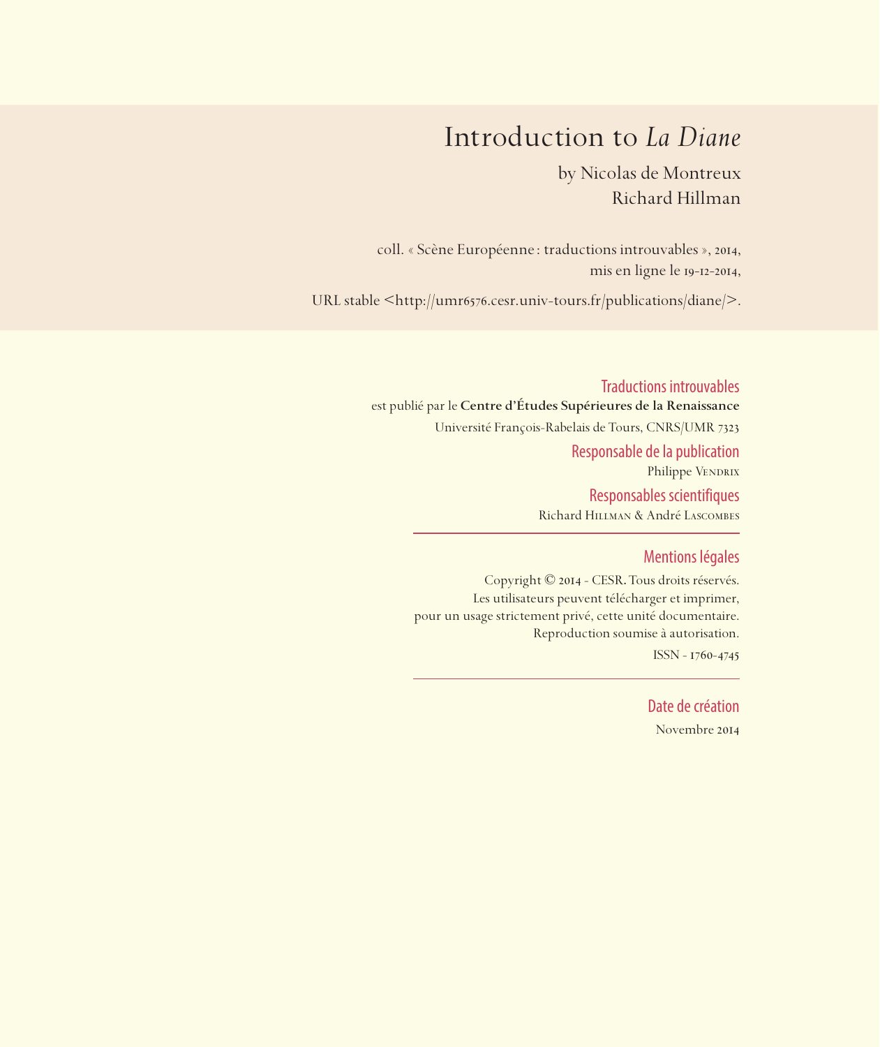# Introduction to *La Diane*

by Nicolas de Montreux
Richard Hillman

coll. « Scène Européenne : traductions introuvables », 2014,
mis en ligne le 19-12-2014,

URL stable <http://umr6576.cesr.univ-tours.fr/publications/diane/>.

## Traductions introuvables

est publié par le **Centre d'Études Supérieures de la Renaissance**

Université François-Rabelais de Tours, CNRS/UMR 7323

## Responsable de la publication

Philippe Vendrix

## Responsables scientifiques

Richard Hillman & André Lascombes

## Mentions légales

Copyright © 2014 - CESR. Tous droits réservés.
Les utilisateurs peuvent télécharger et imprimer,
pour un usage strictement privé, cette unité documentaire.
Reproduction soumise à autorisation.

ISSN - 1760-4745

## Date de création

Novembre 2014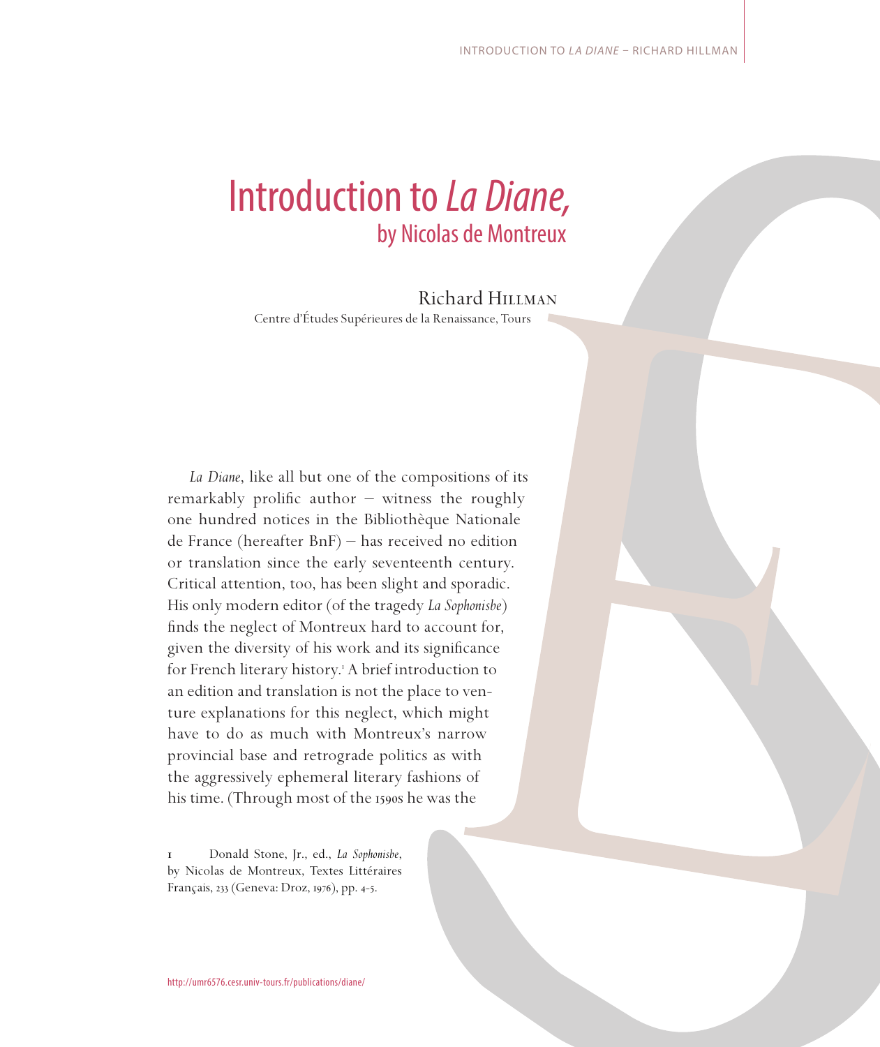# Introduction to *La Diane,*
## by Nicolas de Montreux

Richard Hillman
Centre d'Études Supérieures de la Renaissance, Tours

*La Diane*, like all but one of the compositions of its remarkably prolific author – witness the roughly one hundred notices in the Bibliothèque Nationale de France (hereafter BnF) – has received no edition or translation since the early seventeenth century. Critical attention, too, has been slight and sporadic. His only modern editor (of the tragedy *La Sophonisbe*) finds the neglect of Montreux hard to account for, given the diversity of his work and its significance for French literary history.[1] A brief introduction to an edition and translation is not the place to venture explanations for this neglect, which might have to do as much with Montreux's narrow provincial base and retrograde politics as with the aggressively ephemeral literary fashions of his time. (Through most of the 1590s he was the

1 Donald Stone, Jr., ed., *La Sophonisbe*, by Nicolas de Montreux, Textes Littéraires Français, 233 (Geneva: Droz, 1976), pp. 4-5.

http://umr6576.cesr.univ-tours.fr/publications/diane/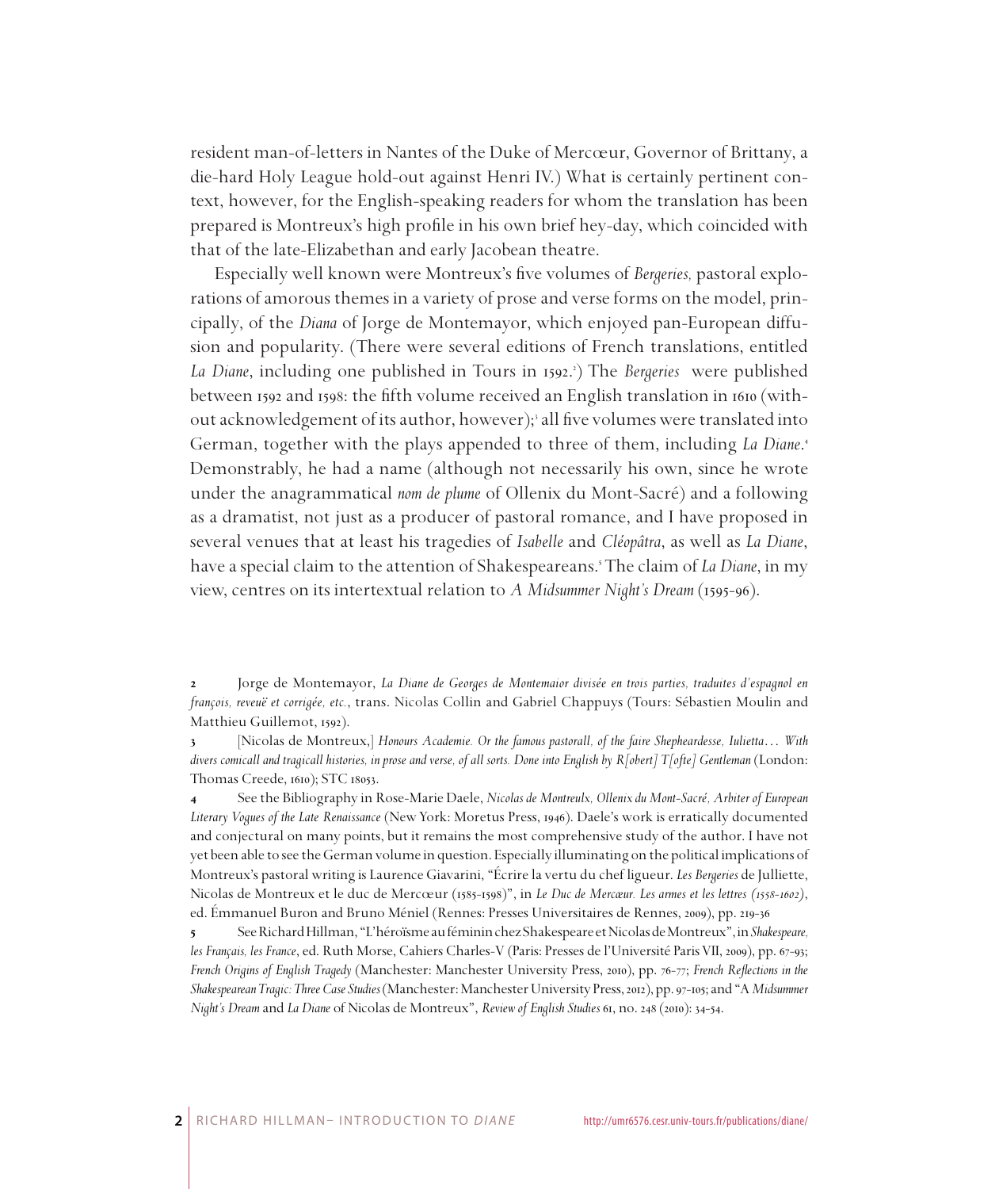resident man-of-letters in Nantes of the Duke of Mercœur, Governor of Brittany, a die-hard Holy League hold-out against Henri IV.) What is certainly pertinent context, however, for the English-speaking readers for whom the translation has been prepared is Montreux's high profile in his own brief hey-day, which coincided with that of the late-Elizabethan and early Jacobean theatre.

Especially well known were Montreux's five volumes of *Bergeries,* pastoral explorations of amorous themes in a variety of prose and verse forms on the model, principally, of the *Diana* of Jorge de Montemayor, which enjoyed pan-European diffusion and popularity. (There were several editions of French translations, entitled *La Diane*, including one published in Tours in 1592.[2]) The *Bergeries* were published between 1592 and 1598: the fifth volume received an English translation in 1610 (without acknowledgement of its author, however);[3] all five volumes were translated into German, together with the plays appended to three of them, including *La Diane*.[4] Demonstrably, he had a name (although not necessarily his own, since he wrote under the anagrammatical *nom de plume* of Ollenix du Mont-Sacré) and a following as a dramatist, not just as a producer of pastoral romance, and I have proposed in several venues that at least his tragedies of *Isabelle* and *Cléopâtra*, as well as *La Diane*, have a special claim to the attention of Shakespeareans.[5] The claim of *La Diane*, in my view, centres on its intertextual relation to *A Midsummer Night's Dream* (1595-96).

---

2 Jorge de Montemayor, *La Diane de Georges de Montemaior divisée en trois parties, traduites d'espagnol en françois, reveuë et corrigée, etc.*, trans. Nicolas Collin and Gabriel Chappuys (Tours: Sébastien Moulin and Matthieu Guillemot, 1592).

3 [Nicolas de Montreux,] *Honours Academie. Or the famous pastorall, of the faire Shepheardesse, Iulietta… With divers comicall and tragicall histories, in prose and verse, of all sorts. Done into English by R[obert] T[ofte] Gentleman* (London: Thomas Creede, 1610); STC 18053.

4 See the Bibliography in Rose-Marie Daele, *Nicolas de Montreulx, Ollenix du Mont-Sacré, Arbiter of European Literary Vogues of the Late Renaissance* (New York: Moretus Press, 1946). Daele's work is erratically documented and conjectural on many points, but it remains the most comprehensive study of the author. I have not yet been able to see the German volume in question. Especially illuminating on the political implications of Montreux's pastoral writing is Laurence Giavarini, "Écrire la vertu du chef ligueur. *Les Bergeries* de Julliette, Nicolas de Montreux et le duc de Mercœur (1585-1598)", in *Le Duc de Mercœur. Les armes et les lettres (1558-1602)*, ed. Émmanuel Buron and Bruno Méniel (Rennes: Presses Universitaires de Rennes, 2009), pp. 219-36

5 See Richard Hillman, "L'héroïsme au féminin chez Shakespeare et Nicolas de Montreux", in *Shakespeare, les Français, les France*, ed. Ruth Morse, Cahiers Charles-V (Paris: Presses de l'Université Paris VII, 2009), pp. 67-93; *French Origins of English Tragedy* (Manchester: Manchester University Press, 2010), pp. 76-77; *French Reflections in the Shakespearean Tragic: Three Case Studies* (Manchester: Manchester University Press, 2012), pp. 97-105; and "A *Midsummer Night's Dream* and *La Diane* of Nicolas de Montreux", *Review of English Studies* 61, no. 248 (2010): 34-54.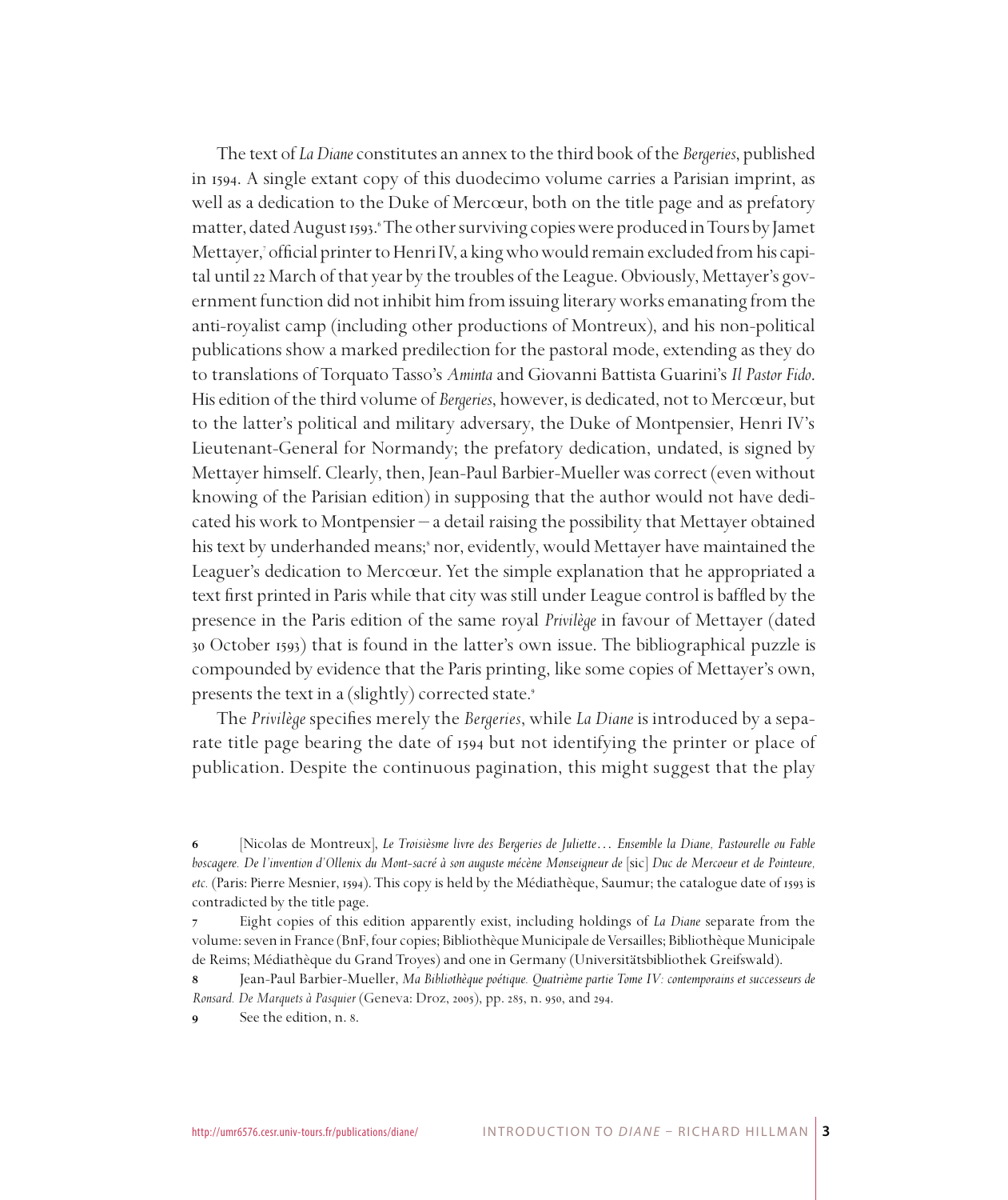The text of *La Diane* constitutes an annex to the third book of the *Bergeries*, published in 1594. A single extant copy of this duodecimo volume carries a Parisian imprint, as well as a dedication to the Duke of Mercœur, both on the title page and as prefatory matter, dated August 1593.[6] The other surviving copies were produced in Tours by Jamet Mettayer,[7] official printer to Henri IV, a king who would remain excluded from his capital until 22 March of that year by the troubles of the League. Obviously, Mettayer's government function did not inhibit him from issuing literary works emanating from the anti-royalist camp (including other productions of Montreux), and his non-political publications show a marked predilection for the pastoral mode, extending as they do to translations of Torquato Tasso's *Aminta* and Giovanni Battista Guarini's *Il Pastor Fido*. His edition of the third volume of *Bergeries*, however, is dedicated, not to Mercœur, but to the latter's political and military adversary, the Duke of Montpensier, Henri IV's Lieutenant-General for Normandy; the prefatory dedication, undated, is signed by Mettayer himself. Clearly, then, Jean-Paul Barbier-Mueller was correct (even without knowing of the Parisian edition) in supposing that the author would not have dedicated his work to Montpensier – a detail raising the possibility that Mettayer obtained his text by underhanded means;[8] nor, evidently, would Mettayer have maintained the Leaguer's dedication to Mercœur. Yet the simple explanation that he appropriated a text first printed in Paris while that city was still under League control is baffled by the presence in the Paris edition of the same royal *Privilège* in favour of Mettayer (dated 30 October 1593) that is found in the latter's own issue. The bibliographical puzzle is compounded by evidence that the Paris printing, like some copies of Mettayer's own, presents the text in a (slightly) corrected state.[9]

The *Privilège* specifies merely the *Bergeries*, while *La Diane* is introduced by a separate title page bearing the date of 1594 but not identifying the printer or place of publication. Despite the continuous pagination, this might suggest that the play

---

**6** [Nicolas de Montreux], *Le Troisièsme livre des Bergeries de Juliette… Ensemble la Diane, Pastourelle ou Fable boscagere. De l'invention d'Ollenix du Mont-sacré à son auguste mécène Monseigneur de* [sic] *Duc de Mercoeur et de Pointeure, etc.* (Paris: Pierre Mesnier, 1594). This copy is held by the Médiathèque, Saumur; the catalogue date of 1593 is contradicted by the title page.

**7** Eight copies of this edition apparently exist, including holdings of *La Diane* separate from the volume: seven in France (BnF, four copies; Bibliothèque Municipale de Versailles; Bibliothèque Municipale de Reims; Médiathèque du Grand Troyes) and one in Germany (Universitätsbibliothek Greifswald).

**8** Jean-Paul Barbier-Mueller, *Ma Bibliothèque poétique. Quatrième partie Tome IV: contemporains et successeurs de Ronsard. De Marquets à Pasquier* (Geneva: Droz, 2005), pp. 285, n. 950, and 294.

**9** See the edition, n. 8.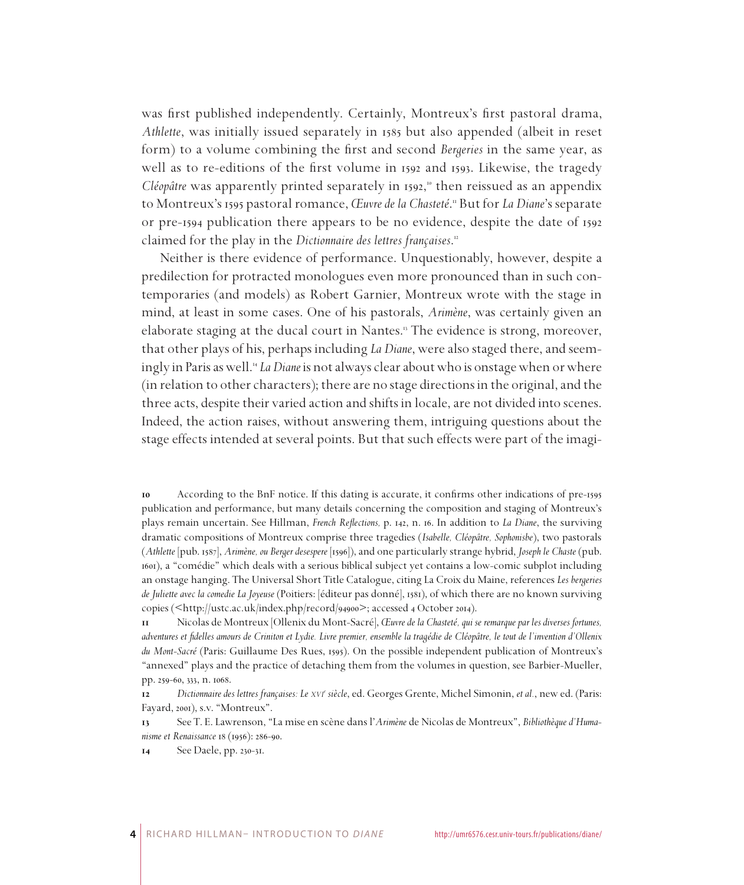was first published independently. Certainly, Montreux's first pastoral drama, *Athlette*, was initially issued separately in 1585 but also appended (albeit in reset form) to a volume combining the first and second *Bergeries* in the same year, as well as to re-editions of the first volume in 1592 and 1593. Likewise, the tragedy *Cléopâtre* was apparently printed separately in 1592,[10] then reissued as an appendix to Montreux's 1595 pastoral romance, *Œuvre de la Chasteté*.[11] But for *La Diane*'s separate or pre-1594 publication there appears to be no evidence, despite the date of 1592 claimed for the play in the *Dictionnaire des lettres françaises*.[12]

Neither is there evidence of performance. Unquestionably, however, despite a predilection for protracted monologues even more pronounced than in such contemporaries (and models) as Robert Garnier, Montreux wrote with the stage in mind, at least in some cases. One of his pastorals, *Arimène*, was certainly given an elaborate staging at the ducal court in Nantes.[13] The evidence is strong, moreover, that other plays of his, perhaps including *La Diane*, were also staged there, and seemingly in Paris as well.[14] *La Diane* is not always clear about who is onstage when or where (in relation to other characters); there are no stage directions in the original, and the three acts, despite their varied action and shifts in locale, are not divided into scenes. Indeed, the action raises, without answering them, intriguing questions about the stage effects intended at several points. But that such effects were part of the imagi-

---

**10** According to the BnF notice. If this dating is accurate, it confirms other indications of pre-1595 publication and performance, but many details concerning the composition and staging of Montreux's plays remain uncertain. See Hillman, *French Reflections*, p. 142, n. 16. In addition to *La Diane*, the surviving dramatic compositions of Montreux comprise three tragedies (*Isabelle, Cléopâtre, Sophonisbe*), two pastorals (*Athlette* [pub. 1587], *Arimène, ou Berger desespere* [1596]), and one particularly strange hybrid, *Joseph le Chaste* (pub. 1601), a "comédie" which deals with a serious biblical subject yet contains a low-comic subplot including an onstage hanging. The Universal Short Title Catalogue, citing La Croix du Maine, references *Les bergeries de Juliette avec la comedie La Joyeuse* (Poitiers: [éditeur pas donné], 1581), of which there are no known surviving copies (<http://ustc.ac.uk/index.php/record/94900>; accessed 4 October 2014).

**11** Nicolas de Montreux [Ollenix du Mont-Sacré], *Œuvre de la Chasteté, qui se remarque par les diverses fortunes, adventures et fidelles amours de Criniton et Lydie. Livre premier, ensemble la tragédie de Cléopâtre, le tout de l'invention d'Ollenix du Mont-Sacré* (Paris: Guillaume Des Rues, 1595). On the possible independent publication of Montreux's "annexed" plays and the practice of detaching them from the volumes in question, see Barbier-Mueller, pp. 259-60, 333, n. 1068.

**12** *Dictionnaire des lettres françaises: Le XVIe siècle*, ed. Georges Grente, Michel Simonin, *et al.*, new ed. (Paris: Fayard, 2001), s.v. "Montreux".

**13** See T. E. Lawrenson, "La mise en scène dans l'*Arimène* de Nicolas de Montreux", *Bibliothèque d'Humanisme et Renaissance* 18 (1956): 286-90.

**14** See Daele, pp. 230-31.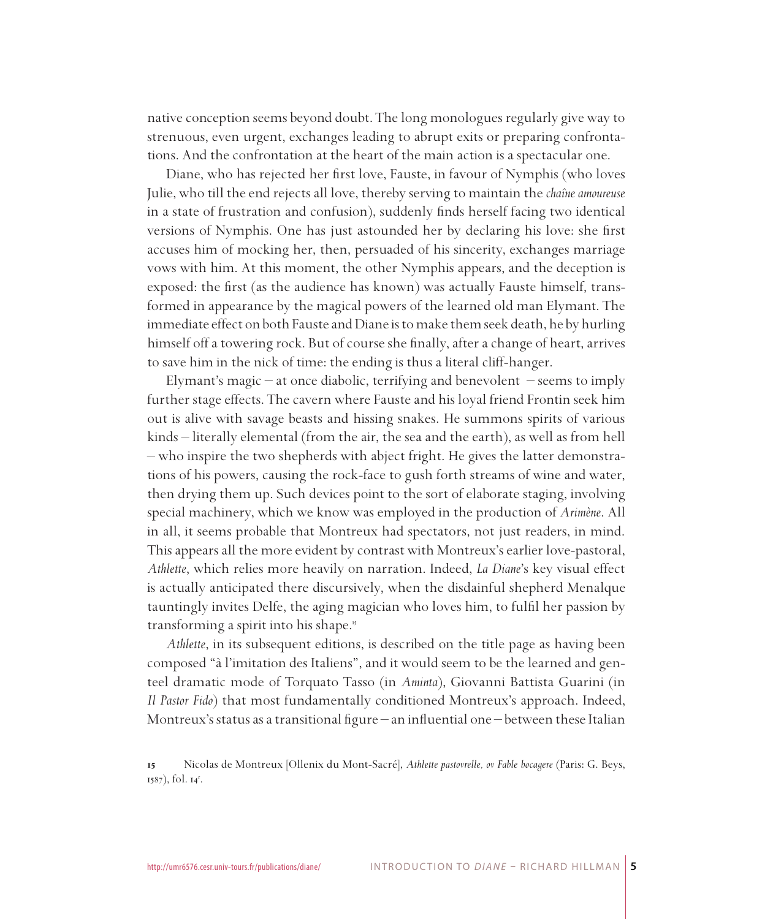native conception seems beyond doubt. The long monologues regularly give way to strenuous, even urgent, exchanges leading to abrupt exits or preparing confrontations. And the confrontation at the heart of the main action is a spectacular one.

Diane, who has rejected her first love, Fauste, in favour of Nymphis (who loves Julie, who till the end rejects all love, thereby serving to maintain the *chaîne amoureuse* in a state of frustration and confusion), suddenly finds herself facing two identical versions of Nymphis. One has just astounded her by declaring his love: she first accuses him of mocking her, then, persuaded of his sincerity, exchanges marriage vows with him. At this moment, the other Nymphis appears, and the deception is exposed: the first (as the audience has known) was actually Fauste himself, transformed in appearance by the magical powers of the learned old man Elymant. The immediate effect on both Fauste and Diane is to make them seek death, he by hurling himself off a towering rock. But of course she finally, after a change of heart, arrives to save him in the nick of time: the ending is thus a literal cliff-hanger.

Elymant's magic – at once diabolic, terrifying and benevolent – seems to imply further stage effects. The cavern where Fauste and his loyal friend Frontin seek him out is alive with savage beasts and hissing snakes. He summons spirits of various kinds – literally elemental (from the air, the sea and the earth), as well as from hell – who inspire the two shepherds with abject fright. He gives the latter demonstrations of his powers, causing the rock-face to gush forth streams of wine and water, then drying them up. Such devices point to the sort of elaborate staging, involving special machinery, which we know was employed in the production of *Arimène*. All in all, it seems probable that Montreux had spectators, not just readers, in mind. This appears all the more evident by contrast with Montreux's earlier love-pastoral, *Athlette*, which relies more heavily on narration. Indeed, *La Diane*'s key visual effect is actually anticipated there discursively, when the disdainful shepherd Menalque tauntingly invites Delfe, the aging magician who loves him, to fulfil her passion by transforming a spirit into his shape.[15]

*Athlette*, in its subsequent editions, is described on the title page as having been composed "à l'imitation des Italiens", and it would seem to be the learned and genteel dramatic mode of Torquato Tasso (in *Aminta*), Giovanni Battista Guarini (in *Il Pastor Fido*) that most fundamentally conditioned Montreux's approach. Indeed, Montreux's status as a transitional figure – an influential one – between these Italian

15 Nicolas de Montreux [Ollenix du Mont-Sacré], *Athlette pastovrelle, ov Fable bocagere* (Paris: G. Beys, 1587), fol. 14r.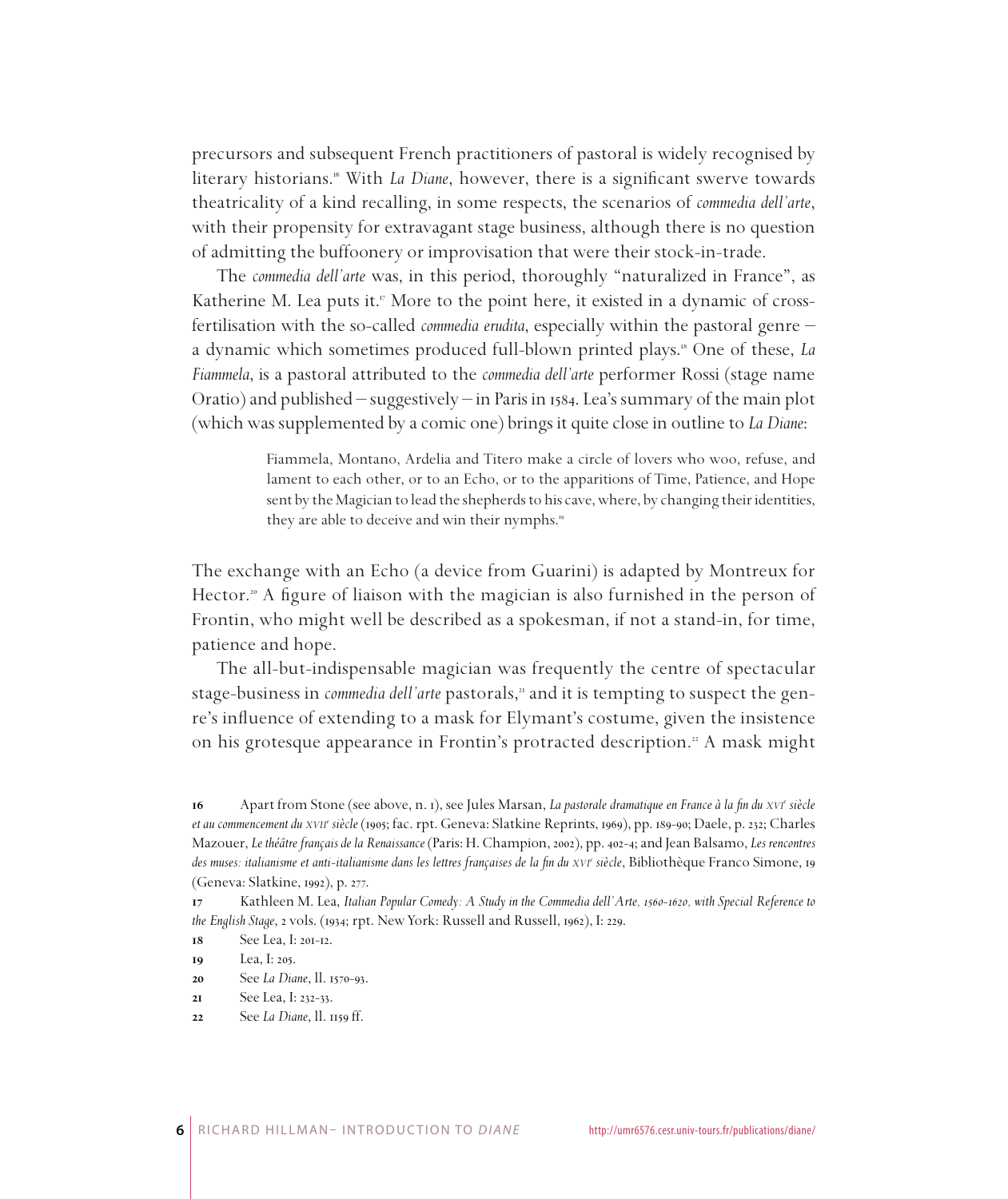precursors and subsequent French practitioners of pastoral is widely recognised by literary historians.[16] With *La Diane*, however, there is a significant swerve towards theatricality of a kind recalling, in some respects, the scenarios of *commedia dell'arte*, with their propensity for extravagant stage business, although there is no question of admitting the buffoonery or improvisation that were their stock-in-trade.

The *commedia dell'arte* was, in this period, thoroughly "naturalized in France", as Katherine M. Lea puts it.[17] More to the point here, it existed in a dynamic of cross-fertilisation with the so-called *commedia erudita*, especially within the pastoral genre – a dynamic which sometimes produced full-blown printed plays.[18] One of these, *La Fiammela*, is a pastoral attributed to the *commedia dell'arte* performer Rossi (stage name Oratio) and published – suggestively – in Paris in 1584. Lea's summary of the main plot (which was supplemented by a comic one) brings it quite close in outline to *La Diane*:

> Fiammela, Montano, Ardelia and Titero make a circle of lovers who woo, refuse, and lament to each other, or to an Echo, or to the apparitions of Time, Patience, and Hope sent by the Magician to lead the shepherds to his cave, where, by changing their identities, they are able to deceive and win their nymphs.[19]

The exchange with an Echo (a device from Guarini) is adapted by Montreux for Hector.[20] A figure of liaison with the magician is also furnished in the person of Frontin, who might well be described as a spokesman, if not a stand-in, for time, patience and hope.

The all-but-indispensable magician was frequently the centre of spectacular stage-business in *commedia dell'arte* pastorals,[21] and it is tempting to suspect the genre's influence of extending to a mask for Elymant's costume, given the insistence on his grotesque appearance in Frontin's protracted description.[22] A mask might

---

**16** Apart from Stone (see above, n. 1), see Jules Marsan, *La pastorale dramatique en France à la fin du XVI^e^ siècle et au commencement du XVII^e^ siècle* (1905; fac. rpt. Geneva: Slatkine Reprints, 1969), pp. 189-90; Daele, p. 232; Charles Mazouer, *Le théâtre français de la Renaissance* (Paris: H. Champion, 2002), pp. 402-4; and Jean Balsamo, *Les rencontres des muses: italianisme et anti-italianisme dans les lettres françaises de la fin du XVI^e^ siècle*, Bibliothèque Franco Simone, 19 (Geneva: Slatkine, 1992), p. 277.

**17** Kathleen M. Lea, *Italian Popular Comedy: A Study in the Commedia dell'Arte, 1560-1620, with Special Reference to the English Stage*, 2 vols. (1934; rpt. New York: Russell and Russell, 1962), I: 229.

**18** See Lea, I: 201-12.

**19** Lea, I: 205.

**20** See *La Diane*, ll. 1570-93.

**21** See Lea, I: 232-33.

**22** See *La Diane*, ll. 1159 ff.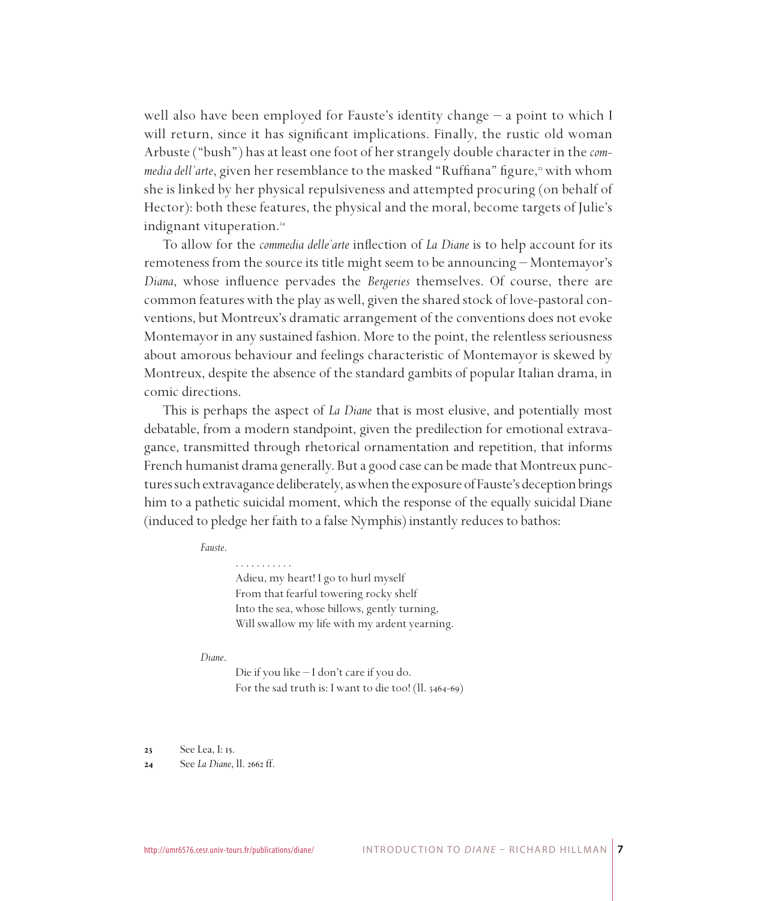well also have been employed for Fauste's identity change – a point to which I will return, since it has significant implications. Finally, the rustic old woman Arbuste ("bush") has at least one foot of her strangely double character in the *commedia dell'arte*, given her resemblance to the masked "Ruffiana" figure,[23] with whom she is linked by her physical repulsiveness and attempted procuring (on behalf of Hector): both these features, the physical and the moral, become targets of Julie's indignant vituperation.[24]

To allow for the *commedia delle'arte* inflection of *La Diane* is to help account for its remoteness from the source its title might seem to be announcing – Montemayor's *Diana*, whose influence pervades the *Bergeries* themselves. Of course, there are common features with the play as well, given the shared stock of love-pastoral conventions, but Montreux's dramatic arrangement of the conventions does not evoke Montemayor in any sustained fashion. More to the point, the relentless seriousness about amorous behaviour and feelings characteristic of Montemayor is skewed by Montreux, despite the absence of the standard gambits of popular Italian drama, in comic directions.

This is perhaps the aspect of *La Diane* that is most elusive, and potentially most debatable, from a modern standpoint, given the predilection for emotional extravagance, transmitted through rhetorical ornamentation and repetition, that informs French humanist drama generally. But a good case can be made that Montreux punctures such extravagance deliberately, as when the exposure of Fauste's deception brings him to a pathetic suicidal moment, which the response of the equally suicidal Diane (induced to pledge her faith to a false Nymphis) instantly reduces to bathos:

*Fauste*.

> . . . . . . . . . . .
> Adieu, my heart! I go to hurl myself
> From that fearful towering rocky shelf
> Into the sea, whose billows, gently turning,
> Will swallow my life with my ardent yearning.

*Diane*.

> Die if you like – I don't care if you do.
> For the sad truth is: I want to die too! (ll. 3464-69)

23 See Lea, I: 15.

24 See *La Diane*, ll. 2662 ff.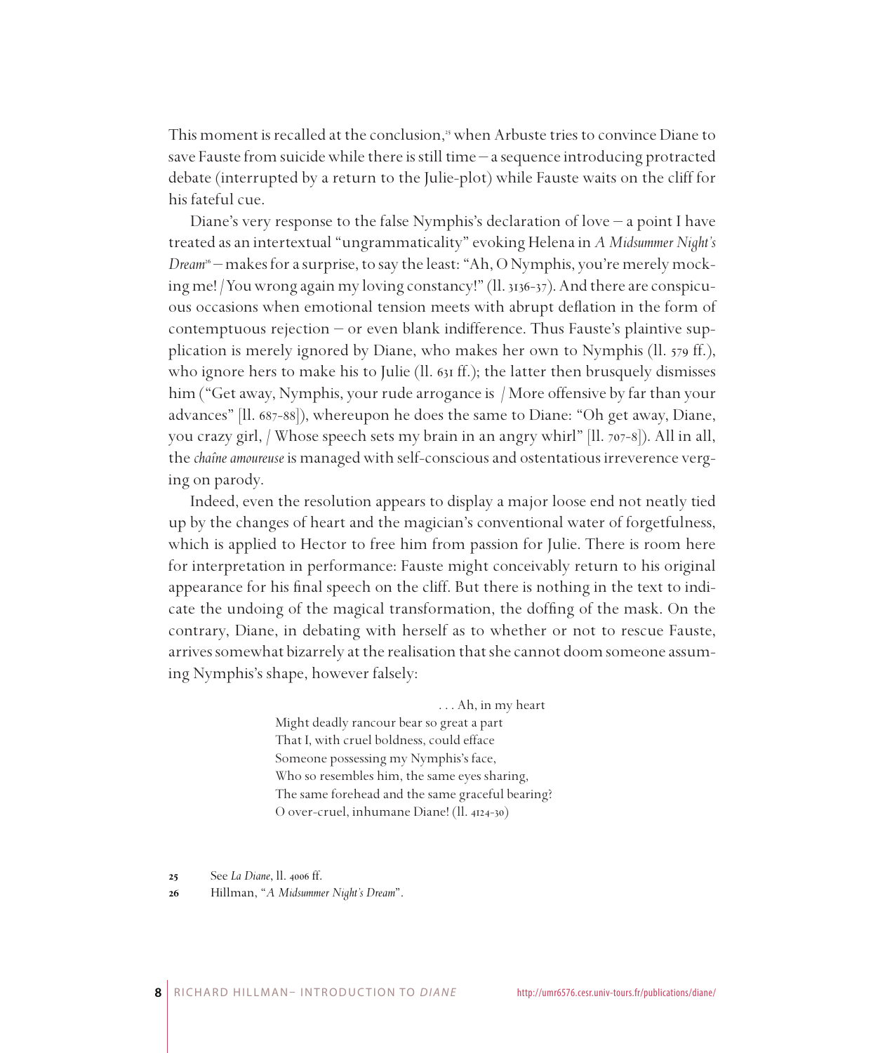This moment is recalled at the conclusion,[25] when Arbuste tries to convince Diane to save Fauste from suicide while there is still time – a sequence introducing protracted debate (interrupted by a return to the Julie-plot) while Fauste waits on the cliff for his fateful cue.

Diane's very response to the false Nymphis's declaration of love – a point I have treated as an intertextual "ungrammaticality" evoking Helena in *A Midsummer Night's Dream*[26] – makes for a surprise, to say the least: "Ah, O Nymphis, you're merely mocking me! / You wrong again my loving constancy!" (ll. 3136-37). And there are conspicuous occasions when emotional tension meets with abrupt deflation in the form of contemptuous rejection – or even blank indifference. Thus Fauste's plaintive supplication is merely ignored by Diane, who makes her own to Nymphis (ll. 579 ff.), who ignore hers to make his to Julie (ll. 631 ff.); the latter then brusquely dismisses him ("Get away, Nymphis, your rude arrogance is / More offensive by far than your advances" [ll. 687-88]), whereupon he does the same to Diane: "Oh get away, Diane, you crazy girl, / Whose speech sets my brain in an angry whirl" [ll. 707-8]). All in all, the *chaîne amoureuse* is managed with self-conscious and ostentatious irreverence verging on parody.

Indeed, even the resolution appears to display a major loose end not neatly tied up by the changes of heart and the magician's conventional water of forgetfulness, which is applied to Hector to free him from passion for Julie. There is room here for interpretation in performance: Fauste might conceivably return to his original appearance for his final speech on the cliff. But there is nothing in the text to indicate the undoing of the magical transformation, the doffing of the mask. On the contrary, Diane, in debating with herself as to whether or not to rescue Fauste, arrives somewhat bizarrely at the realisation that she cannot doom someone assuming Nymphis's shape, however falsely:

> . . . Ah, in my heart
> Might deadly rancour bear so great a part
> That I, with cruel boldness, could efface
> Someone possessing my Nymphis's face,
> Who so resembles him, the same eyes sharing,
> The same forehead and the same graceful bearing?
> O over-cruel, inhumane Diane! (ll. 4124-30)

25 See *La Diane*, ll. 4006 ff.

26 Hillman, "*A Midsummer Night's Dream*".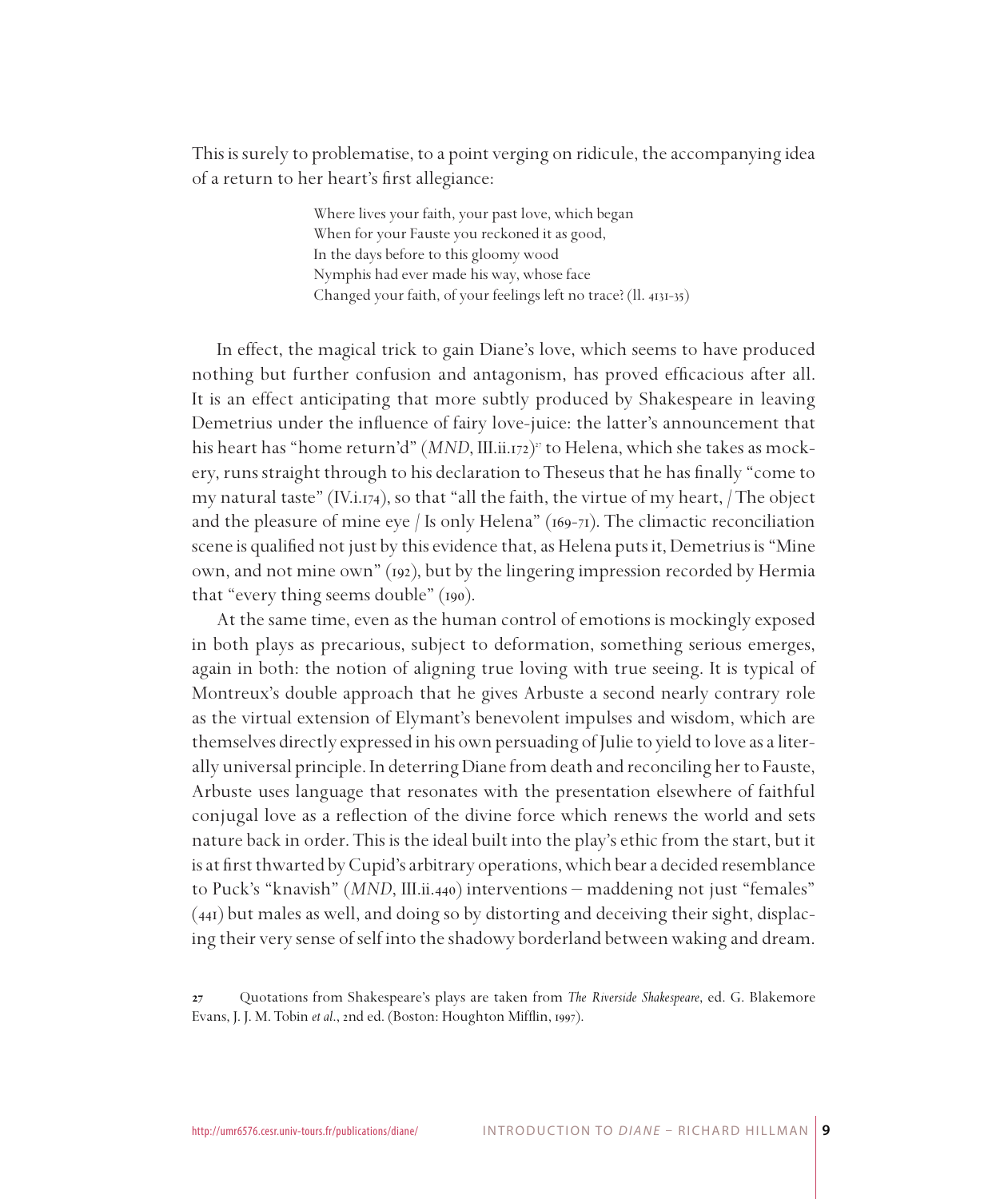This is surely to problematise, to a point verging on ridicule, the accompanying idea of a return to her heart's first allegiance:

> Where lives your faith, your past love, which began
> When for your Fauste you reckoned it as good,
> In the days before to this gloomy wood
> Nymphis had ever made his way, whose face
> Changed your faith, of your feelings left no trace? (ll. 4131-35)

In effect, the magical trick to gain Diane's love, which seems to have produced nothing but further confusion and antagonism, has proved efficacious after all. It is an effect anticipating that more subtly produced by Shakespeare in leaving Demetrius under the influence of fairy love-juice: the latter's announcement that his heart has "home return'd" (*MND*, III.ii.172)[27] to Helena, which she takes as mockery, runs straight through to his declaration to Theseus that he has finally "come to my natural taste" (IV.i.174), so that "all the faith, the virtue of my heart, / The object and the pleasure of mine eye / Is only Helena" (169-71). The climactic reconciliation scene is qualified not just by this evidence that, as Helena puts it, Demetrius is "Mine own, and not mine own" (192), but by the lingering impression recorded by Hermia that "every thing seems double" (190).

At the same time, even as the human control of emotions is mockingly exposed in both plays as precarious, subject to deformation, something serious emerges, again in both: the notion of aligning true loving with true seeing. It is typical of Montreux's double approach that he gives Arbuste a second nearly contrary role as the virtual extension of Elymant's benevolent impulses and wisdom, which are themselves directly expressed in his own persuading of Julie to yield to love as a literally universal principle. In deterring Diane from death and reconciling her to Fauste, Arbuste uses language that resonates with the presentation elsewhere of faithful conjugal love as a reflection of the divine force which renews the world and sets nature back in order. This is the ideal built into the play's ethic from the start, but it is at first thwarted by Cupid's arbitrary operations, which bear a decided resemblance to Puck's "knavish" (*MND*, III.ii.440) interventions – maddening not just "females" (441) but males as well, and doing so by distorting and deceiving their sight, displacing their very sense of self into the shadowy borderland between waking and dream.

27 Quotations from Shakespeare's plays are taken from *The Riverside Shakespeare*, ed. G. Blakemore Evans, J. J. M. Tobin *et al.*, 2nd ed. (Boston: Houghton Mifflin, 1997).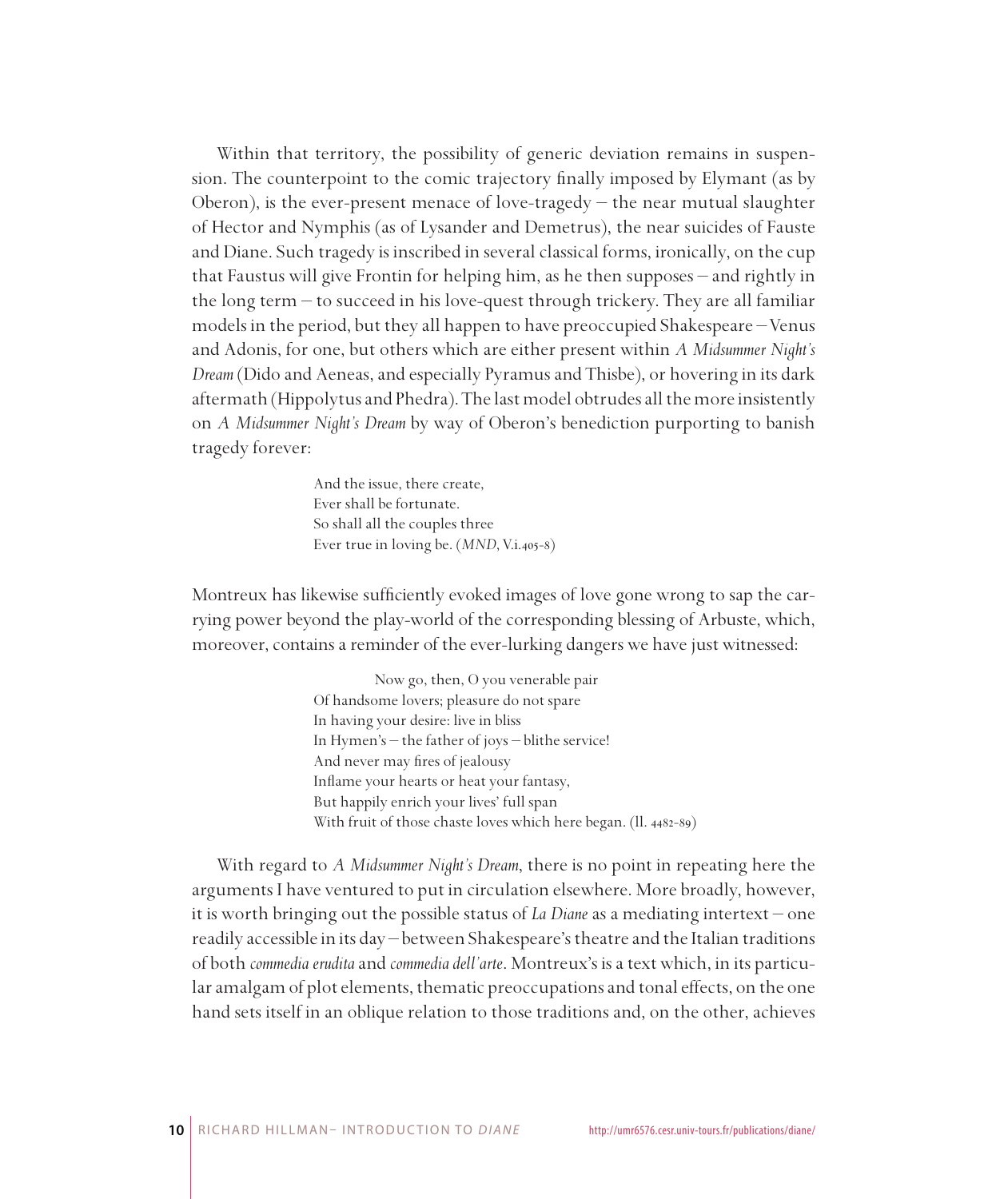Within that territory, the possibility of generic deviation remains in suspension. The counterpoint to the comic trajectory finally imposed by Elymant (as by Oberon), is the ever-present menace of love-tragedy – the near mutual slaughter of Hector and Nymphis (as of Lysander and Demetrus), the near suicides of Fauste and Diane. Such tragedy is inscribed in several classical forms, ironically, on the cup that Faustus will give Frontin for helping him, as he then supposes – and rightly in the long term – to succeed in his love-quest through trickery. They are all familiar models in the period, but they all happen to have preoccupied Shakespeare – Venus and Adonis, for one, but others which are either present within *A Midsummer Night's Dream* (Dido and Aeneas, and especially Pyramus and Thisbe), or hovering in its dark aftermath (Hippolytus and Phedra). The last model obtrudes all the more insistently on *A Midsummer Night's Dream* by way of Oberon's benediction purporting to banish tragedy forever:

> And the issue, there create,
> Ever shall be fortunate.
> So shall all the couples three
> Ever true in loving be. (*MND*, V.i.405-8)

Montreux has likewise sufficiently evoked images of love gone wrong to sap the carrying power beyond the play-world of the corresponding blessing of Arbuste, which, moreover, contains a reminder of the ever-lurking dangers we have just witnessed:

> Now go, then, O you venerable pair
> Of handsome lovers; pleasure do not spare
> In having your desire: live in bliss
> In Hymen's – the father of joys – blithe service!
> And never may fires of jealousy
> Inflame your hearts or heat your fantasy,
> But happily enrich your lives' full span
> With fruit of those chaste loves which here began. (ll. 4482-89)

With regard to *A Midsummer Night's Dream*, there is no point in repeating here the arguments I have ventured to put in circulation elsewhere. More broadly, however, it is worth bringing out the possible status of *La Diane* as a mediating intertext – one readily accessible in its day – between Shakespeare's theatre and the Italian traditions of both *commedia erudita* and *commedia dell'arte*. Montreux's is a text which, in its particular amalgam of plot elements, thematic preoccupations and tonal effects, on the one hand sets itself in an oblique relation to those traditions and, on the other, achieves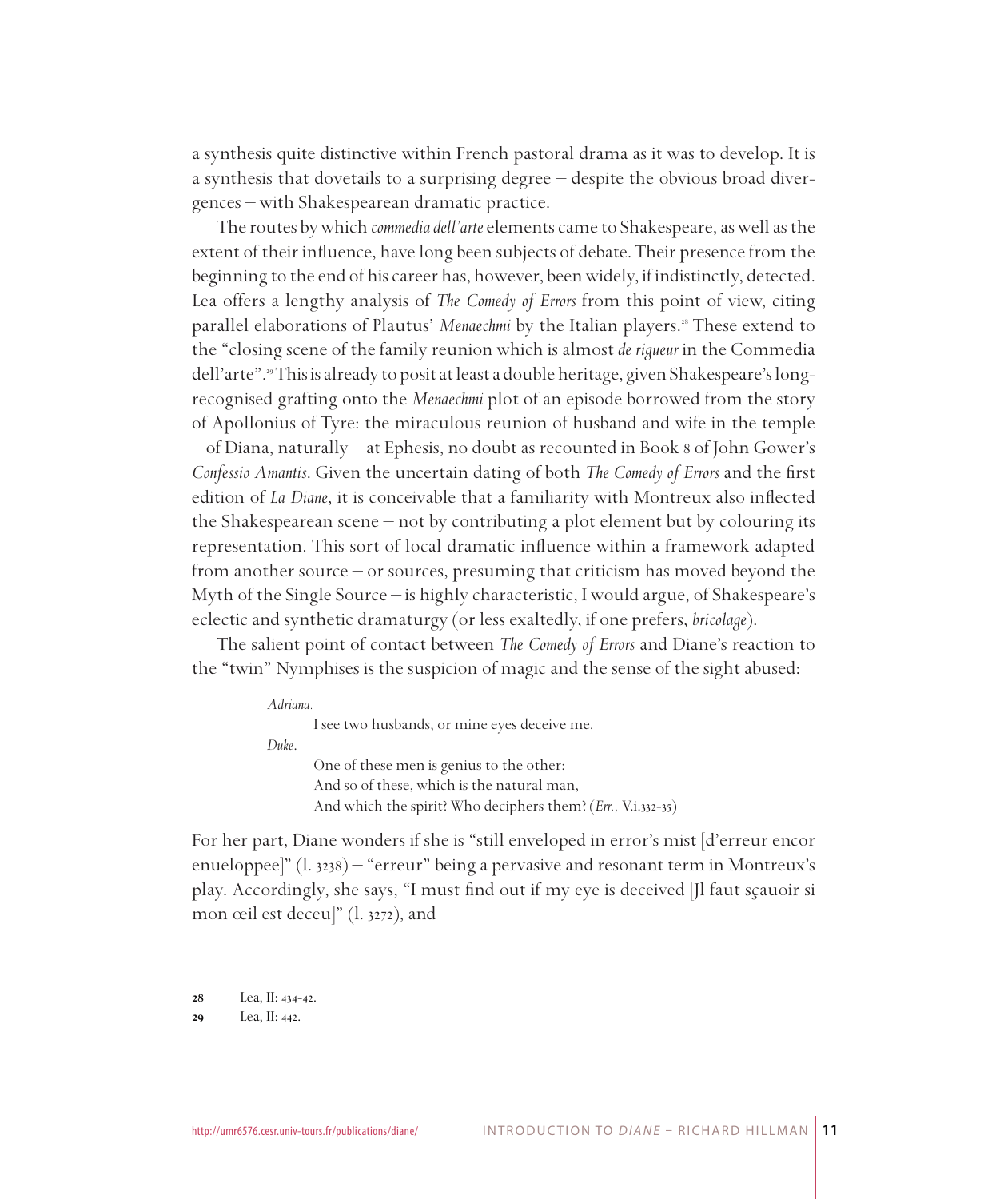a synthesis quite distinctive within French pastoral drama as it was to develop. It is a synthesis that dovetails to a surprising degree – despite the obvious broad divergences – with Shakespearean dramatic practice.

The routes by which *commedia dell'arte* elements came to Shakespeare, as well as the extent of their influence, have long been subjects of debate. Their presence from the beginning to the end of his career has, however, been widely, if indistinctly, detected. Lea offers a lengthy analysis of *The Comedy of Errors* from this point of view, citing parallel elaborations of Plautus' *Menaechmi* by the Italian players.[28] These extend to the "closing scene of the family reunion which is almost *de rigueur* in the Commedia dell'arte".[29] This is already to posit at least a double heritage, given Shakespeare's long-recognised grafting onto the *Menaechmi* plot of an episode borrowed from the story of Apollonius of Tyre: the miraculous reunion of husband and wife in the temple – of Diana, naturally – at Ephesis, no doubt as recounted in Book 8 of John Gower's *Confessio Amantis*. Given the uncertain dating of both *The Comedy of Errors* and the first edition of *La Diane*, it is conceivable that a familiarity with Montreux also inflected the Shakespearean scene – not by contributing a plot element but by colouring its representation. This sort of local dramatic influence within a framework adapted from another source – or sources, presuming that criticism has moved beyond the Myth of the Single Source – is highly characteristic, I would argue, of Shakespeare's eclectic and synthetic dramaturgy (or less exaltedly, if one prefers, *bricolage*).

The salient point of contact between *The Comedy of Errors* and Diane's reaction to the "twin" Nymphises is the suspicion of magic and the sense of the sight abused:

> *Adriana.*
> I see two husbands, or mine eyes deceive me.
> *Duke.*
> One of these men is genius to the other:
> And so of these, which is the natural man,
> And which the spirit? Who deciphers them? (*Err.,* V.i.332-35)

For her part, Diane wonders if she is "still enveloped in error's mist [d'erreur encor enueloppee]" (l. 3238) – "erreur" being a pervasive and resonant term in Montreux's play. Accordingly, she says, "I must find out if my eye is deceived [Jl faut sçauoir si mon œil est deceu]" (l. 3272), and

28 Lea, II: 434-42.

29 Lea, II: 442.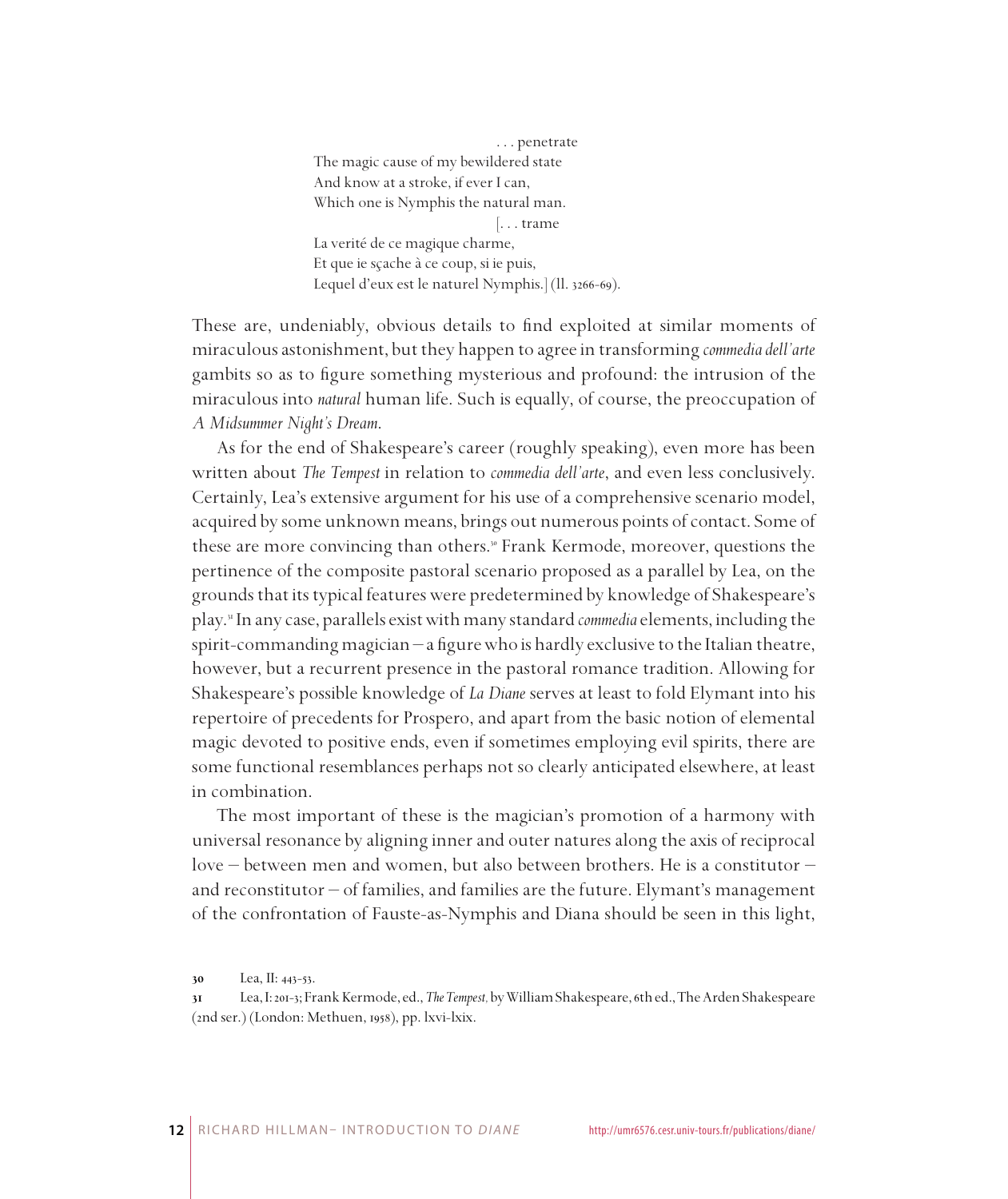> . . . penetrate
> The magic cause of my bewildered state
> And know at a stroke, if ever I can,
> Which one is Nymphis the natural man.
> [. . . trame
> La verité de ce magique charme,
> Et que ie sçache à ce coup, si ie puis,
> Lequel d'eux est le naturel Nymphis.] (ll. 3266-69).

These are, undeniably, obvious details to find exploited at similar moments of miraculous astonishment, but they happen to agree in transforming *commedia dell'arte* gambits so as to figure something mysterious and profound: the intrusion of the miraculous into *natural* human life. Such is equally, of course, the preoccupation of *A Midsummer Night's Dream*.

As for the end of Shakespeare's career (roughly speaking), even more has been written about *The Tempest* in relation to *commedia dell'arte*, and even less conclusively. Certainly, Lea's extensive argument for his use of a comprehensive scenario model, acquired by some unknown means, brings out numerous points of contact. Some of these are more convincing than others.[30] Frank Kermode, moreover, questions the pertinence of the composite pastoral scenario proposed as a parallel by Lea, on the grounds that its typical features were predetermined by knowledge of Shakespeare's play.[31] In any case, parallels exist with many standard *commedia* elements, including the spirit-commanding magician – a figure who is hardly exclusive to the Italian theatre, however, but a recurrent presence in the pastoral romance tradition. Allowing for Shakespeare's possible knowledge of *La Diane* serves at least to fold Elymant into his repertoire of precedents for Prospero, and apart from the basic notion of elemental magic devoted to positive ends, even if sometimes employing evil spirits, there are some functional resemblances perhaps not so clearly anticipated elsewhere, at least in combination.

The most important of these is the magician's promotion of a harmony with universal resonance by aligning inner and outer natures along the axis of reciprocal love – between men and women, but also between brothers. He is a constitutor – and reconstitutor – of families, and families are the future. Elymant's management of the confrontation of Fauste-as-Nymphis and Diana should be seen in this light,

30 Lea, II: 443-53.

31 Lea, I: 201-3; Frank Kermode, ed., *The Tempest*, by William Shakespeare, 6th ed., The Arden Shakespeare (2nd ser.) (London: Methuen, 1958), pp. lxvi-lxix.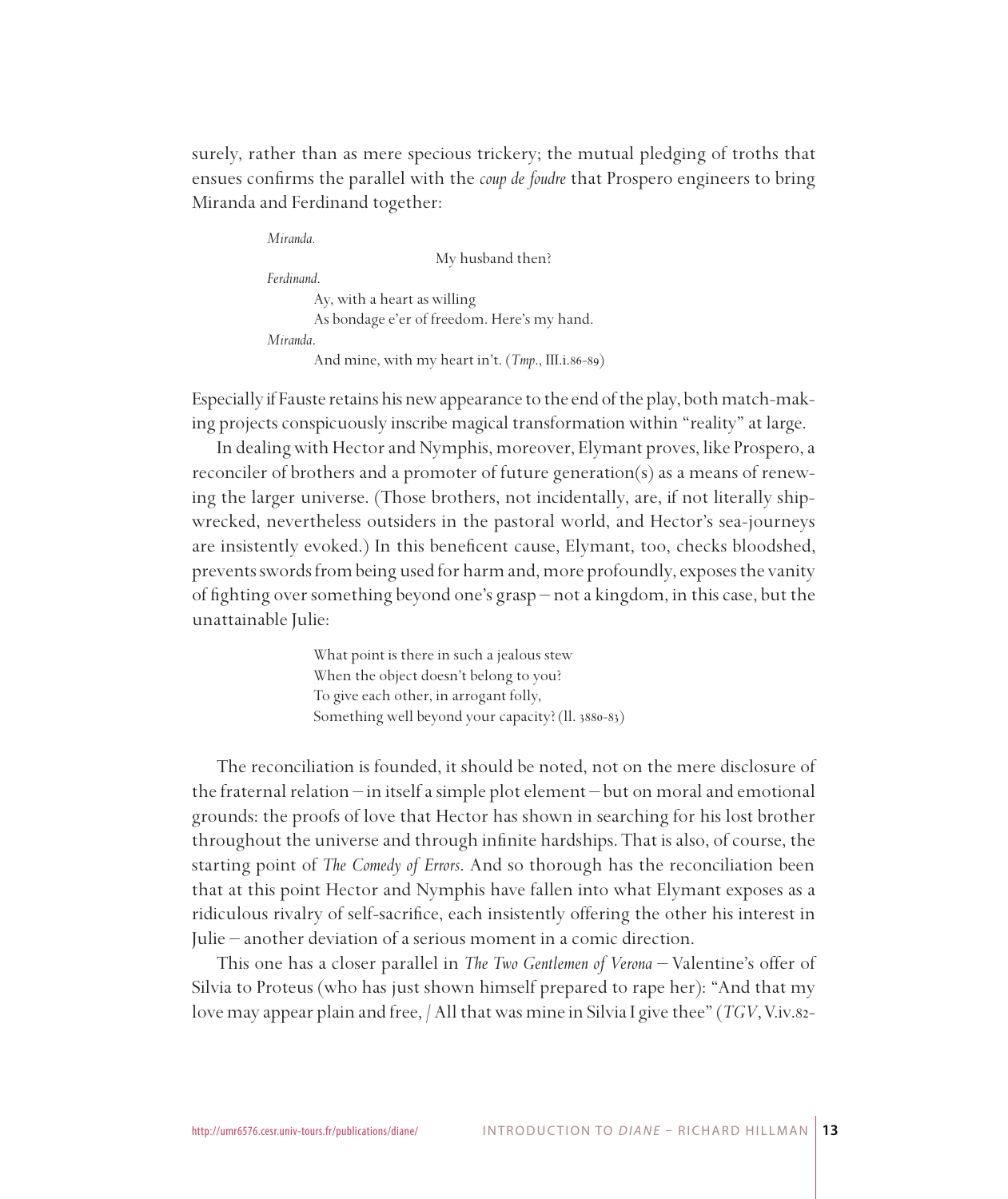surely, rather than as mere specious trickery; the mutual pledging of troths that ensues confirms the parallel with the *coup de foudre* that Prospero engineers to bring Miranda and Ferdinand together:

> *Miranda.*
> My husband then?
> *Ferdinand.*
> Ay, with a heart as willing
> As bondage e'er of freedom. Here's my hand.
> *Miranda.*
> And mine, with my heart in't. (*Tmp.*, III.i.86-89)

Especially if Fauste retains his new appearance to the end of the play, both match-making projects conspicuously inscribe magical transformation within "reality" at large.

In dealing with Hector and Nymphis, moreover, Elymant proves, like Prospero, a reconciler of brothers and a promoter of future generation(s) as a means of renewing the larger universe. (Those brothers, not incidentally, are, if not literally shipwrecked, nevertheless outsiders in the pastoral world, and Hector's sea-journeys are insistently evoked.) In this beneficent cause, Elymant, too, checks bloodshed, prevents swords from being used for harm and, more profoundly, exposes the vanity of fighting over something beyond one's grasp – not a kingdom, in this case, but the unattainable Julie:

> What point is there in such a jealous stew
> When the object doesn't belong to you?
> To give each other, in arrogant folly,
> Something well beyond your capacity? (ll. 3880-83)

The reconciliation is founded, it should be noted, not on the mere disclosure of the fraternal relation – in itself a simple plot element – but on moral and emotional grounds: the proofs of love that Hector has shown in searching for his lost brother throughout the universe and through infinite hardships. That is also, of course, the starting point of *The Comedy of Errors*. And so thorough has the reconciliation been that at this point Hector and Nymphis have fallen into what Elymant exposes as a ridiculous rivalry of self-sacrifice, each insistently offering the other his interest in Julie – another deviation of a serious moment in a comic direction.

This one has a closer parallel in *The Two Gentlemen of Verona* – Valentine's offer of Silvia to Proteus (who has just shown himself prepared to rape her): "And that my love may appear plain and free, / All that was mine in Silvia I give thee" (*TGV*, V.iv.82-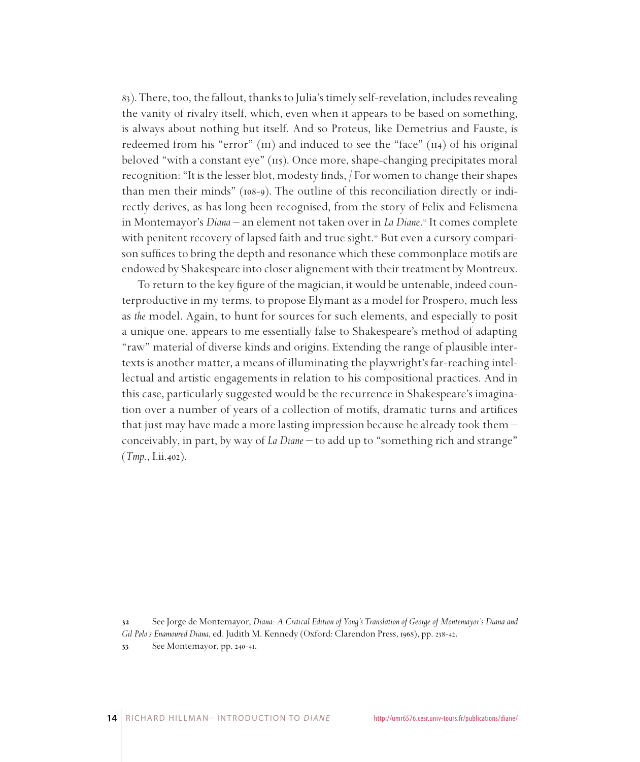83). There, too, the fallout, thanks to Julia's timely self-revelation, includes revealing the vanity of rivalry itself, which, even when it appears to be based on something, is always about nothing but itself. And so Proteus, like Demetrius and Fauste, is redeemed from his "error" (111) and induced to see the "face" (114) of his original beloved "with a constant eye" (115). Once more, shape-changing precipitates moral recognition: "It is the lesser blot, modesty finds, / For women to change their shapes than men their minds" (108-9). The outline of this reconciliation directly or indirectly derives, as has long been recognised, from the story of Felix and Felismena in Montemayor's *Diana* – an element not taken over in *La Diane*.[32] It comes complete with penitent recovery of lapsed faith and true sight.[33] But even a cursory comparison suffices to bring the depth and resonance which these commonplace motifs are endowed by Shakespeare into closer alignement with their treatment by Montreux.

To return to the key figure of the magician, it would be untenable, indeed counterproductive in my terms, to propose Elymant as a model for Prospero, much less as *the* model. Again, to hunt for sources for such elements, and especially to posit a unique one, appears to me essentially false to Shakespeare's method of adapting "raw" material of diverse kinds and origins. Extending the range of plausible intertexts is another matter, a means of illuminating the playwright's far-reaching intellectual and artistic engagements in relation to his compositional practices. And in this case, particularly suggested would be the recurrence in Shakespeare's imagination over a number of years of a collection of motifs, dramatic turns and artifices that just may have made a more lasting impression because he already took them – conceivably, in part, by way of *La Diane* – to add up to "something rich and strange" (*Tmp.*, I.ii.402).

---

**32** See Jorge de Montemayor, *Diana: A Critical Edition of Yong's Translation of George of Montemayor's Diana and Gil Polo's Enamoured Diana*, ed. Judith M. Kennedy (Oxford: Clarendon Press, 1968), pp. 238-42.

**33** See Montemayor, pp. 240-41.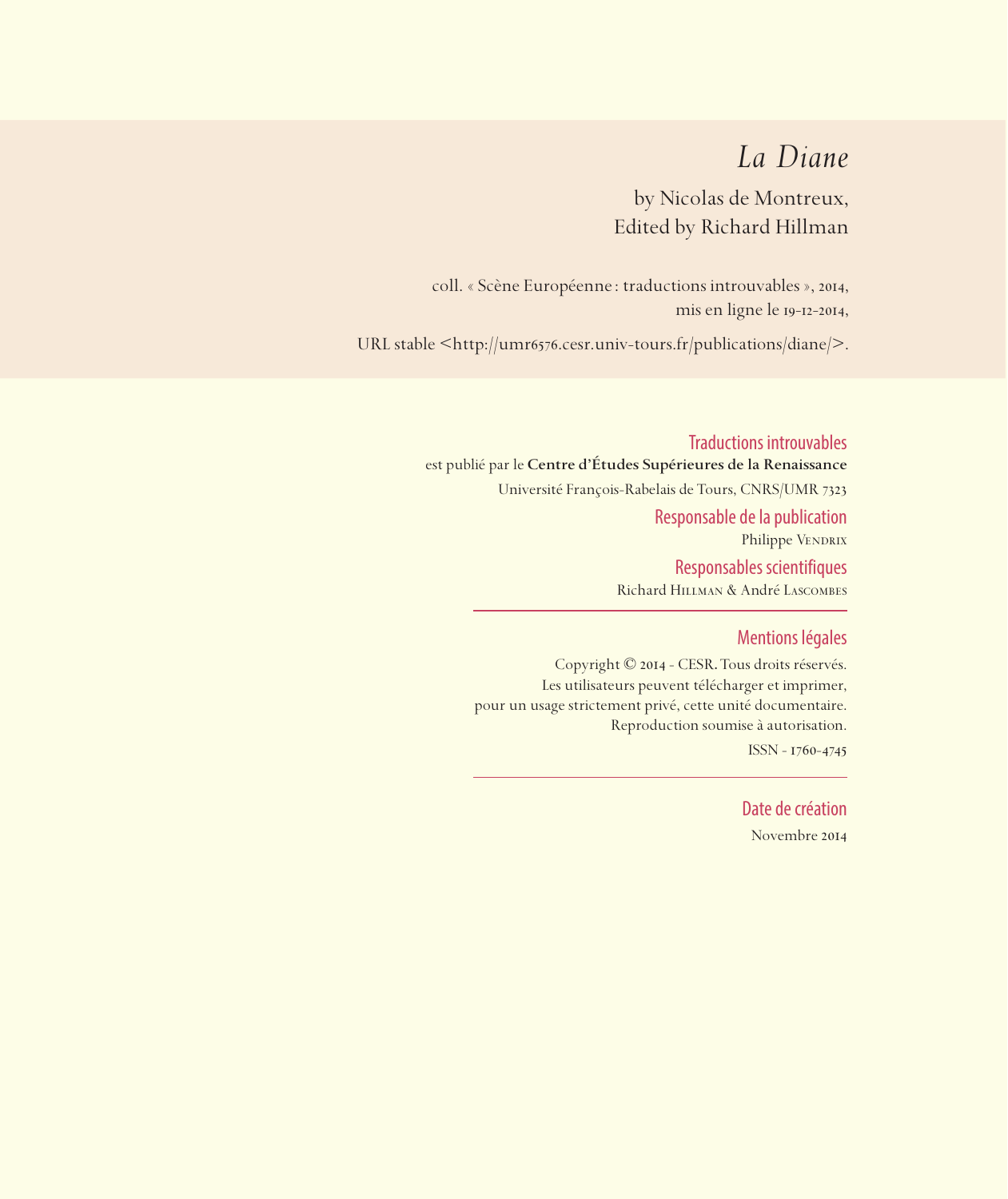# *La Diane*

by Nicolas de Montreux,
Edited by Richard Hillman

coll. « Scène Européenne : traductions introuvables », 2014,
mis en ligne le 19-12-2014,

URL stable <http://umr6576.cesr.univ-tours.fr/publications/diane/>.

### Traductions introuvables

est publié par le **Centre d'Études Supérieures de la Renaissance**

Université François-Rabelais de Tours, CNRS/UMR 7323

### Responsable de la publication

Philippe Vendrix

### Responsables scientifiques

Richard Hillman & André Lascombes

### Mentions légales

Copyright © 2014 - CESR. Tous droits réservés.
Les utilisateurs peuvent télécharger et imprimer,
pour un usage strictement privé, cette unité documentaire.
Reproduction soumise à autorisation.

ISSN - 1760-4745

### Date de création

Novembre 2014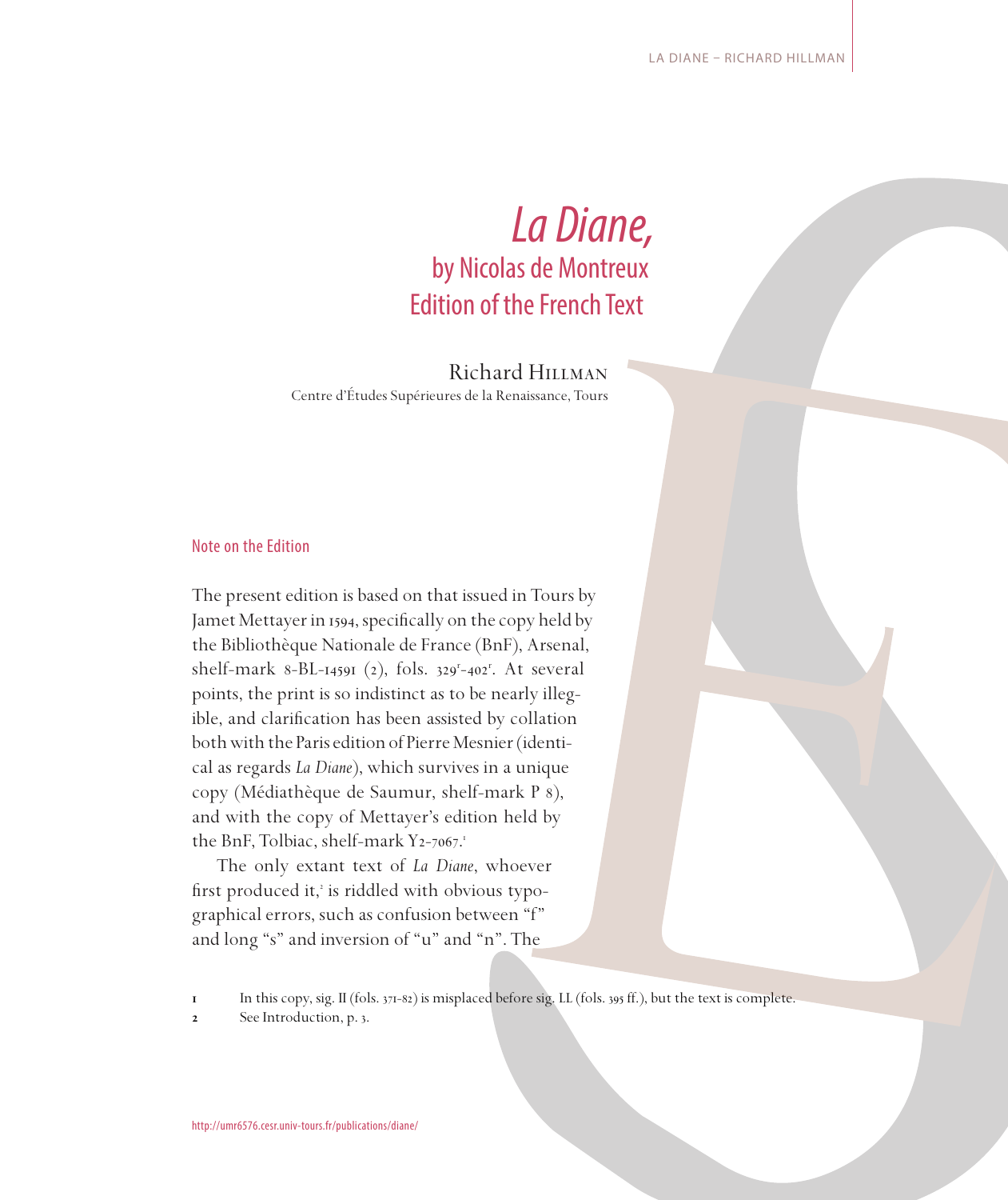# *La Diane*, by Nicolas de Montreux
## Edition of the French Text

Richard Hillman
Centre d'Études Supérieures de la Renaissance, Tours

### Note on the Edition

The present edition is based on that issued in Tours by Jamet Mettayer in 1594, specifically on the copy held by the Bibliothèque Nationale de France (BnF), Arsenal, shelf-mark 8-BL-14591 (2), fols. $329^r$-$402^r$. At several points, the print is so indistinct as to be nearly illegible, and clarification has been assisted by collation both with the Paris edition of Pierre Mesnier (identical as regards *La Diane*), which survives in a unique copy (Médiathèque de Saumur, shelf-mark P 8), and with the copy of Mettayer's edition held by the BnF, Tolbiac, shelf-mark Y2-7067.[1]

The only extant text of *La Diane*, whoever first produced it,[2] is riddled with obvious typographical errors, such as confusion between "f" and long "s" and inversion of "u" and "n". The

1 In this copy, sig. II (fols. 371-82) is misplaced before sig. LL (fols. 395 ff.), but the text is complete.

2 See Introduction, p. 3.

http://umr6576.cesr.univ-tours.fr/publications/diane/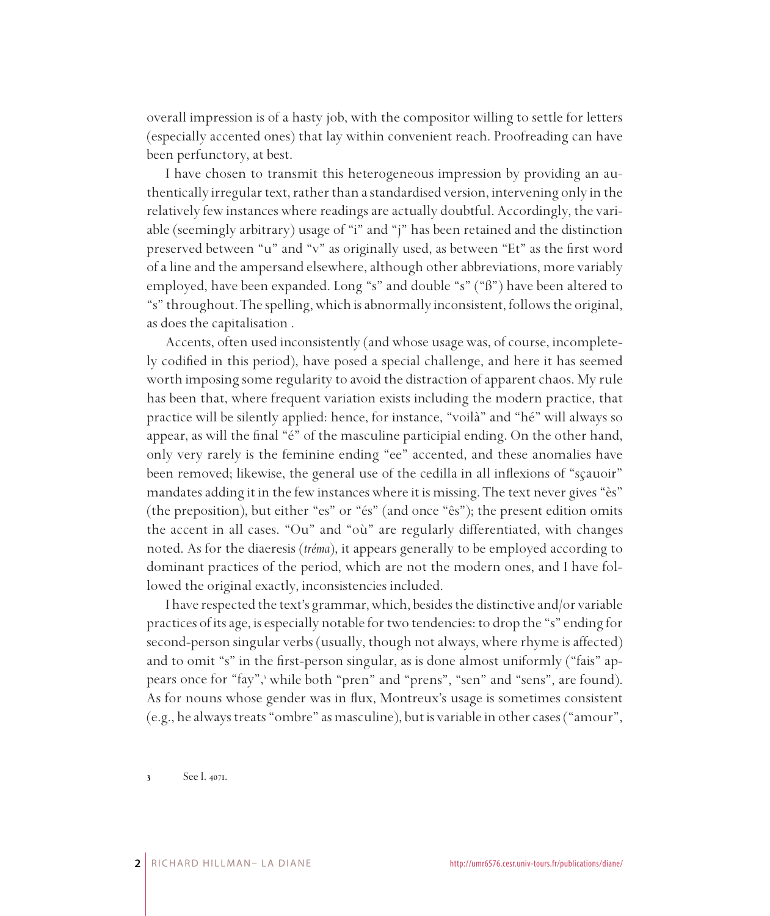overall impression is of a hasty job, with the compositor willing to settle for letters (especially accented ones) that lay within convenient reach. Proofreading can have been perfunctory, at best.

I have chosen to transmit this heterogeneous impression by providing an authentically irregular text, rather than a standardised version, intervening only in the relatively few instances where readings are actually doubtful. Accordingly, the variable (seemingly arbitrary) usage of "i" and "j" has been retained and the distinction preserved between "u" and "v" as originally used, as between "Et" as the first word of a line and the ampersand elsewhere, although other abbreviations, more variably employed, have been expanded. Long "s" and double "s" ("ß") have been altered to "s" throughout. The spelling, which is abnormally inconsistent, follows the original, as does the capitalisation .

Accents, often used inconsistently (and whose usage was, of course, incompletely codified in this period), have posed a special challenge, and here it has seemed worth imposing some regularity to avoid the distraction of apparent chaos. My rule has been that, where frequent variation exists including the modern practice, that practice will be silently applied: hence, for instance, "voilà" and "hé" will always so appear, as will the final "é" of the masculine participial ending. On the other hand, only very rarely is the feminine ending "ee" accented, and these anomalies have been removed; likewise, the general use of the cedilla in all inflexions of "sçauoir" mandates adding it in the few instances where it is missing. The text never gives "ès" (the preposition), but either "es" or "és" (and once "ês"); the present edition omits the accent in all cases. "Ou" and "où" are regularly differentiated, with changes noted. As for the diaeresis (*tréma*), it appears generally to be employed according to dominant practices of the period, which are not the modern ones, and I have followed the original exactly, inconsistencies included.

I have respected the text's grammar, which, besides the distinctive and/or variable practices of its age, is especially notable for two tendencies: to drop the "s" ending for second-person singular verbs (usually, though not always, where rhyme is affected) and to omit "s" in the first-person singular, as is done almost uniformly ("fais" appears once for "fay",[3] while both "pren" and "prens", "sen" and "sens", are found). As for nouns whose gender was in flux, Montreux's usage is sometimes consistent (e.g., he always treats "ombre" as masculine), but is variable in other cases ("amour",

3 See l. 4071.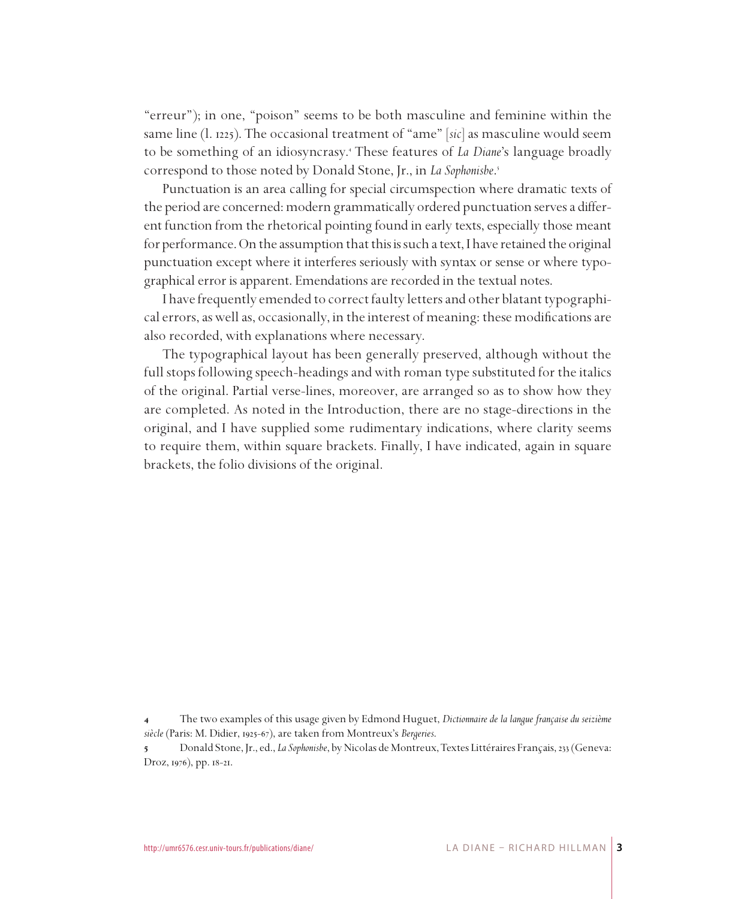"erreur"); in one, "poison" seems to be both masculine and feminine within the same line (l. 1225). The occasional treatment of "ame" [*sic*] as masculine would seem to be something of an idiosyncrasy.[4] These features of *La Diane*'s language broadly correspond to those noted by Donald Stone, Jr., in *La Sophonisbe*.[5]

Punctuation is an area calling for special circumspection where dramatic texts of the period are concerned: modern grammatically ordered punctuation serves a different function from the rhetorical pointing found in early texts, especially those meant for performance. On the assumption that this is such a text, I have retained the original punctuation except where it interferes seriously with syntax or sense or where typographical error is apparent. Emendations are recorded in the textual notes.

I have frequently emended to correct faulty letters and other blatant typographical errors, as well as, occasionally, in the interest of meaning: these modifications are also recorded, with explanations where necessary.

The typographical layout has been generally preserved, although without the full stops following speech-headings and with roman type substituted for the italics of the original. Partial verse-lines, moreover, are arranged so as to show how they are completed. As noted in the Introduction, there are no stage-directions in the original, and I have supplied some rudimentary indications, where clarity seems to require them, within square brackets. Finally, I have indicated, again in square brackets, the folio divisions of the original.

---

**4** The two examples of this usage given by Edmond Huguet, *Dictionnaire de la langue française du seizième siècle* (Paris: M. Didier, 1925-67), are taken from Montreux's *Bergeries*.

**5** Donald Stone, Jr., ed., *La Sophonisbe*, by Nicolas de Montreux, Textes Littéraires Français, 233 (Geneva: Droz, 1976), pp. 18-21.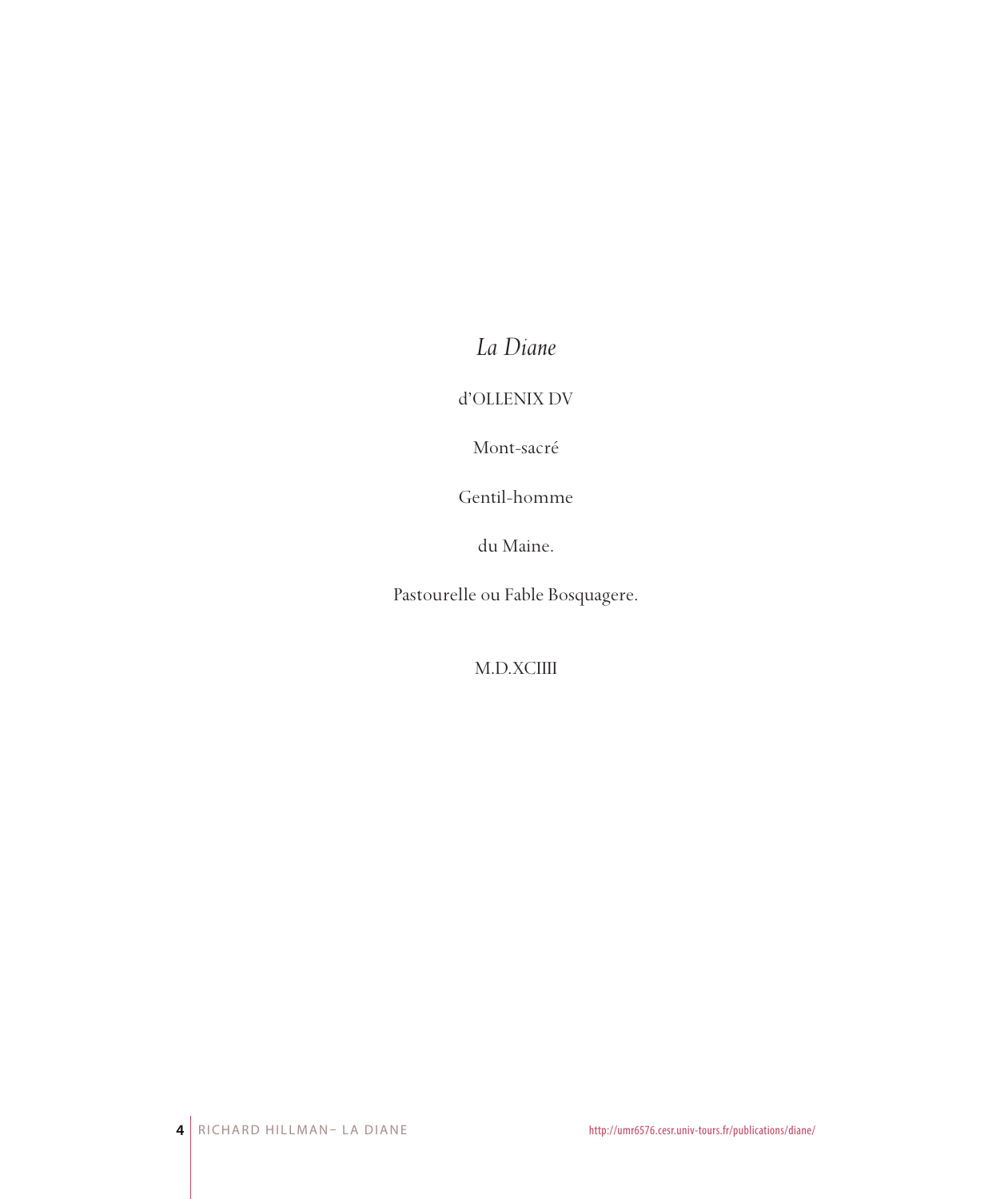*La Diane*

d'OLLENIX DV

Mont-sacré

Gentil-homme

du Maine.

Pastourelle ou Fable Bosquagere.

M.D.XCIIII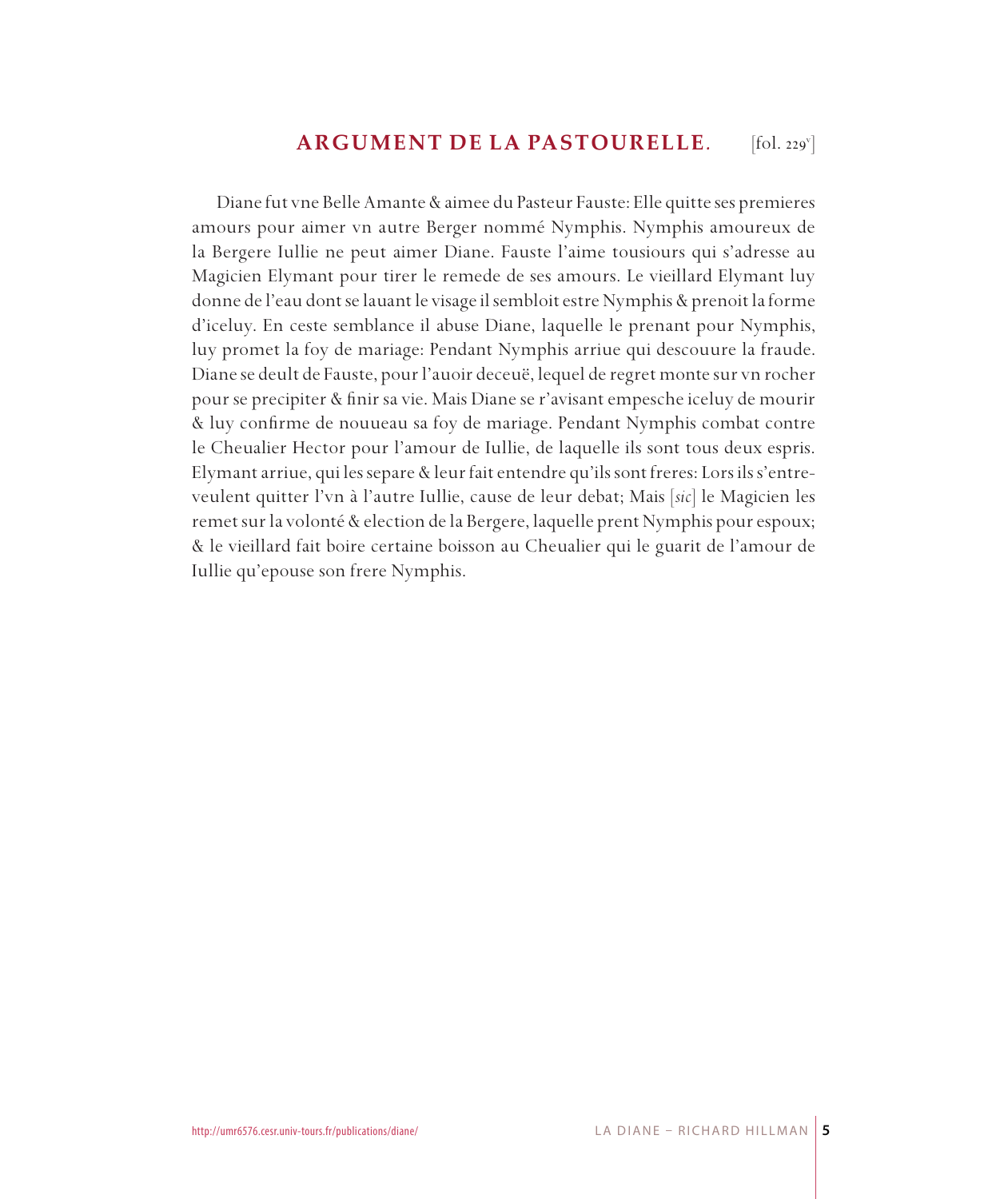## ARGUMENT DE LA PASTOURELLE. [fol. 229v]

Diane fut vne Belle Amante & aimee du Pasteur Fauste: Elle quitte ses premieres amours pour aimer vn autre Berger nommé Nymphis. Nymphis amoureux de la Bergere Iullie ne peut aimer Diane. Fauste l'aime tousiours qui s'adresse au Magicien Elymant pour tirer le remede de ses amours. Le vieillard Elymant luy donne de l'eau dont se lauant le visage il sembloit estre Nymphis & prenoit la forme d'iceluy. En ceste semblance il abuse Diane, laquelle le prenant pour Nymphis, luy promet la foy de mariage: Pendant Nymphis arriue qui descouure la fraude. Diane se deult de Fauste, pour l'auoir deceuë, lequel de regret monte sur vn rocher pour se precipiter & finir sa vie. Mais Diane se r'avisant empesche iceluy de mourir & luy confirme de nouueau sa foy de mariage. Pendant Nymphis combat contre le Cheualier Hector pour l'amour de Iullie, de laquelle ils sont tous deux espris. Elymant arriue, qui les separe & leur fait entendre qu'ils sont freres: Lors ils s'entre-veulent quitter l'vn à l'autre Iullie, cause de leur debat; Mais [*sic*] le Magicien les remet sur la volonté & election de la Bergere, laquelle prent Nymphis pour espoux; & le vieillard fait boire certaine boisson au Cheualier qui le guarit de l'amour de Iullie qu'epouse son frere Nymphis.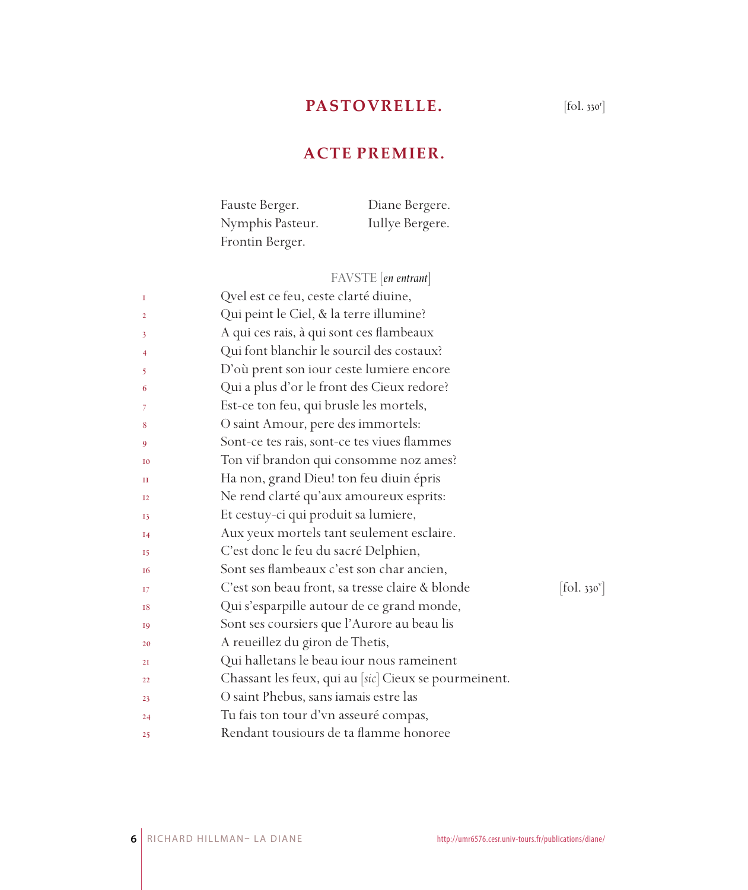## PASTOVRELLE. [fol. 330r]

## ACTE PREMIER.

| | |
|---|---|
| Fauste Berger. | Diane Bergere. |
| Nymphis Pasteur. | Iullye Bergere. |
| Frontin Berger. | |

FAVSTE [*en entrant*]

1 Qvel est ce feu, ceste clarté diuine,
2 Qui peint le Ciel, & la terre illumine?
3 A qui ces rais, à qui sont ces flambeaux
4 Qui font blanchir le sourcil des costaux?
5 D'où prent son iour ceste lumiere encore
6 Qui a plus d'or le front des Cieux redore?
7 Est-ce ton feu, qui brusle les mortels,
8 O saint Amour, pere des immortels:
9 Sont-ce tes rais, sont-ce tes viues flammes
10 Ton vif brandon qui consomme noz ames?
11 Ha non, grand Dieu! ton feu diuin épris
12 Ne rend clarté qu'aux amoureux esprits:
13 Et cestuy-ci qui produit sa lumiere,
14 Aux yeux mortels tant seulement esclaire.
15 C'est donc le feu du sacré Delphien,
16 Sont ses flambeaux c'est son char ancien,
17 C'est son beau front, sa tresse claire & blonde [fol. 330v]
18 Qui s'esparpille autour de ce grand monde,
19 Sont ses coursiers que l'Aurore au beau lis
20 A reueillez du giron de Thetis,
21 Qui halletans le beau iour nous rameinent
22 Chassant les feux, qui au [*sic*] Cieux se pourmeinent.
23 O saint Phebus, sans iamais estre las
24 Tu fais ton tour d'vn asseuré compas,
25 Rendant tousiours de ta flamme honoree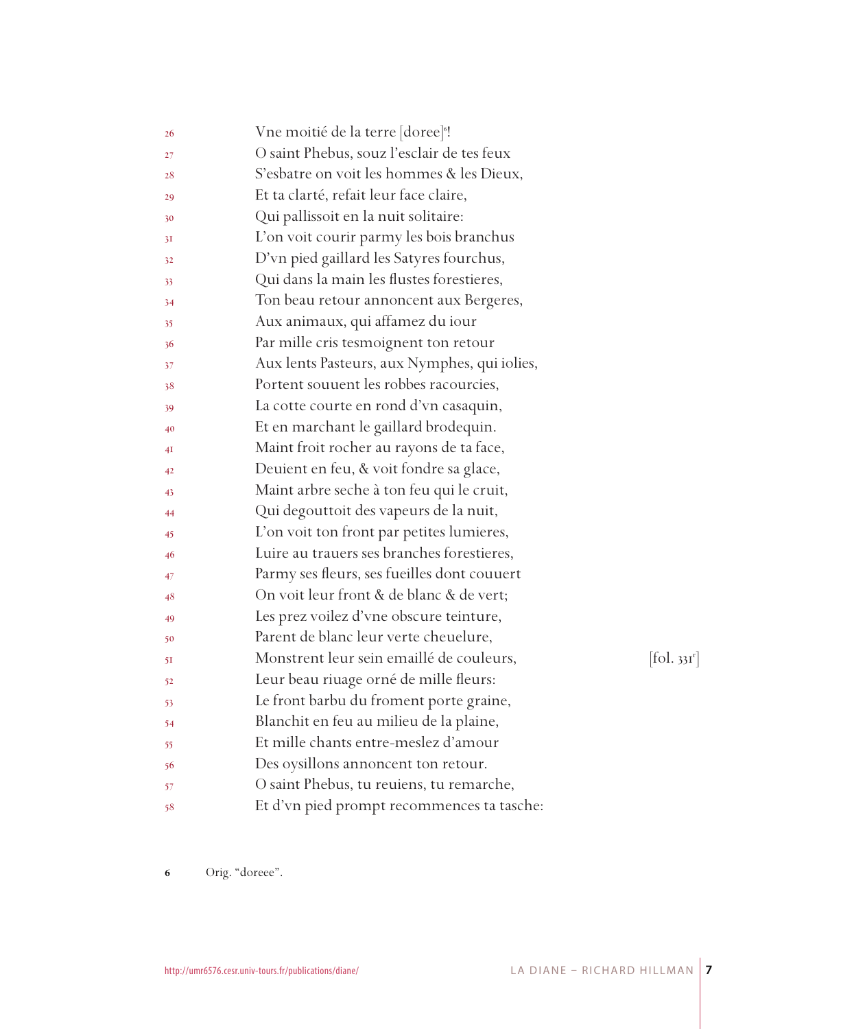26 Vne moitié de la terre [doree][6]!
27 O saint Phebus, souz l'esclair de tes feux
28 S'esbatre on voit les hommes & les Dieux,
29 Et ta clarté, refait leur face claire,
30 Qui pallissoit en la nuit solitaire:
31 L'on voit courir parmy les bois branchus
32 D'vn pied gaillard les Satyres fourchus,
33 Qui dans la main les flustes forestieres,
34 Ton beau retour annoncent aux Bergeres,
35 Aux animaux, qui affamez du iour
36 Par mille cris tesmoignent ton retour
37 Aux lents Pasteurs, aux Nymphes, qui iolies,
38 Portent souuent les robbes racourcies,
39 La cotte courte en rond d'vn casaquin,
40 Et en marchant le gaillard brodequin.
41 Maint froit rocher au rayons de ta face,
42 Deuient en feu, & voit fondre sa glace,
43 Maint arbre seche à ton feu qui le cruit,
44 Qui degouttoit des vapeurs de la nuit,
45 L'on voit ton front par petites lumieres,
46 Luire au trauers ses branches forestieres,
47 Parmy ses fleurs, ses fueilles dont couuert
48 On voit leur front & de blanc & de vert;
49 Les prez voilez d'vne obscure teinture,
50 Parent de blanc leur verte cheuelure,
51 Monstrent leur sein emaillé de couleurs, [fol. 331[r]]
52 Leur beau riuage orné de mille fleurs:
53 Le front barbu du froment porte graine,
54 Blanchit en feu au milieu de la plaine,
55 Et mille chants entre-meslez d'amour
56 Des oysillons annoncent ton retour.
57 O saint Phebus, tu reuiens, tu remarche,
58 Et d'vn pied prompt recommences ta tasche:

6 Orig. "doreee".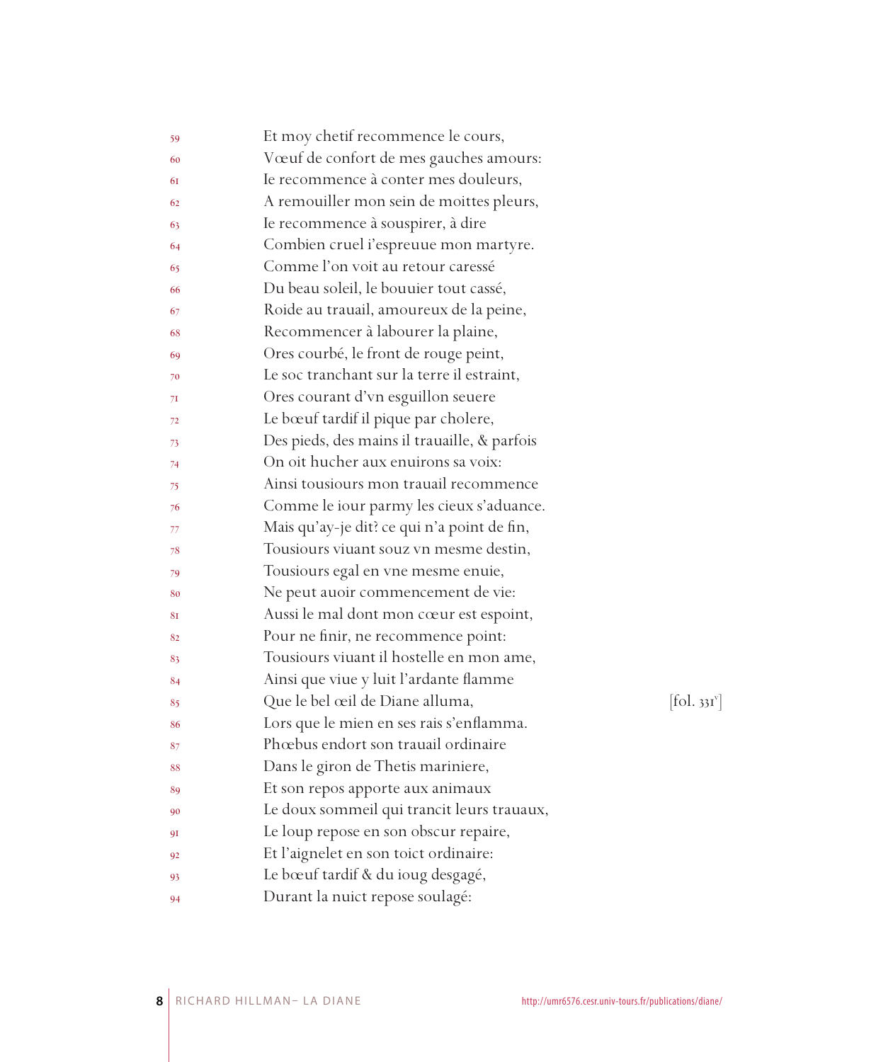59 Et moy chetif recommence le cours,
60 Vœuf de confort de mes gauches amours:
61 Ie recommence à conter mes douleurs,
62 A remouiller mon sein de moittes pleurs,
63 Ie recommence à souspirer, à dire
64 Combien cruel i'espreuue mon martyre.
65 Comme l'on voit au retour caressé
66 Du beau soleil, le bouuier tout cassé,
67 Roide au trauail, amoureux de la peine,
68 Recommencer à labourer la plaine,
69 Ores courbé, le front de rouge peint,
70 Le soc tranchant sur la terre il estraint,
71 Ores courant d'vn esguillon seuere
72 Le bœuf tardif il pique par cholere,
73 Des pieds, des mains il trauaille, & parfois
74 On oit hucher aux enuirons sa voix:
75 Ainsi tousiours mon trauail recommence
76 Comme le iour parmy les cieux s'aduance.
77 Mais qu'ay-je dit? ce qui n'a point de fin,
78 Tousiours viuant souz vn mesme destin,
79 Tousiours egal en vne mesme enuie,
80 Ne peut auoir commencement de vie:
81 Aussi le mal dont mon cœur est espoint,
82 Pour ne finir, ne recommence point:
83 Tousiours viuant il hostelle en mon ame,
84 Ainsi que viue y luit l'ardante flamme
85 Que le bel œil de Diane alluma, [fol. 331v]
86 Lors que le mien en ses rais s'enflamma.
87 Phœbus endort son trauail ordinaire
88 Dans le giron de Thetis mariniere,
89 Et son repos apporte aux animaux
90 Le doux sommeil qui trancit leurs trauaux,
91 Le loup repose en son obscur repaire,
92 Et l'aignelet en son toict ordinaire:
93 Le bœuf tardif & du ioug desgagé,
94 Durant la nuict repose soulagé: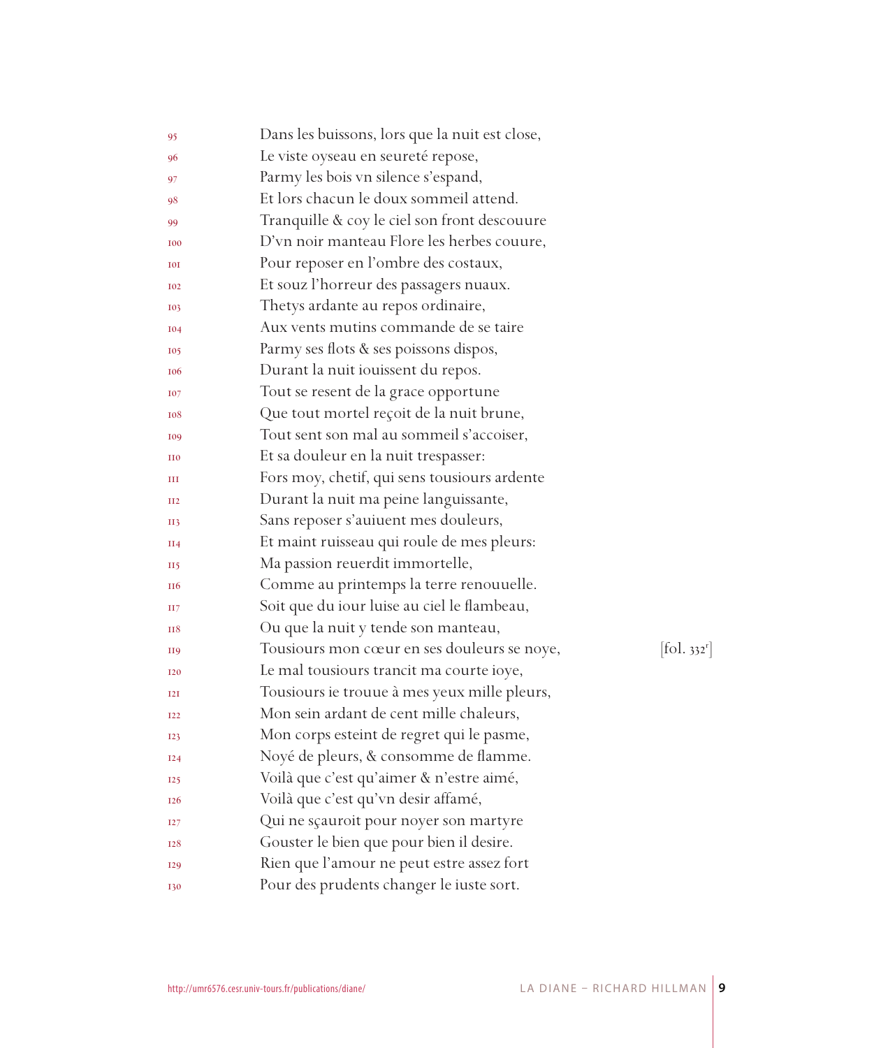95 Dans les buissons, lors que la nuit est close,
96 Le viste oyseau en seureté repose,
97 Parmy les bois vn silence s'espand,
98 Et lors chacun le doux sommeil attend.
99 Tranquille & coy le ciel son front descouure
100 D'vn noir manteau Flore les herbes couure,
101 Pour reposer en l'ombre des costaux,
102 Et souz l'horreur des passagers nuaux.
103 Thetys ardante au repos ordinaire,
104 Aux vents mutins commande de se taire
105 Parmy ses flots & ses poissons dispos,
106 Durant la nuit iouissent du repos.
107 Tout se resent de la grace opportune
108 Que tout mortel reçoit de la nuit brune,
109 Tout sent son mal au sommeil s'accoiser,
110 Et sa douleur en la nuit trespasser:
111 Fors moy, chetif, qui sens tousiours ardente
112 Durant la nuit ma peine languissante,
113 Sans reposer s'auiuent mes douleurs,
114 Et maint ruisseau qui roule de mes pleurs:
115 Ma passion reuerdit immortelle,
116 Comme au printemps la terre renouuelle.
117 Soit que du iour luise au ciel le flambeau,
118 Ou que la nuit y tende son manteau,
119 Tousiours mon cœur en ses douleurs se noye, [fol. 332[r]]
120 Le mal tousiours trancit ma courte ioye,
121 Tousiours ie trouue à mes yeux mille pleurs,
122 Mon sein ardant de cent mille chaleurs,
123 Mon corps esteint de regret qui le pasme,
124 Noyé de pleurs, & consomme de flamme.
125 Voilà que c'est qu'aimer & n'estre aimé,
126 Voilà que c'est qu'vn desir affamé,
127 Qui ne sçauroit pour noyer son martyre
128 Gouster le bien que pour bien il desire.
129 Rien que l'amour ne peut estre assez fort
130 Pour des prudents changer le iuste sort.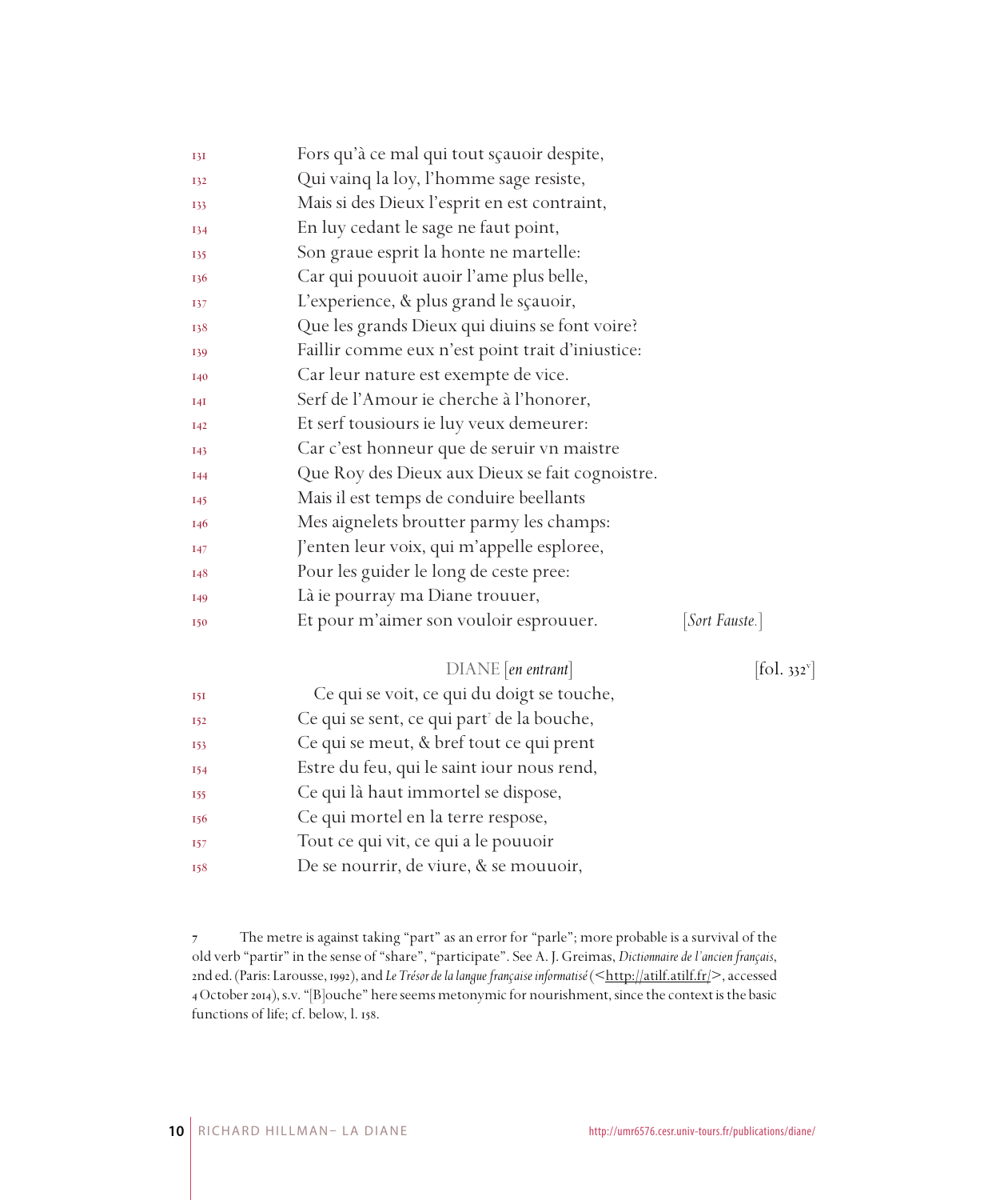131 Fors qu'à ce mal qui tout sçauoir despite,
132 Qui vainq la loy, l'homme sage resiste,
133 Mais si des Dieux l'esprit en est contraint,
134 En luy cedant le sage ne faut point,
135 Son graue esprit la honte ne martelle:
136 Car qui pouuoit auoir l'ame plus belle,
137 L'experience, & plus grand le sçauoir,
138 Que les grands Dieux qui diuins se font voire?
139 Faillir comme eux n'est point trait d'iniustice:
140 Car leur nature est exempte de vice.
141 Serf de l'Amour ie cherche à l'honorer,
142 Et serf tousiours ie luy veux demeurer:
143 Car c'est honneur que de seruir vn maistre
144 Que Roy des Dieux aux Dieux se fait cognoistre.
145 Mais il est temps de conduire beellants
146 Mes aignelets broutter parmy les champs:
147 J'enten leur voix, qui m'appelle esploree,
148 Pour les guider le long de ceste pree:
149 Là ie pourray ma Diane trouuer,
150 Et pour m'aimer son vouloir esprouuer. [*Sort Fauste.*]

DIANE [*en entrant*] [fol. 332v]

151 Ce qui se voit, ce qui du doigt se touche,
152 Ce qui se sent, ce qui part[7] de la bouche,
153 Ce qui se meut, & bref tout ce qui prent
154 Estre du feu, qui le saint iour nous rend,
155 Ce qui là haut immortel se dispose,
156 Ce qui mortel en la terre respose,
157 Tout ce qui vit, ce qui a le pouuoir
158 De se nourrir, de viure, & se mouuoir,

7 The metre is against taking "part" as an error for "parle"; more probable is a survival of the old verb "partir" in the sense of "share", "participate". See A. J. Greimas, *Dictionnaire de l'ancien français*, 2nd ed. (Paris: Larousse, 1992), and *Le Trésor de la langue française informatisé* (<http://atilf.atilf.fr/>, accessed 4 October 2014), s.v. "[B]ouche" here seems metonymic for nourishment, since the context is the basic functions of life; cf. below, l. 158.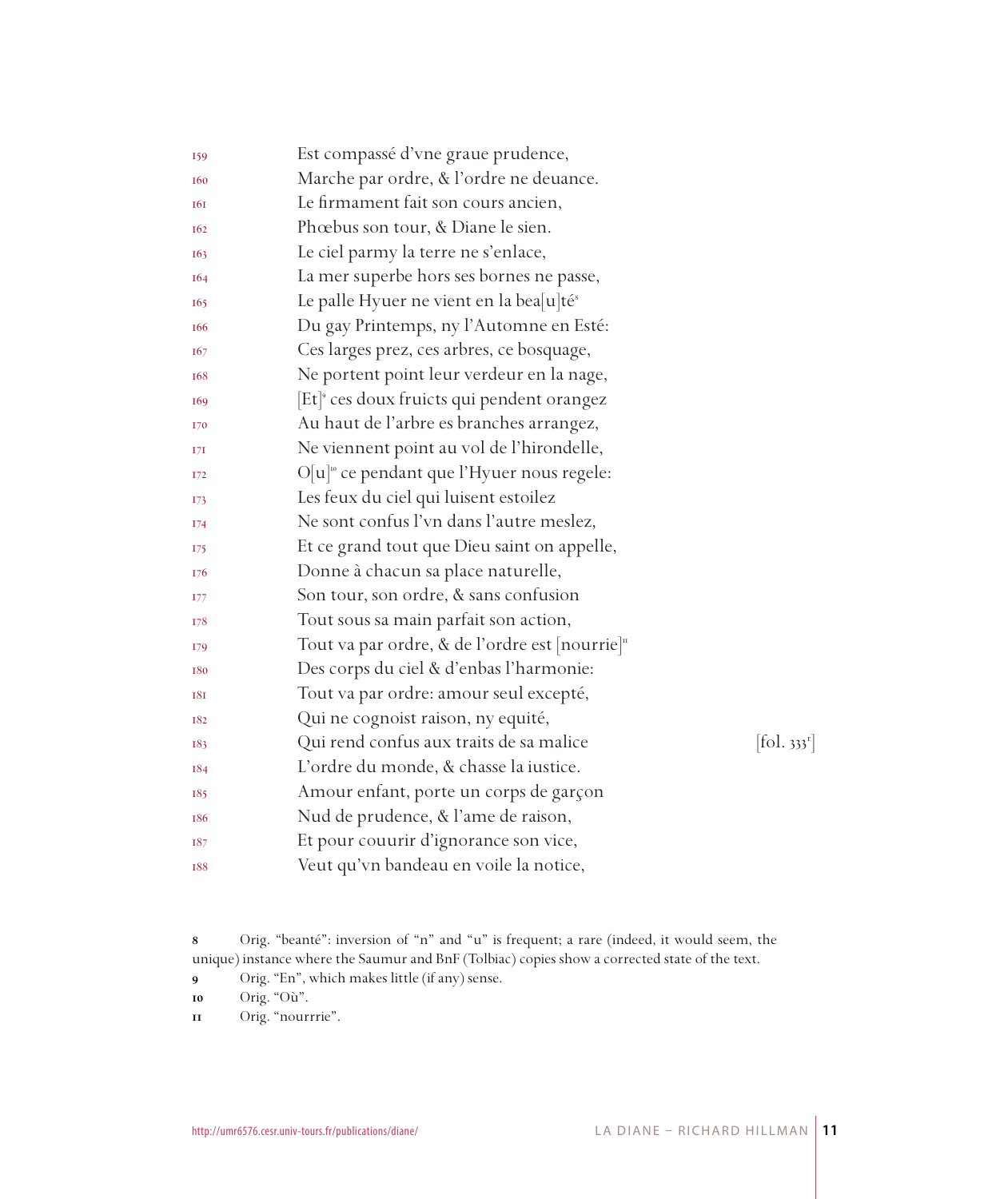159 Est compassé d'vne graue prudence,
160 Marche par ordre, & l'ordre ne deuance.
161 Le firmament fait son cours ancien,
162 Phœbus son tour, & Diane le sien.
163 Le ciel parmy la terre ne s'enlace,
164 La mer superbe hors ses bornes ne passe,
165 Le palle Hyuer ne vient en la bea[u]té[8]
166 Du gay Printemps, ny l'Automne en Esté:
167 Ces larges prez, ces arbres, ce bosquage,
168 Ne portent point leur verdeur en la nage,
169 [Et][9] ces doux fruicts qui pendent orangez
170 Au haut de l'arbre es branches arrangez,
171 Ne viennent point au vol de l'hirondelle,
172 O[u][10] ce pendant que l'Hyuer nous regele:
173 Les feux du ciel qui luisent estoilez
174 Ne sont confus l'vn dans l'autre meslez,
175 Et ce grand tout que Dieu saint on appelle,
176 Donne à chacun sa place naturelle,
177 Son tour, son ordre, & sans confusion
178 Tout sous sa main parfait son action,
179 Tout va par ordre, & de l'ordre est [nourrie][11]
180 Des corps du ciel & d'enbas l'harmonie:
181 Tout va par ordre: amour seul excepté,
182 Qui ne cognoist raison, ny equité,
183 Qui rend confus aux traits de sa malice [fol. 333r]
184 L'ordre du monde, & chasse la iustice.
185 Amour enfant, porte un corps de garçon
186 Nud de prudence, & l'ame de raison,
187 Et pour couurir d'ignorance son vice,
188 Veut qu'vn bandeau en voile la notice,

8 Orig. "beanté": inversion of "n" and "u" is frequent; a rare (indeed, it would seem, the unique) instance where the Saumur and BnF (Tolbiac) copies show a corrected state of the text.

9 Orig. "En", which makes little (if any) sense.

10 Orig. "Où".

11 Orig. "nourrrie".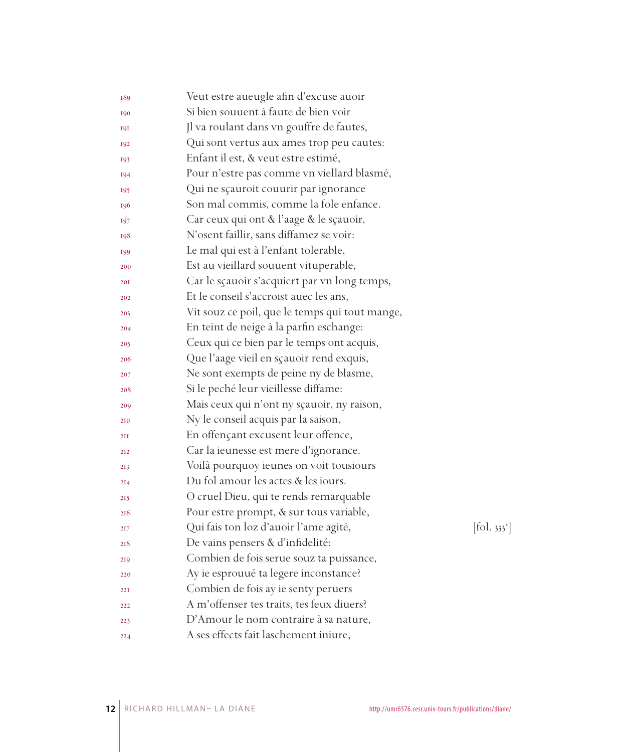189 Veut estre aueugle afin d'excuse auoir
190 Si bien souuent à faute de bien voir
191 Jl va roulant dans vn gouffre de fautes,
192 Qui sont vertus aux ames trop peu cautes:
193 Enfant il est, & veut estre estimé,
194 Pour n'estre pas comme vn viellard blasmé,
195 Qui ne sçauroit couurir par ignorance
196 Son mal commis, comme la fole enfance.
197 Car ceux qui ont & l'aage & le sçauoir,
198 N'osent faillir, sans diffamez se voir:
199 Le mal qui est à l'enfant tolerable,
200 Est au vieillard souuent vituperable,
201 Car le sçauoir s'acquiert par vn long temps,
202 Et le conseil s'accroist auec les ans,
203 Vit souz ce poil, que le temps qui tout mange,
204 En teint de neige à la parfin eschange:
205 Ceux qui ce bien par le temps ont acquis,
206 Que l'aage vieil en sçauoir rend exquis,
207 Ne sont exempts de peine ny de blasme,
208 Si le peché leur vieillesse diffame:
209 Mais ceux qui n'ont ny sçauoir, ny raison,
210 Ny le conseil acquis par la saison,
211 En offençant excusent leur offence,
212 Car la ieunesse est mere d'ignorance.
213 Voilà pourquoy ieunes on voit tousiours
214 Du fol amour les actes & les iours.
215 O cruel Dieu, qui te rends remarquable
216 Pour estre prompt, & sur tous variable,
217 Qui fais ton loz d'auoir l'ame agité, [fol. 333v]
218 De vains pensers & d'infidelité:
219 Combien de fois serue souz ta puissance,
220 Ay ie esprouué ta legere inconstance?
221 Combien de fois ay ie senty peruers
222 A m'offenser tes traits, tes feux diuers?
223 D'Amour le nom contraire à sa nature,
224 A ses effects fait laschement iniure,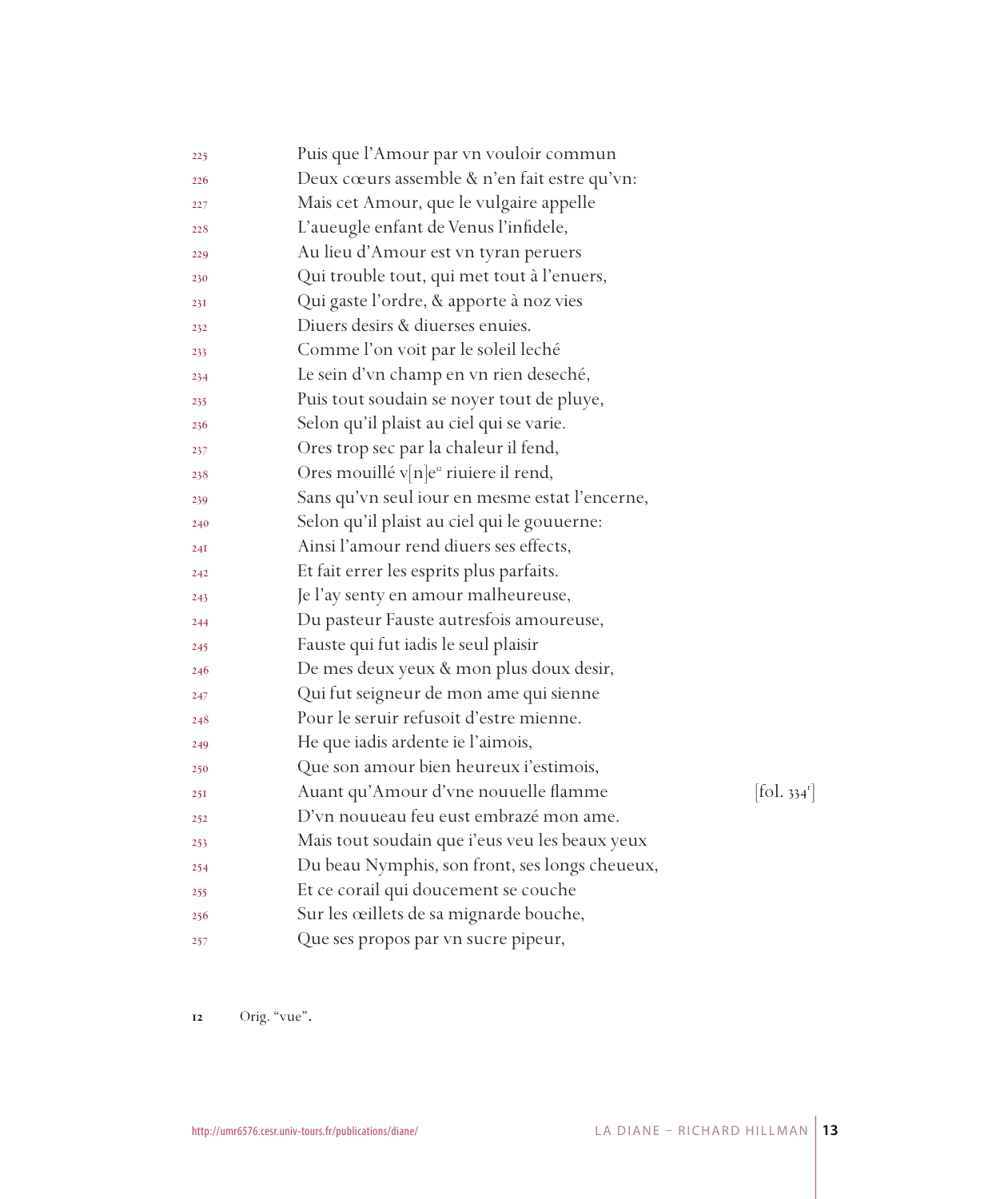225 Puis que l'Amour par vn vouloir commun  
226 Deux cœurs assemble & n'en fait estre qu'vn:  
227 Mais cet Amour, que le vulgaire appelle  
228 L'aueugle enfant de Venus l'infidele,  
229 Au lieu d'Amour est vn tyran peruers  
230 Qui trouble tout, qui met tout à l'enuers,  
231 Qui gaste l'ordre, & apporte à noz vies  
232 Diuers desirs & diuerses enuies.  
233 Comme l'on voit par le soleil leché  
234 Le sein d'vn champ en vn rien deseché,  
235 Puis tout soudain se noyer tout de pluye,  
236 Selon qu'il plaist au ciel qui se varie.  
237 Ores trop sec par la chaleur il fend,  
238 Ores mouillé v[n]e[12] riuiere il rend,  
239 Sans qu'vn seul iour en mesme estat l'encerne,  
240 Selon qu'il plaist au ciel qui le gouuerne:  
241 Ainsi l'amour rend diuers ses effects,  
242 Et fait errer les esprits plus parfaits.  
243 Je l'ay senty en amour malheureuse,  
244 Du pasteur Fauste autresfois amoureuse,  
245 Fauste qui fut iadis le seul plaisir  
246 De mes deux yeux & mon plus doux desir,  
247 Qui fut seigneur de mon ame qui sienne  
248 Pour le seruir refusoit d'estre mienne.  
249 He que iadis ardente ie l'aimois,  
250 Que son amour bien heureux i'estimois,  
251 Auant qu'Amour d'vne nouuelle flamme [fol. 334r]  
252 D'vn nouueau feu eust embrazé mon ame.  
253 Mais tout soudain que i'eus veu les beaux yeux  
254 Du beau Nymphis, son front, ses longs cheueux,  
255 Et ce corail qui doucement se couche  
256 Sur les œillets de sa mignarde bouche,  
257 Que ses propos par vn sucre pipeur,

12 Orig. "vue".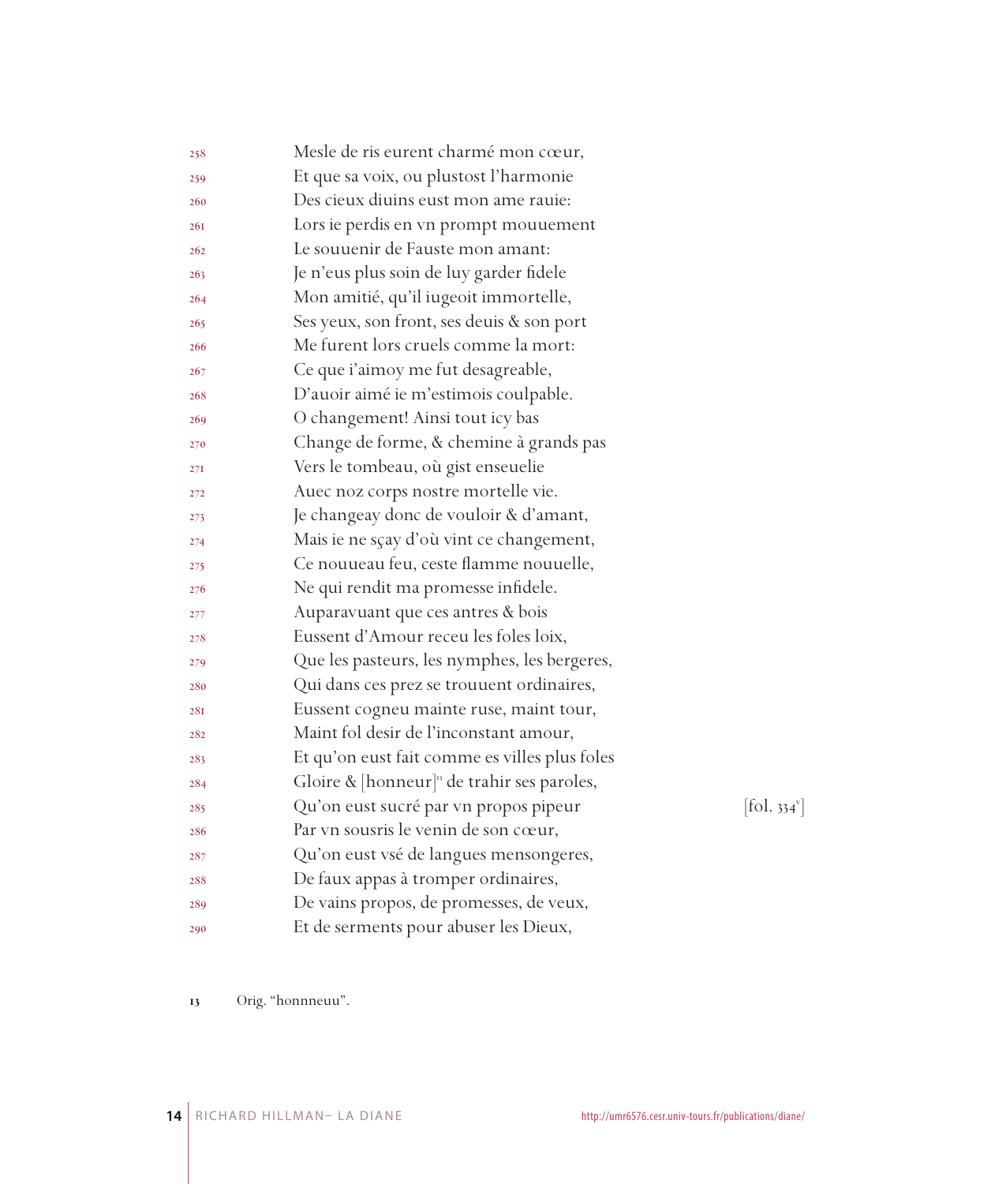258 Mesle de ris eurent charmé mon cœur,  
259 Et que sa voix, ou plustost l'harmonie  
260 Des cieux diuins eust mon ame rauie:  
261 Lors ie perdis en vn prompt mouuement  
262 Le souuenir de Fauste mon amant:  
263 Je n'eus plus soin de luy garder fidele  
264 Mon amitié, qu'il iugeoit immortelle,  
265 Ses yeux, son front, ses deuis & son port  
266 Me furent lors cruels comme la mort:  
267 Ce que i'aimoy me fut desagreable,  
268 D'auoir aimé ie m'estimois coulpable.  
269 O changement! Ainsi tout icy bas  
270 Change de forme, & chemine à grands pas  
271 Vers le tombeau, où gist enseuelie  
272 Auec noz corps nostre mortelle vie.  
273 Je changeay donc de vouloir & d'amant,  
274 Mais ie ne sçay d'où vint ce changement,  
275 Ce nouueau feu, ceste flamme nouuelle,  
276 Ne qui rendit ma promesse infidele.  
277 Auparavuant que ces antres & bois  
278 Eussent d'Amour receu les foles loix,  
279 Que les pasteurs, les nymphes, les bergeres,  
280 Qui dans ces prez se trouuent ordinaires,  
281 Eussent cogneu mainte ruse, maint tour,  
282 Maint fol desir de l'inconstant amour,  
283 Et qu'on eust fait comme es villes plus foles  
284 Gloire & [honneur][13] de trahir ses paroles,  
285 Qu'on eust sucré par vn propos pipeur [fol. 334v]  
286 Par vn sousris le venin de son cœur,  
287 Qu'on eust vsé de langues mensongeres,  
288 De faux appas à tromper ordinaires,  
289 De vains propos, de promesses, de veux,  
290 Et de serments pour abuser les Dieux,

13 Orig. "honnneuu".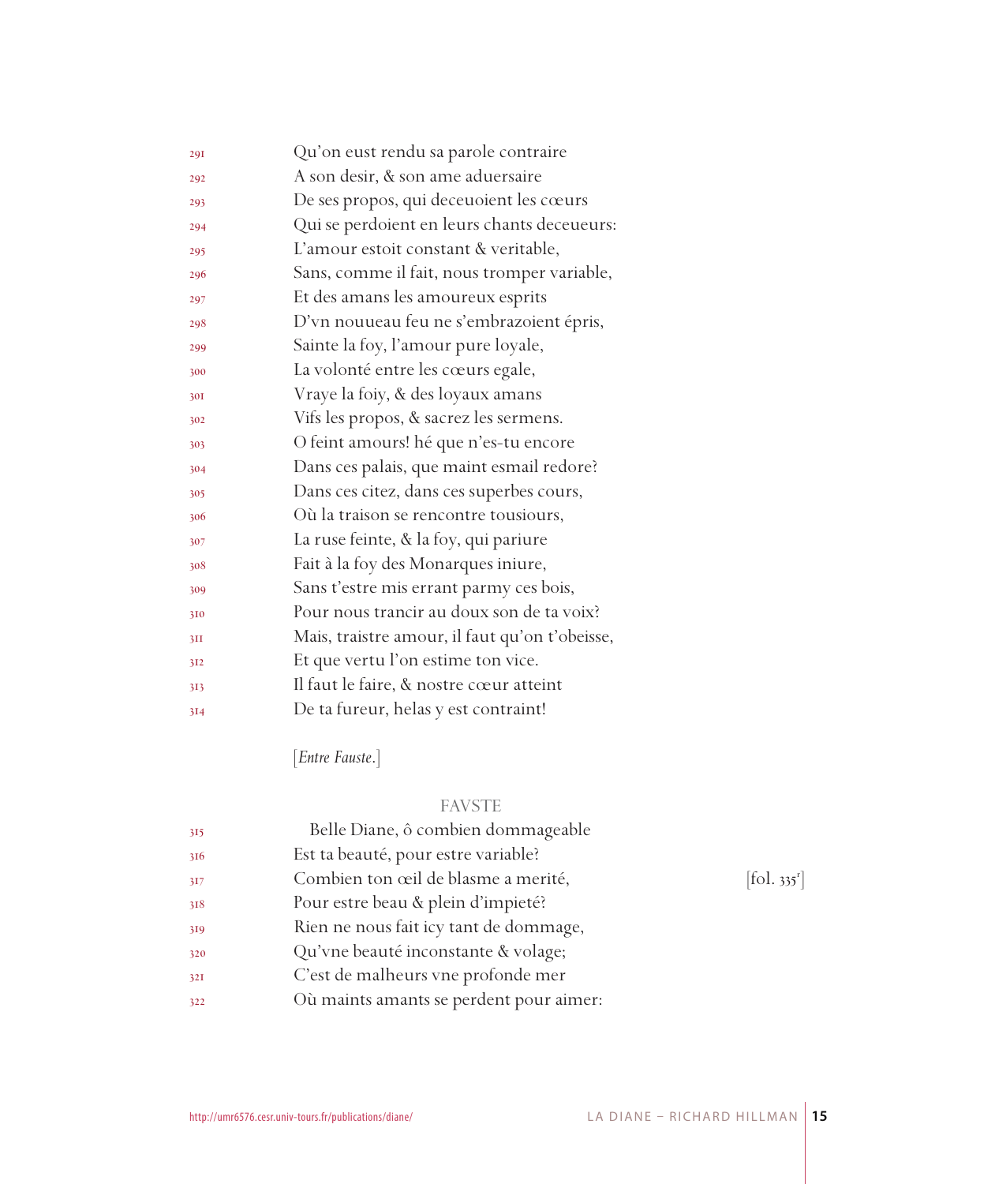291 Qu'on eust rendu sa parole contraire
292 A son desir, & son ame aduersaire
293 De ses propos, qui deceuoient les cœurs
294 Qui se perdoient en leurs chants deceueurs:
295 L'amour estoit constant & veritable,
296 Sans, comme il fait, nous tromper variable,
297 Et des amans les amoureux esprits
298 D'vn nouueau feu ne s'embrazoient épris,
299 Sainte la foy, l'amour pure loyale,
300 La volonté entre les cœurs egale,
301 Vraye la foiy, & des loyaux amans
302 Vifs les propos, & sacrez les sermens.
303 O feint amours! hé que n'es-tu encore
304 Dans ces palais, que maint esmail redore?
305 Dans ces citez, dans ces superbes cours,
306 Où la traison se rencontre tousiours,
307 La ruse feinte, & la foy, qui pariure
308 Fait à la foy des Monarques iniure,
309 Sans t'estre mis errant parmy ces bois,
310 Pour nous trancir au doux son de ta voix?
311 Mais, traistre amour, il faut qu'on t'obeisse,
312 Et que vertu l'on estime ton vice.
313 Il faut le faire, & nostre cœur atteint
314 De ta fureur, helas y est contraint!

[*Entre Fauste*.]

FAVSTE

315 Belle Diane, ô combien dommageable
316 Est ta beauté, pour estre variable?
317 Combien ton œil de blasme a merité, [fol. 335r]
318 Pour estre beau & plein d'impieté?
319 Rien ne nous fait icy tant de dommage,
320 Qu'vne beauté inconstante & volage;
321 C'est de malheurs vne profonde mer
322 Où maints amants se perdent pour aimer: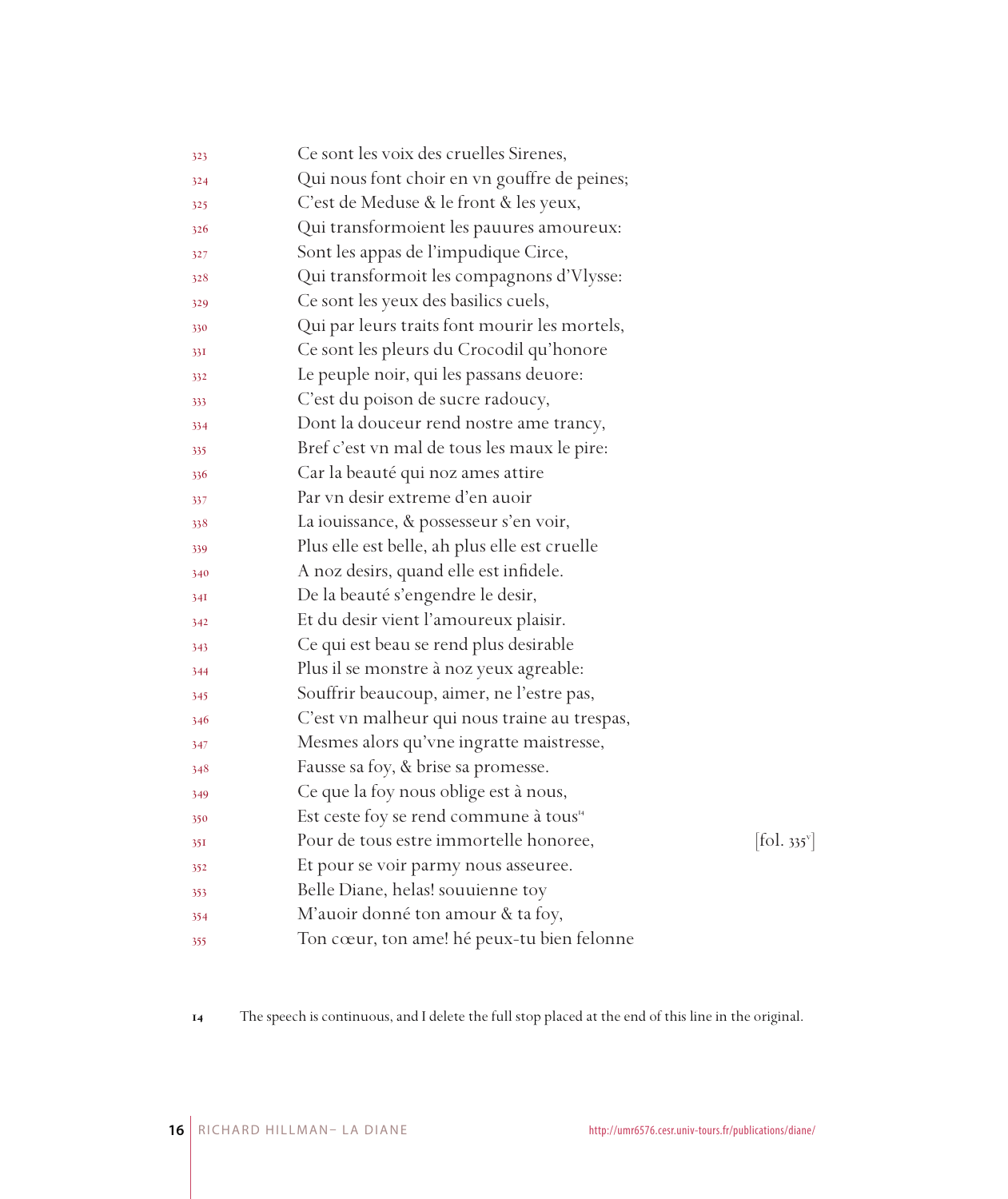323 Ce sont les voix des cruelles Sirenes,
324 Qui nous font choir en vn gouffre de peines;
325 C'est de Meduse & le front & les yeux,
326 Qui transformoient les pauures amoureux:
327 Sont les appas de l'impudique Circe,
328 Qui transformoit les compagnons d'Vlysse:
329 Ce sont les yeux des basilics cuels,
330 Qui par leurs traits font mourir les mortels,
331 Ce sont les pleurs du Crocodil qu'honore
332 Le peuple noir, qui les passans deuore:
333 C'est du poison de sucre radoucy,
334 Dont la douceur rend nostre ame trancy,
335 Bref c'est vn mal de tous les maux le pire:
336 Car la beauté qui noz ames attire
337 Par vn desir extreme d'en auoir
338 La iouissance, & possesseur s'en voir,
339 Plus elle est belle, ah plus elle est cruelle
340 A noz desirs, quand elle est infidele.
341 De la beauté s'engendre le desir,
342 Et du desir vient l'amoureux plaisir.
343 Ce qui est beau se rend plus desirable
344 Plus il se monstre à noz yeux agreable:
345 Souffrir beaucoup, aimer, ne l'estre pas,
346 C'est vn malheur qui nous traine au trespas,
347 Mesmes alors qu'vne ingratte maistresse,
348 Fausse sa foy, & brise sa promesse.
349 Ce que la foy nous oblige est à nous,
350 Est ceste foy se rend commune à tous[14]
351 Pour de tous estre immortelle honoree, [fol. 335v]
352 Et pour se voir parmy nous asseuree.
353 Belle Diane, helas! souuienne toy
354 M'auoir donné ton amour & ta foy,
355 Ton cœur, ton ame! hé peux-tu bien felonne

14 The speech is continuous, and I delete the full stop placed at the end of this line in the original.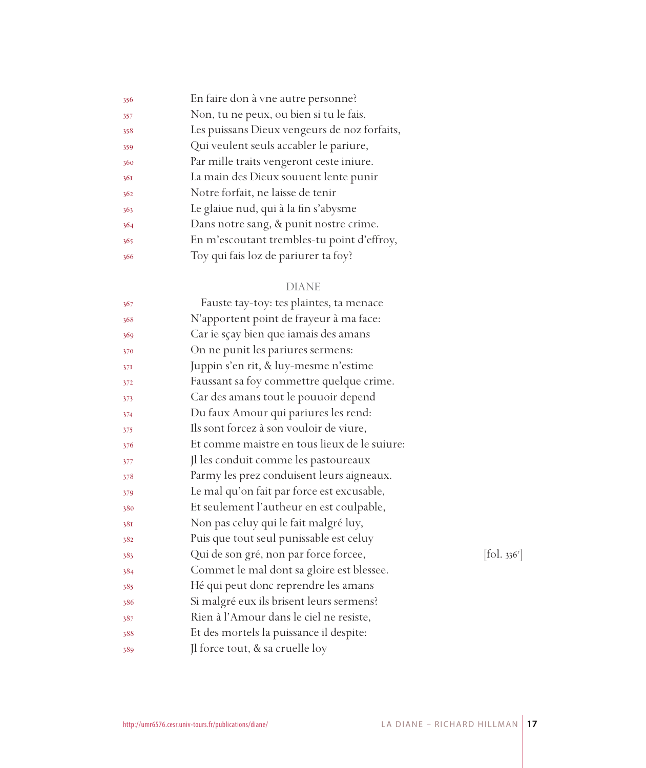356 En faire don à vne autre personne?
357 Non, tu ne peux, ou bien si tu le fais,
358 Les puissans Dieux vengeurs de noz forfaits,
359 Qui veulent seuls accabler le pariure,
360 Par mille traits vengeront ceste iniure.
361 La main des Dieux souuent lente punir
362 Notre forfait, ne laisse de tenir
363 Le glaiue nud, qui à la fin s'abysme
364 Dans notre sang, & punit nostre crime.
365 En m'escoutant trembles-tu point d'effroy,
366 Toy qui fais loz de pariurer ta foy?

DIANE

367 Fauste tay-toy: tes plaintes, ta menace
368 N'apportent point de frayeur à ma face:
369 Car ie sçay bien que iamais des amans
370 On ne punit les pariures sermens:
371 Juppin s'en rit, & luy-mesme n'estime
372 Faussant sa foy commettre quelque crime.
373 Car des amans tout le pouuoir depend
374 Du faux Amour qui pariures les rend:
375 Ils sont forcez à son vouloir de viure,
376 Et comme maistre en tous lieux de le suiure:
377 Jl les conduit comme les pastoureaux
378 Parmy les prez conduisent leurs aigneaux.
379 Le mal qu'on fait par force est excusable,
380 Et seulement l'autheur en est coulpable,
381 Non pas celuy qui le fait malgré luy,
382 Puis que tout seul punissable est celuy
383 Qui de son gré, non par force forcee, [fol. 336r]
384 Commet le mal dont sa gloire est blessee.
385 Hé qui peut donc reprendre les amans
386 Si malgré eux ils brisent leurs sermens?
387 Rien à l'Amour dans le ciel ne resiste,
388 Et des mortels la puissance il despite:
389 Jl force tout, & sa cruelle loy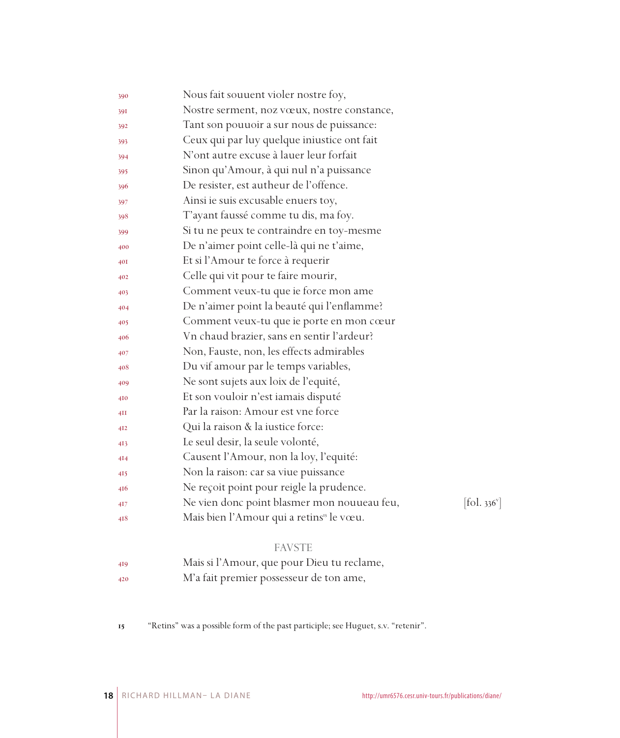390 Nous fait souuent violer nostre foy,
391 Nostre serment, noz vœux, nostre constance,
392 Tant son pouuoir a sur nous de puissance:
393 Ceux qui par luy quelque iniustice ont fait
394 N'ont autre excuse à lauer leur forfait
395 Sinon qu'Amour, à qui nul n'a puissance
396 De resister, est autheur de l'offence.
397 Ainsi ie suis excusable enuers toy,
398 T'ayant faussé comme tu dis, ma foy.
399 Si tu ne peux te contraindre en toy-mesme
400 De n'aimer point celle-là qui ne t'aime,
401 Et si l'Amour te force à requerir
402 Celle qui vit pour te faire mourir,
403 Comment veux-tu que ie force mon ame
404 De n'aimer point la beauté qui l'enflamme?
405 Comment veux-tu que ie porte en mon cœur
406 Vn chaud brazier, sans en sentir l'ardeur?
407 Non, Fauste, non, les effects admirables
408 Du vif amour par le temps variables,
409 Ne sont sujets aux loix de l'equité,
410 Et son vouloir n'est iamais disputé
411 Par la raison: Amour est vne force
412 Qui la raison & la iustice force:
413 Le seul desir, la seule volonté,
414 Causent l'Amour, non la loy, l'equité:
415 Non la raison: car sa viue puissance
416 Ne reçoit point pour reigle la prudence.
417 Ne vien donc point blasmer mon nouueau feu, [fol. 336v]
418 Mais bien l'Amour qui a retins[15] le vœu.

FAVSTE

419 Mais si l'Amour, que pour Dieu tu reclame,
420 M'a fait premier possesseur de ton ame,

15 "Retins" was a possible form of the past participle; see Huguet, s.v. "retenir".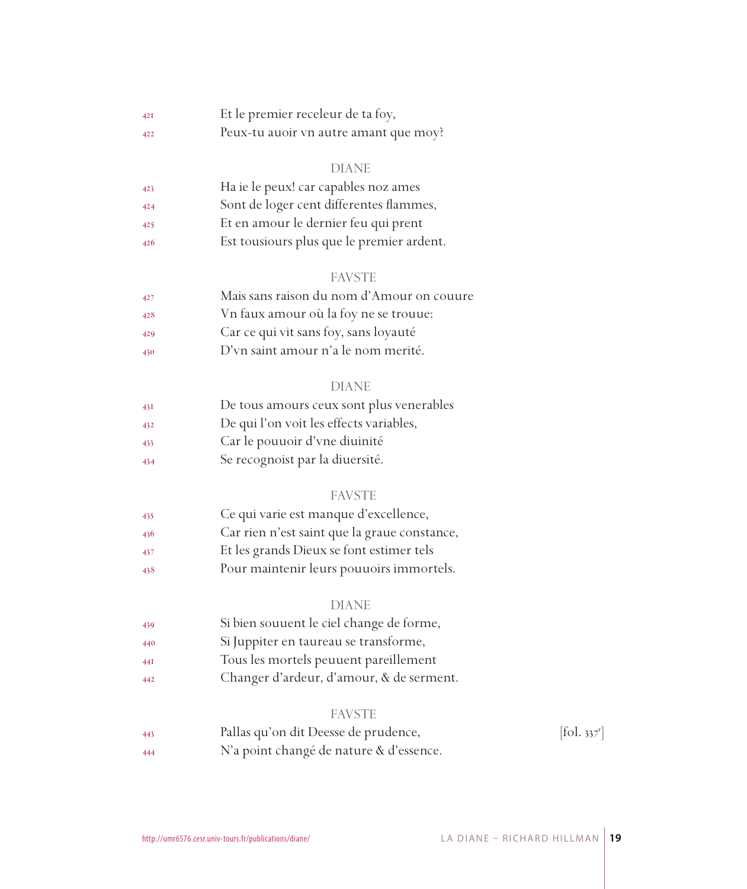421 Et le premier receleur de ta foy,
422 Peux-tu auoir vn autre amant que moy?

DIANE

423 Ha ie le peux! car capables noz ames
424 Sont de loger cent differentes flammes,
425 Et en amour le dernier feu qui prent
426 Est tousiours plus que le premier ardent.

FAVSTE

427 Mais sans raison du nom d'Amour on couure
428 Vn faux amour où la foy ne se trouue:
429 Car ce qui vit sans foy, sans loyauté
430 D'vn saint amour n'a le nom merité.

DIANE

431 De tous amours ceux sont plus venerables
432 De qui l'on voit les effects variables,
433 Car le pouuoir d'vne diuinité
434 Se recognoist par la diuersité.

FAVSTE

435 Ce qui varie est manque d'excellence,
436 Car rien n'est saint que la graue constance,
437 Et les grands Dieux se font estimer tels
438 Pour maintenir leurs pouuoirs immortels.

DIANE

439 Si bien souuent le ciel change de forme,
440 Si Juppiter en taureau se transforme,
441 Tous les mortels peuuent pareillement
442 Changer d'ardeur, d'amour, & de serment.

FAVSTE

443 Pallas qu'on dit Deesse de prudence, [fol. 337r]
444 N'a point changé de nature & d'essence.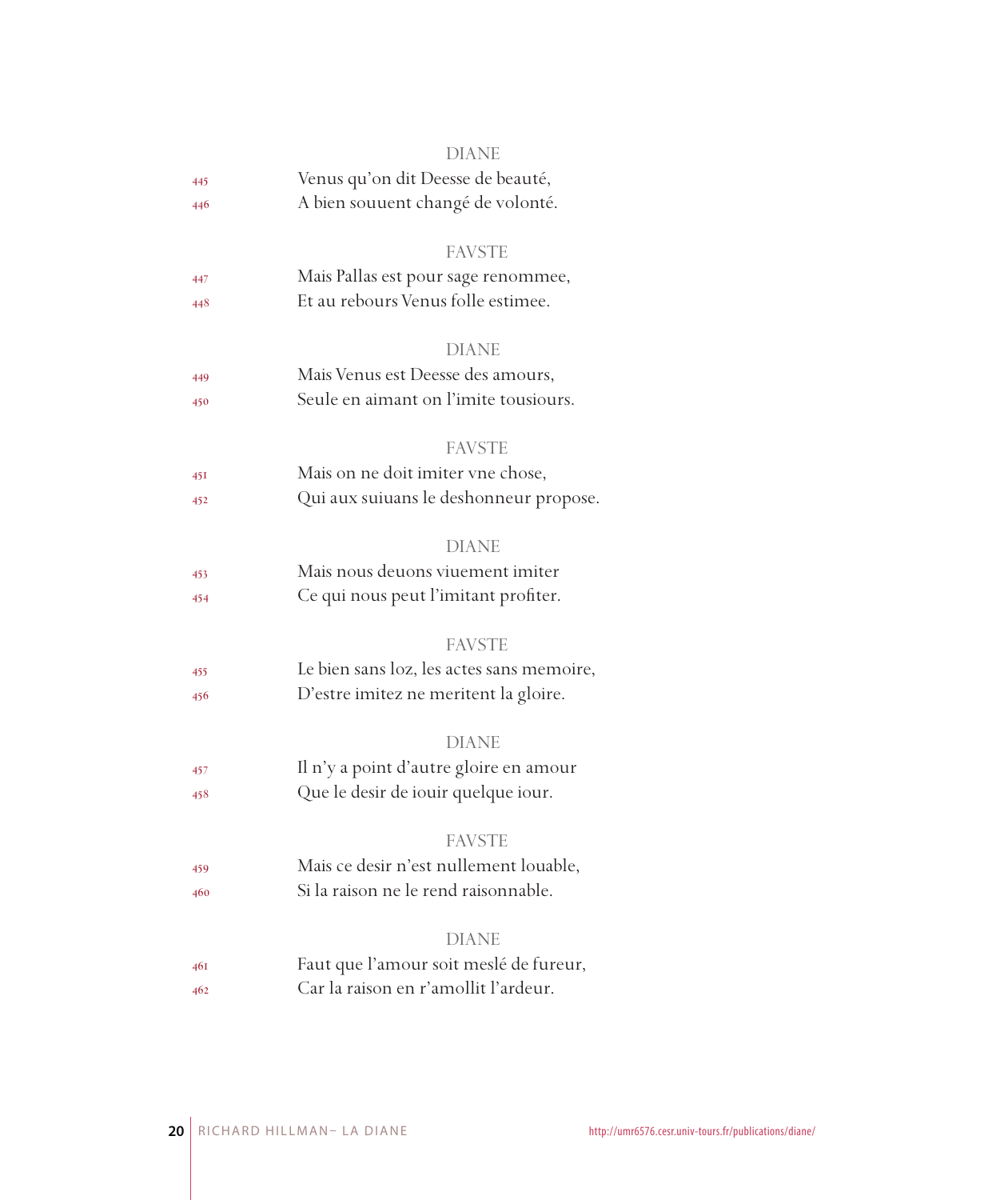DIANE

445 Venus qu'on dit Deesse de beauté,
446 A bien souuent changé de volonté.

FAVSTE

447 Mais Pallas est pour sage renommee,
448 Et au rebours Venus folle estimee.

DIANE

449 Mais Venus est Deesse des amours,
450 Seule en aimant on l'imite tousiours.

FAVSTE

451 Mais on ne doit imiter vne chose,
452 Qui aux suiuans le deshonneur propose.

DIANE

453 Mais nous deuons viuement imiter
454 Ce qui nous peut l'imitant profiter.

FAVSTE

455 Le bien sans loz, les actes sans memoire,
456 D'estre imitez ne meritent la gloire.

DIANE

457 Il n'y a point d'autre gloire en amour
458 Que le desir de iouir quelque iour.

FAVSTE

459 Mais ce desir n'est nullement louable,
460 Si la raison ne le rend raisonnable.

DIANE

461 Faut que l'amour soit meslé de fureur,
462 Car la raison en r'amollit l'ardeur.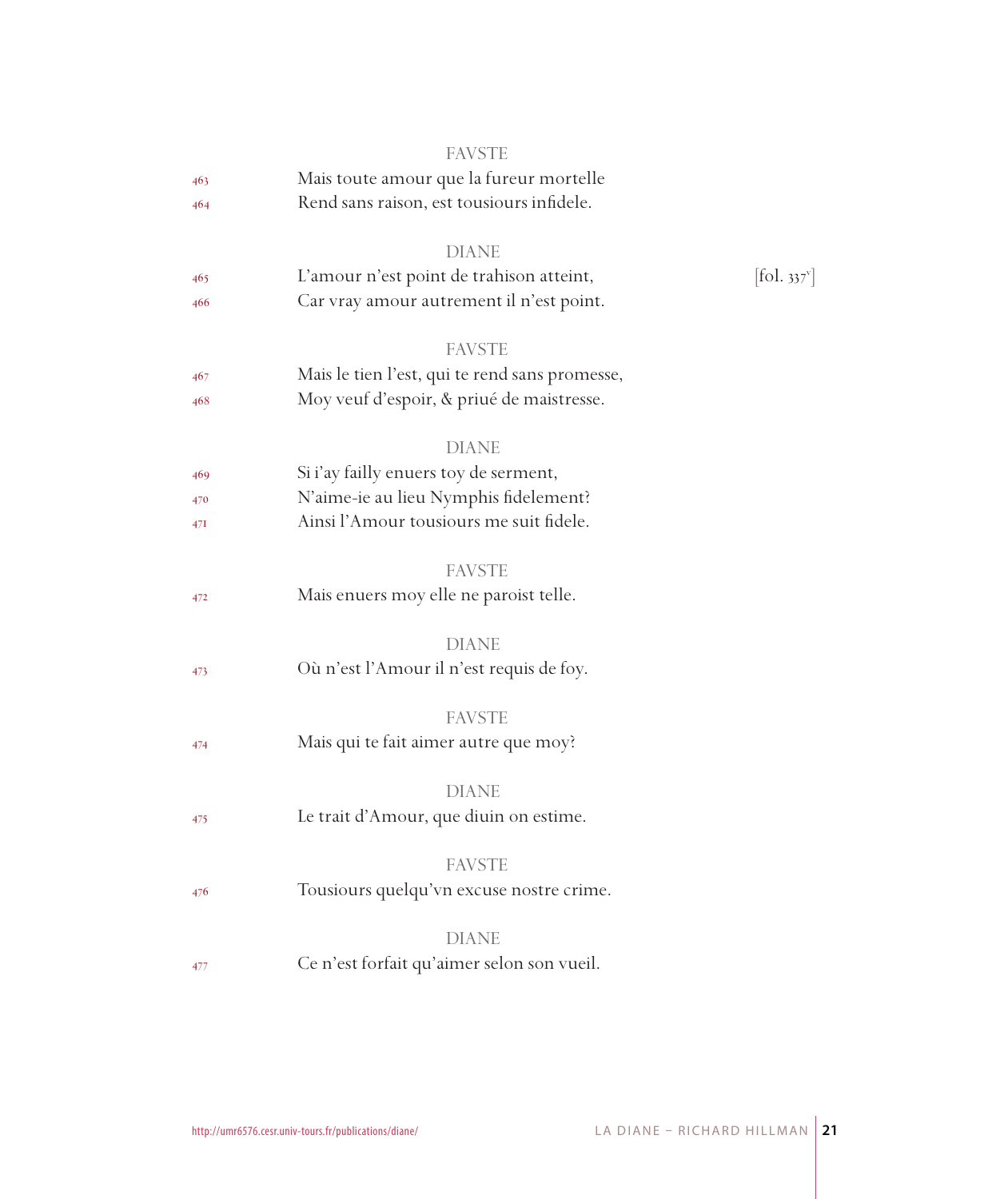FAVSTE

463 Mais toute amour que la fureur mortelle
464 Rend sans raison, est tousiours infidele.

DIANE

465 L'amour n'est point de trahison atteint, [fol. 337v]
466 Car vray amour autrement il n'est point.

FAVSTE

467 Mais le tien l'est, qui te rend sans promesse,
468 Moy veuf d'espoir, & priué de maistresse.

DIANE

469 Si i'ay failly enuers toy de serment,
470 N'aime-ie au lieu Nymphis fidelement?
471 Ainsi l'Amour tousiours me suit fidele.

FAVSTE

472 Mais enuers moy elle ne paroist telle.

DIANE

473 Où n'est l'Amour il n'est requis de foy.

FAVSTE

474 Mais qui te fait aimer autre que moy?

DIANE

475 Le trait d'Amour, que diuin on estime.

FAVSTE

476 Tousiours quelqu'vn excuse nostre crime.

DIANE

477 Ce n'est forfait qu'aimer selon son vueil.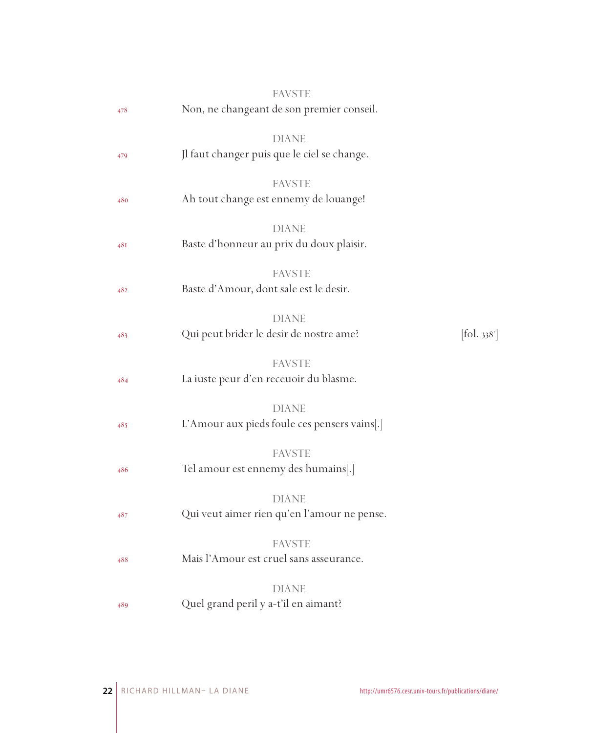FAVSTE

478 Non, ne changeant de son premier conseil.

DIANE

479 Jl faut changer puis que le ciel se change.

FAVSTE

480 Ah tout change est ennemy de louange!

DIANE

481 Baste d'honneur au prix du doux plaisir.

FAVSTE

482 Baste d'Amour, dont sale est le desir.

DIANE

483 Qui peut brider le desir de nostre ame? [fol. 338r]

FAVSTE

484 La iuste peur d'en receuoir du blasme.

DIANE

485 L'Amour aux pieds foule ces pensers vains[.]

FAVSTE

486 Tel amour est ennemy des humains[.]

DIANE

487 Qui veut aimer rien qu'en l'amour ne pense.

FAVSTE

488 Mais l'Amour est cruel sans asseurance.

DIANE

489 Quel grand peril y a-t'il en aimant?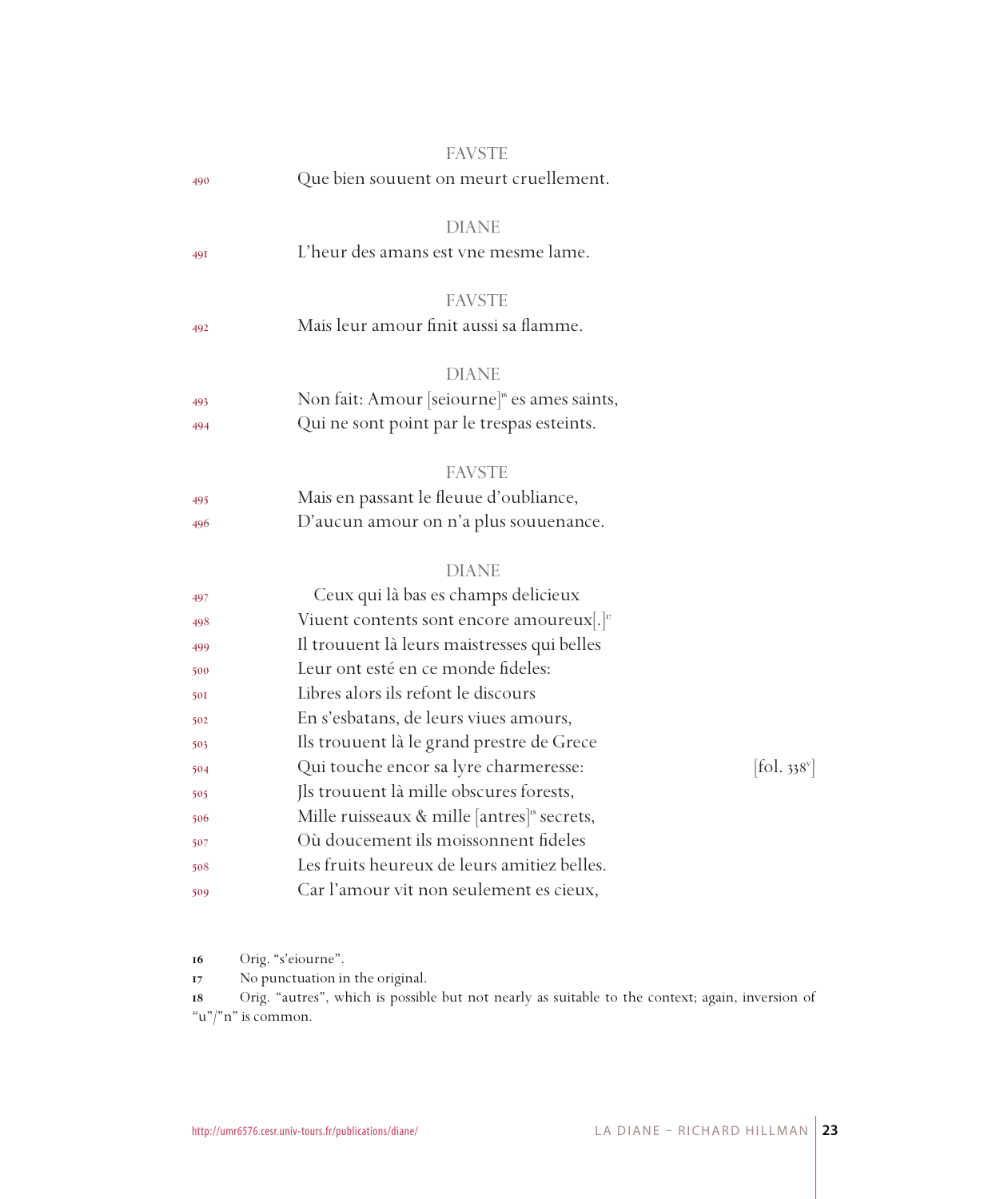FAVSTE

490 Que bien souuent on meurt cruellement.

DIANE

491 L'heur des amans est vne mesme lame.

FAVSTE

492 Mais leur amour finit aussi sa flamme.

DIANE

493 Non fait: Amour [seiourne][16] es ames saints,
494 Qui ne sont point par le trespas esteints.

FAVSTE

495 Mais en passant le fleuue d'oubliance,
496 D'aucun amour on n'a plus souuenance.

DIANE

497 Ceux qui là bas es champs delicieux
498 Viuent contents sont encore amoureux[.][17]
499 Il trouuent là leurs maistresses qui belles
500 Leur ont esté en ce monde fideles:
501 Libres alors ils refont le discours
502 En s'esbatans, de leurs viues amours,
503 Ils trouuent là le grand prestre de Grece
504 Qui touche encor sa lyre charmeresse: [fol. 338v]
505 Jls trouuent là mille obscures forests,
506 Mille ruisseaux & mille [antres][18] secrets,
507 Où doucement ils moissonnent fideles
508 Les fruits heureux de leurs amitiez belles.
509 Car l'amour vit non seulement es cieux,

16 Orig. "s'eiourne".
17 No punctuation in the original.
18 Orig. "autres", which is possible but not nearly as suitable to the context; again, inversion of "u"/"n" is common.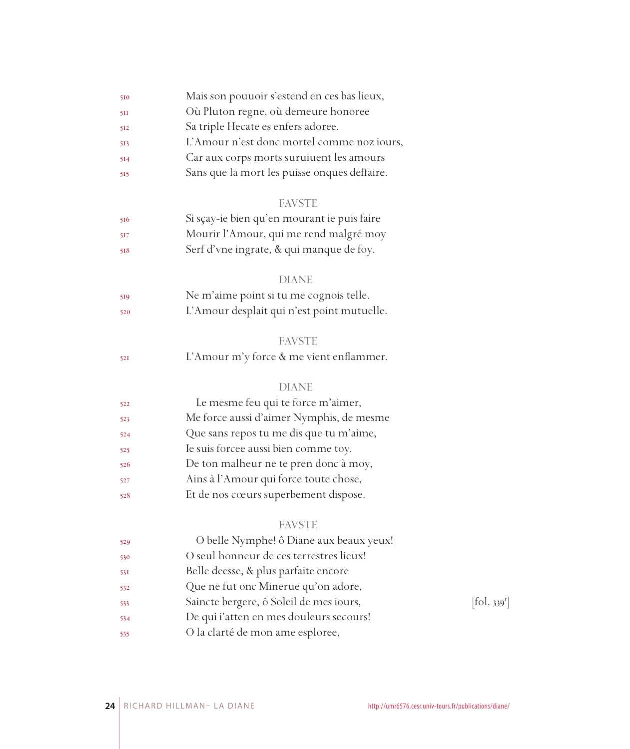510 Mais son pouuoir s'estend en ces bas lieux,
511 Où Pluton regne, où demeure honoree
512 Sa triple Hecate es enfers adoree.
513 L'Amour n'est donc mortel comme noz iours,
514 Car aux corps morts suruiuent les amours
515 Sans que la mort les puisse onques deffaire.

FAVSTE

516 Si sçay-ie bien qu'en mourant ie puis faire
517 Mourir l'Amour, qui me rend malgré moy
518 Serf d'vne ingrate, & qui manque de foy.

DIANE

519 Ne m'aime point si tu me cognois telle.
520 L'Amour desplait qui n'est point mutuelle.

FAVSTE

521 L'Amour m'y force & me vient enflammer.

DIANE

522 Le mesme feu qui te force m'aimer,
523 Me force aussi d'aimer Nymphis, de mesme
524 Que sans repos tu me dis que tu m'aime,
525 Ie suis forcee aussi bien comme toy.
526 De ton malheur ne te pren donc à moy,
527 Ains à l'Amour qui force toute chose,
528 Et de nos cœurs superbement dispose.

FAVSTE

529 O belle Nymphe! ô Diane aux beaux yeux!
530 O seul honneur de ces terrestres lieux!
531 Belle deesse, & plus parfaite encore
532 Que ne fut onc Minerue qu'on adore,
533 Saincte bergere, ô Soleil de mes iours, [fol. 339r]
534 De qui i'atten en mes douleurs secours!
535 O la clarté de mon ame esploree,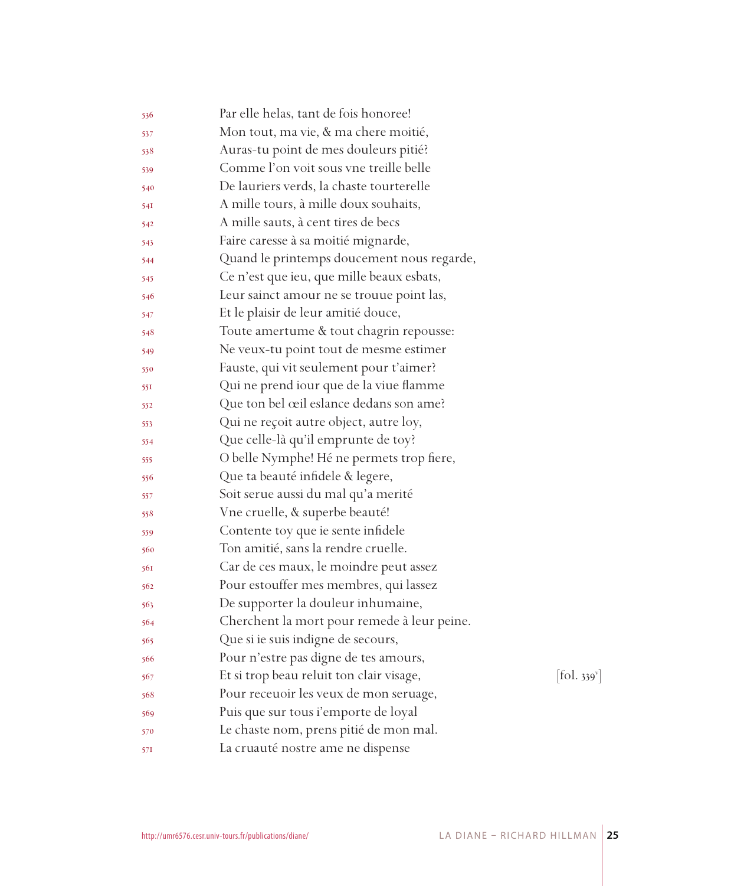536 Par elle helas, tant de fois honoree!
537 Mon tout, ma vie, & ma chere moitié,
538 Auras-tu point de mes douleurs pitié?
539 Comme l'on voit sous vne treille belle
540 De lauriers verds, la chaste tourterelle
541 A mille tours, à mille doux souhaits,
542 A mille sauts, à cent tires de becs
543 Faire caresse à sa moitié mignarde,
544 Quand le printemps doucement nous regarde,
545 Ce n'est que ieu, que mille beaux esbats,
546 Leur sainct amour ne se trouue point las,
547 Et le plaisir de leur amitié douce,
548 Toute amertume & tout chagrin repousse:
549 Ne veux-tu point tout de mesme estimer
550 Fauste, qui vit seulement pour t'aimer?
551 Qui ne prend iour que de la viue flamme
552 Que ton bel œil eslance dedans son ame?
553 Qui ne reçoit autre object, autre loy,
554 Que celle-là qu'il emprunte de toy?
555 O belle Nymphe! Hé ne permets trop fiere,
556 Que ta beauté infidele & legere,
557 Soit serue aussi du mal qu'a merité
558 Vne cruelle, & superbe beauté!
559 Contente toy que ie sente infidele
560 Ton amitié, sans la rendre cruelle.
561 Car de ces maux, le moindre peut assez
562 Pour estouffer mes membres, qui lassez
563 De supporter la douleur inhumaine,
564 Cherchent la mort pour remede à leur peine.
565 Que si ie suis indigne de secours,
566 Pour n'estre pas digne de tes amours,
567 Et si trop beau reluit ton clair visage, [fol. 339v]
568 Pour receuoir les veux de mon seruage,
569 Puis que sur tous i'emporte de loyal
570 Le chaste nom, prens pitié de mon mal.
571 La cruauté nostre ame ne dispense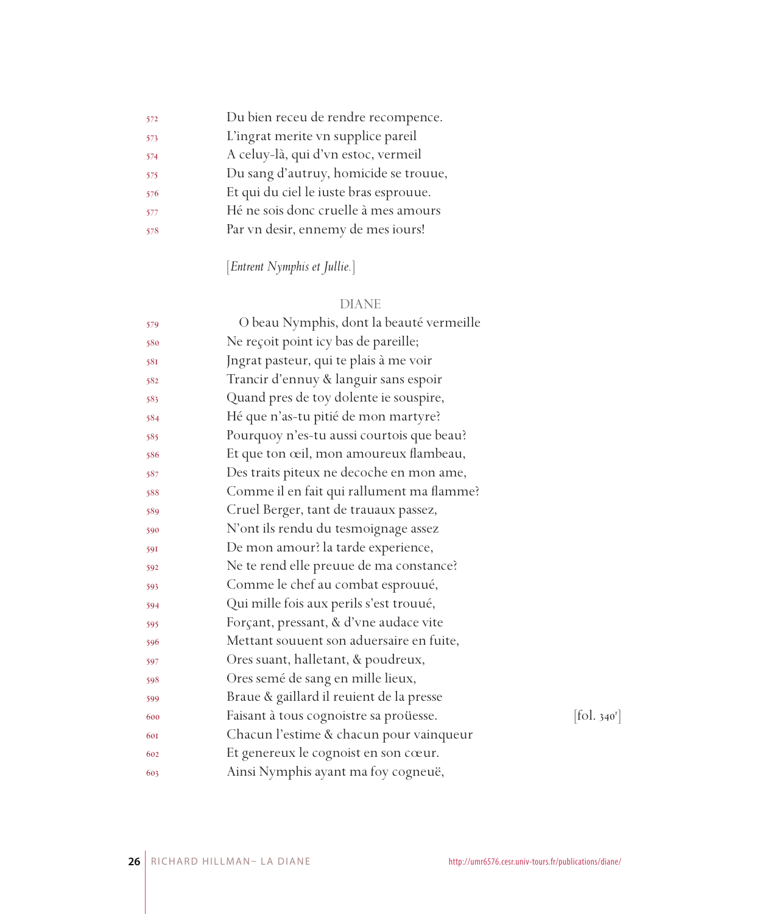572 Du bien receu de rendre recompence.
573 L'ingrat merite vn supplice pareil
574 A celuy-là, qui d'vn estoc, vermeil
575 Du sang d'autruy, homicide se trouue,
576 Et qui du ciel le iuste bras esprouue.
577 Hé ne sois donc cruelle à mes amours
578 Par vn desir, ennemy de mes iours!

[*Entrent Nymphis et Jullie.*]

DIANE

579 O beau Nymphis, dont la beauté vermeille
580 Ne reçoit point icy bas de pareille;
581 Jngrat pasteur, qui te plais à me voir
582 Trancir d'ennuy & languir sans espoir
583 Quand pres de toy dolente ie souspire,
584 Hé que n'as-tu pitié de mon martyre?
585 Pourquoy n'es-tu aussi courtois que beau?
586 Et que ton œil, mon amoureux flambeau,
587 Des traits piteux ne decoche en mon ame,
588 Comme il en fait qui rallument ma flamme?
589 Cruel Berger, tant de trauaux passez,
590 N'ont ils rendu du tesmoignage assez
591 De mon amour? la tarde experience,
592 Ne te rend elle preuue de ma constance?
593 Comme le chef au combat esprouué,
594 Qui mille fois aux perils s'est trouué,
595 Forçant, pressant, & d'vne audace vite
596 Mettant souuent son aduersaire en fuite,
597 Ores suant, halletant, & poudreux,
598 Ores semé de sang en mille lieux,
599 Braue & gaillard il reuient de la presse
600 Faisant à tous cognoistre sa proüesse. [fol. 340r]
601 Chacun l'estime & chacun pour vainqueur
602 Et genereux le cognoist en son cœur.
603 Ainsi Nymphis ayant ma foy cogneuë,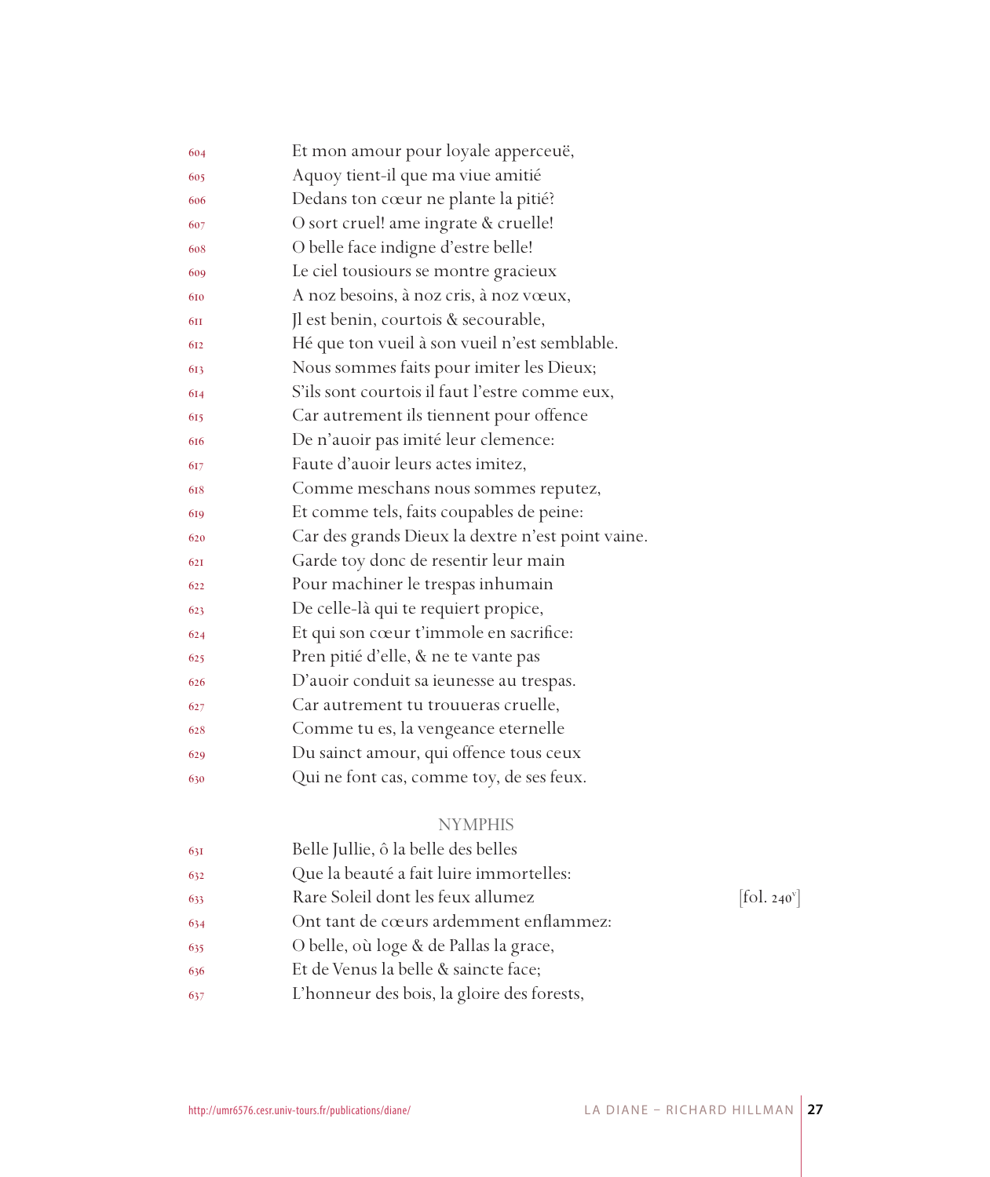604 Et mon amour pour loyale apperceuë,
605 Aquoy tient-il que ma viue amitié
606 Dedans ton cœur ne plante la pitié?
607 O sort cruel! ame ingrate & cruelle!
608 O belle face indigne d'estre belle!
609 Le ciel tousiours se montre gracieux
610 A noz besoins, à noz cris, à noz vœux,
611 Jl est benin, courtois & secourable,
612 Hé que ton vueil à son vueil n'est semblable.
613 Nous sommes faits pour imiter les Dieux;
614 S'ils sont courtois il faut l'estre comme eux,
615 Car autrement ils tiennent pour offence
616 De n'auoir pas imité leur clemence:
617 Faute d'auoir leurs actes imitez,
618 Comme meschans nous sommes reputez,
619 Et comme tels, faits coupables de peine:
620 Car des grands Dieux la dextre n'est point vaine.
621 Garde toy donc de resentir leur main
622 Pour machiner le trespas inhumain
623 De celle-là qui te requiert propice,
624 Et qui son cœur t'immole en sacrifice:
625 Pren pitié d'elle, & ne te vante pas
626 D'auoir conduit sa ieunesse au trespas.
627 Car autrement tu trouueras cruelle,
628 Comme tu es, la vengeance eternelle
629 Du sainct amour, qui offence tous ceux
630 Qui ne font cas, comme toy, de ses feux.

NYMPHIS

631 Belle Jullie, ô la belle des belles
632 Que la beauté a fait luire immortelles:
633 Rare Soleil dont les feux allumez [fol. 240v]
634 Ont tant de cœurs ardemment enflammez:
635 O belle, où loge & de Pallas la grace,
636 Et de Venus la belle & saincte face;
637 L'honneur des bois, la gloire des forests,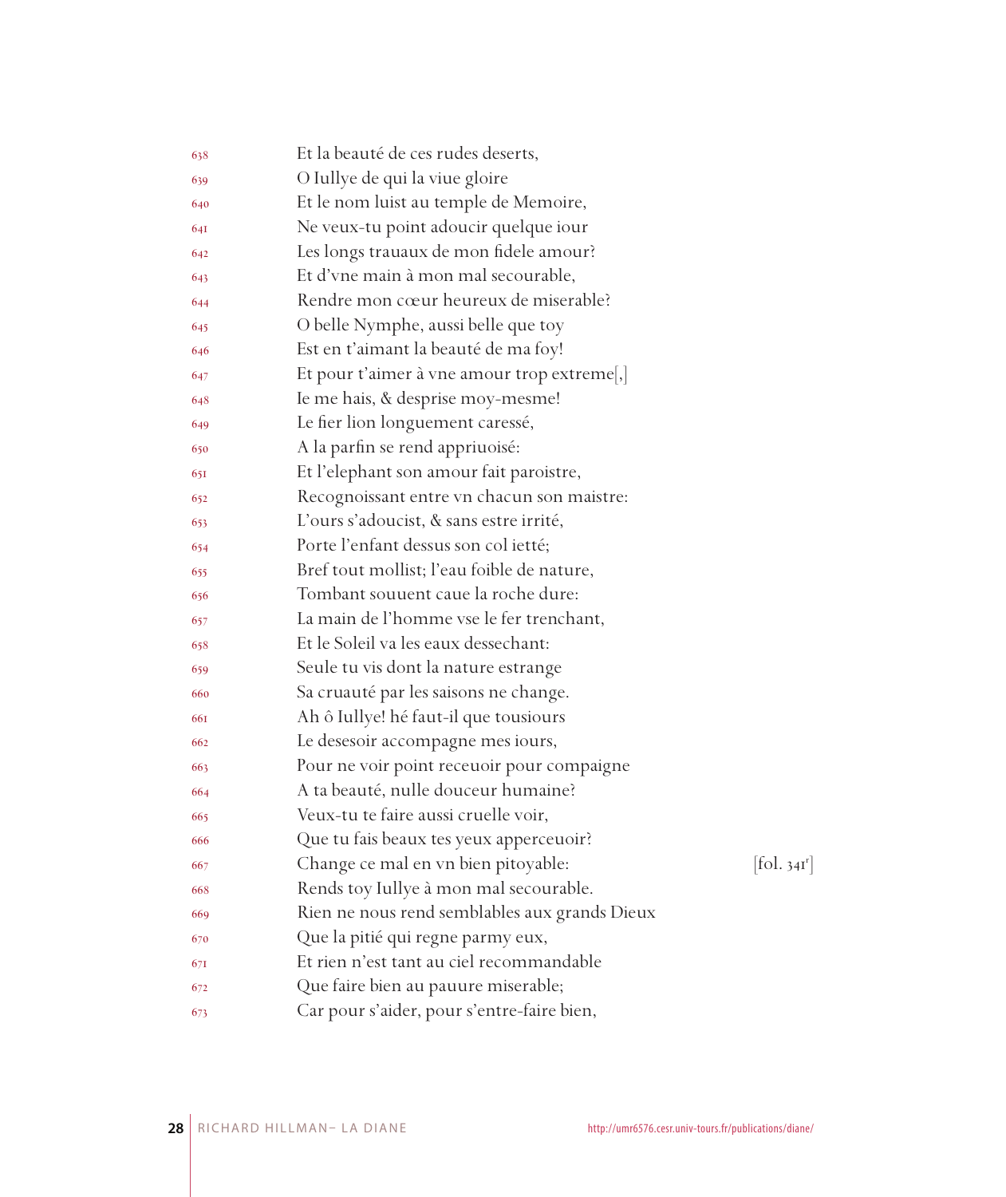638 Et la beauté de ces rudes deserts,
639 O Iullye de qui la viue gloire
640 Et le nom luist au temple de Memoire,
641 Ne veux-tu point adoucir quelque iour
642 Les longs trauaux de mon fidele amour?
643 Et d'vne main à mon mal secourable,
644 Rendre mon cœur heureux de miserable?
645 O belle Nymphe, aussi belle que toy
646 Est en t'aimant la beauté de ma foy!
647 Et pour t'aimer à vne amour trop extreme[,]
648 Ie me hais, & desprise moy-mesme!
649 Le fier lion longuement caressé,
650 A la parfin se rend appriuoisé:
651 Et l'elephant son amour fait paroistre,
652 Recognoissant entre vn chacun son maistre:
653 L'ours s'adoucist, & sans estre irrité,
654 Porte l'enfant dessus son col ietté;
655 Bref tout mollist; l'eau foible de nature,
656 Tombant souuent caue la roche dure:
657 La main de l'homme vse le fer trenchant,
658 Et le Soleil va les eaux dessechant:
659 Seule tu vis dont la nature estrange
660 Sa cruauté par les saisons ne change.
661 Ah ô Iullye! hé faut-il que tousiours
662 Le desesoir accompagne mes iours,
663 Pour ne voir point receuoir pour compaigne
664 A ta beauté, nulle douceur humaine?
665 Veux-tu te faire aussi cruelle voir,
666 Que tu fais beaux tes yeux apperceuoir?
667 Change ce mal en vn bien pitoyable: [fol. 341r]
668 Rends toy Iullye à mon mal secourable.
669 Rien ne nous rend semblables aux grands Dieux
670 Que la pitié qui regne parmy eux,
671 Et rien n'est tant au ciel recommandable
672 Que faire bien au pauure miserable;
673 Car pour s'aider, pour s'entre-faire bien,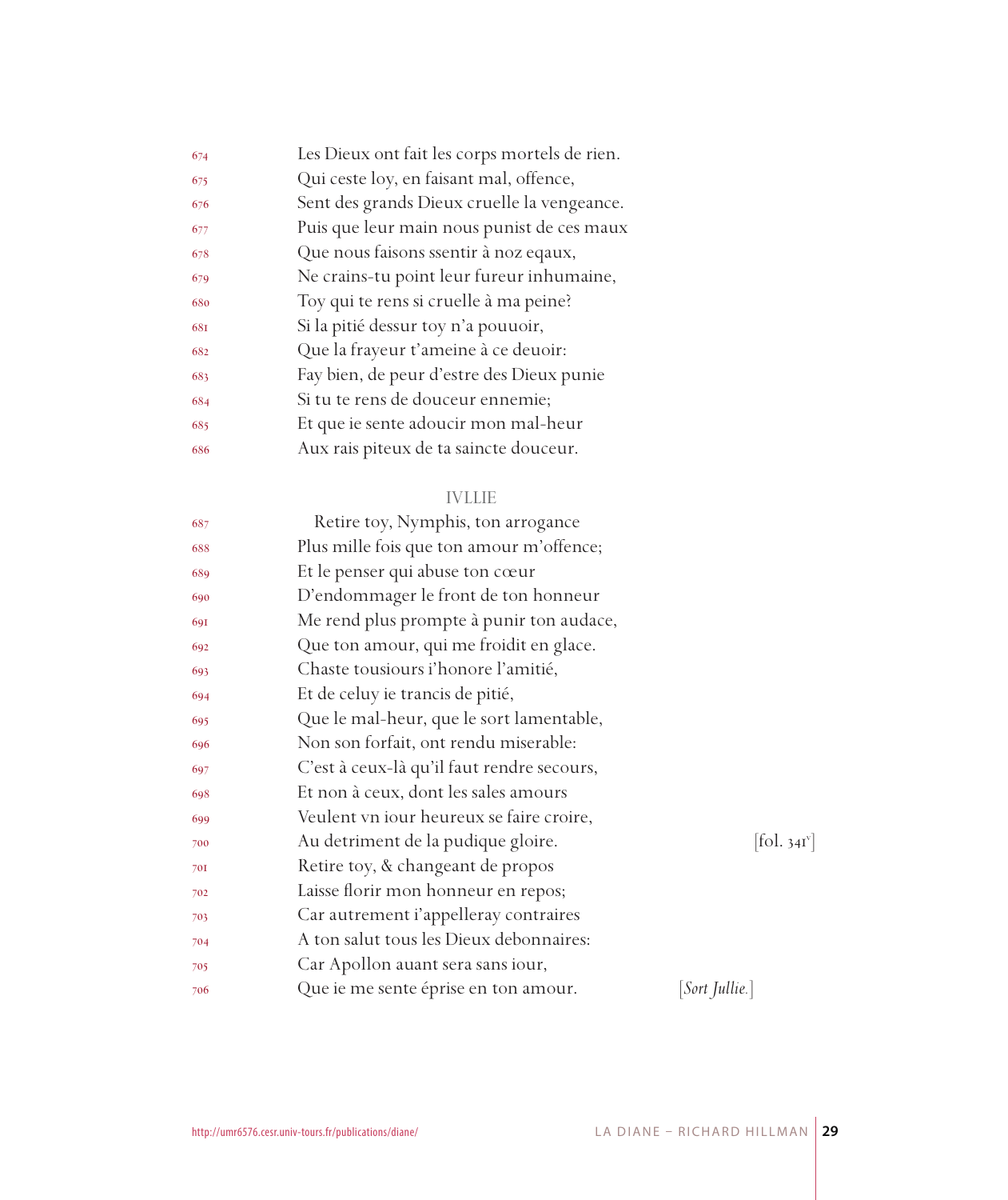674 Les Dieux ont fait les corps mortels de rien.
675 Qui ceste loy, en faisant mal, offence,
676 Sent des grands Dieux cruelle la vengeance.
677 Puis que leur main nous punist de ces maux
678 Que nous faisons ssentir à noz eqaux,
679 Ne crains-tu point leur fureur inhumaine,
680 Toy qui te rens si cruelle à ma peine?
681 Si la pitié dessur toy n'a pouuoir,
682 Que la frayeur t'ameine à ce deuoir:
683 Fay bien, de peur d'estre des Dieux punie
684 Si tu te rens de douceur ennemie;
685 Et que ie sente adoucir mon mal-heur
686 Aux rais piteux de ta saincte douceur.

IVLLIE

687 Retire toy, Nymphis, ton arrogance
688 Plus mille fois que ton amour m'offence;
689 Et le penser qui abuse ton cœur
690 D'endommager le front de ton honneur
691 Me rend plus prompte à punir ton audace,
692 Que ton amour, qui me froidit en glace.
693 Chaste tousiours i'honore l'amitié,
694 Et de celuy ie trancis de pitié,
695 Que le mal-heur, que le sort lamentable,
696 Non son forfait, ont rendu miserable:
697 C'est à ceux-là qu'il faut rendre secours,
698 Et non à ceux, dont les sales amours
699 Veulent vn iour heureux se faire croire,
700 Au detriment de la pudique gloire. [fol. 341v]
701 Retire toy, & changeant de propos
702 Laisse florir mon honneur en repos;
703 Car autrement i'appelleray contraires
704 A ton salut tous les Dieux debonnaires:
705 Car Apollon auant sera sans iour,
706 Que ie me sente éprise en ton amour. [*Sort Jullie.*]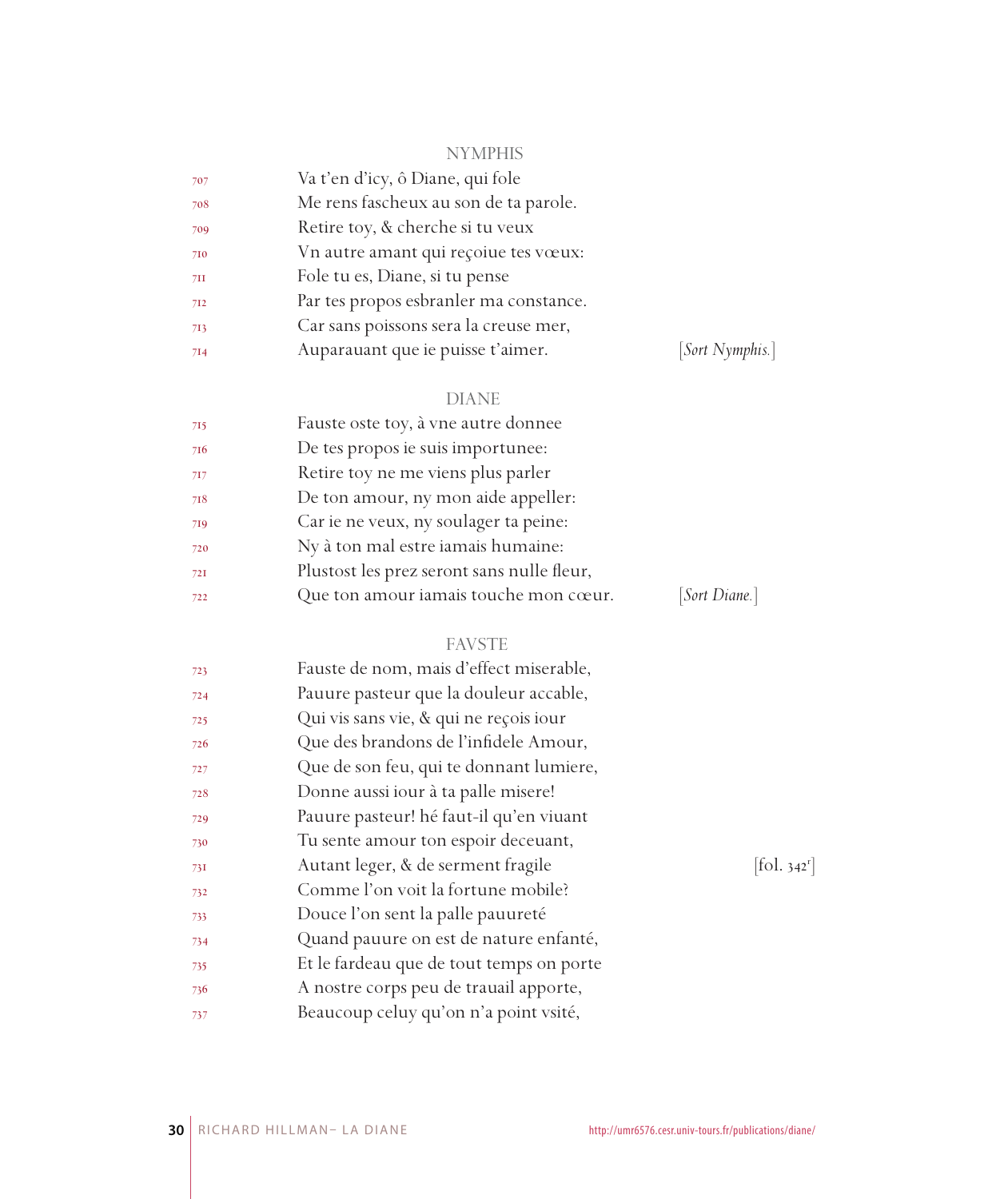NYMPHIS

707 Va t'en d'icy, ô Diane, qui fole
708 Me rens fascheux au son de ta parole.
709 Retire toy, & cherche si tu veux
710 Vn autre amant qui reçoiue tes vœux:
711 Fole tu es, Diane, si tu pense
712 Par tes propos esbranler ma constance.
713 Car sans poissons sera la creuse mer,
714 Auparauant que ie puisse t'aimer. [*Sort Nymphis.*]

DIANE

715 Fauste oste toy, à vne autre donnee
716 De tes propos ie suis importunee:
717 Retire toy ne me viens plus parler
718 De ton amour, ny mon aide appeller:
719 Car ie ne veux, ny soulager ta peine:
720 Ny à ton mal estre iamais humaine:
721 Plustost les prez seront sans nulle fleur,
722 Que ton amour iamais touche mon cœur. [*Sort Diane.*]

FAVSTE

723 Fauste de nom, mais d'effect miserable,
724 Pauure pasteur que la douleur accable,
725 Qui vis sans vie, & qui ne reçois iour
726 Que des brandons de l'infidele Amour,
727 Que de son feu, qui te donnant lumiere,
728 Donne aussi iour à ta palle misere!
729 Pauure pasteur! hé faut-il qu'en viuant
730 Tu sente amour ton espoir deceuant,
731 Autant leger, & de serment fragile [fol. 342r]
732 Comme l'on voit la fortune mobile?
733 Douce l'on sent la palle pauureté
734 Quand pauure on est de nature enfanté,
735 Et le fardeau que de tout temps on porte
736 A nostre corps peu de trauail apporte,
737 Beaucoup celuy qu'on n'a point vsité,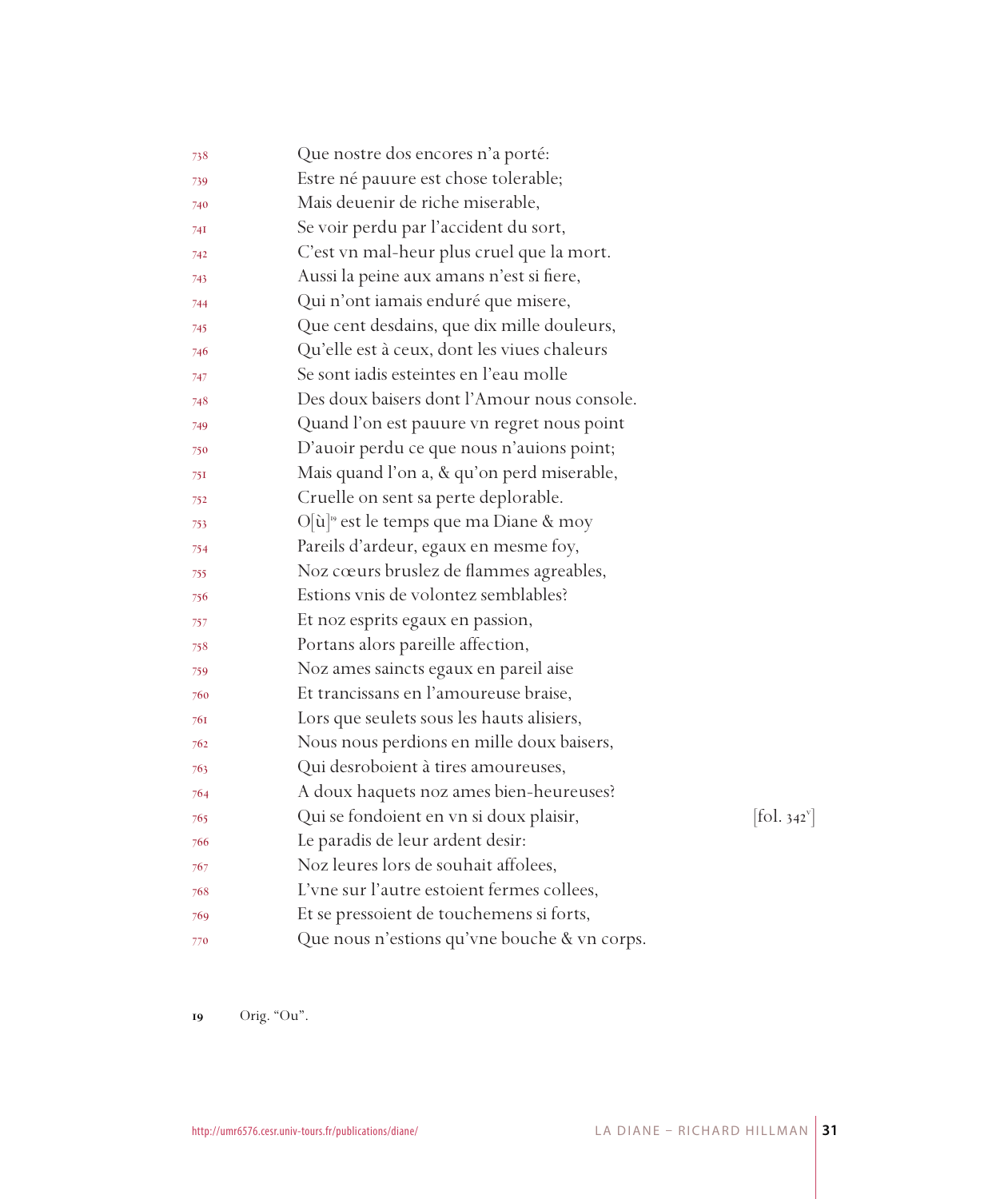738 Que nostre dos encores n'a porté:  
739 Estre né pauure est chose tolerable;  
740 Mais deuenir de riche miserable,  
741 Se voir perdu par l'accident du sort,  
742 C'est vn mal-heur plus cruel que la mort.  
743 Aussi la peine aux amans n'est si fiere,  
744 Qui n'ont iamais enduré que misere,  
745 Que cent desdains, que dix mille douleurs,  
746 Qu'elle est à ceux, dont les viues chaleurs  
747 Se sont iadis esteintes en l'eau molle  
748 Des doux baisers dont l'Amour nous console.  
749 Quand l'on est pauure vn regret nous point  
750 D'auoir perdu ce que nous n'auions point;  
751 Mais quand l'on a, & qu'on perd miserable,  
752 Cruelle on sent sa perte deplorable.  
753 O[ù][19] est le temps que ma Diane & moy  
754 Pareils d'ardeur, egaux en mesme foy,  
755 Noz cœurs bruslez de flammes agreables,  
756 Estions vnis de volontez semblables?  
757 Et noz esprits egaux en passion,  
758 Portans alors pareille affection,  
759 Noz ames saincts egaux en pareil aise  
760 Et trancissans en l'amoureuse braise,  
761 Lors que seulets sous les hauts alisiers,  
762 Nous nous perdions en mille doux baisers,  
763 Qui desroboient à tires amoureuses,  
764 A doux haquets noz ames bien-heureuses?  
765 Qui se fondoient en vn si doux plaisir, [fol. 342v]  
766 Le paradis de leur ardent desir:  
767 Noz leures lors de souhait affolees,  
768 L'vne sur l'autre estoient fermes collees,  
769 Et se pressoient de touchemens si forts,  
770 Que nous n'estions qu'vne bouche & vn corps.

19 Orig. "Ou".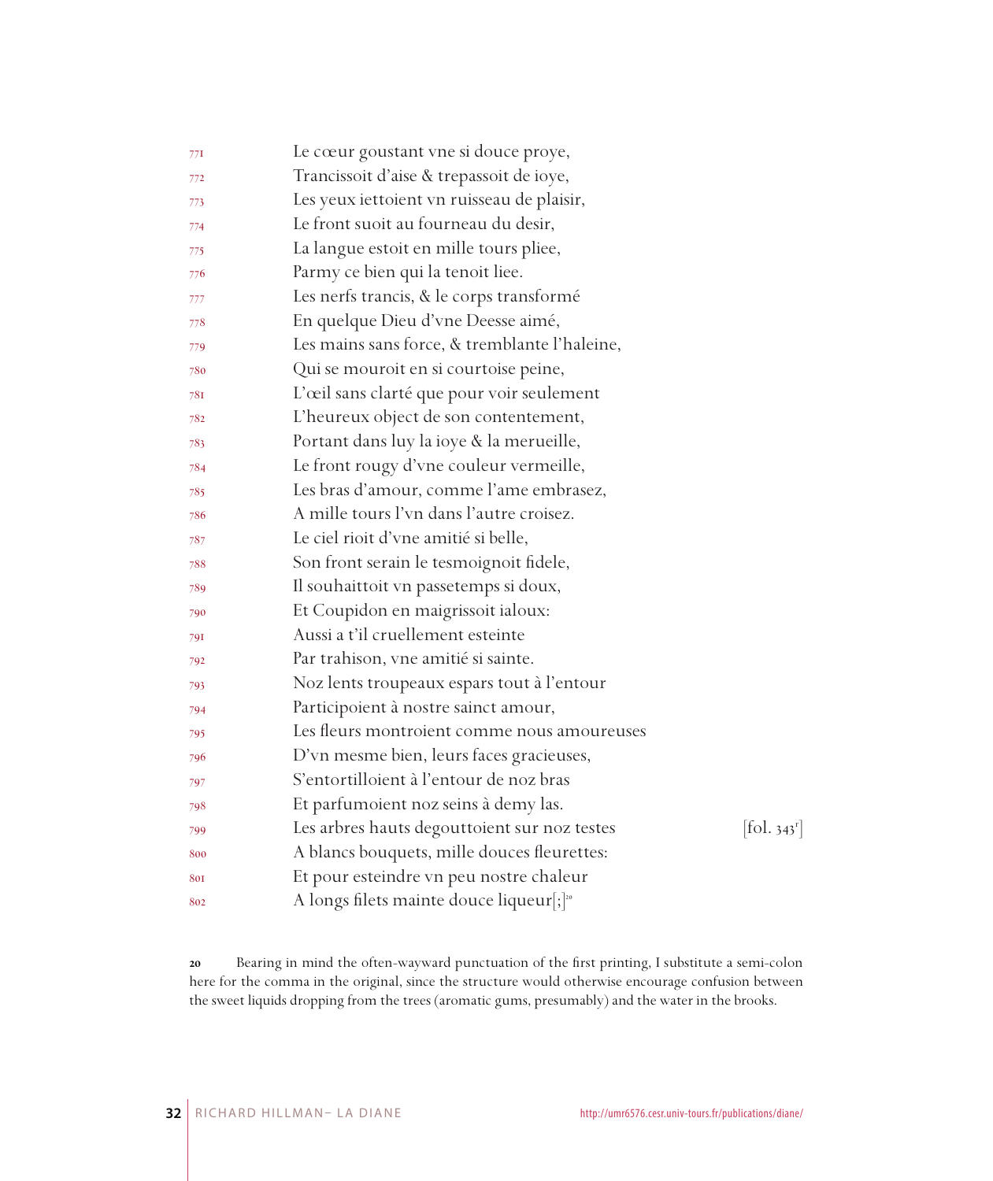771 Le cœur goustant vne si douce proye,
772 Trancissoit d'aise & trepassoit de ioye,
773 Les yeux iettoient vn ruisseau de plaisir,
774 Le front suoit au fourneau du desir,
775 La langue estoit en mille tours pliee,
776 Parmy ce bien qui la tenoit liee.
777 Les nerfs trancis, & le corps transformé
778 En quelque Dieu d'vne Deesse aimé,
779 Les mains sans force, & tremblante l'haleine,
780 Qui se mouroit en si courtoise peine,
781 L'œil sans clarté que pour voir seulement
782 L'heureux object de son contentement,
783 Portant dans luy la ioye & la merueille,
784 Le front rougy d'vne couleur vermeille,
785 Les bras d'amour, comme l'ame embrasez,
786 A mille tours l'vn dans l'autre croisez.
787 Le ciel rioit d'vne amitié si belle,
788 Son front serain le tesmoignoit fidele,
789 Il souhaittoit vn passetemps si doux,
790 Et Coupidon en maigrissoit ialoux:
791 Aussi a t'il cruellement esteinte
792 Par trahison, vne amitié si sainte.
793 Noz lents troupeaux espars tout à l'entour
794 Participoient à nostre sainct amour,
795 Les fleurs montroient comme nous amoureuses
796 D'vn mesme bien, leurs faces gracieuses,
797 S'entortilloient à l'entour de noz bras
798 Et parfumoient noz seins à demy las.
799 Les arbres hauts degouttoient sur noz testes [fol. 343r]
800 A blancs bouquets, mille douces fleurettes:
801 Et pour esteindre vn peu nostre chaleur
802 A longs filets mainte douce liqueur[;][20]

20 Bearing in mind the often-wayward punctuation of the first printing, I substitute a semi-colon here for the comma in the original, since the structure would otherwise encourage confusion between the sweet liquids dropping from the trees (aromatic gums, presumably) and the water in the brooks.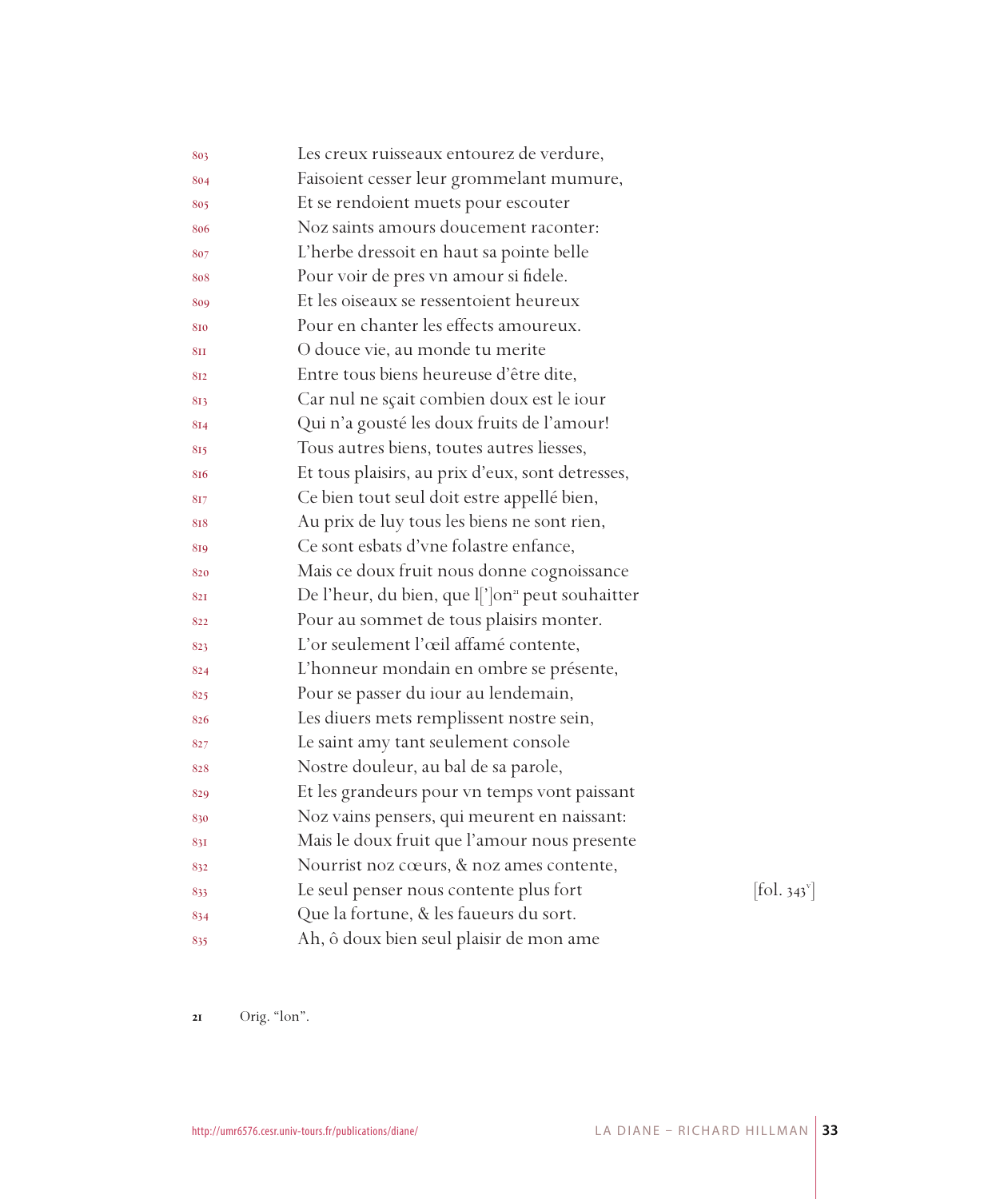803 Les creux ruisseaux entourez de verdure,
804 Faisoient cesser leur grommelant mumure,
805 Et se rendoient muets pour escouter
806 Noz saints amours doucement raconter:
807 L'herbe dressoit en haut sa pointe belle
808 Pour voir de pres vn amour si fidele.
809 Et les oiseaux se ressentoient heureux
810 Pour en chanter les effects amoureux.
811 O douce vie, au monde tu merite
812 Entre tous biens heureuse d'être dite,
813 Car nul ne sçait combien doux est le iour
814 Qui n'a gousté les doux fruits de l'amour!
815 Tous autres biens, toutes autres liesses,
816 Et tous plaisirs, au prix d'eux, sont detresses,
817 Ce bien tout seul doit estre appellé bien,
818 Au prix de luy tous les biens ne sont rien,
819 Ce sont esbats d'vne folastre enfance,
820 Mais ce doux fruit nous donne cognoissance
821 De l'heur, du bien, que l[']on[21] peut souhaitter
822 Pour au sommet de tous plaisirs monter.
823 L'or seulement l'œil affamé contente,
824 L'honneur mondain en ombre se présente,
825 Pour se passer du iour au lendemain,
826 Les diuers mets remplissent nostre sein,
827 Le saint amy tant seulement console
828 Nostre douleur, au bal de sa parole,
829 Et les grandeurs pour vn temps vont paissant
830 Noz vains pensers, qui meurent en naissant:
831 Mais le doux fruit que l'amour nous presente
832 Nourrist noz cœurs, & noz ames contente,
833 Le seul penser nous contente plus fort [fol. 343v]
834 Que la fortune, & les faueurs du sort.
835 Ah, ô doux bien seul plaisir de mon ame

21 Orig. "lon".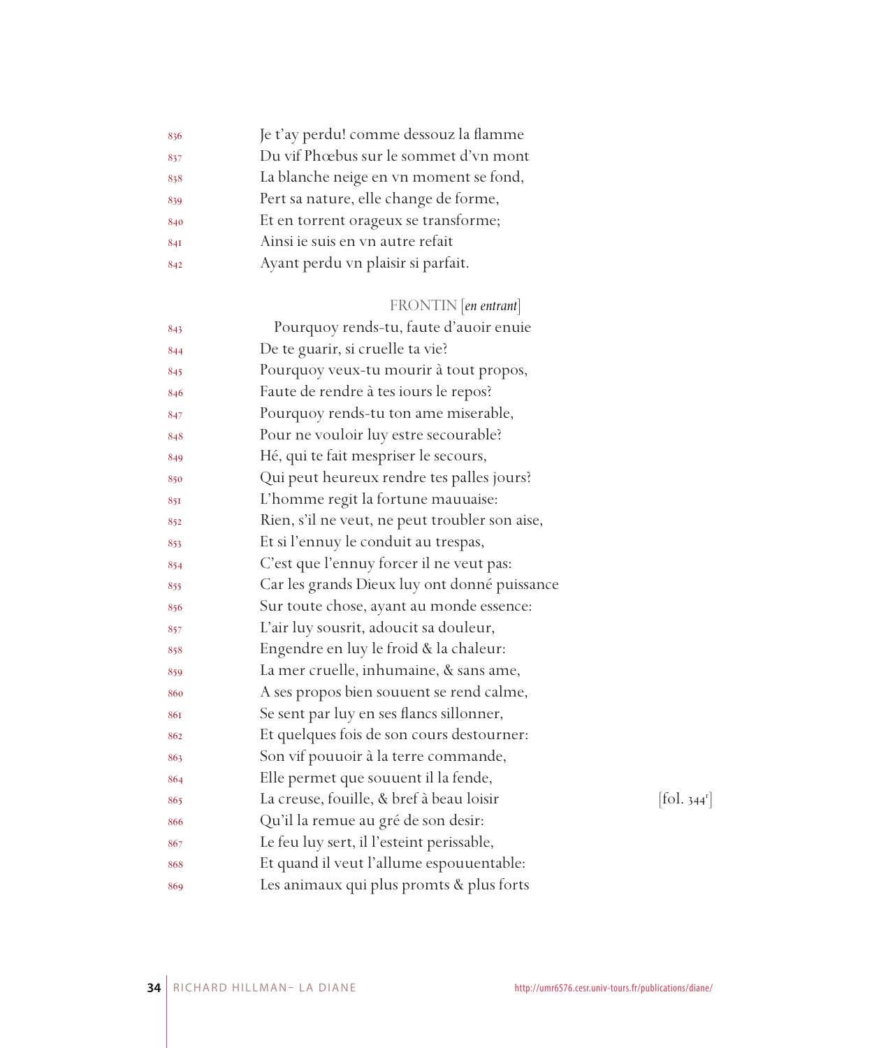836 Je t'ay perdu! comme dessouz la flamme
837 Du vif Phœbus sur le sommet d'vn mont
838 La blanche neige en vn moment se fond,
839 Pert sa nature, elle change de forme,
840 Et en torrent orageux se transforme;
841 Ainsi ie suis en vn autre refait
842 Ayant perdu vn plaisir si parfait.

FRONTIN [*en entrant*]

843 Pourquoy rends-tu, faute d'auoir enuie
844 De te guarir, si cruelle ta vie?
845 Pourquoy veux-tu mourir à tout propos,
846 Faute de rendre à tes iours le repos?
847 Pourquoy rends-tu ton ame miserable,
848 Pour ne vouloir luy estre secourable?
849 Hé, qui te fait mespriser le secours,
850 Qui peut heureux rendre tes palles jours?
851 L'homme regit la fortune mauuaise:
852 Rien, s'il ne veut, ne peut troubler son aise,
853 Et si l'ennuy le conduit au trespas,
854 C'est que l'ennuy forcer il ne veut pas:
855 Car les grands Dieux luy ont donné puissance
856 Sur toute chose, ayant au monde essence:
857 L'air luy sousrit, adoucit sa douleur,
858 Engendre en luy le froid & la chaleur:
859 La mer cruelle, inhumaine, & sans ame,
860 A ses propos bien souuent se rend calme,
861 Se sent par luy en ses flancs sillonner,
862 Et quelques fois de son cours destourner:
863 Son vif pouuoir à la terre commande,
864 Elle permet que souuent il la fende,
865 La creuse, fouille, & bref à beau loisir [fol. 344[r]]
866 Qu'il la remue au gré de son desir:
867 Le feu luy sert, il l'esteint perissable,
868 Et quand il veut l'allume espouuentable:
869 Les animaux qui plus promts & plus forts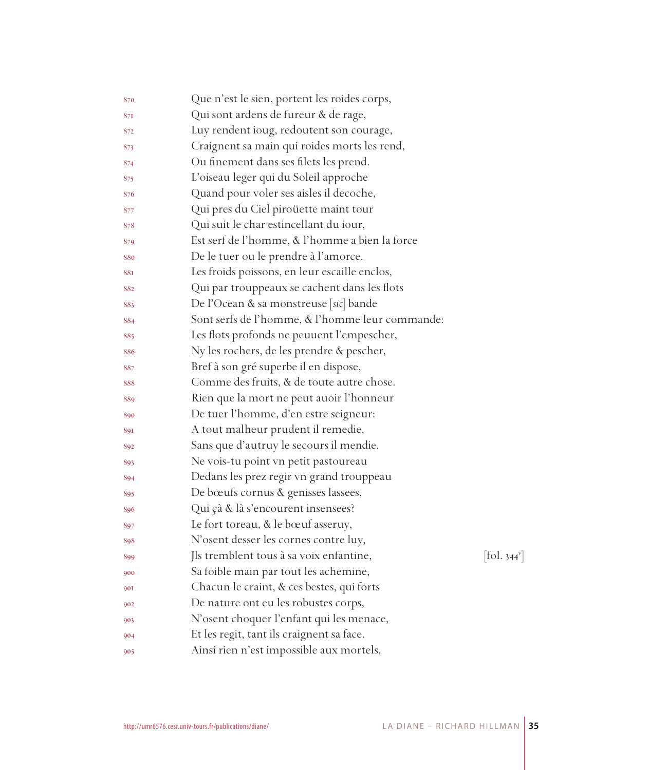870 Que n'est le sien, portent les roides corps,
871 Qui sont ardens de fureur & de rage,
872 Luy rendent ioug, redoutent son courage,
873 Craignent sa main qui roides morts les rend,
874 Ou finement dans ses filets les prend.
875 L'oiseau leger qui du Soleil approche
876 Quand pour voler ses aisles il decoche,
877 Qui pres du Ciel piroüette maint tour
878 Qui suit le char estincellant du iour,
879 Est serf de l'homme, & l'homme a bien la force
880 De le tuer ou le prendre à l'amorce.
881 Les froids poissons, en leur escaille enclos,
882 Qui par trouppeaux se cachent dans les flots
883 De l'Ocean & sa monstreuse [*sic*] bande
884 Sont serfs de l'homme, & l'homme leur commande:
885 Les flots profonds ne peuuent l'empescher,
886 Ny les rochers, de les prendre & pescher,
887 Bref à son gré superbe il en dispose,
888 Comme des fruits, & de toute autre chose.
889 Rien que la mort ne peut auoir l'honneur
890 De tuer l'homme, d'en estre seigneur:
891 A tout malheur prudent il remedie,
892 Sans que d'autruy le secours il mendie.
893 Ne vois-tu point vn petit pastoureau
894 Dedans les prez regir vn grand trouppeau
895 De bœufs cornus & genisses lassees,
896 Qui çà & là s'encourent insensees?
897 Le fort toreau, & le bœuf asseruy,
898 N'osent desser les cornes contre luy,
899 Jls tremblent tous à sa voix enfantine, [fol. 344v]
900 Sa foible main par tout les achemine,
901 Chacun le craint, & ces bestes, qui forts
902 De nature ont eu les robustes corps,
903 N'osent choquer l'enfant qui les menace,
904 Et les regit, tant ils craignent sa face.
905 Ainsi rien n'est impossible aux mortels,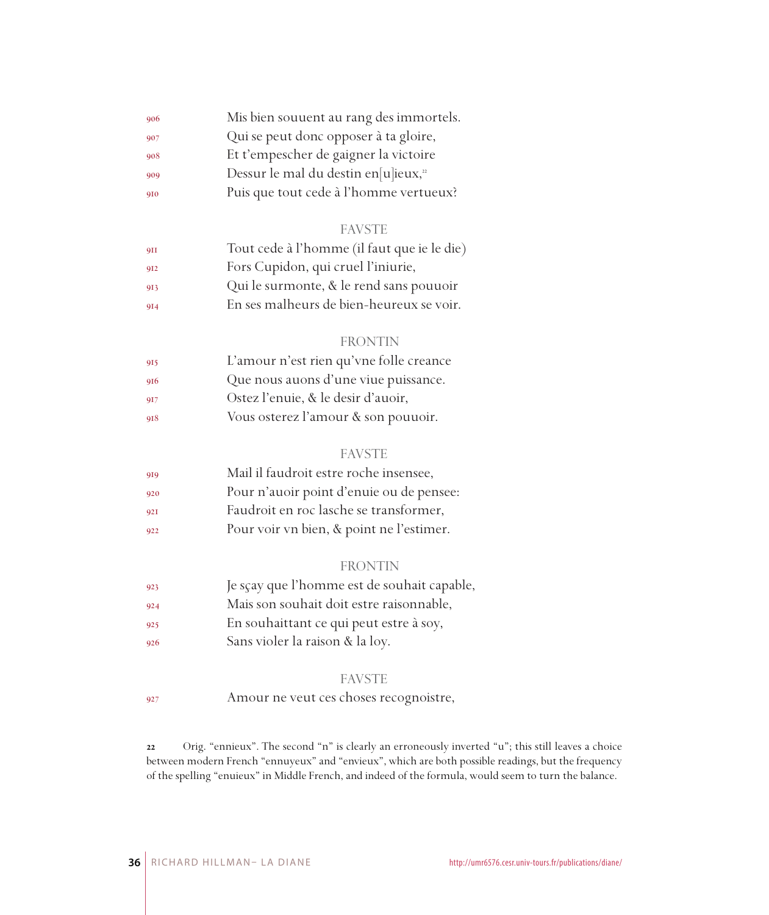906 Mis bien souuent au rang des immortels.
907 Qui se peut donc opposer à ta gloire,
908 Et t'empescher de gaigner la victoire
909 Dessur le mal du destin en[u]ieux,[22]
910 Puis que tout cede à l'homme vertueux?

FAVSTE

911 Tout cede à l'homme (il faut que ie le die)
912 Fors Cupidon, qui cruel l'iniurie,
913 Qui le surmonte, & le rend sans pouuoir
914 En ses malheurs de bien-heureux se voir.

FRONTIN

915 L'amour n'est rien qu'vne folle creance
916 Que nous auons d'une viue puissance.
917 Ostez l'enuie, & le desir d'auoir,
918 Vous osterez l'amour & son pouuoir.

FAVSTE

919 Mail il faudroit estre roche insensee,
920 Pour n'auoir point d'enuie ou de pensee:
921 Faudroit en roc lasche se transformer,
922 Pour voir vn bien, & point ne l'estimer.

FRONTIN

923 Je sçay que l'homme est de souhait capable,
924 Mais son souhait doit estre raisonnable,
925 En souhaittant ce qui peut estre à soy,
926 Sans violer la raison & la loy.

FAVSTE

927 Amour ne veut ces choses recognoistre,

22 Orig. "ennieux". The second "n" is clearly an erroneously inverted "u"; this still leaves a choice between modern French "ennuyeux" and "envieux", which are both possible readings, but the frequency of the spelling "enuieux" in Middle French, and indeed of the formula, would seem to turn the balance.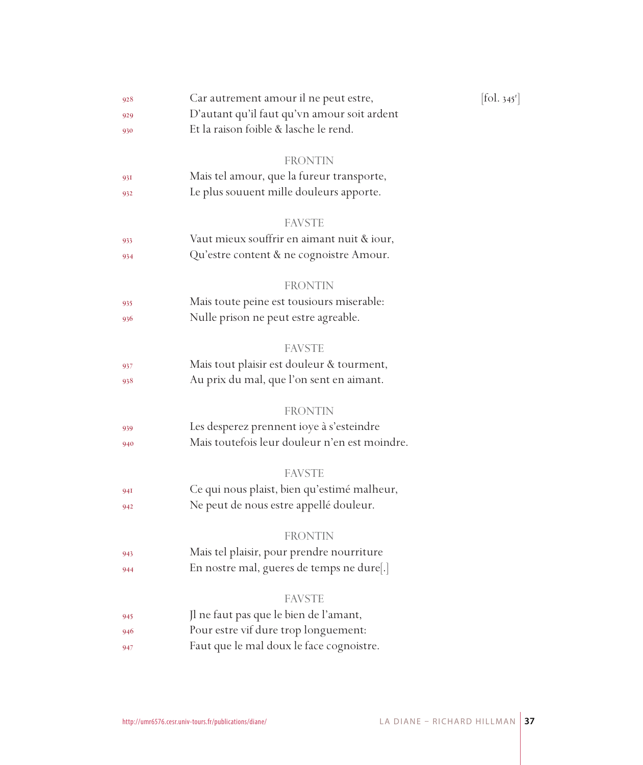928 Car autrement amour il ne peut estre, [fol. 345r]
929 D'autant qu'il faut qu'vn amour soit ardent
930 Et la raison foible & lasche le rend.

FRONTIN

931 Mais tel amour, que la fureur transporte,
932 Le plus souuent mille douleurs apporte.

FAVSTE

933 Vaut mieux souffrir en aimant nuit & iour,
934 Qu'estre content & ne cognoistre Amour.

FRONTIN

935 Mais toute peine est tousiours miserable:
936 Nulle prison ne peut estre agreable.

FAVSTE

937 Mais tout plaisir est douleur & tourment,
938 Au prix du mal, que l'on sent en aimant.

FRONTIN

939 Les desperez prennent ioye à s'esteindre
940 Mais toutefois leur douleur n'en est moindre.

FAVSTE

941 Ce qui nous plaist, bien qu'estimé malheur,
942 Ne peut de nous estre appellé douleur.

FRONTIN

943 Mais tel plaisir, pour prendre nourriture
944 En nostre mal, gueres de temps ne dure[.]

FAVSTE

945 Jl ne faut pas que le bien de l'amant,
946 Pour estre vif dure trop longuement:
947 Faut que le mal doux le face cognoistre.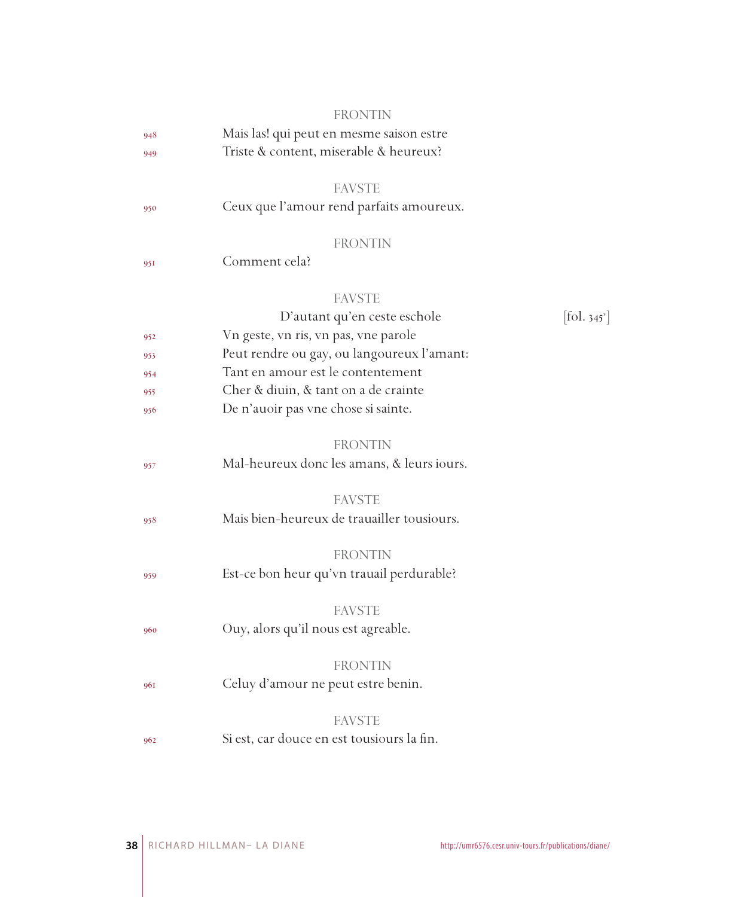FRONTIN

948 Mais las! qui peut en mesme saison estre
949 Triste & content, miserable & heureux?

FAVSTE

950 Ceux que l'amour rend parfaits amoureux.

FRONTIN

951 Comment cela?

FAVSTE

D'autant qu'en ceste eschole [fol. 345v]
952 Vn geste, vn ris, vn pas, vne parole
953 Peut rendre ou gay, ou langoureux l'amant:
954 Tant en amour est le contentement
955 Cher & diuin, & tant on a de crainte
956 De n'auoir pas vne chose si sainte.

FRONTIN

957 Mal-heureux donc les amans, & leurs iours.

FAVSTE

958 Mais bien-heureux de trauailler tousiours.

FRONTIN

959 Est-ce bon heur qu'vn trauail perdurable?

FAVSTE

960 Ouy, alors qu'il nous est agreable.

FRONTIN

961 Celuy d'amour ne peut estre benin.

FAVSTE

962 Si est, car douce en est tousiours la fin.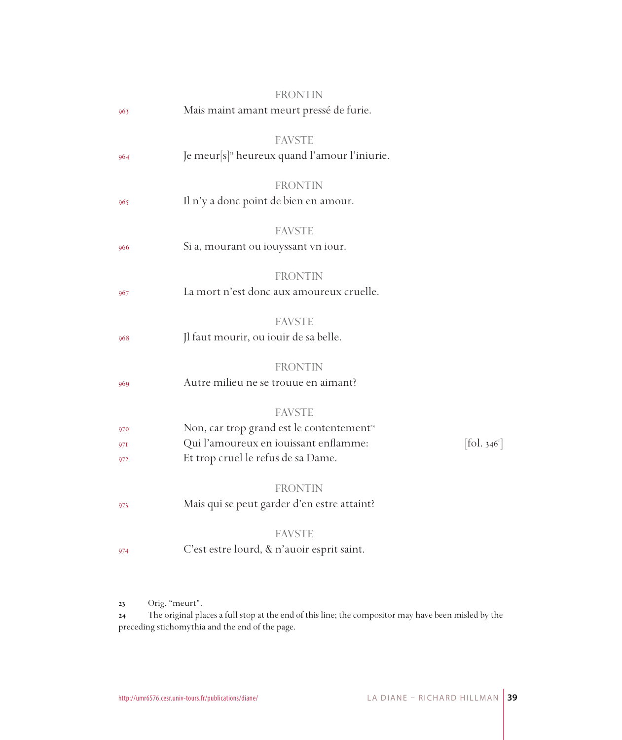FRONTIN

963 Mais maint amant meurt pressé de furie.

FAVSTE

964 Je meur[s][23] heureux quand l'amour l'iniurie.

FRONTIN

965 Il n'y a donc point de bien en amour.

FAVSTE

966 Si a, mourant ou iouyssant vn iour.

FRONTIN

967 La mort n'est donc aux amoureux cruelle.

FAVSTE

968 Jl faut mourir, ou iouir de sa belle.

FRONTIN

969 Autre milieu ne se trouue en aimant?

FAVSTE

970 Non, car trop grand est le contentement[24]
971 Qui l'amoureux en iouissant enflamme: [fol. 346r]
972 Et trop cruel le refus de sa Dame.

FRONTIN

973 Mais qui se peut garder d'en estre attaint?

FAVSTE

974 C'est estre lourd, & n'auoir esprit saint.

---

23 Orig. "meurt".

24 The original places a full stop at the end of this line; the compositor may have been misled by the preceding stichomythia and the end of the page.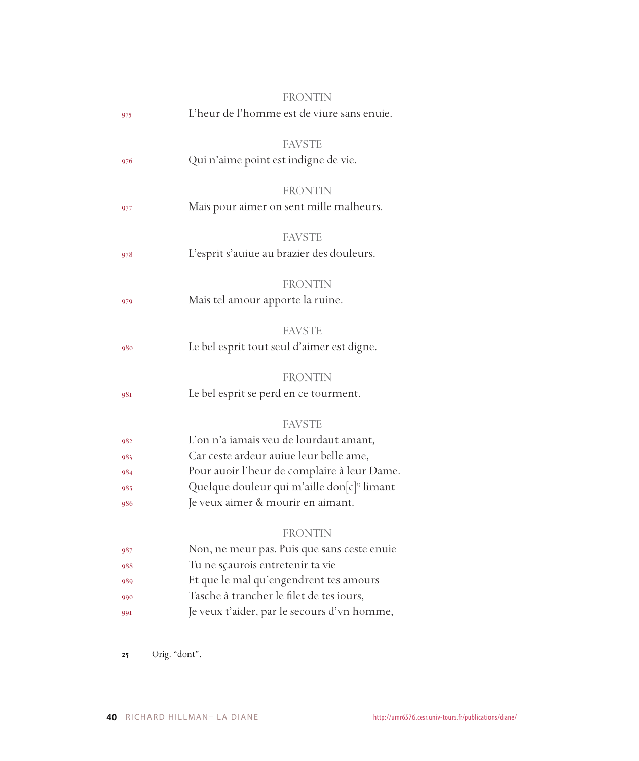FRONTIN

975 L'heur de l'homme est de viure sans enuie.

FAVSTE

976 Qui n'aime point est indigne de vie.

FRONTIN

977 Mais pour aimer on sent mille malheurs.

FAVSTE

978 L'esprit s'auiue au brazier des douleurs.

FRONTIN

979 Mais tel amour apporte la ruine.

FAVSTE

980 Le bel esprit tout seul d'aimer est digne.

FRONTIN

981 Le bel esprit se perd en ce tourment.

FAVSTE

982 L'on n'a iamais veu de lourdaut amant,
983 Car ceste ardeur auiue leur belle ame,
984 Pour auoir l'heur de complaire à leur Dame.
985 Quelque douleur qui m'aille don[c][25] limant
986 Je veux aimer & mourir en aimant.

FRONTIN

987 Non, ne meur pas. Puis que sans ceste enuie
988 Tu ne sçaurois entretenir ta vie
989 Et que le mal qu'engendrent tes amours
990 Tasche à trancher le filet de tes iours,
991 Je veux t'aider, par le secours d'vn homme,

25 Orig. "dont".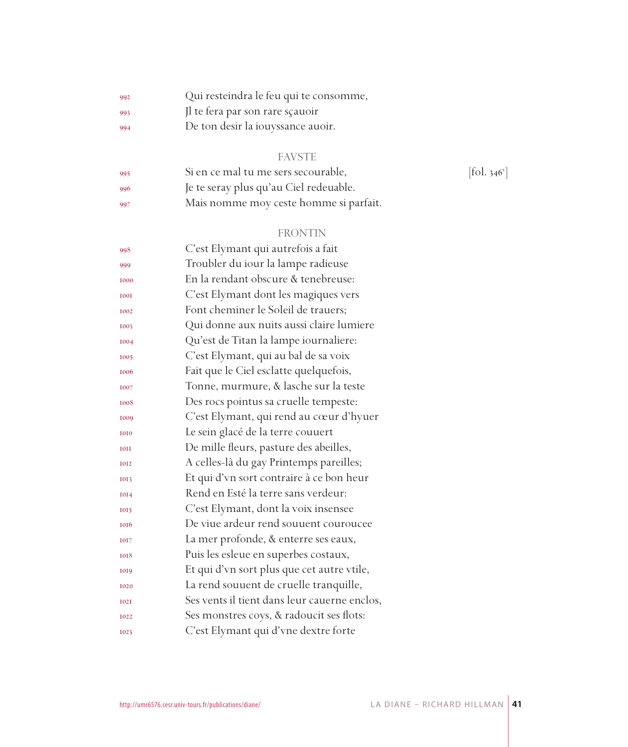992 Qui resteindra le feu qui te consomme,
993 Jl te fera par son rare sçauoir
994 De ton desir la iouyssance auoir.

FAVSTE

995 Si en ce mal tu me sers secourable, [fol. 346v]
996 Je te seray plus qu'au Ciel redeuable.
997 Mais nomme moy ceste homme si parfait.

FRONTIN

998 C'est Elymant qui autrefois a fait
999 Troubler du iour la lampe radieuse
1000 En la rendant obscure & tenebreuse:
1001 C'est Elymant dont les magiques vers
1002 Font cheminer le Soleil de trauers;
1003 Qui donne aux nuits aussi claire lumiere
1004 Qu'est de Titan la lampe iournaliere:
1005 C'est Elymant, qui au bal de sa voix
1006 Fait que le Ciel esclatte quelquefois,
1007 Tonne, murmure, & lasche sur la teste
1008 Des rocs pointus sa cruelle tempeste:
1009 C'est Elymant, qui rend au cœur d'hyuer
1010 Le sein glacé de la terre couuert
1011 De mille fleurs, pasture des abeilles,
1012 A celles-là du gay Printemps pareilles;
1013 Et qui d'vn sort contraire à ce bon heur
1014 Rend en Esté la terre sans verdeur:
1015 C'est Elymant, dont la voix insensee
1016 De viue ardeur rend souuent couroucee
1017 La mer profonde, & enterre ses eaux,
1018 Puis les esleue en superbes costaux,
1019 Et qui d'vn sort plus que cet autre vtile,
1020 La rend souuent de cruelle tranquille,
1021 Ses vents il tient dans leur cauerne enclos,
1022 Ses monstres coys, & radoucit ses flots:
1023 C'est Elymant qui d'vne dextre forte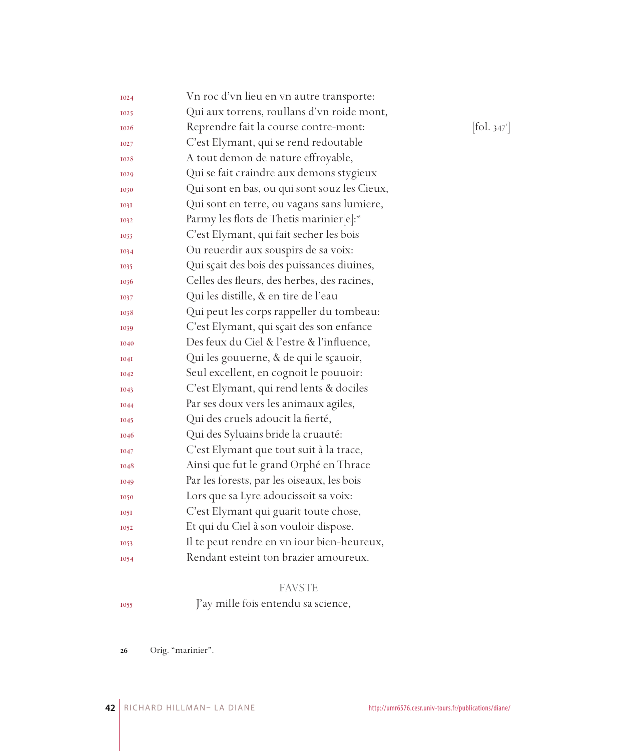1024 Vn roc d'vn lieu en vn autre transporte:
1025 Qui aux torrens, roullans d'vn roide mont,
1026 Reprendre fait la course contre-mont: [fol. 347r]
1027 C'est Elymant, qui se rend redoutable
1028 A tout demon de nature effroyable,
1029 Qui se fait craindre aux demons stygieux
1030 Qui sont en bas, ou qui sont souz les Cieux,
1031 Qui sont en terre, ou vagans sans lumiere,
1032 Parmy les flots de Thetis marinier[e]:[26]
1033 C'est Elymant, qui fait secher les bois
1034 Ou reuerdir aux souspirs de sa voix:
1035 Qui sçait des bois des puissances diuines,
1036 Celles des fleurs, des herbes, des racines,
1037 Qui les distille, & en tire de l'eau
1038 Qui peut les corps rappeller du tombeau:
1039 C'est Elymant, qui sçait des son enfance
1040 Des feux du Ciel & l'estre & l'influence,
1041 Qui les gouuerne, & de qui le sçauoir,
1042 Seul excellent, en cognoit le pouuoir:
1043 C'est Elymant, qui rend lents & dociles
1044 Par ses doux vers les animaux agiles,
1045 Qui des cruels adoucit la fierté,
1046 Qui des Syluains bride la cruauté:
1047 C'est Elymant que tout suit à la trace,
1048 Ainsi que fut le grand Orphé en Thrace
1049 Par les forests, par les oiseaux, les bois
1050 Lors que sa Lyre adoucissoit sa voix:
1051 C'est Elymant qui guarit toute chose,
1052 Et qui du Ciel à son vouloir dispose.
1053 Il te peut rendre en vn iour bien-heureux,
1054 Rendant esteint ton brazier amoureux.

FAVSTE

1055 J'ay mille fois entendu sa science,

---

26 Orig. "marinier".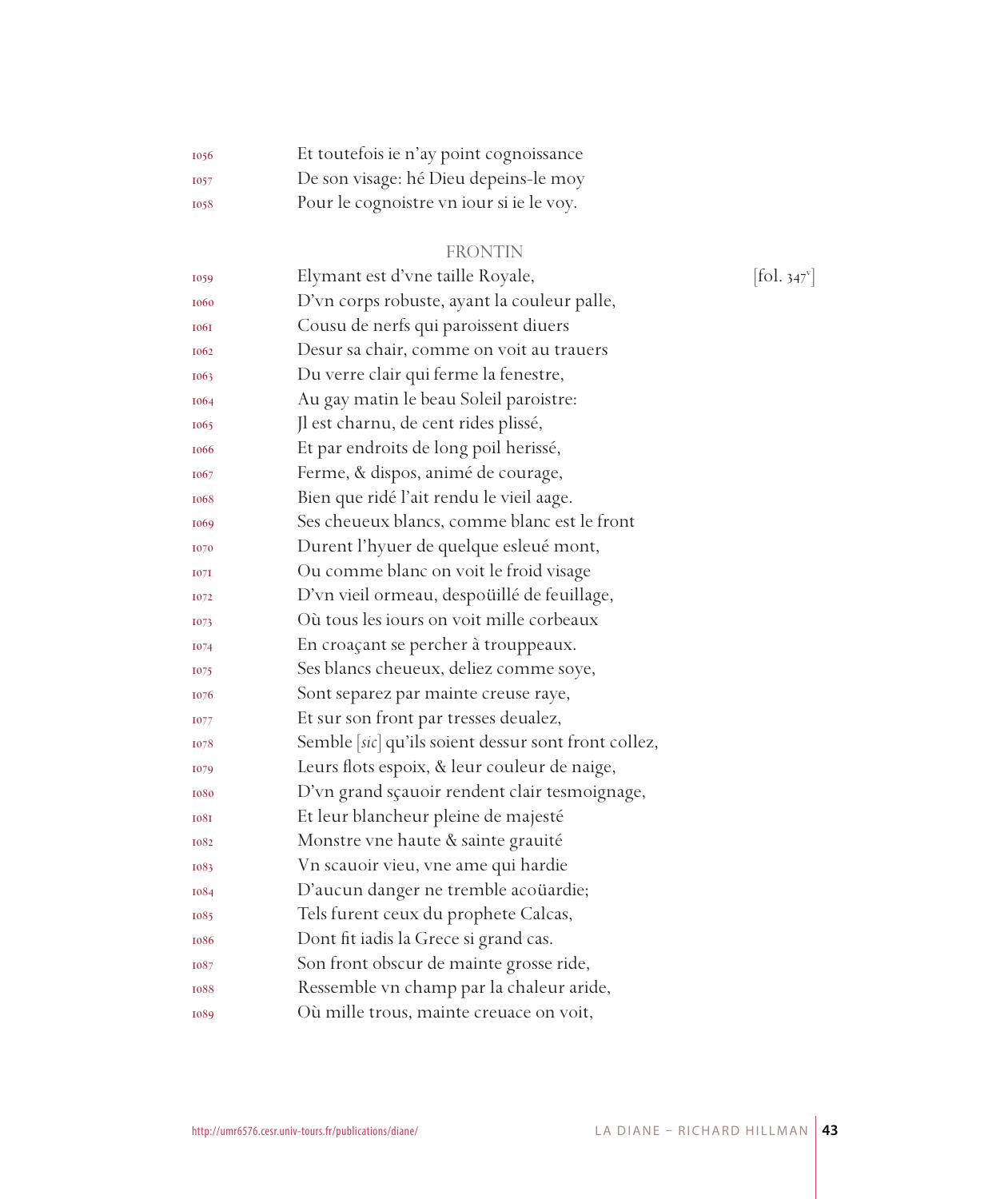1056 Et toutefois ie n'ay point cognoissance
1057 De son visage: hé Dieu depeins-le moy
1058 Pour le cognoistre vn iour si ie le voy.

FRONTIN

1059 Elymant est d'vne taille Royale, [fol. 347v]
1060 D'vn corps robuste, ayant la couleur palle,
1061 Cousu de nerfs qui paroissent diuers
1062 Desur sa chair, comme on voit au trauers
1063 Du verre clair qui ferme la fenestre,
1064 Au gay matin le beau Soleil paroistre:
1065 Jl est charnu, de cent rides plissé,
1066 Et par endroits de long poil herissé,
1067 Ferme, & dispos, animé de courage,
1068 Bien que ridé l'ait rendu le vieil aage.
1069 Ses cheueux blancs, comme blanc est le front
1070 Durent l'hyuer de quelque esleué mont,
1071 Ou comme blanc on voit le froid visage
1072 D'vn vieil ormeau, despoüillé de feuillage,
1073 Où tous les iours on voit mille corbeaux
1074 En croaçant se percher à trouppeaux.
1075 Ses blancs cheueux, deliez comme soye,
1076 Sont separez par mainte creuse raye,
1077 Et sur son front par tresses deualez,
1078 Semble [*sic*] qu'ils soient dessur sont front collez,
1079 Leurs flots espoix, & leur couleur de naige,
1080 D'vn grand sçauoir rendent clair tesmoignage,
1081 Et leur blancheur pleine de majesté
1082 Monstre vne haute & sainte grauité
1083 Vn scauoir vieu, vne ame qui hardie
1084 D'aucun danger ne tremble acoüardie;
1085 Tels furent ceux du prophete Calcas,
1086 Dont fit iadis la Grece si grand cas.
1087 Son front obscur de mainte grosse ride,
1088 Ressemble vn champ par la chaleur aride,
1089 Où mille trous, mainte creuace on voit,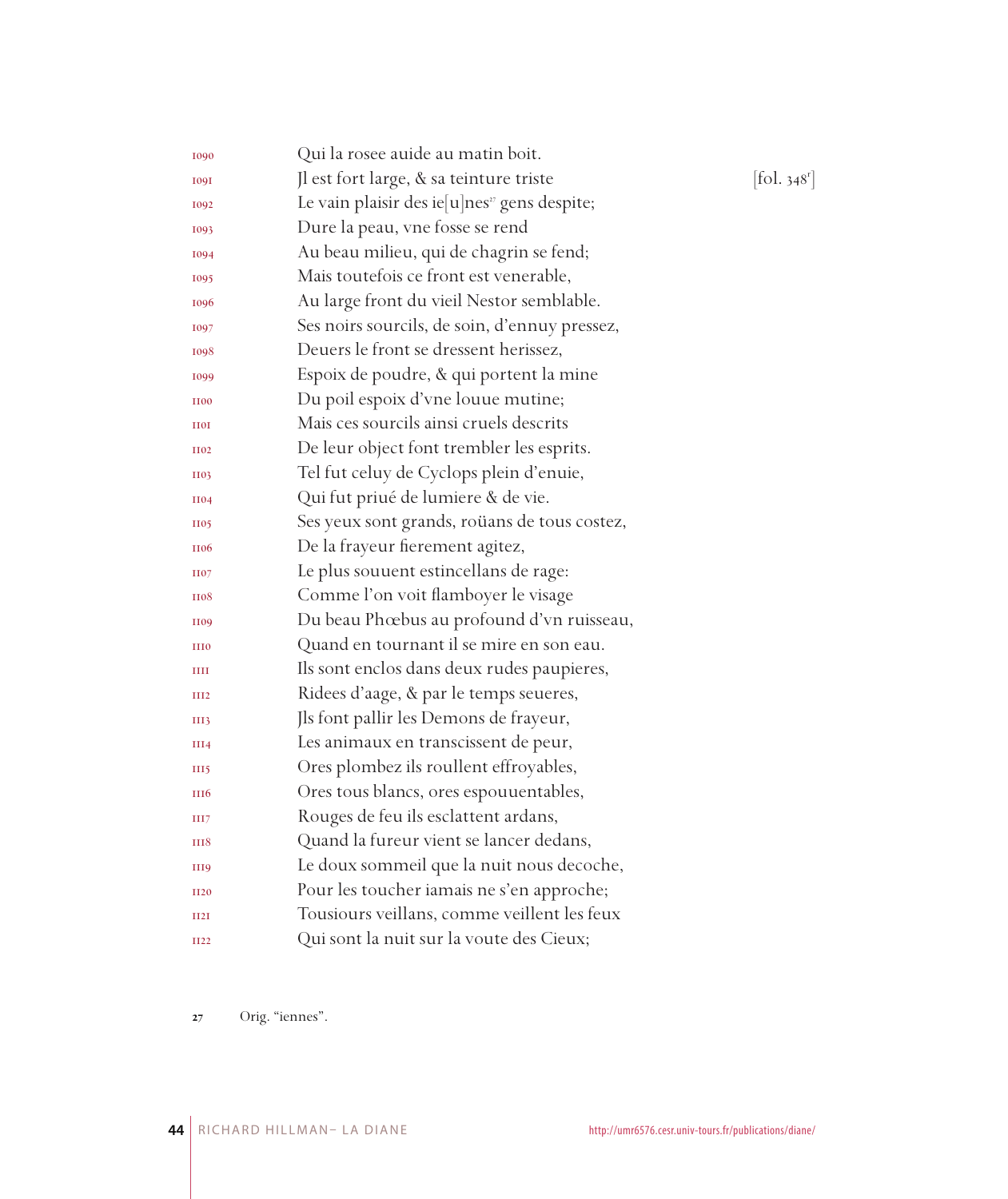1090 Qui la rosee auide au matin boit.

1091 Jl est fort large, & sa teinture triste [fol. 348r]

1092 Le vain plaisir des ie[u]nes[27] gens despite;

1093 Dure la peau, vne fosse se rend

1094 Au beau milieu, qui de chagrin se fend;

1095 Mais toutefois ce front est venerable,

1096 Au large front du vieil Nestor semblable.

1097 Ses noirs sourcils, de soin, d'ennuy pressez,

1098 Deuers le front se dressent herissez,

1099 Espoix de poudre, & qui portent la mine

1100 Du poil espoix d'vne louue mutine;

1101 Mais ces sourcils ainsi cruels descrits

1102 De leur object font trembler les esprits.

1103 Tel fut celuy de Cyclops plein d'enuie,

1104 Qui fut priué de lumiere & de vie.

1105 Ses yeux sont grands, roüans de tous costez,

1106 De la frayeur fierement agitez,

1107 Le plus souuent estincellans de rage:

1108 Comme l'on voit flamboyer le visage

1109 Du beau Phœbus au profound d'vn ruisseau,

1110 Quand en tournant il se mire en son eau.

1111 Ils sont enclos dans deux rudes paupieres,

1112 Ridees d'aage, & par le temps seueres,

1113 Jls font pallir les Demons de frayeur,

1114 Les animaux en transcissent de peur,

1115 Ores plombez ils roullent effroyables,

1116 Ores tous blancs, ores espouuentables,

1117 Rouges de feu ils esclattent ardans,

1118 Quand la fureur vient se lancer dedans,

1119 Le doux sommeil que la nuit nous decoche,

1120 Pour les toucher iamais ne s'en approche;

1121 Tousiours veillans, comme veillent les feux

1122 Qui sont la nuit sur la voute des Cieux;

27 Orig. "iennes".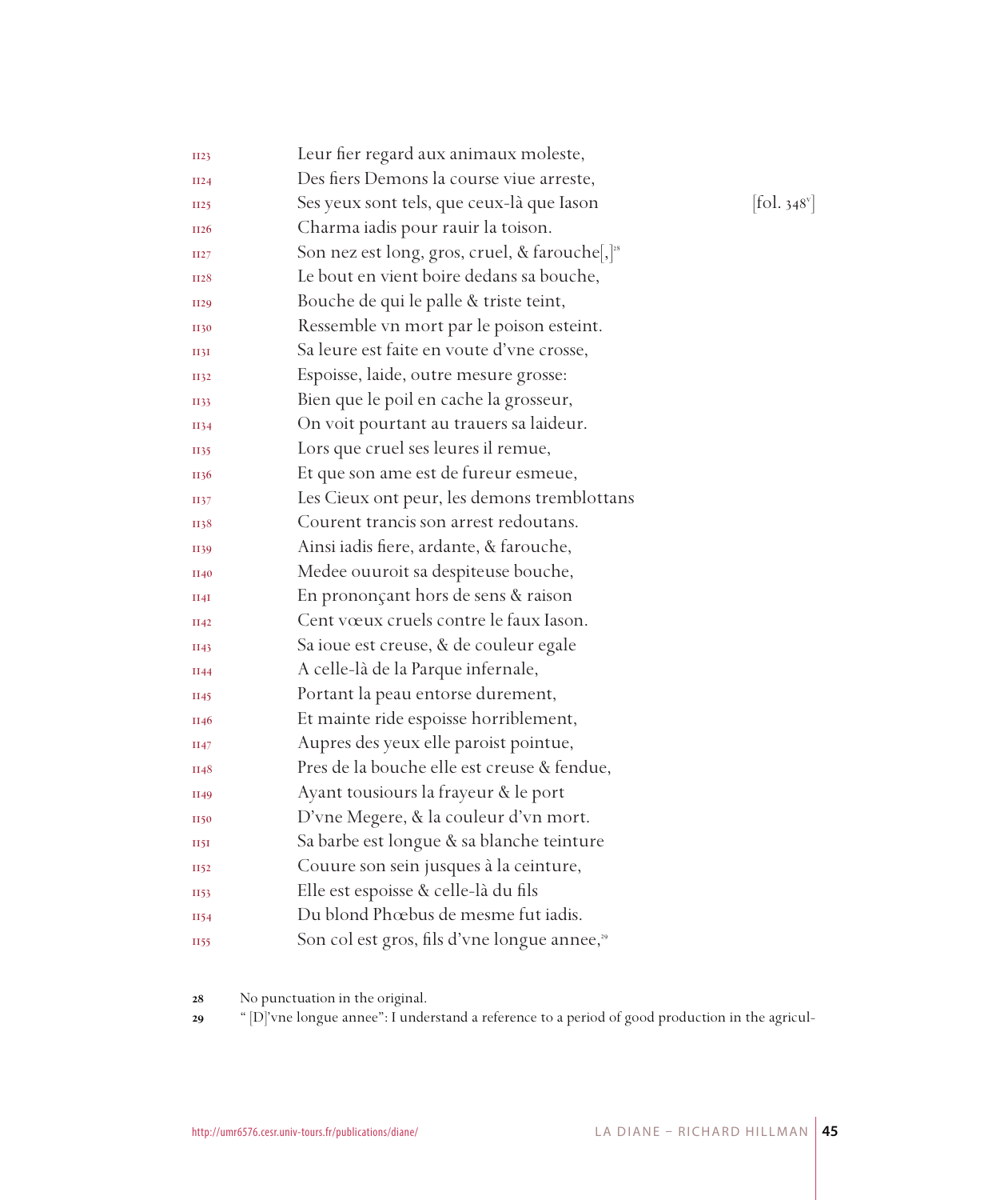1123 Leur fier regard aux animaux moleste,
1124 Des fiers Demons la course viue arreste,
1125 Ses yeux sont tels, que ceux-là que Iason [fol. 348v]
1126 Charma iadis pour rauir la toison.
1127 Son nez est long, gros, cruel, & farouche[,][28]
1128 Le bout en vient boire dedans sa bouche,
1129 Bouche de qui le palle & triste teint,
1130 Ressemble vn mort par le poison esteint.
1131 Sa leure est faite en voute d'vne crosse,
1132 Espoisse, laide, outre mesure grosse:
1133 Bien que le poil en cache la grosseur,
1134 On voit pourtant au trauers sa laideur.
1135 Lors que cruel ses leures il remue,
1136 Et que son ame est de fureur esmeue,
1137 Les Cieux ont peur, les demons tremblottans
1138 Courent trancis son arrest redoutans.
1139 Ainsi iadis fiere, ardante, & farouche,
1140 Medee ouuroit sa despiteuse bouche,
1141 En prononçant hors de sens & raison
1142 Cent vœux cruels contre le faux Iason.
1143 Sa ioue est creuse, & de couleur egale
1144 A celle-là de la Parque infernale,
1145 Portant la peau entorse durement,
1146 Et mainte ride espoisse horriblement,
1147 Aupres des yeux elle paroist pointue,
1148 Pres de la bouche elle est creuse & fendue,
1149 Ayant tousiours la frayeur & le port
1150 D'vne Megere, & la couleur d'vn mort.
1151 Sa barbe est longue & sa blanche teinture
1152 Couure son sein jusques à la ceinture,
1153 Elle est espoisse & celle-là du fils
1154 Du blond Phœbus de mesme fut iadis.
1155 Son col est gros, fils d'vne longue annee,[29]

28 No punctuation in the original.

29 " [D]'vne longue annee": I understand a reference to a period of good production in the agricul-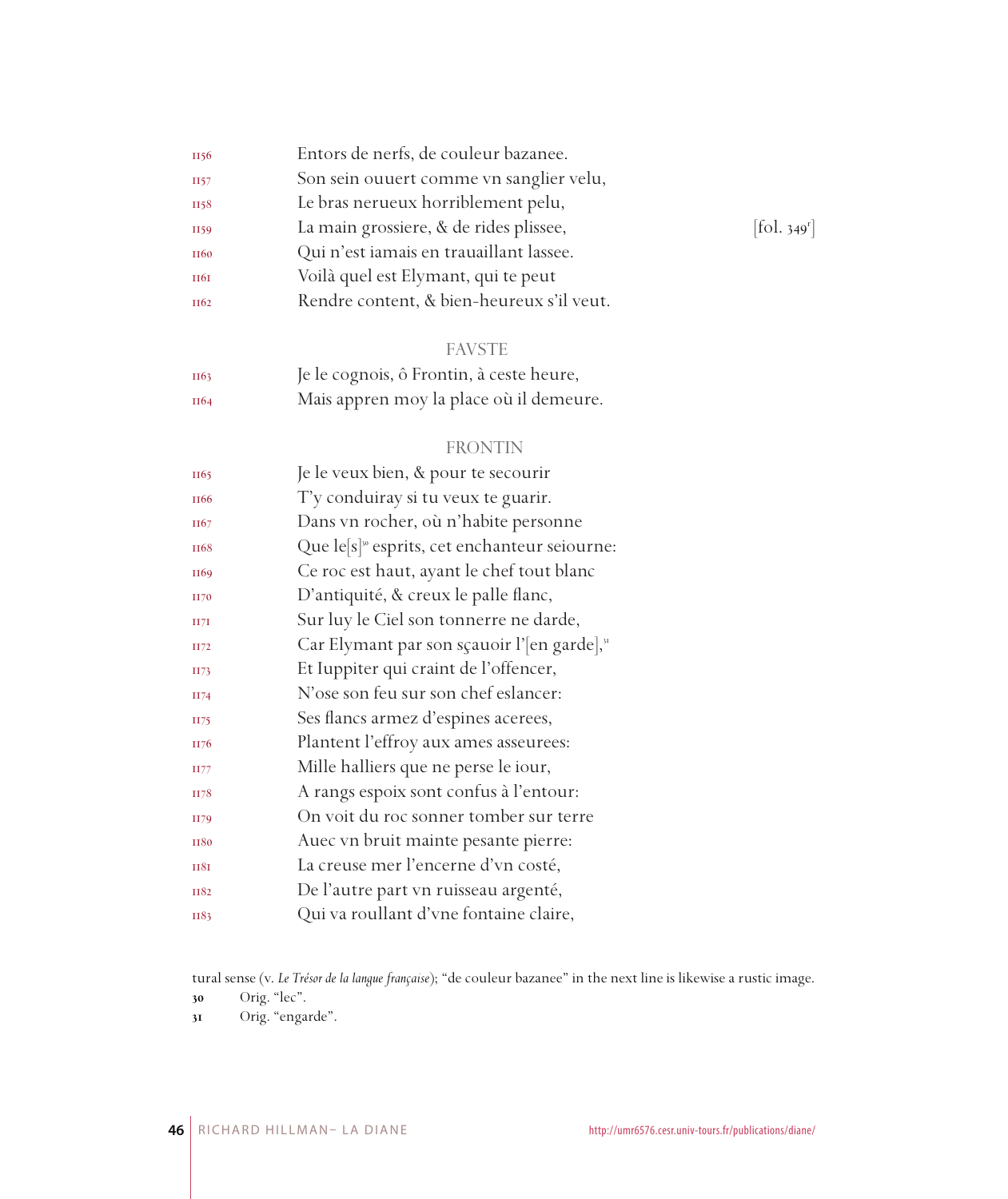1156 Entors de nerfs, de couleur bazanee.
1157 Son sein ouuert comme vn sanglier velu,
1158 Le bras nerueux horriblement pelu,
1159 La main grossiere, & de rides plissee, [fol. 349r]
1160 Qui n'est iamais en trauaillant lassee.
1161 Voilà quel est Elymant, qui te peut
1162 Rendre content, & bien-heureux s'il veut.

FAVSTE

1163 Je le cognois, ô Frontin, à ceste heure,
1164 Mais appren moy la place où il demeure.

FRONTIN

1165 Je le veux bien, & pour te secourir
1166 T'y conduiray si tu veux te guarir.
1167 Dans vn rocher, où n'habite personne
1168 Que le[s][30] esprits, cet enchanteur seiourne:
1169 Ce roc est haut, ayant le chef tout blanc
1170 D'antiquité, & creux le palle flanc,
1171 Sur luy le Ciel son tonnerre ne darde,
1172 Car Elymant par son sçauoir l'[en garde],[31]
1173 Et Iuppiter qui craint de l'offencer,
1174 N'ose son feu sur son chef eslancer:
1175 Ses flancs armez d'espines acerees,
1176 Plantent l'effroy aux ames asseurees:
1177 Mille halliers que ne perse le iour,
1178 A rangs espoix sont confus à l'entour:
1179 On voit du roc sonner tomber sur terre
1180 Auec vn bruit mainte pesante pierre:
1181 La creuse mer l'encerne d'vn costé,
1182 De l'autre part vn ruisseau argenté,
1183 Qui va roullant d'vne fontaine claire,

tural sense (v. *Le Trésor de la langue française*); "de couleur bazanee" in the next line is likewise a rustic image.

30 Orig. "lec".

31 Orig. "engarde".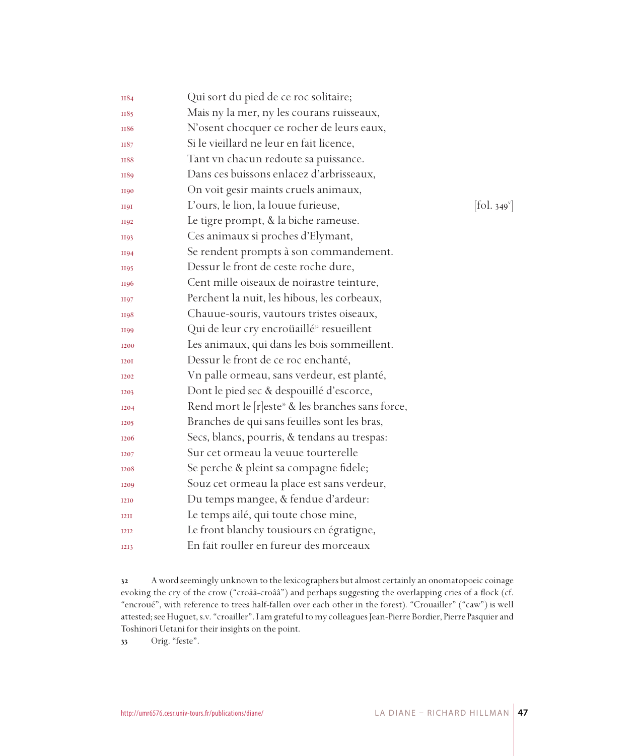1184 Qui sort du pied de ce roc solitaire;
1185 Mais ny la mer, ny les courans ruisseaux,
1186 N'osent chocquer ce rocher de leurs eaux,
1187 Si le vieillard ne leur en fait licence,
1188 Tant vn chacun redoute sa puissance.
1189 Dans ces buissons enlacez d'arbrisseaux,
1190 On voit gesir maints cruels animaux,
1191 L'ours, le lion, la louue furieuse, [fol. 349v]
1192 Le tigre prompt, & la biche rameuse.
1193 Ces animaux si proches d'Elymant,
1194 Se rendent prompts à son commandement.
1195 Dessur le front de ceste roche dure,
1196 Cent mille oiseaux de noirastre teinture,
1197 Perchent la nuit, les hibous, les corbeaux,
1198 Chauue-souris, vautours tristes oiseaux,
1199 Qui de leur cry encroüaillé[32] resueillent
1200 Les animaux, qui dans les bois sommeillent.
1201 Dessur le front de ce roc enchanté,
1202 Vn palle ormeau, sans verdeur, est planté,
1203 Dont le pied sec & despouillé d'escorce,
1204 Rend mort le [r]este[33] & les branches sans force,
1205 Branches de qui sans feuilles sont les bras,
1206 Secs, blancs, pourris, & tendans au trespas:
1207 Sur cet ormeau la veuue tourterelle
1208 Se perche & pleint sa compagne fidele;
1209 Souz cet ormeau la place est sans verdeur,
1210 Du temps mangee, & fendue d'ardeur:
1211 Le temps ailé, qui toute chose mine,
1212 Le front blanchy tousiours en égratigne,
1213 En fait rouller en fureur des morceaux

32 A word seemingly unknown to the lexicographers but almost certainly an onomatopoeic coinage evoking the cry of the crow ("croââ-croââ") and perhaps suggesting the overlapping cries of a flock (cf. "encroué", with reference to trees half-fallen over each other in the forest). "Crouailler" ("caw") is well attested; see Huguet, s.v. "croailler". I am grateful to my colleagues Jean-Pierre Bordier, Pierre Pasquier and Toshinori Uetani for their insights on the point.

33 Orig. "feste".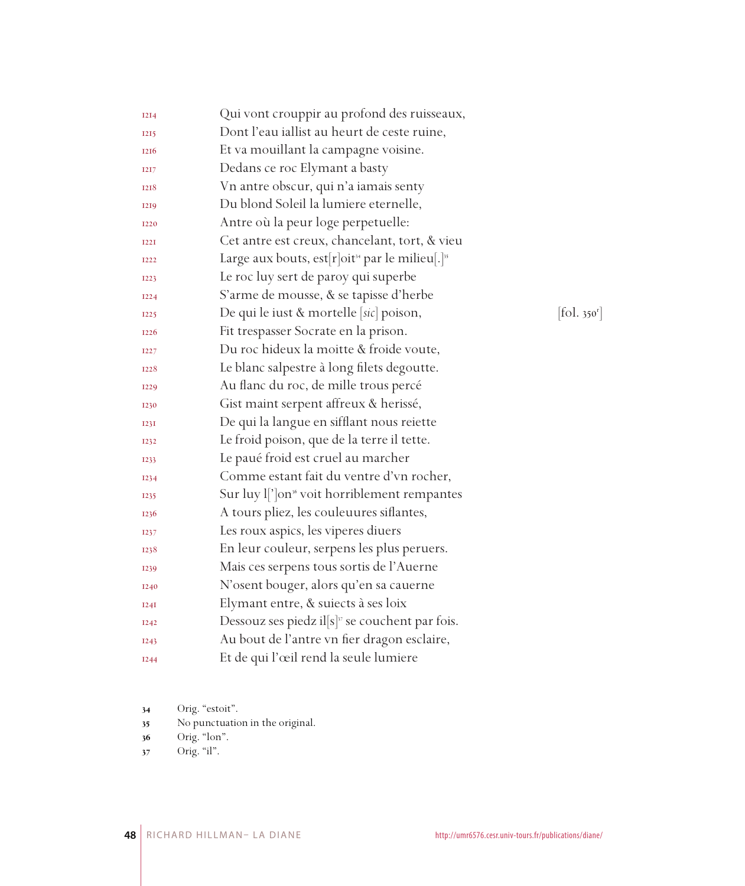1214 Qui vont crouppir au profond des ruisseaux,
1215 Dont l'eau iallist au heurt de ceste ruine,
1216 Et va mouillant la campagne voisine.
1217 Dedans ce roc Elymant a basty
1218 Vn antre obscur, qui n'a iamais senty
1219 Du blond Soleil la lumiere eternelle,
1220 Antre où la peur loge perpetuelle:
1221 Cet antre est creux, chancelant, tort, & vieu
1222 Large aux bouts, est[r]oit[34] par le milieu[.][35]
1223 Le roc luy sert de paroy qui superbe
1224 S'arme de mousse, & se tapisse d'herbe
1225 De qui le iust & mortelle [*sic*] poison, [fol. 350r]
1226 Fit trespasser Socrate en la prison.
1227 Du roc hideux la moitte & froide voute,
1228 Le blanc salpestre à long filets degoutte.
1229 Au flanc du roc, de mille trous percé
1230 Gist maint serpent affreux & herissé,
1231 De qui la langue en sifflant nous reiette
1232 Le froid poison, que de la terre il tette.
1233 Le paué froid est cruel au marcher
1234 Comme estant fait du ventre d'vn rocher,
1235 Sur luy l[']on[36] voit horriblement rempantes
1236 A tours pliez, les couleuures siflantes,
1237 Les roux aspics, les viperes diuers
1238 En leur couleur, serpens les plus peruers.
1239 Mais ces serpens tous sortis de l'Auerne
1240 N'osent bouger, alors qu'en sa cauerne
1241 Elymant entre, & suiects à ses loix
1242 Dessouz ses piedz il[s][37] se couchent par fois.
1243 Au bout de l'antre vn fier dragon esclaire,
1244 Et de qui l'œil rend la seule lumiere

34 Orig. "estoit".
35 No punctuation in the original.
36 Orig. "lon".
37 Orig. "il".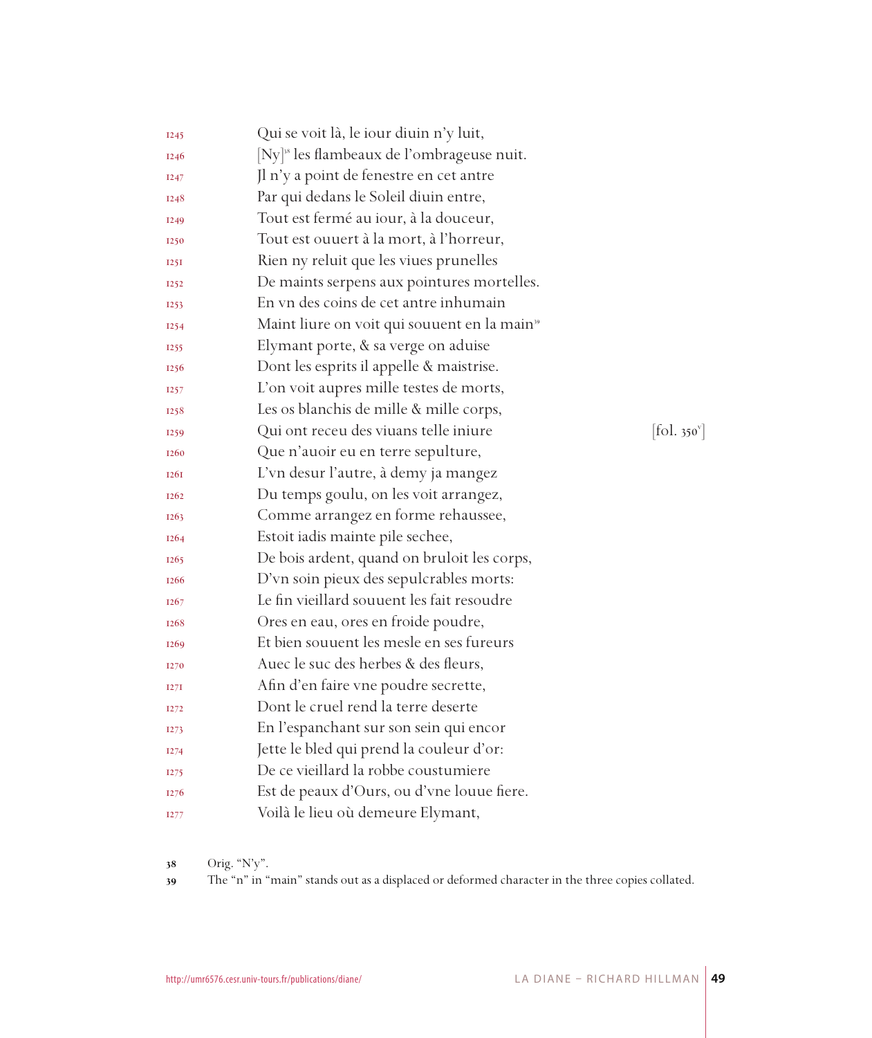1245 Qui se voit là, le iour diuin n'y luit,
1246 [Ny][38] les flambeaux de l'ombrageuse nuit.
1247 Jl n'y a point de fenestre en cet antre
1248 Par qui dedans le Soleil diuin entre,
1249 Tout est fermé au iour, à la douceur,
1250 Tout est ouuert à la mort, à l'horreur,
1251 Rien ny reluit que les viues prunelles
1252 De maints serpens aux pointures mortelles.
1253 En vn des coins de cet antre inhumain
1254 Maint liure on voit qui souuent en la main[39]
1255 Elymant porte, & sa verge on aduise
1256 Dont les esprits il appelle & maistrise.
1257 L'on voit aupres mille testes de morts,
1258 Les os blanchis de mille & mille corps,
1259 Qui ont receu des viuans telle iniure [fol. 350v]
1260 Que n'auoir eu en terre sepulture,
1261 L'vn desur l'autre, à demy ja mangez
1262 Du temps goulu, on les voit arrangez,
1263 Comme arrangez en forme rehaussee,
1264 Estoit iadis mainte pile sechee,
1265 De bois ardent, quand on bruloit les corps,
1266 D'vn soin pieux des sepulcrables morts:
1267 Le fin vieillard souuent les fait resoudre
1268 Ores en eau, ores en froide poudre,
1269 Et bien souuent les mesle en ses fureurs
1270 Auec le suc des herbes & des fleurs,
1271 Afin d'en faire vne poudre secrette,
1272 Dont le cruel rend la terre deserte
1273 En l'espanchant sur son sein qui encor
1274 Jette le bled qui prend la couleur d'or:
1275 De ce vieillard la robbe coustumiere
1276 Est de peaux d'Ours, ou d'vne louue fiere.
1277 Voilà le lieu où demeure Elymant,

38 Orig. "N'y".
39 The "n" in "main" stands out as a displaced or deformed character in the three copies collated.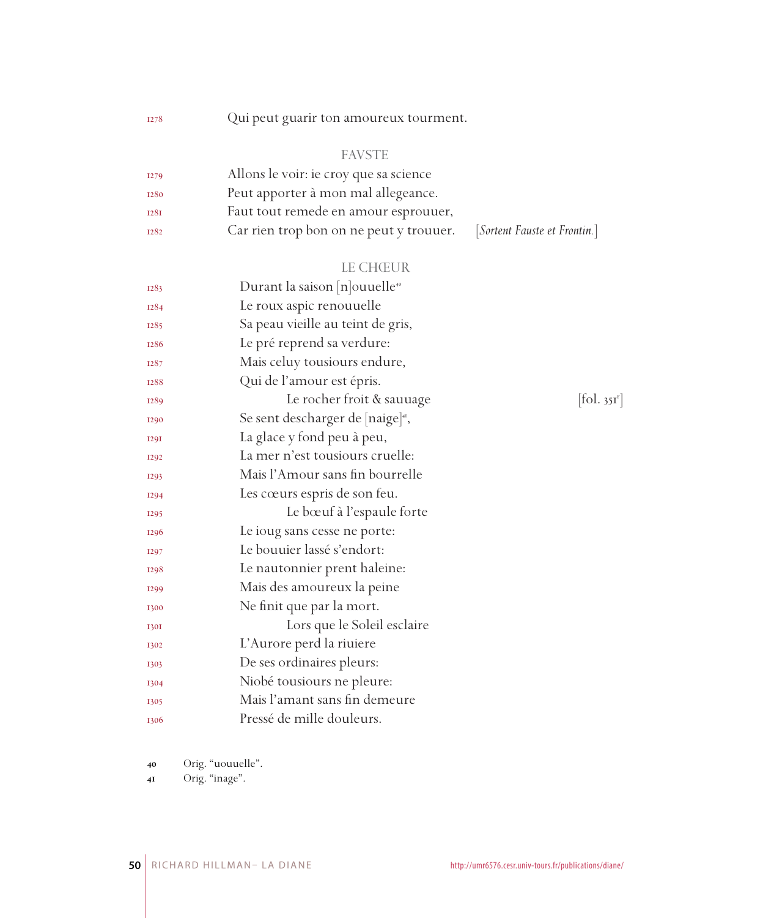1278 Qui peut guarir ton amoureux tourment.

FAVSTE

1279 Allons le voir: ie croy que sa science
1280 Peut apporter à mon mal allegeance.
1281 Faut tout remede en amour esprouuer,
1282 Car rien trop bon on ne peut y trouuer. [*Sortent Fauste et Frontin.*]

LE CHŒUR

1283 Durant la saison [n]ouuelle[40]
1284 Le roux aspic renouuelle
1285 Sa peau vieille au teint de gris,
1286 Le pré reprend sa verdure:
1287 Mais celuy tousiours endure,
1288 Qui de l'amour est épris.
1289 Le rocher froit & sauuage [fol. 351r]
1290 Se sent descharger de [naige][41],
1291 La glace y fond peu à peu,
1292 La mer n'est tousiours cruelle:
1293 Mais l'Amour sans fin bourrelle
1294 Les cœurs espris de son feu.
1295 Le bœuf à l'espaule forte
1296 Le ioug sans cesse ne porte:
1297 Le bouuier lassé s'endort:
1298 Le nautonnier prent haleine:
1299 Mais des amoureux la peine
1300 Ne finit que par la mort.
1301 Lors que le Soleil esclaire
1302 L'Aurore perd la riuiere
1303 De ses ordinaires pleurs:
1304 Niobé tousiours ne pleure:
1305 Mais l'amant sans fin demeure
1306 Pressé de mille douleurs.

40 Orig. "uouuelle".
41 Orig. "inage".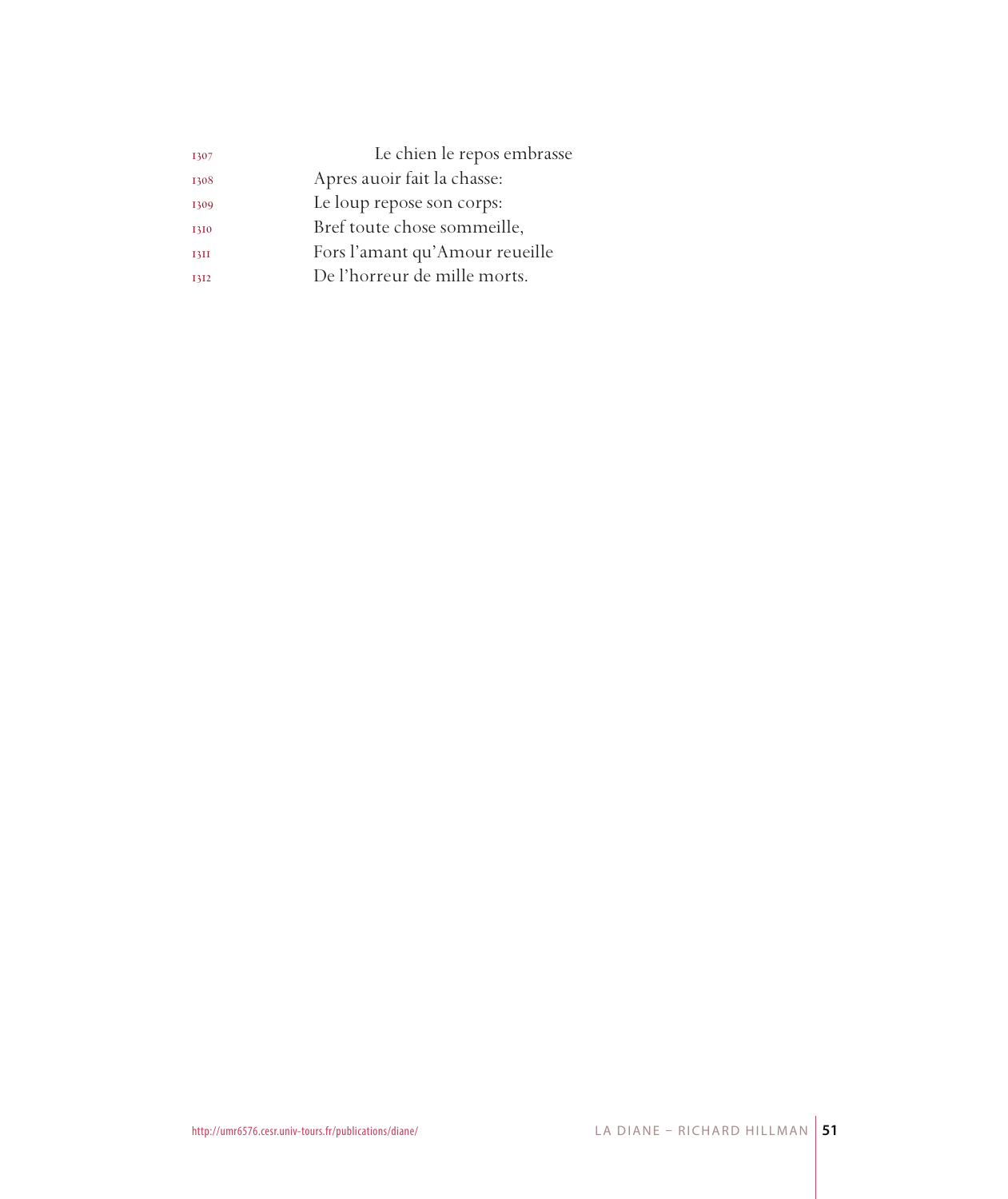1307 Le chien le repos embrasse  
1308 Apres auoir fait la chasse:  
1309 Le loup repose son corps:  
1310 Bref toute chose sommeille,  
1311 Fors l'amant qu'Amour reueille  
1312 De l'horreur de mille morts.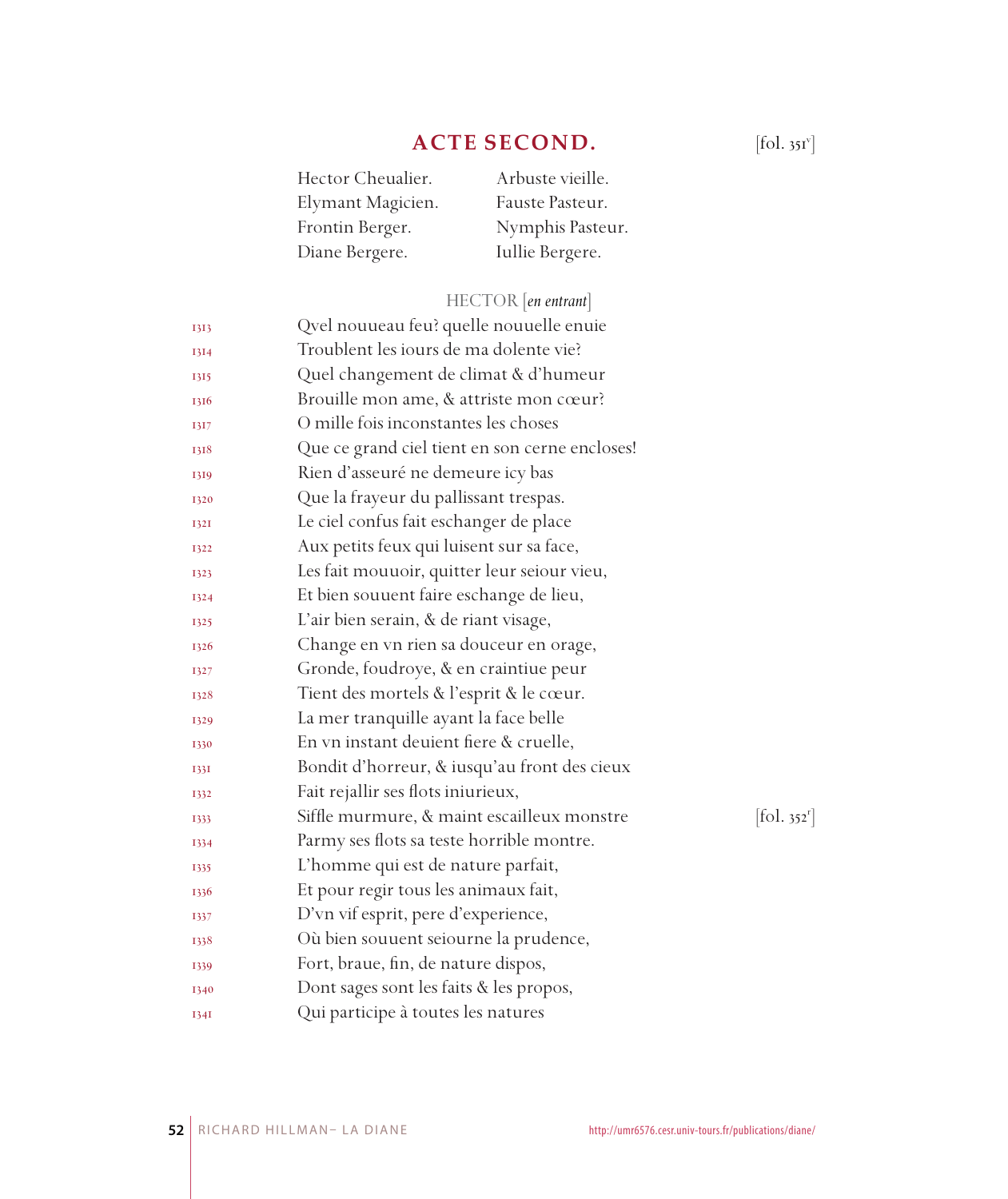## ACTE SECOND.

[fol. 351v]

| | |
|---|---|
| Hector Cheualier. | Arbuste vieille. |
| Elymant Magicien. | Fauste Pasteur. |
| Frontin Berger. | Nymphis Pasteur. |
| Diane Bergere. | Iullie Bergere. |

HECTOR [*en entrant*]

1313 Qvel noueau feu? quelle nouuelle enuie
1314 Troublent les iours de ma dolente vie?
1315 Quel changement de climat & d'humeur
1316 Brouille mon ame, & attriste mon cœur?
1317 O mille fois inconstantes les choses
1318 Que ce grand ciel tient en son cerne encloses!
1319 Rien d'asseuré ne demeure icy bas
1320 Que la frayeur du pallissant trespas.
1321 Le ciel confus fait eschanger de place
1322 Aux petits feux qui luisent sur sa face,
1323 Les fait mouuoir, quitter leur seiour vieu,
1324 Et bien souuent faire eschange de lieu,
1325 L'air bien serain, & de riant visage,
1326 Change en vn rien sa douceur en orage,
1327 Gronde, foudroye, & en craintiue peur
1328 Tient des mortels & l'esprit & le cœur.
1329 La mer tranquille ayant la face belle
1330 En vn instant deuient fiere & cruelle,
1331 Bondit d'horreur, & iusqu'au front des cieux
1332 Fait rejallir ses flots iniurieux,
1333 Siffle murmure, & maint escailleux monstre [fol. 352r]
1334 Parmy ses flots sa teste horrible montre.
1335 L'homme qui est de nature parfait,
1336 Et pour regir tous les animaux fait,
1337 D'vn vif esprit, pere d'experience,
1338 Où bien souuent seiourne la prudence,
1339 Fort, braue, fin, de nature dispos,
1340 Dont sages sont les faits & les propos,
1341 Qui participe à toutes les natures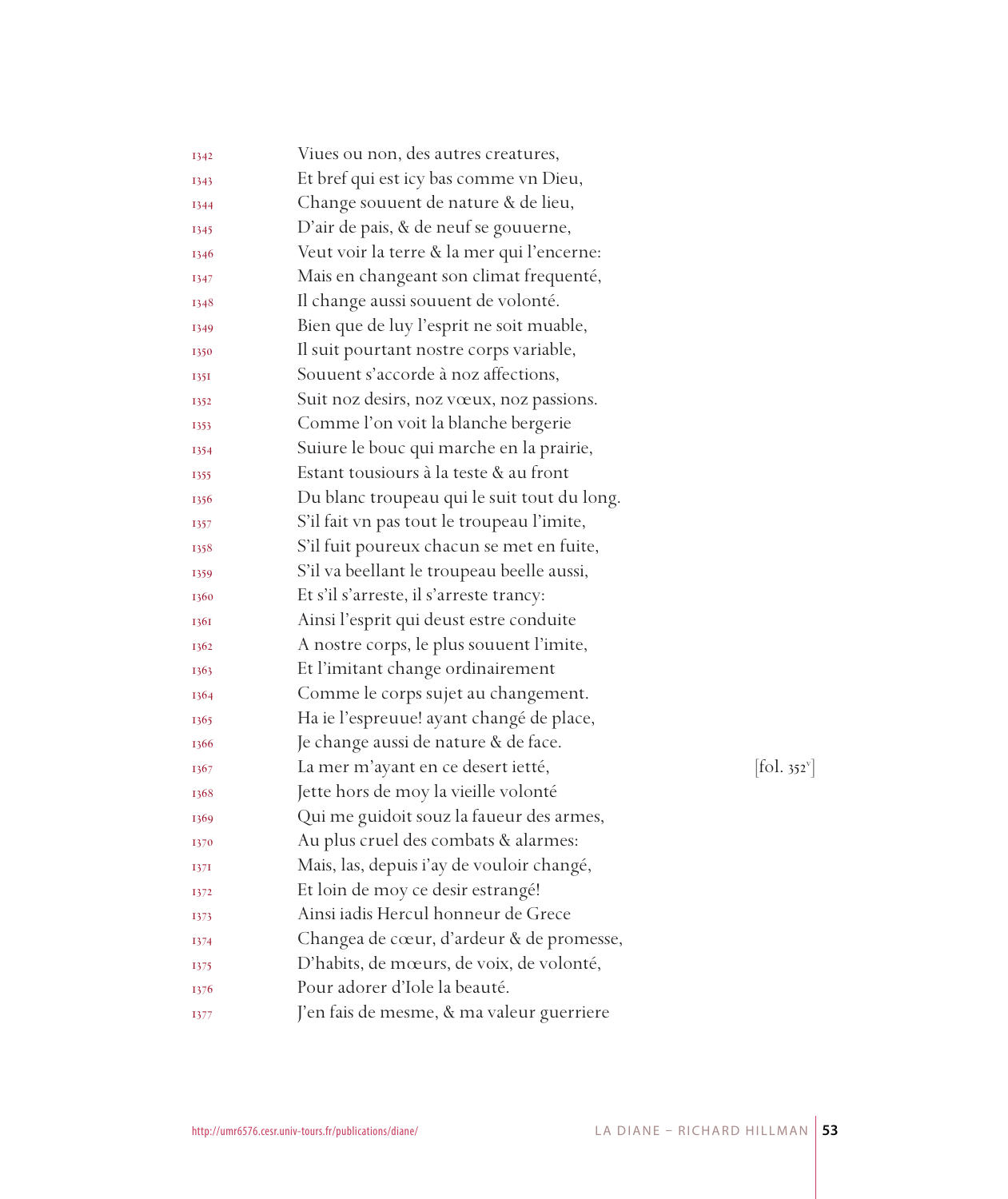1342 Viues ou non, des autres creatures,
1343 Et bref qui est icy bas comme vn Dieu,
1344 Change souuent de nature & de lieu,
1345 D'air de pais, & de neuf se gouuerne,
1346 Veut voir la terre & la mer qui l'encerne:
1347 Mais en changeant son climat frequenté,
1348 Il change aussi souuent de volonté.
1349 Bien que de luy l'esprit ne soit muable,
1350 Il suit pourtant nostre corps variable,
1351 Souuent s'accorde à noz affections,
1352 Suit noz desirs, noz vœux, noz passions.
1353 Comme l'on voit la blanche bergerie
1354 Suiure le bouc qui marche en la prairie,
1355 Estant tousiours à la teste & au front
1356 Du blanc troupeau qui le suit tout du long.
1357 S'il fait vn pas tout le troupeau l'imite,
1358 S'il fuit poureux chacun se met en fuite,
1359 S'il va beellant le troupeau beelle aussi,
1360 Et s'il s'arreste, il s'arreste trancy:
1361 Ainsi l'esprit qui deust estre conduite
1362 A nostre corps, le plus souuent l'imite,
1363 Et l'imitant change ordinairement
1364 Comme le corps sujet au changement.
1365 Ha ie l'espreuue! ayant changé de place,
1366 Je change aussi de nature & de face.
1367 La mer m'ayant en ce desert ietté, [fol. 352v]
1368 Jette hors de moy la vieille volonté
1369 Qui me guidoit souz la faueur des armes,
1370 Au plus cruel des combats & alarmes:
1371 Mais, las, depuis i'ay de vouloir changé,
1372 Et loin de moy ce desir estrangé!
1373 Ainsi iadis Hercul honneur de Grece
1374 Changea de cœur, d'ardeur & de promesse,
1375 D'habits, de mœurs, de voix, de volonté,
1376 Pour adorer d'Iole la beauté.
1377 J'en fais de mesme, & ma valeur guerriere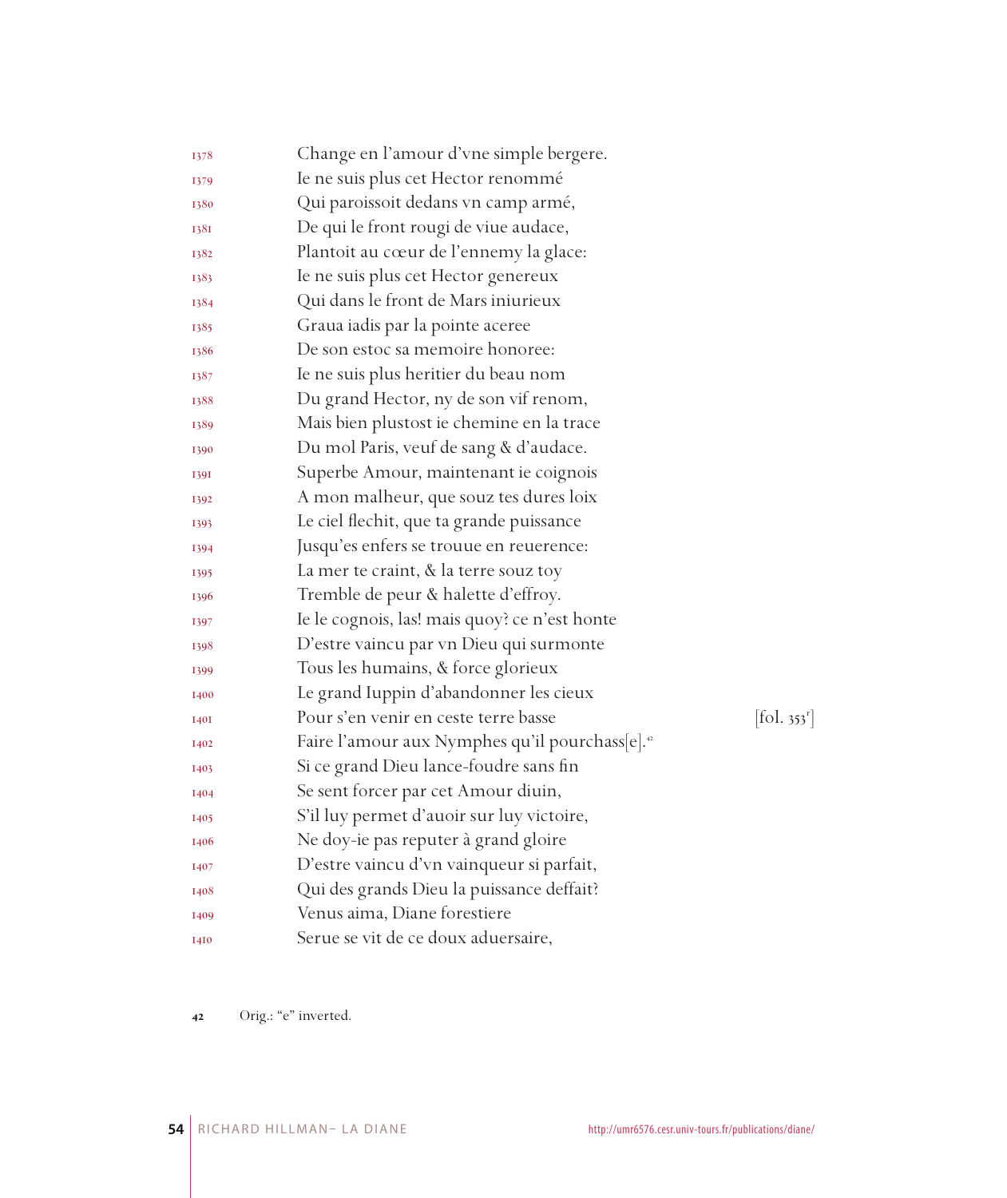1378 Change en l'amour d'vne simple bergere.
1379 Ie ne suis plus cet Hector renommé
1380 Qui paroissoit dedans vn camp armé,
1381 De qui le front rougi de viue audace,
1382 Plantoit au cœur de l'ennemy la glace:
1383 Ie ne suis plus cet Hector genereux
1384 Qui dans le front de Mars iniurieux
1385 Graua iadis par la pointe aceree
1386 De son estoc sa memoire honoree:
1387 Ie ne suis plus heritier du beau nom
1388 Du grand Hector, ny de son vif renom,
1389 Mais bien plustost ie chemine en la trace
1390 Du mol Paris, veuf de sang & d'audace.
1391 Superbe Amour, maintenant ie coignois
1392 A mon malheur, que souz tes dures loix
1393 Le ciel flechit, que ta grande puissance
1394 Jusqu'es enfers se trouue en reuerence:
1395 La mer te craint, & la terre souz toy
1396 Tremble de peur & halette d'effroy.
1397 Ie le cognois, las! mais quoy? ce n'est honte
1398 D'estre vaincu par vn Dieu qui surmonte
1399 Tous les humains, & force glorieux
1400 Le grand Iuppin d'abandonner les cieux
1401 Pour s'en venir en ceste terre basse [fol. 353r]
1402 Faire l'amour aux Nymphes qu'il pourchass[e].[42]
1403 Si ce grand Dieu lance-foudre sans fin
1404 Se sent forcer par cet Amour diuin,
1405 S'il luy permet d'auoir sur luy victoire,
1406 Ne doy-ie pas reputer à grand gloire
1407 D'estre vaincu d'vn vainqueur si parfait,
1408 Qui des grands Dieu la puissance deffait?
1409 Venus aima, Diane forestiere
1410 Serue se vit de ce doux aduersaire,

42 Orig.: "e" inverted.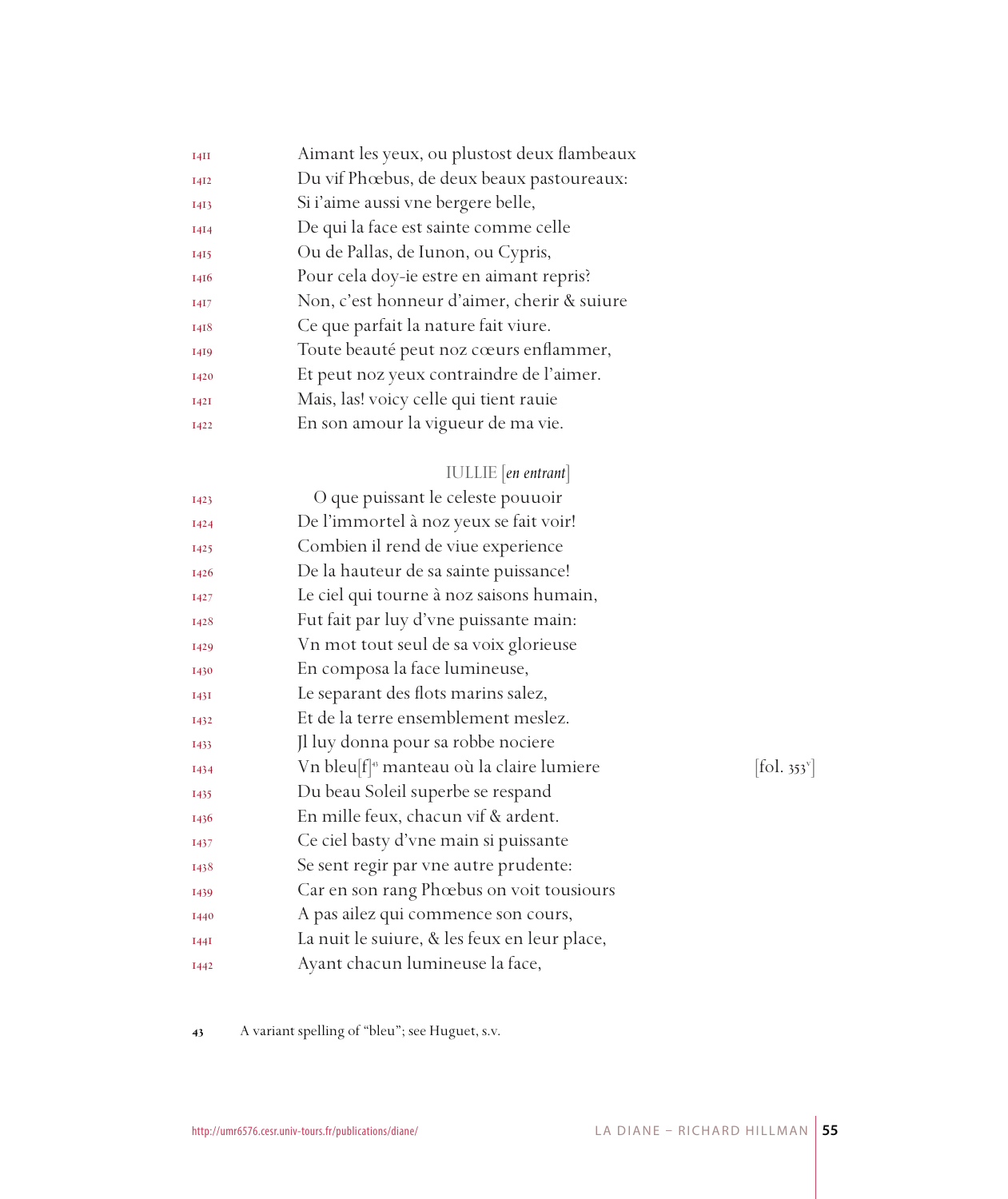1411 Aimant les yeux, ou plustost deux flambeaux
1412 Du vif Phœbus, de deux beaux pastoureaux:
1413 Si i'aime aussi vne bergere belle,
1414 De qui la face est sainte comme celle
1415 Ou de Pallas, de Iunon, ou Cypris,
1416 Pour cela doy-ie estre en aimant repris?
1417 Non, c'est honneur d'aimer, cherir & suiure
1418 Ce que parfait la nature fait viure.
1419 Toute beauté peut noz cœurs enflammer,
1420 Et peut noz yeux contraindre de l'aimer.
1421 Mais, las! voicy celle qui tient rauie
1422 En son amour la vigueur de ma vie.

IULLIE [*en entrant*]

1423 O que puissant le celeste pouuoir
1424 De l'immortel à noz yeux se fait voir!
1425 Combien il rend de viue experience
1426 De la hauteur de sa sainte puissance!
1427 Le ciel qui tourne à noz saisons humain,
1428 Fut fait par luy d'vne puissante main:
1429 Vn mot tout seul de sa voix glorieuse
1430 En composa la face lumineuse,
1431 Le separant des flots marins salez,
1432 Et de la terre ensemblement meslez.
1433 Jl luy donna pour sa robbe nociere
1434 Vn bleu[f][43] manteau où la claire lumiere [fol. 353v]
1435 Du beau Soleil superbe se respand
1436 En mille feux, chacun vif & ardent.
1437 Ce ciel basty d'vne main si puissante
1438 Se sent regir par vne autre prudente:
1439 Car en son rang Phœbus on voit tousiours
1440 A pas ailez qui commence son cours,
1441 La nuit le suiure, & les feux en leur place,
1442 Ayant chacun lumineuse la face,

43 A variant spelling of "bleu"; see Huguet, s.v.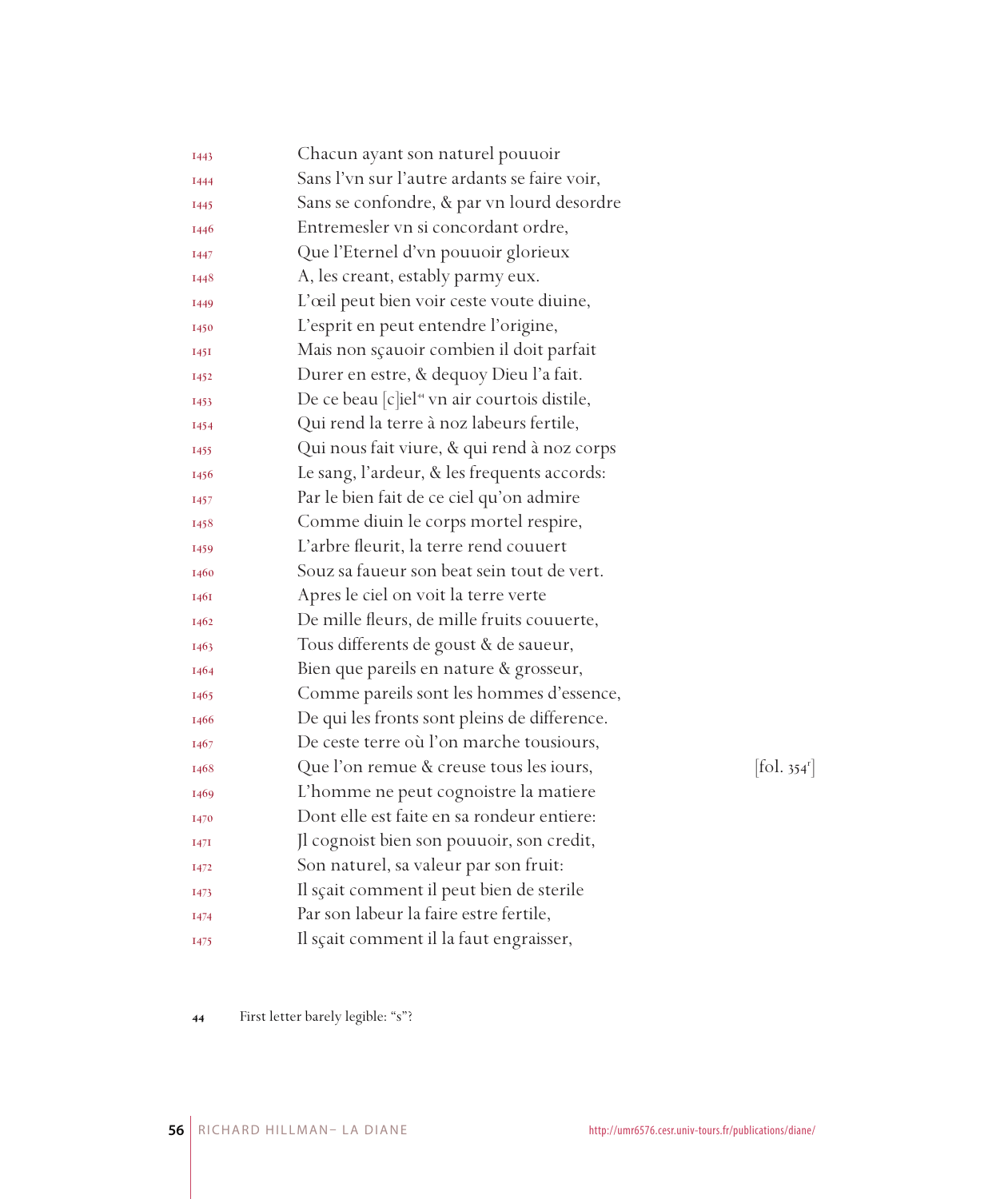1443 Chacun ayant son naturel pouuoir
1444 Sans l'vn sur l'autre ardants se faire voir,
1445 Sans se confondre, & par vn lourd desordre
1446 Entremesler vn si concordant ordre,
1447 Que l'Eternel d'vn pouuoir glorieux
1448 A, les creant, estably parmy eux.
1449 L'œil peut bien voir ceste voute diuine,
1450 L'esprit en peut entendre l'origine,
1451 Mais non sçauoir combien il doit parfait
1452 Durer en estre, & dequoy Dieu l'a fait.
1453 De ce beau [c]iel[44] vn air courtois distile,
1454 Qui rend la terre à noz labeurs fertile,
1455 Qui nous fait viure, & qui rend à noz corps
1456 Le sang, l'ardeur, & les frequents accords:
1457 Par le bien fait de ce ciel qu'on admire
1458 Comme diuin le corps mortel respire,
1459 L'arbre fleurit, la terre rend couuert
1460 Souz sa faueur son beat sein tout de vert.
1461 Apres le ciel on voit la terre verte
1462 De mille fleurs, de mille fruits couuerte,
1463 Tous differents de goust & de saueur,
1464 Bien que pareils en nature & grosseur,
1465 Comme pareils sont les hommes d'essence,
1466 De qui les fronts sont pleins de difference.
1467 De ceste terre où l'on marche tousiours,
1468 Que l'on remue & creuse tous les iours, [fol. 354r]
1469 L'homme ne peut cognoistre la matiere
1470 Dont elle est faite en sa rondeur entiere:
1471 Jl cognoist bien son pouuoir, son credit,
1472 Son naturel, sa valeur par son fruit:
1473 Il sçait comment il peut bien de sterile
1474 Par son labeur la faire estre fertile,
1475 Il sçait comment il la faut engraisser,

44 First letter barely legible: "s"?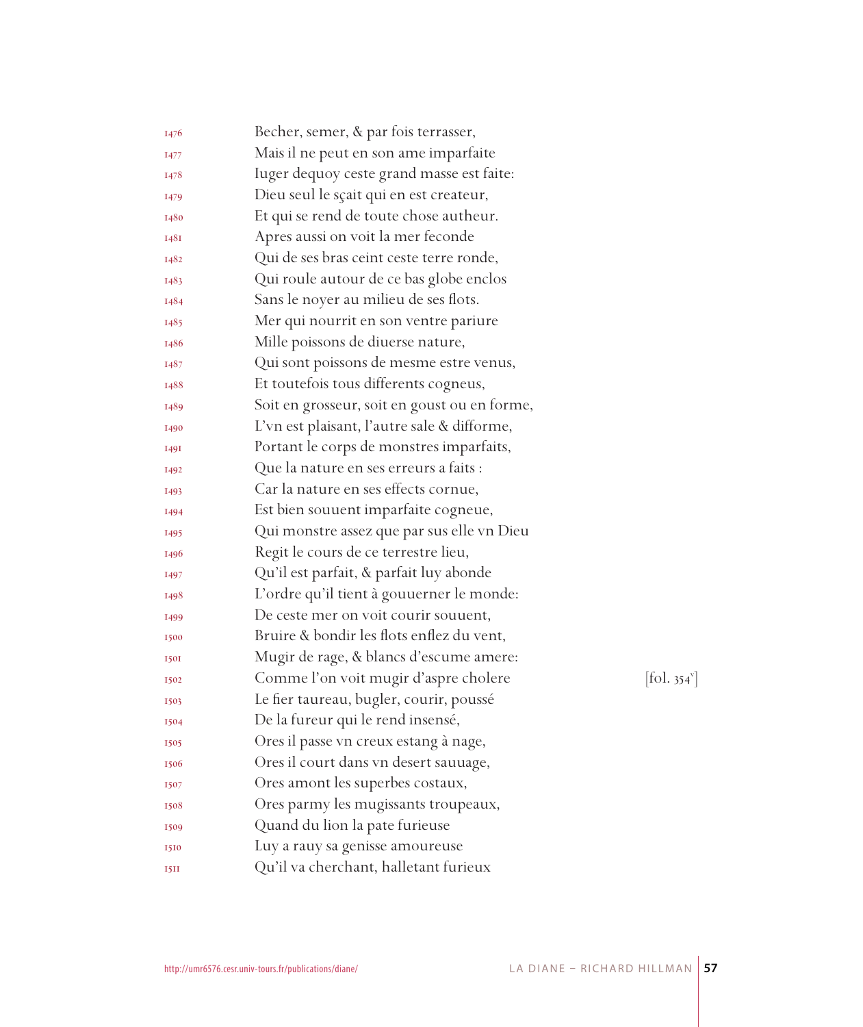1476 Becher, semer, & par fois terrasser,
1477 Mais il ne peut en son ame imparfaite
1478 Iuger dequoy ceste grand masse est faite:
1479 Dieu seul le sçait qui en est createur,
1480 Et qui se rend de toute chose autheur.
1481 Apres aussi on voit la mer feconde
1482 Qui de ses bras ceint ceste terre ronde,
1483 Qui roule autour de ce bas globe enclos
1484 Sans le noyer au milieu de ses flots.
1485 Mer qui nourrit en son ventre pariure
1486 Mille poissons de diuerse nature,
1487 Qui sont poissons de mesme estre venus,
1488 Et toutefois tous differents cogneus,
1489 Soit en grosseur, soit en goust ou en forme,
1490 L'vn est plaisant, l'autre sale & difforme,
1491 Portant le corps de monstres imparfaits,
1492 Que la nature en ses erreurs a faits :
1493 Car la nature en ses effects cornue,
1494 Est bien souuent imparfaite cogneue,
1495 Qui monstre assez que par sus elle vn Dieu
1496 Regit le cours de ce terrestre lieu,
1497 Qu'il est parfait, & parfait luy abonde
1498 L'ordre qu'il tient à gouuerner le monde:
1499 De ceste mer on voit courir souuent,
1500 Bruire & bondir les flots enflez du vent,
1501 Mugir de rage, & blancs d'escume amere:
1502 Comme l'on voit mugir d'aspre cholere [fol. 354v]
1503 Le fier taureau, bugler, courir, poussé
1504 De la fureur qui le rend insensé,
1505 Ores il passe vn creux estang à nage,
1506 Ores il court dans vn desert sauuage,
1507 Ores amont les superbes costaux,
1508 Ores parmy les mugissants troupeaux,
1509 Quand du lion la pate furieuse
1510 Luy a rauy sa genisse amoureuse
1511 Qu'il va cherchant, halletant furieux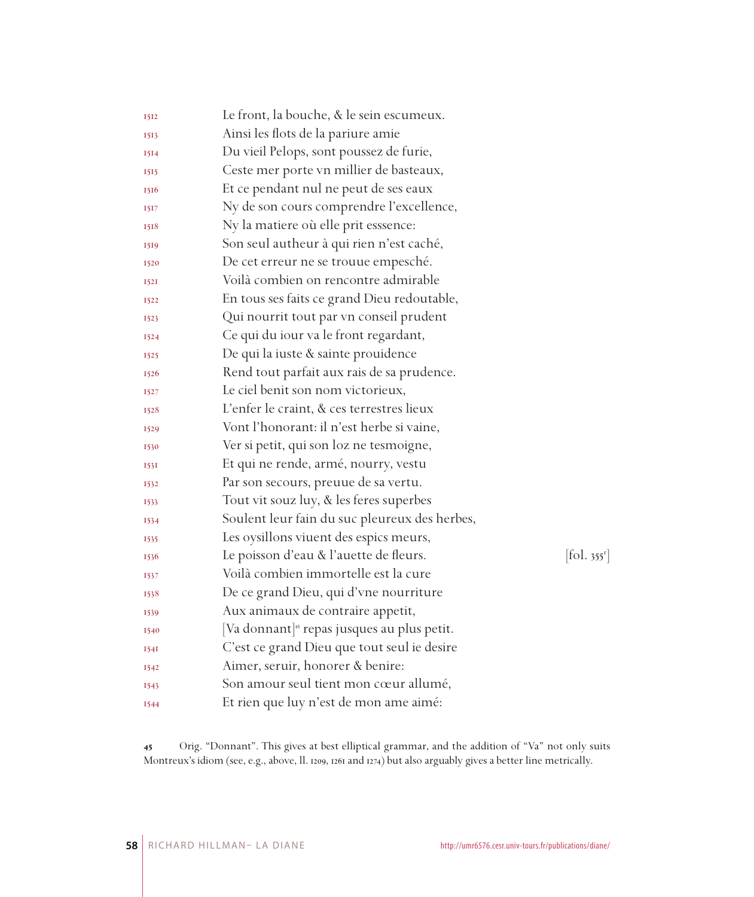1512 Le front, la bouche, & le sein escumeux.
1513 Ainsi les flots de la pariure amie
1514 Du vieil Pelops, sont poussez de furie,
1515 Ceste mer porte vn millier de basteaux,
1516 Et ce pendant nul ne peut de ses eaux
1517 Ny de son cours comprendre l'excellence,
1518 Ny la matiere où elle prit esssence:
1519 Son seul autheur à qui rien n'est caché,
1520 De cet erreur ne se trouue empesché.
1521 Voilà combien on rencontre admirable
1522 En tous ses faits ce grand Dieu redoutable,
1523 Qui nourrit tout par vn conseil prudent
1524 Ce qui du iour va le front regardant,
1525 De qui la iuste & sainte prouidence
1526 Rend tout parfait aux rais de sa prudence.
1527 Le ciel benit son nom victorieux,
1528 L'enfer le craint, & ces terrestres lieux
1529 Vont l'honorant: il n'est herbe si vaine,
1530 Ver si petit, qui son loz ne tesmoigne,
1531 Et qui ne rende, armé, nourry, vestu
1532 Par son secours, preuue de sa vertu.
1533 Tout vit souz luy, & les feres superbes
1534 Soulent leur fain du suc pleureux des herbes,
1535 Les oysillons viuent des espics meurs,
1536 Le poisson d'eau & l'auette de fleurs. [fol. 355[r]]
1537 Voilà combien immortelle est la cure
1538 De ce grand Dieu, qui d'vne nourriture
1539 Aux animaux de contraire appetit,
1540 [Va donnant][45] repas jusques au plus petit.
1541 C'est ce grand Dieu que tout seul ie desire
1542 Aimer, seruir, honorer & benire:
1543 Son amour seul tient mon cœur allumé,
1544 Et rien que luy n'est de mon ame aimé:

45 Orig. "Donnant". This gives at best elliptical grammar, and the addition of "Va" not only suits Montreux's idiom (see, e.g., above, ll. 1209, 1261 and 1274) but also arguably gives a better line metrically.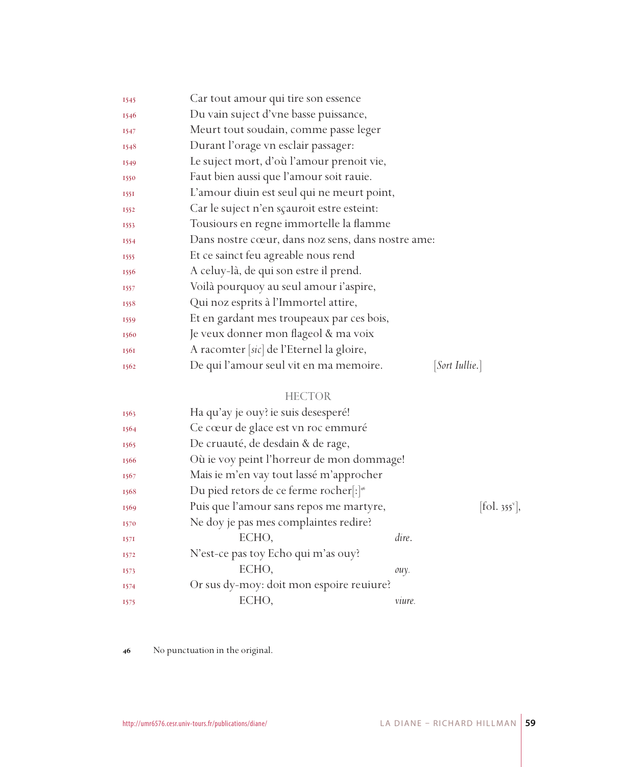1545 Car tout amour qui tire son essence
1546 Du vain suject d'vne basse puissance,
1547 Meurt tout soudain, comme passe leger
1548 Durant l'orage vn esclair passager:
1549 Le suject mort, d'où l'amour prenoit vie,
1550 Faut bien aussi que l'amour soit rauie.
1551 L'amour diuin est seul qui ne meurt point,
1552 Car le suject n'en sçauroit estre esteint:
1553 Tousiours en regne immortelle la flamme
1554 Dans nostre cœur, dans noz sens, dans nostre ame:
1555 Et ce sainct feu agreable nous rend
1556 A celuy-là, de qui son estre il prend.
1557 Voilà pourquoy au seul amour i'aspire,
1558 Qui noz esprits à l'Immortel attire,
1559 Et en gardant mes troupeaux par ces bois,
1560 Je veux donner mon flageol & ma voix
1561 A racomter [*sic*] de l'Eternel la gloire,
1562 De qui l'amour seul vit en ma memoire. [*Sort Iullie.*]

HECTOR

1563 Ha qu'ay je ouy? ie suis desesperé!
1564 Ce cœur de glace est vn roc emmuré
1565 De cruauté, de desdain & de rage,
1566 Où ie voy peint l'horreur de mon dommage!
1567 Mais ie m'en vay tout lassé m'approcher
1568 Du pied retors de ce ferme rocher[:][46]
1569 Puis que l'amour sans repos me martyre, [fol. 355v],
1570 Ne doy je pas mes complaintes redire?
1571 ECHO, *dire*.
1572 N'est-ce pas toy Echo qui m'as ouy?
1573 ECHO, *ouy.*
1574 Or sus dy-moy: doit mon espoire reuiure?
1575 ECHO, *viure.*

46 No punctuation in the original.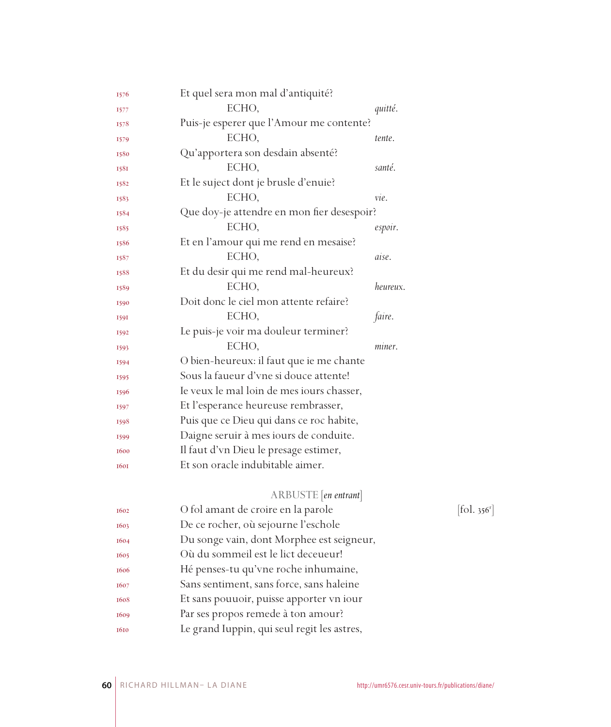1576 Et quel sera mon mal d'antiquité?

1577 ECHO, *quitté.*

1578 Puis-je esperer que l'Amour me contente?

1579 ECHO, *tente.*

1580 Qu'apportera son desdain absenté?

1581 ECHO, *santé.*

1582 Et le suject dont je brusle d'enuie?

1583 ECHO, *vie.*

1584 Que doy-je attendre en mon fier desespoir?

1585 ECHO, *espoir.*

1586 Et en l'amour qui me rend en mesaise?

1587 ECHO, *aise.*

1588 Et du desir qui me rend mal-heureux?

1589 ECHO, *heureux.*

1590 Doit donc le ciel mon attente refaire?

1591 ECHO, *faire.*

1592 Le puis-je voir ma douleur terminer?

1593 ECHO, *miner.*

1594 O bien-heureux: il faut que ie me chante

1595 Sous la faueur d'vne si douce attente!

1596 Ie veux le mal loin de mes iours chasser,

1597 Et l'esperance heureuse rembrasser,

1598 Puis que ce Dieu qui dans ce roc habite,

1599 Daigne seruir à mes iours de conduite.

1600 Il faut d'vn Dieu le presage estimer,

1601 Et son oracle indubitable aimer.

ARBUSTE [*en entrant*]

1602 O fol amant de croire en la parole [fol. 356r]

1603 De ce rocher, où sejourne l'eschole

1604 Du songe vain, dont Morphee est seigneur,

1605 Où du sommeil est le lict deceueur!

1606 Hé penses-tu qu'vne roche inhumaine,

1607 Sans sentiment, sans force, sans haleine

1608 Et sans pouuoir, puisse apporter vn iour

1609 Par ses propos remede à ton amour?

1610 Le grand Iuppin, qui seul regit les astres,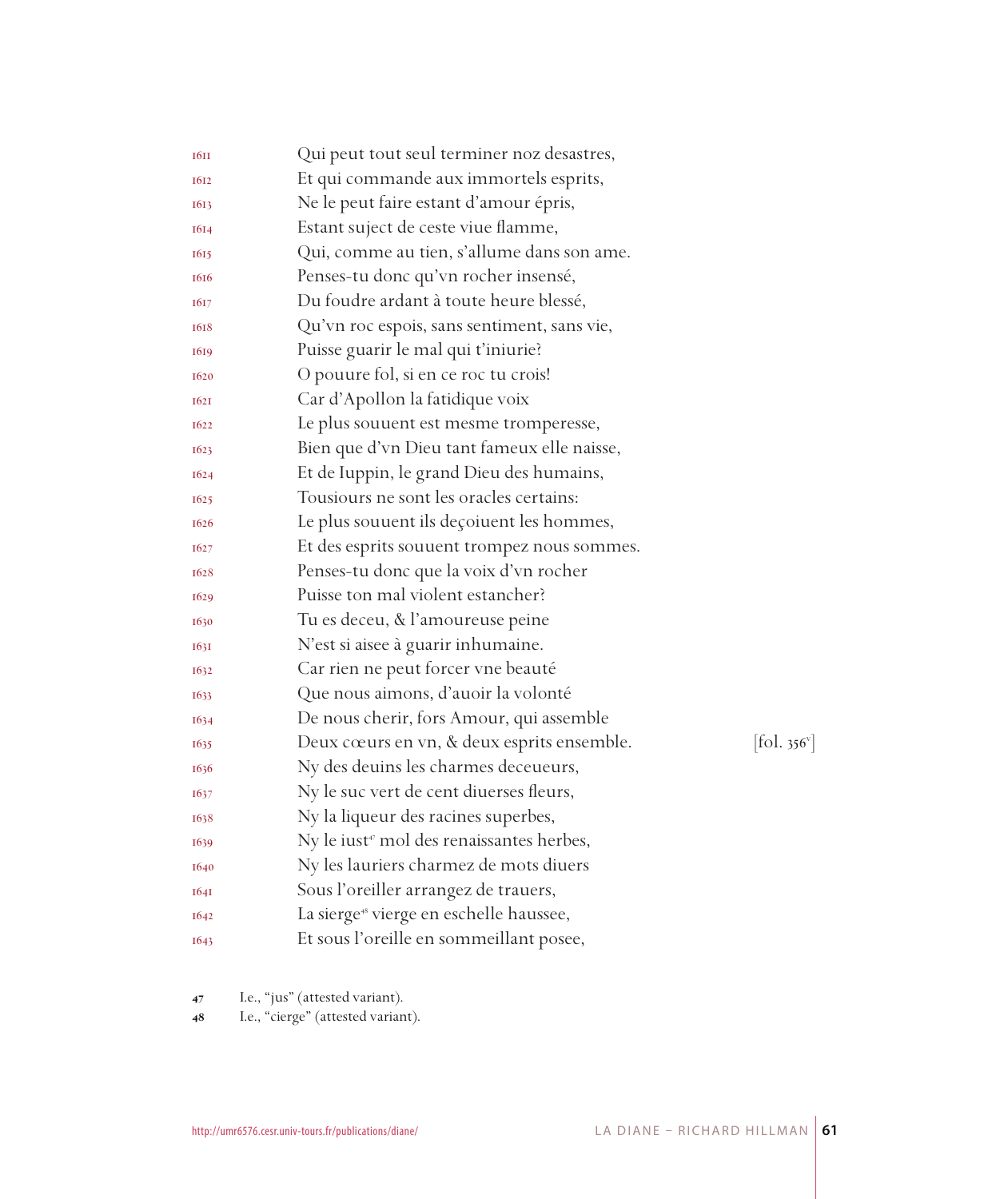1611 Qui peut tout seul terminer noz desastres,
1612 Et qui commande aux immortels esprits,
1613 Ne le peut faire estant d'amour épris,
1614 Estant suject de ceste viue flamme,
1615 Qui, comme au tien, s'allume dans son ame.
1616 Penses-tu donc qu'vn rocher insensé,
1617 Du foudre ardant à toute heure blessé,
1618 Qu'vn roc espois, sans sentiment, sans vie,
1619 Puisse guarir le mal qui t'iniurie?
1620 O pouure fol, si en ce roc tu crois!
1621 Car d'Apollon la fatidique voix
1622 Le plus souuent est mesme tromperesse,
1623 Bien que d'vn Dieu tant fameux elle naisse,
1624 Et de Iuppin, le grand Dieu des humains,
1625 Tousiours ne sont les oracles certains:
1626 Le plus souuent ils deçoiuent les hommes,
1627 Et des esprits souuent trompez nous sommes.
1628 Penses-tu donc que la voix d'vn rocher
1629 Puisse ton mal violent estancher?
1630 Tu es deceu, & l'amoureuse peine
1631 N'est si aisee à guarir inhumaine.
1632 Car rien ne peut forcer vne beauté
1633 Que nous aimons, d'auoir la volonté
1634 De nous cherir, fors Amour, qui assemble
1635 Deux cœurs en vn, & deux esprits ensemble. [fol. 356v]
1636 Ny des deuins les charmes deceueurs,
1637 Ny le suc vert de cent diuerses fleurs,
1638 Ny la liqueur des racines superbes,
1639 Ny le iust[47] mol des renaissantes herbes,
1640 Ny les lauriers charmez de mots diuers
1641 Sous l'oreiller arrangez de trauers,
1642 La sierge[48] vierge en eschelle haussee,
1643 Et sous l'oreille en sommeillant posee,

47 I.e., "jus" (attested variant).
48 I.e., "cierge" (attested variant).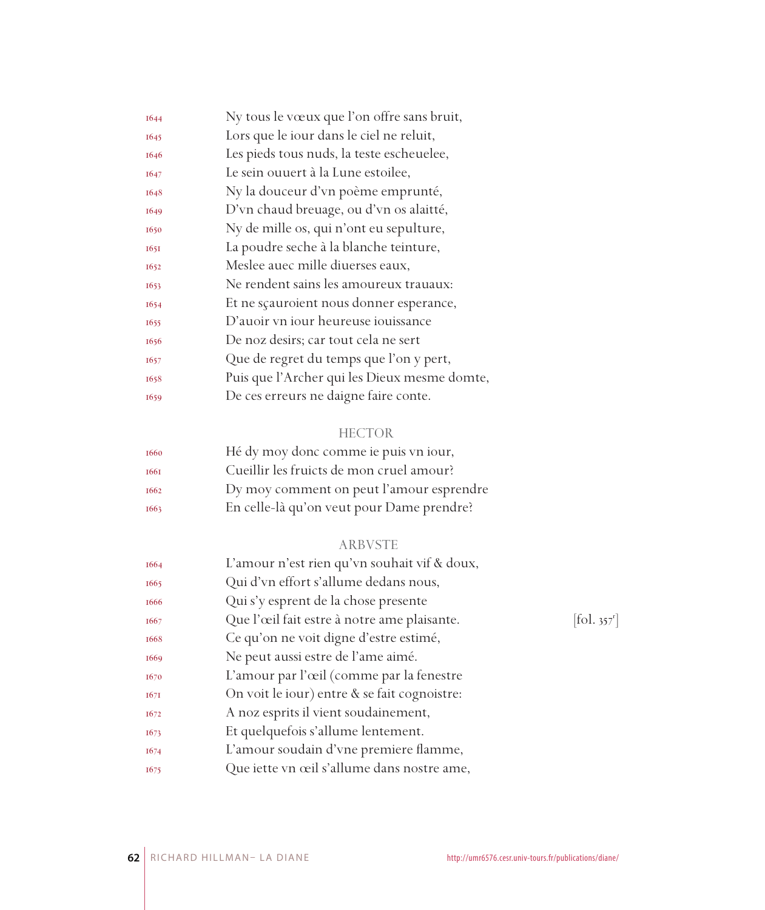1644 Ny tous le vœux que l'on offre sans bruit,
1645 Lors que le iour dans le ciel ne reluit,
1646 Les pieds tous nuds, la teste escheuelee,
1647 Le sein ouuert à la Lune estoilee,
1648 Ny la douceur d'vn poème emprunté,
1649 D'vn chaud breuage, ou d'vn os alaitté,
1650 Ny de mille os, qui n'ont eu sepulture,
1651 La poudre seche à la blanche teinture,
1652 Meslee auec mille diuerses eaux,
1653 Ne rendent sains les amoureux trauaux:
1654 Et ne sçauroient nous donner esperance,
1655 D'auoir vn iour heureuse iouissance
1656 De noz desirs; car tout cela ne sert
1657 Que de regret du temps que l'on y pert,
1658 Puis que l'Archer qui les Dieux mesme domte,
1659 De ces erreurs ne daigne faire conte.

HECTOR

1660 Hé dy moy donc comme ie puis vn iour,
1661 Cueillir les fruicts de mon cruel amour?
1662 Dy moy comment on peut l'amour esprendre
1663 En celle-là qu'on veut pour Dame prendre?

ARBVSTE

1664 L'amour n'est rien qu'vn souhait vif & doux,
1665 Qui d'vn effort s'allume dedans nous,
1666 Qui s'y esprent de la chose presente
1667 Que l'œil fait estre à notre ame plaisante. [fol. 357r]
1668 Ce qu'on ne voit digne d'estre estimé,
1669 Ne peut aussi estre de l'ame aimé.
1670 L'amour par l'œil (comme par la fenestre
1671 On voit le iour) entre & se fait cognoistre:
1672 A noz esprits il vient soudainement,
1673 Et quelquefois s'allume lentement.
1674 L'amour soudain d'vne premiere flamme,
1675 Que iette vn œil s'allume dans nostre ame,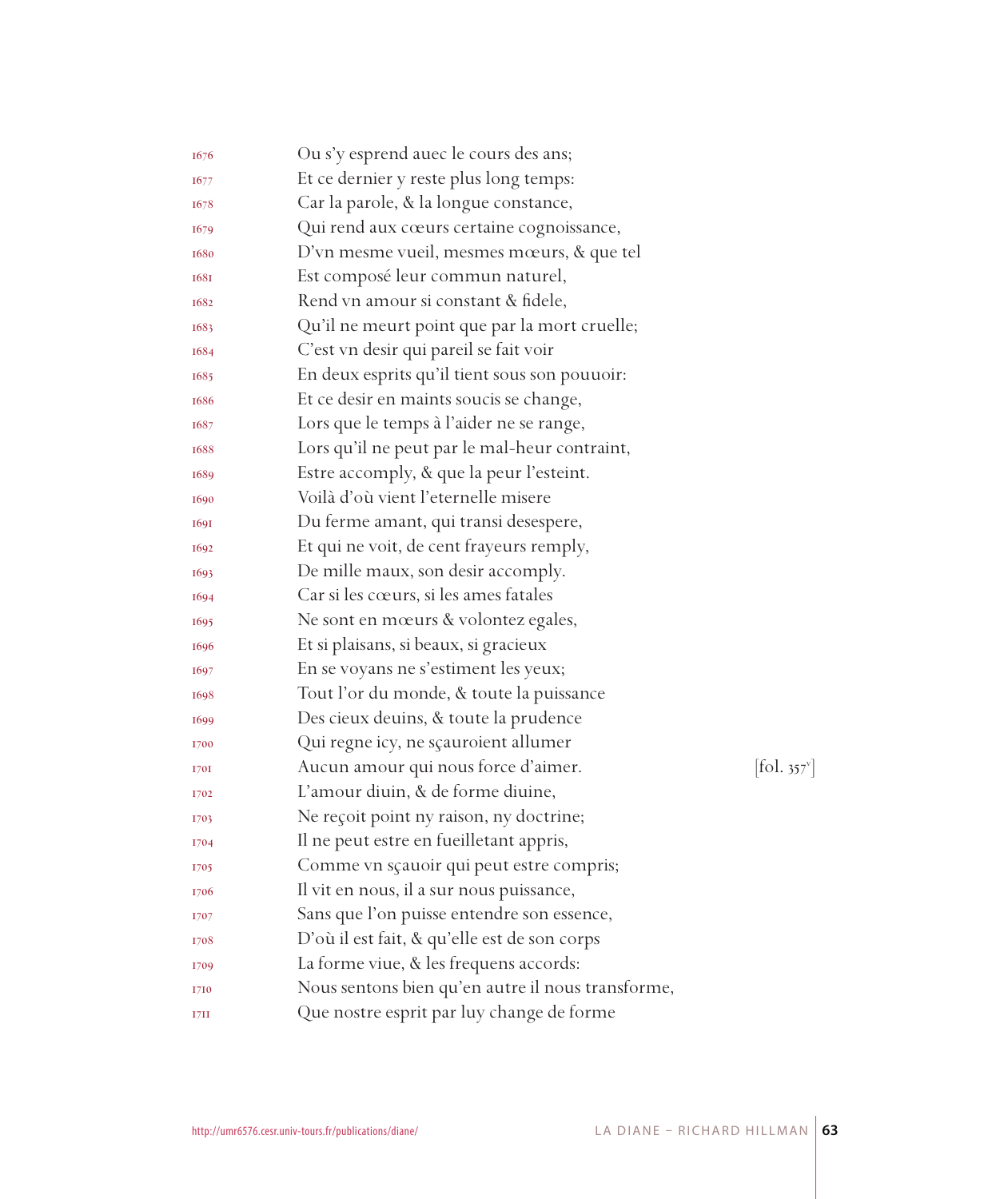1676 Ou s'y esprend auec le cours des ans;
1677 Et ce dernier y reste plus long temps:
1678 Car la parole, & la longue constance,
1679 Qui rend aux cœurs certaine cognoissance,
1680 D'vn mesme vueil, mesmes mœurs, & que tel
1681 Est composé leur commun naturel,
1682 Rend vn amour si constant & fidele,
1683 Qu'il ne meurt point que par la mort cruelle;
1684 C'est vn desir qui pareil se fait voir
1685 En deux esprits qu'il tient sous son pouuoir:
1686 Et ce desir en maints soucis se change,
1687 Lors que le temps à l'aider ne se range,
1688 Lors qu'il ne peut par le mal-heur contraint,
1689 Estre accomply, & que la peur l'esteint.
1690 Voilà d'où vient l'eternelle misere
1691 Du ferme amant, qui transi desespere,
1692 Et qui ne voit, de cent frayeurs remply,
1693 De mille maux, son desir accomply.
1694 Car si les cœurs, si les ames fatales
1695 Ne sont en mœurs & volontez egales,
1696 Et si plaisans, si beaux, si gracieux
1697 En se voyans ne s'estiment les yeux;
1698 Tout l'or du monde, & toute la puissance
1699 Des cieux deuins, & toute la prudence
1700 Qui regne icy, ne sçauroient allumer
1701 Aucun amour qui nous force d'aimer. [fol. 357v]
1702 L'amour diuin, & de forme diuine,
1703 Ne reçoit point ny raison, ny doctrine;
1704 Il ne peut estre en fueilletant appris,
1705 Comme vn sçauoir qui peut estre compris;
1706 Il vit en nous, il a sur nous puissance,
1707 Sans que l'on puisse entendre son essence,
1708 D'où il est fait, & qu'elle est de son corps
1709 La forme viue, & les frequens accords:
1710 Nous sentons bien qu'en autre il nous transforme,
1711 Que nostre esprit par luy change de forme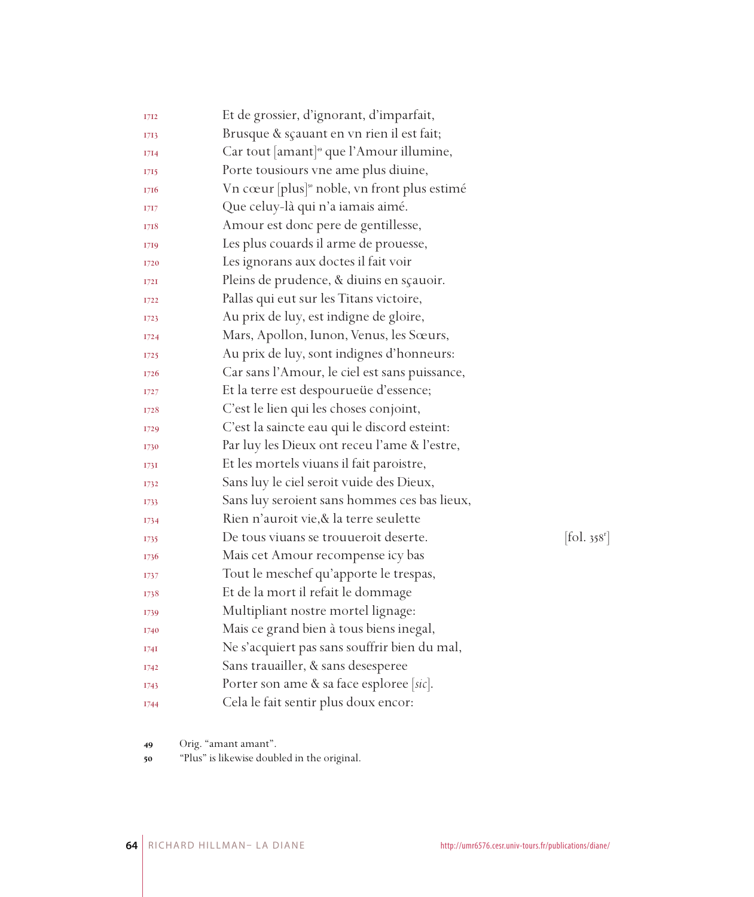1712 Et de grossier, d'ignorant, d'imparfait,
1713 Brusque & sçauant en vn rien il est fait;
1714 Car tout [amant][49] que l'Amour illumine,
1715 Porte tousiours vne ame plus diuine,
1716 Vn cœur [plus][50] noble, vn front plus estimé
1717 Que celuy-là qui n'a iamais aimé.
1718 Amour est donc pere de gentillesse,
1719 Les plus couards il arme de prouesse,
1720 Les ignorans aux doctes il fait voir
1721 Pleins de prudence, & diuins en sçauoir.
1722 Pallas qui eut sur les Titans victoire,
1723 Au prix de luy, est indigne de gloire,
1724 Mars, Apollon, Iunon, Venus, les Sœurs,
1725 Au prix de luy, sont indignes d'honneurs:
1726 Car sans l'Amour, le ciel est sans puissance,
1727 Et la terre est despourueüe d'essence;
1728 C'est le lien qui les choses conjoint,
1729 C'est la saincte eau qui le discord esteint:
1730 Par luy les Dieux ont receu l'ame & l'estre,
1731 Et les mortels viuans il fait paroistre,
1732 Sans luy le ciel seroit vuide des Dieux,
1733 Sans luy seroient sans hommes ces bas lieux,
1734 Rien n'auroit vie,& la terre seulette
1735 De tous viuans se trouueroit deserte. [fol. 358r]
1736 Mais cet Amour recompense icy bas
1737 Tout le meschef qu'apporte le trespas,
1738 Et de la mort il refait le dommage
1739 Multipliant nostre mortel lignage:
1740 Mais ce grand bien à tous biens inegal,
1741 Ne s'acquiert pas sans souffrir bien du mal,
1742 Sans trauailler, & sans desesperee
1743 Porter son ame & sa face esploree [*sic*].
1744 Cela le fait sentir plus doux encor:

49 Orig. "amant amant".

50 "Plus" is likewise doubled in the original.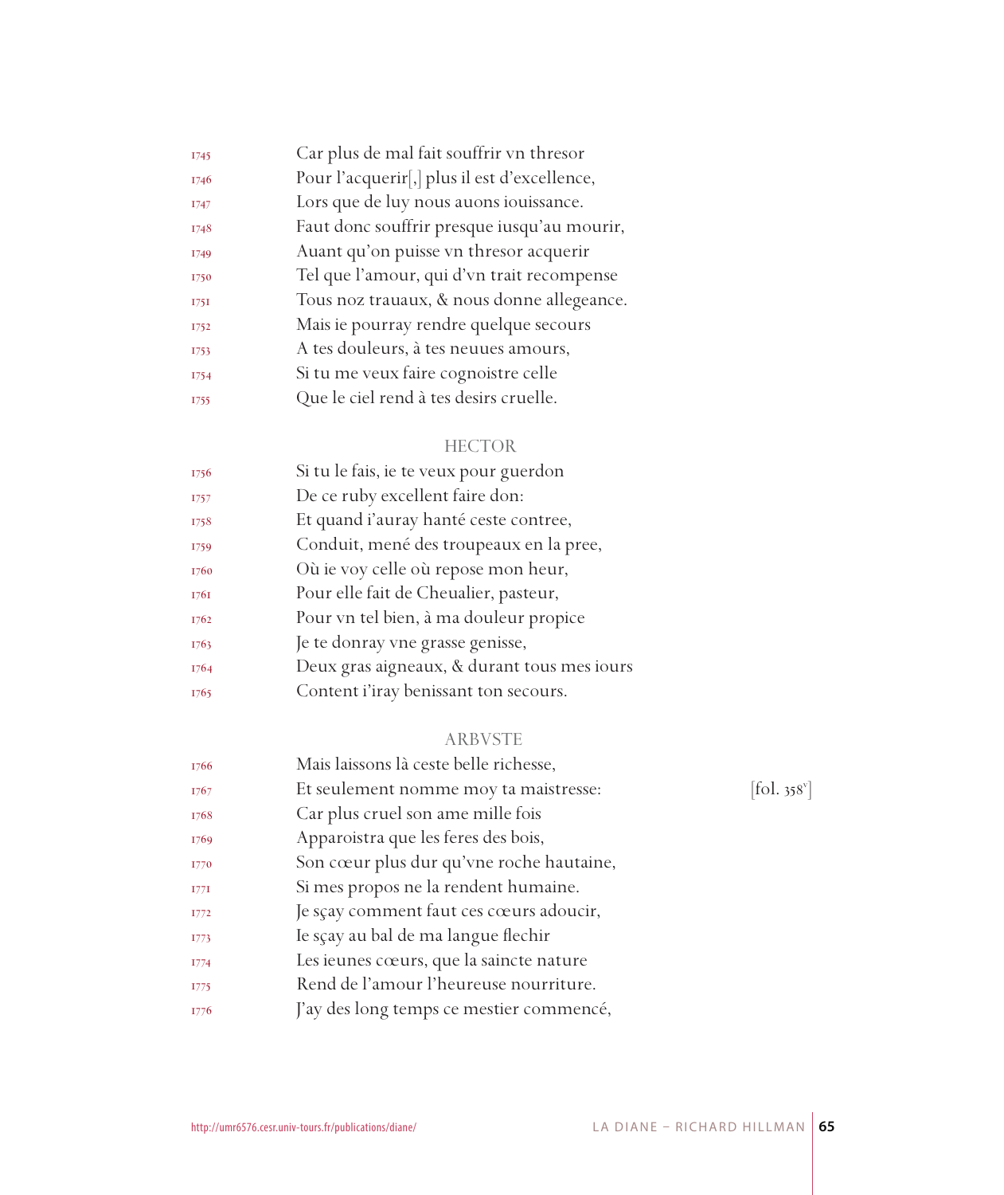1745 Car plus de mal fait souffrir vn thresor
1746 Pour l'acquerir[,] plus il est d'excellence,
1747 Lors que de luy nous auons iouissance.
1748 Faut donc souffrir presque iusqu'au mourir,
1749 Auant qu'on puisse vn thresor acquerir
1750 Tel que l'amour, qui d'vn trait recompense
1751 Tous noz trauaux, & nous donne allegeance.
1752 Mais ie pourray rendre quelque secours
1753 A tes douleurs, à tes neuues amours,
1754 Si tu me veux faire cognoistre celle
1755 Que le ciel rend à tes desirs cruelle.

HECTOR

1756 Si tu le fais, ie te veux pour guerdon
1757 De ce ruby excellent faire don:
1758 Et quand i'auray hanté ceste contree,
1759 Conduit, mené des troupeaux en la pree,
1760 Où ie voy celle où repose mon heur,
1761 Pour elle fait de Cheualier, pasteur,
1762 Pour vn tel bien, à ma douleur propice
1763 Je te donray vne grasse genisse,
1764 Deux gras aigneaux, & durant tous mes iours
1765 Content i'iray benissant ton secours.

ARBVSTE

1766 Mais laissons là ceste belle richesse,
1767 Et seulement nomme moy ta maistresse: [fol. 358v]
1768 Car plus cruel son ame mille fois
1769 Apparoistra que les feres des bois,
1770 Son cœur plus dur qu'vne roche hautaine,
1771 Si mes propos ne la rendent humaine.
1772 Je sçay comment faut ces cœurs adoucir,
1773 Ie sçay au bal de ma langue flechir
1774 Les ieunes cœurs, que la saincte nature
1775 Rend de l'amour l'heureuse nourriture.
1776 J'ay des long temps ce mestier commencé,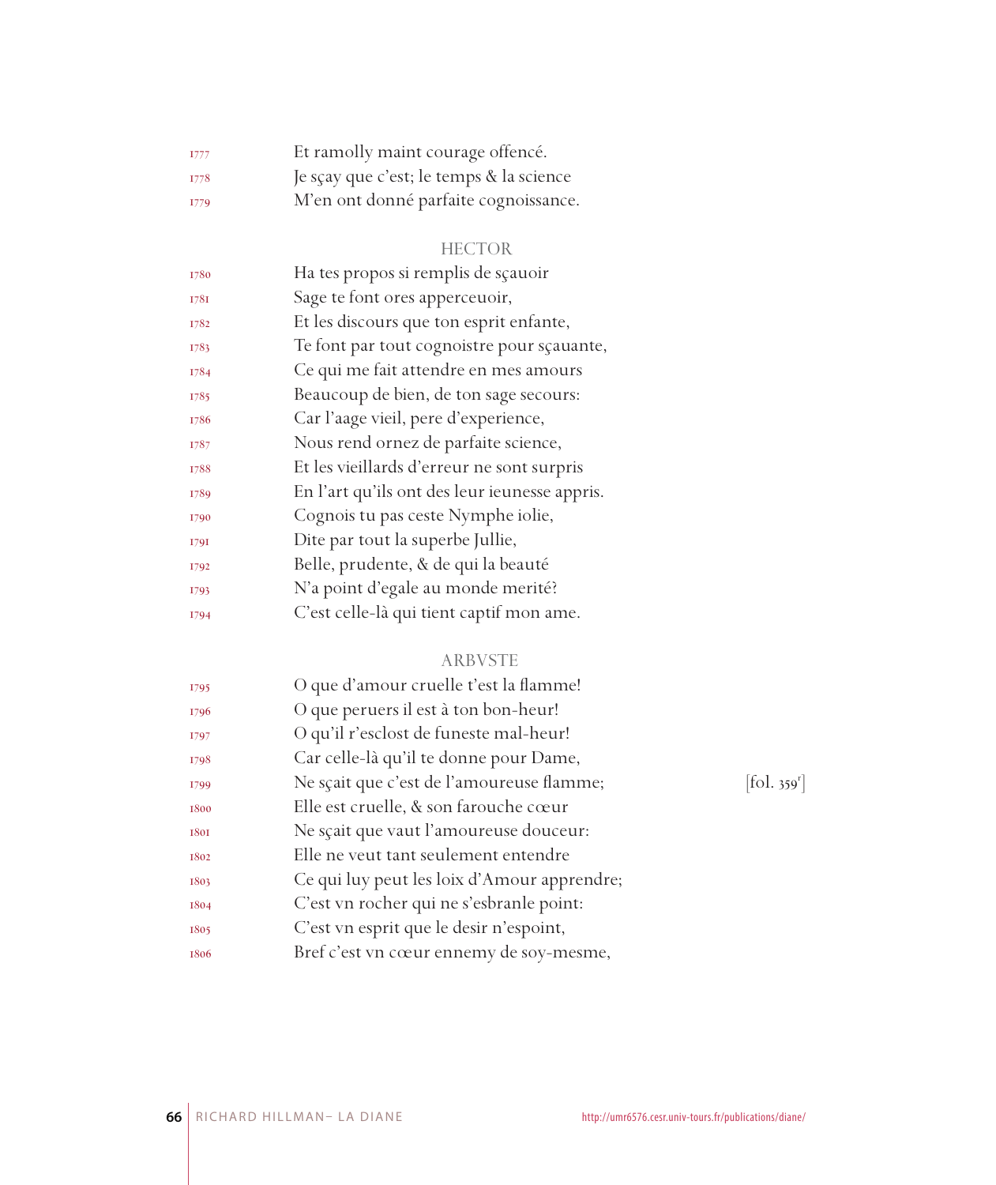1777 Et ramolly maint courage offencé.
1778 Je sçay que c'est; le temps & la science
1779 M'en ont donné parfaite cognoissance.

HECTOR

1780 Ha tes propos si remplis de sçauoir
1781 Sage te font ores apperceuoir,
1782 Et les discours que ton esprit enfante,
1783 Te font par tout cognoistre pour sçauante,
1784 Ce qui me fait attendre en mes amours
1785 Beaucoup de bien, de ton sage secours:
1786 Car l'aage vieil, pere d'experience,
1787 Nous rend ornez de parfaite science,
1788 Et les vieillards d'erreur ne sont surpris
1789 En l'art qu'ils ont des leur ieunesse appris.
1790 Cognois tu pas ceste Nymphe iolie,
1791 Dite par tout la superbe Jullie,
1792 Belle, prudente, & de qui la beauté
1793 N'a point d'egale au monde merité?
1794 C'est celle-là qui tient captif mon ame.

ARBVSTE

1795 O que d'amour cruelle t'est la flamme!
1796 O que peruers il est à ton bon-heur!
1797 O qu'il r'esclost de funeste mal-heur!
1798 Car celle-là qu'il te donne pour Dame,
1799 Ne sçait que c'est de l'amoureuse flamme; [fol. 359r]
1800 Elle est cruelle, & son farouche cœur
1801 Ne sçait que vaut l'amoureuse douceur:
1802 Elle ne veut tant seulement entendre
1803 Ce qui luy peut les loix d'Amour apprendre;
1804 C'est vn rocher qui ne s'esbranle point:
1805 C'est vn esprit que le desir n'espoint,
1806 Bref c'est vn cœur ennemy de soy-mesme,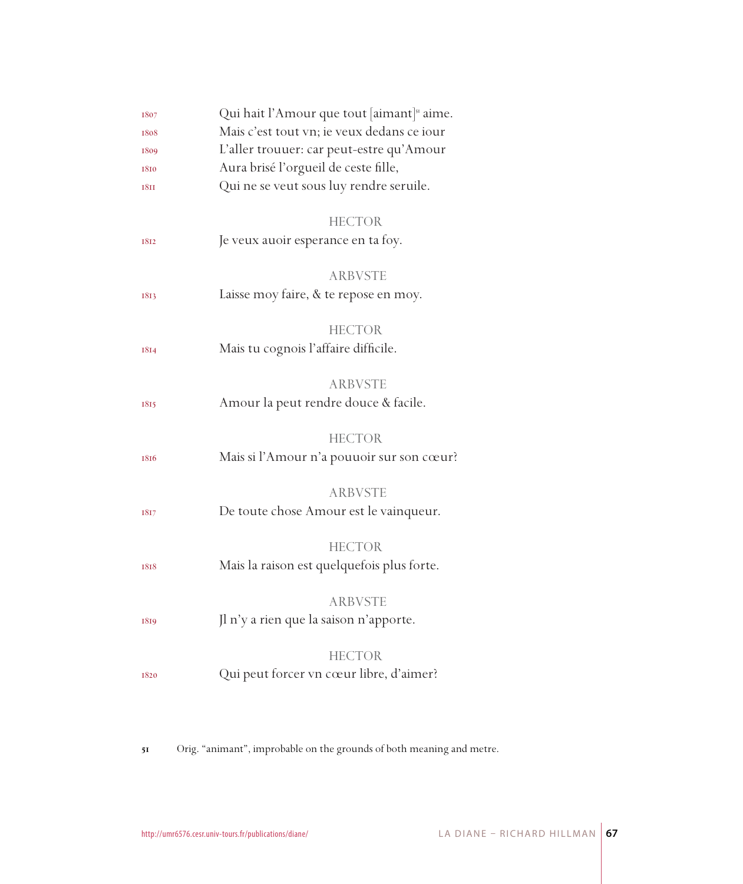1807 Qui hait l'Amour que tout [aimant][51] aime.
1808 Mais c'est tout vn; ie veux dedans ce iour
1809 L'aller trouuer: car peut-estre qu'Amour
1810 Aura brisé l'orgueil de ceste fille,
1811 Qui ne se veut sous luy rendre seruile.

HECTOR

1812 Je veux auoir esperance en ta foy.

ARBVSTE

1813 Laisse moy faire, & te repose en moy.

HECTOR

1814 Mais tu cognois l'affaire difficile.

ARBVSTE

1815 Amour la peut rendre douce & facile.

HECTOR

1816 Mais si l'Amour n'a pouuoir sur son cœur?

ARBVSTE

1817 De toute chose Amour est le vainqueur.

HECTOR

1818 Mais la raison est quelquefois plus forte.

ARBVSTE

1819 Jl n'y a rien que la saison n'apporte.

HECTOR

1820 Qui peut forcer vn cœur libre, d'aimer?

---

51 Orig. "animant", improbable on the grounds of both meaning and metre.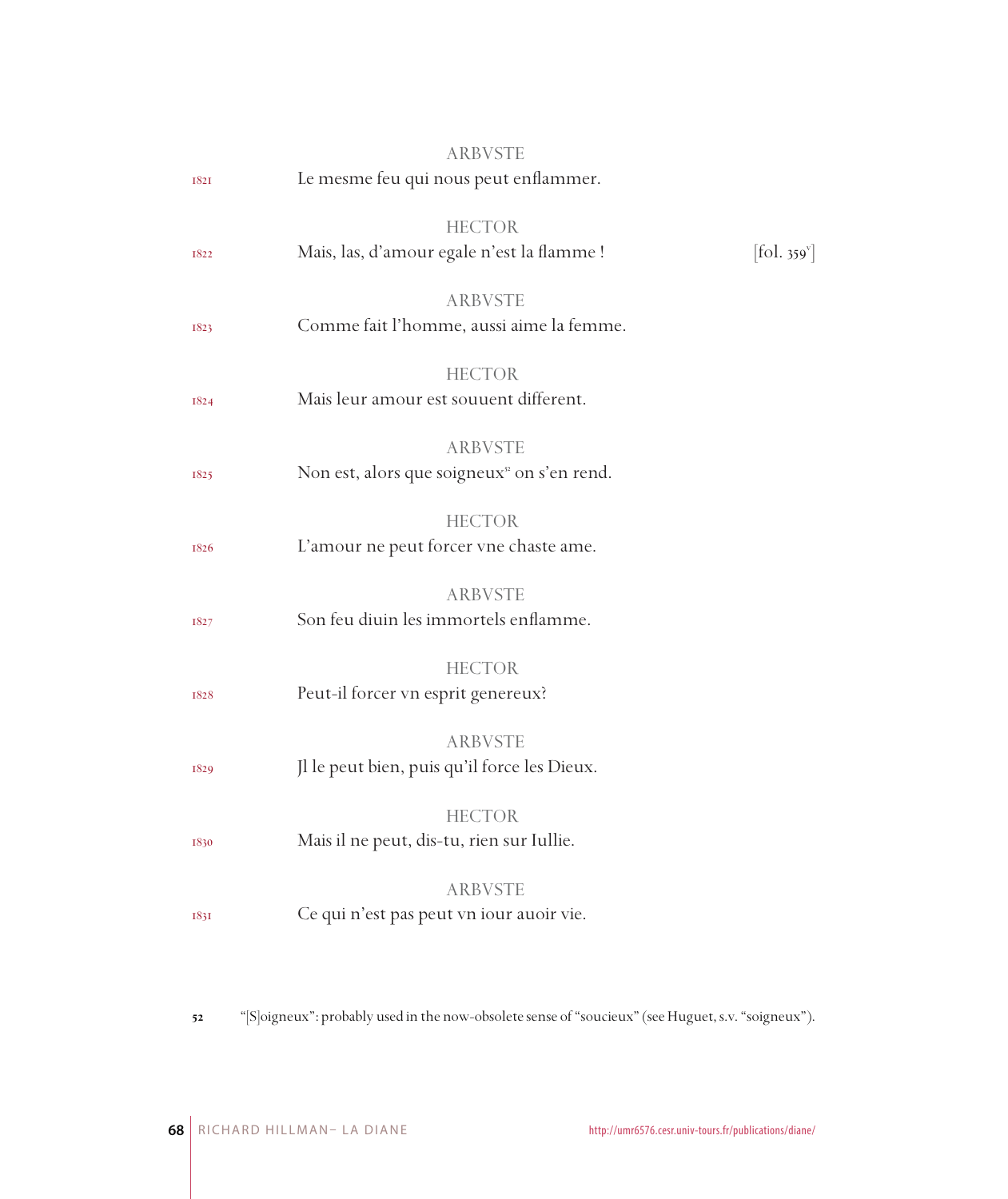ARBVSTE

1821 Le mesme feu qui nous peut enflammer.

HECTOR

1822 Mais, las, d'amour egale n'est la flamme ! [fol. 359v]

ARBVSTE

1823 Comme fait l'homme, aussi aime la femme.

HECTOR

1824 Mais leur amour est souuent different.

ARBVSTE

1825 Non est, alors que soigneux[52] on s'en rend.

HECTOR

1826 L'amour ne peut forcer vne chaste ame.

ARBVSTE

1827 Son feu diuin les immortels enflamme.

HECTOR

1828 Peut-il forcer vn esprit genereux?

ARBVSTE

1829 Jl le peut bien, puis qu'il force les Dieux.

HECTOR

1830 Mais il ne peut, dis-tu, rien sur Iullie.

ARBVSTE

1831 Ce qui n'est pas peut vn iour auoir vie.

52 "[S]oigneux": probably used in the now-obsolete sense of "soucieux" (see Huguet, s.v. "soigneux").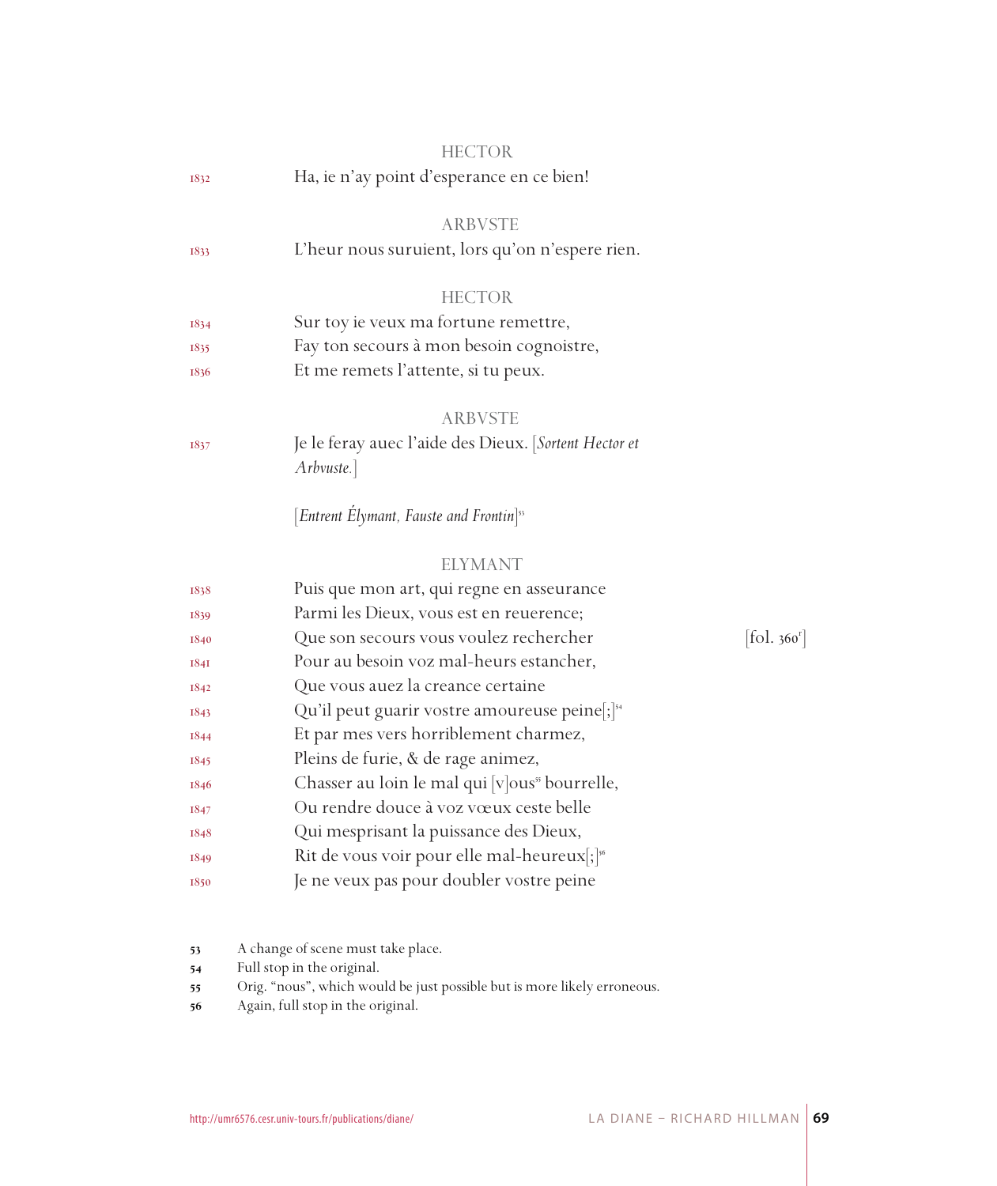HECTOR

1832 Ha, ie n'ay point d'esperance en ce bien!

ARBVSTE

1833 L'heur nous suruient, lors qu'on n'espere rien.

HECTOR

1834 Sur toy ie veux ma fortune remettre,
1835 Fay ton secours à mon besoin cognoistre,
1836 Et me remets l'attente, si tu peux.

ARBVSTE

1837 Je le feray auec l'aide des Dieux. [*Sortent Hector et Arbvuste.*]

[*Entrent Élymant, Fauste and Frontin*][53]

ELYMANT

1838 Puis que mon art, qui regne en asseurance
1839 Parmi les Dieux, vous est en reuerence;
1840 Que son secours vous voulez rechercher [fol. 360r]
1841 Pour au besoin voz mal-heurs estancher,
1842 Que vous auez la creance certaine
1843 Qu'il peut guarir vostre amoureuse peine[;][54]
1844 Et par mes vers horriblement charmez,
1845 Pleins de furie, & de rage animez,
1846 Chasser au loin le mal qui [v]ous[55] bourrelle,
1847 Ou rendre douce à voz vœux ceste belle
1848 Qui mesprisant la puissance des Dieux,
1849 Rit de vous voir pour elle mal-heureux[;][56]
1850 Je ne veux pas pour doubler vostre peine

53 A change of scene must take place.
54 Full stop in the original.
55 Orig. "nous", which would be just possible but is more likely erroneous.
56 Again, full stop in the original.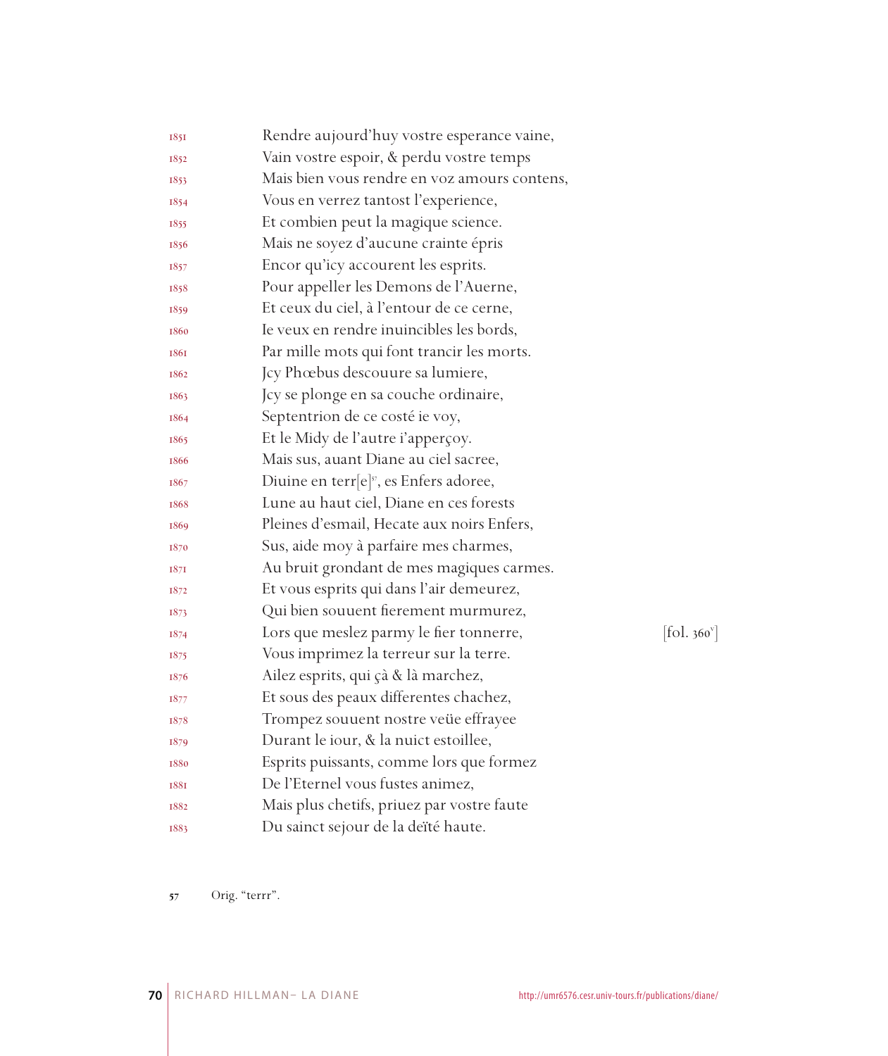1851 Rendre aujourd'huy vostre esperance vaine,
1852 Vain vostre espoir, & perdu vostre temps
1853 Mais bien vous rendre en voz amours contens,
1854 Vous en verrez tantost l'experience,
1855 Et combien peut la magique science.
1856 Mais ne soyez d'aucune crainte épris
1857 Encor qu'icy accourent les esprits.
1858 Pour appeller les Demons de l'Auerne,
1859 Et ceux du ciel, à l'entour de ce cerne,
1860 Ie veux en rendre inuincibles les bords,
1861 Par mille mots qui font trancir les morts.
1862 Jcy Phœbus descouure sa lumiere,
1863 Jcy se plonge en sa couche ordinaire,
1864 Septentrion de ce costé ie voy,
1865 Et le Midy de l'autre i'apperçoy.
1866 Mais sus, auant Diane au ciel sacree,
1867 Diuine en terr[e][57], es Enfers adoree,
1868 Lune au haut ciel, Diane en ces forests
1869 Pleines d'esmail, Hecate aux noirs Enfers,
1870 Sus, aide moy à parfaire mes charmes,
1871 Au bruit grondant de mes magiques carmes.
1872 Et vous esprits qui dans l'air demeurez,
1873 Qui bien souuent fierement murmurez,
1874 Lors que meslez parmy le fier tonnerre, [fol. 360v]
1875 Vous imprimez la terreur sur la terre.
1876 Ailez esprits, qui çà & là marchez,
1877 Et sous des peaux differentes chachez,
1878 Trompez souuent nostre veüe effrayee
1879 Durant le iour, & la nuict estoillee,
1880 Esprits puissants, comme lors que formez
1881 De l'Eternel vous fustes animez,
1882 Mais plus chetifs, priuez par vostre faute
1883 Du sainct sejour de la deïté haute.

57 Orig. "terrr".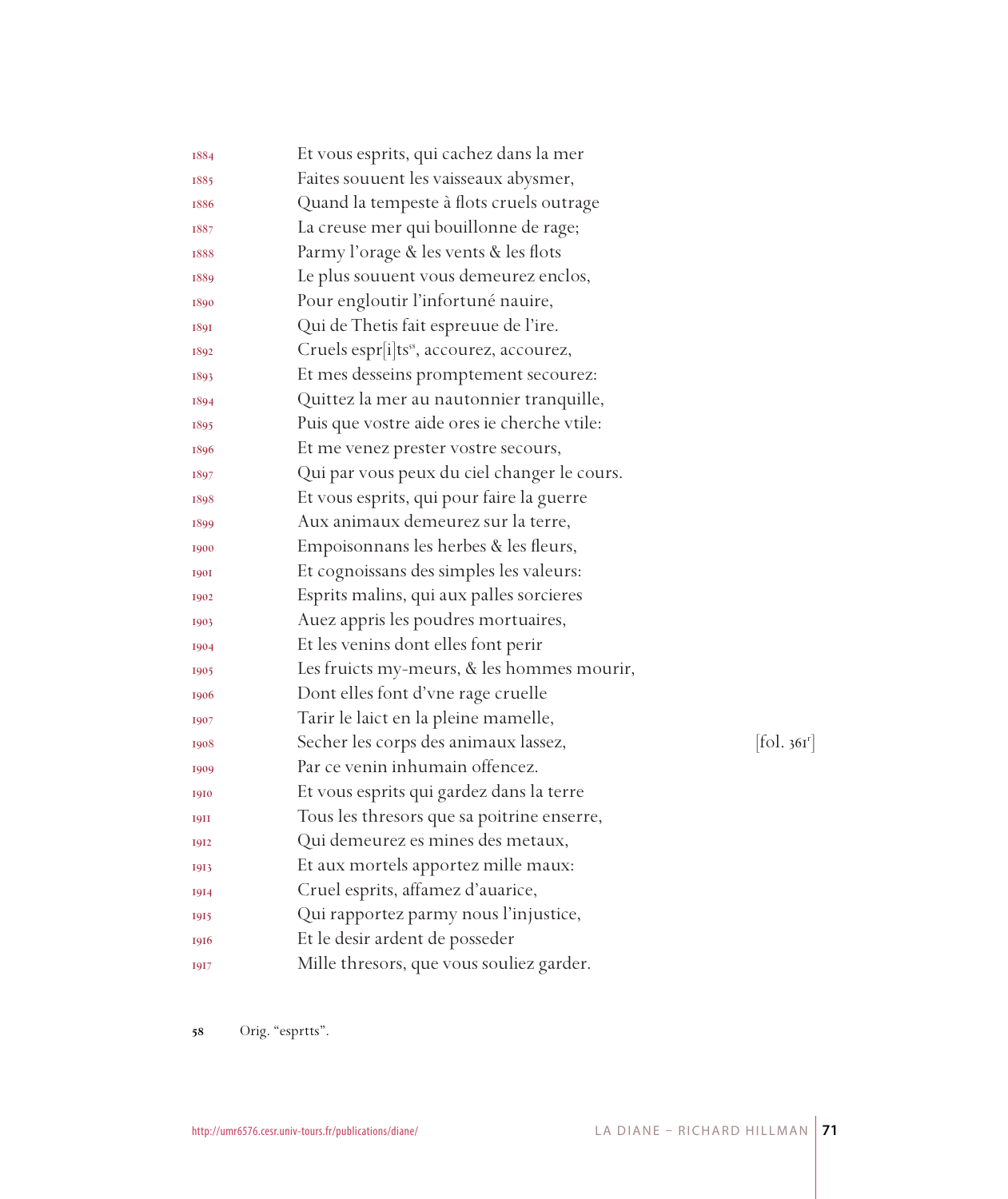1884 Et vous esprits, qui cachez dans la mer
1885 Faites souuent les vaisseaux abysmer,
1886 Quand la tempeste à flots cruels outrage
1887 La creuse mer qui bouillonne de rage;
1888 Parmy l'orage & les vents & les flots
1889 Le plus souuent vous demeurez enclos,
1890 Pour engloutir l'infortuné nauire,
1891 Qui de Thetis fait espreuue de l'ire.
1892 Cruels espr[i]ts[58], accourez, accourez,
1893 Et mes desseins promptement secourez:
1894 Quittez la mer au nautonnier tranquille,
1895 Puis que vostre aide ores ie cherche vtile:
1896 Et me venez prester vostre secours,
1897 Qui par vous peux du ciel changer le cours.
1898 Et vous esprits, qui pour faire la guerre
1899 Aux animaux demeurez sur la terre,
1900 Empoisonnans les herbes & les fleurs,
1901 Et cognoissans des simples les valeurs:
1902 Esprits malins, qui aux palles sorcieres
1903 Auez appris les poudres mortuaires,
1904 Et les venins dont elles font perir
1905 Les fruicts my-meurs, & les hommes mourir,
1906 Dont elles font d'vne rage cruelle
1907 Tarir le laict en la pleine mamelle,
1908 Secher les corps des animaux lassez, [fol. 361r]
1909 Par ce venin inhumain offencez.
1910 Et vous esprits qui gardez dans la terre
1911 Tous les thresors que sa poitrine enserre,
1912 Qui demeurez es mines des metaux,
1913 Et aux mortels apportez mille maux:
1914 Cruel esprits, affamez d'auarice,
1915 Qui rapportez parmy nous l'injustice,
1916 Et le desir ardent de posseder
1917 Mille thresors, que vous souliez garder.

58 Orig. "esprtts".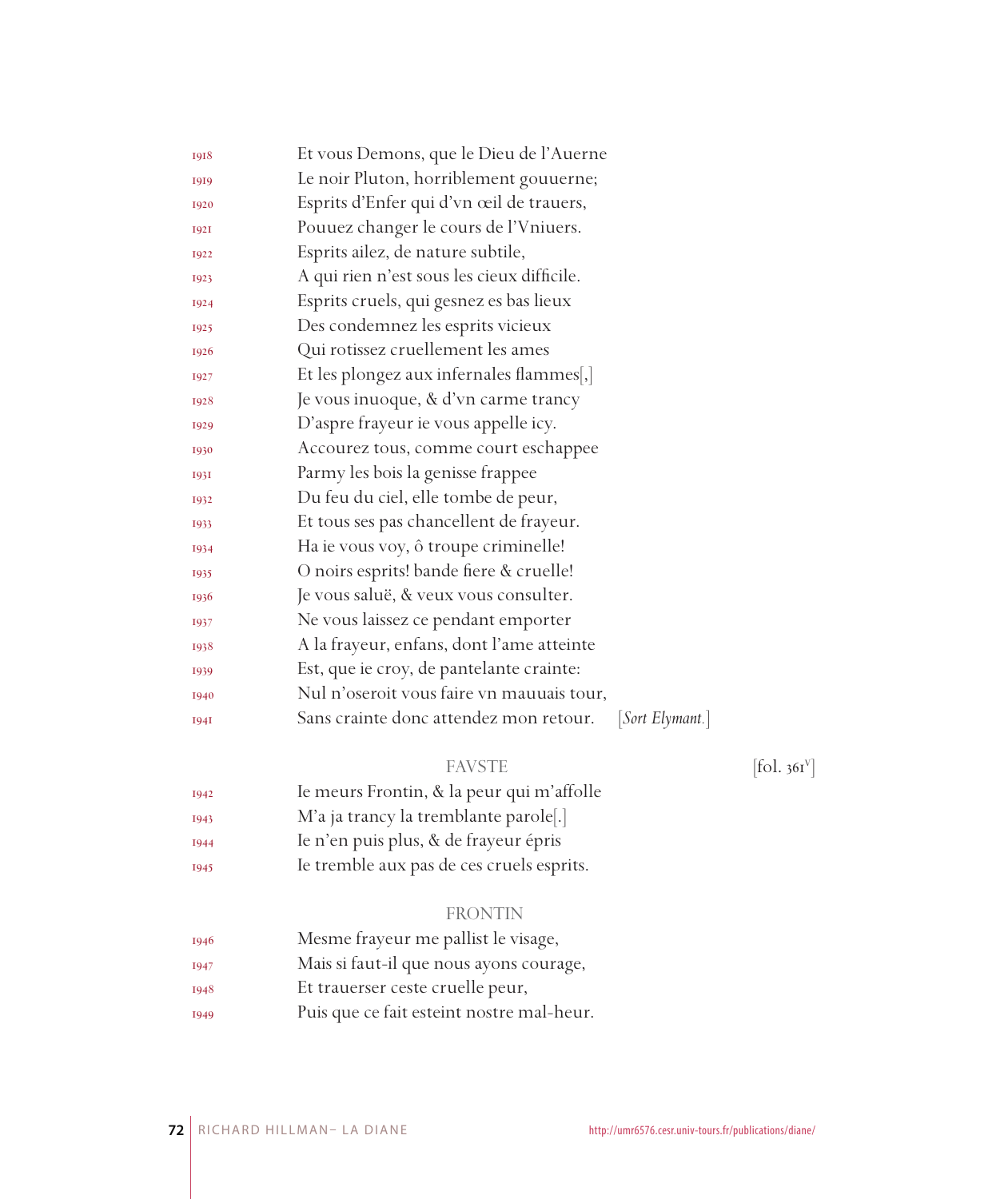1918 Et vous Demons, que le Dieu de l'Auerne
1919 Le noir Pluton, horriblement gouuerne;
1920 Esprits d'Enfer qui d'vn œil de trauers,
1921 Pouuez changer le cours de l'Vniuers.
1922 Esprits ailez, de nature subtile,
1923 A qui rien n'est sous les cieux difficile.
1924 Esprits cruels, qui gesnez es bas lieux
1925 Des condemnez les esprits vicieux
1926 Qui rotissez cruellement les ames
1927 Et les plongez aux infernales flammes[,]
1928 Je vous inuoque, & d'vn carme trancy
1929 D'aspre frayeur ie vous appelle icy.
1930 Accourez tous, comme court eschappee
1931 Parmy les bois la genisse frappee
1932 Du feu du ciel, elle tombe de peur,
1933 Et tous ses pas chancellent de frayeur.
1934 Ha ie vous voy, ô troupe criminelle!
1935 O noirs esprits! bande fiere & cruelle!
1936 Je vous saluë, & veux vous consulter.
1937 Ne vous laissez ce pendant emporter
1938 A la frayeur, enfans, dont l'ame atteinte
1939 Est, que ie croy, de pantelante crainte:
1940 Nul n'oseroit vous faire vn mauuais tour,
1941 Sans crainte donc attendez mon retour. [*Sort Elymant.*]

FAVSTE [fol. 361v]

1942 Ie meurs Frontin, & la peur qui m'affolle
1943 M'a ja trancy la tremblante parole[.]
1944 Ie n'en puis plus, & de frayeur épris
1945 Ie tremble aux pas de ces cruels esprits.

FRONTIN

1946 Mesme frayeur me pallist le visage,
1947 Mais si faut-il que nous ayons courage,
1948 Et trauerser ceste cruelle peur,
1949 Puis que ce fait esteint nostre mal-heur.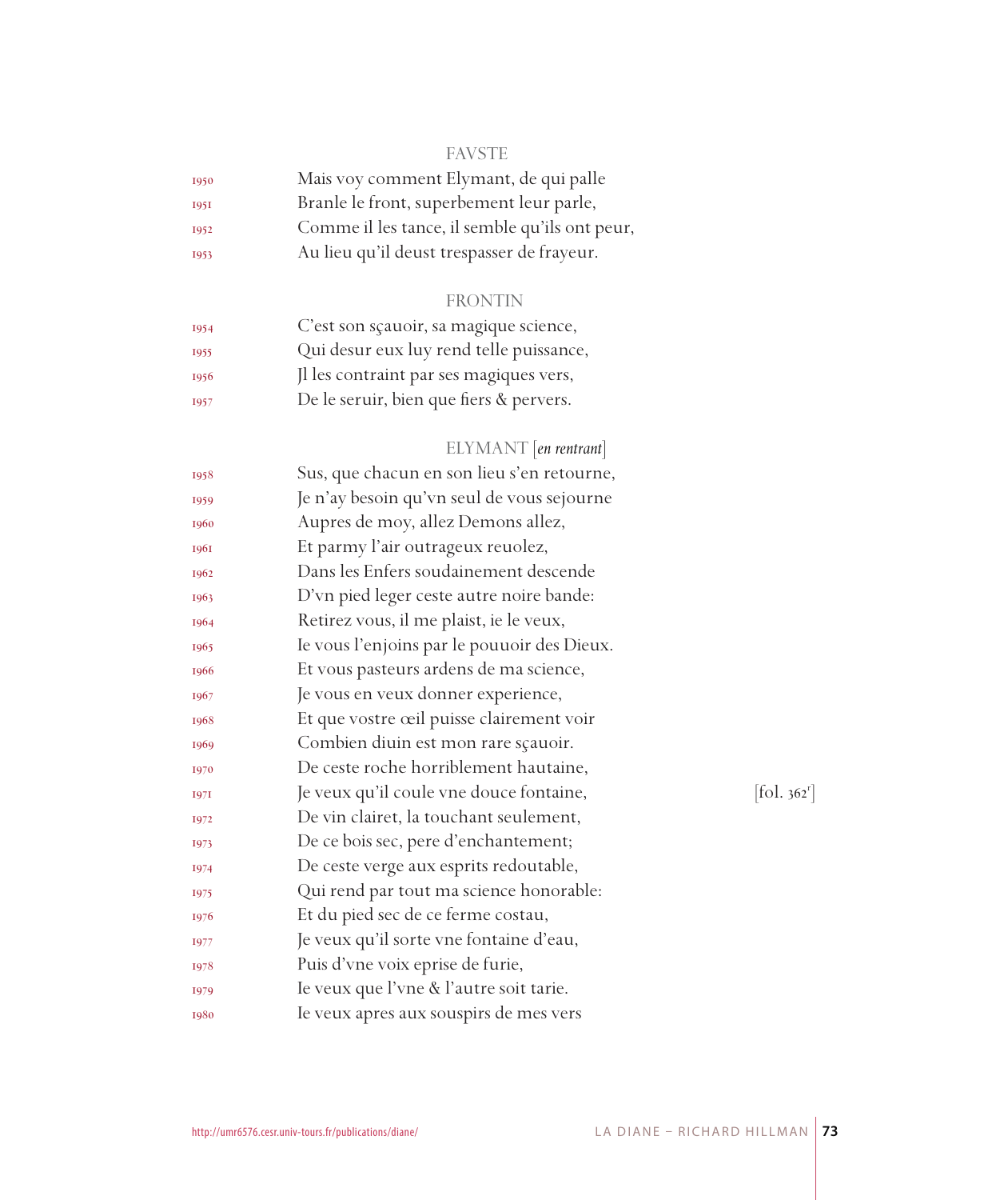FAVSTE

1950 Mais voy comment Elymant, de qui palle
1951 Branle le front, superbement leur parle,
1952 Comme il les tance, il semble qu'ils ont peur,
1953 Au lieu qu'il deust trespasser de frayeur.

FRONTIN

1954 C'est son sçauoir, sa magique science,
1955 Qui desur eux luy rend telle puissance,
1956 Jl les contraint par ses magiques vers,
1957 De le seruir, bien que fiers & peruers.

ELYMANT [*en rentrant*]

1958 Sus, que chacun en son lieu s'en retourne,
1959 Je n'ay besoin qu'vn seul de vous sejourne
1960 Aupres de moy, allez Demons allez,
1961 Et parmy l'air outrageux reuolez,
1962 Dans les Enfers soudainement descende
1963 D'vn pied leger ceste autre noire bande:
1964 Retirez vous, il me plaist, ie le veux,
1965 Ie vous l'enjoins par le pouuoir des Dieux.
1966 Et vous pasteurs ardens de ma science,
1967 Je vous en veux donner experience,
1968 Et que vostre œil puisse clairement voir
1969 Combien diuin est mon rare sçauoir.
1970 De ceste roche horriblement hautaine,
1971 Je veux qu'il coule vne douce fontaine, [fol. 362r]
1972 De vin clairet, la touchant seulement,
1973 De ce bois sec, pere d'enchantement;
1974 De ceste verge aux esprits redoutable,
1975 Qui rend par tout ma science honorable:
1976 Et du pied sec de ce ferme costau,
1977 Je veux qu'il sorte vne fontaine d'eau,
1978 Puis d'vne voix eprise de furie,
1979 Ie veux que l'vne & l'autre soit tarie.
1980 Ie veux apres aux souspirs de mes vers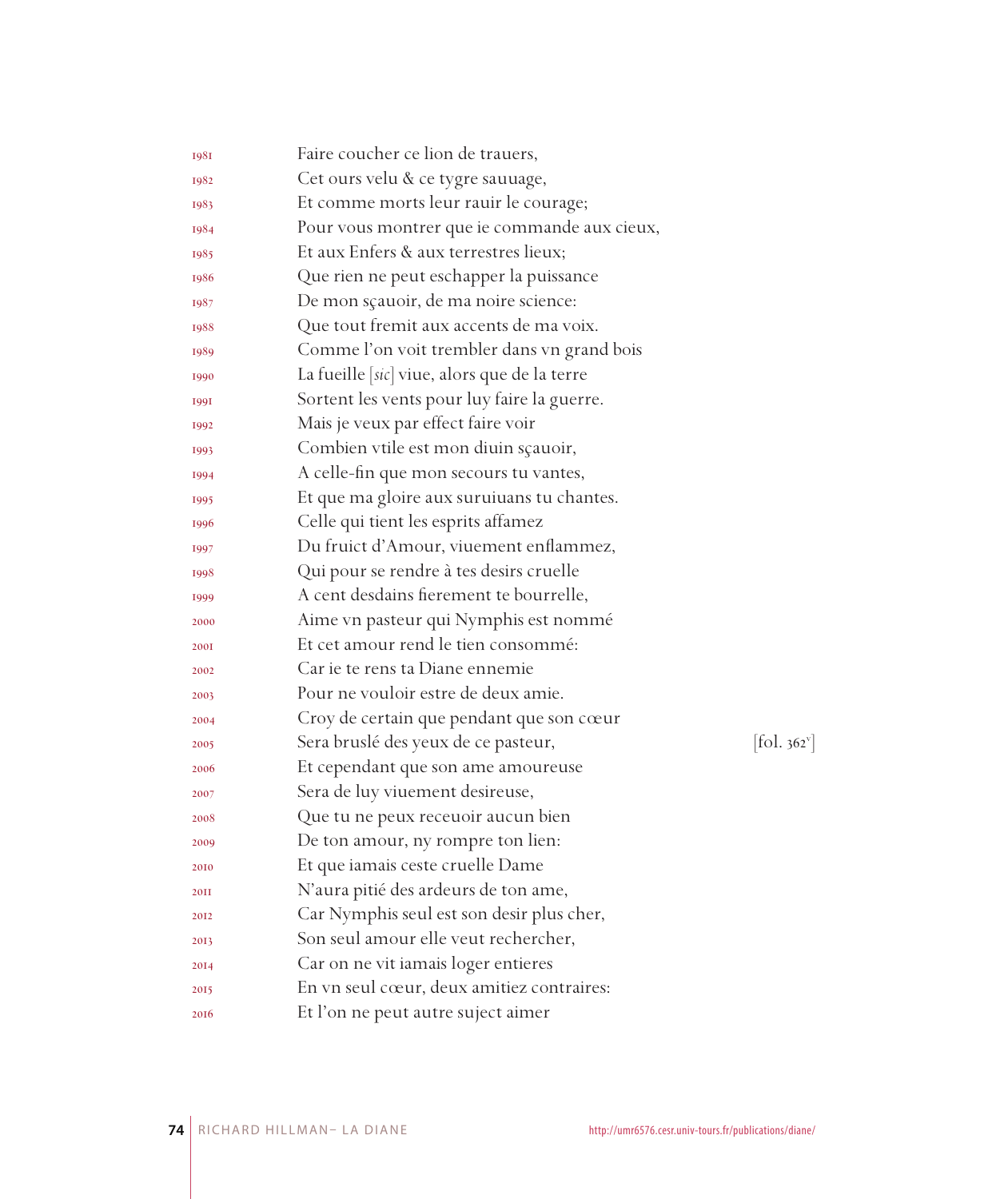1981 Faire coucher ce lion de trauers,
1982 Cet ours velu & ce tygre sauuage,
1983 Et comme morts leur rauir le courage;
1984 Pour vous montrer que ie commande aux cieux,
1985 Et aux Enfers & aux terrestres lieux;
1986 Que rien ne peut eschapper la puissance
1987 De mon sçauoir, de ma noire science:
1988 Que tout fremit aux accents de ma voix.
1989 Comme l'on voit trembler dans vn grand bois
1990 La fueille [*sic*] viue, alors que de la terre
1991 Sortent les vents pour luy faire la guerre.
1992 Mais je veux par effect faire voir
1993 Combien vtile est mon diuin sçauoir,
1994 A celle-fin que mon secours tu vantes,
1995 Et que ma gloire aux suruiuans tu chantes.
1996 Celle qui tient les esprits affamez
1997 Du fruict d'Amour, viuement enflammez,
1998 Qui pour se rendre à tes desirs cruelle
1999 A cent desdains fierement te bourrelle,
2000 Aime vn pasteur qui Nymphis est nommé
2001 Et cet amour rend le tien consommé:
2002 Car ie te rens ta Diane ennemie
2003 Pour ne vouloir estre de deux amie.
2004 Croy de certain que pendant que son cœur
2005 Sera bruslé des yeux de ce pasteur, [fol. 362v]
2006 Et cependant que son ame amoureuse
2007 Sera de luy viuement desireuse,
2008 Que tu ne peux receuoir aucun bien
2009 De ton amour, ny rompre ton lien:
2010 Et que iamais ceste cruelle Dame
2011 N'aura pitié des ardeurs de ton ame,
2012 Car Nymphis seul est son desir plus cher,
2013 Son seul amour elle veut rechercher,
2014 Car on ne vit iamais loger entieres
2015 En vn seul cœur, deux amitiez contraires:
2016 Et l'on ne peut autre suject aimer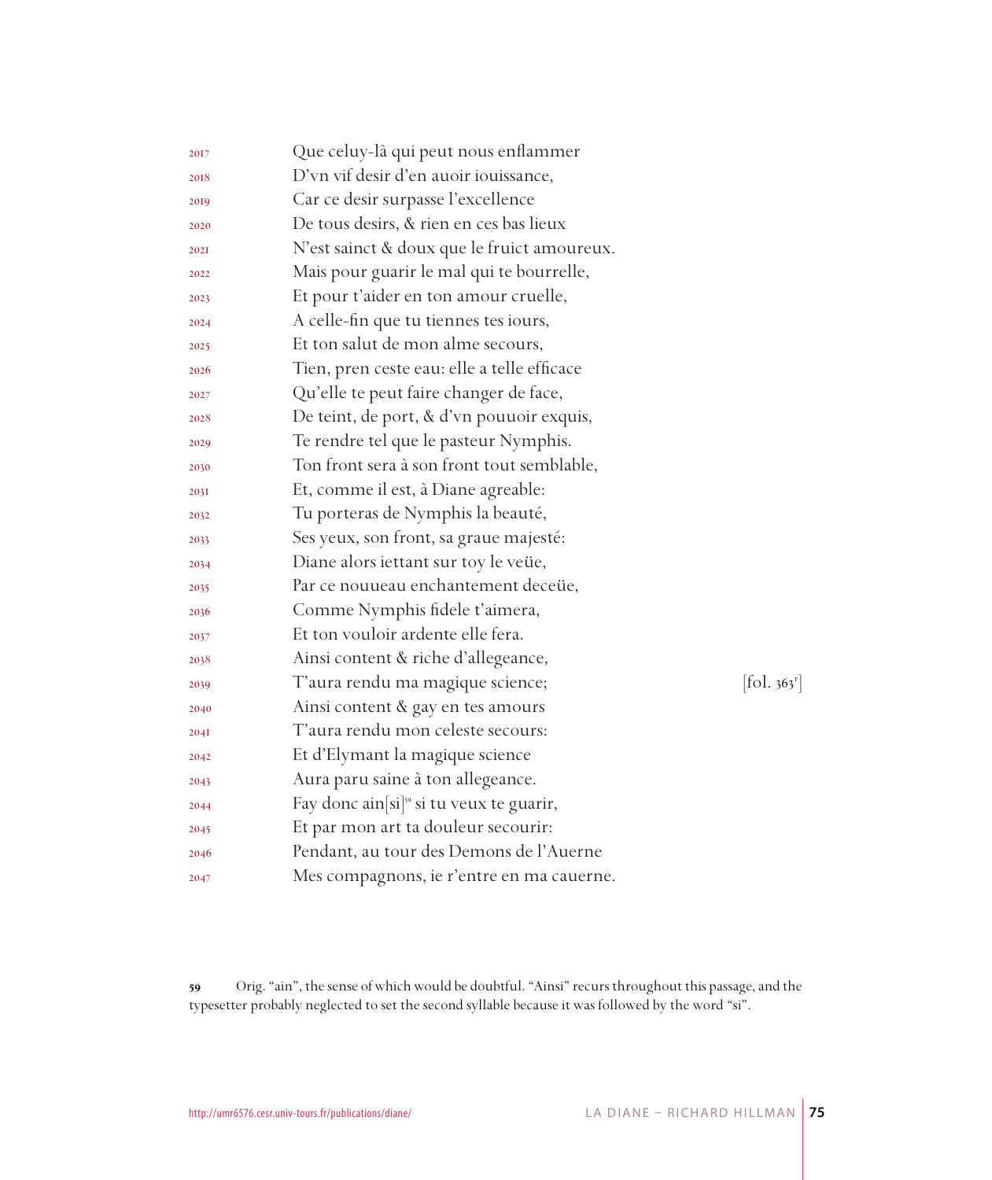2017 Que celuy-là qui peut nous enflammer
2018 D'vn vif desir d'en auoir iouissance,
2019 Car ce desir surpasse l'excellence
2020 De tous desirs, & rien en ces bas lieux
2021 N'est sainct & doux que le fruict amoureux.
2022 Mais pour guarir le mal qui te bourrelle,
2023 Et pour t'aider en ton amour cruelle,
2024 A celle-fin que tu tiennes tes iours,
2025 Et ton salut de mon alme secours,
2026 Tien, pren ceste eau: elle a telle efficace
2027 Qu'elle te peut faire changer de face,
2028 De teint, de port, & d'vn pouuoir exquis,
2029 Te rendre tel que le pasteur Nymphis.
2030 Ton front sera à son front tout semblable,
2031 Et, comme il est, à Diane agreable:
2032 Tu porteras de Nymphis la beauté,
2033 Ses yeux, son front, sa graue majesté:
2034 Diane alors iettant sur toy le veüe,
2035 Par ce nouueau enchantement deceüe,
2036 Comme Nymphis fidele t'aimera,
2037 Et ton vouloir ardente elle fera.
2038 Ainsi content & riche d'allegeance,
2039 T'aura rendu ma magique science; [fol. 363r]
2040 Ainsi content & gay en tes amours
2041 T'aura rendu mon celeste secours:
2042 Et d'Elymant la magique science
2043 Aura paru saine à ton allegeance.
2044 Fay donc ain[si][59] si tu veux te guarir,
2045 Et par mon art ta douleur secourir:
2046 Pendant, au tour des Demons de l'Auerne
2047 Mes compagnons, ie r'entre en ma cauerne.

[59] Orig. "ain", the sense of which would be doubtful. "Ainsi" recurs throughout this passage, and the typesetter probably neglected to set the second syllable because it was followed by the word "si".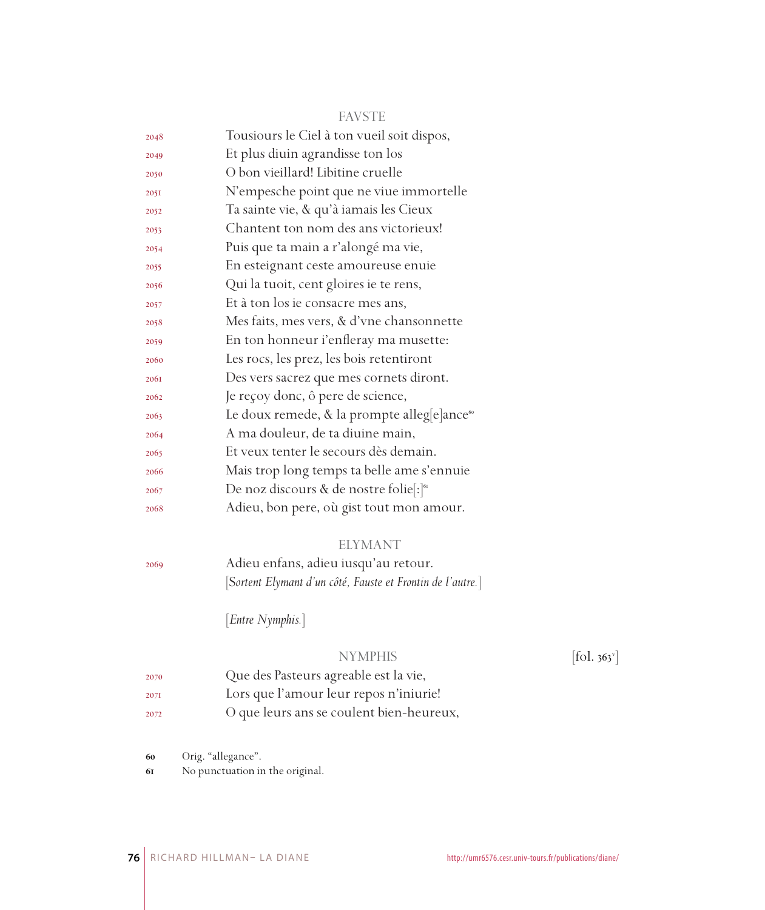FAVSTE

2048 Tousiours le Ciel à ton vueil soit dispos,
2049 Et plus diuin agrandisse ton los
2050 O bon vieillard! Libitine cruelle
2051 N'empesche point que ne viue immortelle
2052 Ta sainte vie, & qu'à iamais les Cieux
2053 Chantent ton nom des ans victorieux!
2054 Puis que ta main a r'alongé ma vie,
2055 En esteignant ceste amoureuse enuie
2056 Qui la tuoit, cent gloires ie te rens,
2057 Et à ton los ie consacre mes ans,
2058 Mes faits, mes vers, & d'vne chansonnette
2059 En ton honneur i'enfleray ma musette:
2060 Les rocs, les prez, les bois retentiront
2061 Des vers sacrez que mes cornets diront.
2062 Je reçoy donc, ô pere de science,
2063 Le doux remede, & la prompte alleg[e]ance[60]
2064 A ma douleur, de ta diuine main,
2065 Et veux tenter le secours dès demain.
2066 Mais trop long temps ta belle ame s'ennuie
2067 De noz discours & de nostre folie[:][61]
2068 Adieu, bon pere, où gist tout mon amour.

ELYMANT

2069 Adieu enfans, adieu iusqu'au retour.
[*Sortent Elymant d'un côté, Fauste et Frontin de l'autre.*]

[*Entre Nymphis.*]

NYMPHIS [fol. 363v]

2070 Que des Pasteurs agreable est la vie,
2071 Lors que l'amour leur repos n'iniurie!
2072 O que leurs ans se coulent bien-heureux,

60 Orig. "allegance".
61 No punctuation in the original.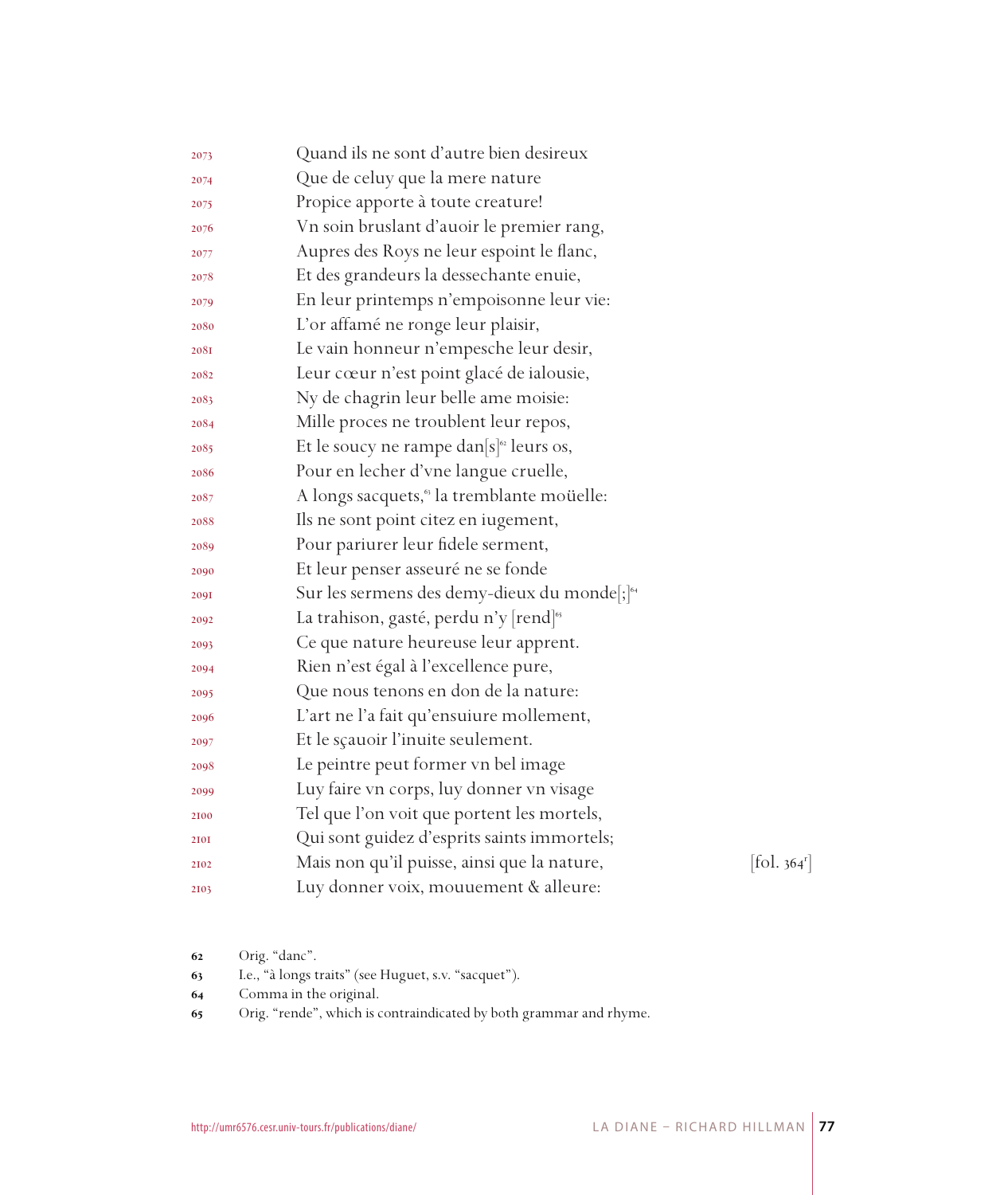2073 Quand ils ne sont d'autre bien desireux
2074 Que de celuy que la mere nature
2075 Propice apporte à toute creature!
2076 Vn soin bruslant d'auoir le premier rang,
2077 Aupres des Roys ne leur espoint le flanc,
2078 Et des grandeurs la dessechante enuie,
2079 En leur printemps n'empoisonne leur vie:
2080 L'or affamé ne ronge leur plaisir,
2081 Le vain honneur n'empesche leur desir,
2082 Leur cœur n'est point glacé de ialousie,
2083 Ny de chagrin leur belle ame moisie:
2084 Mille proces ne troublent leur repos,
2085 Et le soucy ne rampe dan[s][62] leurs os,
2086 Pour en lecher d'vne langue cruelle,
2087 A longs sacquets,[63] la tremblante moüelle:
2088 Ils ne sont point citez en iugement,
2089 Pour pariurer leur fidele serment,
2090 Et leur penser asseuré ne se fonde
2091 Sur les sermens des demy-dieux du monde[;][64]
2092 La trahison, gasté, perdu n'y [rend][65]
2093 Ce que nature heureuse leur apprent.
2094 Rien n'est égal à l'excellence pure,
2095 Que nous tenons en don de la nature:
2096 L'art ne l'a fait qu'ensuiure mollement,
2097 Et le sçauoir l'inuite seulement.
2098 Le peintre peut former vn bel image
2099 Luy faire vn corps, luy donner vn visage
2100 Tel que l'on voit que portent les mortels,
2101 Qui sont guidez d'esprits saints immortels;
2102 Mais non qu'il puisse, ainsi que la nature, [fol. 364r]
2103 Luy donner voix, mouuement & alleure:

62 Orig. "danc".
63 I.e., "à longs traits" (see Huguet, s.v. "sacquet").
64 Comma in the original.
65 Orig. "rende", which is contraindicated by both grammar and rhyme.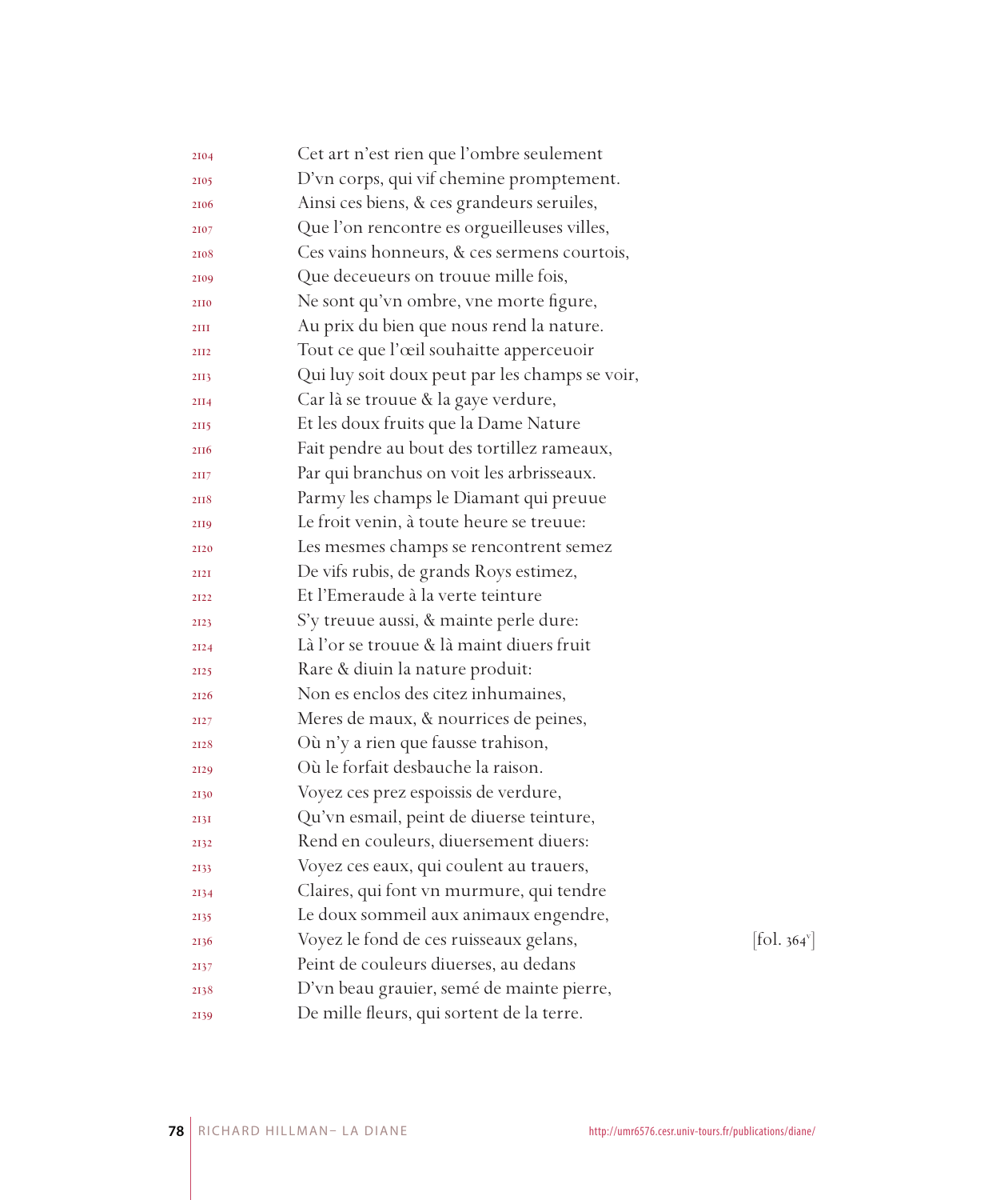2104 Cet art n'est rien que l'ombre seulement
2105 D'vn corps, qui vif chemine promptement.
2106 Ainsi ces biens, & ces grandeurs seruiles,
2107 Que l'on rencontre es orgueilleuses villes,
2108 Ces vains honneurs, & ces sermens courtois,
2109 Que deceueurs on trouue mille fois,
2110 Ne sont qu'vn ombre, vne morte figure,
2111 Au prix du bien que nous rend la nature.
2112 Tout ce que l'œil souhaitte apperceuoir
2113 Qui luy soit doux peut par les champs se voir,
2114 Car là se trouue & la gaye verdure,
2115 Et les doux fruits que la Dame Nature
2116 Fait pendre au bout des tortillez rameaux,
2117 Par qui branchus on voit les arbrisseaux.
2118 Parmy les champs le Diamant qui preuue
2119 Le froit venin, à toute heure se treuue:
2120 Les mesmes champs se rencontrent semez
2121 De vifs rubis, de grands Roys estimez,
2122 Et l'Emeraude à la verte teinture
2123 S'y treuue aussi, & mainte perle dure:
2124 Là l'or se trouue & là maint diuers fruit
2125 Rare & diuin la nature produit:
2126 Non es enclos des citez inhumaines,
2127 Meres de maux, & nourrices de peines,
2128 Où n'y a rien que fausse trahison,
2129 Où le forfait desbauche la raison.
2130 Voyez ces prez espoissis de verdure,
2131 Qu'vn esmail, peint de diuerse teinture,
2132 Rend en couleurs, diuersement diuers:
2133 Voyez ces eaux, qui coulent au trauers,
2134 Claires, qui font vn murmure, qui tendre
2135 Le doux sommeil aux animaux engendre,
2136 Voyez le fond de ces ruisseaux gelans, [fol. 364v]
2137 Peint de couleurs diuerses, au dedans
2138 D'vn beau grauier, semé de mainte pierre,
2139 De mille fleurs, qui sortent de la terre.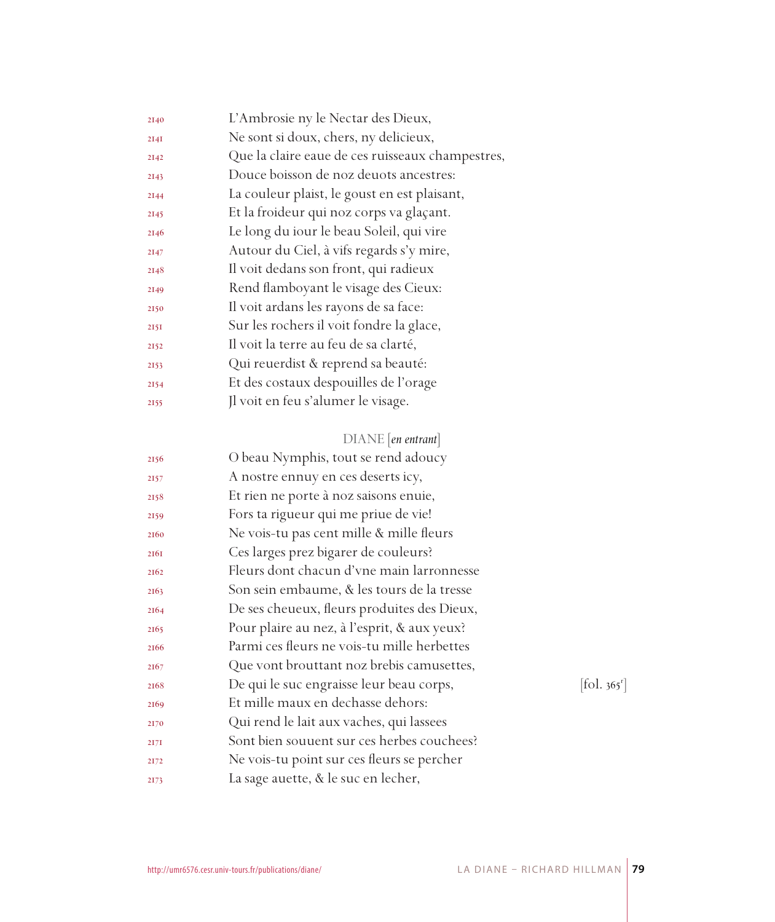2140 L'Ambrosie ny le Nectar des Dieux,
2141 Ne sont si doux, chers, ny delicieux,
2142 Que la claire eaue de ces ruisseaux champestres,
2143 Douce boisson de noz deuots ancestres:
2144 La couleur plaist, le goust en est plaisant,
2145 Et la froideur qui noz corps va glaçant.
2146 Le long du iour le beau Soleil, qui vire
2147 Autour du Ciel, à vifs regards s'y mire,
2148 Il voit dedans son front, qui radieux
2149 Rend flamboyant le visage des Cieux:
2150 Il voit ardans les rayons de sa face:
2151 Sur les rochers il voit fondre la glace,
2152 Il voit la terre au feu de sa clarté,
2153 Qui reuerdist & reprend sa beauté:
2154 Et des costaux despouilles de l'orage
2155 Jl voit en feu s'alumer le visage.

DIANE [*en entrant*]

2156 O beau Nymphis, tout se rend adoucy
2157 A nostre ennuy en ces deserts icy,
2158 Et rien ne porte à noz saisons enuie,
2159 Fors ta rigueur qui me priue de vie!
2160 Ne vois-tu pas cent mille & mille fleurs
2161 Ces larges prez bigarer de couleurs?
2162 Fleurs dont chacun d'vne main larronnesse
2163 Son sein embaume, & les tours de la tresse
2164 De ses cheueux, fleurs produites des Dieux,
2165 Pour plaire au nez, à l'esprit, & aux yeux?
2166 Parmi ces fleurs ne vois-tu mille herbettes
2167 Que vont brouttant noz brebis camusettes,
2168 De qui le suc engraisse leur beau corps, [fol. 365r]
2169 Et mille maux en dechasse dehors:
2170 Qui rend le lait aux vaches, qui lassees
2171 Sont bien souuent sur ces herbes couchees?
2172 Ne vois-tu point sur ces fleurs se percher
2173 La sage auette, & le suc en lecher,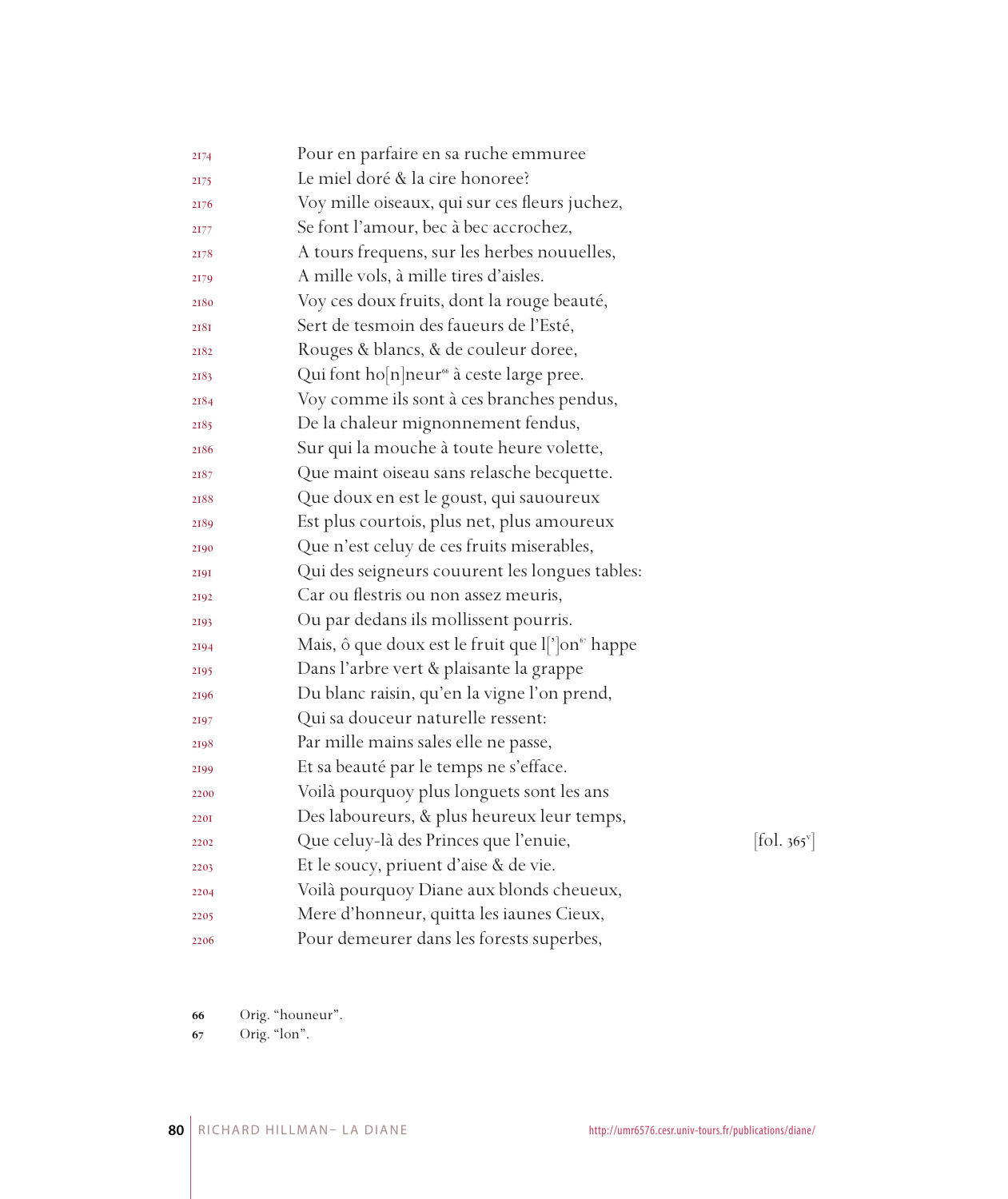2174 Pour en parfaire en sa ruche emmuree
2175 Le miel doré & la cire honoree?
2176 Voy mille oiseaux, qui sur ces fleurs juchez,
2177 Se font l'amour, bec à bec accrochez,
2178 A tours frequens, sur les herbes nouuelles,
2179 A mille vols, à mille tires d'aisles.
2180 Voy ces doux fruits, dont la rouge beauté,
2181 Sert de tesmoin des faueurs de l'Esté,
2182 Rouges & blancs, & de couleur doree,
2183 Qui font ho[n]neur[66] à ceste large pree.
2184 Voy comme ils sont à ces branches pendus,
2185 De la chaleur mignonnement fendus,
2186 Sur qui la mouche à toute heure volette,
2187 Que maint oiseau sans relasche becquette.
2188 Que doux en est le goust, qui sauoureux
2189 Est plus courtois, plus net, plus amoureux
2190 Que n'est celuy de ces fruits miserables,
2191 Qui des seigneurs couurent les longues tables:
2192 Car ou flestris ou non assez meuris,
2193 Ou par dedans ils mollissent pourris.
2194 Mais, ô que doux est le fruit que l[']on[67] happe
2195 Dans l'arbre vert & plaisante la grappe
2196 Du blanc raisin, qu'en la vigne l'on prend,
2197 Qui sa douceur naturelle ressent:
2198 Par mille mains sales elle ne passe,
2199 Et sa beauté par le temps ne s'efface.
2200 Voilà pourquoy plus longuets sont les ans
2201 Des laboureurs, & plus heureux leur temps,
2202 Que celuy-là des Princes que l'enuie, [fol. 365v]
2203 Et le soucy, priuent d'aise & de vie.
2204 Voilà pourquoy Diane aux blonds cheueux,
2205 Mere d'honneur, quitta les iaunes Cieux,
2206 Pour demeurer dans les forests superbes,

66 Orig. "houneur".
67 Orig. "lon".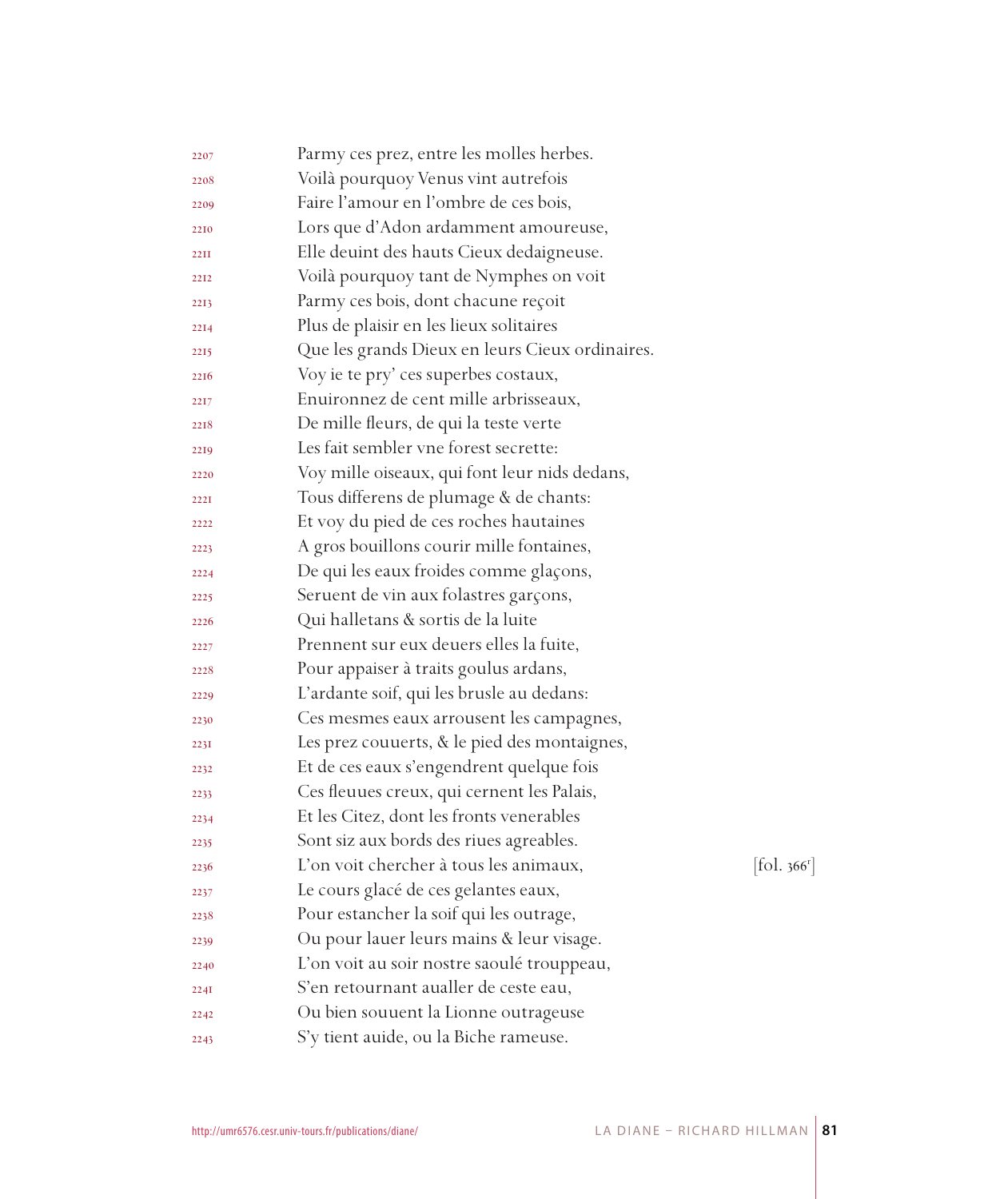2207 Parmy ces prez, entre les molles herbes.
2208 Voilà pourquoy Venus vint autrefois
2209 Faire l'amour en l'ombre de ces bois,
2210 Lors que d'Adon ardamment amoureuse,
2211 Elle deuint des hauts Cieux dedaigneuse.
2212 Voilà pourquoy tant de Nymphes on voit
2213 Parmy ces bois, dont chacune reçoit
2214 Plus de plaisir en les lieux solitaires
2215 Que les grands Dieux en leurs Cieux ordinaires.
2216 Voy ie te pry' ces superbes costaux,
2217 Enuironnez de cent mille arbrisseaux,
2218 De mille fleurs, de qui la teste verte
2219 Les fait sembler vne forest secrette:
2220 Voy mille oiseaux, qui font leur nids dedans,
2221 Tous differens de plumage & de chants:
2222 Et voy du pied de ces roches hautaines
2223 A gros bouillons courir mille fontaines,
2224 De qui les eaux froides comme glaçons,
2225 Seruent de vin aux folastres garçons,
2226 Qui halletans & sortis de la luite
2227 Prennent sur eux deuers elles la fuite,
2228 Pour appaiser à traits goulus ardans,
2229 L'ardante soif, qui les brusle au dedans:
2230 Ces mesmes eaux arrousent les campagnes,
2231 Les prez couuerts, & le pied des montaignes,
2232 Et de ces eaux s'engendrent quelque fois
2233 Ces fleuues creux, qui cernent les Palais,
2234 Et les Citez, dont les fronts venerables
2235 Sont siz aux bords des riues agreables.
2236 L'on voit chercher à tous les animaux, [fol. 366r]
2237 Le cours glacé de ces gelantes eaux,
2238 Pour estancher la soif qui les outrage,
2239 Ou pour lauer leurs mains & leur visage.
2240 L'on voit au soir nostre saoulé trouppeau,
2241 S'en retournant aualler de ceste eau,
2242 Ou bien souuent la Lionne outrageuse
2243 S'y tient auide, ou la Biche rameuse.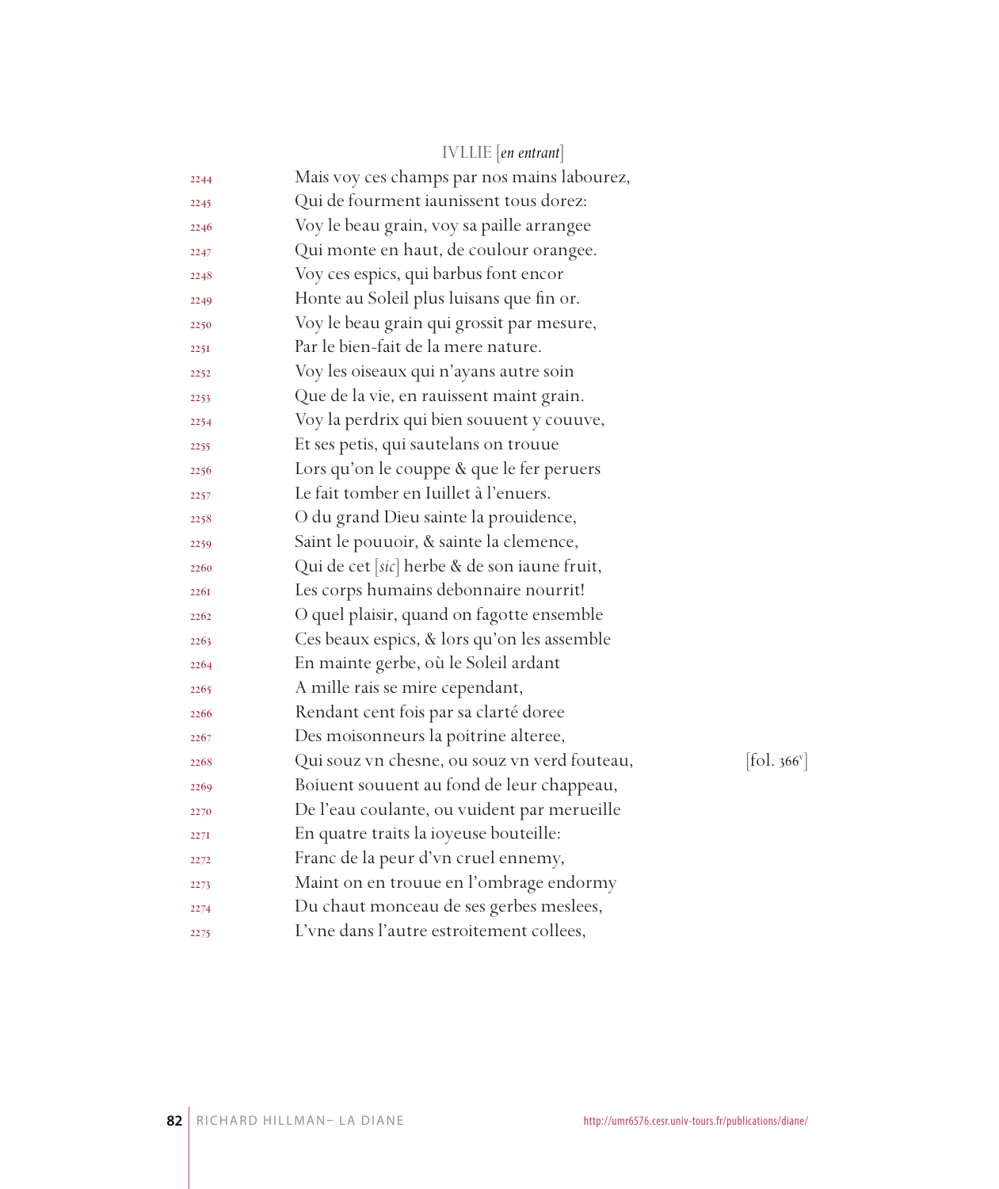IVLLIE [*en entrant*]

2244 Mais voy ces champs par nos mains labourez,
2245 Qui de fourment iaunissent tous dorez:
2246 Voy le beau grain, voy sa paille arrangee
2247 Qui monte en haut, de coulour orangee.
2248 Voy ces espics, qui barbus font encor
2249 Honte au Soleil plus luisans que fin or.
2250 Voy le beau grain qui grossit par mesure,
2251 Par le bien-fait de la mere nature.
2252 Voy les oiseaux qui n'ayans autre soin
2253 Que de la vie, en rauissent maint grain.
2254 Voy la perdrix qui bien souuent y couuve,
2255 Et ses petis, qui sautelans on trouue
2256 Lors qu'on le couppe & que le fer peruers
2257 Le fait tomber en Iuillet à l'enuers.
2258 O du grand Dieu sainte la prouidence,
2259 Saint le pouuoir, & sainte la clemence,
2260 Qui de cet [*sic*] herbe & de son iaune fruit,
2261 Les corps humains debonnaire nourrit!
2262 O quel plaisir, quand on fagotte ensemble
2263 Ces beaux espics, & lors qu'on les assemble
2264 En mainte gerbe, où le Soleil ardant
2265 A mille rais se mire cependant,
2266 Rendant cent fois par sa clarté doree
2267 Des moisonneurs la poitrine alteree,
2268 Qui souz vn chesne, ou souz vn verd fouteau, [fol. 366v]
2269 Boiuent souuent au fond de leur chappeau,
2270 De l'eau coulante, ou vuident par merueille
2271 En quatre traits la ioyeuse bouteille:
2272 Franc de la peur d'vn cruel ennemy,
2273 Maint on en trouue en l'ombrage endormy
2274 Du chaut monceau de ses gerbes meslees,
2275 L'vne dans l'autre estroitement collees,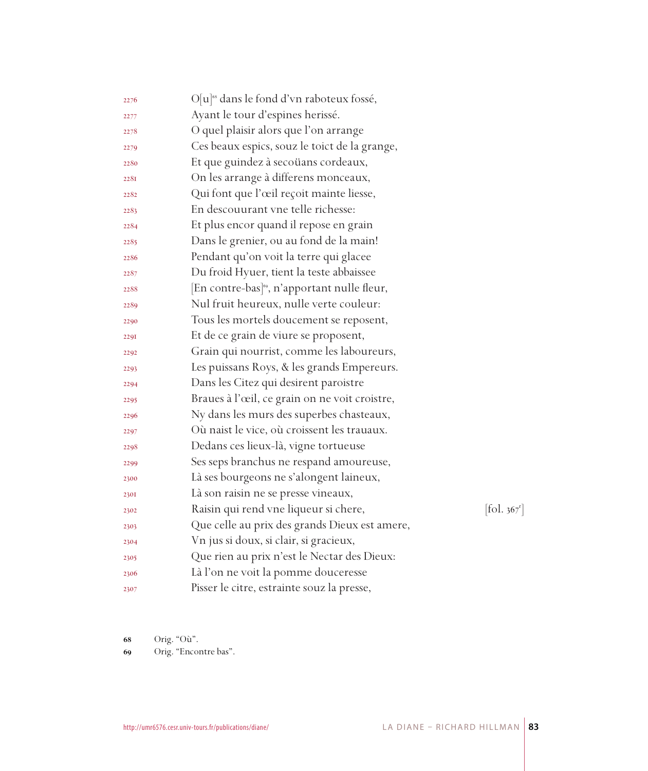2276 O[u][68] dans le fond d'vn raboteux fossé,
2277 Ayant le tour d'espines herissé.
2278 O quel plaisir alors que l'on arrange
2279 Ces beaux espics, souz le toict de la grange,
2280 Et que guindez à secoüans cordeaux,
2281 On les arrange à differens monceaux,
2282 Qui font que l'œil reçoit mainte liesse,
2283 En descouurant vne telle richesse:
2284 Et plus encor quand il repose en grain
2285 Dans le grenier, ou au fond de la main!
2286 Pendant qu'on voit la terre qui glacee
2287 Du froid Hyuer, tient la teste abbaissee
2288 [En contre-bas][69], n'apportant nulle fleur,
2289 Nul fruit heureux, nulle verte couleur:
2290 Tous les mortels doucement se reposent,
2291 Et de ce grain de viure se proposent,
2292 Grain qui nourrist, comme les laboureurs,
2293 Les puissans Roys, & les grands Empereurs.
2294 Dans les Citez qui desirent paroistre
2295 Braues à l'œil, ce grain on ne voit croistre,
2296 Ny dans les murs des superbes chasteaux,
2297 Où naist le vice, où croissent les trauaux.
2298 Dedans ces lieux-là, vigne tortueuse
2299 Ses seps branchus ne respand amoureuse,
2300 Là ses bourgeons ne s'alongent laineux,
2301 Là son raisin ne se presse vineaux,
2302 Raisin qui rend vne liqueur si chere, [fol. 367r]
2303 Que celle au prix des grands Dieux est amere,
2304 Vn jus si doux, si clair, si gracieux,
2305 Que rien au prix n'est le Nectar des Dieux:
2306 Là l'on ne voit la pomme douceresse
2307 Pisser le citre, estrainte souz la presse,

68 Orig. "Où".

69 Orig. "Encontre bas".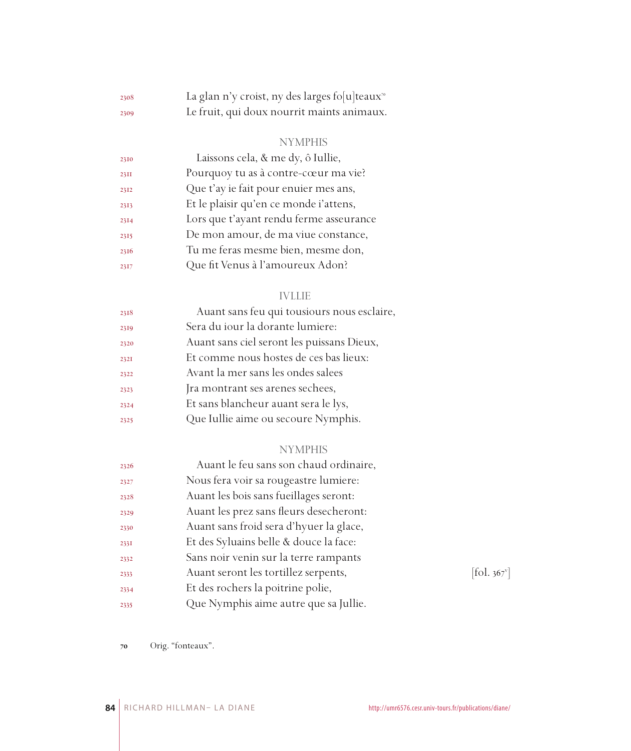2308 La glan n'y croist, ny des larges fo[u]teaux[70]
2309 Le fruit, qui doux nourrit maints animaux.

NYMPHIS

2310 Laissons cela, & me dy, ô Iullie,
2311 Pourquoy tu as à contre-cœur ma vie?
2312 Que t'ay ie fait pour enuier mes ans,
2313 Et le plaisir qu'en ce monde i'attens,
2314 Lors que t'ayant rendu ferme asseurance
2315 De mon amour, de ma viue constance,
2316 Tu me feras mesme bien, mesme don,
2317 Que fit Venus à l'amoureux Adon?

IVLLIE

2318 Auant sans feu qui tousiours nous esclaire,
2319 Sera du iour la dorante lumiere:
2320 Auant sans ciel seront les puissans Dieux,
2321 Et comme nous hostes de ces bas lieux:
2322 Avant la mer sans les ondes salees
2323 Jra montrant ses arenes sechees,
2324 Et sans blancheur auant sera le lys,
2325 Que Iullie aime ou secoure Nymphis.

NYMPHIS

2326 Auant le feu sans son chaud ordinaire,
2327 Nous fera voir sa rougeastre lumiere:
2328 Auant les bois sans fueillages seront:
2329 Auant les prez sans fleurs desecheront:
2330 Auant sans froid sera d'hyuer la glace,
2331 Et des Syluains belle & douce la face:
2332 Sans noir venin sur la terre rampants
2333 Auant seront les tortillez serpents, [fol. 367v]
2334 Et des rochers la poitrine polie,
2335 Que Nymphis aime autre que sa Jullie.

70 Orig. "fonteaux".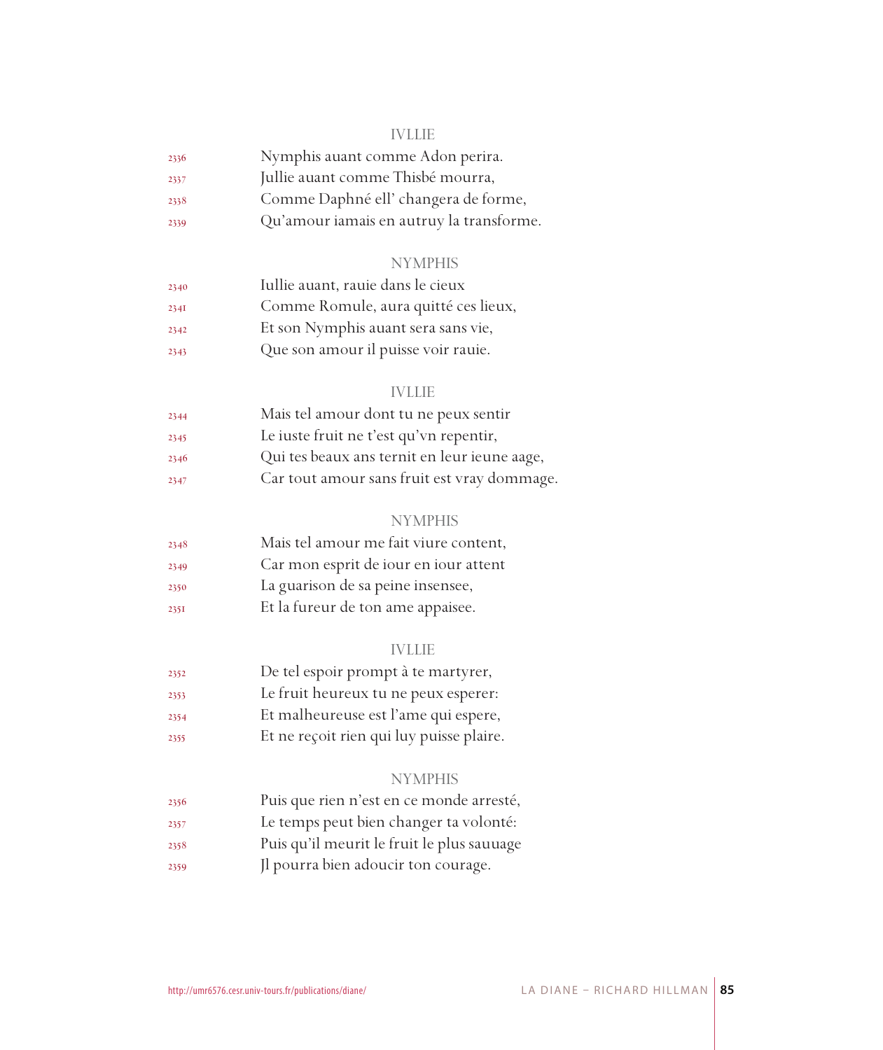IVLLIE

2336 Nymphis auant comme Adon perira.
2337 Jullie auant comme Thisbé mourra,
2338 Comme Daphné ell’ changera de forme,
2339 Qu’amour iamais en autruy la transforme.

NYMPHIS

2340 Iullie auant, rauie dans le cieux
2341 Comme Romule, aura quitté ces lieux,
2342 Et son Nymphis auant sera sans vie,
2343 Que son amour il puisse voir rauie.

IVLLIE

2344 Mais tel amour dont tu ne peux sentir
2345 Le iuste fruit ne t’est qu’vn repentir,
2346 Qui tes beaux ans ternit en leur ieune aage,
2347 Car tout amour sans fruit est vray dommage.

NYMPHIS

2348 Mais tel amour me fait viure content,
2349 Car mon esprit de iour en iour attent
2350 La guarison de sa peine insensee,
2351 Et la fureur de ton ame appaisee.

IVLLIE

2352 De tel espoir prompt à te martyrer,
2353 Le fruit heureux tu ne peux esperer:
2354 Et malheureuse est l’ame qui espere,
2355 Et ne reçoit rien qui luy puisse plaire.

NYMPHIS

2356 Puis que rien n’est en ce monde arresté,
2357 Le temps peut bien changer ta volonté:
2358 Puis qu’il meurit le fruit le plus sauuage
2359 Jl pourra bien adoucir ton courage.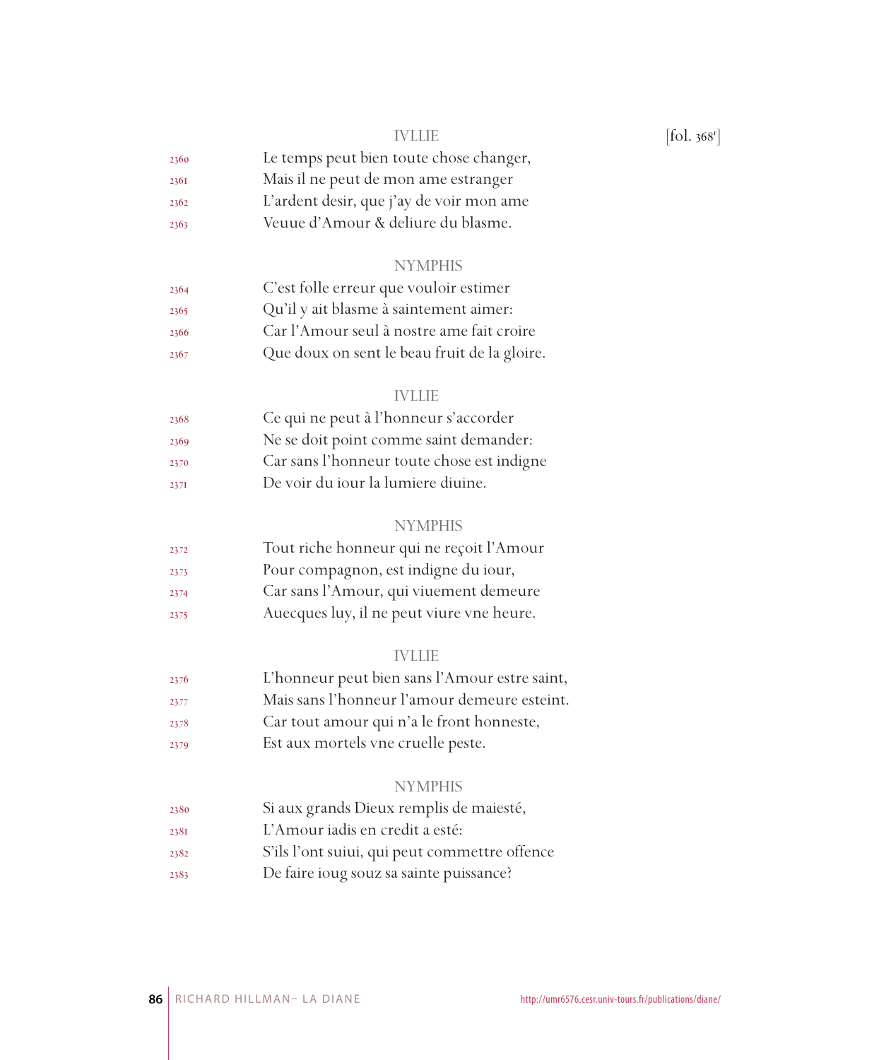IVLLIE [fol. 368r]

2360 Le temps peut bien toute chose changer,
2361 Mais il ne peut de mon ame estranger
2362 L'ardent desir, que j'ay de voir mon ame
2363 Veuue d'Amour & deliure du blasme.

NYMPHIS

2364 C'est folle erreur que vouloir estimer
2365 Qu'il y ait blasme à saintement aimer:
2366 Car l'Amour seul à nostre ame fait croire
2367 Que doux on sent le beau fruit de la gloire.

IVLLIE

2368 Ce qui ne peut à l'honneur s'accorder
2369 Ne se doit point comme saint demander:
2370 Car sans l'honneur toute chose est indigne
2371 De voir du iour la lumiere diuine.

NYMPHIS

2372 Tout riche honneur qui ne reçoit l'Amour
2373 Pour compagnon, est indigne du iour,
2374 Car sans l'Amour, qui viuement demeure
2375 Auecques luy, il ne peut viure vne heure.

IVLLIE

2376 L'honneur peut bien sans l'Amour estre saint,
2377 Mais sans l'honneur l'amour demeure esteint.
2378 Car tout amour qui n'a le front honneste,
2379 Est aux mortels vne cruelle peste.

NYMPHIS

2380 Si aux grands Dieux remplis de maiesté,
2381 L'Amour iadis en credit a esté:
2382 S'ils l'ont suiui, qui peut commettre offence
2383 De faire ioug souz sa sainte puissance?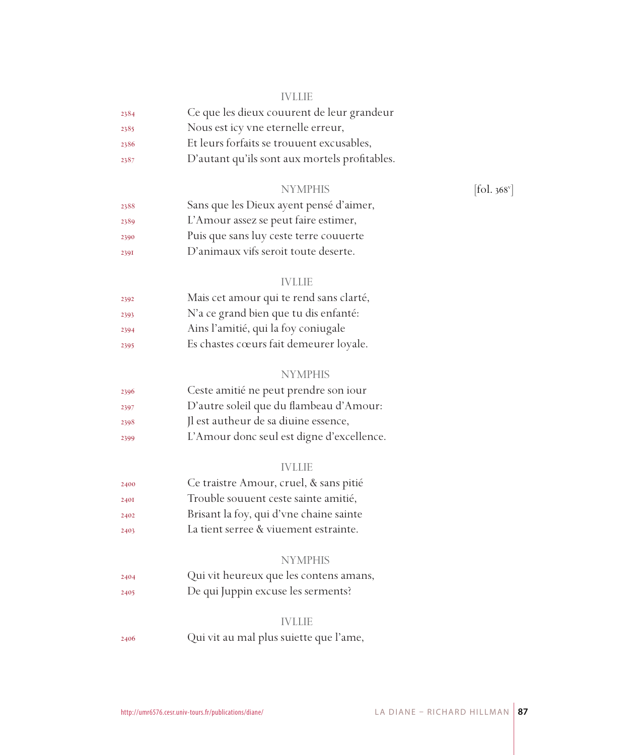IVLLIE

2384 Ce que les dieux couurent de leur grandeur
2385 Nous est icy vne eternelle erreur,
2386 Et leurs forfaits se trouuent excusables,
2387 D'autant qu'ils sont aux mortels profitables.

NYMPHIS [fol. 368v]

2388 Sans que les Dieux ayent pensé d'aimer,
2389 L'Amour assez se peut faire estimer,
2390 Puis que sans luy ceste terre couuerte
2391 D'animaux vifs seroit toute deserte.

IVLLIE

2392 Mais cet amour qui te rend sans clarté,
2393 N'a ce grand bien que tu dis enfanté:
2394 Ains l'amitié, qui la foy coniugale
2395 Es chastes cœurs fait demeurer loyale.

NYMPHIS

2396 Ceste amitié ne peut prendre son iour
2397 D'autre soleil que du flambeau d'Amour:
2398 Jl est autheur de sa diuine essence,
2399 L'Amour donc seul est digne d'excellence.

IVLLIE

2400 Ce traistre Amour, cruel, & sans pitié
2401 Trouble souuent ceste sainte amitié,
2402 Brisant la foy, qui d'vne chaine sainte
2403 La tient serree & viuement estrainte.

NYMPHIS

2404 Qui vit heureux que les contens amans,
2405 De qui Juppin excuse les serments?

IVLLIE

2406 Qui vit au mal plus suiette que l'ame,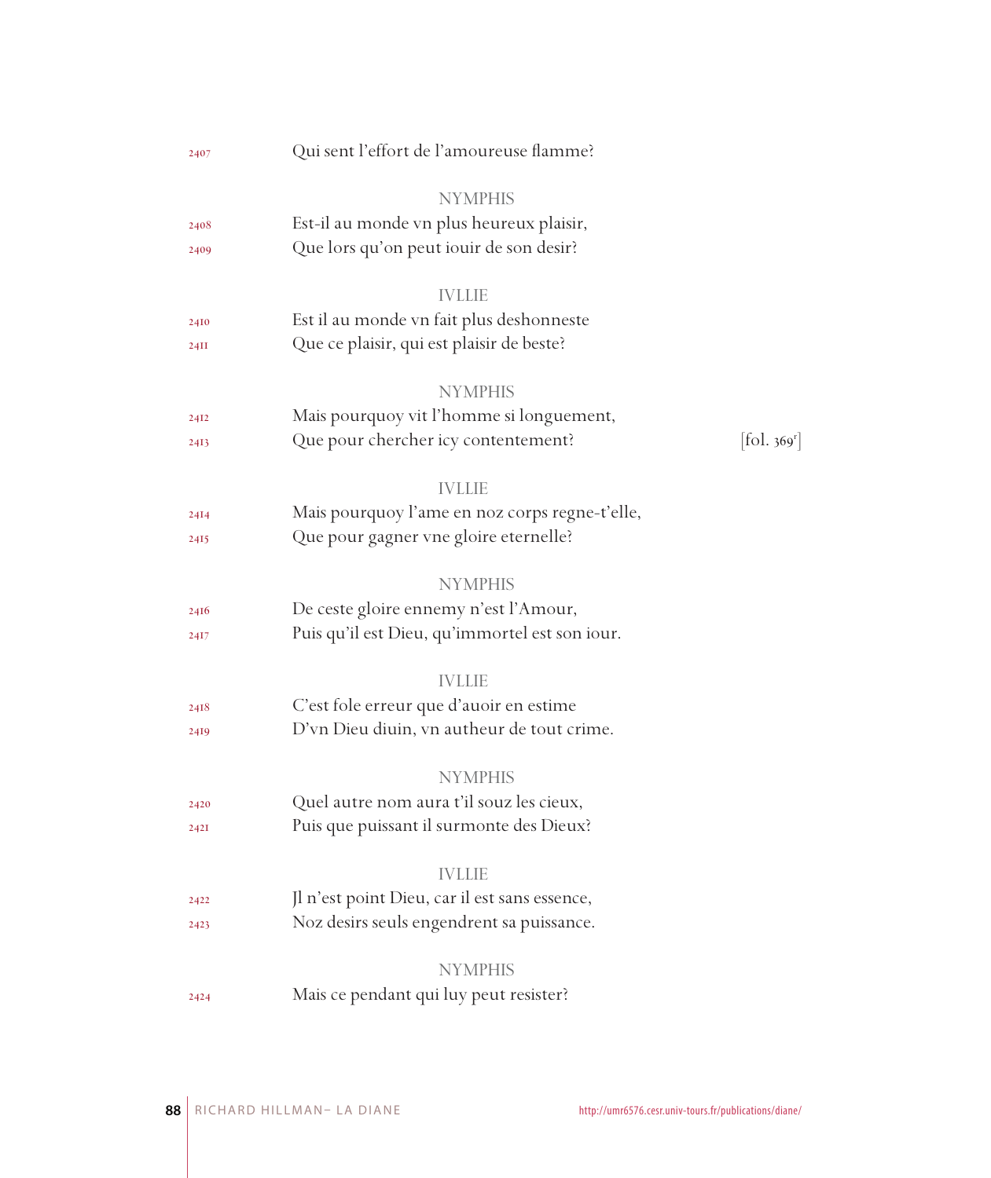2407 Qui sent l'effort de l'amoureuse flamme?

NYMPHIS

2408 Est-il au monde vn plus heureux plaisir,
2409 Que lors qu'on peut iouir de son desir?

IVLLIE

2410 Est il au monde vn fait plus deshonneste
2411 Que ce plaisir, qui est plaisir de beste?

NYMPHIS

2412 Mais pourquoy vit l'homme si longuement,
2413 Que pour chercher icy contentement? [fol. 369r]

IVLLIE

2414 Mais pourquoy l'ame en noz corps regne-t'elle,
2415 Que pour gagner vne gloire eternelle?

NYMPHIS

2416 De ceste gloire ennemy n'est l'Amour,
2417 Puis qu'il est Dieu, qu'immortel est son iour.

IVLLIE

2418 C'est fole erreur que d'auoir en estime
2419 D'vn Dieu diuin, vn autheur de tout crime.

NYMPHIS

2420 Quel autre nom aura t'il souz les cieux,
2421 Puis que puissant il surmonte des Dieux?

IVLLIE

2422 Jl n'est point Dieu, car il est sans essence,
2423 Noz desirs seuls engendrent sa puissance.

NYMPHIS

2424 Mais ce pendant qui luy peut resister?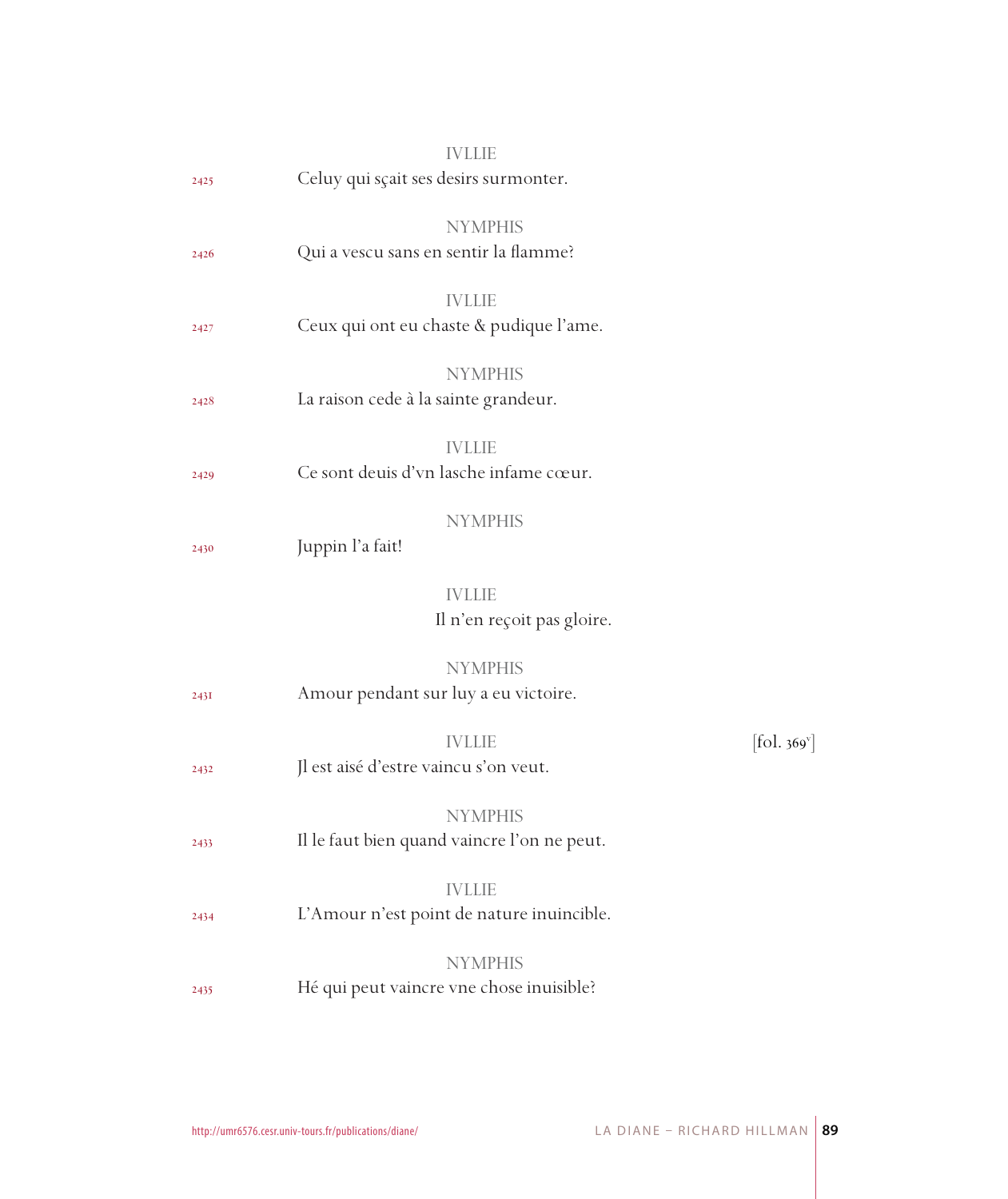IVLLIE

2425 Celuy qui sçait ses desirs surmonter.

NYMPHIS

2426 Qui a vescu sans en sentir la flamme?

IVLLIE

2427 Ceux qui ont eu chaste & pudique l'ame.

NYMPHIS

2428 La raison cede à la sainte grandeur.

IVLLIE

2429 Ce sont deuis d'vn lasche infame cœur.

NYMPHIS

2430 Juppin l'a fait!

IVLLIE

Il n'en reçoit pas gloire.

NYMPHIS

2431 Amour pendant sur luy a eu victoire.

IVLLIE [fol. 369v]

2432 Jl est aisé d'estre vaincu s'on veut.

NYMPHIS

2433 Il le faut bien quand vaincre l'on ne peut.

IVLLIE

2434 L'Amour n'est point de nature inuincible.

NYMPHIS

2435 Hé qui peut vaincre vne chose inuisible?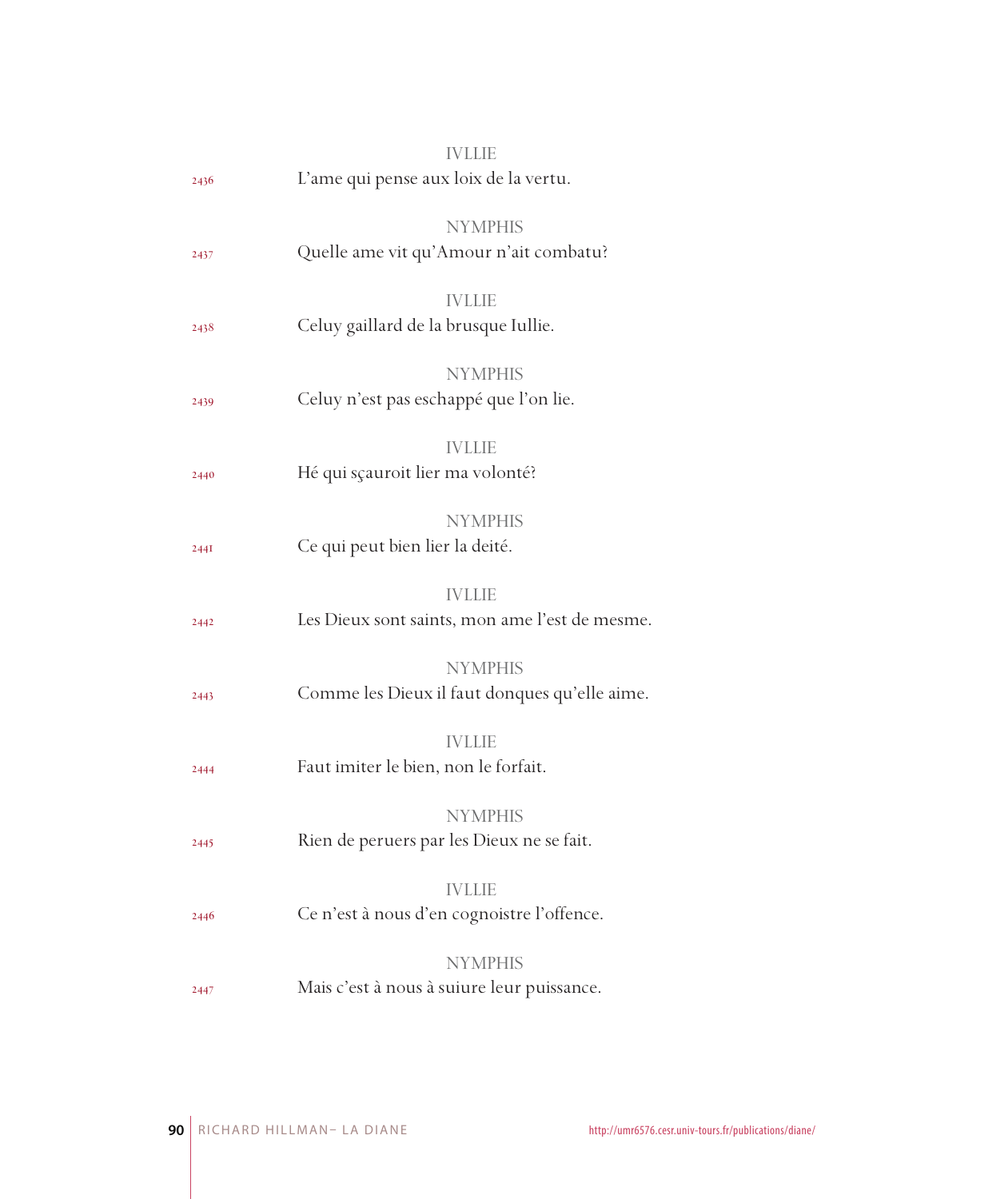IVLLIE

2436 L'ame qui pense aux loix de la vertu.

NYMPHIS

2437 Quelle ame vit qu'Amour n'ait combatu?

IVLLIE

2438 Celuy gaillard de la brusque Iullie.

NYMPHIS

2439 Celuy n'est pas eschappé que l'on lie.

IVLLIE

2440 Hé qui sçauroit lier ma volonté?

NYMPHIS

2441 Ce qui peut bien lier la deité.

IVLLIE

2442 Les Dieux sont saints, mon ame l'est de mesme.

NYMPHIS

2443 Comme les Dieux il faut donques qu'elle aime.

IVLLIE

2444 Faut imiter le bien, non le forfait.

NYMPHIS

2445 Rien de peruers par les Dieux ne se fait.

IVLLIE

2446 Ce n'est à nous d'en cognoistre l'offence.

NYMPHIS

2447 Mais c'est à nous à suiure leur puissance.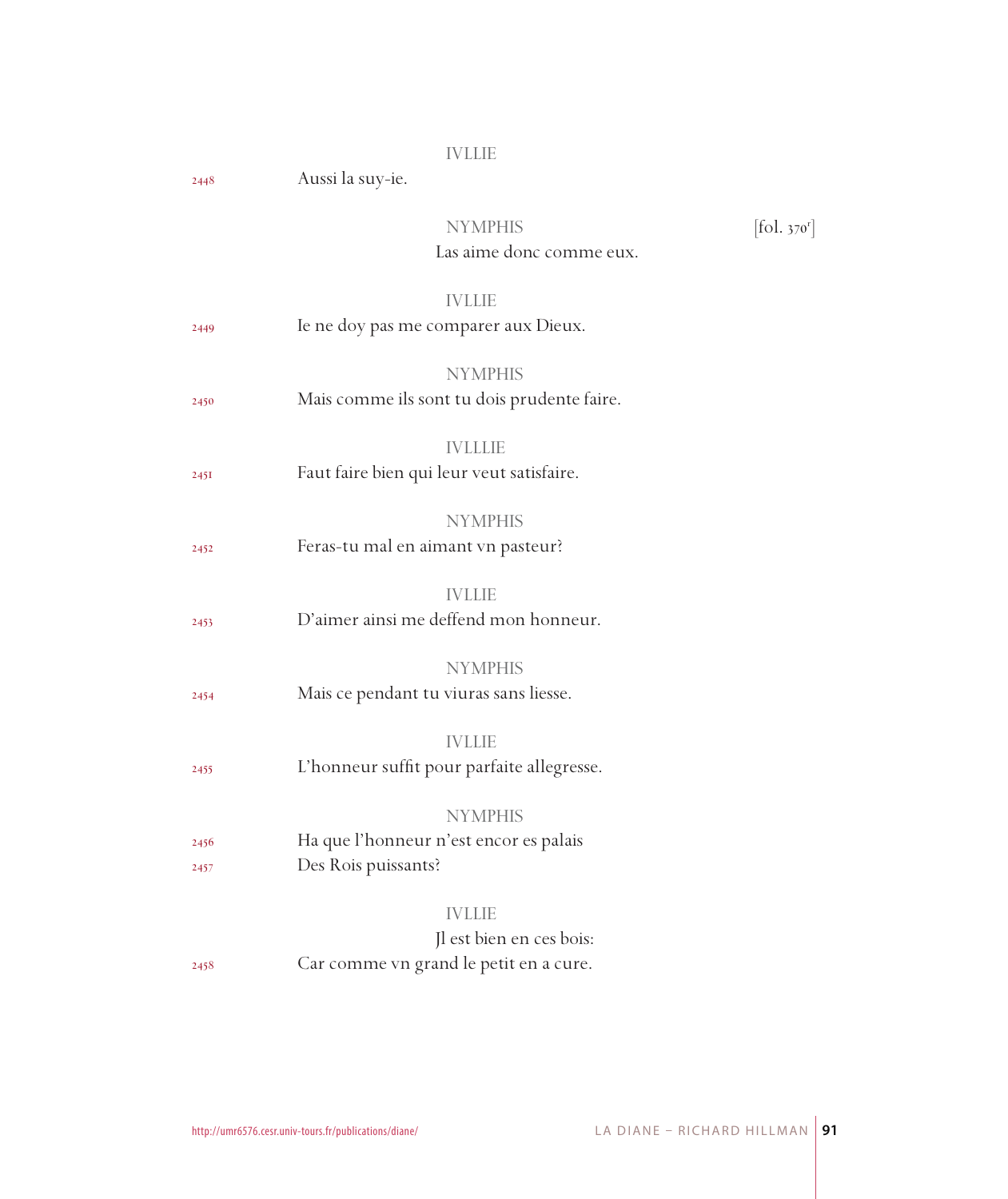IVLLIE

2448 Aussi la suy-ie.

NYMPHIS [fol. 370r]

Las aime donc comme eux.

IVLLIE

2449 Ie ne doy pas me comparer aux Dieux.

NYMPHIS

2450 Mais comme ils sont tu dois prudente faire.

IVLLLIE

2451 Faut faire bien qui leur veut satisfaire.

NYMPHIS

2452 Feras-tu mal en aimant vn pasteur?

IVLLIE

2453 D'aimer ainsi me deffend mon honneur.

NYMPHIS

2454 Mais ce pendant tu viuras sans liesse.

IVLLIE

2455 L'honneur suffit pour parfaite allegresse.

NYMPHIS

2456 Ha que l'honneur n'est encor es palais
2457 Des Rois puissants?

IVLLIE

Jl est bien en ces bois:

2458 Car comme vn grand le petit en a cure.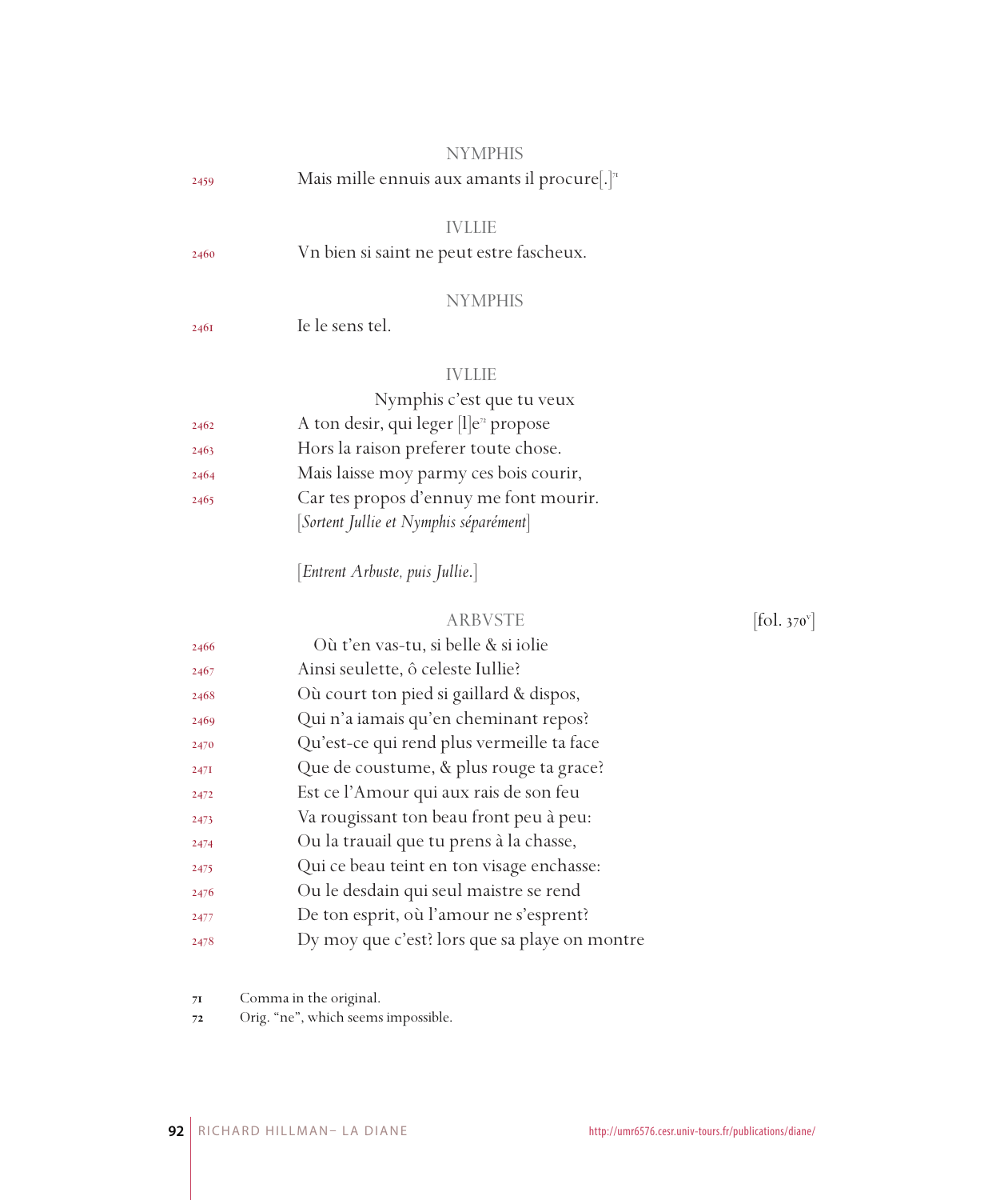NYMPHIS

2459 Mais mille ennuis aux amants il procure[.][71]

IVLLIE

2460 Vn bien si saint ne peut estre fascheux.

NYMPHIS

2461 Ie le sens tel.

IVLLIE

Nymphis c'est que tu veux

2462 A ton desir, qui leger [l]e[72] propose

2463 Hors la raison preferer toute chose.

2464 Mais laisse moy parmy ces bois courir,

2465 Car tes propos d'ennuy me font mourir.

[*Sortent Jullie et Nymphis séparément*]

[*Entrent Arbuste, puis Jullie.*]

ARBVSTE [fol. 370v]

2466 Où t'en vas-tu, si belle & si iolie

2467 Ainsi seulette, ô celeste Iullie?

2468 Où court ton pied si gaillard & dispos,

2469 Qui n'a iamais qu'en cheminant repos?

2470 Qu'est-ce qui rend plus vermeille ta face

2471 Que de coustume, & plus rouge ta grace?

2472 Est ce l'Amour qui aux rais de son feu

2473 Va rougissant ton beau front peu à peu:

2474 Ou la trauail que tu prens à la chasse,

2475 Qui ce beau teint en ton visage enchasse:

2476 Ou le desdain qui seul maistre se rend

2477 De ton esprit, où l'amour ne s'esprent?

2478 Dy moy que c'est? lors que sa playe on montre

71 Comma in the original.

72 Orig. "ne", which seems impossible.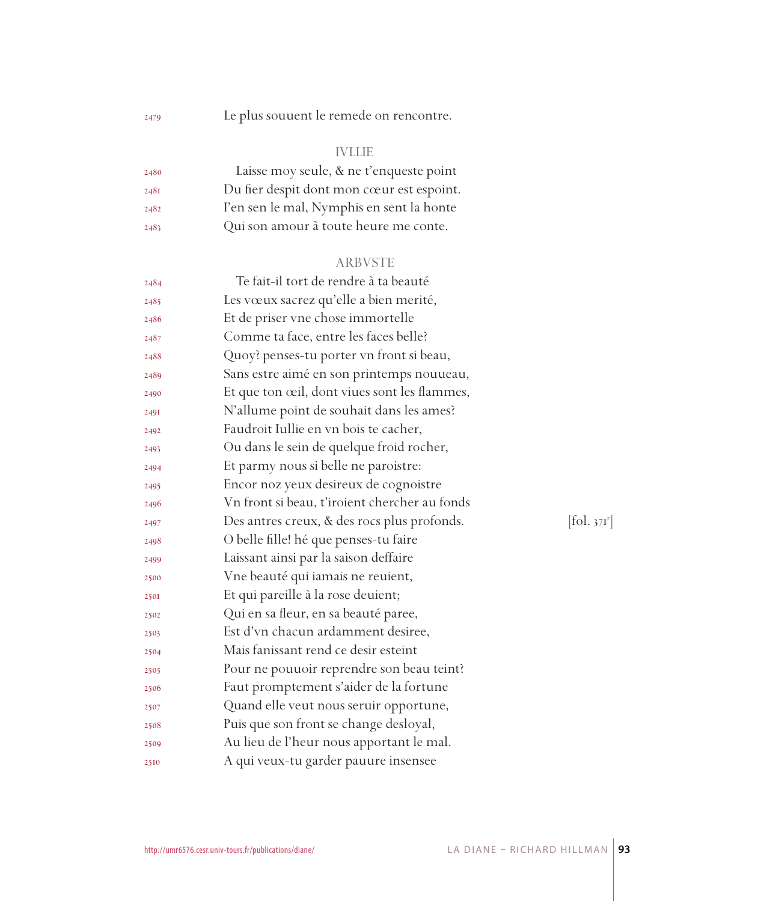2479 Le plus souuent le remede on rencontre.

IVLLIE

2480 Laisse moy seule, & ne t'enqueste point
2481 Du fier despit dont mon cœur est espoint.
2482 I'en sen le mal, Nymphis en sent la honte
2483 Qui son amour à toute heure me conte.

ARBVSTE

2484 Te fait-il tort de rendre à ta beauté
2485 Les vœux sacrez qu'elle a bien merité,
2486 Et de priser vne chose immortelle
2487 Comme ta face, entre les faces belle?
2488 Quoy? penses-tu porter vn front si beau,
2489 Sans estre aimé en son printemps nouueau,
2490 Et que ton œil, dont viues sont les flammes,
2491 N'allume point de souhait dans les ames?
2492 Faudroit Iullie en vn bois te cacher,
2493 Ou dans le sein de quelque froid rocher,
2494 Et parmy nous si belle ne paroistre:
2495 Encor noz yeux desireux de cognoistre
2496 Vn front si beau, t'iroient chercher au fonds
2497 Des antres creux, & des rocs plus profonds. [fol. 371r]
2498 O belle fille! hé que penses-tu faire
2499 Laissant ainsi par la saison deffaire
2500 Vne beauté qui iamais ne reuient,
2501 Et qui pareille à la rose deuient;
2502 Qui en sa fleur, en sa beauté paree,
2503 Est d'vn chacun ardamment desiree,
2504 Mais fanissant rend ce desir esteint
2505 Pour ne pouuoir reprendre son beau teint?
2506 Faut promptement s'aider de la fortune
2507 Quand elle veut nous seruir opportune,
2508 Puis que son front se change desloyal,
2509 Au lieu de l'heur nous apportant le mal.
2510 A qui veux-tu garder pauure insensee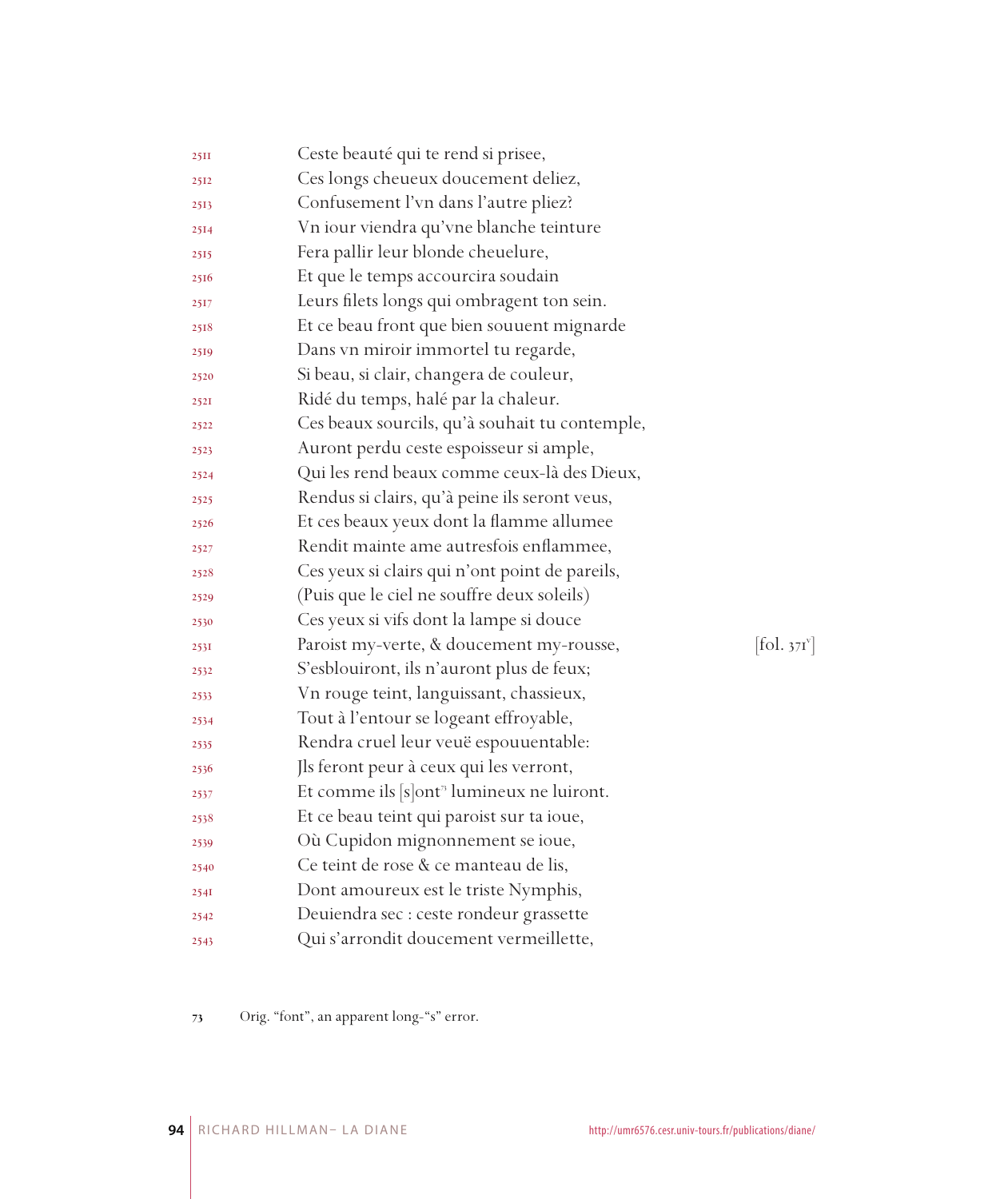2511 Ceste beauté qui te rend si prisee,
2512 Ces longs cheueux doucement deliez,
2513 Confusement l'vn dans l'autre pliez?
2514 Vn iour viendra qu'vne blanche teinture
2515 Fera pallir leur blonde cheuelure,
2516 Et que le temps accourcira soudain
2517 Leurs filets longs qui ombragent ton sein.
2518 Et ce beau front que bien souuent mignarde
2519 Dans vn miroir immortel tu regarde,
2520 Si beau, si clair, changera de couleur,
2521 Ridé du temps, halé par la chaleur.
2522 Ces beaux sourcils, qu'à souhait tu contemple,
2523 Auront perdu ceste espoisseur si ample,
2524 Qui les rend beaux comme ceux-là des Dieux,
2525 Rendus si clairs, qu'à peine ils seront veus,
2526 Et ces beaux yeux dont la flamme allumee
2527 Rendit mainte ame autresfois enflammee,
2528 Ces yeux si clairs qui n'ont point de pareils,
2529 (Puis que le ciel ne souffre deux soleils)
2530 Ces yeux si vifs dont la lampe si douce
2531 Paroist my-verte, & doucement my-rousse, [fol. 371v]
2532 S'esblouiront, ils n'auront plus de feux;
2533 Vn rouge teint, languissant, chassieux,
2534 Tout à l'entour se logeant effroyable,
2535 Rendra cruel leur veuë espouuentable:
2536 Jls feront peur à ceux qui les verront,
2537 Et comme ils [s]ont[73] lumineux ne luiront.
2538 Et ce beau teint qui paroist sur ta ioue,
2539 Où Cupidon mignonnement se ioue,
2540 Ce teint de rose & ce manteau de lis,
2541 Dont amoureux est le triste Nymphis,
2542 Deuiendra sec : ceste rondeur grassette
2543 Qui s'arrondit doucement vermeillette,

73 Orig. "font", an apparent long-"s" error.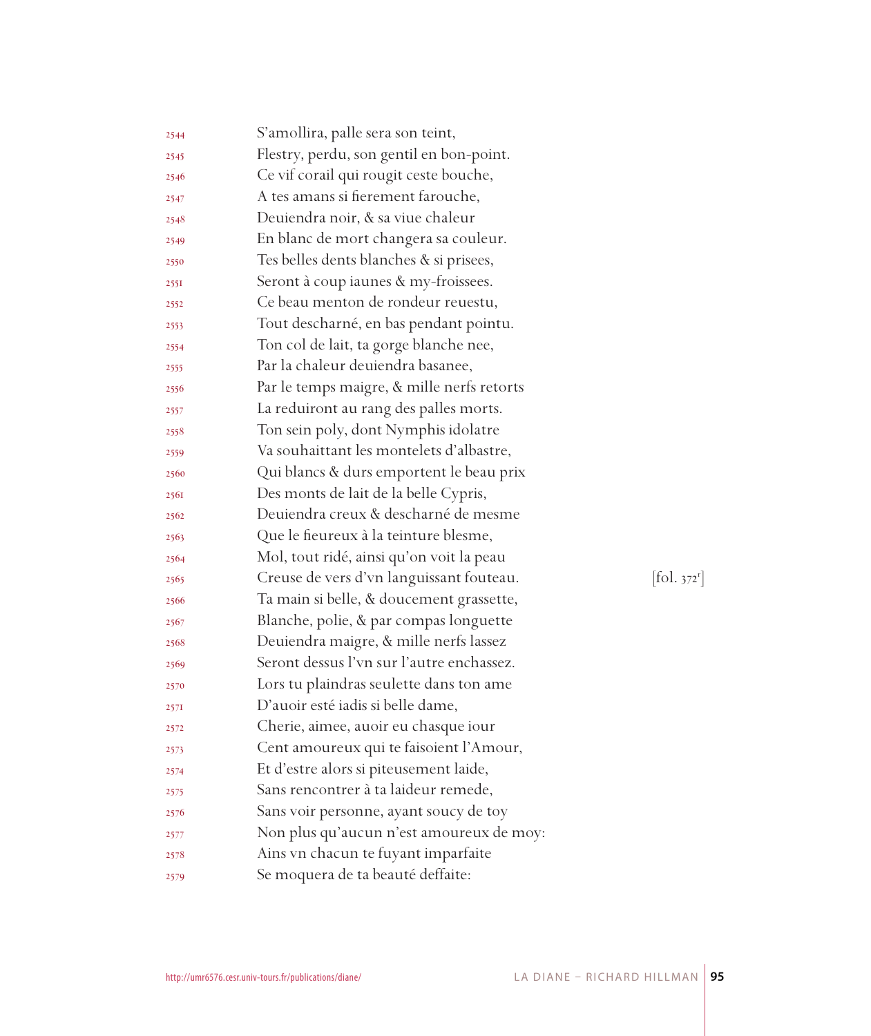2544 S'amollira, palle sera son teint,
2545 Flestry, perdu, son gentil en bon-point.
2546 Ce vif corail qui rougit ceste bouche,
2547 A tes amans si fierement farouche,
2548 Deuiendra noir, & sa viue chaleur
2549 En blanc de mort changera sa couleur.
2550 Tes belles dents blanches & si prisees,
2551 Seront à coup iaunes & my-froissees.
2552 Ce beau menton de rondeur reuestu,
2553 Tout descharné, en bas pendant pointu.
2554 Ton col de lait, ta gorge blanche nee,
2555 Par la chaleur deuiendra basanee,
2556 Par le temps maigre, & mille nerfs retorts
2557 La reduiront au rang des palles morts.
2558 Ton sein poly, dont Nymphis idolatre
2559 Va souhaittant les montelets d'albastre,
2560 Qui blancs & durs emportent le beau prix
2561 Des monts de lait de la belle Cypris,
2562 Deuiendra creux & descharné de mesme
2563 Que le fieureux à la teinture blesme,
2564 Mol, tout ridé, ainsi qu'on voit la peau
2565 Creuse de vers d'vn languissant fouteau. [fol. 372r]
2566 Ta main si belle, & doucement grassette,
2567 Blanche, polie, & par compas longuette
2568 Deuiendra maigre, & mille nerfs lassez
2569 Seront dessus l'vn sur l'autre enchassez.
2570 Lors tu plaindras seulette dans ton ame
2571 D'auoir esté iadis si belle dame,
2572 Cherie, aimee, auoir eu chasque iour
2573 Cent amoureux qui te faisoient l'Amour,
2574 Et d'estre alors si piteusement laide,
2575 Sans rencontrer à ta laideur remede,
2576 Sans voir personne, ayant soucy de toy
2577 Non plus qu'aucun n'est amoureux de moy:
2578 Ains vn chacun te fuyant imparfaite
2579 Se moquera de ta beauté deffaite: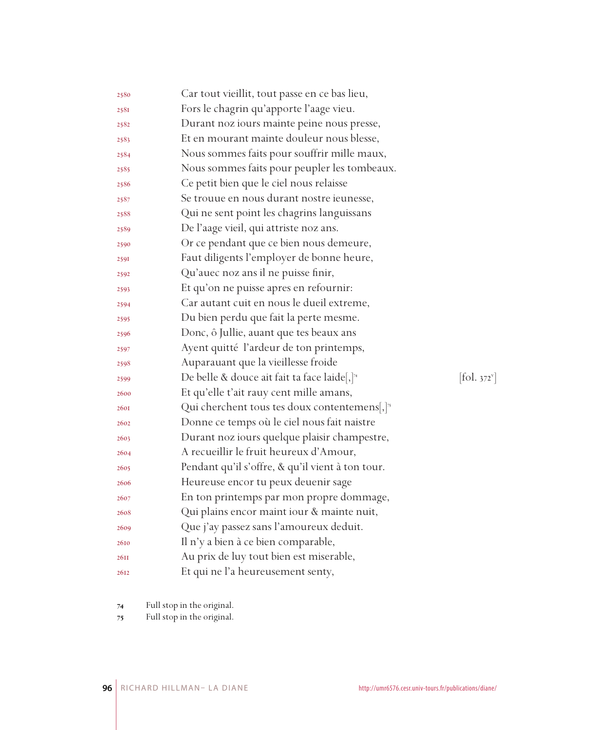2580 Car tout vieillit, tout passe en ce bas lieu,
2581 Fors le chagrin qu'apporte l'aage vieu.
2582 Durant noz iours mainte peine nous presse,
2583 Et en mourant mainte douleur nous blesse,
2584 Nous sommes faits pour souffrir mille maux,
2585 Nous sommes faits pour peupler les tombeaux.
2586 Ce petit bien que le ciel nous relaisse
2587 Se trouue en nous durant nostre ieunesse,
2588 Qui ne sent point les chagrins languissans
2589 De l'aage vieil, qui attriste noz ans.
2590 Or ce pendant que ce bien nous demeure,
2591 Faut diligents l'employer de bonne heure,
2592 Qu'auec noz ans il ne puisse finir,
2593 Et qu'on ne puisse apres en refournir:
2594 Car autant cuit en nous le dueil extreme,
2595 Du bien perdu que fait la perte mesme.
2596 Donc, ô Jullie, auant que tes beaux ans
2597 Ayent quitté l'ardeur de ton printemps,
2598 Auparauant que la vieillesse froide
2599 De belle & douce ait fait ta face laide[,][74] [fol. 372v]
2600 Et qu'elle t'ait rauy cent mille amans,
2601 Qui cherchent tous tes doux contentemens[,][75]
2602 Donne ce temps où le ciel nous fait naistre
2603 Durant noz iours quelque plaisir champestre,
2604 A recueillir le fruit heureux d'Amour,
2605 Pendant qu'il s'offre, & qu'il vient à ton tour.
2606 Heureuse encor tu peux deuenir sage
2607 En ton printemps par mon propre dommage,
2608 Qui plains encor maint iour & mainte nuit,
2609 Que j'ay passez sans l'amoureux deduit.
2610 Il n'y a bien à ce bien comparable,
2611 Au prix de luy tout bien est miserable,
2612 Et qui ne l'a heureusement senty,

74 Full stop in the original.
75 Full stop in the original.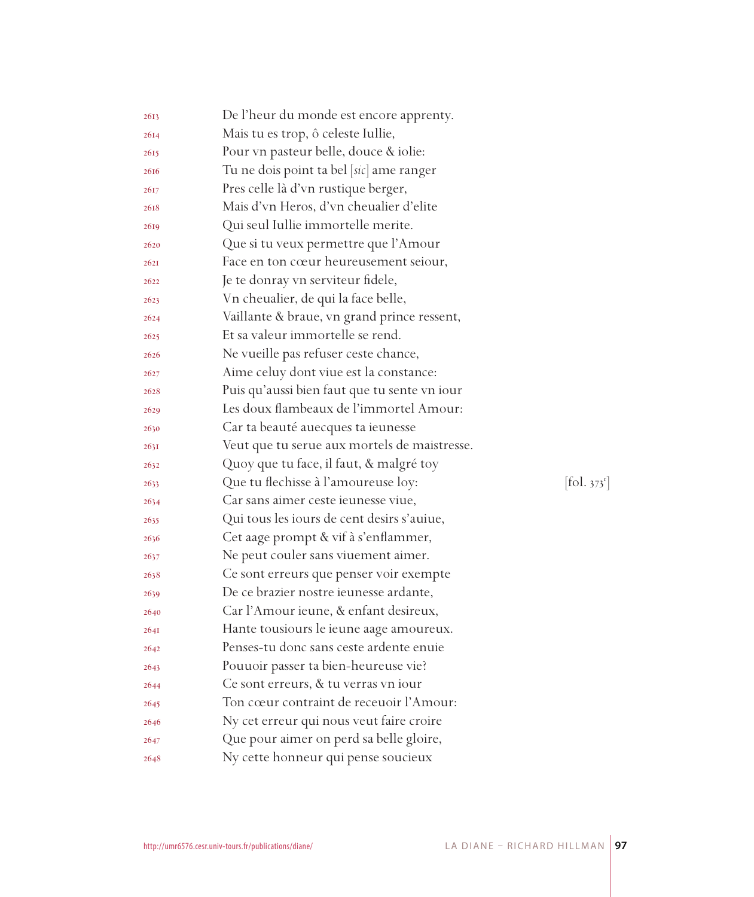2613 De l'heur du monde est encore apprenty.  
2614 Mais tu es trop, ô celeste Iullie,  
2615 Pour vn pasteur belle, douce & iolie:  
2616 Tu ne dois point ta bel [*sic*] ame ranger  
2617 Pres celle là d'vn rustique berger,  
2618 Mais d'vn Heros, d'vn cheualier d'elite  
2619 Qui seul Iullie immortelle merite.  
2620 Que si tu veux permettre que l'Amour  
2621 Face en ton cœur heureusement seiour,  
2622 Je te donray vn serviteur fidele,  
2623 Vn cheualier, de qui la face belle,  
2624 Vaillante & braue, vn grand prince ressent,  
2625 Et sa valeur immortelle se rend.  
2626 Ne vueille pas refuser ceste chance,  
2627 Aime celuy dont viue est la constance:  
2628 Puis qu'aussi bien faut que tu sente vn iour  
2629 Les doux flambeaux de l'immortel Amour:  
2630 Car ta beauté auecques ta ieunesse  
2631 Veut que tu serue aux mortels de maistresse.  
2632 Quoy que tu face, il faut, & malgré toy  
2633 Que tu flechisse à l'amoureuse loy: [fol. 373r]  
2634 Car sans aimer ceste ieunesse viue,  
2635 Qui tous les iours de cent desirs s'auiue,  
2636 Cet aage prompt & vif à s'enflammer,  
2637 Ne peut couler sans viuement aimer.  
2638 Ce sont erreurs que penser voir exempte  
2639 De ce brazier nostre ieunesse ardante,  
2640 Car l'Amour ieune, & enfant desireux,  
2641 Hante tousiours le ieune aage amoureux.  
2642 Penses-tu donc sans ceste ardente enuie  
2643 Pouuoir passer ta bien-heureuse vie?  
2644 Ce sont erreurs, & tu verras vn iour  
2645 Ton cœur contraint de receuoir l'Amour:  
2646 Ny cet erreur qui nous veut faire croire  
2647 Que pour aimer on perd sa belle gloire,  
2648 Ny cette honneur qui pense soucieux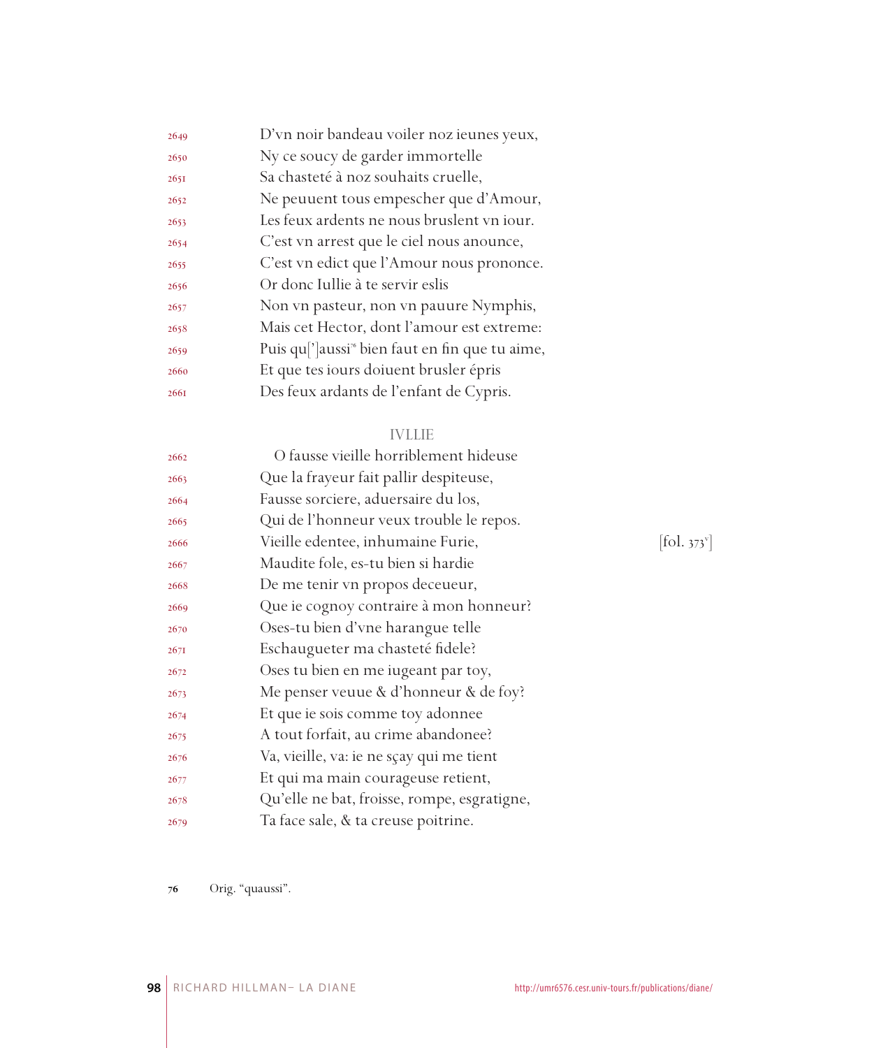2649 D'vn noir bandeau voiler noz ieunes yeux,
2650 Ny ce soucy de garder immortelle
2651 Sa chasteté à noz souhaits cruelle,
2652 Ne peuuent tous empescher que d'Amour,
2653 Les feux ardents ne nous bruslent vn iour.
2654 C'est vn arrest que le ciel nous anounce,
2655 C'est vn edict que l'Amour nous prononce.
2656 Or donc Iullie à te servir eslis
2657 Non vn pasteur, non vn pauure Nymphis,
2658 Mais cet Hector, dont l'amour est extreme:
2659 Puis qu[']aussi[76] bien faut en fin que tu aime,
2660 Et que tes iours doiuent brusler épris
2661 Des feux ardants de l'enfant de Cypris.

IVLLIE

2662 O fausse vieille horriblement hideuse
2663 Que la frayeur fait pallir despiteuse,
2664 Fausse sorciere, aduersaire du los,
2665 Qui de l'honneur veux trouble le repos.
2666 Vieille edentee, inhumaine Furie, [fol. 373v]
2667 Maudite fole, es-tu bien si hardie
2668 De me tenir vn propos deceueur,
2669 Que ie cognoy contraire à mon honneur?
2670 Oses-tu bien d'vne harangue telle
2671 Eschaugueter ma chasteté fidele?
2672 Oses tu bien en me iugeant par toy,
2673 Me penser veuue & d'honneur & de foy?
2674 Et que ie sois comme toy adonnee
2675 A tout forfait, au crime abandonee?
2676 Va, vieille, va: ie ne sçay qui me tient
2677 Et qui ma main courageuse retient,
2678 Qu'elle ne bat, froisse, rompe, esgratigne,
2679 Ta face sale, & ta creuse poitrine.

76 Orig. "quaussi".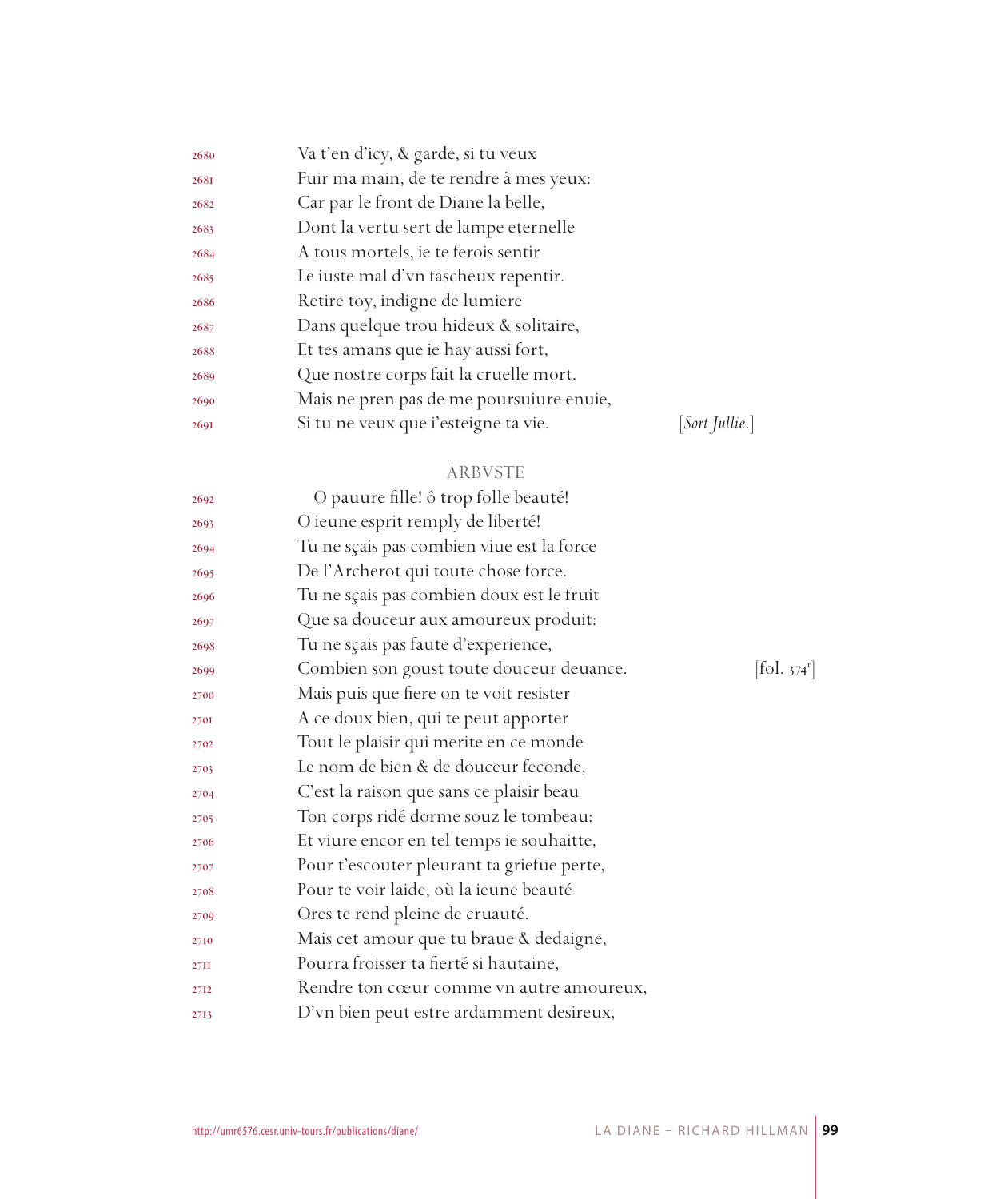2680 Va t'en d'icy, & garde, si tu veux
2681 Fuir ma main, de te rendre à mes yeux:
2682 Car par le front de Diane la belle,
2683 Dont la vertu sert de lampe eternelle
2684 A tous mortels, ie te ferois sentir
2685 Le iuste mal d'vn fascheux repentir.
2686 Retire toy, indigne de lumiere
2687 Dans quelque trou hideux & solitaire,
2688 Et tes amans que ie hay aussi fort,
2689 Que nostre corps fait la cruelle mort.
2690 Mais ne pren pas de me poursuiure enuie,
2691 Si tu ne veux que i'esteigne ta vie. [*Sort Jullie.*]

ARBVSTE

2692 O pauure fille! ô trop folle beauté!
2693 O ieune esprit remply de liberté!
2694 Tu ne sçais pas combien viue est la force
2695 De l'Archerot qui toute chose force.
2696 Tu ne sçais pas combien doux est le fruit
2697 Que sa douceur aux amoureux produit:
2698 Tu ne sçais pas faute d'experience,
2699 Combien son goust toute douceur deuance. [fol. 374r]
2700 Mais puis que fiere on te voit resister
2701 A ce doux bien, qui te peut apporter
2702 Tout le plaisir qui merite en ce monde
2703 Le nom de bien & de douceur feconde,
2704 C'est la raison que sans ce plaisir beau
2705 Ton corps ridé dorme souz le tombeau:
2706 Et viure encor en tel temps ie souhaitte,
2707 Pour t'escouter pleurant ta griefue perte,
2708 Pour te voir laide, où la ieune beauté
2709 Ores te rend pleine de cruauté.
2710 Mais cet amour que tu braue & dedaigne,
2711 Pourra froisser ta fierté si hautaine,
2712 Rendre ton cœur comme vn autre amoureux,
2713 D'vn bien peut estre ardamment desireux,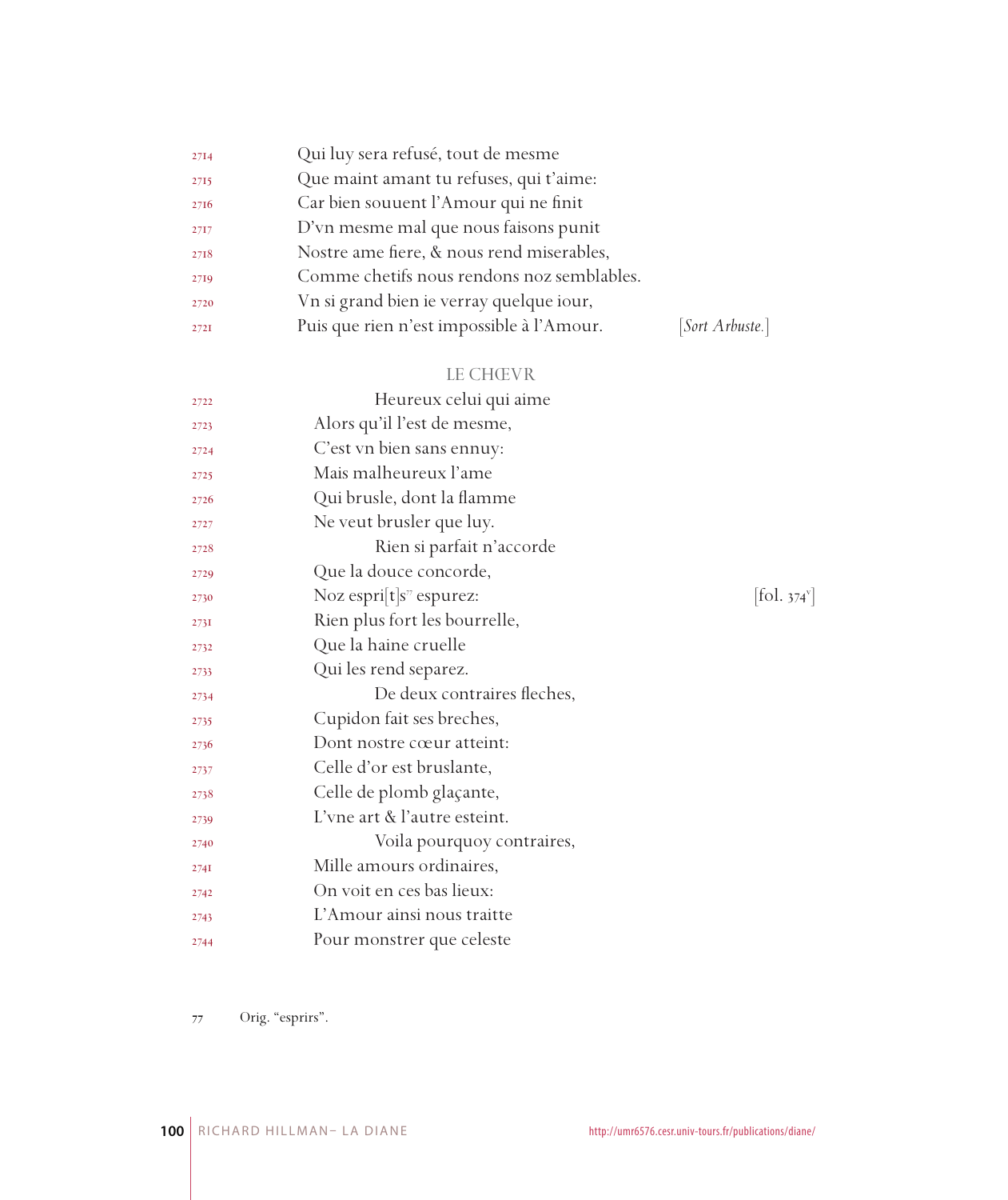2714 Qui luy sera refusé, tout de mesme
2715 Que maint amant tu refuses, qui t'aime:
2716 Car bien souuent l'Amour qui ne finit
2717 D'vn mesme mal que nous faisons punit
2718 Nostre ame fiere, & nous rend miserables,
2719 Comme chetifs nous rendons noz semblables.
2720 Vn si grand bien ie verray quelque iour,
2721 Puis que rien n'est impossible à l'Amour. [*Sort Arbuste.*]

### LE CHŒVR

2722 Heureux celui qui aime
2723 Alors qu'il l'est de mesme,
2724 C'est vn bien sans ennuy:
2725 Mais malheureux l'ame
2726 Qui brusle, dont la flamme
2727 Ne veut brusler que luy.
2728 Rien si parfait n'accorde
2729 Que la douce concorde,
2730 Noz espri[t]s[77] espurez: [fol. 374v]
2731 Rien plus fort les bourrelle,
2732 Que la haine cruelle
2733 Qui les rend separez.
2734 De deux contraires fleches,
2735 Cupidon fait ses breches,
2736 Dont nostre cœur atteint:
2737 Celle d'or est bruslante,
2738 Celle de plomb glaçante,
2739 L'vne art & l'autre esteint.
2740 Voila pourquoy contraires,
2741 Mille amours ordinaires,
2742 On voit en ces bas lieux:
2743 L'Amour ainsi nous traitte
2744 Pour monstrer que celeste

77 Orig. "esprirs".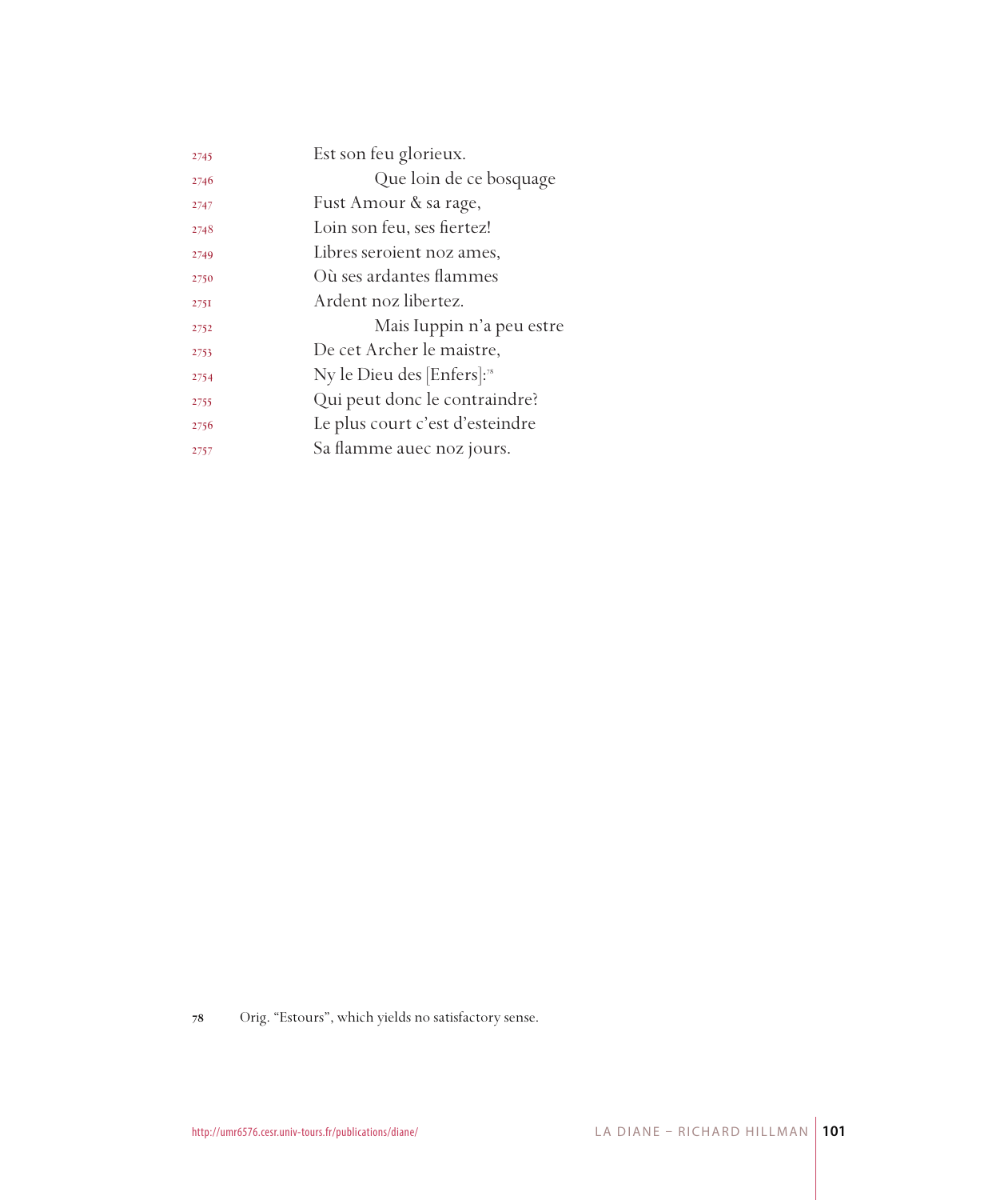2745 Est son feu glorieux.

2746 Que loin de ce bosquage

2747 Fust Amour & sa rage,

2748 Loin son feu, ses fiertez!

2749 Libres seroient noz ames,

2750 Où ses ardantes flammes

2751 Ardent noz libertez.

2752 Mais Iuppin n'a peu estre

2753 De cet Archer le maistre,

2754 Ny le Dieu des [Enfers]:[78]

2755 Qui peut donc le contraindre?

2756 Le plus court c'est d'esteindre

2757 Sa flamme auec noz jours.

[78] Orig. "Estours", which yields no satisfactory sense.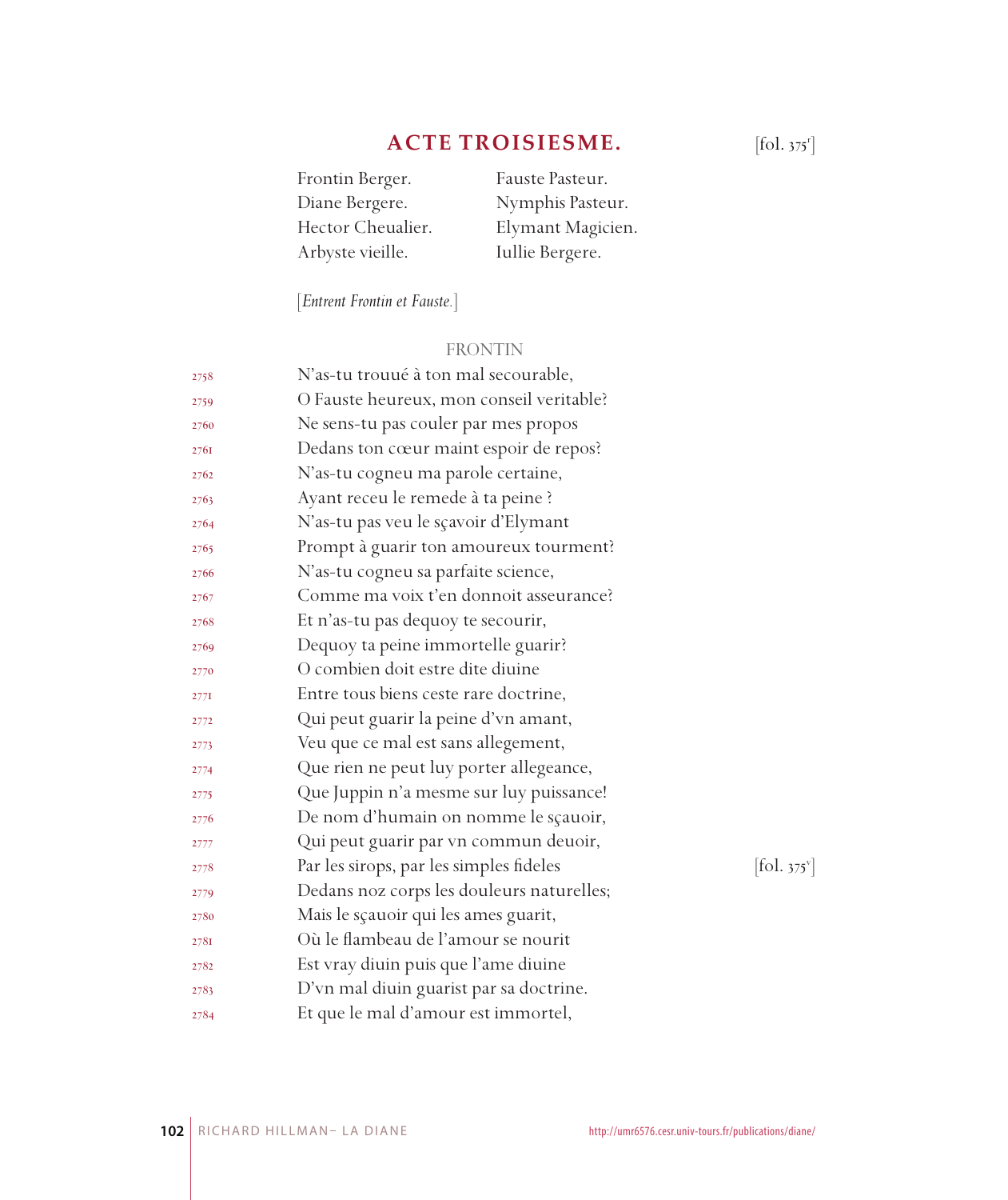## ACTE TROISIESME.

[fol. 375r]

| | |
|---|---|
| Frontin Berger. | Fauste Pasteur. |
| Diane Bergere. | Nymphis Pasteur. |
| Hector Cheualier. | Elymant Magicien. |
| Arbyste vieille. | Iullie Bergere. |

[*Entrent Frontin et Fauste.*]

FRONTIN

2758 N'as-tu trouué à ton mal secourable,
2759 O Fauste heureux, mon conseil veritable?
2760 Ne sens-tu pas couler par mes propos
2761 Dedans ton cœur maint espoir de repos?
2762 N'as-tu cogneu ma parole certaine,
2763 Ayant receu le remede à ta peine ?
2764 N'as-tu pas veu le sçavoir d'Elymant
2765 Prompt à guarir ton amoureux tourment?
2766 N'as-tu cogneu sa parfaite science,
2767 Comme ma voix t'en donnoit asseurance?
2768 Et n'as-tu pas dequoy te secourir,
2769 Dequoy ta peine immortelle guarir?
2770 O combien doit estre dite diuine
2771 Entre tous biens ceste rare doctrine,
2772 Qui peut guarir la peine d'vn amant,
2773 Veu que ce mal est sans allegement,
2774 Que rien ne peut luy porter allegeance,
2775 Que Juppin n'a mesme sur luy puissance!
2776 De nom d'humain on nomme le sçauoir,
2777 Qui peut guarir par vn commun deuoir,
2778 Par les sirops, par les simples fideles [fol. 375v]
2779 Dedans noz corps les douleurs naturelles;
2780 Mais le sçauoir qui les ames guarit,
2781 Où le flambeau de l'amour se nourit
2782 Est vray diuin puis que l'ame diuine
2783 D'vn mal diuin guarist par sa doctrine.
2784 Et que le mal d'amour est immortel,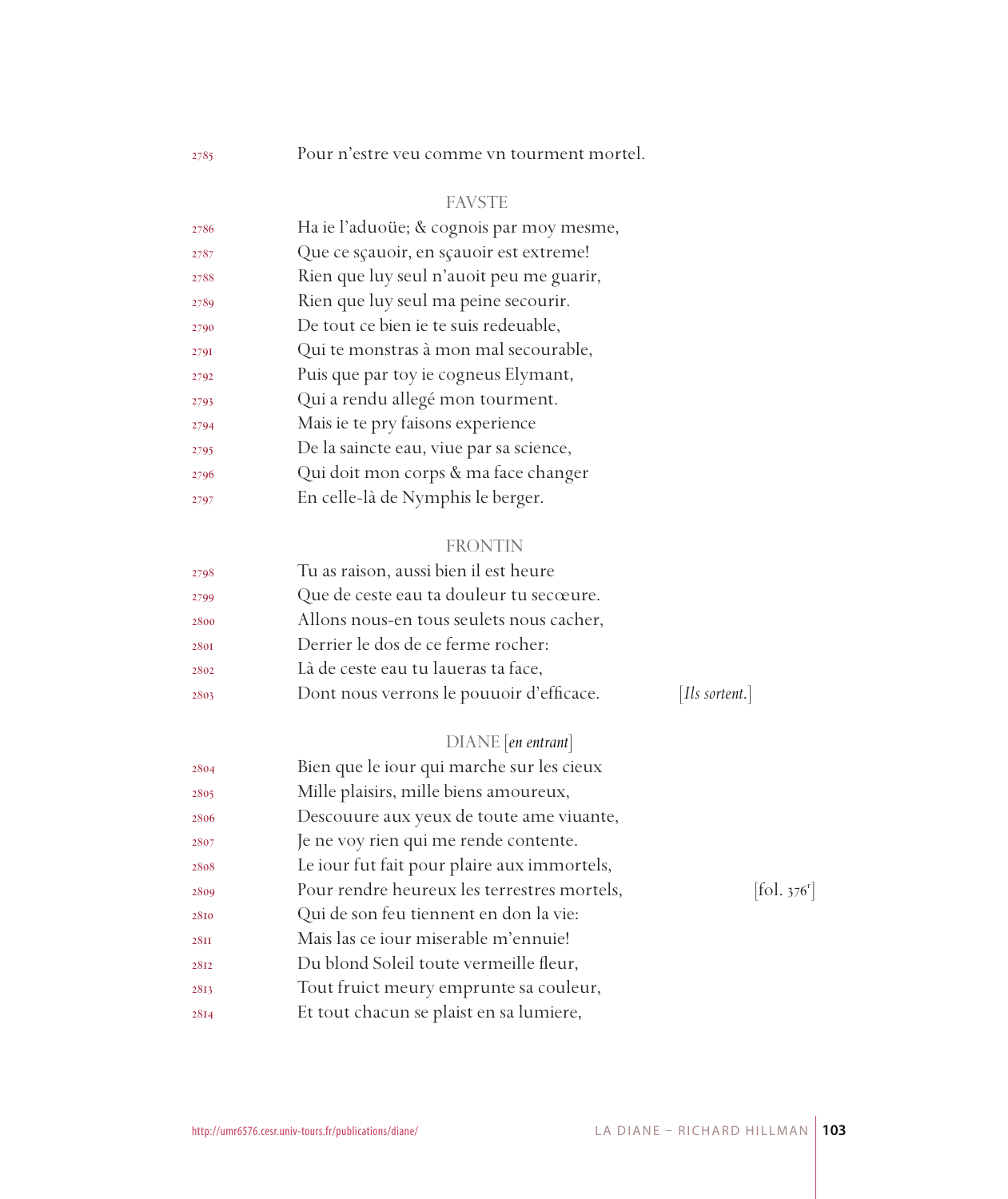2785 Pour n'estre veu comme vn tourment mortel.

FAVSTE

2786 Ha ie l'aduoüe; & cognois par moy mesme,
2787 Que ce sçauoir, en sçauoir est extreme!
2788 Rien que luy seul n'auoit peu me guarir,
2789 Rien que luy seul ma peine secourir.
2790 De tout ce bien ie te suis redeuable,
2791 Qui te monstras à mon mal secourable,
2792 Puis que par toy ie cogneus Elymant,
2793 Qui a rendu allegé mon tourment.
2794 Mais ie te pry faisons experience
2795 De la saincte eau, viue par sa science,
2796 Qui doit mon corps & ma face changer
2797 En celle-là de Nymphis le berger.

FRONTIN

2798 Tu as raison, aussi bien il est heure
2799 Que de ceste eau ta douleur tu secœure.
2800 Allons nous-en tous seulets nous cacher,
2801 Derrier le dos de ce ferme rocher:
2802 Là de ceste eau tu laueras ta face,
2803 Dont nous verrons le pouuoir d'efficace. [*Ils sortent.*]

DIANE [*en entrant*]

2804 Bien que le iour qui marche sur les cieux
2805 Mille plaisirs, mille biens amoureux,
2806 Descouure aux yeux de toute ame viuante,
2807 Je ne voy rien qui me rende contente.
2808 Le iour fut fait pour plaire aux immortels,
2809 Pour rendre heureux les terrestres mortels, [fol. 376r]
2810 Qui de son feu tiennent en don la vie:
2811 Mais las ce iour miserable m'ennuie!
2812 Du blond Soleil toute vermeille fleur,
2813 Tout fruict meury emprunte sa couleur,
2814 Et tout chacun se plaist en sa lumiere,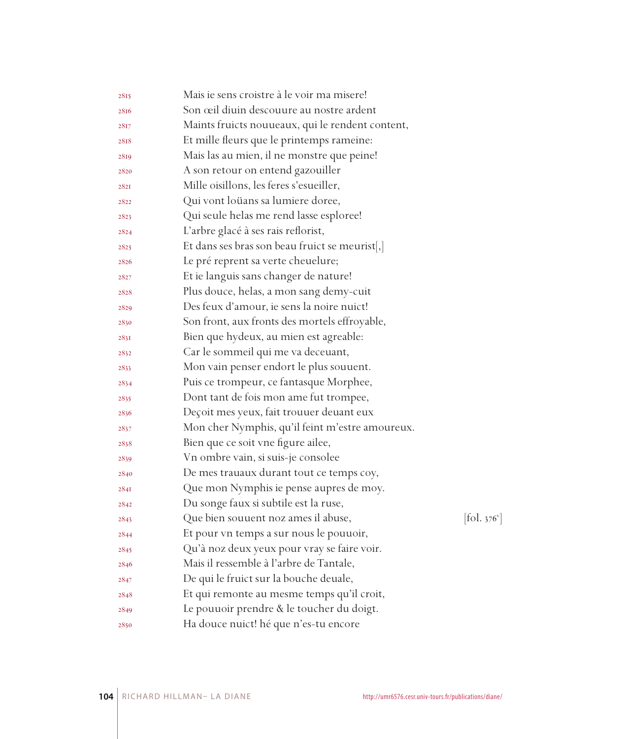2815 Mais ie sens croistre à le voir ma misere!
2816 Son œil diuin descouure au nostre ardent
2817 Maints fruicts noueaux, qui le rendent content,
2818 Et mille fleurs que le printemps rameine:
2819 Mais las au mien, il ne monstre que peine!
2820 A son retour on entend gazouiller
2821 Mille oisillons, les feres s'esueiller,
2822 Qui vont loüans sa lumiere doree,
2823 Qui seule helas me rend lasse esploree!
2824 L'arbre glacé à ses rais reflorist,
2825 Et dans ses bras son beau fruict se meurist[,]
2826 Le pré reprent sa verte cheuelure;
2827 Et ie languis sans changer de nature!
2828 Plus douce, helas, a mon sang demy-cuit
2829 Des feux d'amour, ie sens la noire nuict!
2830 Son front, aux fronts des mortels effroyable,
2831 Bien que hydeux, au mien est agreable:
2832 Car le sommeil qui me va deceuant,
2833 Mon vain penser endort le plus souuent.
2834 Puis ce trompeur, ce fantasque Morphee,
2835 Dont tant de fois mon ame fut trompee,
2836 Deçoit mes yeux, fait trouuer deuant eux
2837 Mon cher Nymphis, qu'il feint m'estre amoureux.
2838 Bien que ce soit vne figure ailee,
2839 Vn ombre vain, si suis-je consolee
2840 De mes trauaux durant tout ce temps coy,
2841 Que mon Nymphis ie pense aupres de moy.
2842 Du songe faux si subtile est la ruse,
2843 Que bien souuent noz ames il abuse, [fol. 376v]
2844 Et pour vn temps a sur nous le pouuoir,
2845 Qu'à noz deux yeux pour vray se faire voir.
2846 Mais il ressemble à l'arbre de Tantale,
2847 De qui le fruict sur la bouche deuale,
2848 Et qui remonte au mesme temps qu'il croit,
2849 Le pouuoir prendre & le toucher du doigt.
2850 Ha douce nuict! hé que n'es-tu encore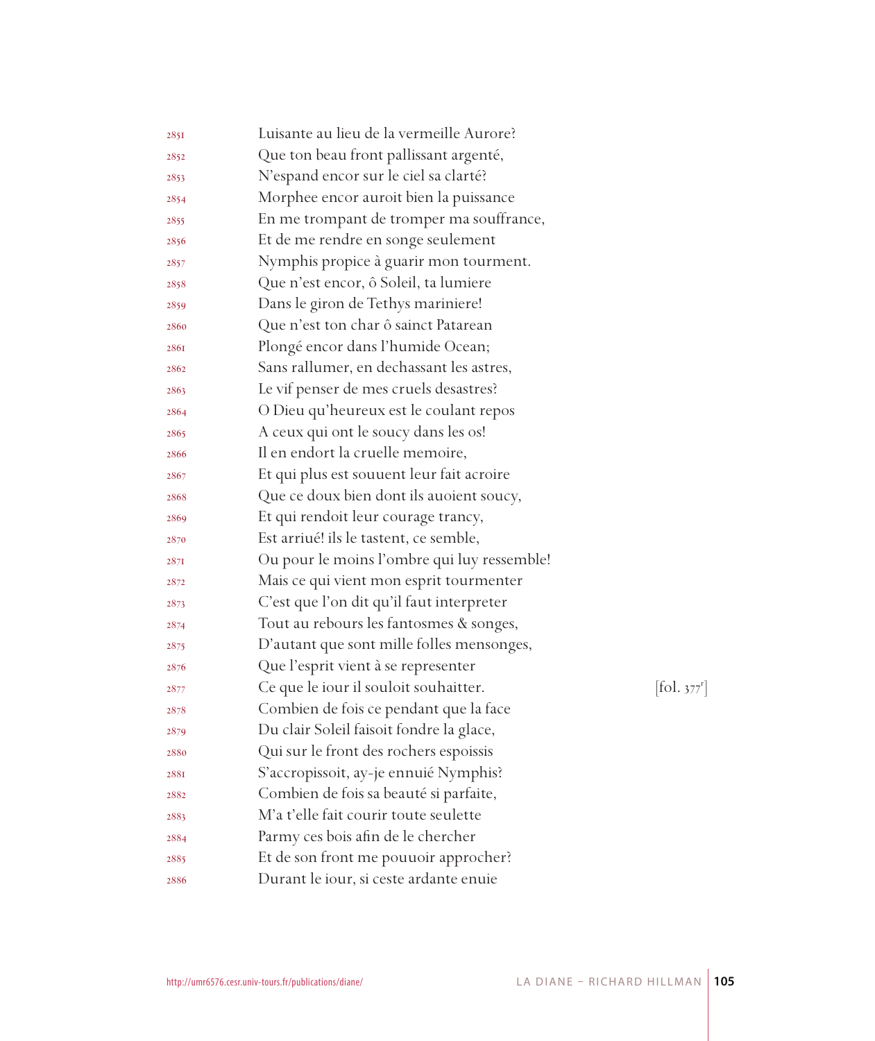2851 Luisante au lieu de la vermeille Aurore?
2852 Que ton beau front pallissant argenté,
2853 N'espand encor sur le ciel sa clarté?
2854 Morphee encor auroit bien la puissance
2855 En me trompant de tromper ma souffrance,
2856 Et de me rendre en songe seulement
2857 Nymphis propice à guarir mon tourment.
2858 Que n'est encor, ô Soleil, ta lumiere
2859 Dans le giron de Tethys mariniere!
2860 Que n'est ton char ô sainct Patarean
2861 Plongé encor dans l'humide Ocean;
2862 Sans rallumer, en dechassant les astres,
2863 Le vif penser de mes cruels desastres?
2864 O Dieu qu'heureux est le coulant repos
2865 A ceux qui ont le soucy dans les os!
2866 Il en endort la cruelle memoire,
2867 Et qui plus est souuent leur fait acroire
2868 Que ce doux bien dont ils auoient soucy,
2869 Et qui rendoit leur courage trancy,
2870 Est arriué! ils le tastent, ce semble,
2871 Ou pour le moins l'ombre qui luy ressemble!
2872 Mais ce qui vient mon esprit tourmenter
2873 C'est que l'on dit qu'il faut interpreter
2874 Tout au rebours les fantosmes & songes,
2875 D'autant que sont mille folles mensonges,
2876 Que l'esprit vient à se representer
2877 Ce que le iour il souloit souhaitter. [fol. 377r]
2878 Combien de fois ce pendant que la face
2879 Du clair Soleil faisoit fondre la glace,
2880 Qui sur le front des rochers espoissis
2881 S'accropissoit, ay-je ennuié Nymphis?
2882 Combien de fois sa beauté si parfaite,
2883 M'a t'elle fait courir toute seulette
2884 Parmy ces bois afin de le chercher
2885 Et de son front me pouuoir approcher?
2886 Durant le iour, si ceste ardante enuie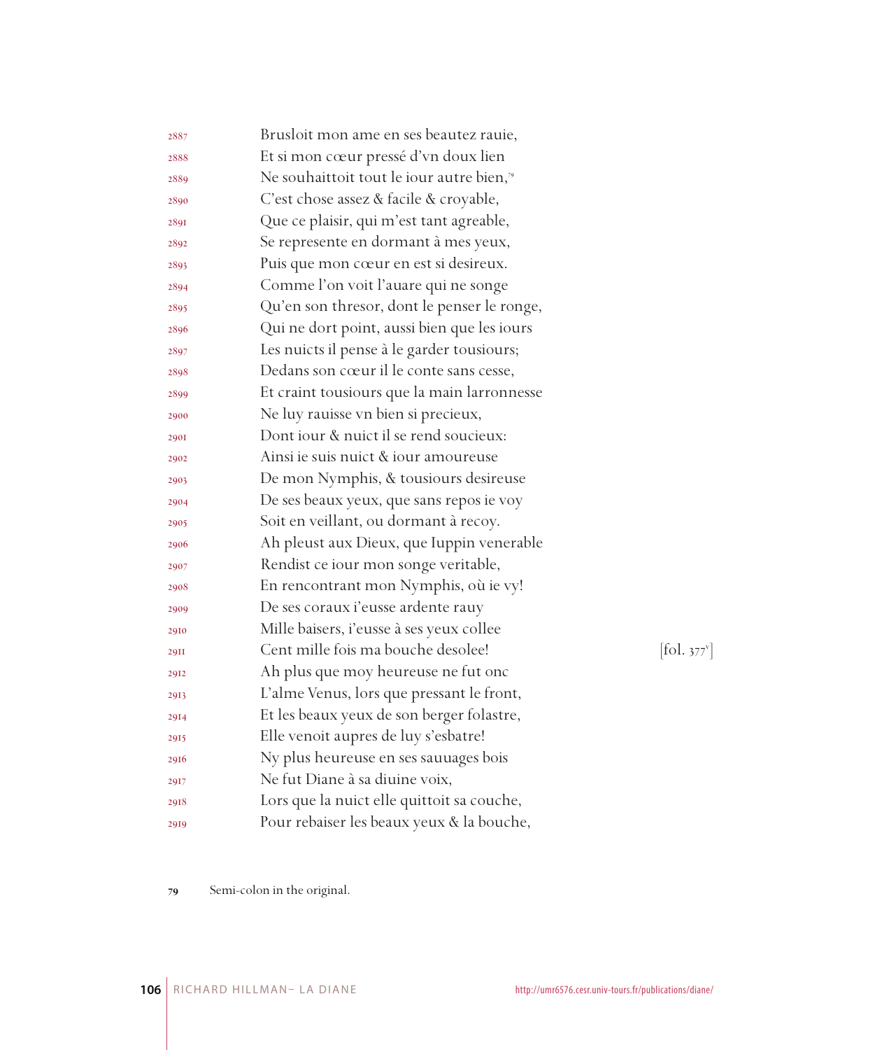2887 Brusloit mon ame en ses beautez rauie,
2888 Et si mon cœur pressé d'vn doux lien
2889 Ne souhaittoit tout le iour autre bien,[79]
2890 C'est chose assez & facile & croyable,
2891 Que ce plaisir, qui m'est tant agreable,
2892 Se represente en dormant à mes yeux,
2893 Puis que mon cœur en est si desireux.
2894 Comme l'on voit l'auare qui ne songe
2895 Qu'en son thresor, dont le penser le ronge,
2896 Qui ne dort point, aussi bien que les iours
2897 Les nuicts il pense à le garder tousiours;
2898 Dedans son cœur il le conte sans cesse,
2899 Et craint tousiours que la main larronnesse
2900 Ne luy rauisse vn bien si precieux,
2901 Dont iour & nuict il se rend soucieux:
2902 Ainsi ie suis nuict & iour amoureuse
2903 De mon Nymphis, & tousiours desireuse
2904 De ses beaux yeux, que sans repos ie voy
2905 Soit en veillant, ou dormant à recoy.
2906 Ah pleust aux Dieux, que Iuppin venerable
2907 Rendist ce iour mon songe veritable,
2908 En rencontrant mon Nymphis, où ie vy!
2909 De ses coraux i'eusse ardente rauy
2910 Mille baisers, i'eusse à ses yeux collee
2911 Cent mille fois ma bouche desolee! [fol. 377v]
2912 Ah plus que moy heureuse ne fut onc
2913 L'alme Venus, lors que pressant le front,
2914 Et les beaux yeux de son berger folastre,
2915 Elle venoit aupres de luy s'esbatre!
2916 Ny plus heureuse en ses sauuages bois
2917 Ne fut Diane à sa diuine voix,
2918 Lors que la nuict elle quittoit sa couche,
2919 Pour rebaiser les beaux yeux & la bouche,

79 Semi-colon in the original.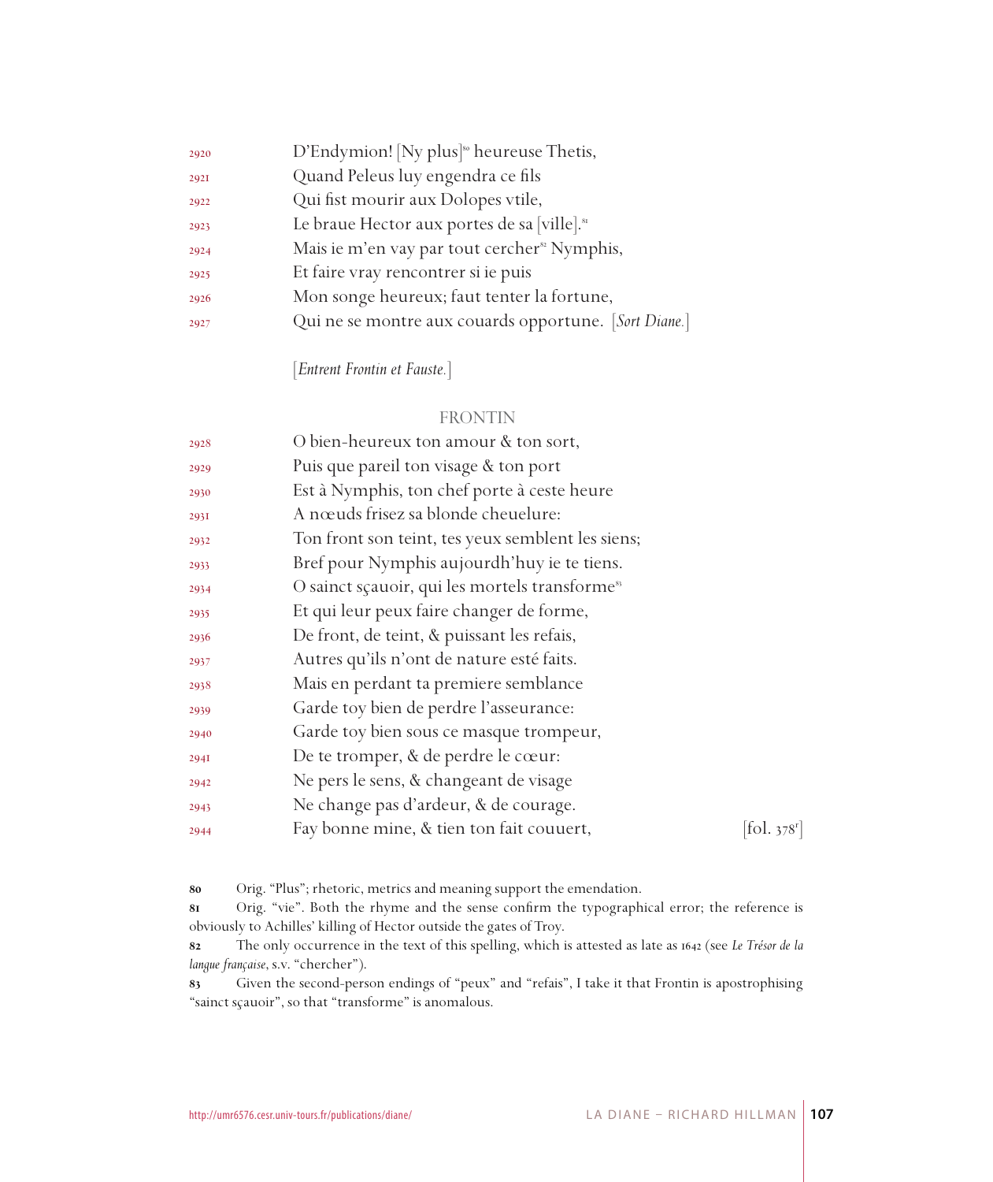2920 D'Endymion! [Ny plus][80] heureuse Thetis,
2921 Quand Peleus luy engendra ce fils
2922 Qui fist mourir aux Dolopes vtile,
2923 Le braue Hector aux portes de sa [ville].[81]
2924 Mais ie m'en vay par tout cercher[82] Nymphis,
2925 Et faire vray rencontrer si ie puis
2926 Mon songe heureux; faut tenter la fortune,
2927 Qui ne se montre aux couards opportune. [*Sort Diane.*]

[*Entrent Frontin et Fauste.*]

FRONTIN

2928 O bien-heureux ton amour & ton sort,
2929 Puis que pareil ton visage & ton port
2930 Est à Nymphis, ton chef porte à ceste heure
2931 A nœuds frisez sa blonde cheuelure:
2932 Ton front son teint, tes yeux semblent les siens;
2933 Bref pour Nymphis aujourdh'huy ie te tiens.
2934 O sainct sçauoir, qui les mortels transforme[83]
2935 Et qui leur peux faire changer de forme,
2936 De front, de teint, & puissant les refais,
2937 Autres qu'ils n'ont de nature esté faits.
2938 Mais en perdant ta premiere semblance
2939 Garde toy bien de perdre l'asseurance:
2940 Garde toy bien sous ce masque trompeur,
2941 De te tromper, & de perdre le cœur:
2942 Ne pers le sens, & changeant de visage
2943 Ne change pas d'ardeur, & de courage.
2944 Fay bonne mine, & tien ton fait couuert, [fol. 378r]

---

80 Orig. "Plus"; rhetoric, metrics and meaning support the emendation.

81 Orig. "vie". Both the rhyme and the sense confirm the typographical error; the reference is obviously to Achilles' killing of Hector outside the gates of Troy.

82 The only occurrence in the text of this spelling, which is attested as late as 1642 (see *Le Trésor de la langue française*, s.v. "chercher").

83 Given the second-person endings of "peux" and "refais", I take it that Frontin is apostrophising "sainct sçauoir", so that "transforme" is anomalous.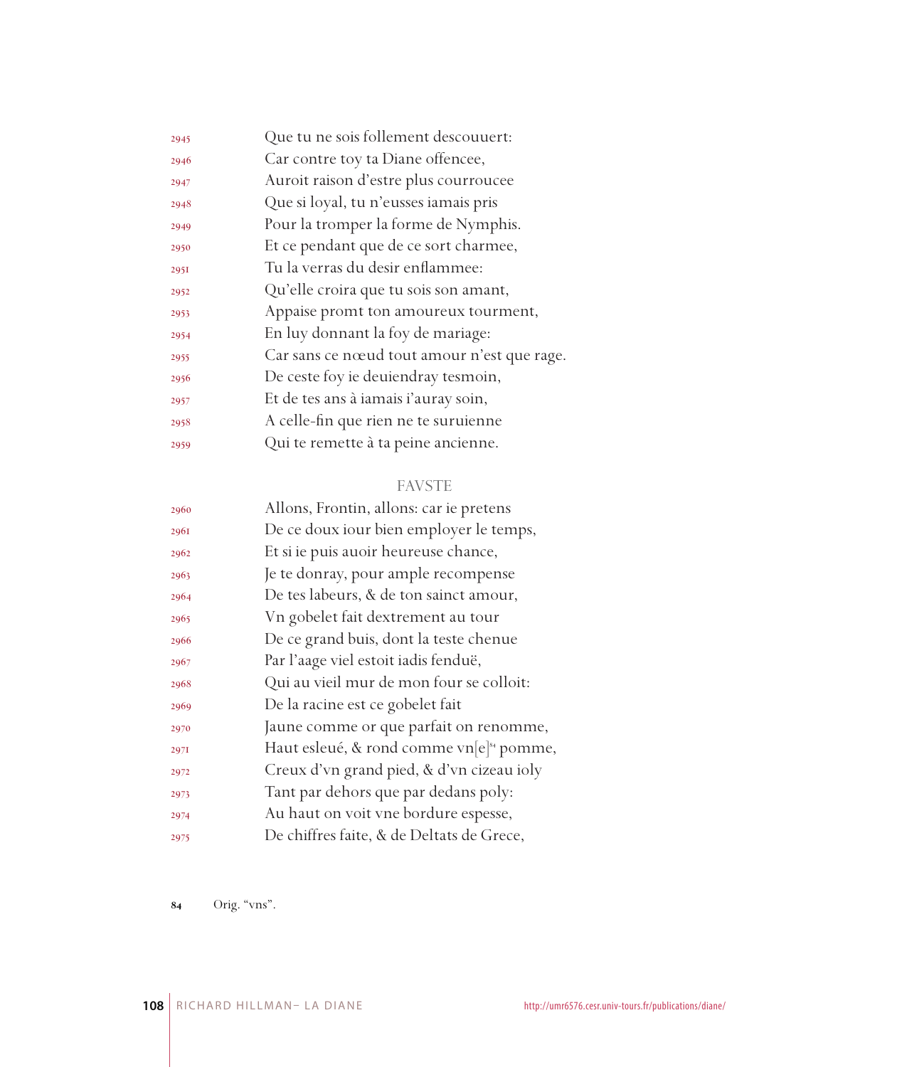2945 Que tu ne sois follement descouuert:
2946 Car contre toy ta Diane offencee,
2947 Auroit raison d'estre plus courroucee
2948 Que si loyal, tu n'eusses iamais pris
2949 Pour la tromper la forme de Nymphis.
2950 Et ce pendant que de ce sort charmee,
2951 Tu la verras du desir enflammee:
2952 Qu'elle croira que tu sois son amant,
2953 Appaise promt ton amoureux tourment,
2954 En luy donnant la foy de mariage:
2955 Car sans ce nœud tout amour n'est que rage.
2956 De ceste foy ie deuiendray tesmoin,
2957 Et de tes ans à iamais i'auray soin,
2958 A celle-fin que rien ne te suruienne
2959 Qui te remette à ta peine ancienne.

FAVSTE

2960 Allons, Frontin, allons: car ie pretens
2961 De ce doux iour bien employer le temps,
2962 Et si ie puis auoir heureuse chance,
2963 Je te donray, pour ample recompense
2964 De tes labeurs, & de ton sainct amour,
2965 Vn gobelet fait dextrement au tour
2966 De ce grand buis, dont la teste chenue
2967 Par l'aage viel estoit iadis fenduë,
2968 Qui au vieil mur de mon four se colloit:
2969 De la racine est ce gobelet fait
2970 Jaune comme or que parfait on renomme,
2971 Haut esleué, & rond comme vn[e][84] pomme,
2972 Creux d'vn grand pied, & d'vn cizeau ioly
2973 Tant par dehors que par dedans poly:
2974 Au haut on voit vne bordure espesse,
2975 De chiffres faite, & de Deltats de Grece,

84 Orig. "vns".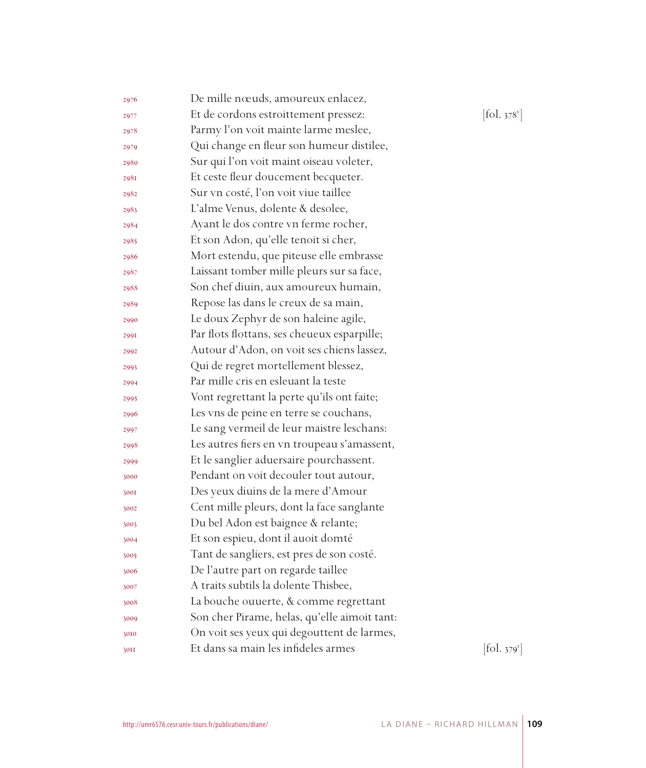2976 De mille nœuds, amoureux enlacez,
2977 Et de cordons estroittement pressez: [fol. 378v]
2978 Parmy l'on voit mainte larme meslee,
2979 Qui change en fleur son humeur distilee,
2980 Sur qui l'on voit maint oiseau voleter,
2981 Et ceste fleur doucement becqueter.
2982 Sur vn costé, l'on voit viue taillee
2983 L'alme Venus, dolente & desolee,
2984 Ayant le dos contre vn ferme rocher,
2985 Et son Adon, qu'elle tenoit si cher,
2986 Mort estendu, que piteuse elle embrasse
2987 Laissant tomber mille pleurs sur sa face,
2988 Son chef diuin, aux amoureux humain,
2989 Repose las dans le creux de sa main,
2990 Le doux Zephyr de son haleine agile,
2991 Par flots flottans, ses cheueux esparpille;
2992 Autour d'Adon, on voit ses chiens lassez,
2993 Qui de regret mortellement blessez,
2994 Par mille cris en esleuant la teste
2995 Vont regrettant la perte qu'ils ont faite;
2996 Les vns de peine en terre se couchans,
2997 Le sang vermeil de leur maistre leschans:
2998 Les autres fiers en vn troupeau s'amassent,
2999 Et le sanglier aduersaire pourchassent.
3000 Pendant on voit decouler tout autour,
3001 Des yeux diuins de la mere d'Amour
3002 Cent mille pleurs, dont la face sanglante
3003 Du bel Adon est baignee & relante;
3004 Et son espieu, dont il auoit domté
3005 Tant de sangliers, est pres de son costé.
3006 De l'autre part on regarde taillee
3007 A traits subtils la dolente Thisbee,
3008 La bouche ouuerte, & comme regrettant
3009 Son cher Pirame, helas, qu'elle aimoit tant:
3010 On voit ses yeux qui degouttent de larmes,
3011 Et dans sa main les infideles armes [fol. 379r]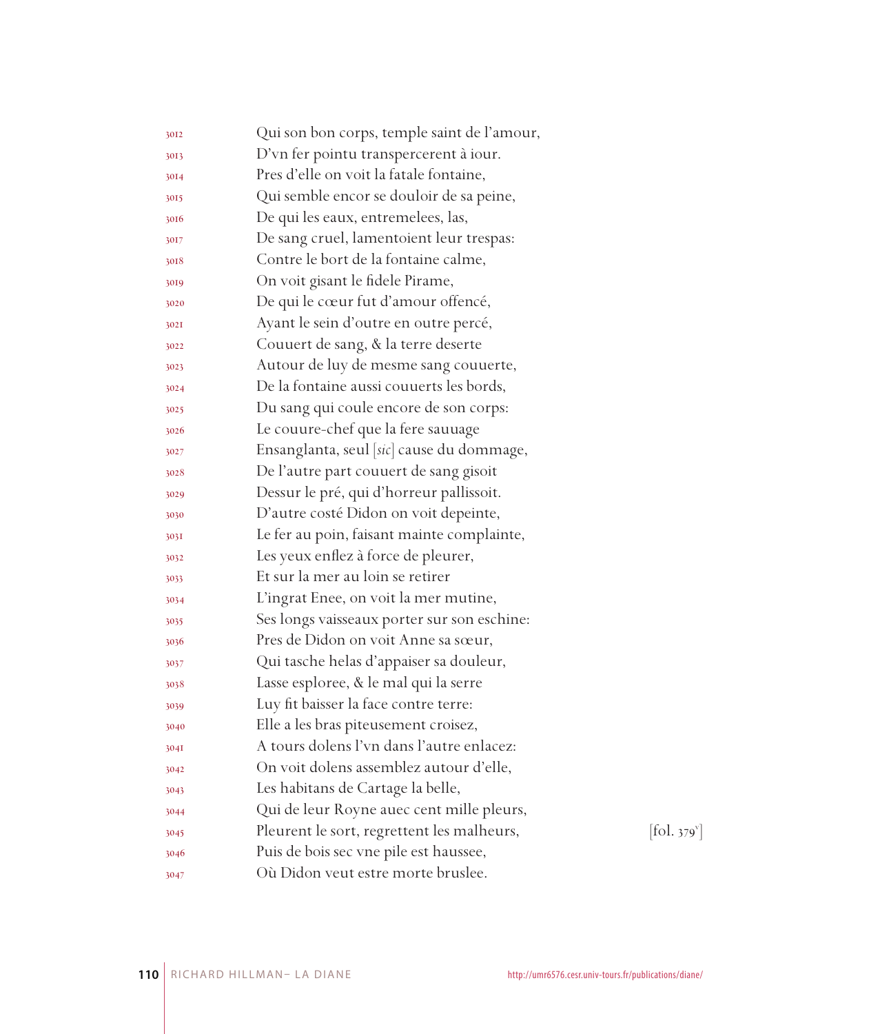3012 Qui son bon corps, temple saint de l'amour,
3013 D'vn fer pointu transpercerent à iour.
3014 Pres d'elle on voit la fatale fontaine,
3015 Qui semble encor se douloir de sa peine,
3016 De qui les eaux, entremelees, las,
3017 De sang cruel, lamentoient leur trespas:
3018 Contre le bort de la fontaine calme,
3019 On voit gisant le fidele Pirame,
3020 De qui le cœur fut d'amour offencé,
3021 Ayant le sein d'outre en outre percé,
3022 Couuert de sang, & la terre deserte
3023 Autour de luy de mesme sang couuerte,
3024 De la fontaine aussi couuerts les bords,
3025 Du sang qui coule encore de son corps:
3026 Le couure-chef que la fere sauuage
3027 Ensanglanta, seul [*sic*] cause du dommage,
3028 De l'autre part couuert de sang gisoit
3029 Dessur le pré, qui d'horreur pallissoit.
3030 D'autre costé Didon on voit depeinte,
3031 Le fer au poin, faisant mainte complainte,
3032 Les yeux enflez à force de pleurer,
3033 Et sur la mer au loin se retirer
3034 L'ingrat Enee, on voit la mer mutine,
3035 Ses longs vaisseaux porter sur son eschine:
3036 Pres de Didon on voit Anne sa sœur,
3037 Qui tasche helas d'appaiser sa douleur,
3038 Lasse esploree, & le mal qui la serre
3039 Luy fit baisser la face contre terre:
3040 Elle a les bras piteusement croisez,
3041 A tours dolens l'vn dans l'autre enlacez:
3042 On voit dolens assemblez autour d'elle,
3043 Les habitans de Cartage la belle,
3044 Qui de leur Royne auec cent mille pleurs,
3045 Pleurent le sort, regrettent les malheurs, [fol. 379v]
3046 Puis de bois sec vne pile est haussee,
3047 Où Didon veut estre morte bruslee.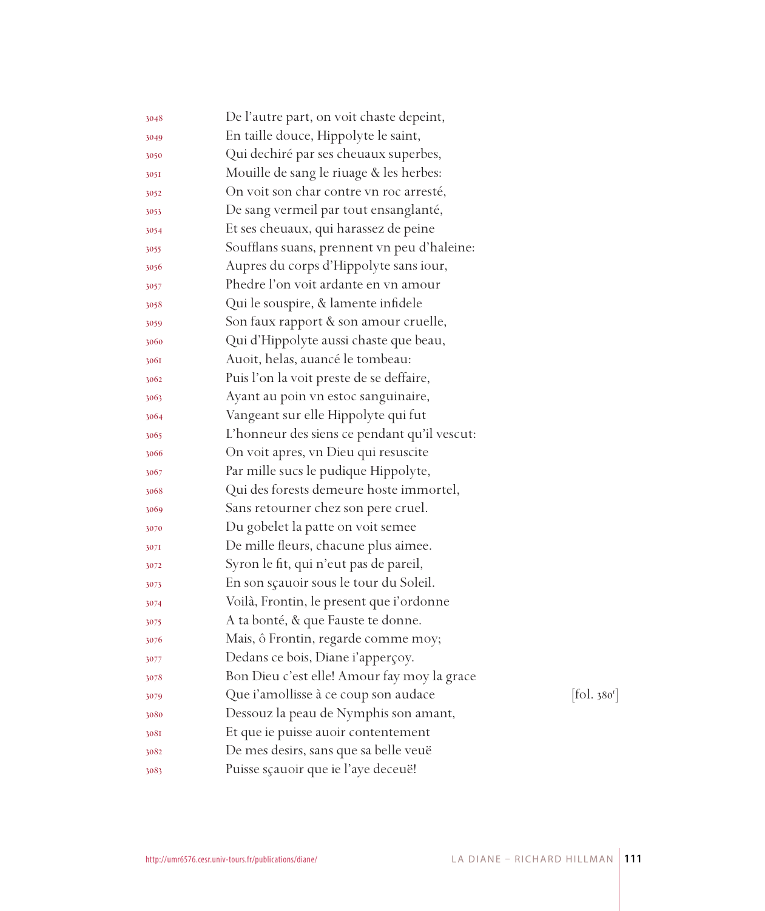3048 De l'autre part, on voit chaste depeint,
3049 En taille douce, Hippolyte le saint,
3050 Qui dechiré par ses cheuaux superbes,
3051 Mouille de sang le riuage & les herbes:
3052 On voit son char contre vn roc aresté,
3053 De sang vermeil par tout ensanglanté,
3054 Et ses cheuaux, qui harassez de peine
3055 Soufflans suans, prennent vn peu d'haleine:
3056 Aupres du corps d'Hippolyte sans iour,
3057 Phedre l'on voit ardante en vn amour
3058 Qui le souspire, & lamente infidele
3059 Son faux rapport & son amour cruelle,
3060 Qui d'Hippolyte aussi chaste que beau,
3061 Auoit, helas, auancé le tombeau:
3062 Puis l'on la voit preste de se deffaire,
3063 Ayant au poin vn estoc sanguinaire,
3064 Vangeant sur elle Hippolyte qui fut
3065 L'honneur des siens ce pendant qu'il vescut:
3066 On voit apres, vn Dieu qui resuscite
3067 Par mille sucs le pudique Hippolyte,
3068 Qui des forests demeure hoste immortel,
3069 Sans retourner chez son pere cruel.
3070 Du gobelet la patte on voit semee
3071 De mille fleurs, chacune plus aimee.
3072 Syron le fit, qui n'eut pas de pareil,
3073 En son sçauoir sous le tour du Soleil.
3074 Voilà, Frontin, le present que i'ordonne
3075 A ta bonté, & que Fauste te donne.
3076 Mais, ô Frontin, regarde comme moy;
3077 Dedans ce bois, Diane i'apperçoy.
3078 Bon Dieu c'est elle! Amour fay moy la grace
3079 Que i'amollisse à ce coup son audace [fol. 380r]
3080 Dessouz la peau de Nymphis son amant,
3081 Et que ie puisse auoir contentement
3082 De mes desirs, sans que sa belle veuë
3083 Puisse sçauoir que ie l'aye deceuë!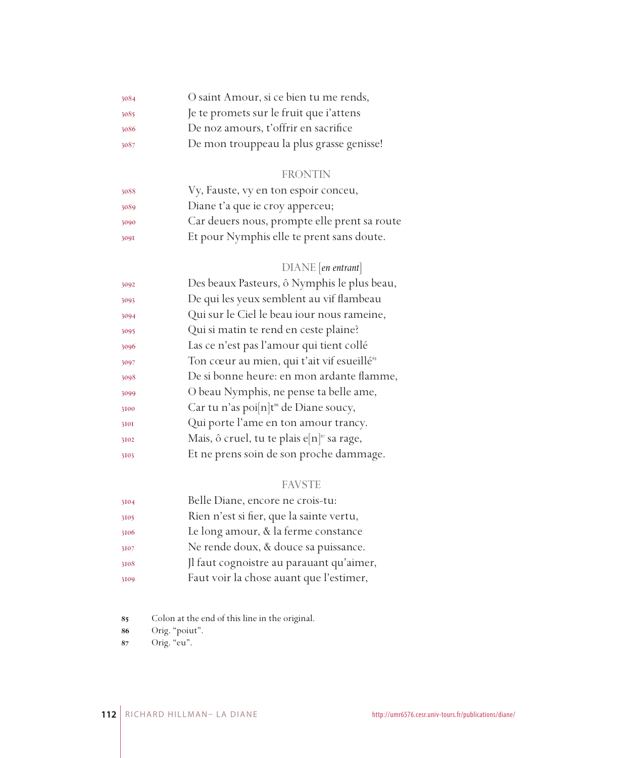3084 O saint Amour, si ce bien tu me rends,
3085 Je te promets sur le fruit que i'attens
3086 De noz amours, t'offrir en sacrifice
3087 De mon trouppeau la plus grasse genisse!

FRONTIN

3088 Vy, Fauste, vy en ton espoir conceu,
3089 Diane t'a que ie croy apperceu;
3090 Car deuers nous, prompte elle prent sa route
3091 Et pour Nymphis elle te prent sans doute.

DIANE [*en entrant*]

3092 Des beaux Pasteurs, ô Nymphis le plus beau,
3093 De qui les yeux semblent au vif flambeau
3094 Qui sur le Ciel le beau iour nous rameine,
3095 Qui si matin te rend en ceste plaine?
3096 Las ce n'est pas l'amour qui tient collé
3097 Ton cœur au mien, qui t'ait vif esueillé[85]
3098 De si bonne heure: en mon ardante flamme,
3099 O beau Nymphis, ne pense ta belle ame,
3100 Car tu n'as poi[n]t[86] de Diane soucy,
3101 Qui porte l'ame en ton amour trancy.
3102 Mais, ô cruel, tu te plais e[n][87] sa rage,
3103 Et ne prens soin de son proche dammage.

FAVSTE

3104 Belle Diane, encore ne crois-tu:
3105 Rien n'est si fier, que la sainte vertu,
3106 Le long amour, & la ferme constance
3107 Ne rende doux, & douce sa puissance.
3108 Jl faut cognoistre au parauant qu'aimer,
3109 Faut voir la chose auant que l'estimer,

85 Colon at the end of this line in the original.
86 Orig. "poiut".
87 Orig. "eu".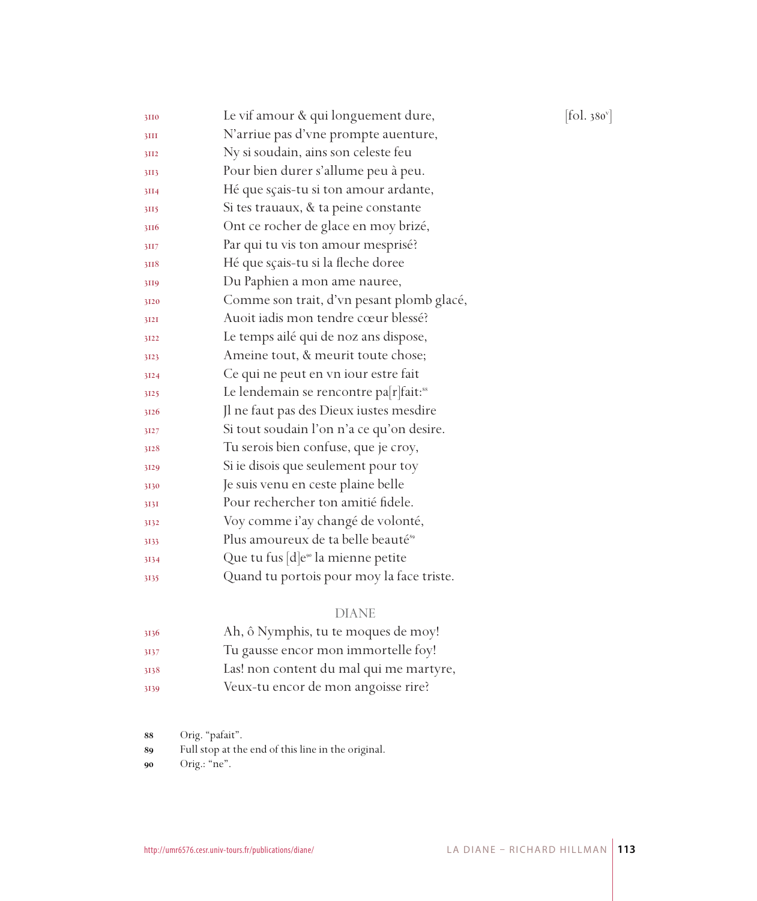[fol. 380v]

3110 Le vif amour & qui longuement dure,
3111 N'arriue pas d'vne prompte auenture,
3112 Ny si soudain, ains son celeste feu
3113 Pour bien durer s'allume peu à peu.
3114 Hé que sçais-tu si ton amour ardante,
3115 Si tes trauaux, & ta peine constante
3116 Ont ce rocher de glace en moy brizé,
3117 Par qui tu vis ton amour mesprisé?
3118 Hé que sçais-tu si la fleche doree
3119 Du Paphien a mon ame nauree,
3120 Comme son trait, d'vn pesant plomb glacé,
3121 Auoit iadis mon tendre cœur blessé?
3122 Le temps ailé qui de noz ans dispose,
3123 Ameine tout, & meurit toute chose;
3124 Ce qui ne peut en vn iour estre fait
3125 Le lendemain se rencontre pa[r]fait:[88]
3126 Jl ne faut pas des Dieux iustes mesdire
3127 Si tout soudain l'on n'a ce qu'on desire.
3128 Tu serois bien confuse, que je croy,
3129 Si ie disois que seulement pour toy
3130 Je suis venu en ceste plaine belle
3131 Pour rechercher ton amitié fidele.
3132 Voy comme i'ay changé de volonté,
3133 Plus amoureux de ta belle beauté[89]
3134 Que tu fus [d]e[90] la mienne petite
3135 Quand tu portois pour moy la face triste.

DIANE

3136 Ah, ô Nymphis, tu te moques de moy!
3137 Tu gausse encor mon immortelle foy!
3138 Las! non content du mal qui me martyre,
3139 Veux-tu encor de mon angoisse rire?

88 Orig. "pafait".
89 Full stop at the end of this line in the original.
90 Orig.: "ne".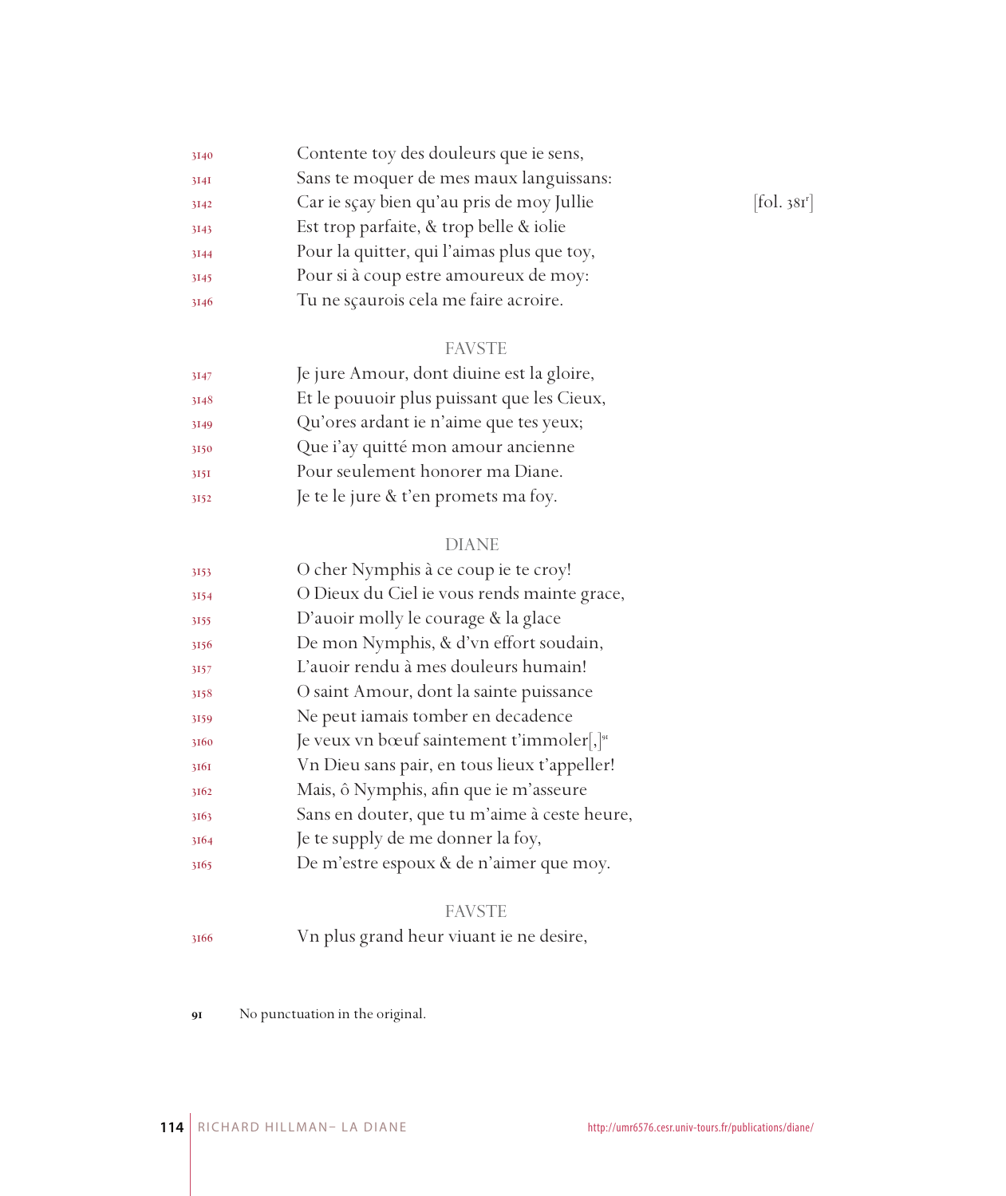3140 Contente toy des douleurs que ie sens,
3141 Sans te moquer de mes maux languissans:
3142 Car ie sçay bien qu'au pris de moy Jullie [fol. 381r]
3143 Est trop parfaite, & trop belle & iolie
3144 Pour la quitter, qui l'aimas plus que toy,
3145 Pour si à coup estre amoureux de moy:
3146 Tu ne sçaurois cela me faire acroire.

FAVSTE

3147 Je jure Amour, dont diuine est la gloire,
3148 Et le pouuoir plus puissant que les Cieux,
3149 Qu'ores ardant ie n'aime que tes yeux;
3150 Que i'ay quitté mon amour ancienne
3151 Pour seulement honorer ma Diane.
3152 Je te le jure & t'en promets ma foy.

DIANE

3153 O cher Nymphis à ce coup ie te croy!
3154 O Dieux du Ciel ie vous rends mainte grace,
3155 D'auoir molly le courage & la glace
3156 De mon Nymphis, & d'vn effort soudain,
3157 L'auoir rendu à mes douleurs humain!
3158 O saint Amour, dont la sainte puissance
3159 Ne peut iamais tomber en decadence
3160 Je veux vn bœuf saintement t'immoler[,][91]
3161 Vn Dieu sans pair, en tous lieux t'appeller!
3162 Mais, ô Nymphis, afin que ie m'asseure
3163 Sans en douter, que tu m'aime à ceste heure,
3164 Je te supply de me donner la foy,
3165 De m'estre espoux & de n'aimer que moy.

FAVSTE

3166 Vn plus grand heur viuant ie ne desire,

91 No punctuation in the original.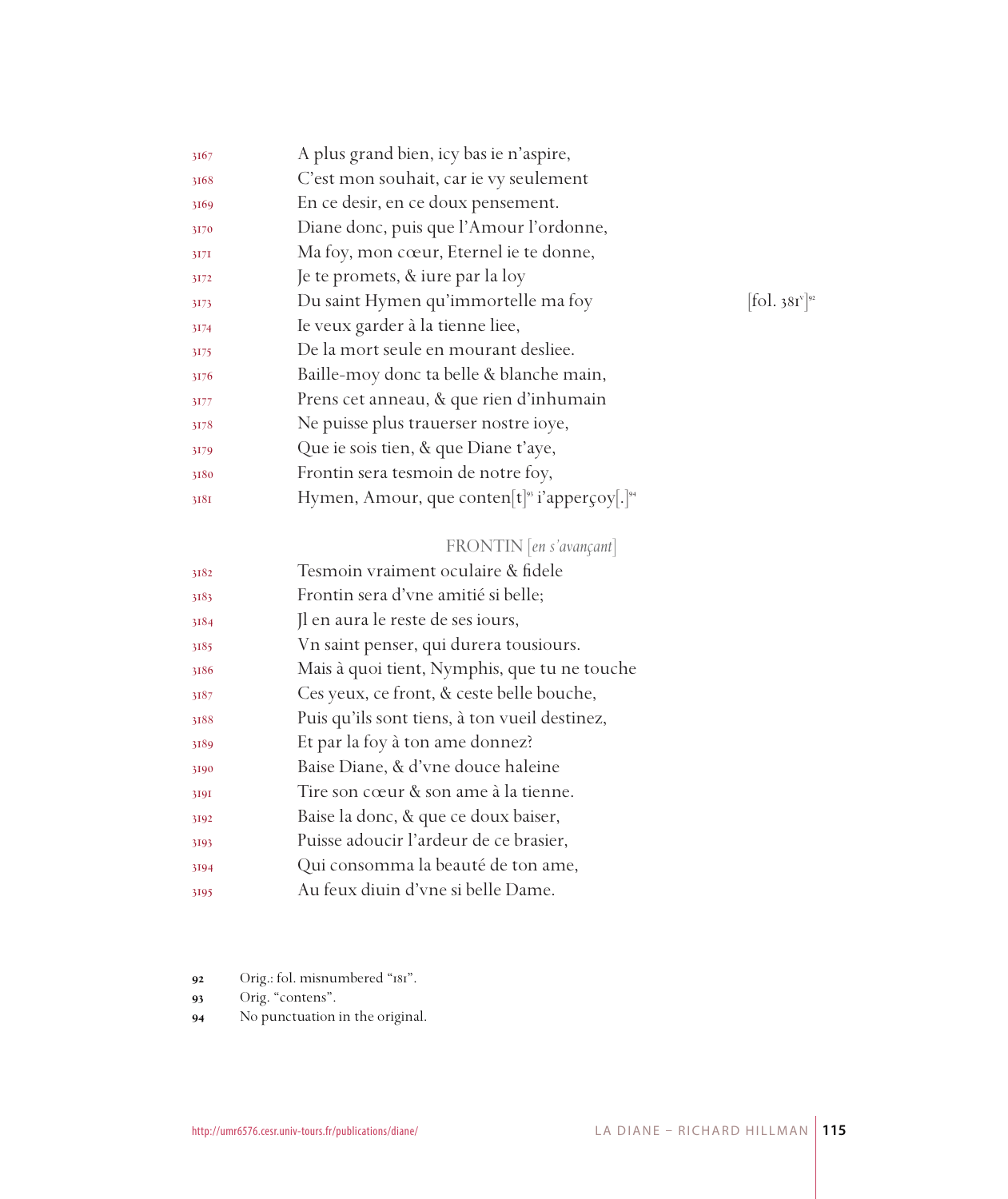3167 A plus grand bien, icy bas ie n'aspire,
3168 C'est mon souhait, car ie vy seulement
3169 En ce desir, en ce doux pensement.
3170 Diane donc, puis que l'Amour l'ordonne,
3171 Ma foy, mon cœur, Eternel ie te donne,
3172 Je te promets, & iure par la loy
3173 Du saint Hymen qu'immortelle ma foy [fol. 381v][92]
3174 Ie veux garder à la tienne liee,
3175 De la mort seule en mourant desliee.
3176 Baille-moy donc ta belle & blanche main,
3177 Prens cet anneau, & que rien d'inhumain
3178 Ne puisse plus trauerser nostre ioye,
3179 Que ie sois tien, & que Diane t'aye,
3180 Frontin sera tesmoin de notre foy,
3181 Hymen, Amour, que conten[t][93] i'apperçoy[.][94]

FRONTIN [*en s'avançant*]

3182 Tesmoin vraiment oculaire & fidele
3183 Frontin sera d'vne amitié si belle;
3184 Jl en aura le reste de ses iours,
3185 Vn saint penser, qui durera tousiours.
3186 Mais à quoi tient, Nymphis, que tu ne touche
3187 Ces yeux, ce front, & ceste belle bouche,
3188 Puis qu'ils sont tiens, à ton vueil destinez,
3189 Et par la foy à ton ame donnez?
3190 Baise Diane, & d'vne douce haleine
3191 Tire son cœur & son ame à la tienne.
3192 Baise la donc, & que ce doux baiser,
3193 Puisse adoucir l'ardeur de ce brasier,
3194 Qui consomma la beauté de ton ame,
3195 Au feux diuin d'vne si belle Dame.

92 Orig.: fol. misnumbered "181".
93 Orig. "contens".
94 No punctuation in the original.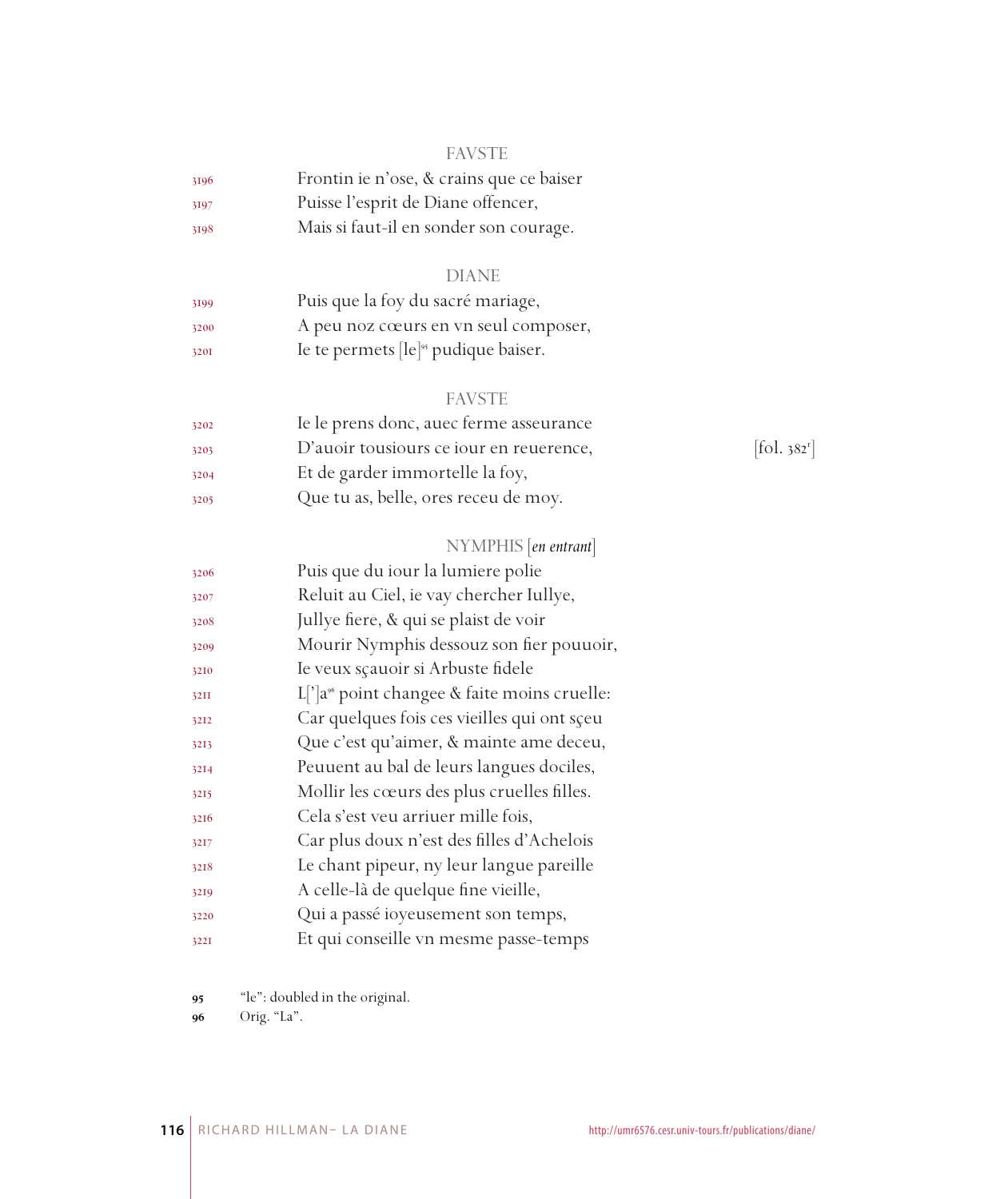FAVSTE

3196 Frontin ie n'ose, & crains que ce baiser
3197 Puisse l'esprit de Diane offencer,
3198 Mais si faut-il en sonder son courage.

DIANE

3199 Puis que la foy du sacré mariage,
3200 A peu noz cœurs en vn seul composer,
3201 Ie te permets [le][95] pudique baiser.

FAVSTE

3202 Ie le prens donc, auec ferme asseurance
3203 D'auoir tousiours ce iour en reuerence, [fol. 382r]
3204 Et de garder immortelle la foy,
3205 Que tu as, belle, ores receu de moy.

NYMPHIS [*en entrant*]

3206 Puis que du iour la lumiere polie
3207 Reluit au Ciel, ie vay chercher Iullye,
3208 Jullye fiere, & qui se plaist de voir
3209 Mourir Nymphis dessouz son fier pouuoir,
3210 Ie veux sçauoir si Arbuste fidele
3211 L[']a[96] point changee & faite moins cruelle:
3212 Car quelques fois ces vieilles qui ont sçeu
3213 Que c'est qu'aimer, & mainte ame deceu,
3214 Peuuent au bal de leurs langues dociles,
3215 Mollir les cœurs des plus cruelles filles.
3216 Cela s'est veu arriuer mille fois,
3217 Car plus doux n'est des filles d'Achelois
3218 Le chant pipeur, ny leur langue pareille
3219 A celle-là de quelque fine vieille,
3220 Qui a passé ioyeusement son temps,
3221 Et qui conseille vn mesme passe-temps

95 "le": doubled in the original.
96 Orig. "La".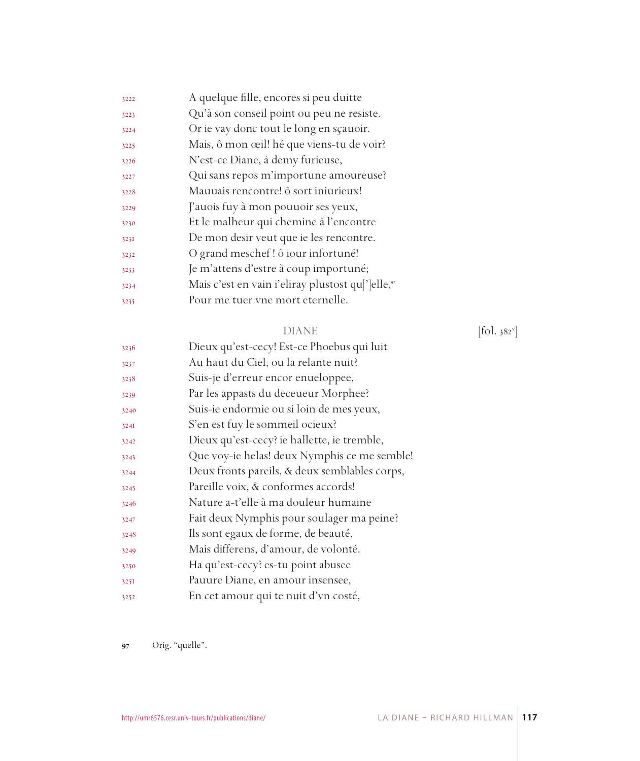3222 A quelque fille, encores si peu duitte
3223 Qu'à son conseil point ou peu ne resiste.
3224 Or ie vay donc tout le long en sçauoir.
3225 Mais, ô mon œil! hé que viens-tu de voir?
3226 N'est-ce Diane, à demy furieuse,
3227 Qui sans repos m'importune amoureuse?
3228 Mauuais rencontre! ô sort iniurieux!
3229 J'auois fuy à mon pouuoir ses yeux,
3230 Et le malheur qui chemine à l'encontre
3231 De mon desir veut que ie les rencontre.
3232 O grand meschef ! ô iour infortuné!
3233 Je m'attens d'estre à coup importuné;
3234 Mais c'est en vain i'eliray plustost qu[']elle,[97]
3235 Pour me tuer vne mort eternelle.

DIANE [fol. 382v]

3236 Dieux qu'est-cecy! Est-ce Phoebus qui luit
3237 Au haut du Ciel, ou la relante nuit?
3238 Suis-je d'erreur encor enueloppee,
3239 Par les appasts du deceueur Morphee?
3240 Suis-ie endormie ou si loin de mes yeux,
3241 S'en est fuy le sommeil ocieux?
3242 Dieux qu'est-cecy? ie hallette, ie tremble,
3243 Que voy-ie helas! deux Nymphis ce me semble!
3244 Deux fronts pareils, & deux semblables corps,
3245 Pareille voix, & conformes accords!
3246 Nature a-t'elle à ma douleur humaine
3247 Fait deux Nymphis pour soulager ma peine?
3248 Ils sont egaux de forme, de beauté,
3249 Mais differens, d'amour, de volonté.
3250 Ha qu'est-cecy? es-tu point abusee
3251 Pauure Diane, en amour insensee,
3252 En cet amour qui te nuit d'vn costé,

97 Orig. "quelle".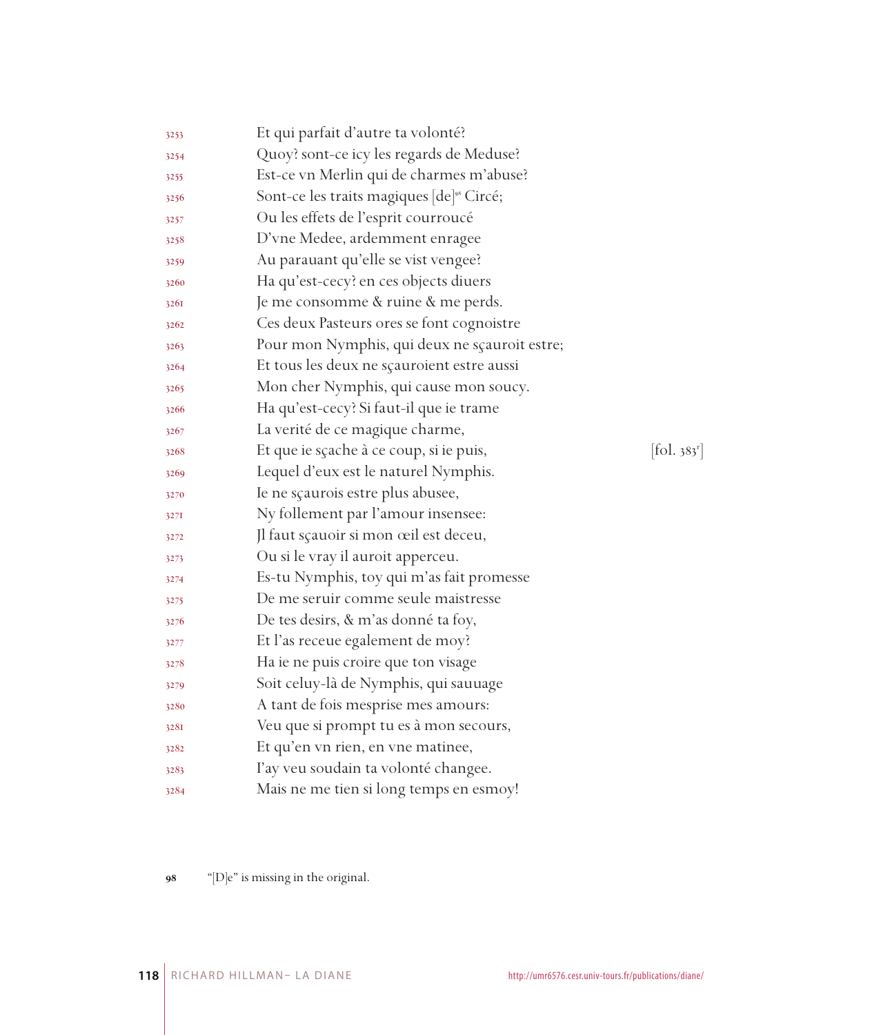3253 Et qui parfait d'autre ta volonté?
3254 Quoy? sont-ce icy les regards de Meduse?
3255 Est-ce vn Merlin qui de charmes m'abuse?
3256 Sont-ce les traits magiques [de][98] Circé;
3257 Ou les effets de l'esprit courroucé
3258 D'vne Medee, ardemment enragee
3259 Au parauant qu'elle se vist vengee?
3260 Ha qu'est-cecy? en ces objects diuers
3261 Je me consomme & ruine & me perds.
3262 Ces deux Pasteurs ores se font cognoistre
3263 Pour mon Nymphis, qui deux ne sçauroit estre;
3264 Et tous les deux ne sçauroient estre aussi
3265 Mon cher Nymphis, qui cause mon soucy.
3266 Ha qu'est-cecy? Si faut-il que ie trame
3267 La verité de ce magique charme,
3268 Et que ie sçache à ce coup, si ie puis, [fol. 383r]
3269 Lequel d'eux est le naturel Nymphis.
3270 Ie ne sçaurois estre plus abusee,
3271 Ny follement par l'amour insensee:
3272 Jl faut sçauoir si mon œil est deceu,
3273 Ou si le vray il auroit apperceu.
3274 Es-tu Nymphis, toy qui m'as fait promesse
3275 De me seruir comme seule maistresse
3276 De tes desirs, & m'as donné ta foy,
3277 Et l'as receue egalement de moy?
3278 Ha ie ne puis croire que ton visage
3279 Soit celuy-là de Nymphis, qui sauuage
3280 A tant de fois mesprise mes amours:
3281 Veu que si prompt tu es à mon secours,
3282 Et qu'en vn rien, en vne matinee,
3283 I'ay veu soudain ta volonté changee.
3284 Mais ne me tien si long temps en esmoy!

98 "[D]e" is missing in the original.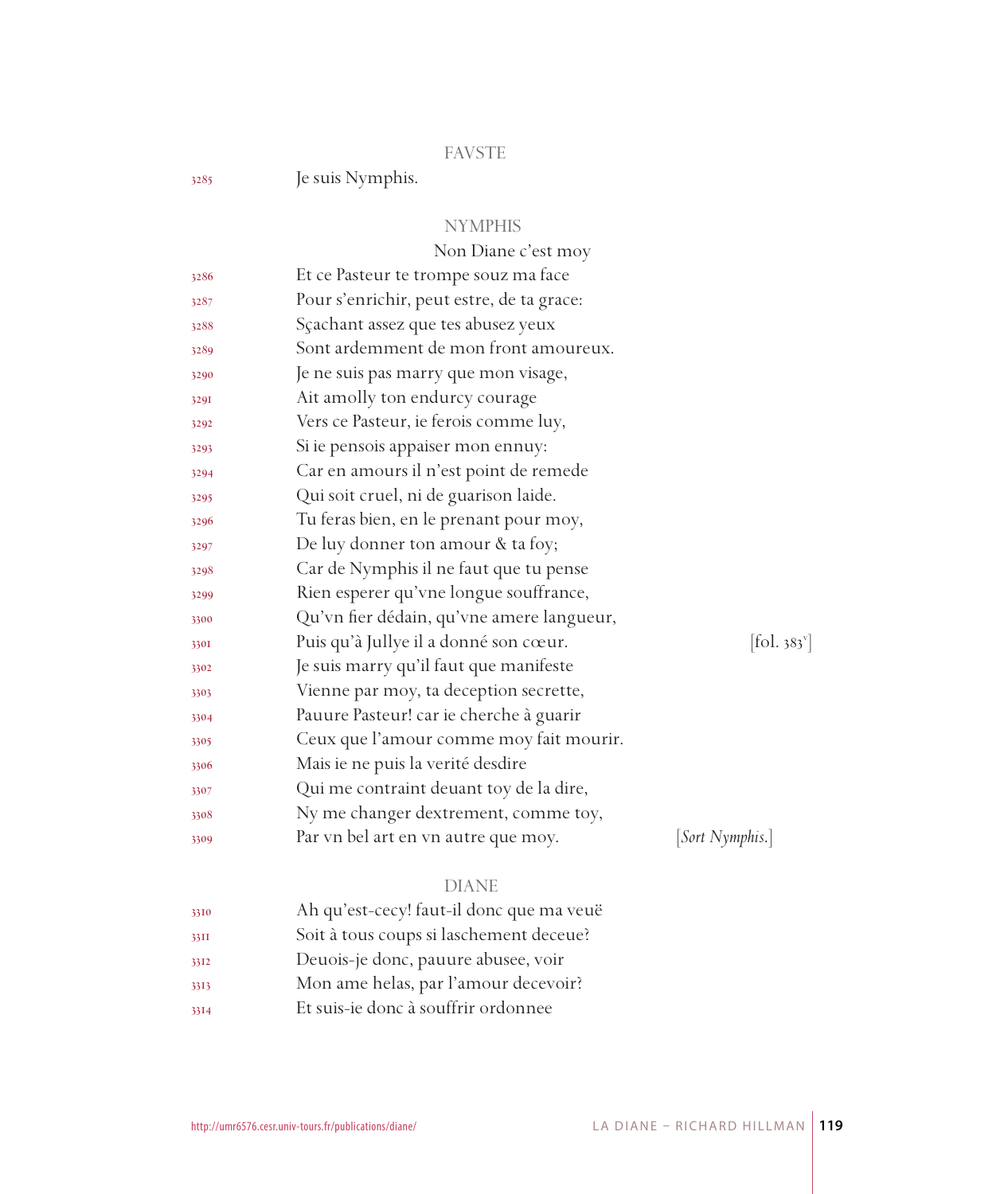FAVSTE

3285 Je suis Nymphis.

NYMPHIS

Non Diane c'est moy

3286 Et ce Pasteur te trompe souz ma face
3287 Pour s'enrichir, peut estre, de ta grace:
3288 Sçachant assez que tes abusez yeux
3289 Sont ardemment de mon front amoureux.
3290 Je ne suis pas marry que mon visage,
3291 Ait amolly ton endurcy courage
3292 Vers ce Pasteur, ie ferois comme luy,
3293 Si ie pensois appaiser mon ennuy:
3294 Car en amours il n'est point de remede
3295 Qui soit cruel, ni de guarison laide.
3296 Tu feras bien, en le prenant pour moy,
3297 De luy donner ton amour & ta foy;
3298 Car de Nymphis il ne faut que tu pense
3299 Rien esperer qu'vne longue souffrance,
3300 Qu'vn fier dédain, qu'vne amere langueur,
3301 Puis qu'à Jullye il a donné son cœur. [fol. 383v]
3302 Je suis marry qu'il faut que manifeste
3303 Vienne par moy, ta deception secrette,
3304 Pauure Pasteur! car ie cherche à guarir
3305 Ceux que l'amour comme moy fait mourir.
3306 Mais ie ne puis la verité desdire
3307 Qui me contraint deuant toy de la dire,
3308 Ny me changer dextrement, comme toy,
3309 Par vn bel art en vn autre que moy. [*Sort Nymphis.*]

DIANE

3310 Ah qu'est-cecy! faut-il donc que ma veuë
3311 Soit à tous coups si laschement deceue?
3312 Deuois-je donc, pauure abusee, voir
3313 Mon ame helas, par l'amour decevoir?
3314 Et suis-ie donc à souffrir ordonnee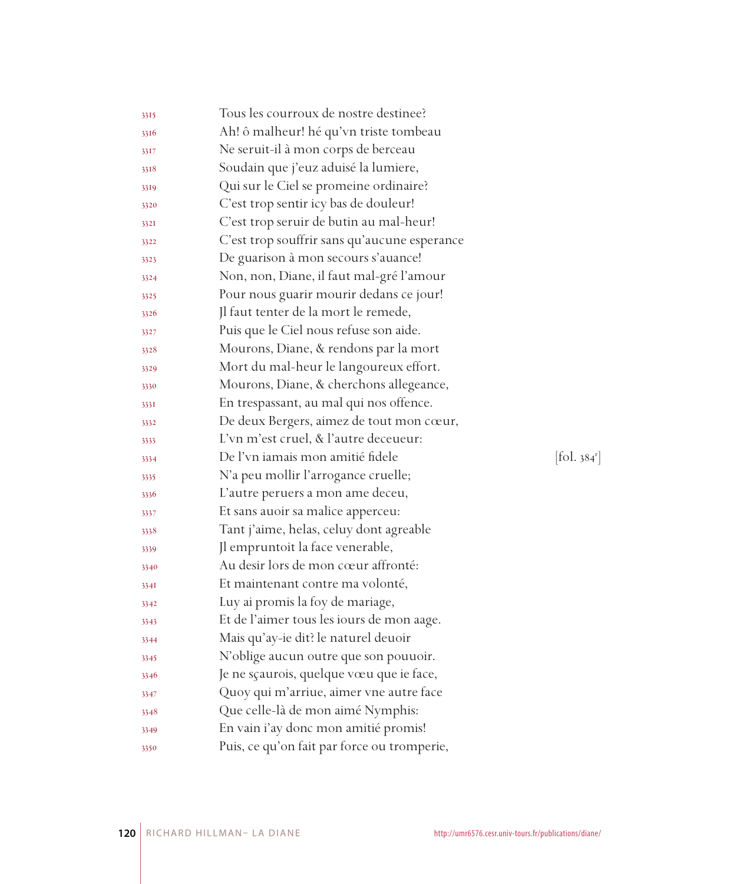3315 Tous les courroux de nostre destinee?
3316 Ah! ô malheur! hé qu'vn triste tombeau
3317 Ne seruit-il à mon corps de berceau
3318 Soudain que j'euz aduisé la lumiere,
3319 Qui sur le Ciel se promeine ordinaire?
3320 C'est trop sentir icy bas de douleur!
3321 C'est trop seruir de butin au mal-heur!
3322 C'est trop souffrir sans qu'aucune esperance
3323 De guarison à mon secours s'auance!
3324 Non, non, Diane, il faut mal-gré l'amour
3325 Pour nous guarir mourir dedans ce jour!
3326 Jl faut tenter de la mort le remede,
3327 Puis que le Ciel nous refuse son aide.
3328 Mourons, Diane, & rendons par la mort
3329 Mort du mal-heur le langoureux effort.
3330 Mourons, Diane, & cherchons allegeance,
3331 En trespassant, au mal qui nos offence.
3332 De deux Bergers, aimez de tout mon cœur,
3333 L'vn m'est cruel, & l'autre deceueur:
3334 De l'vn iamais mon amitié fidele [fol. 384r]
3335 N'a peu mollir l'arrogance cruelle;
3336 L'autre peruers a mon ame deceu,
3337 Et sans auoir sa malice apperceu:
3338 Tant j'aime, helas, celuy dont agreable
3339 Jl empruntoit la face venerable,
3340 Au desir lors de mon cœur affronté:
3341 Et maintenant contre ma volonté,
3342 Luy ai promis la foy de mariage,
3343 Et de l'aimer tous les iours de mon aage.
3344 Mais qu'ay-ie dit? le naturel deuoir
3345 N'oblige aucun outre que son pouuoir.
3346 Je ne sçaurois, quelque vœu que ie face,
3347 Quoy qui m'arriue, aimer vne autre face
3348 Que celle-là de mon aimé Nymphis:
3349 En vain i'ay donc mon amitié promis!
3350 Puis, ce qu'on fait par force ou tromperie,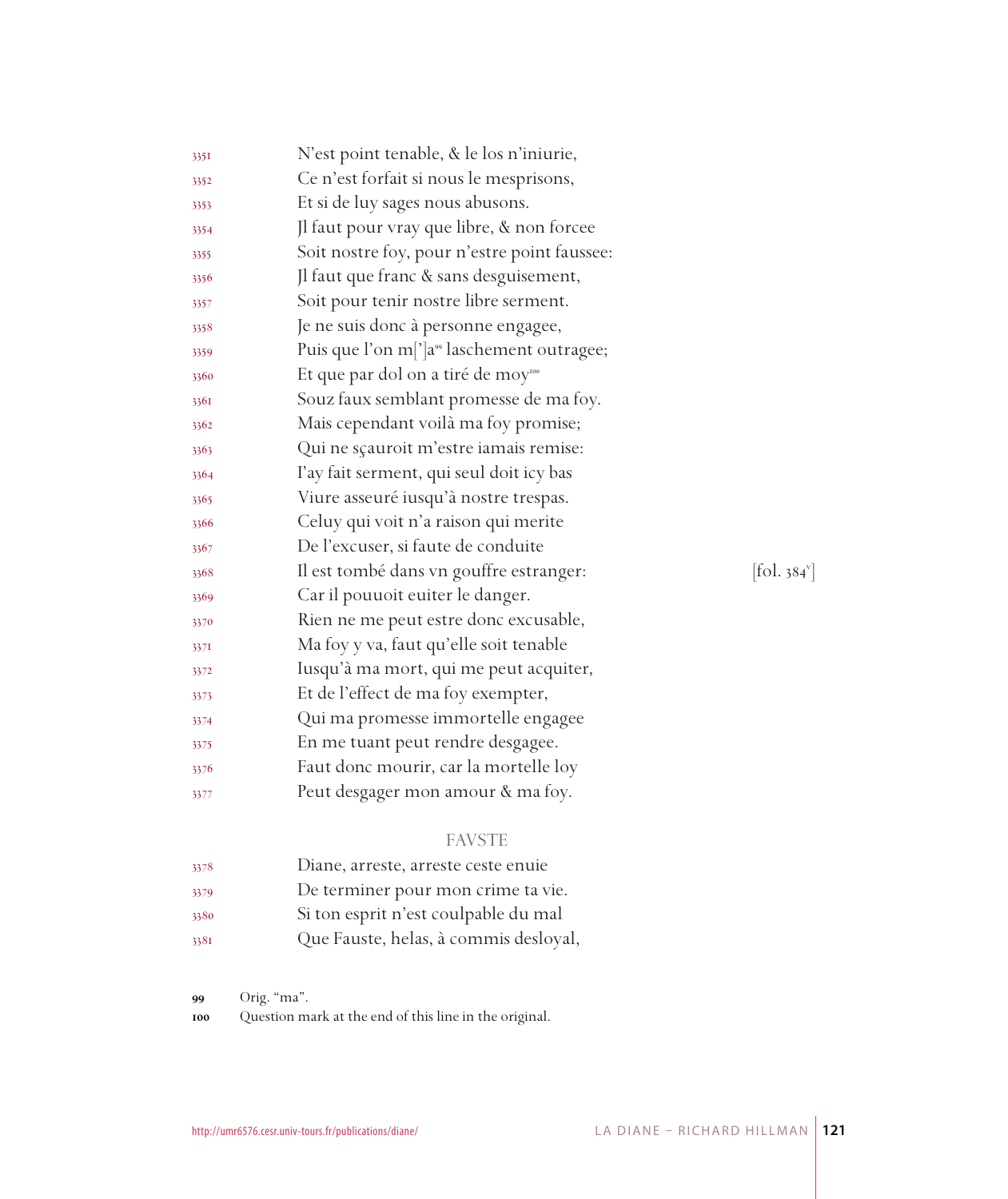3351 N'est point tenable, & le los n'iniurie,
3352 Ce n'est forfait si nous le mesprisons,
3353 Et si de luy sages nous abusons.
3354 Jl faut pour vray que libre, & non forcee
3355 Soit nostre foy, pour n'estre point faussee:
3356 Jl faut que franc & sans desguisement,
3357 Soit pour tenir nostre libre serment.
3358 Je ne suis donc à personne engagee,
3359 Puis que l'on m[']a[99] laschement outragee;
3360 Et que par dol on a tiré de moy[100]
3361 Souz faux semblant promesse de ma foy.
3362 Mais cependant voilà ma foy promise;
3363 Qui ne sçauroit m'estre iamais remise:
3364 I'ay fait serment, qui seul doit icy bas
3365 Viure asseuré iusqu'à nostre trespas.
3366 Celuy qui voit n'a raison qui merite
3367 De l'excuser, si faute de conduite
3368 Il est tombé dans vn gouffre estranger: [fol. 384v]
3369 Car il pouuoit euiter le danger.
3370 Rien ne me peut estre donc excusable,
3371 Ma foy y va, faut qu'elle soit tenable
3372 Iusqu'à ma mort, qui me peut acquiter,
3373 Et de l'effect de ma foy exempter,
3374 Qui ma promesse immortelle engagee
3375 En me tuant peut rendre desgagee.
3376 Faut donc mourir, car la mortelle loy
3377 Peut desgager mon amour & ma foy.

FAVSTE

3378 Diane, arreste, arreste ceste enuie
3379 De terminer pour mon crime ta vie.
3380 Si ton esprit n'est coulpable du mal
3381 Que Fauste, helas, à commis desloyal,

99 Orig. "ma".
100 Question mark at the end of this line in the original.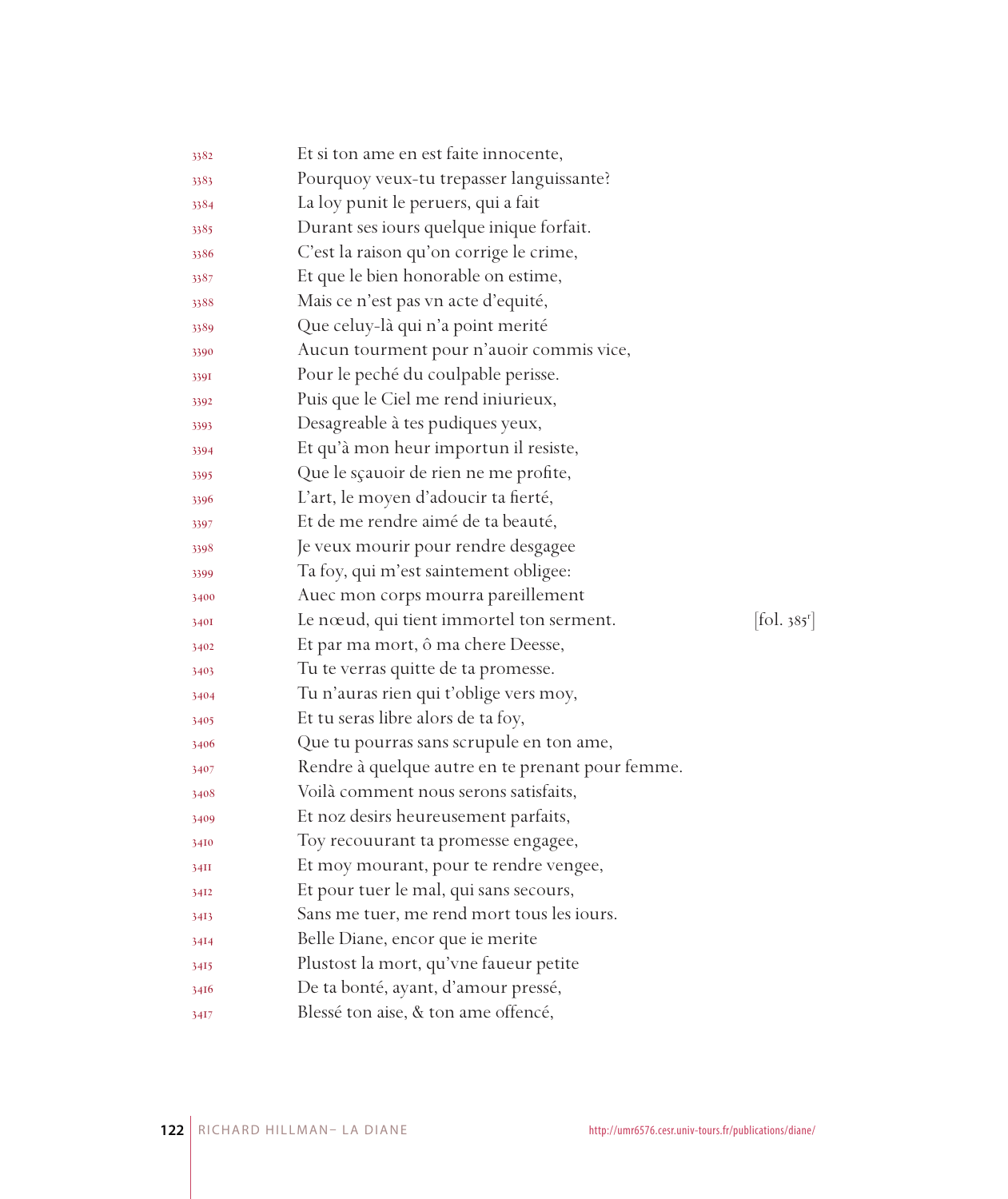3382 Et si ton ame en est faite innocente,
3383 Pourquoy veux-tu trepasser languissante?
3384 La loy punit le peruers, qui a fait
3385 Durant ses iours quelque inique forfait.
3386 C'est la raison qu'on corrige le crime,
3387 Et que le bien honorable on estime,
3388 Mais ce n'est pas vn acte d'equité,
3389 Que celuy-là qui n'a point merité
3390 Aucun tourment pour n'auoir commis vice,
3391 Pour le peché du coulpable perisse.
3392 Puis que le Ciel me rend iniurieux,
3393 Desagreable à tes pudiques yeux,
3394 Et qu'à mon heur importun il resiste,
3395 Que le sçauoir de rien ne me profite,
3396 L'art, le moyen d'adoucir ta fierté,
3397 Et de me rendre aimé de ta beauté,
3398 Je veux mourir pour rendre desgagee
3399 Ta foy, qui m'est saintement obligee:
3400 Auec mon corps mourra pareillement
3401 Le nœud, qui tient immortel ton serment. [fol. 385r]
3402 Et par ma mort, ô ma chere Deesse,
3403 Tu te verras quitte de ta promesse.
3404 Tu n'auras rien qui t'oblige vers moy,
3405 Et tu seras libre alors de ta foy,
3406 Que tu pourras sans scrupule en ton ame,
3407 Rendre à quelque autre en te prenant pour femme.
3408 Voilà comment nous serons satisfaits,
3409 Et noz desirs heureusement parfaits,
3410 Toy recouurant ta promesse engagee,
3411 Et moy mourant, pour te rendre vengee,
3412 Et pour tuer le mal, qui sans secours,
3413 Sans me tuer, me rend mort tous les iours.
3414 Belle Diane, encor que ie merite
3415 Plustost la mort, qu'vne faueur petite
3416 De ta bonté, ayant, d'amour pressé,
3417 Blessé ton aise, & ton ame offencé,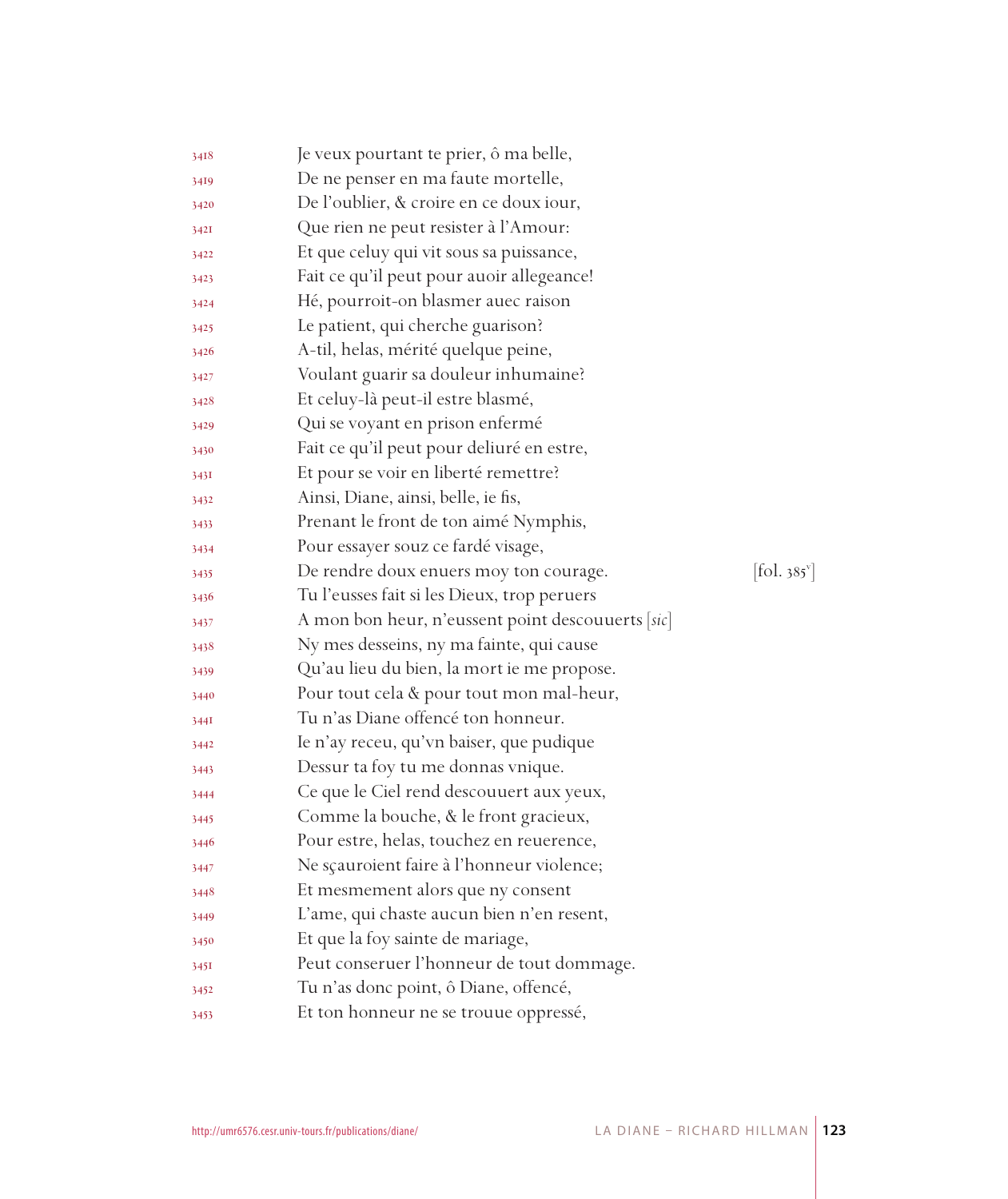3418 Je veux pourtant te prier, ô ma belle,
3419 De ne penser en ma faute mortelle,
3420 De l'oublier, & croire en ce doux iour,
3421 Que rien ne peut resister à l'Amour:
3422 Et que celuy qui vit sous sa puissance,
3423 Fait ce qu'il peut pour auoir allegeance!
3424 Hé, pourroit-on blasmer auec raison
3425 Le patient, qui cherche guarison?
3426 A-til, helas, mérité quelque peine,
3427 Voulant guarir sa douleur inhumaine?
3428 Et celuy-là peut-il estre blasmé,
3429 Qui se voyant en prison enfermé
3430 Fait ce qu'il peut pour deliuré en estre,
3431 Et pour se voir en liberté remettre?
3432 Ainsi, Diane, ainsi, belle, ie fis,
3433 Prenant le front de ton aimé Nymphis,
3434 Pour essayer souz ce fardé visage,
3435 De rendre doux enuers moy ton courage. [fol. 385v]
3436 Tu l'eusses fait si les Dieux, trop peruers
3437 A mon bon heur, n'eussent point descouuerts [*sic*]
3438 Ny mes desseins, ny ma fainte, qui cause
3439 Qu'au lieu du bien, la mort ie me propose.
3440 Pour tout cela & pour tout mon mal-heur,
3441 Tu n'as Diane offencé ton honneur.
3442 Ie n'ay receu, qu'vn baiser, que pudique
3443 Dessur ta foy tu me donnas vnique.
3444 Ce que le Ciel rend descouuert aux yeux,
3445 Comme la bouche, & le front gracieux,
3446 Pour estre, helas, touchez en reuerence,
3447 Ne sçauroient faire à l'honneur violence;
3448 Et mesmement alors que ny consent
3449 L'ame, qui chaste aucun bien n'en resent,
3450 Et que la foy sainte de mariage,
3451 Peut conseruer l'honneur de tout dommage.
3452 Tu n'as donc point, ô Diane, offencé,
3453 Et ton honneur ne se trouue oppressé,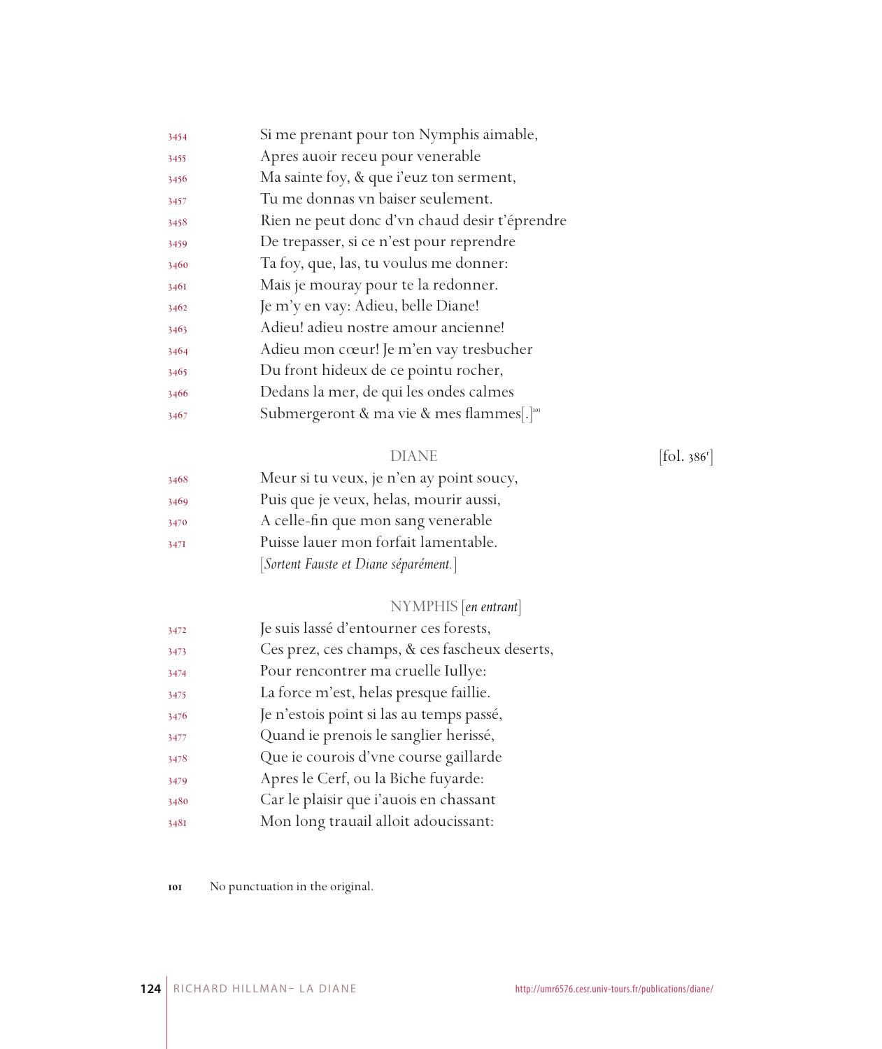3454 Si me prenant pour ton Nymphis aimable,
3455 Apres auoir receu pour venerable
3456 Ma sainte foy, & que i'euz ton serment,
3457 Tu me donnas vn baiser seulement.
3458 Rien ne peut donc d'vn chaud desir t'éprendre
3459 De trepasser, si ce n'est pour reprendre
3460 Ta foy, que, las, tu voulus me donner:
3461 Mais je mouray pour te la redonner.
3462 Je m'y en vay: Adieu, belle Diane!
3463 Adieu! adieu nostre amour ancienne!
3464 Adieu mon cœur! Je m'en vay tresbucher
3465 Du front hideux de ce pointu rocher,
3466 Dedans la mer, de qui les ondes calmes
3467 Submergeront & ma vie & mes flammes[.][101]

DIANE [fol. 386r]

3468 Meur si tu veux, je n'en ay point soucy,
3469 Puis que je veux, helas, mourir aussi,
3470 A celle-fin que mon sang venerable
3471 Puisse lauer mon forfait lamentable.
[*Sortent Fauste et Diane séparément.*]

NYMPHIS [*en entrant*]

3472 Je suis lassé d'entourner ces forests,
3473 Ces prez, ces champs, & ces fascheux deserts,
3474 Pour rencontrer ma cruelle Iullye:
3475 La force m'est, helas presque faillie.
3476 Je n'estois point si las au temps passé,
3477 Quand ie prenois le sanglier herissé,
3478 Que ie courois d'vne course gaillarde
3479 Apres le Cerf, ou la Biche fuyarde:
3480 Car le plaisir que i'auois en chassant
3481 Mon long trauail alloit adoucissant:

101 No punctuation in the original.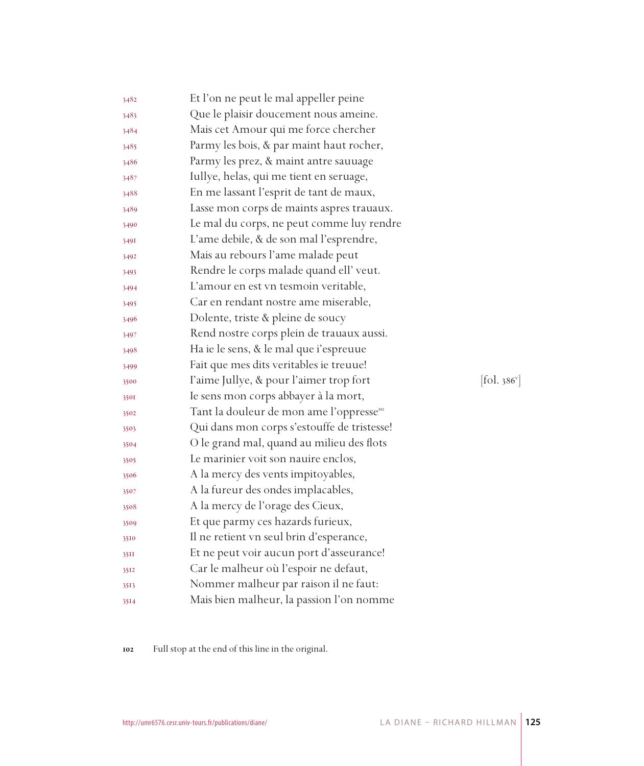3482 Et l'on ne peut le mal appeller peine
3483 Que le plaisir doucement nous ameine.
3484 Mais cet Amour qui me force chercher
3485 Parmy les bois, & par maint haut rocher,
3486 Parmy les prez, & maint antre sauuage
3487 Iullye, helas, qui me tient en seruage,
3488 En me lassant l'esprit de tant de maux,
3489 Lasse mon corps de maints aspres trauaux.
3490 Le mal du corps, ne peut comme luy rendre
3491 L'ame debile, & de son mal l'esprendre,
3492 Mais au rebours l'ame malade peut
3493 Rendre le corps malade quand ell' veut.
3494 L'amour en est vn tesmoin veritable,
3495 Car en rendant nostre ame miserable,
3496 Dolente, triste & pleine de soucy
3497 Rend nostre corps plein de trauaux aussi.
3498 Ha ie le sens, & le mal que i'espreuue
3499 Fait que mes dits veritables ie treuue!
3500 I'aime Jullye, & pour l'aimer trop fort [fol. 386v]
3501 Ie sens mon corps abbayer à la mort,
3502 Tant la douleur de mon ame l'oppresse[102]
3503 Qui dans mon corps s'estouffe de tristesse!
3504 O le grand mal, quand au milieu des flots
3505 Le marinier voit son nauire enclos,
3506 A la mercy des vents impitoyables,
3507 A la fureur des ondes implacables,
3508 A la mercy de l'orage des Cieux,
3509 Et que parmy ces hazards furieux,
3510 Il ne retient vn seul brin d'esperance,
3511 Et ne peut voir aucun port d'asseurance!
3512 Car le malheur où l'espoir ne defaut,
3513 Nommer malheur par raison il ne faut:
3514 Mais bien malheur, la passion l'on nomme

102 Full stop at the end of this line in the original.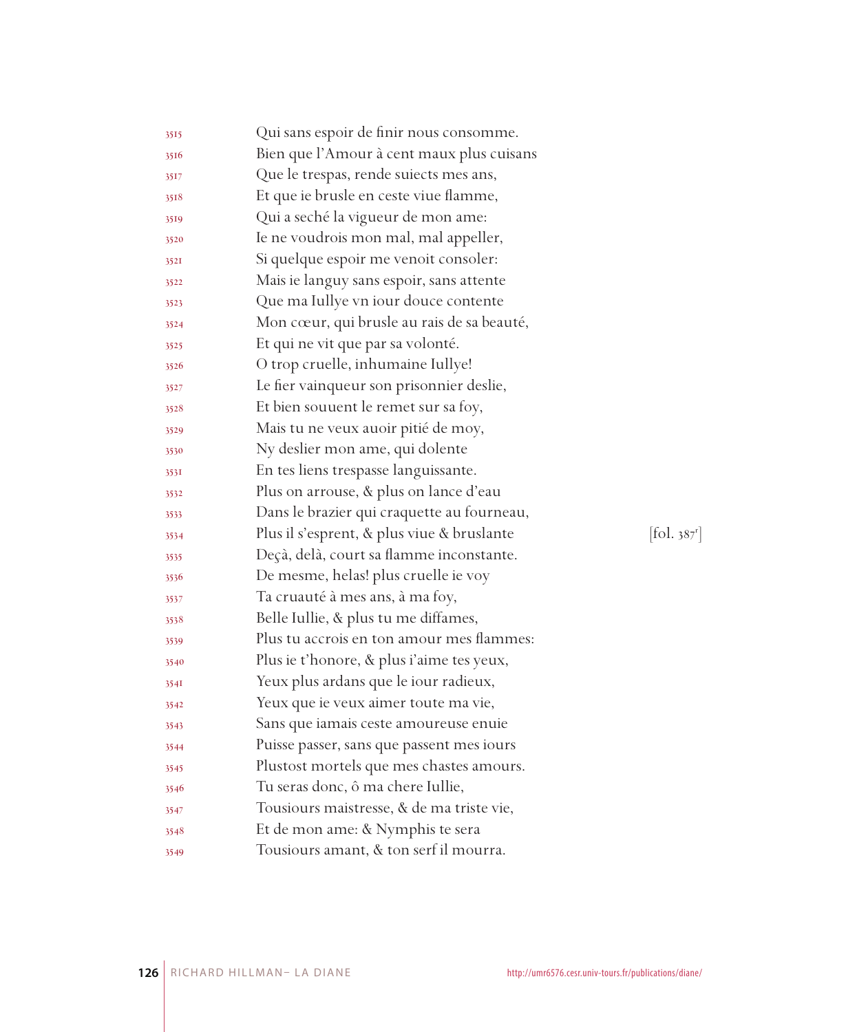3515 Qui sans espoir de finir nous consomme.
3516 Bien que l'Amour à cent maux plus cuisans
3517 Que le trespas, rende suiects mes ans,
3518 Et que ie brusle en ceste viue flamme,
3519 Qui a seché la vigueur de mon ame:
3520 Ie ne voudrois mon mal, mal appeller,
3521 Si quelque espoir me venoit consoler:
3522 Mais ie languy sans espoir, sans attente
3523 Que ma Iullye vn iour douce contente
3524 Mon cœur, qui brusle au rais de sa beauté,
3525 Et qui ne vit que par sa volonté.
3526 O trop cruelle, inhumaine Iullye!
3527 Le fier vainqueur son prisonnier deslie,
3528 Et bien souuent le remet sur sa foy,
3529 Mais tu ne veux auoir pitié de moy,
3530 Ny deslier mon ame, qui dolente
3531 En tes liens trespasse languissante.
3532 Plus on arrouse, & plus on lance d'eau
3533 Dans le brazier qui craquette au fourneau,
3534 Plus il s'esprent, & plus viue & bruslante [fol. 387r]
3535 Deçà, delà, court sa flamme inconstante.
3536 De mesme, helas! plus cruelle ie voy
3537 Ta cruauté à mes ans, à ma foy,
3538 Belle Iullie, & plus tu me diffames,
3539 Plus tu accrois en ton amour mes flammes:
3540 Plus ie t'honore, & plus i'aime tes yeux,
3541 Yeux plus ardans que le iour radieux,
3542 Yeux que ie veux aimer toute ma vie,
3543 Sans que iamais ceste amoureuse enuie
3544 Puisse passer, sans que passent mes iours
3545 Plustost mortels que mes chastes amours.
3546 Tu seras donc, ô ma chere Iullie,
3547 Tousiours maistresse, & de ma triste vie,
3548 Et de mon ame: & Nymphis te sera
3549 Tousiours amant, & ton serf il mourra.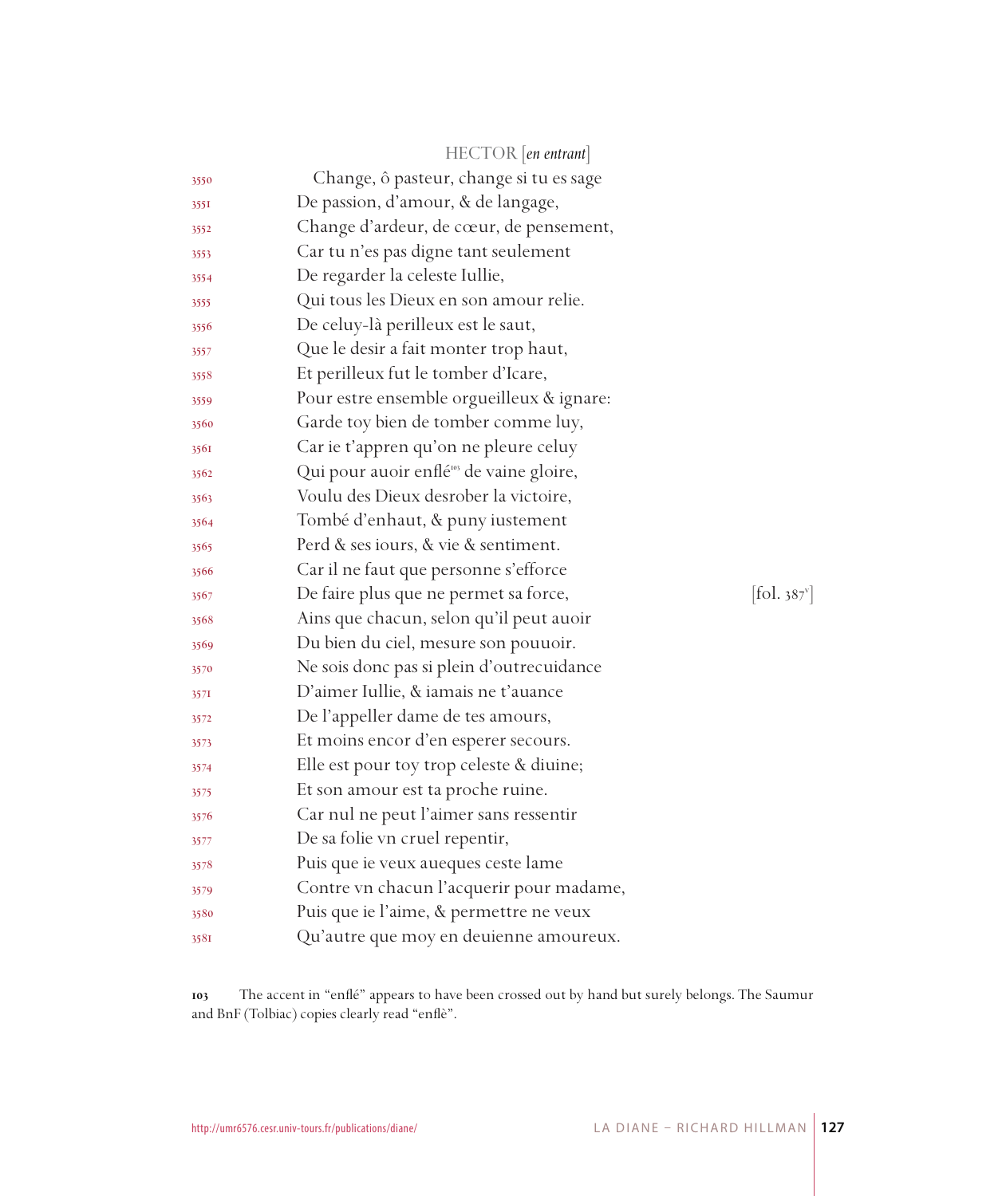HECTOR [*en entrant*]

3550 Change, ô pasteur, change si tu es sage
3551 De passion, d'amour, & de langage,
3552 Change d'ardeur, de cœur, de pensement,
3553 Car tu n'es pas digne tant seulement
3554 De regarder la celeste Iullie,
3555 Qui tous les Dieux en son amour relie.
3556 De celuy-là perilleux est le saut,
3557 Que le desir a fait monter trop haut,
3558 Et perilleux fut le tomber d'Icare,
3559 Pour estre ensemble orgueilleux & ignare:
3560 Garde toy bien de tomber comme luy,
3561 Car ie t'appren qu'on ne pleure celuy
3562 Qui pour auoir enflé[103] de vaine gloire,
3563 Voulu des Dieux desrober la victoire,
3564 Tombé d'enhaut, & puny iustement
3565 Perd & ses iours, & vie & sentiment.
3566 Car il ne faut que personne s'efforce
3567 De faire plus que ne permet sa force, [fol. 387v]
3568 Ains que chacun, selon qu'il peut auoir
3569 Du bien du ciel, mesure son pouuoir.
3570 Ne sois donc pas si plein d'outrecuidance
3571 D'aimer Iullie, & iamais ne t'auance
3572 De l'appeller dame de tes amours,
3573 Et moins encor d'en esperer secours.
3574 Elle est pour toy trop celeste & diuine;
3575 Et son amour est ta proche ruine.
3576 Car nul ne peut l'aimer sans ressentir
3577 De sa folie vn cruel repentir,
3578 Puis que ie veux aueques ceste lame
3579 Contre vn chacun l'acquerir pour madame,
3580 Puis que ie l'aime, & permettre ne veux
3581 Qu'autre que moy en deuienne amoureux.

103 The accent in "enflé" appears to have been crossed out by hand but surely belongs. The Saumur and BnF (Tolbiac) copies clearly read "enflè".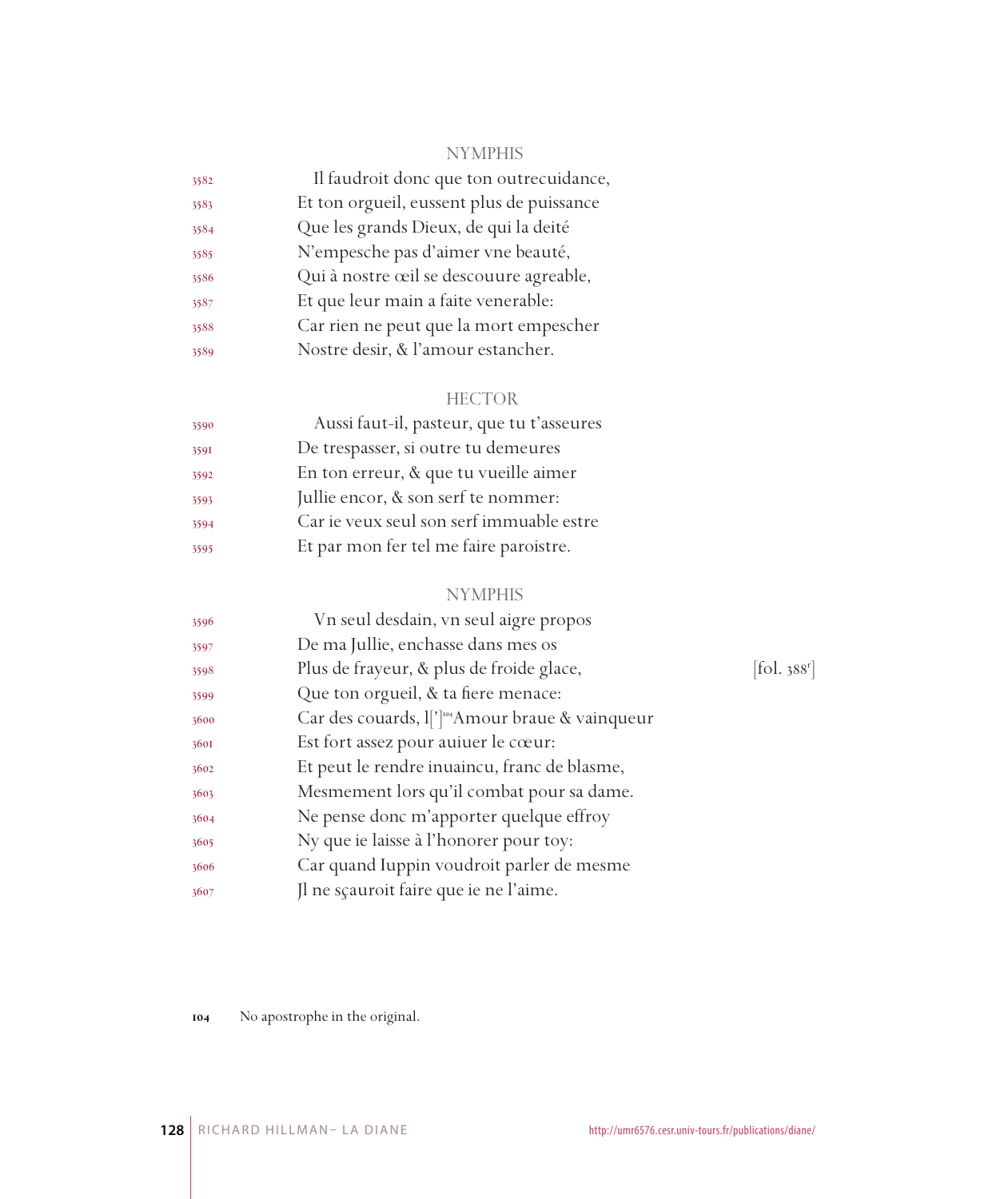NYMPHIS

3582 Il faudroit donc que ton outrecuidance,
3583 Et ton orgueil, eussent plus de puissance
3584 Que les grands Dieux, de qui la deité
3585 N'empesche pas d'aimer vne beauté,
3586 Qui à nostre œil se descouure agreable,
3587 Et que leur main a faite venerable:
3588 Car rien ne peut que la mort empescher
3589 Nostre desir, & l'amour estancher.

HECTOR

3590 Aussi faut-il, pasteur, que tu t'asseures
3591 De trespasser, si outre tu demeures
3592 En ton erreur, & que tu vueille aimer
3593 Jullie encor, & son serf te nommer:
3594 Car ie veux seul son serf immuable estre
3595 Et par mon fer tel me faire paroistre.

NYMPHIS

3596 Vn seul desdain, vn seul aigre propos
3597 De ma Jullie, enchasse dans mes os
3598 Plus de frayeur, & plus de froide glace, [fol. 388r]
3599 Que ton orgueil, & ta fiere menace:
3600 Car des couards, l[']104 Amour braue & vainqueur
3601 Est fort assez pour auiuer le cœur:
3602 Et peut le rendre inuaincu, franc de blasme,
3603 Mesmement lors qu'il combat pour sa dame.
3604 Ne pense donc m'apporter quelque effroy
3605 Ny que ie laisse à l'honorer pour toy:
3606 Car quand Iuppin voudroit parler de mesme
3607 Jl ne sçauroit faire que ie ne l'aime.

104 No apostrophe in the original.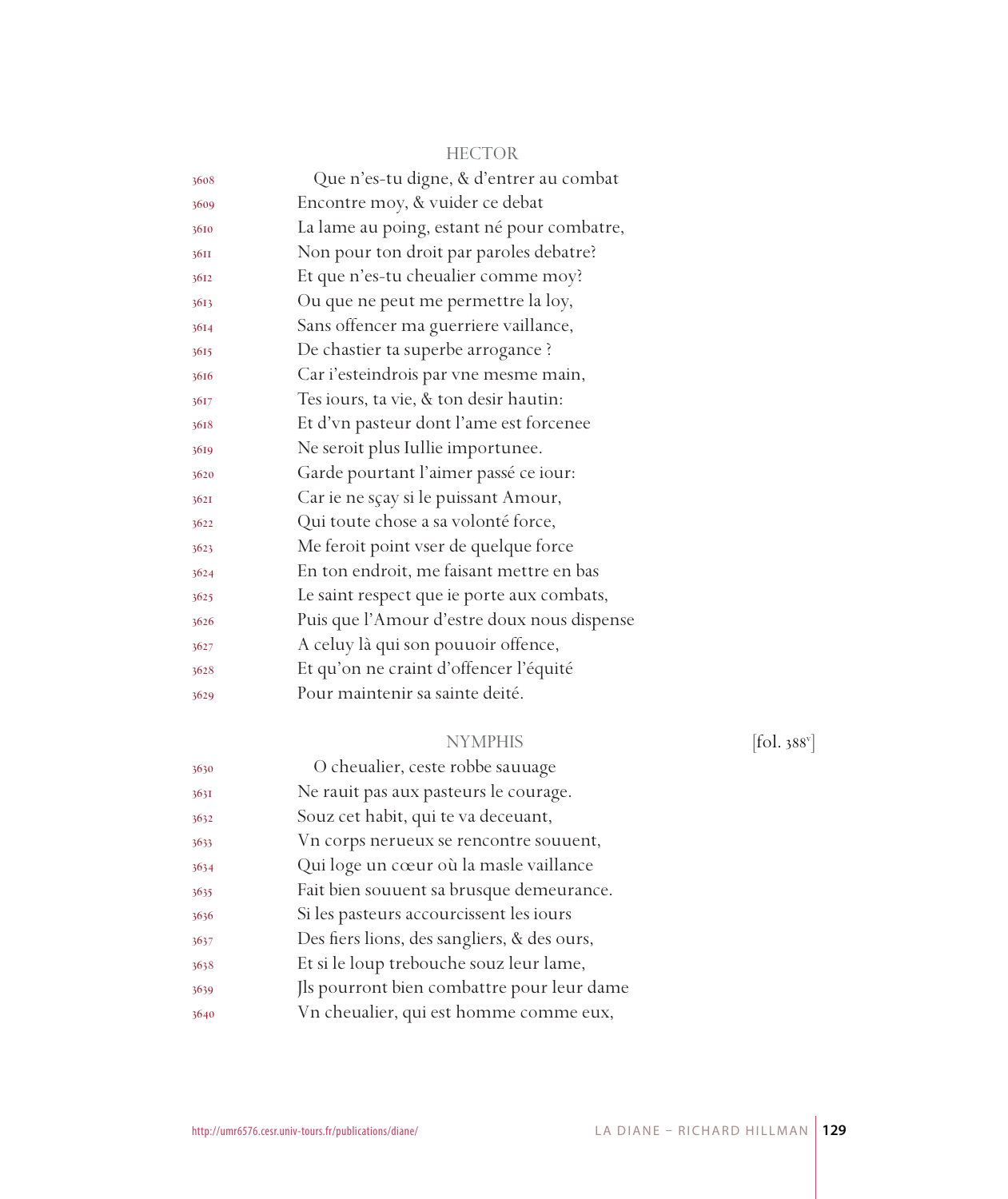HECTOR

3608 Que n'es-tu digne, & d'entrer au combat
3609 Encontre moy, & vuider ce debat
3610 La lame au poing, estant né pour combatre,
3611 Non pour ton droit par paroles debatre?
3612 Et que n'es-tu cheualier comme moy?
3613 Ou que ne peut me permettre la loy,
3614 Sans offencer ma guerriere vaillance,
3615 De chastier ta superbe arrogance ?
3616 Car i'esteindrois par vne mesme main,
3617 Tes iours, ta vie, & ton desir hautin:
3618 Et d'vn pasteur dont l'ame est forcenee
3619 Ne seroit plus Iullie importunee.
3620 Garde pourtant l'aimer passé ce iour:
3621 Car ie ne sçay si le puissant Amour,
3622 Qui toute chose a sa volonté force,
3623 Me feroit point vser de quelque force
3624 En ton endroit, me faisant mettre en bas
3625 Le saint respect que ie porte aux combats,
3626 Puis que l'Amour d'estre doux nous dispense
3627 A celuy là qui son pouuoir offence,
3628 Et qu'on ne craint d'offencer l'équité
3629 Pour maintenir sa sainte deité.

NYMPHIS [fol. 388v]

3630 O cheualier, ceste robbe sauuage
3631 Ne rauit pas aux pasteurs le courage.
3632 Souz cet habit, qui te va deceuant,
3633 Vn corps nerueux se rencontre souuent,
3634 Qui loge un cœur où la masle vaillance
3635 Fait bien souuent sa brusque demeurance.
3636 Si les pasteurs accourcissent les iours
3637 Des fiers lions, des sangliers, & des ours,
3638 Et si le loup trebouche souz leur lame,
3639 Jls pourront bien combattre pour leur dame
3640 Vn cheualier, qui est homme comme eux,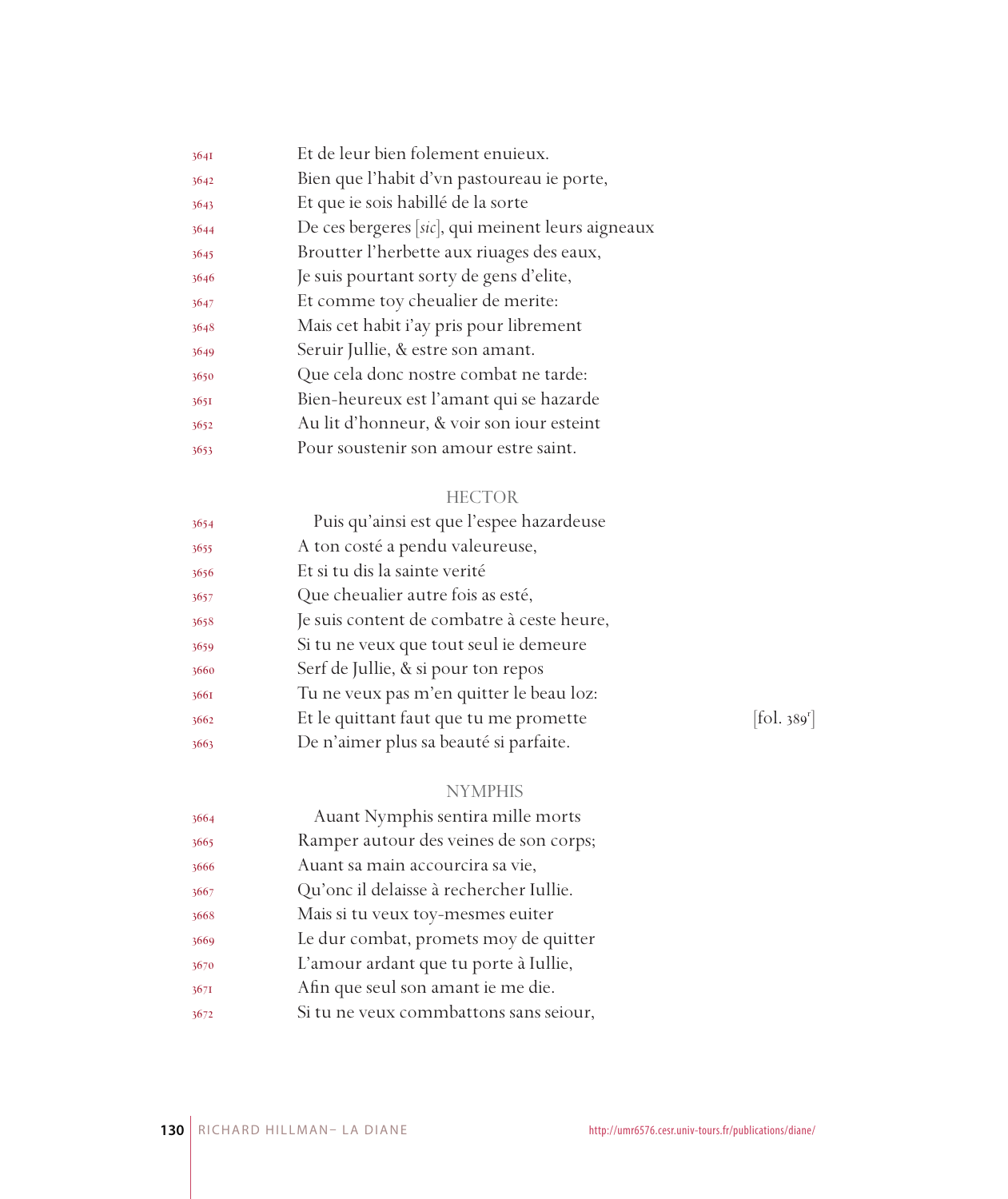3641 Et de leur bien folement enuieux.
3642 Bien que l'habit d'vn pastoureau ie porte,
3643 Et que ie sois habillé de la sorte
3644 De ces bergeres [*sic*], qui meinent leurs aigneaux
3645 Broutter l'herbette aux riuages des eaux,
3646 Je suis pourtant sorty de gens d'elite,
3647 Et comme toy cheualier de merite:
3648 Mais cet habit i'ay pris pour librement
3649 Seruir Jullie, & estre son amant.
3650 Que cela donc nostre combat ne tarde:
3651 Bien-heureux est l'amant qui se hazarde
3652 Au lit d'honneur, & voir son iour esteint
3653 Pour soustenir son amour estre saint.

HECTOR

3654 Puis qu'ainsi est que l'espee hazardeuse
3655 A ton costé a pendu valeureuse,
3656 Et si tu dis la sainte verité
3657 Que cheualier autre fois as esté,
3658 Je suis content de combatre à ceste heure,
3659 Si tu ne veux que tout seul ie demeure
3660 Serf de Jullie, & si pour ton repos
3661 Tu ne veux pas m'en quitter le beau loz:
3662 Et le quittant faut que tu me promette [fol. 389r]
3663 De n'aimer plus sa beauté si parfaite.

NYMPHIS

3664 Auant Nymphis sentira mille morts
3665 Ramper autour des veines de son corps;
3666 Auant sa main accourcira sa vie,
3667 Qu'onc il delaisse à rechercher Iullie.
3668 Mais si tu veux toy-mesmes euiter
3669 Le dur combat, promets moy de quitter
3670 L'amour ardant que tu porte à Iullie,
3671 Afin que seul son amant ie me die.
3672 Si tu ne veux commbattons sans seiour,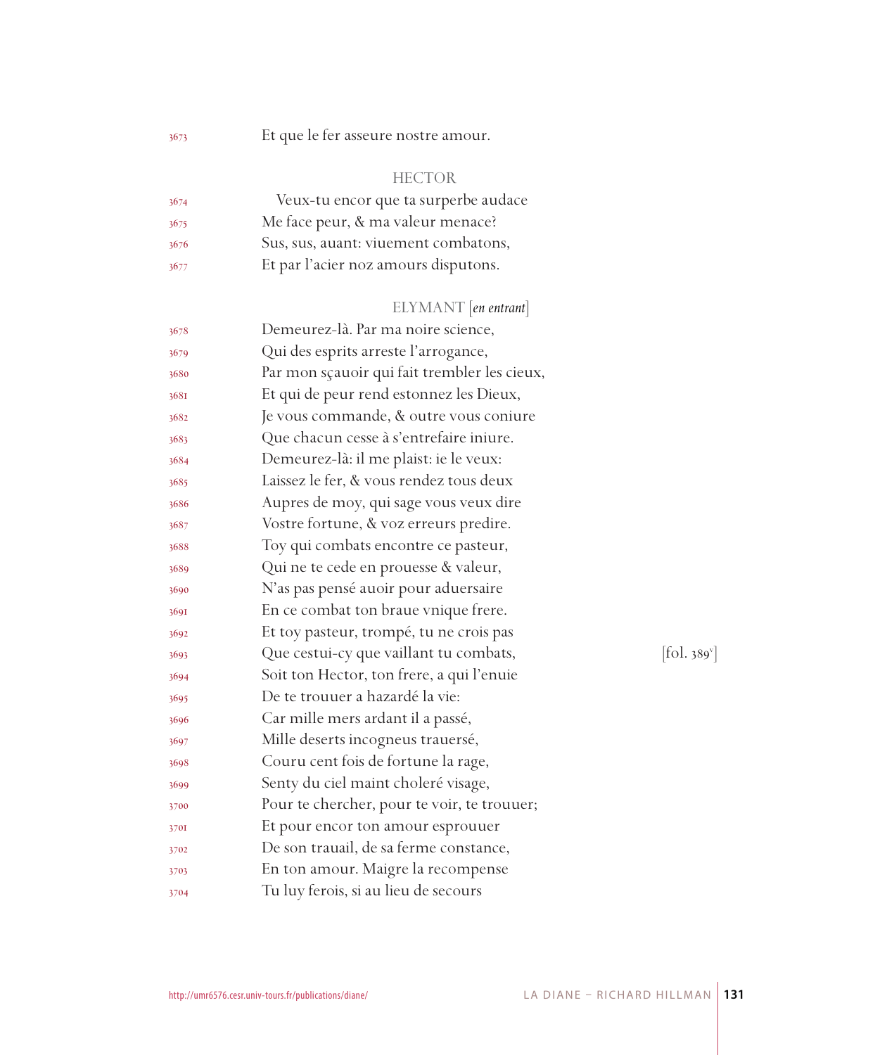3673 Et que le fer asseure nostre amour.

HECTOR

3674 Veux-tu encor que ta surperbe audace
3675 Me face peur, & ma valeur menace?
3676 Sus, sus, auant: viuement combatons,
3677 Et par l'acier noz amours disputons.

ELYMANT [*en entrant*]

3678 Demeurez-là. Par ma noire science,
3679 Qui des esprits arreste l'arrogance,
3680 Par mon sçauoir qui fait trembler les cieux,
3681 Et qui de peur rend estonnez les Dieux,
3682 Je vous commande, & outre vous coniure
3683 Que chacun cesse à s'entrefaire iniure.
3684 Demeurez-là: il me plaist: ie le veux:
3685 Laissez le fer, & vous rendez tous deux
3686 Aupres de moy, qui sage vous veux dire
3687 Vostre fortune, & voz erreurs predire.
3688 Toy qui combats encontre ce pasteur,
3689 Qui ne te cede en prouesse & valeur,
3690 N'as pas pensé auoir pour aduersaire
3691 En ce combat ton braue vnique frere.
3692 Et toy pasteur, trompé, tu ne crois pas
3693 Que cestui-cy que vaillant tu combats, [fol. 389v]
3694 Soit ton Hector, ton frere, a qui l'enuie
3695 De te trouuer a hazardé la vie:
3696 Car mille mers ardant il a passé,
3697 Mille deserts incogneus trauersé,
3698 Couru cent fois de fortune la rage,
3699 Senty du ciel maint choleré visage,
3700 Pour te chercher, pour te voir, te trouuer;
3701 Et pour encor ton amour esprouuer
3702 De son trauail, de sa ferme constance,
3703 En ton amour. Maigre la recompense
3704 Tu luy ferois, si au lieu de secours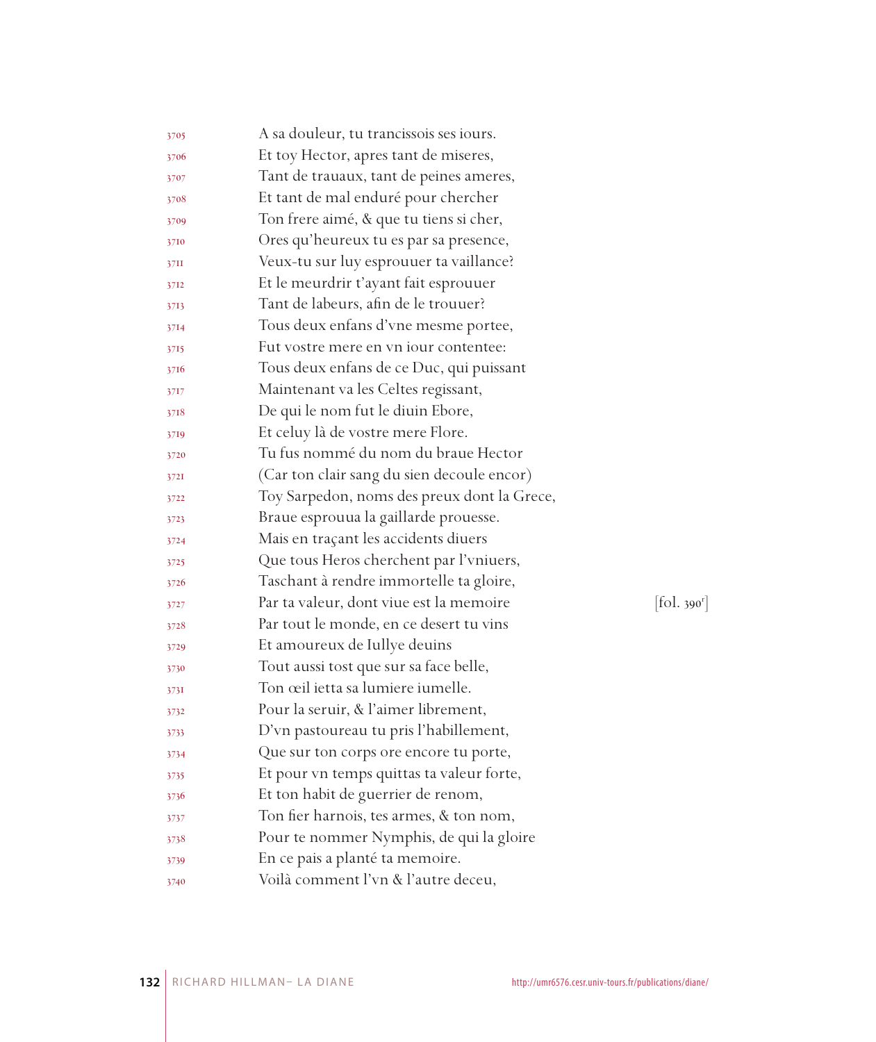3705 A sa douleur, tu trancissois ses iours.
3706 Et toy Hector, apres tant de miseres,
3707 Tant de trauaux, tant de peines ameres,
3708 Et tant de mal enduré pour chercher
3709 Ton frere aimé, & que tu tiens si cher,
3710 Ores qu'heureux tu es par sa presence,
3711 Veux-tu sur luy esprouuer ta vaillance?
3712 Et le meurdrir t'ayant fait esprouuer
3713 Tant de labeurs, afin de le trouuer?
3714 Tous deux enfans d'vne mesme portee,
3715 Fut vostre mere en vn iour contentee:
3716 Tous deux enfans de ce Duc, qui puissant
3717 Maintenant va les Celtes regissant,
3718 De qui le nom fut le diuin Ebore,
3719 Et celuy là de vostre mere Flore.
3720 Tu fus nommé du nom du braue Hector
3721 (Car ton clair sang du sien decoule encor)
3722 Toy Sarpedon, noms des preux dont la Grece,
3723 Braue esprouua la gaillarde prouesse.
3724 Mais en traçant les accidents diuers
3725 Que tous Heros cherchent par l'vniuers,
3726 Taschant à rendre immortelle ta gloire,
3727 Par ta valeur, dont viue est la memoire [fol. 390r]
3728 Par tout le monde, en ce desert tu vins
3729 Et amoureux de Iullye deuins
3730 Tout aussi tost que sur sa face belle,
3731 Ton œil ietta sa lumiere iumelle.
3732 Pour la seruir, & l'aimer librement,
3733 D'vn pastoureau tu pris l'habillement,
3734 Que sur ton corps ore encore tu porte,
3735 Et pour vn temps quittas ta valeur forte,
3736 Et ton habit de guerrier de renom,
3737 Ton fier harnois, tes armes, & ton nom,
3738 Pour te nommer Nymphis, de qui la gloire
3739 En ce pais a planté ta memoire.
3740 Voilà comment l'vn & l'autre deceu,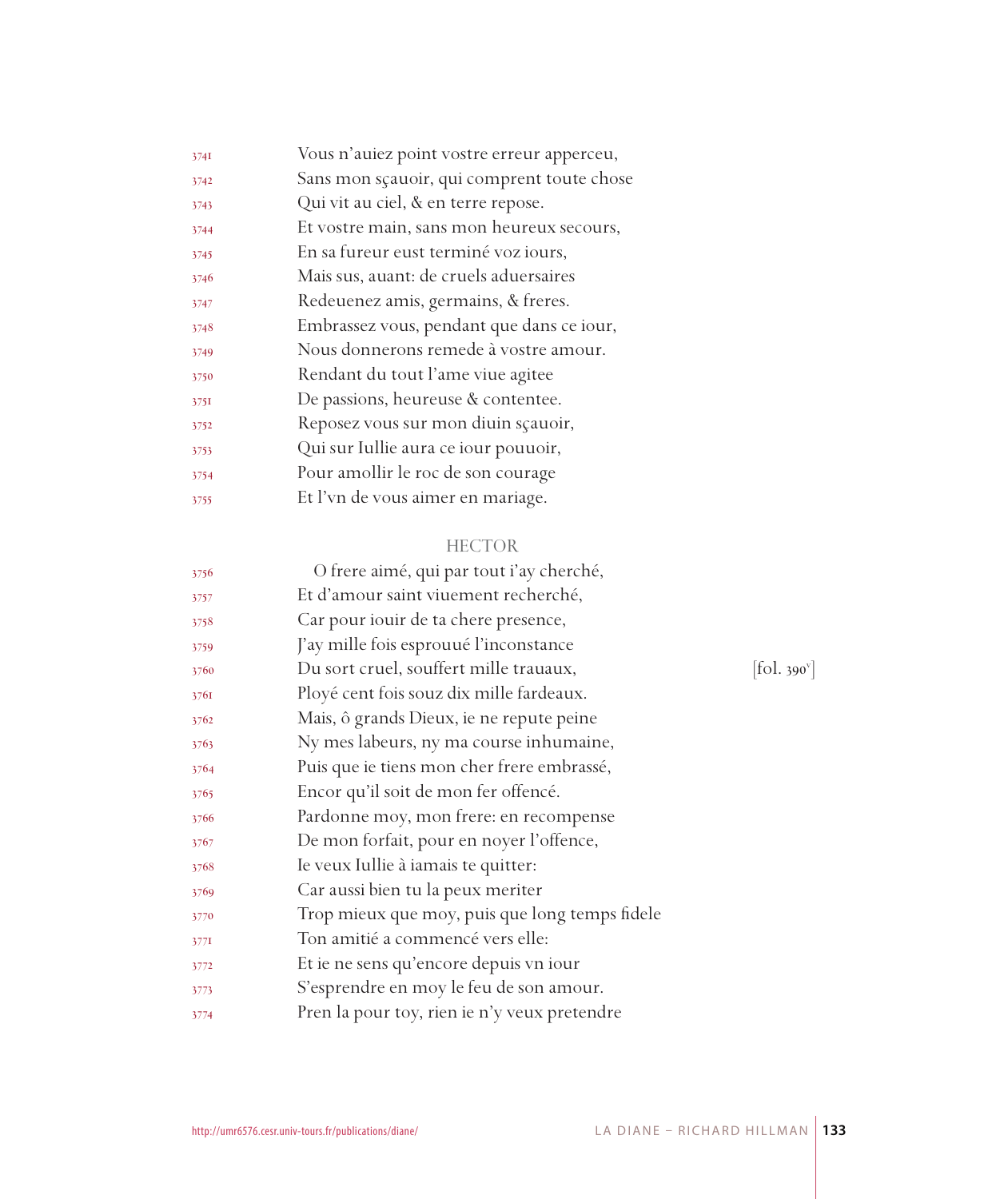3741 Vous n'auiez point vostre erreur apperceu,
3742 Sans mon sçauoir, qui comprent toute chose
3743 Qui vit au ciel, & en terre repose.
3744 Et vostre main, sans mon heureux secours,
3745 En sa fureur eust terminé voz iours,
3746 Mais sus, auant: de cruels aduersaires
3747 Redeuenez amis, germains, & freres.
3748 Embrassez vous, pendant que dans ce iour,
3749 Nous donnerons remede à vostre amour.
3750 Rendant du tout l'ame viue agitee
3751 De passions, heureuse & contentee.
3752 Reposez vous sur mon diuin sçauoir,
3753 Qui sur Iullie aura ce iour pouuoir,
3754 Pour amollir le roc de son courage
3755 Et l'vn de vous aimer en mariage.

HECTOR

3756 O frere aimé, qui par tout i'ay cherché,
3757 Et d'amour saint viuement recherché,
3758 Car pour iouir de ta chere presence,
3759 J'ay mille fois esprouué l'inconstance
3760 Du sort cruel, souffert mille trauaux, [fol. 390v]
3761 Ployé cent fois souz dix mille fardeaux.
3762 Mais, ô grands Dieux, ie ne repute peine
3763 Ny mes labeurs, ny ma course inhumaine,
3764 Puis que ie tiens mon cher frere embrassé,
3765 Encor qu'il soit de mon fer offencé.
3766 Pardonne moy, mon frere: en recompense
3767 De mon forfait, pour en noyer l'offence,
3768 Ie veux Iullie à iamais te quitter:
3769 Car aussi bien tu la peux meriter
3770 Trop mieux que moy, puis que long temps fidele
3771 Ton amitié a commencé vers elle:
3772 Et ie ne sens qu'encore depuis vn iour
3773 S'esprendre en moy le feu de son amour.
3774 Pren la pour toy, rien ie n'y veux pretendre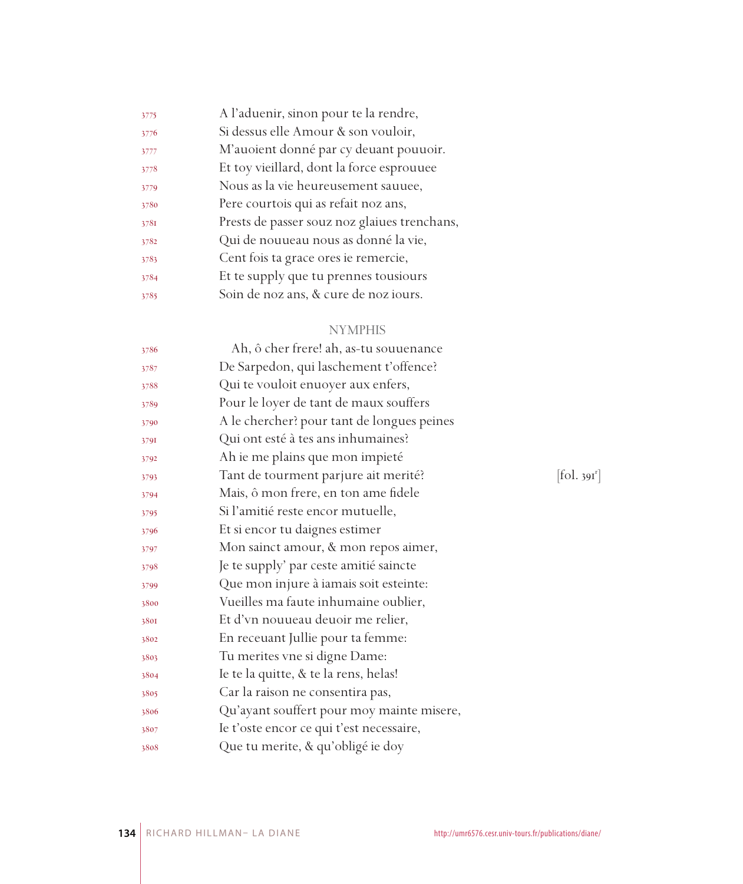3775 A l'aduenir, sinon pour te la rendre,
3776 Si dessus elle Amour & son vouloir,
3777 M'auoient donné par cy deuant pouuoir.
3778 Et toy vieillard, dont la force esprouuee
3779 Nous as la vie heureusement sauuee,
3780 Pere courtois qui as refait noz ans,
3781 Prests de passer souz noz glaiues trenchans,
3782 Qui de nouueau nous as donné la vie,
3783 Cent fois ta grace ores ie remercie,
3784 Et te supply que tu prennes tousiours
3785 Soin de noz ans, & cure de noz iours.

NYMPHIS

3786 Ah, ô cher frere! ah, as-tu souuenance
3787 De Sarpedon, qui laschement t'offence?
3788 Qui te vouloit enuoyer aux enfers,
3789 Pour le loyer de tant de maux souffers
3790 A le chercher? pour tant de longues peines
3791 Qui ont esté à tes ans inhumaines?
3792 Ah ie me plains que mon impieté
3793 Tant de tourment parjure ait merité? [fol. 391r]
3794 Mais, ô mon frere, en ton ame fidele
3795 Si l'amitié reste encor mutuelle,
3796 Et si encor tu daignes estimer
3797 Mon sainct amour, & mon repos aimer,
3798 Je te supply' par ceste amitié saincte
3799 Que mon injure à iamais soit esteinte:
3800 Vueilles ma faute inhumaine oublier,
3801 Et d'vn nouueau deuoir me relier,
3802 En receuant Jullie pour ta femme:
3803 Tu merites vne si digne Dame:
3804 Ie te la quitte, & te la rens, helas!
3805 Car la raison ne consentira pas,
3806 Qu'ayant souffert pour moy mainte misere,
3807 Ie t'oste encor ce qui t'est necessaire,
3808 Que tu merite, & qu'obligé ie doy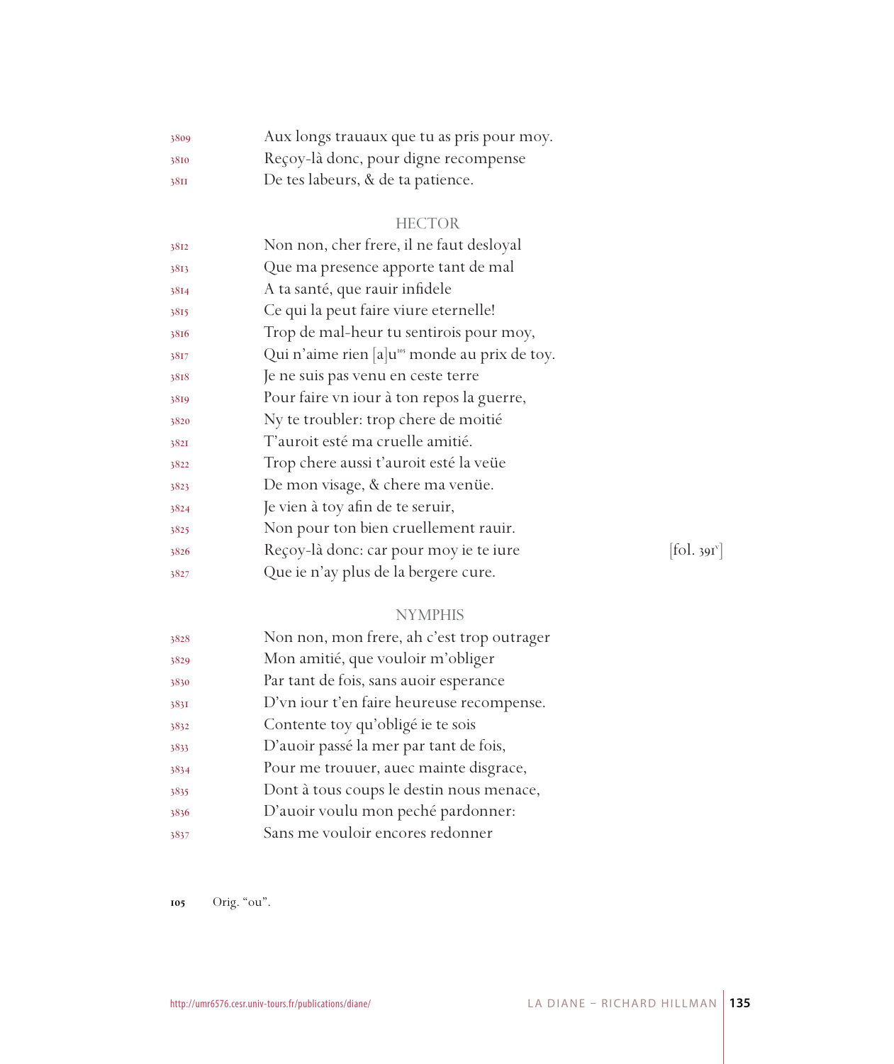3809 Aux longs trauaux que tu as pris pour moy.
3810 Reçoy-là donc, pour digne recompense
3811 De tes labeurs, & de ta patience.

HECTOR

3812 Non non, cher frere, il ne faut desloyal
3813 Que ma presence apporte tant de mal
3814 A ta santé, que rauir infidele
3815 Ce qui la peut faire viure eternelle!
3816 Trop de mal-heur tu sentirois pour moy,
3817 Qui n'aime rien [a]u[105] monde au prix de toy.
3818 Je ne suis pas venu en ceste terre
3819 Pour faire vn iour à ton repos la guerre,
3820 Ny te troubler: trop chere de moitié
3821 T'auroit esté ma cruelle amitié.
3822 Trop chere aussi t'auroit esté la veüe
3823 De mon visage, & chere ma venüe.
3824 Je vien à toy afin de te seruir,
3825 Non pour ton bien cruellement rauir.
3826 Reçoy-là donc: car pour moy ie te iure [fol. 391v]
3827 Que ie n'ay plus de la bergere cure.

NYMPHIS

3828 Non non, mon frere, ah c'est trop outrager
3829 Mon amitié, que vouloir m'obliger
3830 Par tant de fois, sans auoir esperance
3831 D'vn iour t'en faire heureuse recompense.
3832 Contente toy qu'obligé ie te sois
3833 D'auoir passé la mer par tant de fois,
3834 Pour me trouuer, auec mainte disgrace,
3835 Dont à tous coups le destin nous menace,
3836 D'auoir voulu mon peché pardonner:
3837 Sans me vouloir encores redonner

105 Orig. "ou".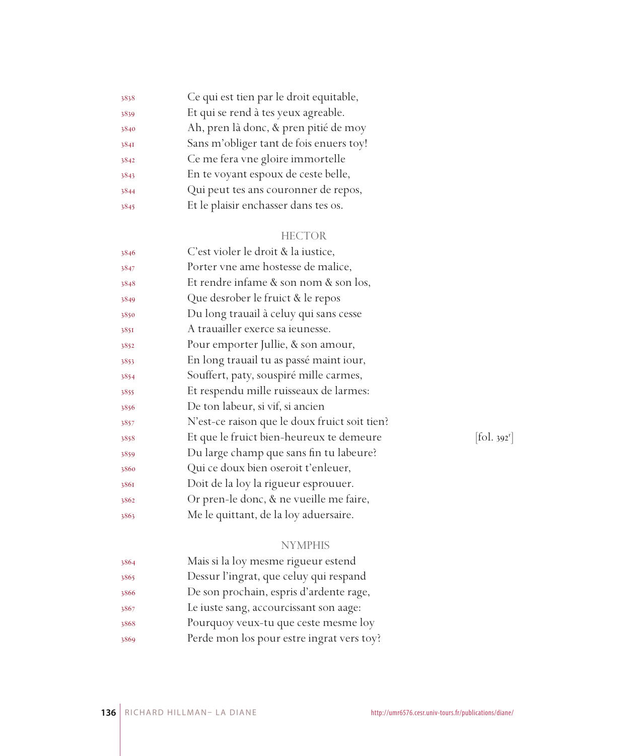3838 Ce qui est tien par le droit equitable,
3839 Et qui se rend à tes yeux agreable.
3840 Ah, pren là donc, & pren pitié de moy
3841 Sans m'obliger tant de fois enuers toy!
3842 Ce me fera vne gloire immortelle
3843 En te voyant espoux de ceste belle,
3844 Qui peut tes ans couronner de repos,
3845 Et le plaisir enchasser dans tes os.

HECTOR

3846 C'est violer le droit & la iustice,
3847 Porter vne ame hostesse de malice,
3848 Et rendre infame & son nom & son los,
3849 Que desrober le fruict & le repos
3850 Du long trauail à celuy qui sans cesse
3851 A trauailler exerce sa ieunesse.
3852 Pour emporter Jullie, & son amour,
3853 En long trauail tu as passé maint iour,
3854 Souffert, paty, souspiré mille carmes,
3855 Et respendu mille ruisseaux de larmes:
3856 De ton labeur, si vif, si ancien
3857 N'est-ce raison que le doux fruict soit tien?
3858 Et que le fruict bien-heureux te demeure [fol. 392r]
3859 Du large champ que sans fin tu labeure?
3860 Qui ce doux bien oseroit t'enleuer,
3861 Doit de la loy la rigueur esprouuer.
3862 Or pren-le donc, & ne vueille me faire,
3863 Me le quittant, de la loy aduersaire.

NYMPHIS

3864 Mais si la loy mesme rigueur estend
3865 Dessur l'ingrat, que celuy qui respand
3866 De son prochain, espris d'ardente rage,
3867 Le iuste sang, accourcissant son aage:
3868 Pourquoy veux-tu que ceste mesme loy
3869 Perde mon los pour estre ingrat vers toy?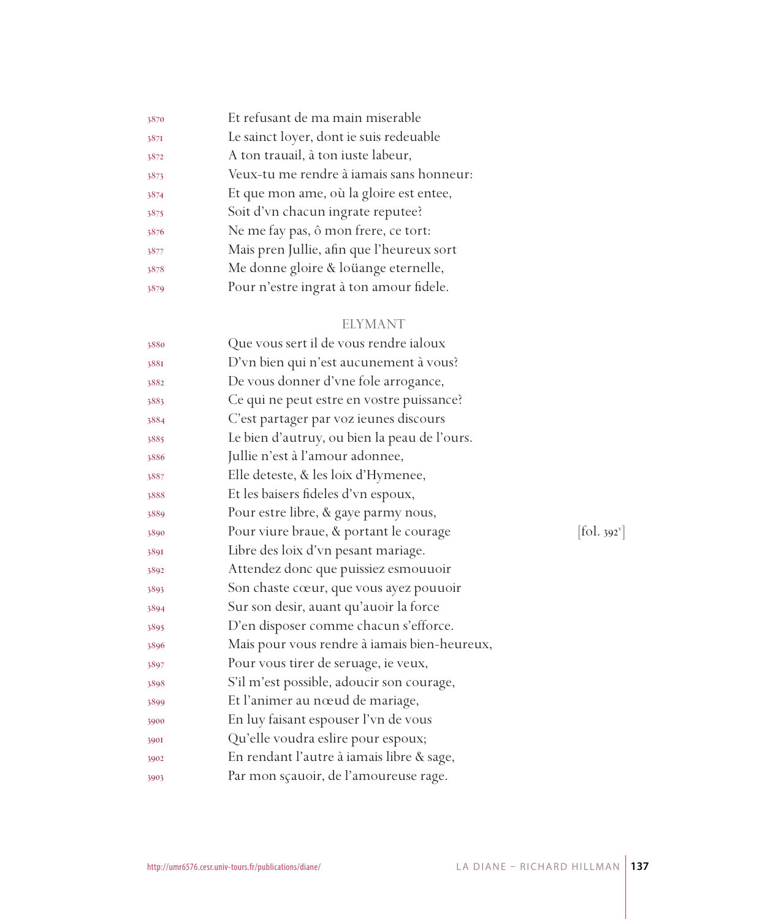3870 Et refusant de ma main miserable
3871 Le sainct loyer, dont ie suis redeuable
3872 A ton trauail, à ton iuste labeur,
3873 Veux-tu me rendre à iamais sans honneur:
3874 Et que mon ame, où la gloire est entee,
3875 Soit d'vn chacun ingrate reputee?
3876 Ne me fay pas, ô mon frere, ce tort:
3877 Mais pren Jullie, afin que l'heureux sort
3878 Me donne gloire & loüange eternelle,
3879 Pour n'estre ingrat à ton amour fidele.

ELYMANT

3880 Que vous sert il de vous rendre ialoux
3881 D'vn bien qui n'est aucunement à vous?
3882 De vous donner d'vne fole arrogance,
3883 Ce qui ne peut estre en vostre puissance?
3884 C'est partager par voz ieunes discours
3885 Le bien d'autruy, ou bien la peau de l'ours.
3886 Jullie n'est à l'amour adonnee,
3887 Elle deteste, & les loix d'Hymenee,
3888 Et les baisers fideles d'vn espoux,
3889 Pour estre libre, & gaye parmy nous,
3890 Pour viure braue, & portant le courage [fol. 392v]
3891 Libre des loix d'vn pesant mariage.
3892 Attendez donc que puissiez esmouuoir
3893 Son chaste cœur, que vous ayez pouuoir
3894 Sur son desir, auant qu'auoir la force
3895 D'en disposer comme chacun s'efforce.
3896 Mais pour vous rendre à iamais bien-heureux,
3897 Pour vous tirer de seruage, ie veux,
3898 S'il m'est possible, adoucir son courage,
3899 Et l'animer au nœud de mariage,
3900 En luy faisant espouser l'vn de vous
3901 Qu'elle voudra eslire pour espoux;
3902 En rendant l'autre à iamais libre & sage,
3903 Par mon sçauoir, de l'amoureuse rage.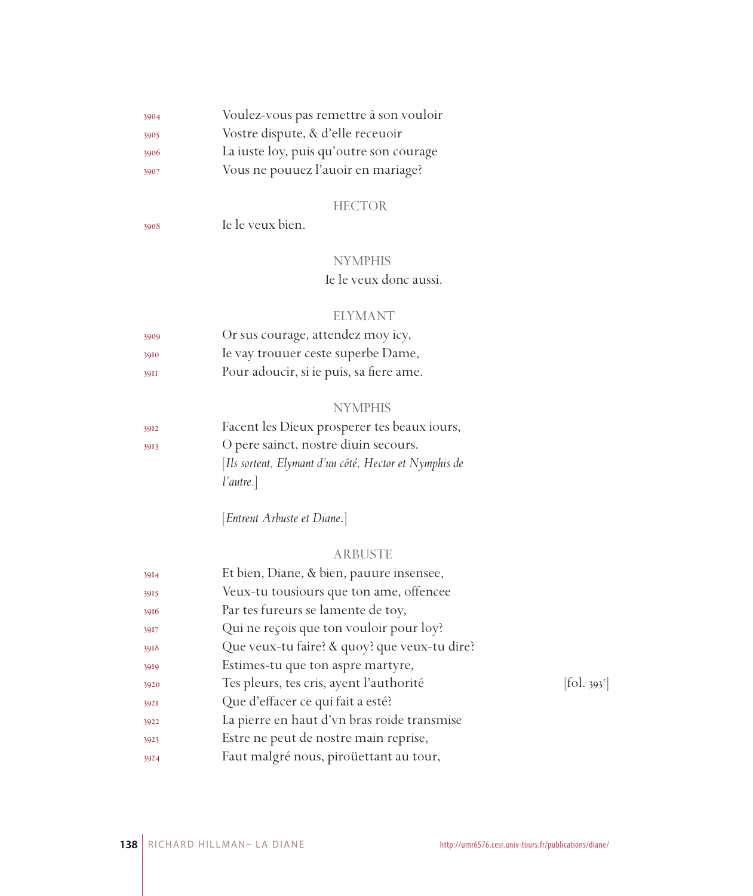3904 Voulez-vous pas remettre à son vouloir
3905 Vostre dispute, & d'elle receuoir
3906 La iuste loy, puis qu'outre son courage
3907 Vous ne pouuez l'auoir en mariage?

HECTOR

3908 Ie le veux bien.

NYMPHIS

Ie le veux donc aussi.

ELYMANT

3909 Or sus courage, attendez moy icy,
3910 Ie vay trouuer ceste superbe Dame,
3911 Pour adoucir, si ie puis, sa fiere ame.

NYMPHIS

3912 Facent les Dieux prosperer tes beaux iours,
3913 O pere sainct, nostre diuin secours.

[*Ils sortent, Elymant d'un côté, Hector et Nymphis de l'autre.*]

[*Entrent Arbuste et Diane.*]

ARBUSTE

3914 Et bien, Diane, & bien, pauure insensee,
3915 Veux-tu tousiours que ton ame, offencee
3916 Par tes fureurs se lamente de toy,
3917 Qui ne reçois que ton vouloir pour loy?
3918 Que veux-tu faire? & quoy? que veux-tu dire?
3919 Estimes-tu que ton aspre martyre,
3920 Tes pleurs, tes cris, ayent l'authorité [fol. 393r]
3921 Que d'effacer ce qui fait a esté?
3922 La pierre en haut d'vn bras roide transmise
3923 Estre ne peut de nostre main reprise,
3924 Faut malgré nous, piroüettant au tour,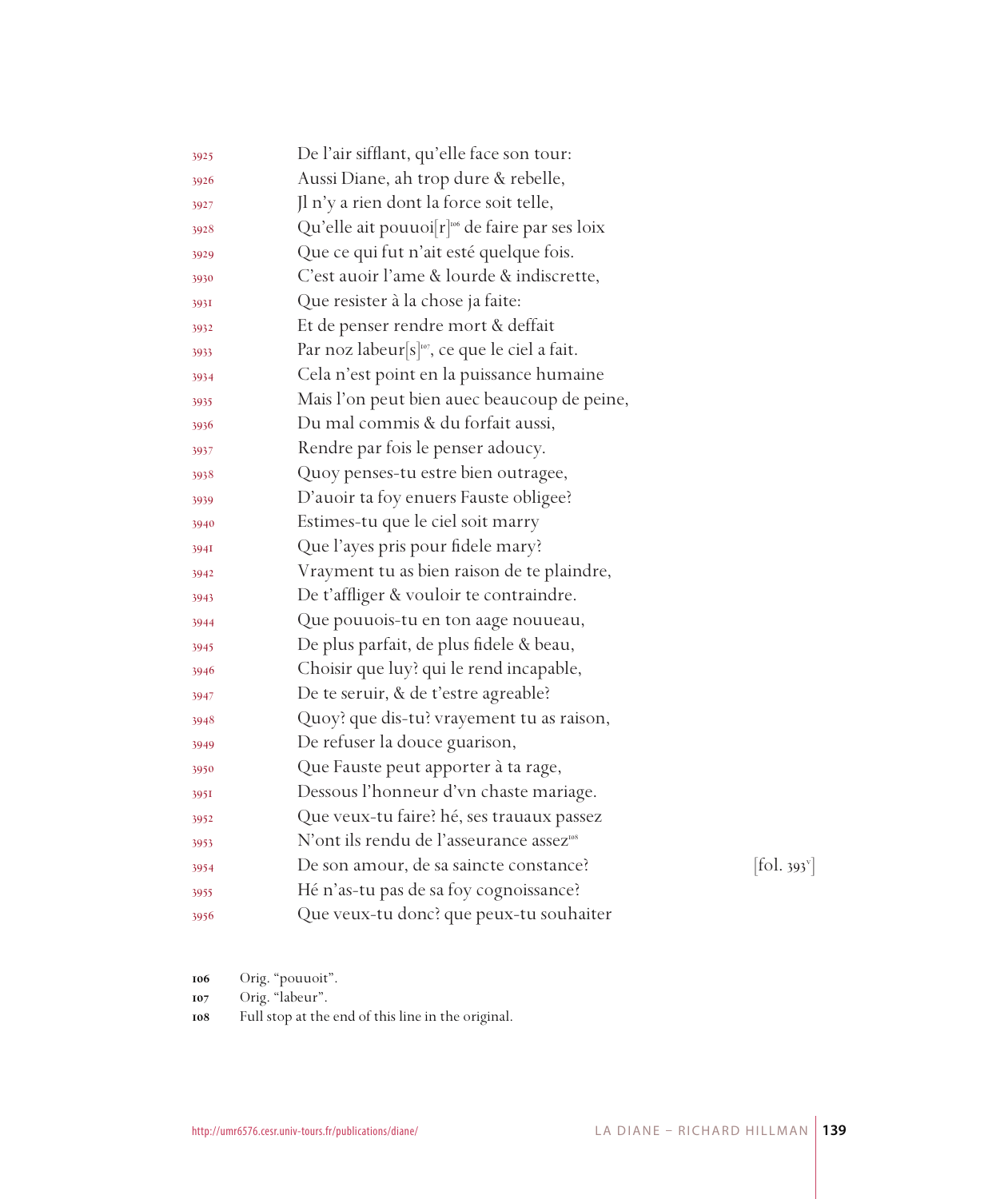3925 De l'air sifflant, qu'elle face son tour:
3926 Aussi Diane, ah trop dure & rebelle,
3927 Jl n'y a rien dont la force soit telle,
3928 Qu'elle ait pouuoi[r][106] de faire par ses loix
3929 Que ce qui fut n'ait esté quelque fois.
3930 C'est auoir l'ame & lourde & indiscrette,
3931 Que resister à la chose ja faite:
3932 Et de penser rendre mort & deffait
3933 Par noz labeur[s][107], ce que le ciel a fait.
3934 Cela n'est point en la puissance humaine
3935 Mais l'on peut bien auec beaucoup de peine,
3936 Du mal commis & du forfait aussi,
3937 Rendre par fois le penser adoucy.
3938 Quoy penses-tu estre bien outragee,
3939 D'auoir ta foy enuers Fauste obligee?
3940 Estimes-tu que le ciel soit marry
3941 Que l'ayes pris pour fidele mary?
3942 Vrayment tu as bien raison de te plaindre,
3943 De t'affliger & vouloir te contraindre.
3944 Que pouuois-tu en ton aage nouueau,
3945 De plus parfait, de plus fidele & beau,
3946 Choisir que luy? qui le rend incapable,
3947 De te seruir, & de t'estre agreable?
3948 Quoy? que dis-tu? vrayement tu as raison,
3949 De refuser la douce guarison,
3950 Que Fauste peut apporter à ta rage,
3951 Dessous l'honneur d'vn chaste mariage.
3952 Que veux-tu faire? hé, ses trauaux passez
3953 N'ont ils rendu de l'asseurance assez[108]
3954 De son amour, de sa saincte constance? [fol. 393$^v$]
3955 Hé n'as-tu pas de sa foy cognoissance?
3956 Que veux-tu donc? que peux-tu souhaiter

106 Orig. "pouuoit".
107 Orig. "labeur".
108 Full stop at the end of this line in the original.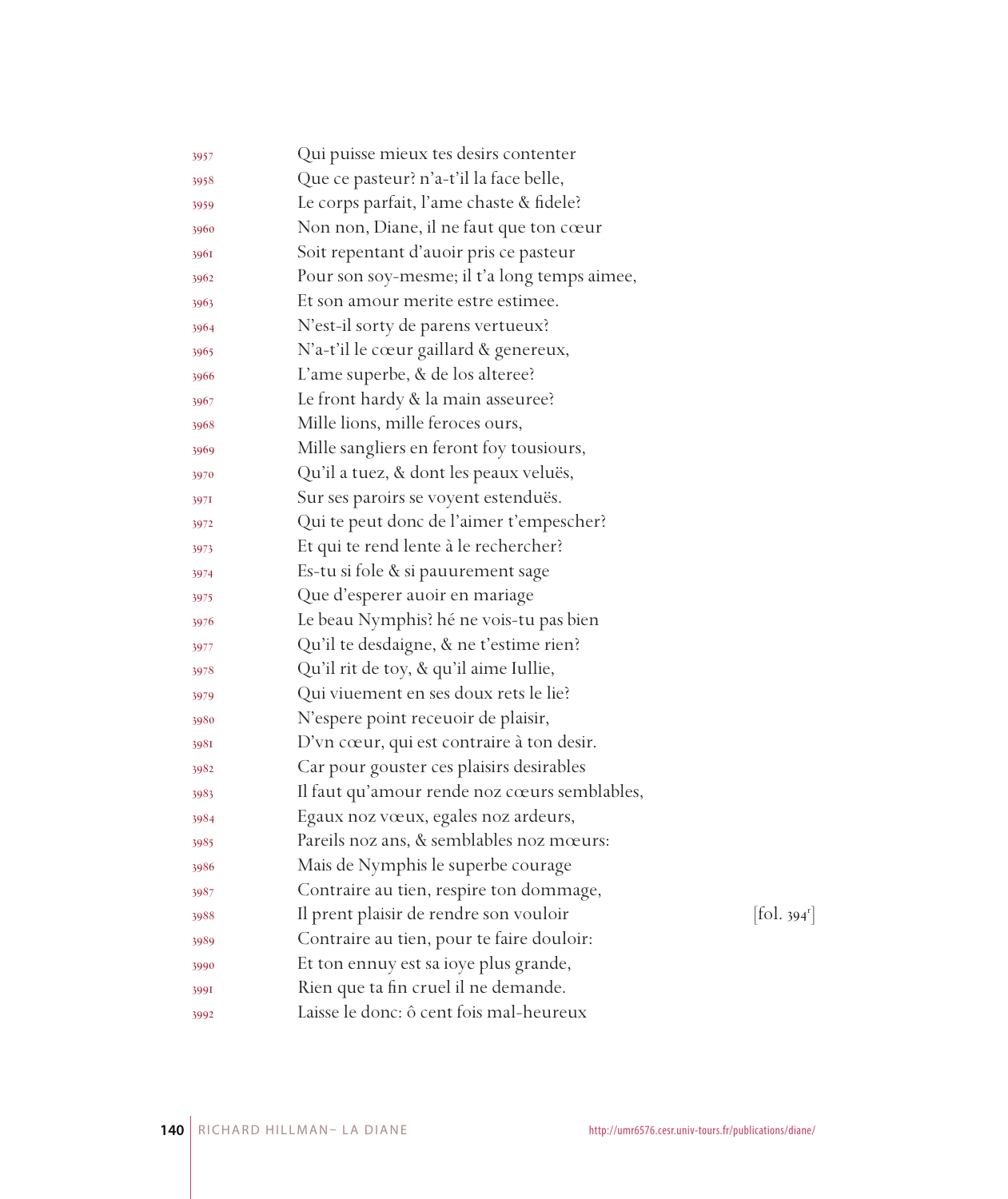3957 Qui puisse mieux tes desirs contenter
3958 Que ce pasteur? n'a-t'il la face belle,
3959 Le corps parfait, l'ame chaste & fidele?
3960 Non non, Diane, il ne faut que ton cœur
3961 Soit repentant d'auoir pris ce pasteur
3962 Pour son soy-mesme; il t'a long temps aimee,
3963 Et son amour merite estre estimee.
3964 N'est-il sorty de parens vertueux?
3965 N'a-t'il le cœur gaillard & genereux,
3966 L'ame superbe, & de los alteree?
3967 Le front hardy & la main asseuree?
3968 Mille lions, mille feroces ours,
3969 Mille sangliers en feront foy tousiours,
3970 Qu'il a tuez, & dont les peaux veluës,
3971 Sur ses paroirs se voyent estenduës.
3972 Qui te peut donc de l'aimer t'empescher?
3973 Et qui te rend lente à le rechercher?
3974 Es-tu si fole & si pauurement sage
3975 Que d'esperer auoir en mariage
3976 Le beau Nymphis? hé ne vois-tu pas bien
3977 Qu'il te desdaigne, & ne t'estime rien?
3978 Qu'il rit de toy, & qu'il aime Iullie,
3979 Qui viuement en ses doux rets le lie?
3980 N'espere point receuoir de plaisir,
3981 D'vn cœur, qui est contraire à ton desir.
3982 Car pour gouster ces plaisirs desirables
3983 Il faut qu'amour rende noz cœurs semblables,
3984 Egaux noz vœux, egales noz ardeurs,
3985 Pareils noz ans, & semblables noz mœurs:
3986 Mais de Nymphis le superbe courage
3987 Contraire au tien, respire ton dommage,
3988 Il prent plaisir de rendre son vouloir [fol. 394r]
3989 Contraire au tien, pour te faire douloir:
3990 Et ton ennuy est sa ioye plus grande,
3991 Rien que ta fin cruel il ne demande.
3992 Laisse le donc: ô cent fois mal-heureux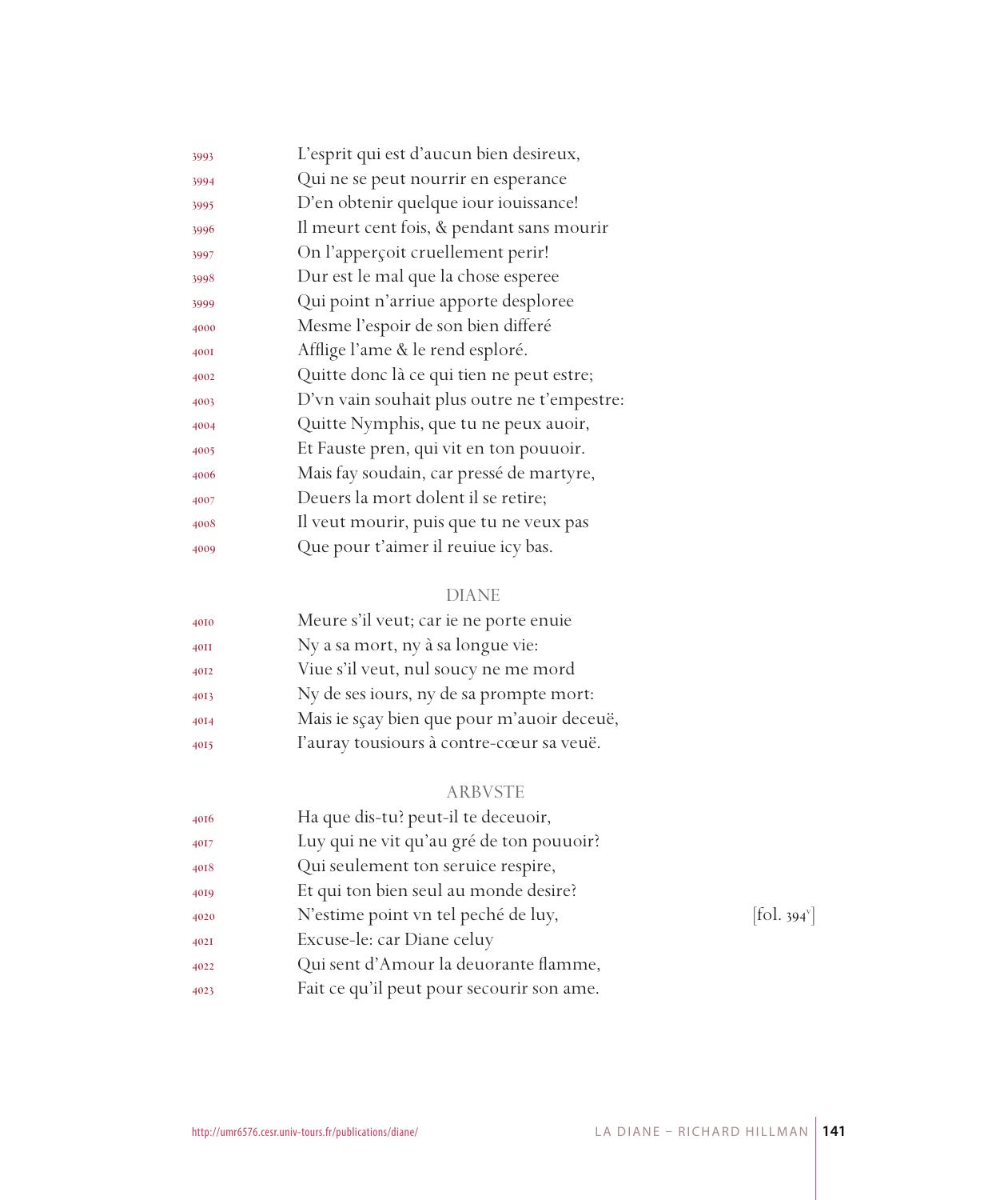3993 L'esprit qui est d'aucun bien desireux,
3994 Qui ne se peut nourrir en esperance
3995 D'en obtenir quelque iour iouissance!
3996 Il meurt cent fois, & pendant sans mourir
3997 On l'apperçoit cruellement perir!
3998 Dur est le mal que la chose esperee
3999 Qui point n'arriue apporte desploree
4000 Mesme l'espoir de son bien differé
4001 Afflige l'ame & le rend esploré.
4002 Quitte donc là ce qui tien ne peut estre;
4003 D'vn vain souhait plus outre ne t'empestre:
4004 Quitte Nymphis, que tu ne peux auoir,
4005 Et Fauste pren, qui vit en ton pouuoir.
4006 Mais fay soudain, car pressé de martyre,
4007 Deuers la mort dolent il se retire;
4008 Il veut mourir, puis que tu ne veux pas
4009 Que pour t'aimer il reuiue icy bas.

DIANE

4010 Meure s'il veut; car ie ne porte enuie
4011 Ny a sa mort, ny à sa longue vie:
4012 Viue s'il veut, nul soucy ne me mord
4013 Ny de ses iours, ny de sa prompte mort:
4014 Mais ie sçay bien que pour m'auoir deceuë,
4015 I'auray tousiours à contre-cœur sa veuë.

ARBVSTE

4016 Ha que dis-tu? peut-il te deceuoir,
4017 Luy qui ne vit qu'au gré de ton pouuoir?
4018 Qui seulement ton seruice respire,
4019 Et qui ton bien seul au monde desire?
4020 N'estime point vn tel peché de luy, [fol. 394v]
4021 Excuse-le: car Diane celuy
4022 Qui sent d'Amour la deuorante flamme,
4023 Fait ce qu'il peut pour secourir son ame.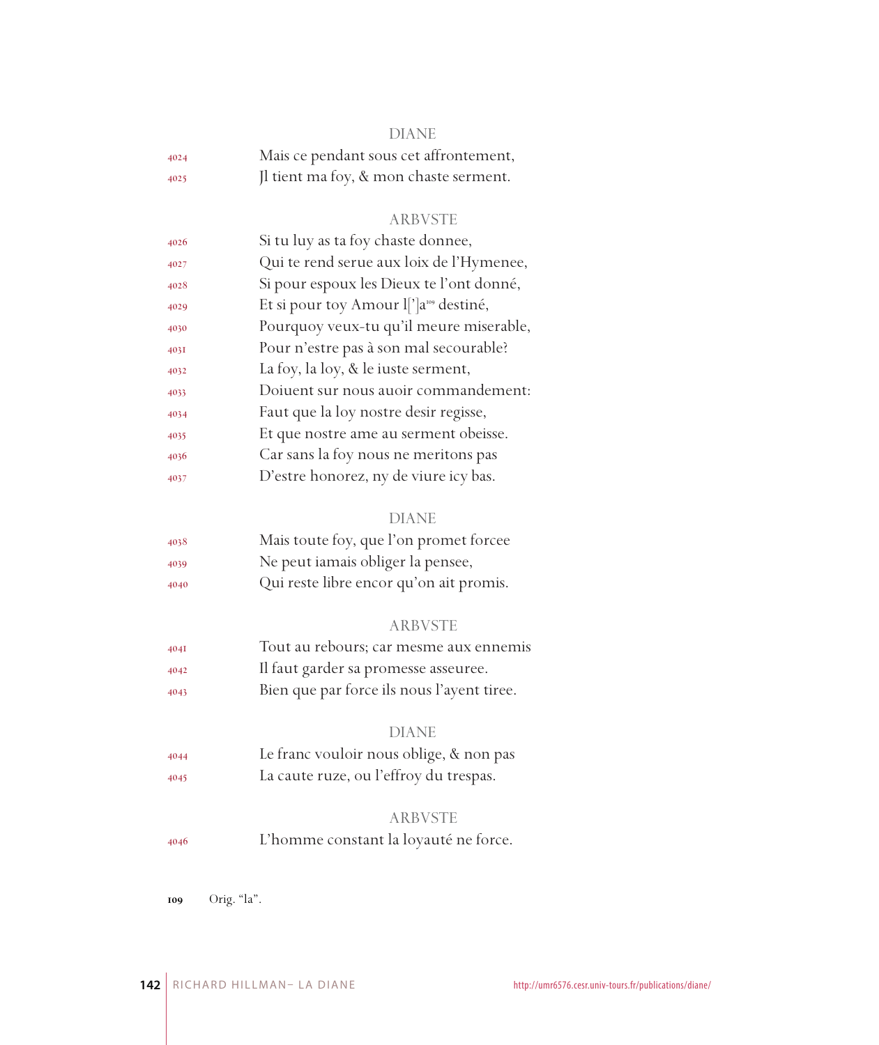DIANE

4024 Mais ce pendant sous cet affrontement,
4025 Jl tient ma foy, & mon chaste serment.

ARBVSTE

4026 Si tu luy as ta foy chaste donnee,
4027 Qui te rend serue aux loix de l'Hymenee,
4028 Si pour espoux les Dieux te l'ont donné,
4029 Et si pour toy Amour l[']a[109] destiné,
4030 Pourquoy veux-tu qu'il meure miserable,
4031 Pour n'estre pas à son mal secourable?
4032 La foy, la loy, & le iuste serment,
4033 Doiuent sur nous auoir commandement:
4034 Faut que la loy nostre desir regisse,
4035 Et que nostre ame au serment obeisse.
4036 Car sans la foy nous ne meritons pas
4037 D'estre honorez, ny de viure icy bas.

DIANE

4038 Mais toute foy, que l'on promet forcee
4039 Ne peut iamais obliger la pensee,
4040 Qui reste libre encor qu'on ait promis.

ARBVSTE

4041 Tout au rebours; car mesme aux ennemis
4042 Il faut garder sa promesse asseuree.
4043 Bien que par force ils nous l'ayent tiree.

DIANE

4044 Le franc vouloir nous oblige, & non pas
4045 La caute ruze, ou l'effroy du trespas.

ARBVSTE

4046 L'homme constant la loyauté ne force.

109 Orig. "la".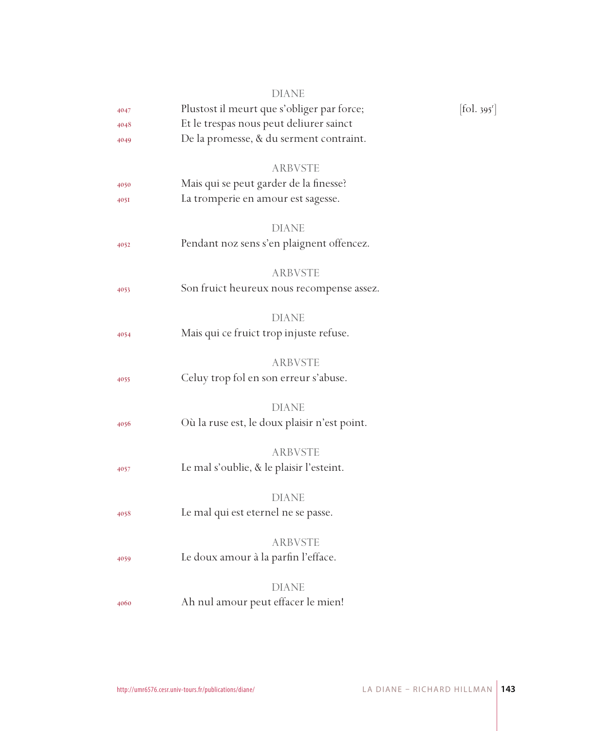DIANE

4047 Plustost il meurt que s'obliger par force; [fol. 395r]
4048 Et le trespas nous peut deliurer sainct
4049 De la promesse, & du serment contraint.

ARBVSTE

4050 Mais qui se peut garder de la finesse?
4051 La tromperie en amour est sagesse.

DIANE

4052 Pendant noz sens s'en plaignent offencez.

ARBVSTE

4053 Son fruict heureux nous recompense assez.

DIANE

4054 Mais qui ce fruict trop injuste refuse.

ARBVSTE

4055 Celuy trop fol en son erreur s'abuse.

DIANE

4056 Où la ruse est, le doux plaisir n'est point.

ARBVSTE

4057 Le mal s'oublie, & le plaisir l'esteint.

DIANE

4058 Le mal qui est eternel ne se passe.

ARBVSTE

4059 Le doux amour à la parfin l'efface.

DIANE

4060 Ah nul amour peut effacer le mien!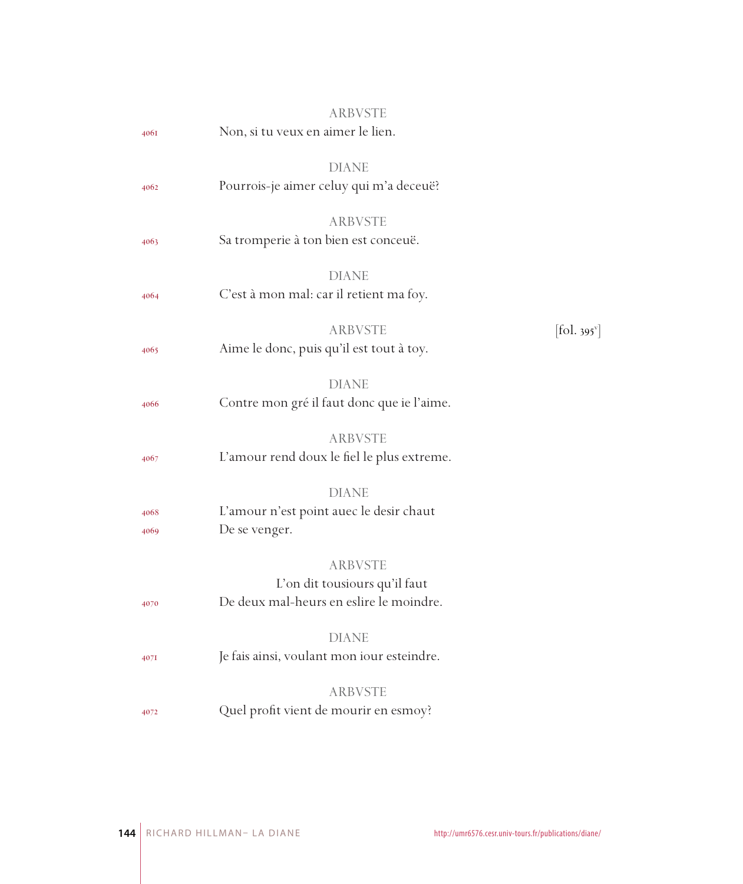ARBVSTE

4061 Non, si tu veux en aimer le lien.

DIANE

4062 Pourrois-je aimer celuy qui m'a deceuë?

ARBVSTE

4063 Sa tromperie à ton bien est conceuë.

DIANE

4064 C'est à mon mal: car il retient ma foy.

ARBVSTE [fol. 395v]

4065 Aime le donc, puis qu'il est tout à toy.

DIANE

4066 Contre mon gré il faut donc que ie l'aime.

ARBVSTE

4067 L'amour rend doux le fiel le plus extreme.

DIANE

4068 L'amour n'est point auec le desir chaut

4069 De se venger.

ARBVSTE

L'on dit tousiours qu'il faut

4070 De deux mal-heurs en eslire le moindre.

DIANE

4071 Je fais ainsi, voulant mon iour esteindre.

ARBVSTE

4072 Quel profit vient de mourir en esmoy?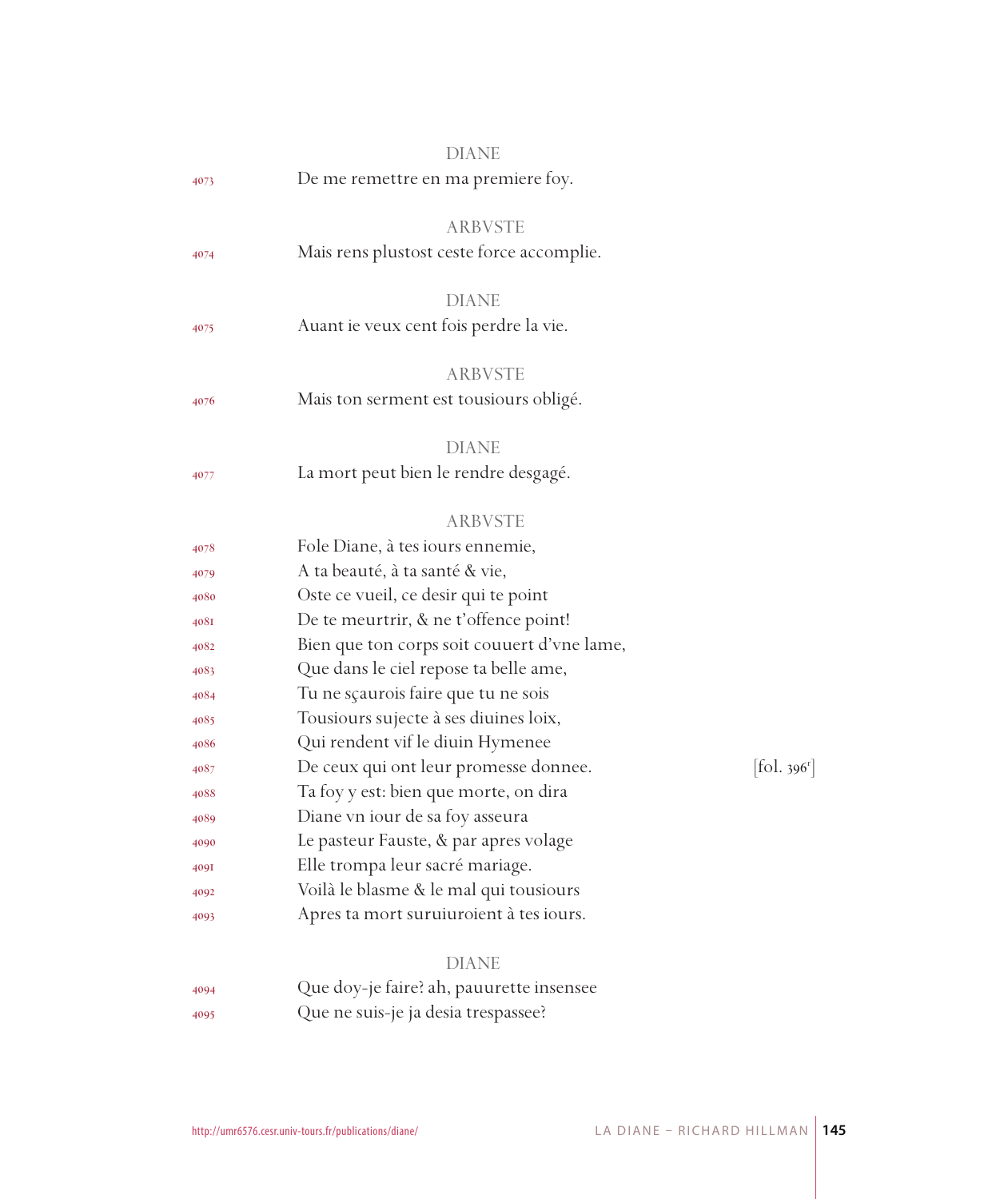DIANE

4073 De me remettre en ma premiere foy.

ARBVSTE

4074 Mais rens plustost ceste force accomplie.

DIANE

4075 Auant ie veux cent fois perdre la vie.

ARBVSTE

4076 Mais ton serment est tousiours obligé.

DIANE

4077 La mort peut bien le rendre desgagé.

ARBVSTE

4078 Fole Diane, à tes iours ennemie,
4079 A ta beauté, à ta santé & vie,
4080 Oste ce vueil, ce desir qui te point
4081 De te meurtrir, & ne t'offence point!
4082 Bien que ton corps soit couuert d'vne lame,
4083 Que dans le ciel repose ta belle ame,
4084 Tu ne sçaurois faire que tu ne sois
4085 Tousiours sujecte à ses diuines loix,
4086 Qui rendent vif le diuin Hymenee
4087 De ceux qui ont leur promesse donnee. [fol. 396r]
4088 Ta foy y est: bien que morte, on dira
4089 Diane vn iour de sa foy asseura
4090 Le pasteur Fauste, & par apres volage
4091 Elle trompa leur sacré mariage.
4092 Voilà le blasme & le mal qui tousiours
4093 Apres ta mort suruiuroient à tes iours.

DIANE

4094 Que doy-je faire? ah, pauurette insensee
4095 Que ne suis-je ja desia trespassee?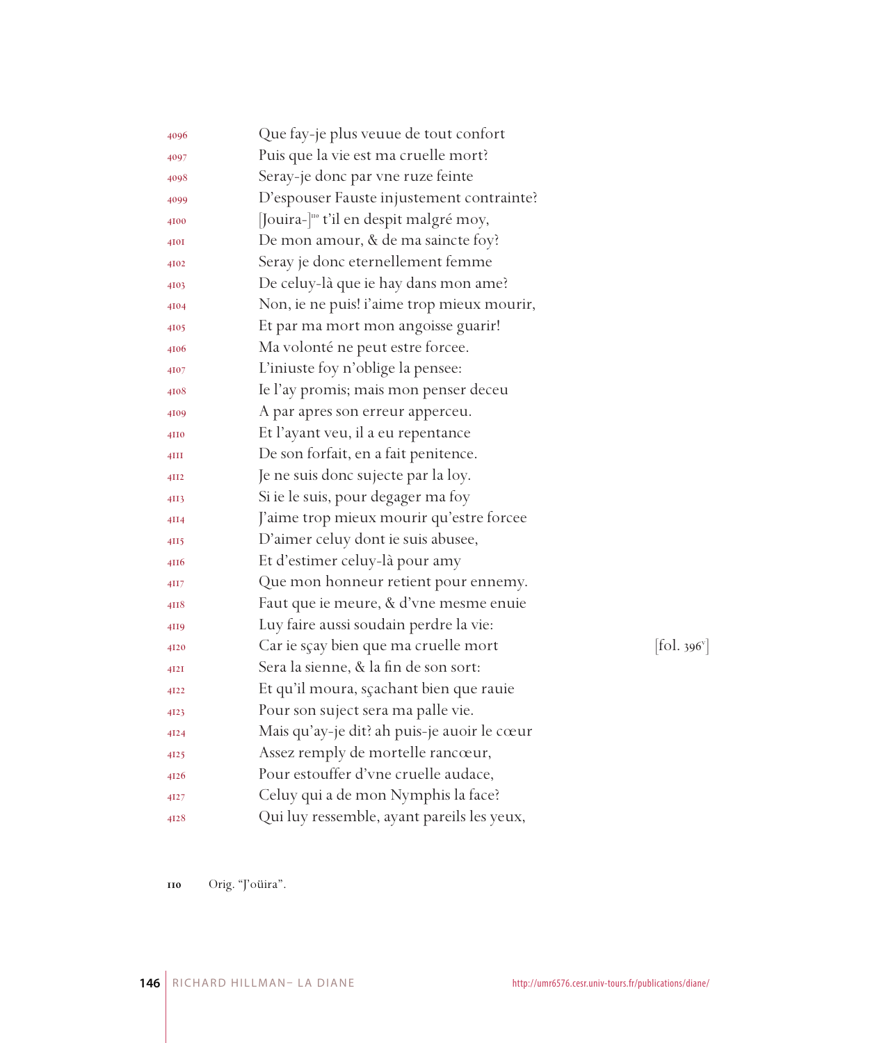4096 Que fay-je plus veuue de tout confort
4097 Puis que la vie est ma cruelle mort?
4098 Seray-je donc par vne ruze feinte
4099 D'espouser Fauste injustement contrainte?
4100 [Jouira-][110] t'il en despit malgré moy,
4101 De mon amour, & de ma saincte foy?
4102 Seray je donc eternellement femme
4103 De celuy-là que ie hay dans mon ame?
4104 Non, ie ne puis! i'aime trop mieux mourir,
4105 Et par ma mort mon angoisse guarir!
4106 Ma volonté ne peut estre forcee.
4107 L'iniuste foy n'oblige la pensee:
4108 Ie l'ay promis; mais mon penser deceu
4109 A par apres son erreur apperceu.
4110 Et l'ayant veu, il a eu repentance
4111 De son forfait, en a fait penitence.
4112 Je ne suis donc sujecte par la loy.
4113 Si ie le suis, pour degager ma foy
4114 J'aime trop mieux mourir qu'estre forcee
4115 D'aimer celuy dont ie suis abusee,
4116 Et d'estimer celuy-là pour amy
4117 Que mon honneur retient pour ennemy.
4118 Faut que ie meure, & d'vne mesme enuie
4119 Luy faire aussi soudain perdre la vie:
4120 Car ie sçay bien que ma cruelle mort [fol. 396v]
4121 Sera la sienne, & la fin de son sort:
4122 Et qu'il moura, sçachant bien que rauie
4123 Pour son sujet sera ma palle vie.
4124 Mais qu'ay-je dit? ah puis-je auoir le cœur
4125 Assez remply de mortelle rancœur,
4126 Pour estouffer d'vne cruelle audace,
4127 Celuy qui a de mon Nymphis la face?
4128 Qui luy ressemble, ayant pareils les yeux,

110 Orig. "J'oüira".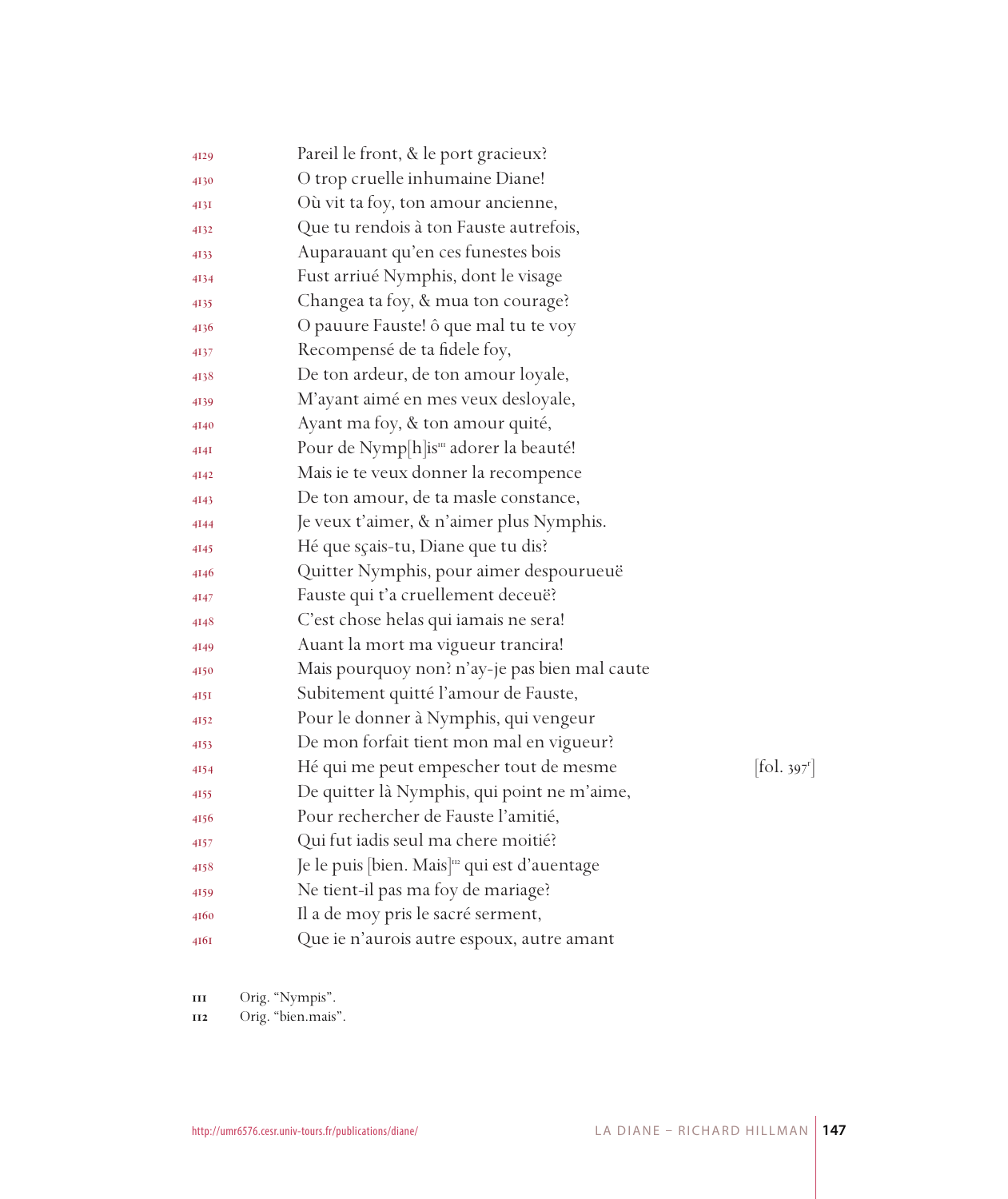4129 Pareil le front, & le port gracieux?
4130 O trop cruelle inhumaine Diane!
4131 Où vit ta foy, ton amour ancienne,
4132 Que tu rendois à ton Fauste autrefois,
4133 Auparauant qu'en ces funestes bois
4134 Fust arriué Nymphis, dont le visage
4135 Changea ta foy, & mua ton courage?
4136 O pauure Fauste! ô que mal tu te voy
4137 Recompensé de ta fidele foy,
4138 De ton ardeur, de ton amour loyale,
4139 M'ayant aimé en mes veux desloyale,
4140 Ayant ma foy, & ton amour quité,
4141 Pour de Nymp[h]is[111] adorer la beauté!
4142 Mais ie te veux donner la recompence
4143 De ton amour, de ta masle constance,
4144 Je veux t'aimer, & n'aimer plus Nymphis.
4145 Hé que sçais-tu, Diane que tu dis?
4146 Quitter Nymphis, pour aimer despourueuë
4147 Fauste qui t'a cruellement deceuë?
4148 C'est chose helas qui iamais ne sera!
4149 Auant la mort ma vigueur trancira!
4150 Mais pourquoy non? n'ay-je pas bien mal caute
4151 Subitement quitté l'amour de Fauste,
4152 Pour le donner à Nymphis, qui vengeur
4153 De mon forfait tient mon mal en vigueur?
4154 Hé qui me peut empescher tout de mesme [fol. 397r]
4155 De quitter là Nymphis, qui point ne m'aime,
4156 Pour rechercher de Fauste l'amitié,
4157 Qui fut iadis seul ma chere moitié?
4158 Je le puis [bien. Mais][112] qui est d'auentage
4159 Ne tient-il pas ma foy de mariage?
4160 Il a de moy pris le sacré serment,
4161 Que ie n'aurois autre espoux, autre amant

111 Orig. "Nympis".
112 Orig. "bien.mais".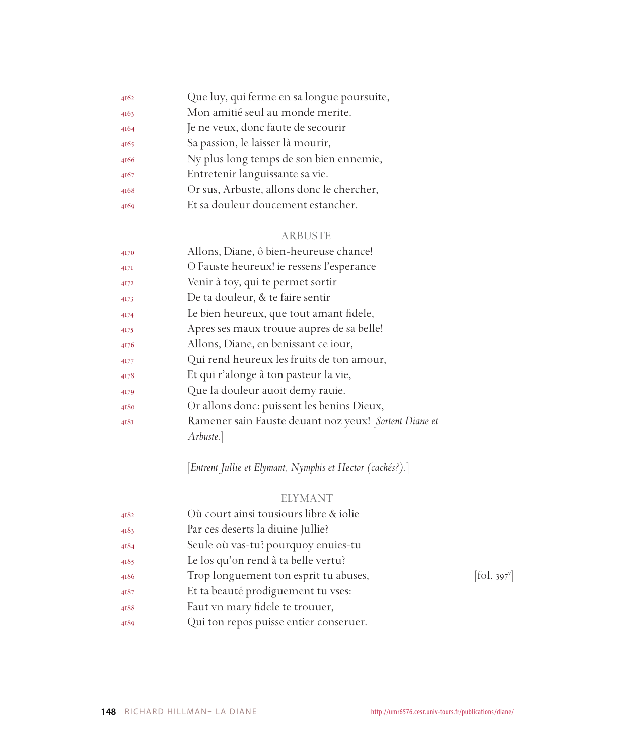4162 Que luy, qui ferme en sa longue poursuite,
4163 Mon amitié seul au monde merite.
4164 Je ne veux, donc faute de secourir
4165 Sa passion, le laisser là mourir,
4166 Ny plus long temps de son bien ennemie,
4167 Entretenir languissante sa vie.
4168 Or sus, Arbuste, allons donc le chercher,
4169 Et sa douleur doucement estancher.

ARBUSTE

4170 Allons, Diane, ô bien-heureuse chance!
4171 O Fauste heureux! ie ressens l'esperance
4172 Venir à toy, qui te permet sortir
4173 De ta douleur, & te faire sentir
4174 Le bien heureux, que tout amant fidele,
4175 Apres ses maux trouue aupres de sa belle!
4176 Allons, Diane, en benissant ce iour,
4177 Qui rend heureux les fruits de ton amour,
4178 Et qui r'alonge à ton pasteur la vie,
4179 Que la douleur auoit demy rauie.
4180 Or allons donc: puissent les benins Dieux,
4181 Ramener sain Fauste deuant noz yeux! [*Sortent Diane et Arbuste.*]

[*Entrent Jullie et Elymant, Nymphis et Hector (cachés?).*]

ELYMANT

4182 Où court ainsi tousiours libre & iolie
4183 Par ces deserts la diuine Jullie?
4184 Seule où vas-tu? pourquoy enuies-tu
4185 Le los qu'on rend à ta belle vertu?
4186 Trop longuement ton esprit tu abuses, [fol. 397v]
4187 Et ta beauté prodiguement tu vses:
4188 Faut vn mary fidele te trouuer,
4189 Qui ton repos puisse entier conseruer.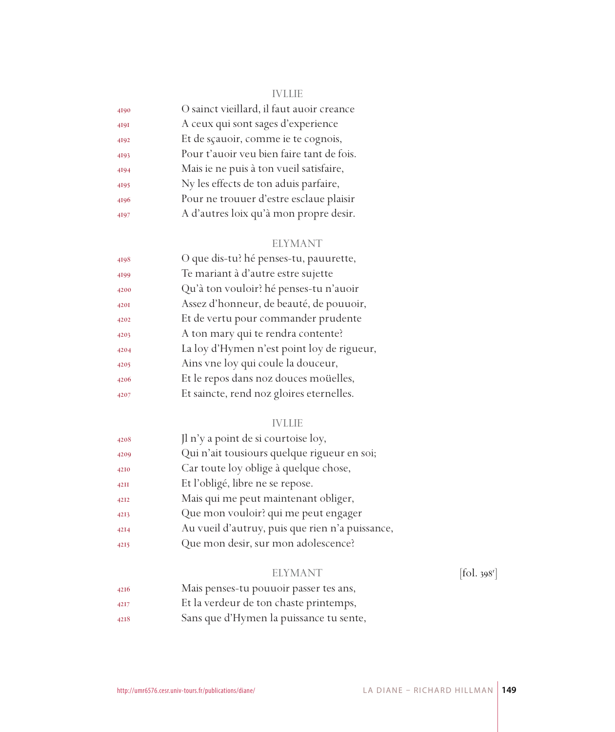IVLLIE

4190 O sainct vieillard, il faut auoir creance
4191 A ceux qui sont sages d'experience
4192 Et de sçauoir, comme ie te cognois,
4193 Pour t'auoir veu bien faire tant de fois.
4194 Mais ie ne puis à ton vueil satisfaire,
4195 Ny les effects de ton aduis parfaire,
4196 Pour ne trouuer d'estre esclaue plaisir
4197 A d'autres loix qu'à mon propre desir.

ELYMANT

4198 O que dis-tu? hé penses-tu, pauurette,
4199 Te mariant à d'autre estre sujette
4200 Qu'à ton vouloir? hé penses-tu n'auoir
4201 Assez d'honneur, de beauté, de pouuoir,
4202 Et de vertu pour commander prudente
4203 A ton mary qui te rendra contente?
4204 La loy d'Hymen n'est point loy de rigueur,
4205 Ains vne loy qui coule la douceur,
4206 Et le repos dans noz douces moüelles,
4207 Et saincte, rend noz gloires eternelles.

IVLLIE

4208 Jl n'y a point de si courtoise loy,
4209 Qui n'ait tousiours quelque rigueur en soi;
4210 Car toute loy oblige à quelque chose,
4211 Et l'obligé, libre ne se repose.
4212 Mais qui me peut maintenant obliger,
4213 Que mon vouloir? qui me peut engager
4214 Au vueil d'autruy, puis que rien n'a puissance,
4215 Que mon desir, sur mon adolescence?

ELYMANT [fol. 398r]

4216 Mais penses-tu pouuoir passer tes ans,
4217 Et la verdeur de ton chaste printemps,
4218 Sans que d'Hymen la puissance tu sente,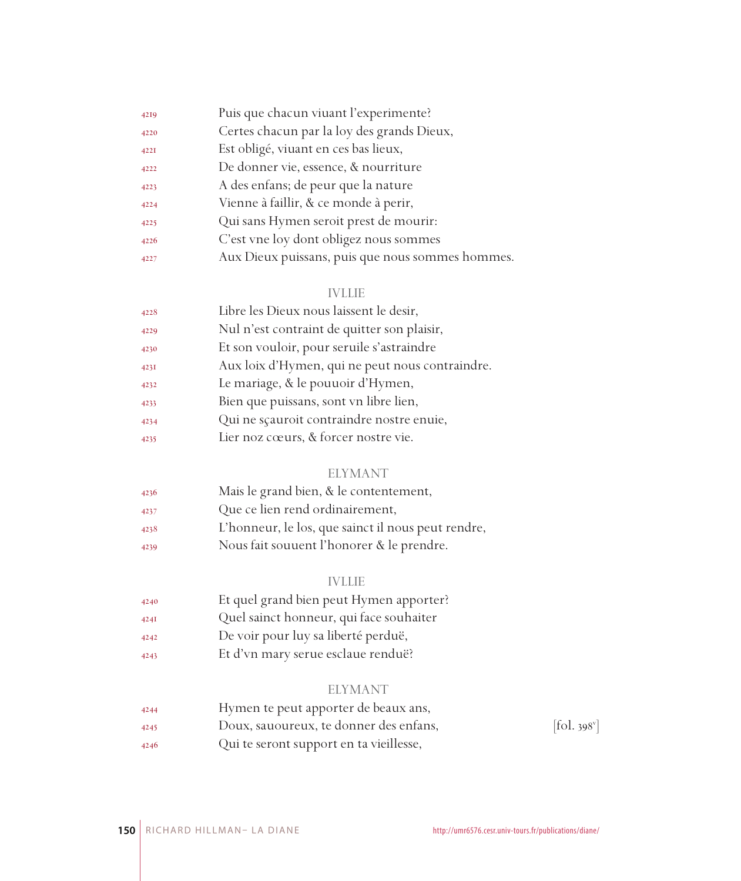4219 Puis que chacun viuant l'experimente?
4220 Certes chacun par la loy des grands Dieux,
4221 Est obligé, viuant en ces bas lieux,
4222 De donner vie, essence, & nourriture
4223 A des enfans; de peur que la nature
4224 Vienne à faillir, & ce monde à perir,
4225 Qui sans Hymen seroit prest de mourir:
4226 C'est vne loy dont obligez nous sommes
4227 Aux Dieux puissans, puis que nous sommes hommes.

IVLLIE

4228 Libre les Dieux nous laissent le desir,
4229 Nul n'est contraint de quitter son plaisir,
4230 Et son vouloir, pour seruile s'astraindre
4231 Aux loix d'Hymen, qui ne peut nous contraindre.
4232 Le mariage, & le pouuoir d'Hymen,
4233 Bien que puissans, sont vn libre lien,
4234 Qui ne sçauroit contraindre nostre enuie,
4235 Lier noz cœurs, & forcer nostre vie.

ELYMANT

4236 Mais le grand bien, & le contentement,
4237 Que ce lien rend ordinairement,
4238 L'honneur, le los, que sainct il nous peut rendre,
4239 Nous fait souuent l'honorer & le prendre.

IVLLIE

4240 Et quel grand bien peut Hymen apporter?
4241 Quel sainct honneur, qui face souhaiter
4242 De voir pour luy sa liberté perduë,
4243 Et d'vn mary serue esclaue renduë?

ELYMANT

4244 Hymen te peut apporter de beaux ans,
4245 Doux, sauoureux, te donner des enfans, [fol. 398v]
4246 Qui te seront support en ta vieillesse,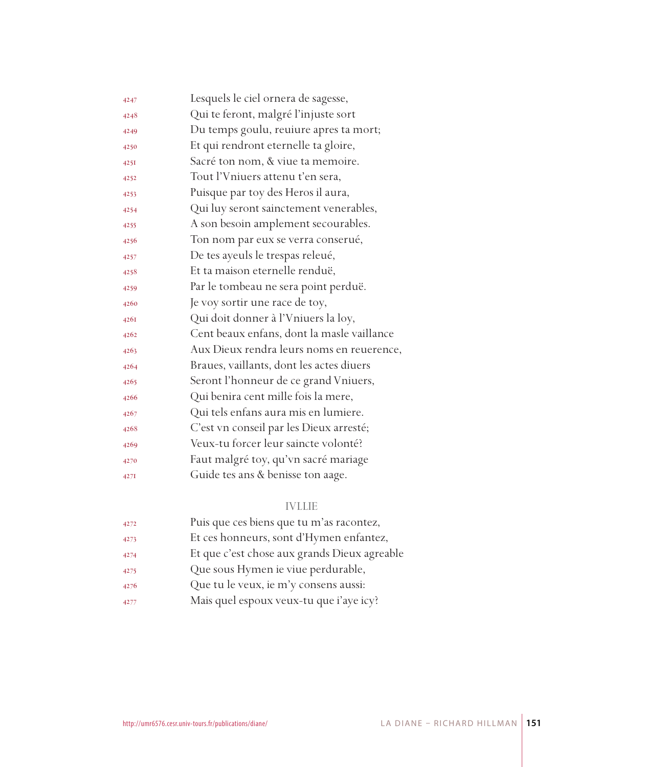4247 Lesquels le ciel ornera de sagesse,
4248 Qui te feront, malgré l'injuste sort
4249 Du temps goulu, reuiure apres ta mort;
4250 Et qui rendront eternelle ta gloire,
4251 Sacré ton nom, & viue ta memoire.
4252 Tout l'Vniuers attenu t'en sera,
4253 Puisque par toy des Heros il aura,
4254 Qui luy seront sainctement venerables,
4255 A son besoin amplement secourables.
4256 Ton nom par eux se verra conserué,
4257 De tes ayeuls le trespas releué,
4258 Et ta maison eternelle renduë,
4259 Par le tombeau ne sera point perduë.
4260 Je voy sortir une race de toy,
4261 Qui doit donner à l'Vniuers la loy,
4262 Cent beaux enfans, dont la masle vaillance
4263 Aux Dieux rendra leurs noms en reuerence,
4264 Braues, vaillants, dont les actes diuers
4265 Seront l'honneur de ce grand Vniuers,
4266 Qui benira cent mille fois la mere,
4267 Qui tels enfans aura mis en lumiere.
4268 C'est vn conseil par les Dieux arresté;
4269 Veux-tu forcer leur saincte volonté?
4270 Faut malgré toy, qu'vn sacré mariage
4271 Guide tes ans & benisse ton aage.

IVLLIE

4272 Puis que ces biens que tu m'as racontez,
4273 Et ces honneurs, sont d'Hymen enfantez,
4274 Et que c'est chose aux grands Dieux agreable
4275 Que sous Hymen ie viue perdurable,
4276 Que tu le veux, ie m'y consens aussi:
4277 Mais quel espoux veux-tu que i'aye icy?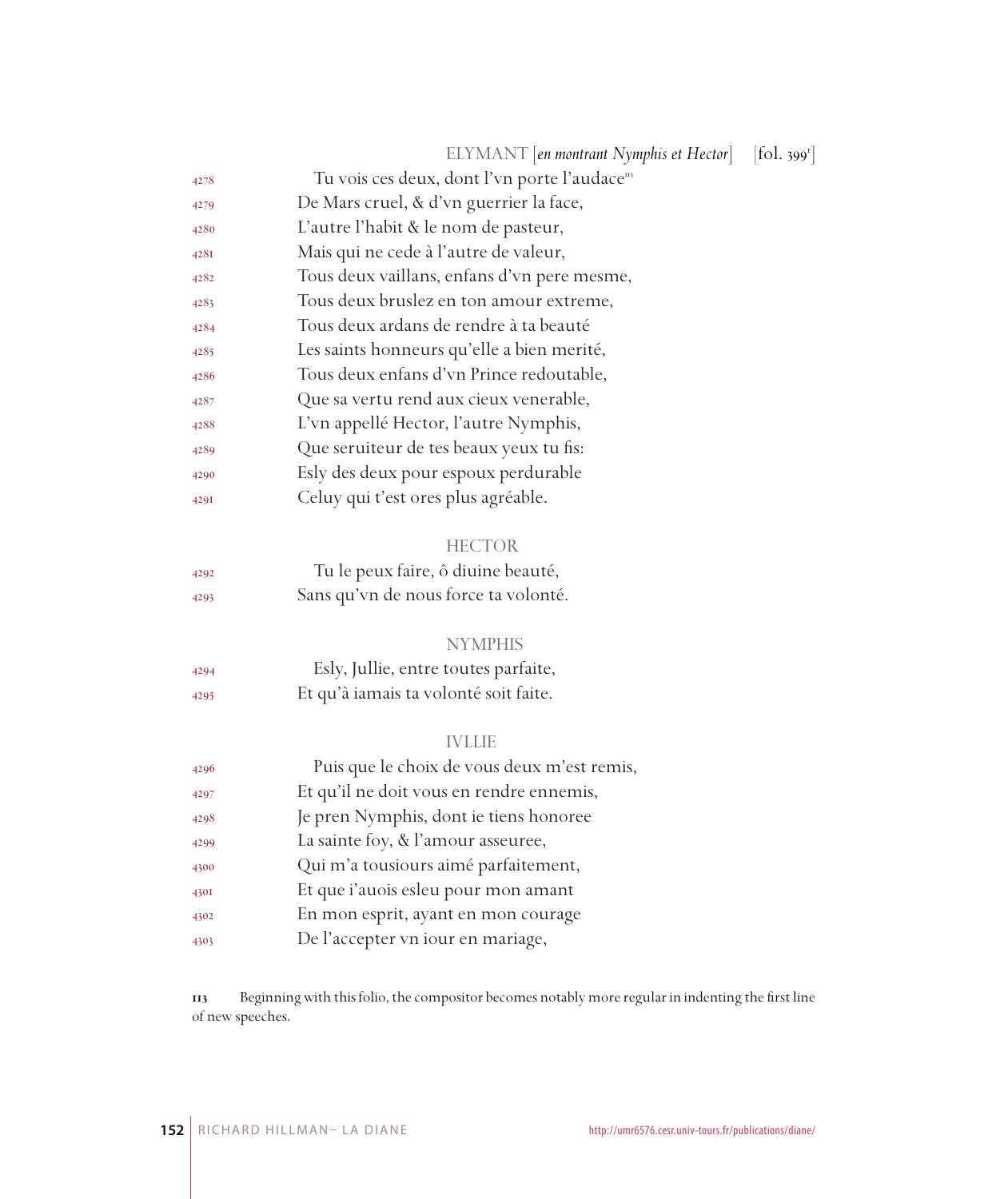ELYMANT [*en montrant Nymphis et Hector*] [fol. 399r]

4278 Tu vois ces deux, dont l'vn porte l'audace[113]
4279 De Mars cruel, & d'vn guerrier la face,
4280 L'autre l'habit & le nom de pasteur,
4281 Mais qui ne cede à l'autre de valeur,
4282 Tous deux vaillans, enfans d'vn pere mesme,
4283 Tous deux bruslez en ton amour extreme,
4284 Tous deux ardans de rendre à ta beauté
4285 Les saints honneurs qu'elle a bien merité,
4286 Tous deux enfans d'vn Prince redoutable,
4287 Que sa vertu rend aux cieux venerable,
4288 L'vn appellé Hector, l'autre Nymphis,
4289 Que seruiteur de tes beaux yeux tu fis:
4290 Esly des deux pour espoux perdurable
4291 Celuy qui t'est ores plus agréable.

HECTOR

4292 Tu le peux faire, ô diuine beauté,
4293 Sans qu'vn de nous force ta volonté.

NYMPHIS

4294 Esly, Jullie, entre toutes parfaite,
4295 Et qu'à iamais ta volonté soit faite.

IVLLIE

4296 Puis que le choix de vous deux m'est remis,
4297 Et qu'il ne doit vous en rendre ennemis,
4298 Je pren Nymphis, dont ie tiens honoree
4299 La sainte foy, & l'amour asseuree,
4300 Qui m'a tousiours aimé parfaitement,
4301 Et que i'auois esleu pour mon amant
4302 En mon esprit, ayant en mon courage
4303 De l'accepter vn iour en mariage,

113 Beginning with this folio, the compositor becomes notably more regular in indenting the first line of new speeches.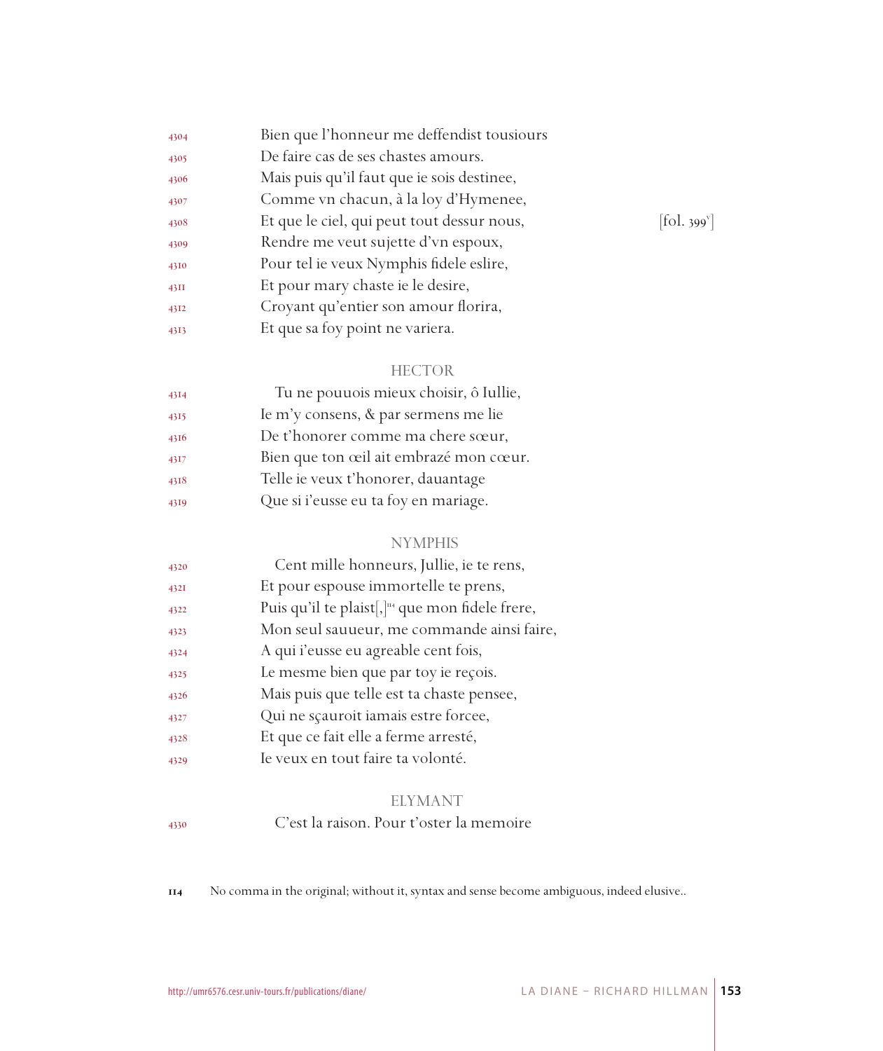4304 Bien que l'honneur me deffendist tousiours
4305 De faire cas de ses chastes amours.
4306 Mais puis qu'il faut que ie sois destinee,
4307 Comme vn chacun, à la loy d'Hymenee,
4308 Et que le ciel, qui peut tout dessur nous, [fol. 399v]
4309 Rendre me veut sujette d'vn espoux,
4310 Pour tel ie veux Nymphis fidele eslire,
4311 Et pour mary chaste ie le desire,
4312 Croyant qu'entier son amour florira,
4313 Et que sa foy point ne variera.

HECTOR

4314 Tu ne pouuois mieux choisir, ô Iullie,
4315 Ie m'y consens, & par sermens me lie
4316 De t'honorer comme ma chere sœur,
4317 Bien que ton œil ait embrazé mon cœur.
4318 Telle ie veux t'honorer, dauantage
4319 Que si i'eusse eu ta foy en mariage.

NYMPHIS

4320 Cent mille honneurs, Jullie, ie te rens,
4321 Et pour espouse immortelle te prens,
4322 Puis qu'il te plaist[,][114] que mon fidele frere,
4323 Mon seul sauueur, me commande ainsi faire,
4324 A qui i'eusse eu agreable cent fois,
4325 Le mesme bien que par toy ie reçois.
4326 Mais puis que telle est ta chaste pensee,
4327 Qui ne sçauroit iamais estre forcee,
4328 Et que ce fait elle a ferme arresté,
4329 Ie veux en tout faire ta volonté.

ELYMANT

4330 C'est la raison. Pour t'oster la memoire

114 No comma in the original; without it, syntax and sense become ambiguous, indeed elusive..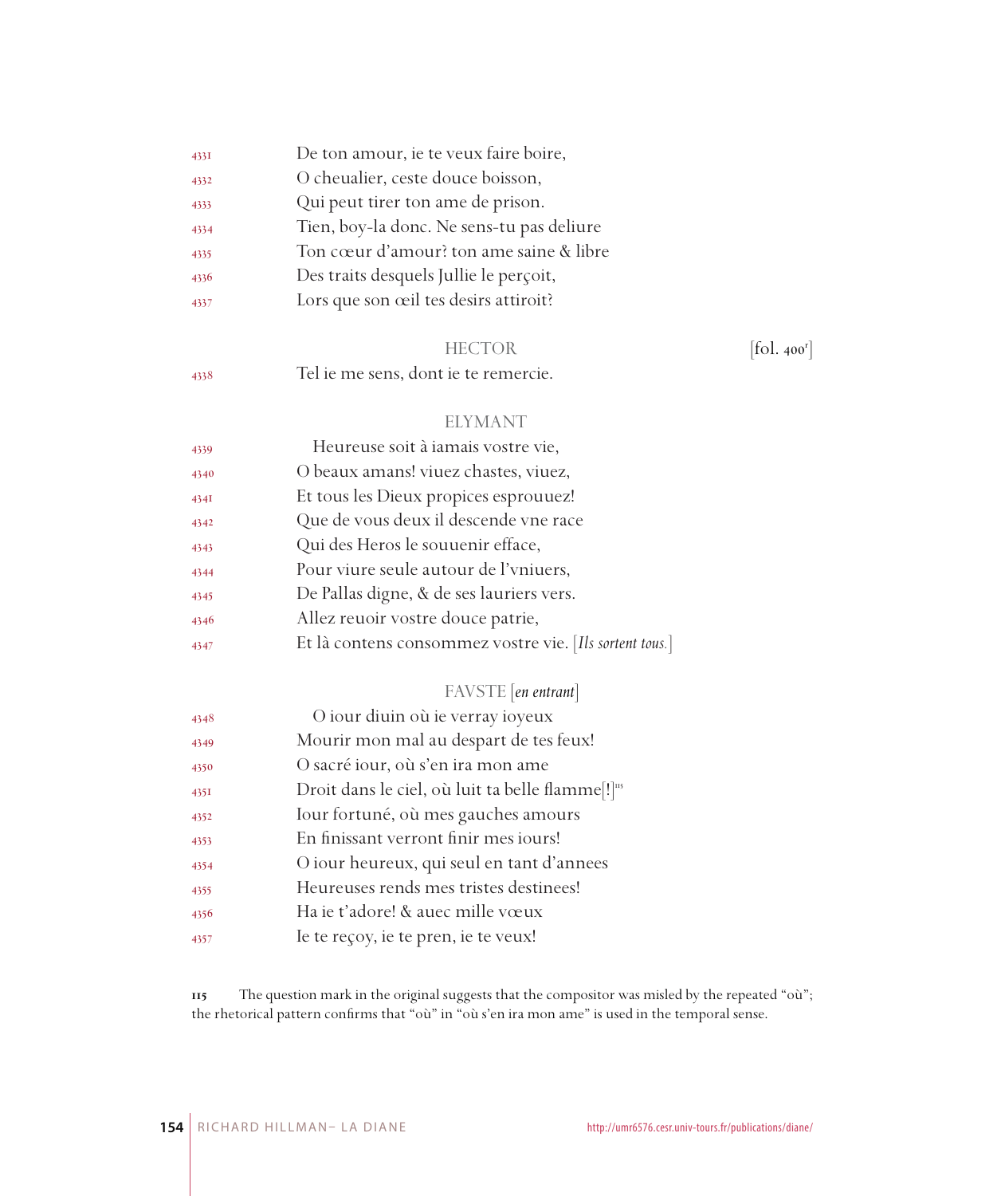4331 De ton amour, ie te veux faire boire,
4332 O cheualier, ceste douce boisson,
4333 Qui peut tirer ton ame de prison.
4334 Tien, boy-la donc. Ne sens-tu pas deliure
4335 Ton cœur d'amour? ton ame saine & libre
4336 Des traits desquels Jullie le perçoit,
4337 Lors que son œil tes desirs attiroit?

HECTOR [fol. 400r]

4338 Tel ie me sens, dont ie te remercie.

ELYMANT

4339 Heureuse soit à iamais vostre vie,
4340 O beaux amans! viuez chastes, viuez,
4341 Et tous les Dieux propices esprouuez!
4342 Que de vous deux il descende vne race
4343 Qui des Heros le souuenir efface,
4344 Pour viure seule autour de l'vniuers,
4345 De Pallas digne, & de ses lauriers vers.
4346 Allez reuoir vostre douce patrie,
4347 Et là contens consommez vostre vie. [*Ils sortent tous.*]

FAVSTE [*en entrant*]

4348 O iour diuin où ie verray ioyeux
4349 Mourir mon mal au despart de tes feux!
4350 O sacré iour, où s'en ira mon ame
4351 Droit dans le ciel, où luit ta belle flamme[!][115]
4352 Iour fortuné, où mes gauches amours
4353 En finissant verront finir mes iours!
4354 O iour heureux, qui seul en tant d'annees
4355 Heureuses rends mes tristes destinees!
4356 Ha ie t'adore! & auec mille vœux
4357 Ie te reçoy, ie te pren, ie te veux!

115 The question mark in the original suggests that the compositor was misled by the repeated "où"; the rhetorical pattern confirms that "où" in "où s'en ira mon ame" is used in the temporal sense.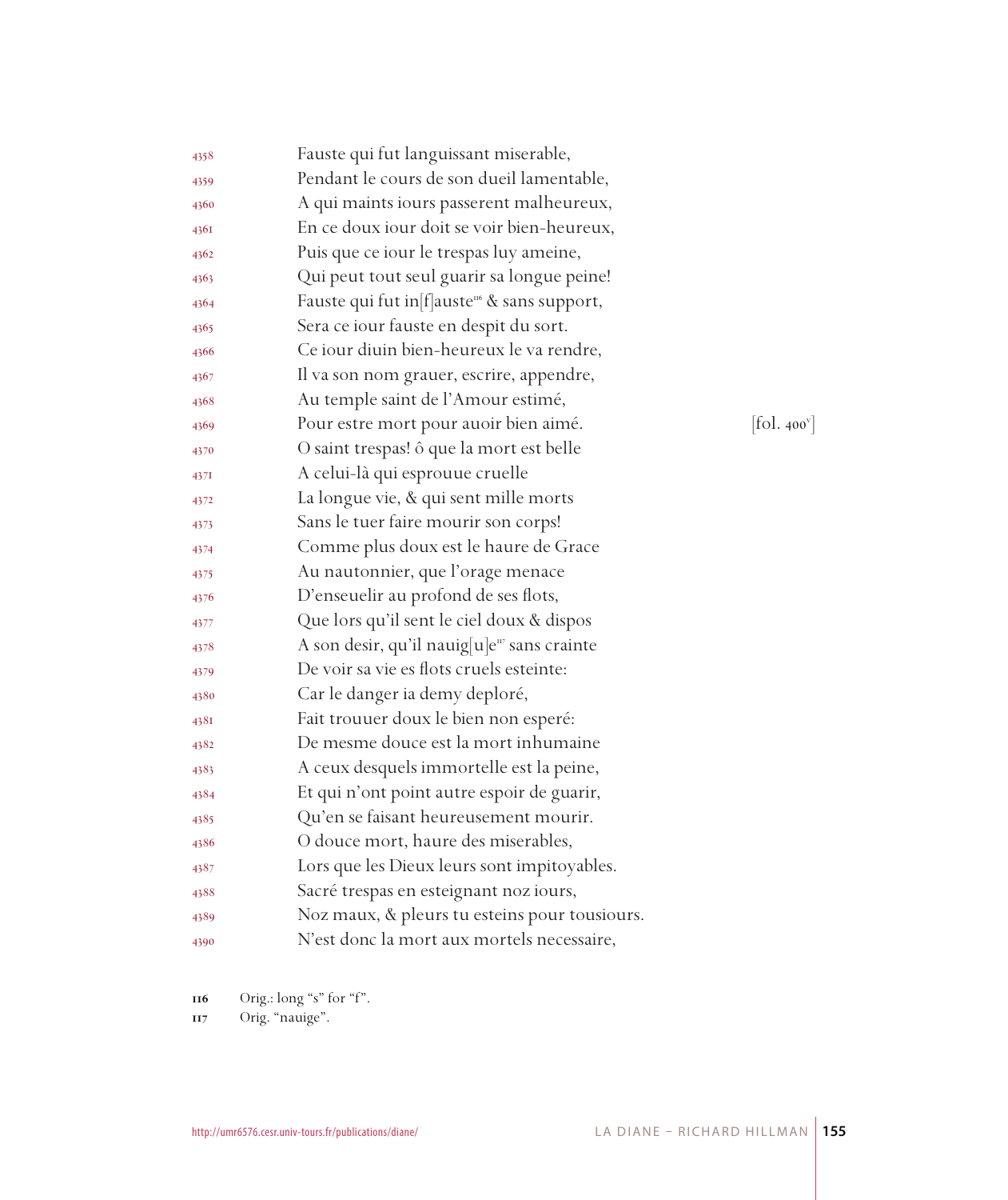4358 Fauste qui fut languissant miserable,
4359 Pendant le cours de son dueil lamentable,
4360 A qui maints iours passerent malheureux,
4361 En ce doux iour doit se voir bien-heureux,
4362 Puis que ce iour le trespas luy ameine,
4363 Qui peut tout seul guarir sa longue peine!
4364 Fauste qui fut in[f]auste[116] & sans support,
4365 Sera ce iour fauste en despit du sort.
4366 Ce iour diuin bien-heureux le va rendre,
4367 Il va son nom grauer, escrire, appendre,
4368 Au temple saint de l'Amour estimé,
4369 Pour estre mort pour auoir bien aimé. [fol. 400v]
4370 O saint trespas! ô que la mort est belle
4371 A celui-là qui esprouue cruelle
4372 La longue vie, & qui sent mille morts
4373 Sans le tuer faire mourir son corps!
4374 Comme plus doux est le haure de Grace
4375 Au nautonnier, que l'orage menace
4376 D'enseuelir au profond de ses flots,
4377 Que lors qu'il sent le ciel doux & dispos
4378 A son desir, qu'il nauig[u]e[117] sans crainte
4379 De voir sa vie es flots cruels esteinte:
4380 Car le danger ia demy deploré,
4381 Fait trouuer doux le bien non esperé:
4382 De mesme douce est la mort inhumaine
4383 A ceux desquels immortelle est la peine,
4384 Et qui n'ont point autre espoir de guarir,
4385 Qu'en se faisant heureusement mourir.
4386 O douce mort, haure des miserables,
4387 Lors que les Dieux leurs sont impitoyables.
4388 Sacré trespas en esteignant noz iours,
4389 Noz maux, & pleurs tu esteins pour tousiours.
4390 N'est donc la mort aux mortels necessaire,

116 Orig.: long "s" for "f".
117 Orig. "nauige".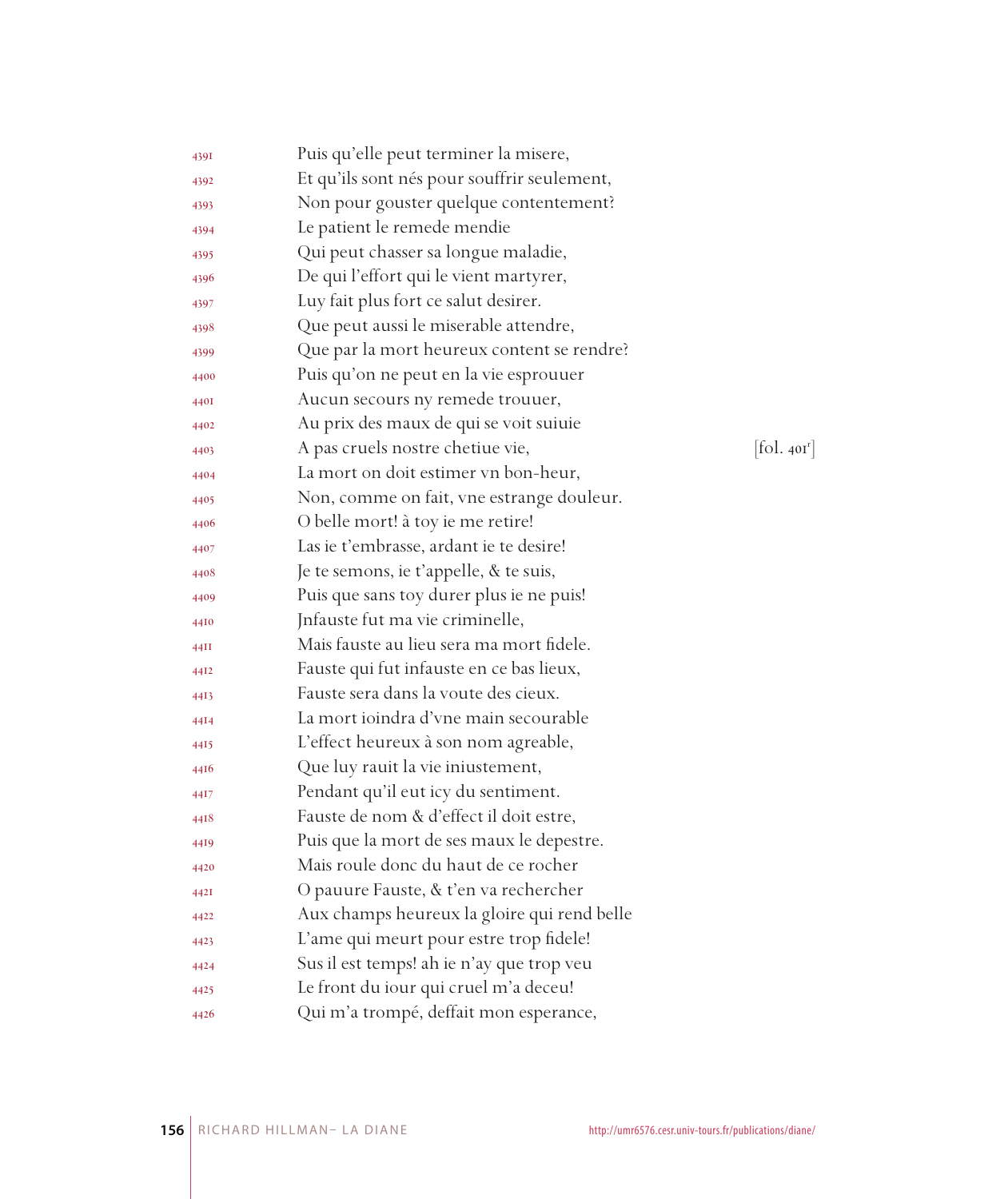4391 Puis qu'elle peut terminer la misere,
4392 Et qu'ils sont nés pour souffrir seulement,
4393 Non pour gouster quelque contentement?
4394 Le patient le remede mendie
4395 Qui peut chasser sa longue maladie,
4396 De qui l'effort qui le vient martyrer,
4397 Luy fait plus fort ce salut desirer.
4398 Que peut aussi le miserable attendre,
4399 Que par la mort heureux content se rendre?
4400 Puis qu'on ne peut en la vie esprouuer
4401 Aucun secours ny remede trouuer,
4402 Au prix des maux de qui se voit suiuie
4403 A pas cruels nostre chetiue vie, [fol. 401r]
4404 La mort on doit estimer vn bon-heur,
4405 Non, comme on fait, vne estrange douleur.
4406 O belle mort! à toy ie me retire!
4407 Las ie t'embrasse, ardant ie te desire!
4408 Je te semons, ie t'appelle, & te suis,
4409 Puis que sans toy durer plus ie ne puis!
4410 Jnfauste fut ma vie criminelle,
4411 Mais fauste au lieu sera ma mort fidele.
4412 Fauste qui fut infauste en ce bas lieux,
4413 Fauste sera dans la voute des cieux.
4414 La mort ioindra d'vne main secourable
4415 L'effect heureux à son nom agreable,
4416 Que luy rauit la vie iniustement,
4417 Pendant qu'il eut icy du sentiment.
4418 Fauste de nom & d'effect il doit estre,
4419 Puis que la mort de ses maux le depestre.
4420 Mais roule donc du haut de ce rocher
4421 O pauure Fauste, & t'en va rechercher
4422 Aux champs heureux la gloire qui rend belle
4423 L'ame qui meurt pour estre trop fidele!
4424 Sus il est temps! ah ie n'ay que trop veu
4425 Le front du iour qui cruel m'a deceu!
4426 Qui m'a trompé, deffait mon esperance,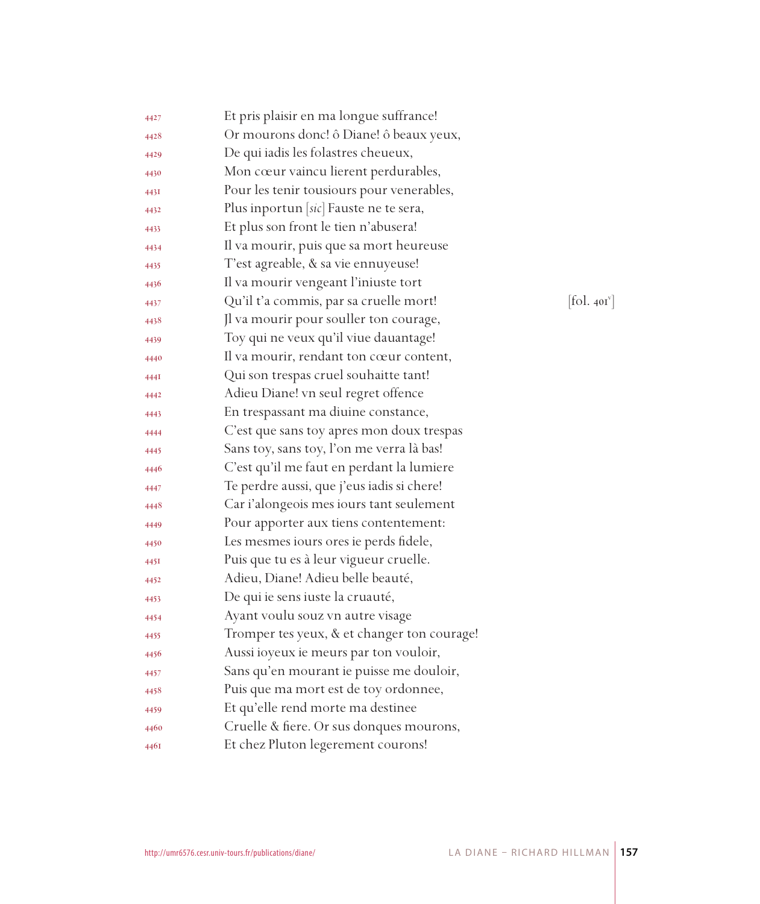4427 Et pris plaisir en ma longue suffrance!
4428 Or mourons donc! ô Diane! ô beaux yeux,
4429 De qui iadis les folastres cheueux,
4430 Mon cœur vaincu lierent perdurables,
4431 Pour les tenir tousiours pour venerables,
4432 Plus inportun [*sic*] Fauste ne te sera,
4433 Et plus son front le tien n'abusera!
4434 Il va mourir, puis que sa mort heureuse
4435 T'est agreable, & sa vie ennuyeuse!
4436 Il va mourir vengeant l'iniuste tort
4437 Qu'il t'a commis, par sa cruelle mort! [fol. 401v]
4438 Jl va mourir pour souller ton courage,
4439 Toy qui ne veux qu'il viue dauantage!
4440 Il va mourir, rendant ton cœur content,
4441 Qui son trespas cruel souhaitte tant!
4442 Adieu Diane! vn seul regret offence
4443 En trespassant ma diuine constance,
4444 C'est que sans toy apres mon doux trespas
4445 Sans toy, sans toy, l'on me verra là bas!
4446 C'est qu'il me faut en perdant la lumiere
4447 Te perdre aussi, que j'eus iadis si chere!
4448 Car i'alongeois mes iours tant seulement
4449 Pour apporter aux tiens contentement:
4450 Les mesmes iours ores ie perds fidele,
4451 Puis que tu es à leur vigueur cruelle.
4452 Adieu, Diane! Adieu belle beauté,
4453 De qui ie sens iuste la cruauté,
4454 Ayant voulu souz vn autre visage
4455 Tromper tes yeux, & et changer ton courage!
4456 Aussi ioyeux ie meurs par ton vouloir,
4457 Sans qu'en mourant ie puisse me douloir,
4458 Puis que ma mort est de toy ordonnee,
4459 Et qu'elle rend morte ma destinee
4460 Cruelle & fiere. Or sus donques mourons,
4461 Et chez Pluton legerement courons!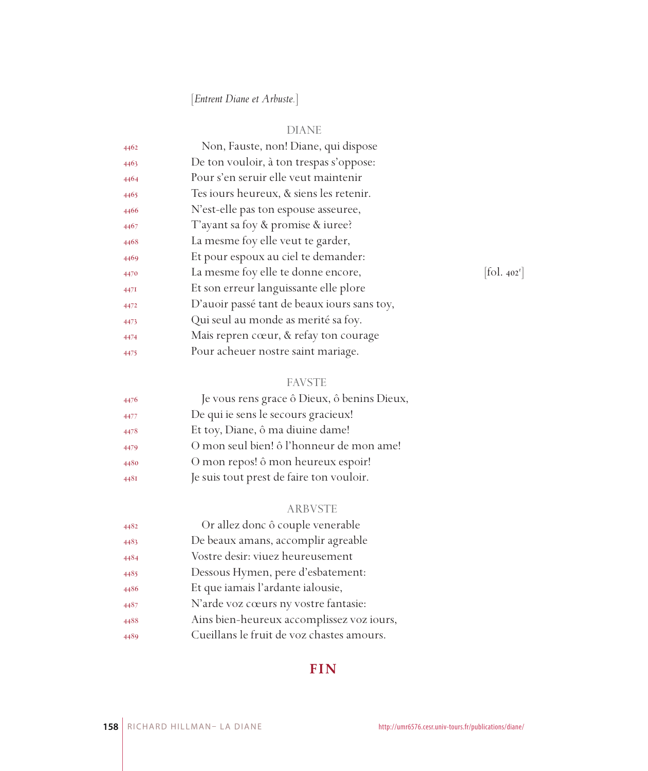[*Entrent Diane et Arbuste.*]

DIANE

4462 Non, Fauste, non! Diane, qui dispose
4463 De ton vouloir, à ton trespas s'oppose:
4464 Pour s'en seruir elle veut maintenir
4465 Tes iours heureux, & siens les retenir.
4466 N'est-elle pas ton espouse asseuree,
4467 T'ayant sa foy & promise & iuree?
4468 La mesme foy elle veut te garder,
4469 Et pour espoux au ciel te demander:
4470 La mesme foy elle te donne encore, [fol. 402r]
4471 Et son erreur languissante elle plore
4472 D'auoir passé tant de beaux iours sans toy,
4473 Qui seul au monde as merité sa foy.
4474 Mais repren cœur, & refay ton courage
4475 Pour acheuer nostre saint mariage.

FAVSTE

4476 Je vous rens grace ô Dieux, ô benins Dieux,
4477 De qui ie sens le secours gracieux!
4478 Et toy, Diane, ô ma diuine dame!
4479 O mon seul bien! ô l'honneur de mon ame!
4480 O mon repos! ô mon heureux espoir!
4481 Je suis tout prest de faire ton vouloir.

ARBVSTE

4482 Or allez donc ô couple venerable
4483 De beaux amans, accomplir agreable
4484 Vostre desir: viuez heureusement
4485 Dessous Hymen, pere d'esbatement:
4486 Et que iamais l'ardante ialousie,
4487 N'arde voz cœurs ny vostre fantasie:
4488 Ains bien-heureux accomplissez voz iours,
4489 Cueillans le fruit de voz chastes amours.

**FIN**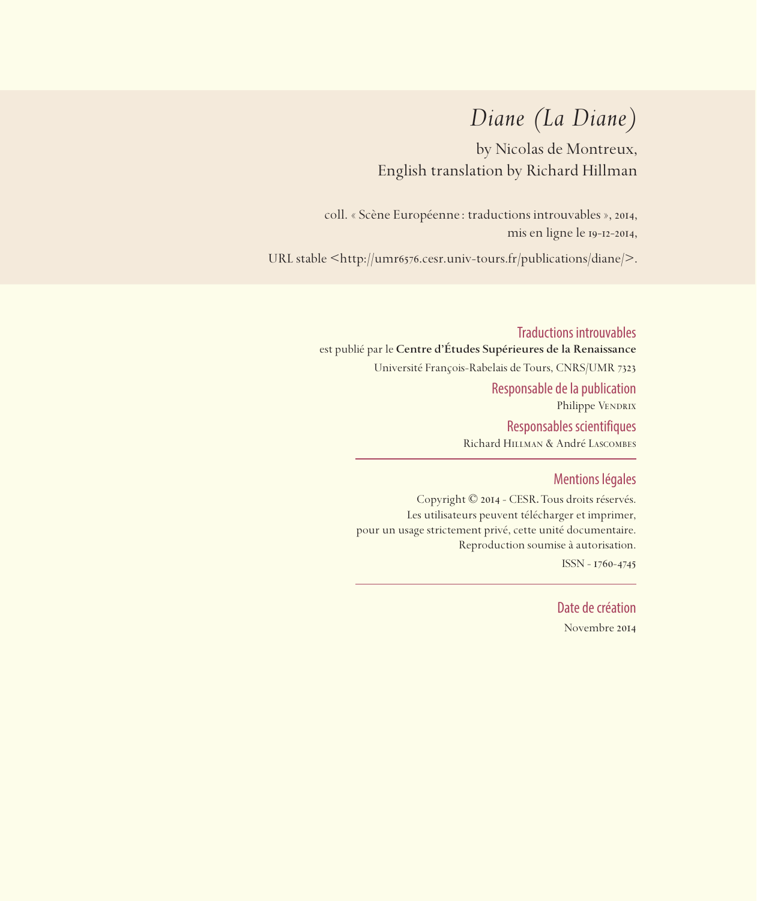# *Diane (La Diane)*

by Nicolas de Montreux,
English translation by Richard Hillman

coll. « Scène Européenne : traductions introuvables », 2014,
mis en ligne le 19-12-2014,

URL stable <http://umr6576.cesr.univ-tours.fr/publications/diane/>.

## Traductions introuvables

est publié par le **Centre d'Études Supérieures de la Renaissance**

Université François-Rabelais de Tours, CNRS/UMR 7323

## Responsable de la publication

Philippe Vendrix

## Responsables scientifiques

Richard Hillman & André Lascombes

---

## Mentions légales

Copyright © 2014 - CESR. Tous droits réservés.
Les utilisateurs peuvent télécharger et imprimer,
pour un usage strictement privé, cette unité documentaire.
Reproduction soumise à autorisation.

ISSN - 1760-4745

---

## Date de création

Novembre 2014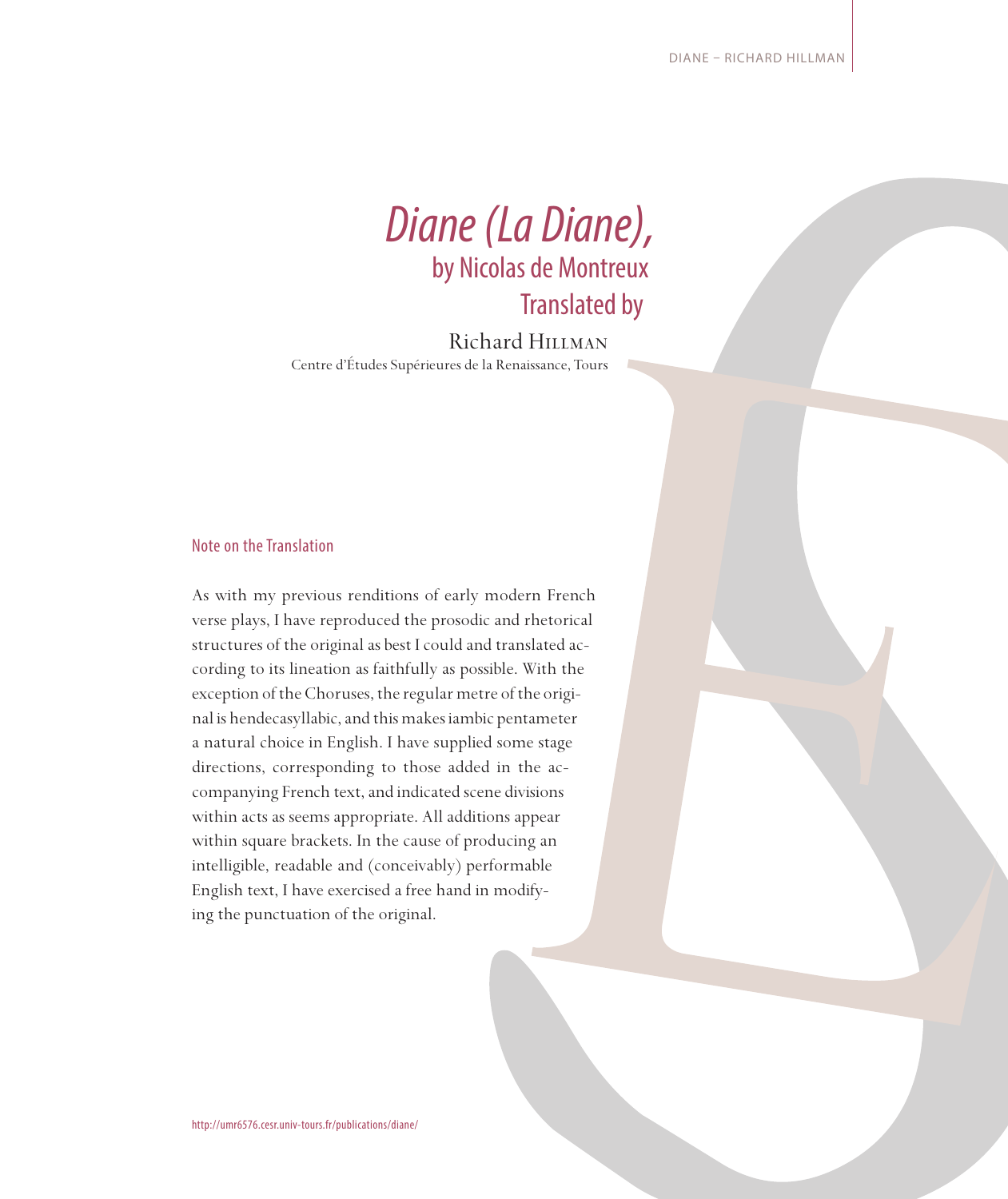# *Diane (La Diane),*

## by Nicolas de Montreux

## Translated by

Richard Hillman

Centre d'Études Supérieures de la Renaissance, Tours

### Note on the Translation

As with my previous renditions of early modern French verse plays, I have reproduced the prosodic and rhetorical structures of the original as best I could and translated according to its lineation as faithfully as possible. With the exception of the Choruses, the regular metre of the original is hendecasyllabic, and this makes iambic pentameter a natural choice in English. I have supplied some stage directions, corresponding to those added in the accompanying French text, and indicated scene divisions within acts as seems appropriate. All additions appear within square brackets. In the cause of producing an intelligible, readable and (conceivably) performable English text, I have exercised a free hand in modifying the punctuation of the original.

http://umr6576.cesr.univ-tours.fr/publications/diane/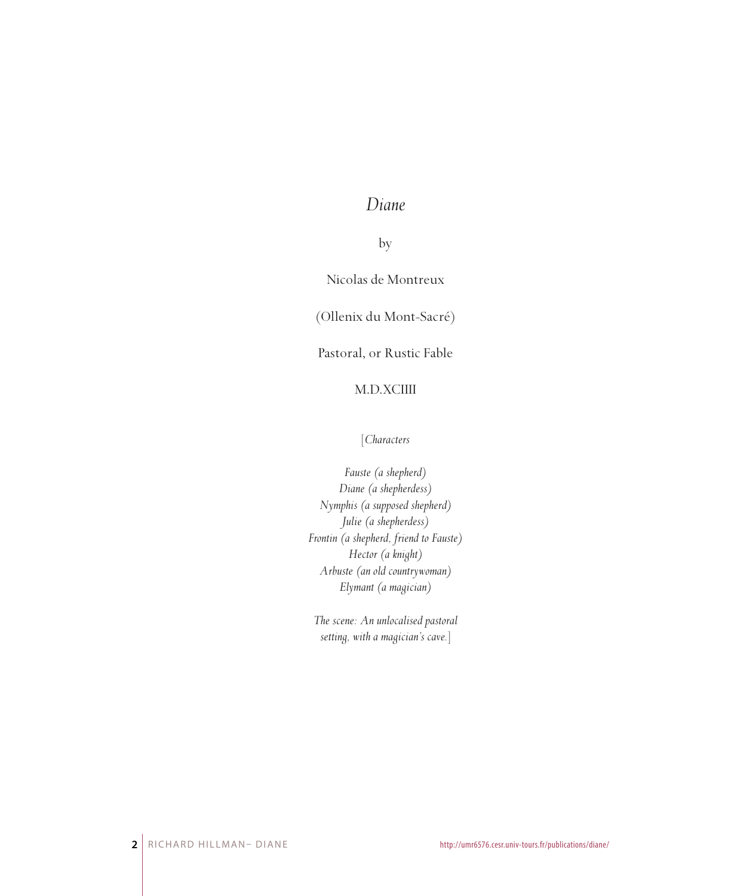# *Diane*

by

Nicolas de Montreux

(Ollenix du Mont-Sacré)

Pastoral, or Rustic Fable

M.D.XCIIII

[*Characters*

*Fauste (a shepherd)*
*Diane (a shepherdess)*
*Nymphis (a supposed shepherd)*
*Julie (a shepherdess)*
*Frontin (a shepherd, friend to Fauste)*
*Hector (a knight)*
*Arbuste (an old countrywoman)*
*Elymant (a magician)*

*The scene: An unlocalised pastoral setting, with a magician's cave.*]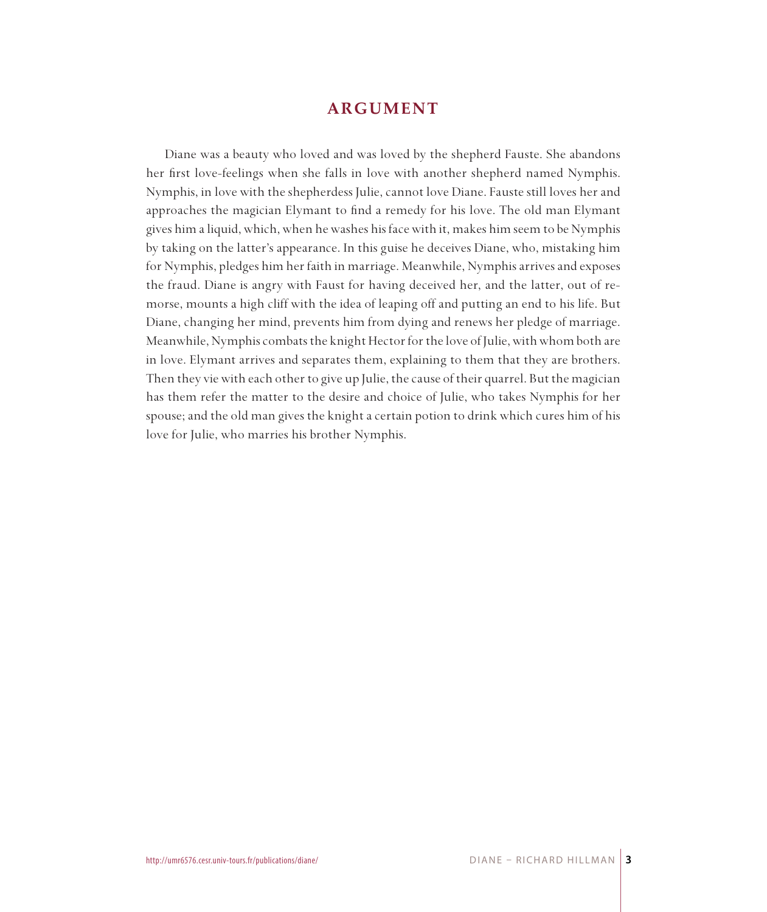# ARGUMENT

Diane was a beauty who loved and was loved by the shepherd Fauste. She abandons her first love-feelings when she falls in love with another shepherd named Nymphis. Nymphis, in love with the shepherdess Julie, cannot love Diane. Fauste still loves her and approaches the magician Elymant to find a remedy for his love. The old man Elymant gives him a liquid, which, when he washes his face with it, makes him seem to be Nymphis by taking on the latter's appearance. In this guise he deceives Diane, who, mistaking him for Nymphis, pledges him her faith in marriage. Meanwhile, Nymphis arrives and exposes the fraud. Diane is angry with Faust for having deceived her, and the latter, out of remorse, mounts a high cliff with the idea of leaping off and putting an end to his life. But Diane, changing her mind, prevents him from dying and renews her pledge of marriage. Meanwhile, Nymphis combats the knight Hector for the love of Julie, with whom both are in love. Elymant arrives and separates them, explaining to them that they are brothers. Then they vie with each other to give up Julie, the cause of their quarrel. But the magician has them refer the matter to the desire and choice of Julie, who takes Nymphis for her spouse; and the old man gives the knight a certain potion to drink which cures him of his love for Julie, who marries his brother Nymphis.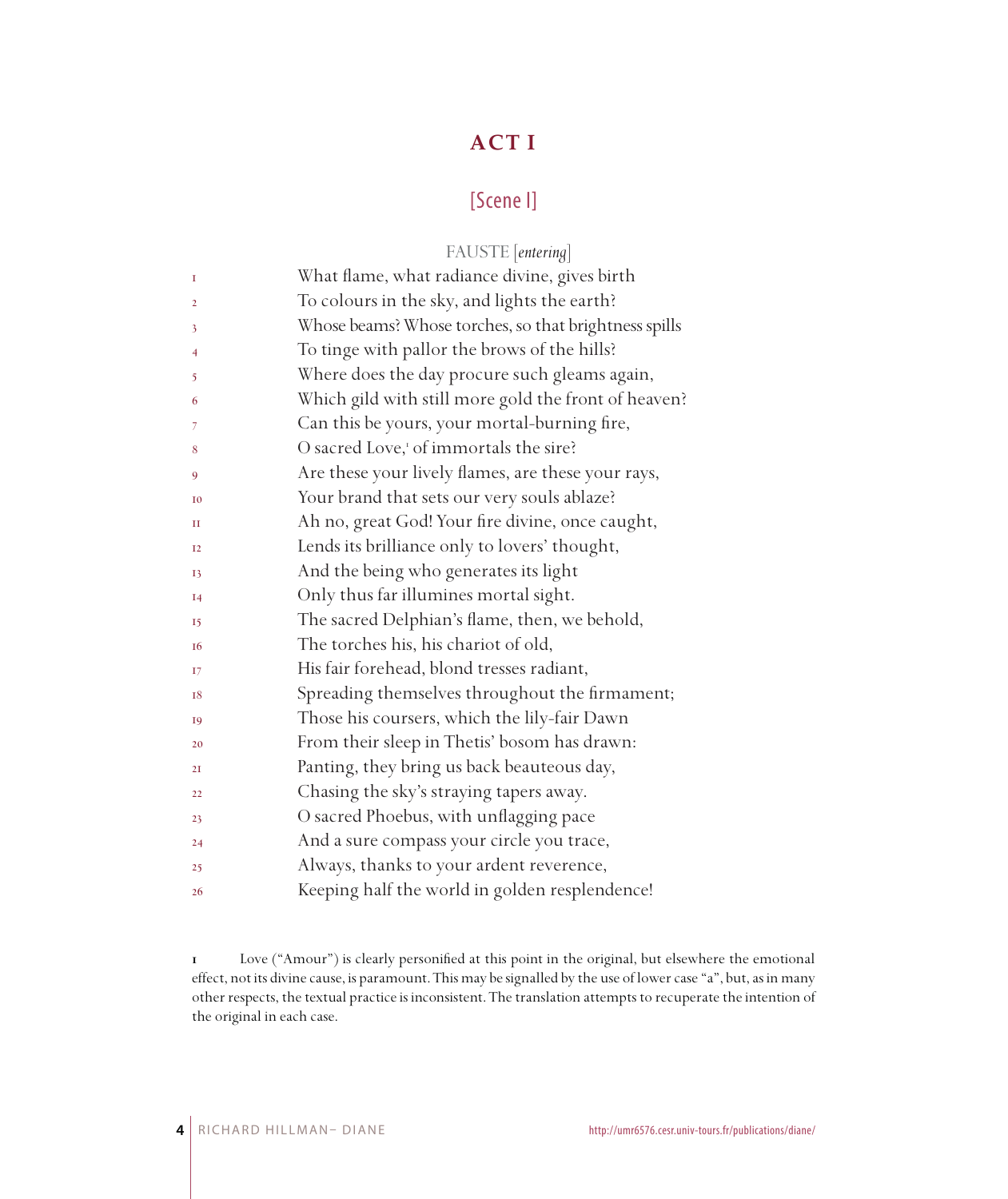# ACT I

## [Scene I]

FAUSTE [*entering*]

What flame, what radiance divine, gives birth  
To colours in the sky, and lights the earth?  
Whose beams? Whose torches, so that brightness spills  
To tinge with pallor the brows of the hills?  
Where does the day procure such gleams again,  
Which gild with still more gold the front of heaven?  
Can this be yours, your mortal-burning fire,  
O sacred Love,[1] of immortals the sire?  
Are these your lively flames, are these your rays,  
Your brand that sets our very souls ablaze?  
Ah no, great God! Your fire divine, once caught,  
Lends its brilliance only to lovers' thought,  
And the being who generates its light  
Only thus far illumines mortal sight.  
The sacred Delphian's flame, then, we behold,  
The torches his, his chariot of old,  
His fair forehead, blond tresses radiant,  
Spreading themselves throughout the firmament;  
Those his coursers, which the lily-fair Dawn  
From their sleep in Thetis' bosom has drawn:  
Panting, they bring us back beauteous day,  
Chasing the sky's straying tapers away.  
O sacred Phoebus, with unflagging pace  
And a sure compass your circle you trace,  
Always, thanks to your ardent reverence,  
Keeping half the world in golden resplendence!

---

1 Love ("Amour") is clearly personified at this point in the original, but elsewhere the emotional effect, not its divine cause, is paramount. This may be signalled by the use of lower case "a", but, as in many other respects, the textual practice is inconsistent. The translation attempts to recuperate the intention of the original in each case.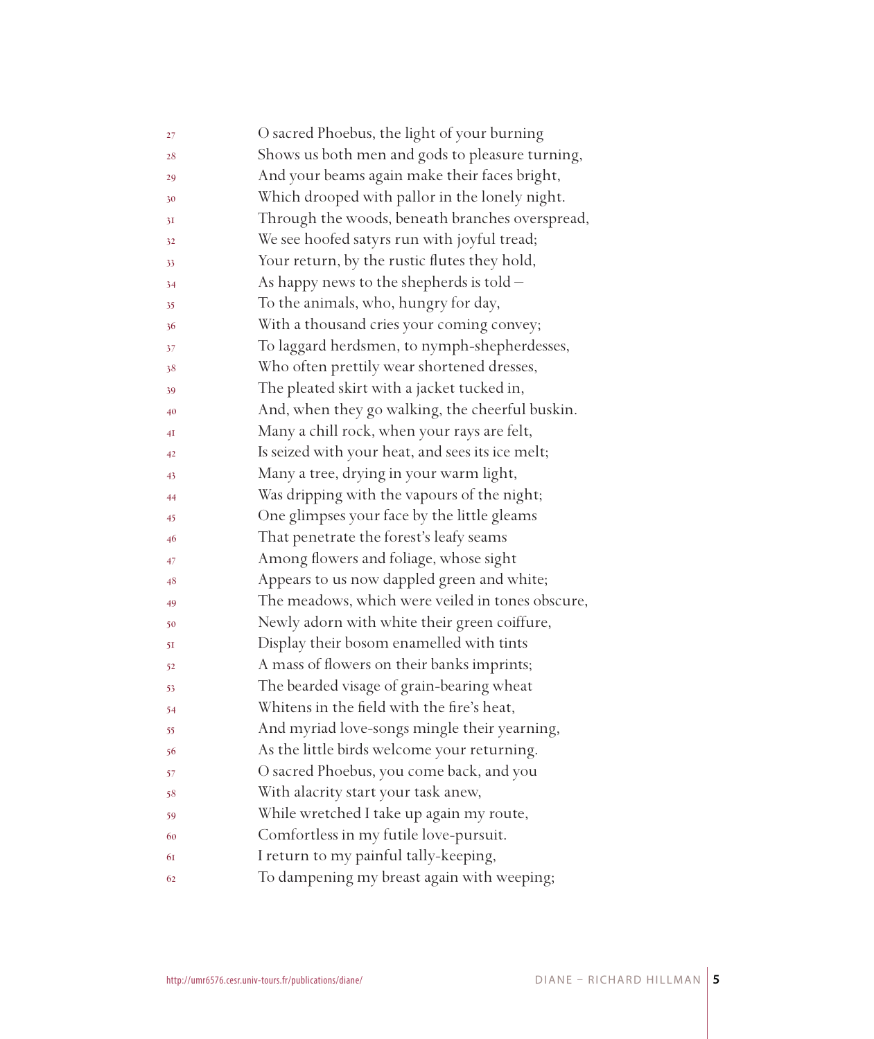27 O sacred Phoebus, the light of your burning
28 Shows us both men and gods to pleasure turning,
29 And your beams again make their faces bright,
30 Which drooped with pallor in the lonely night.
31 Through the woods, beneath branches overspread,
32 We see hoofed satyrs run with joyful tread;
33 Your return, by the rustic flutes they hold,
34 As happy news to the shepherds is told –
35 To the animals, who, hungry for day,
36 With a thousand cries your coming convey;
37 To laggard herdsmen, to nymph-shepherdesses,
38 Who often prettily wear shortened dresses,
39 The pleated skirt with a jacket tucked in,
40 And, when they go walking, the cheerful buskin.
41 Many a chill rock, when your rays are felt,
42 Is seized with your heat, and sees its ice melt;
43 Many a tree, drying in your warm light,
44 Was dripping with the vapours of the night;
45 One glimpses your face by the little gleams
46 That penetrate the forest's leafy seams
47 Among flowers and foliage, whose sight
48 Appears to us now dappled green and white;
49 The meadows, which were veiled in tones obscure,
50 Newly adorn with white their green coiffure,
51 Display their bosom enamelled with tints
52 A mass of flowers on their banks imprints;
53 The bearded visage of grain-bearing wheat
54 Whitens in the field with the fire's heat,
55 And myriad love-songs mingle their yearning,
56 As the little birds welcome your returning.
57 O sacred Phoebus, you come back, and you
58 With alacrity start your task anew,
59 While wretched I take up again my route,
60 Comfortless in my futile love-pursuit.
61 I return to my painful tally-keeping,
62 To dampening my breast again with weeping;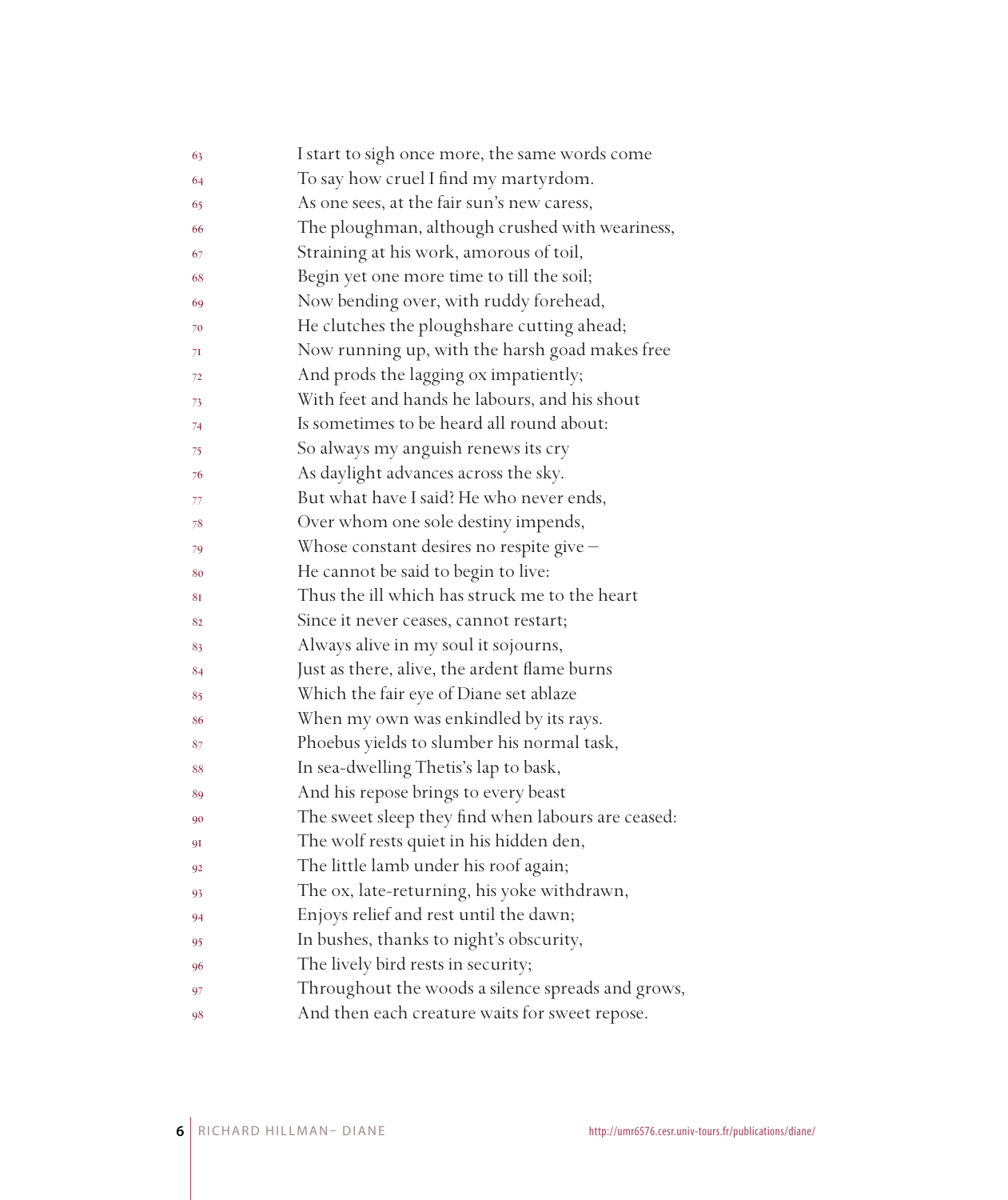63 I start to sigh once more, the same words come
64 To say how cruel I find my martyrdom.
65 As one sees, at the fair sun's new caress,
66 The ploughman, although crushed with weariness,
67 Straining at his work, amorous of toil,
68 Begin yet one more time to till the soil;
69 Now bending over, with ruddy forehead,
70 He clutches the ploughshare cutting ahead;
71 Now running up, with the harsh goad makes free
72 And prods the lagging ox impatiently;
73 With feet and hands he labours, and his shout
74 Is sometimes to be heard all round about:
75 So always my anguish renews its cry
76 As daylight advances across the sky.
77 But what have I said? He who never ends,
78 Over whom one sole destiny impends,
79 Whose constant desires no respite give –
80 He cannot be said to begin to live:
81 Thus the ill which has struck me to the heart
82 Since it never ceases, cannot restart;
83 Always alive in my soul it sojourns,
84 Just as there, alive, the ardent flame burns
85 Which the fair eye of Diane set ablaze
86 When my own was enkindled by its rays.
87 Phoebus yields to slumber his normal task,
88 In sea-dwelling Thetis's lap to bask,
89 And his repose brings to every beast
90 The sweet sleep they find when labours are ceased:
91 The wolf rests quiet in his hidden den,
92 The little lamb under his roof again;
93 The ox, late-returning, his yoke withdrawn,
94 Enjoys relief and rest until the dawn;
95 In bushes, thanks to night's obscurity,
96 The lively bird rests in security;
97 Throughout the woods a silence spreads and grows,
98 And then each creature waits for sweet repose.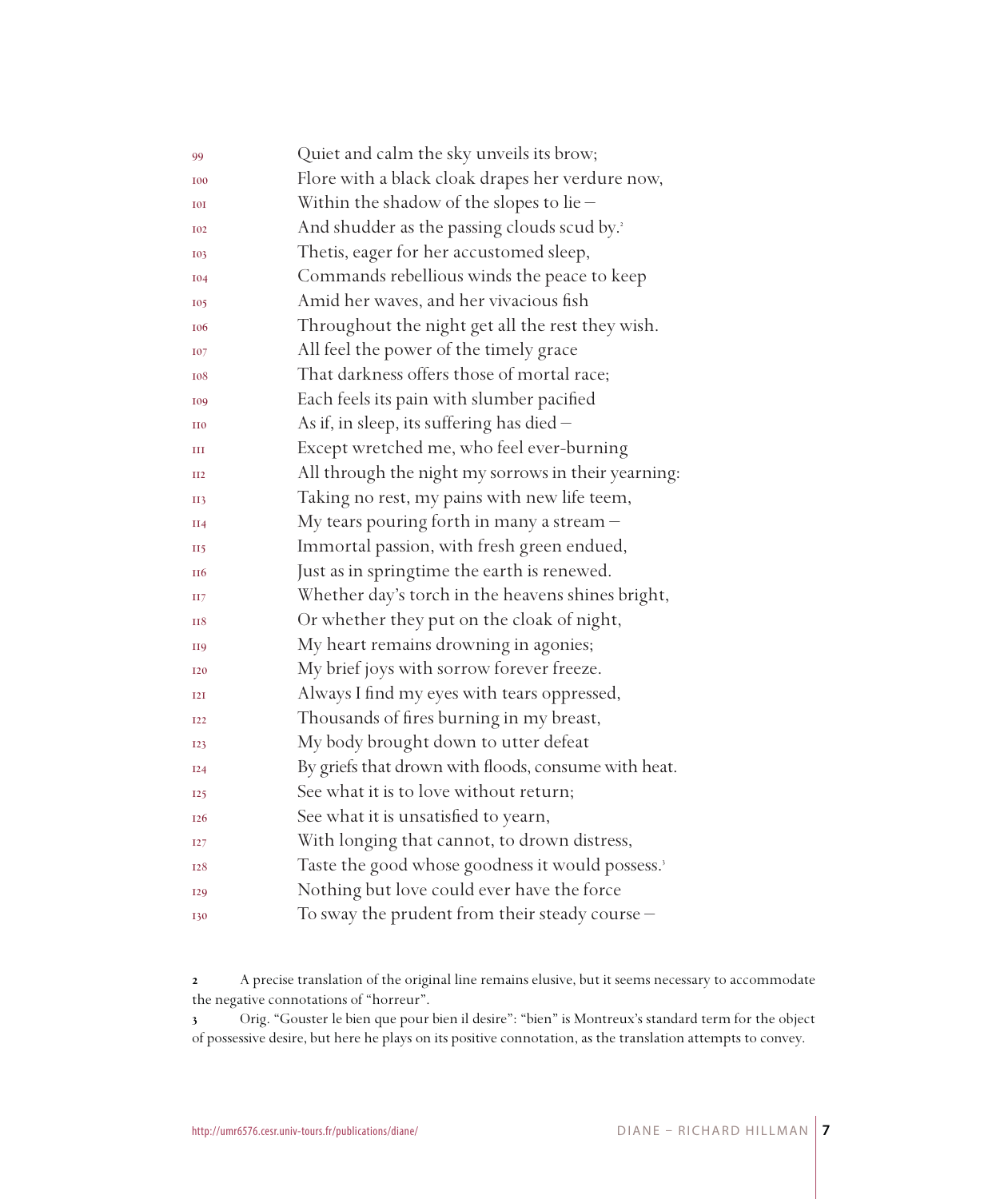99 Quiet and calm the sky unveils its brow;
100 Flore with a black cloak drapes her verdure now,
101 Within the shadow of the slopes to lie –
102 And shudder as the passing clouds scud by.[2]
103 Thetis, eager for her accustomed sleep,
104 Commands rebellious winds the peace to keep
105 Amid her waves, and her vivacious fish
106 Throughout the night get all the rest they wish.
107 All feel the power of the timely grace
108 That darkness offers those of mortal race;
109 Each feels its pain with slumber pacified
110 As if, in sleep, its suffering has died –
111 Except wretched me, who feel ever-burning
112 All through the night my sorrows in their yearning:
113 Taking no rest, my pains with new life teem,
114 My tears pouring forth in many a stream –
115 Immortal passion, with fresh green endued,
116 Just as in springtime the earth is renewed.
117 Whether day's torch in the heavens shines bright,
118 Or whether they put on the cloak of night,
119 My heart remains drowning in agonies;
120 My brief joys with sorrow forever freeze.
121 Always I find my eyes with tears oppressed,
122 Thousands of fires burning in my breast,
123 My body brought down to utter defeat
124 By griefs that drown with floods, consume with heat.
125 See what it is to love without return;
126 See what it is unsatisfied to yearn,
127 With longing that cannot, to drown distress,
128 Taste the good whose goodness it would possess.[3]
129 Nothing but love could ever have the force
130 To sway the prudent from their steady course –

2 A precise translation of the original line remains elusive, but it seems necessary to accommodate the negative connotations of "horreur".

3 Orig. "Gouster le bien que pour bien il desire": "bien" is Montreux's standard term for the object of possessive desire, but here he plays on its positive connotation, as the translation attempts to convey.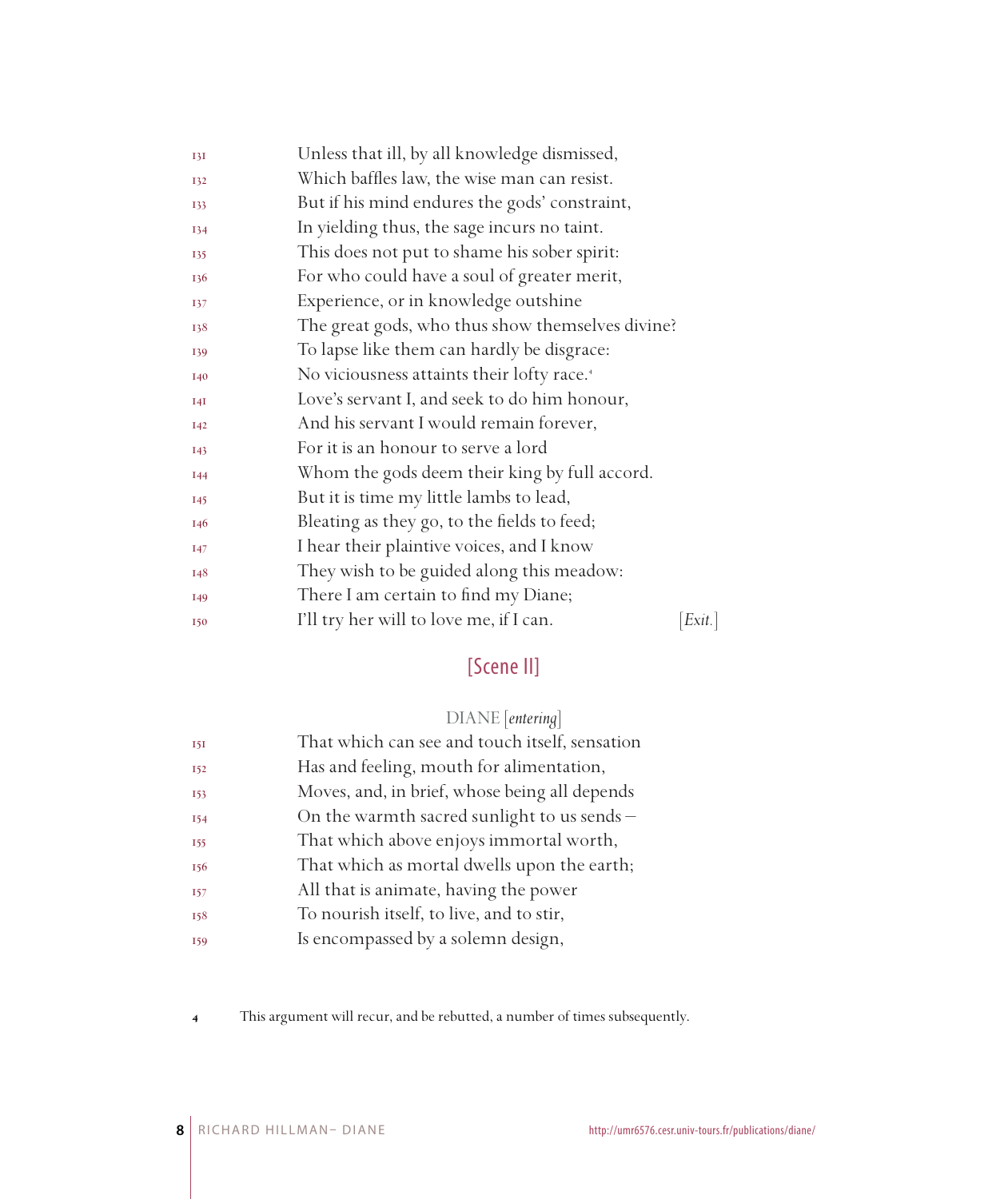131 Unless that ill, by all knowledge dismissed,
132 Which baffles law, the wise man can resist.
133 But if his mind endures the gods' constraint,
134 In yielding thus, the sage incurs no taint.
135 This does not put to shame his sober spirit:
136 For who could have a soul of greater merit,
137 Experience, or in knowledge outshine
138 The great gods, who thus show themselves divine?
139 To lapse like them can hardly be disgrace:
140 No viciousness attaints their lofty race.[4]
141 Love's servant I, and seek to do him honour,
142 And his servant I would remain forever,
143 For it is an honour to serve a lord
144 Whom the gods deem their king by full accord.
145 But it is time my little lambs to lead,
146 Bleating as they go, to the fields to feed;
147 I hear their plaintive voices, and I know
148 They wish to be guided along this meadow:
149 There I am certain to find my Diane;
150 I'll try her will to love me, if I can. [*Exit.*]

## [Scene II]

DIANE [*entering*]

151 That which can see and touch itself, sensation
152 Has and feeling, mouth for alimentation,
153 Moves, and, in brief, whose being all depends
154 On the warmth sacred sunlight to us sends –
155 That which above enjoys immortal worth,
156 That which as mortal dwells upon the earth;
157 All that is animate, having the power
158 To nourish itself, to live, and to stir,
159 Is encompassed by a solemn design,

4 This argument will recur, and be rebutted, a number of times subsequently.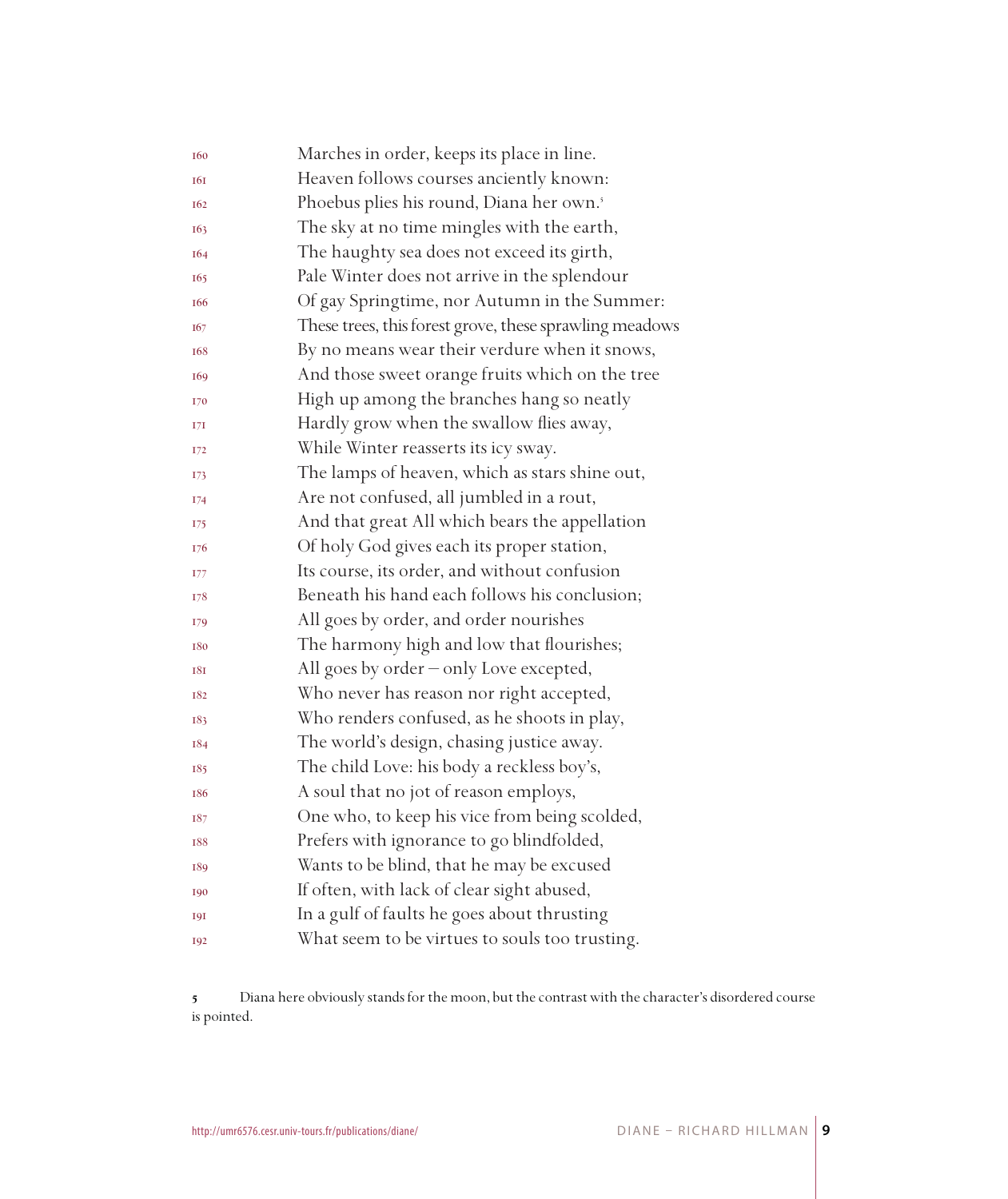160 Marches in order, keeps its place in line.
161 Heaven follows courses anciently known:
162 Phoebus plies his round, Diana her own.[5]
163 The sky at no time mingles with the earth,
164 The haughty sea does not exceed its girth,
165 Pale Winter does not arrive in the splendour
166 Of gay Springtime, nor Autumn in the Summer:
167 These trees, this forest grove, these sprawling meadows
168 By no means wear their verdure when it snows,
169 And those sweet orange fruits which on the tree
170 High up among the branches hang so neatly
171 Hardly grow when the swallow flies away,
172 While Winter reasserts its icy sway.
173 The lamps of heaven, which as stars shine out,
174 Are not confused, all jumbled in a rout,
175 And that great All which bears the appellation
176 Of holy God gives each its proper station,
177 Its course, its order, and without confusion
178 Beneath his hand each follows his conclusion;
179 All goes by order, and order nourishes
180 The harmony high and low that flourishes;
181 All goes by order – only Love excepted,
182 Who never has reason nor right accepted,
183 Who renders confused, as he shoots in play,
184 The world's design, chasing justice away.
185 The child Love: his body a reckless boy's,
186 A soul that no jot of reason employs,
187 One who, to keep his vice from being scolded,
188 Prefers with ignorance to go blindfolded,
189 Wants to be blind, that he may be excused
190 If often, with lack of clear sight abused,
191 In a gulf of faults he goes about thrusting
192 What seem to be virtues to souls too trusting.

**5** Diana here obviously stands for the moon, but the contrast with the character's disordered course is pointed.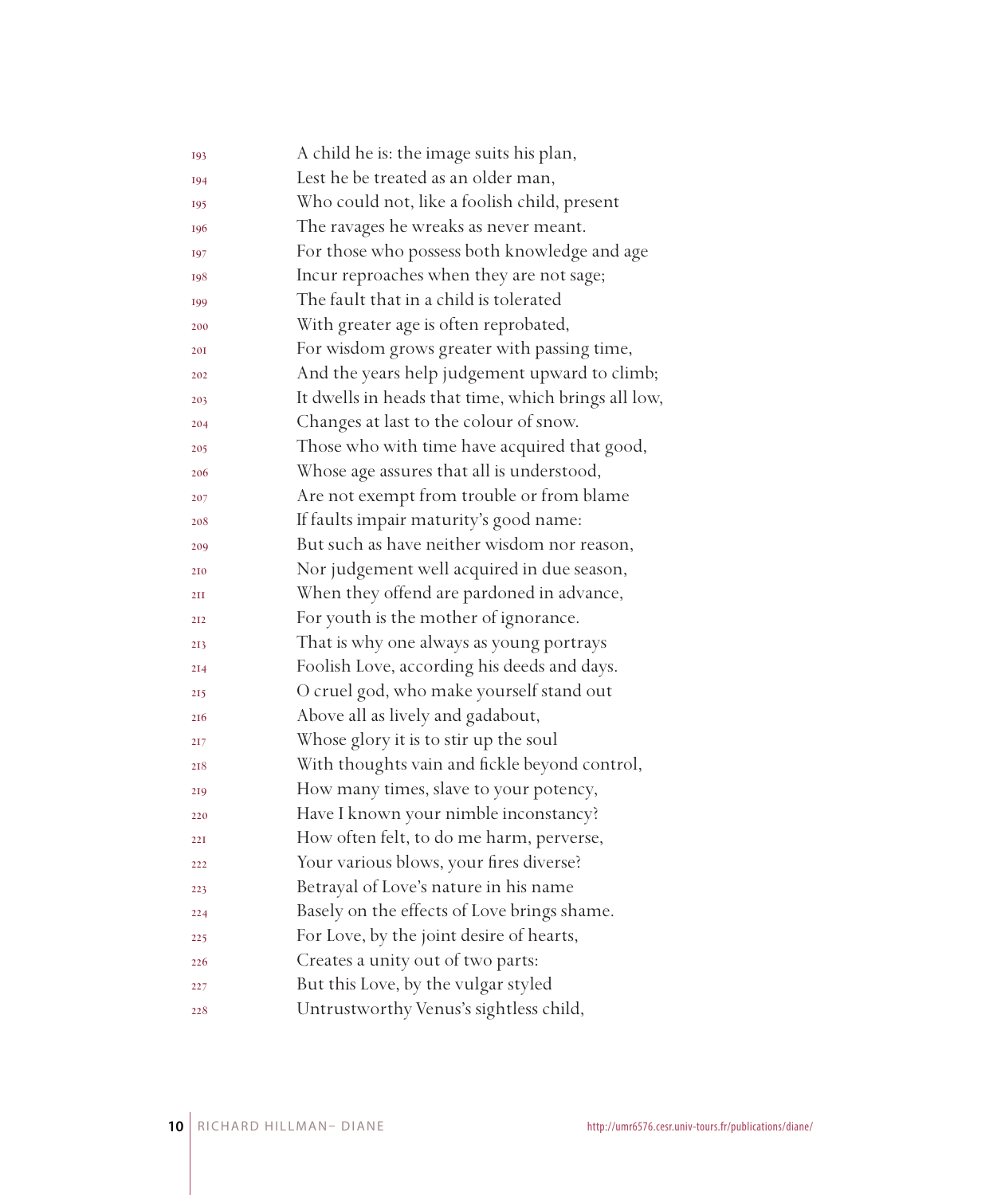193 A child he is: the image suits his plan,
194 Lest he be treated as an older man,
195 Who could not, like a foolish child, present
196 The ravages he wreaks as never meant.
197 For those who possess both knowledge and age
198 Incur reproaches when they are not sage;
199 The fault that in a child is tolerated
200 With greater age is often reprobated,
201 For wisdom grows greater with passing time,
202 And the years help judgement upward to climb;
203 It dwells in heads that time, which brings all low,
204 Changes at last to the colour of snow.
205 Those who with time have acquired that good,
206 Whose age assures that all is understood,
207 Are not exempt from trouble or from blame
208 If faults impair maturity's good name:
209 But such as have neither wisdom nor reason,
210 Nor judgement well acquired in due season,
211 When they offend are pardoned in advance,
212 For youth is the mother of ignorance.
213 That is why one always as young portrays
214 Foolish Love, according his deeds and days.
215 O cruel god, who make yourself stand out
216 Above all as lively and gadabout,
217 Whose glory it is to stir up the soul
218 With thoughts vain and fickle beyond control,
219 How many times, slave to your potency,
220 Have I known your nimble inconstancy?
221 How often felt, to do me harm, perverse,
222 Your various blows, your fires diverse?
223 Betrayal of Love's nature in his name
224 Basely on the effects of Love brings shame.
225 For Love, by the joint desire of hearts,
226 Creates a unity out of two parts:
227 But this Love, by the vulgar styled
228 Untrustworthy Venus's sightless child,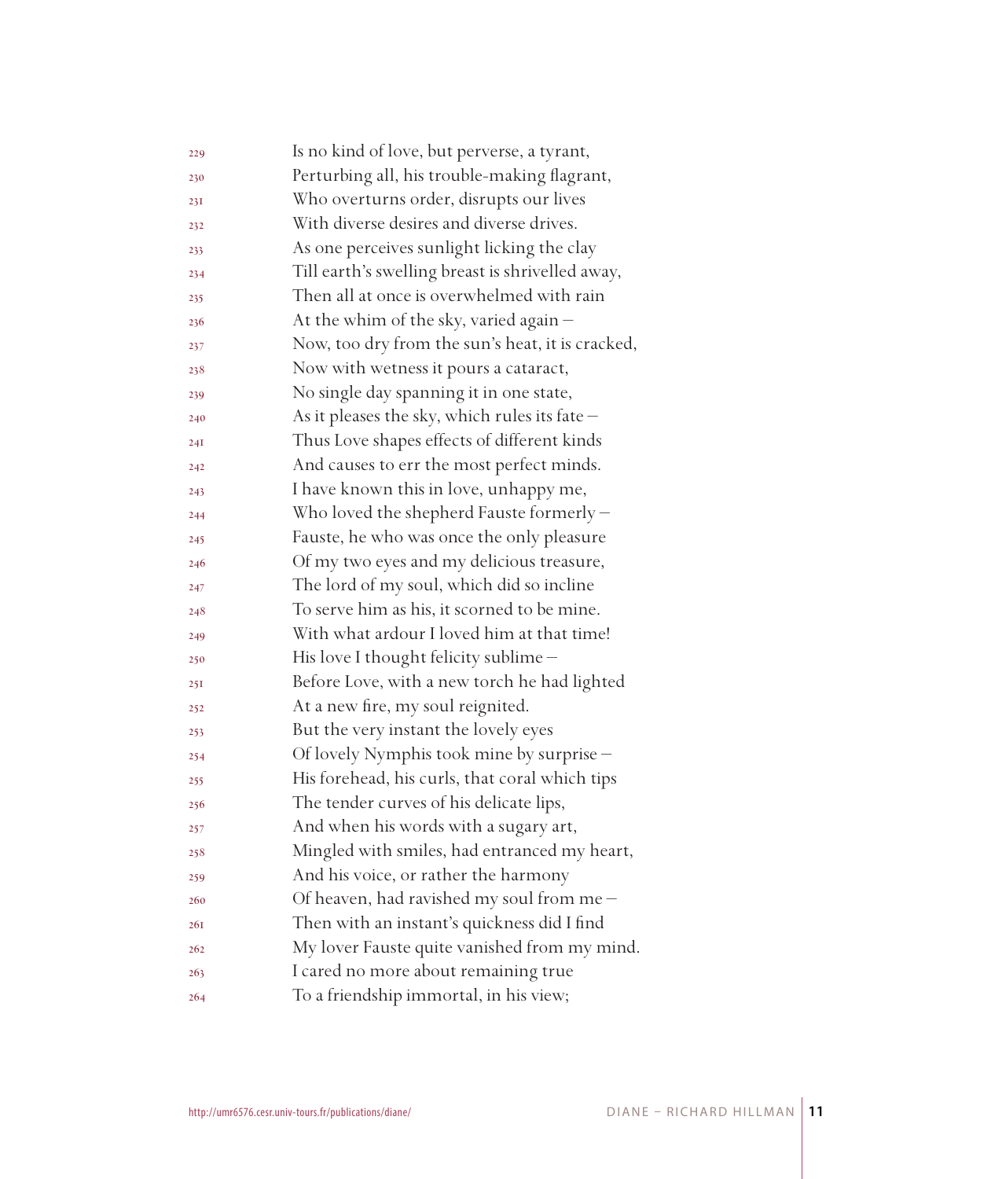229 Is no kind of love, but perverse, a tyrant,
230 Perturbing all, his trouble-making flagrant,
231 Who overturns order, disrupts our lives
232 With diverse desires and diverse drives.
233 As one perceives sunlight licking the clay
234 Till earth's swelling breast is shrivelled away,
235 Then all at once is overwhelmed with rain
236 At the whim of the sky, varied again –
237 Now, too dry from the sun's heat, it is cracked,
238 Now with wetness it pours a cataract,
239 No single day spanning it in one state,
240 As it pleases the sky, which rules its fate –
241 Thus Love shapes effects of different kinds
242 And causes to err the most perfect minds.
243 I have known this in love, unhappy me,
244 Who loved the shepherd Fauste formerly –
245 Fauste, he who was once the only pleasure
246 Of my two eyes and my delicious treasure,
247 The lord of my soul, which did so incline
248 To serve him as his, it scorned to be mine.
249 With what ardour I loved him at that time!
250 His love I thought felicity sublime –
251 Before Love, with a new torch he had lighted
252 At a new fire, my soul reignited.
253 But the very instant the lovely eyes
254 Of lovely Nymphis took mine by surprise –
255 His forehead, his curls, that coral which tips
256 The tender curves of his delicate lips,
257 And when his words with a sugary art,
258 Mingled with smiles, had entranced my heart,
259 And his voice, or rather the harmony
260 Of heaven, had ravished my soul from me –
261 Then with an instant's quickness did I find
262 My lover Fauste quite vanished from my mind.
263 I cared no more about remaining true
264 To a friendship immortal, in his view;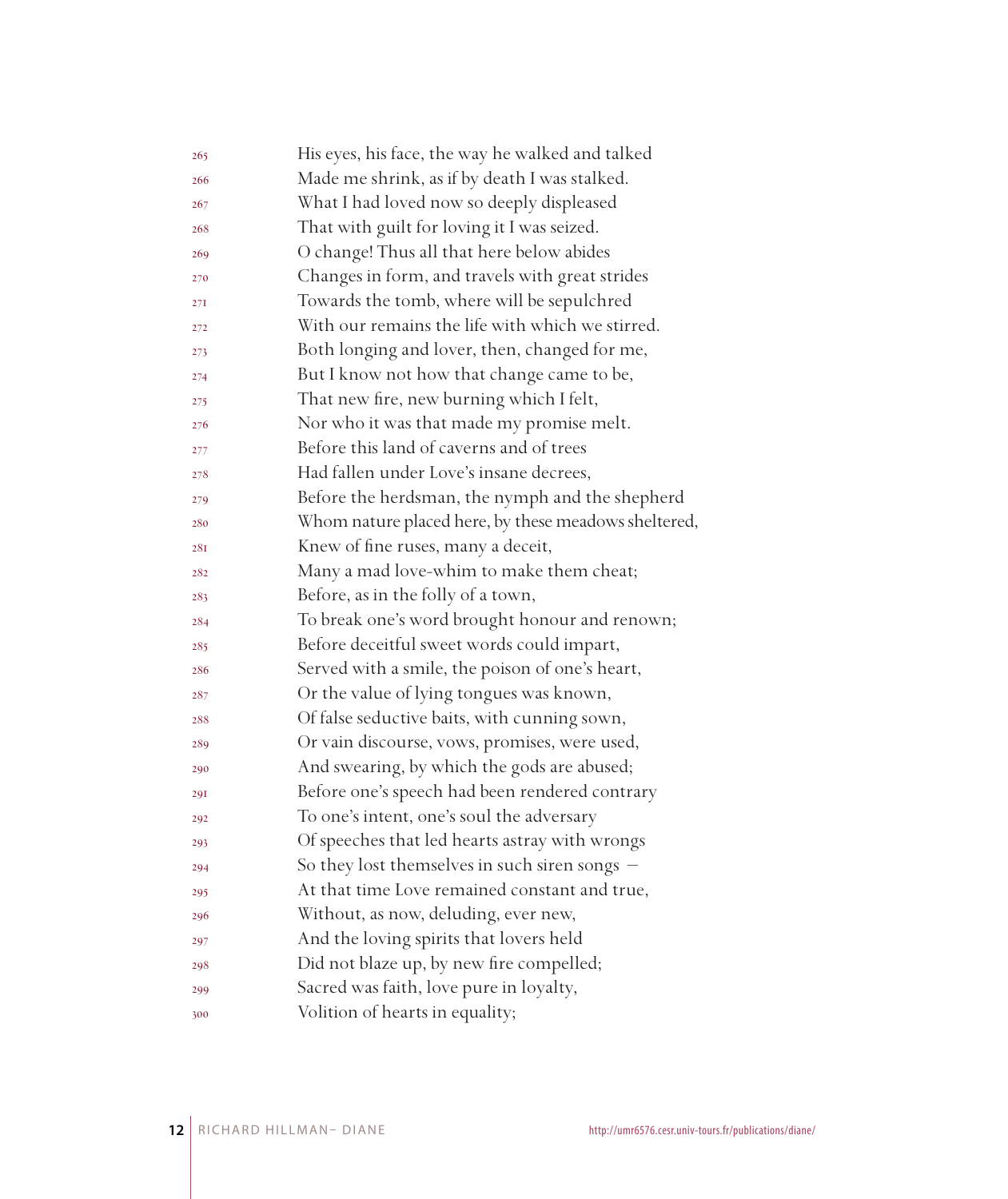265 His eyes, his face, the way he walked and talked  
266 Made me shrink, as if by death I was stalked.  
267 What I had loved now so deeply displeased  
268 That with guilt for loving it I was seized.  
269 O change! Thus all that here below abides  
270 Changes in form, and travels with great strides  
271 Towards the tomb, where will be sepulchred  
272 With our remains the life with which we stirred.  
273 Both longing and lover, then, changed for me,  
274 But I know not how that change came to be,  
275 That new fire, new burning which I felt,  
276 Nor who it was that made my promise melt.  
277 Before this land of caverns and of trees  
278 Had fallen under Love's insane decrees,  
279 Before the herdsman, the nymph and the shepherd  
280 Whom nature placed here, by these meadows sheltered,  
281 Knew of fine ruses, many a deceit,  
282 Many a mad love-whim to make them cheat;  
283 Before, as in the folly of a town,  
284 To break one's word brought honour and renown;  
285 Before deceitful sweet words could impart,  
286 Served with a smile, the poison of one's heart,  
287 Or the value of lying tongues was known,  
288 Of false seductive baits, with cunning sown,  
289 Or vain discourse, vows, promises, were used,  
290 And swearing, by which the gods are abused;  
291 Before one's speech had been rendered contrary  
292 To one's intent, one's soul the adversary  
293 Of speeches that led hearts astray with wrongs  
294 So they lost themselves in such siren songs –  
295 At that time Love remained constant and true,  
296 Without, as now, deluding, ever new,  
297 And the loving spirits that lovers held  
298 Did not blaze up, by new fire compelled;  
299 Sacred was faith, love pure in loyalty,  
300 Volition of hearts in equality;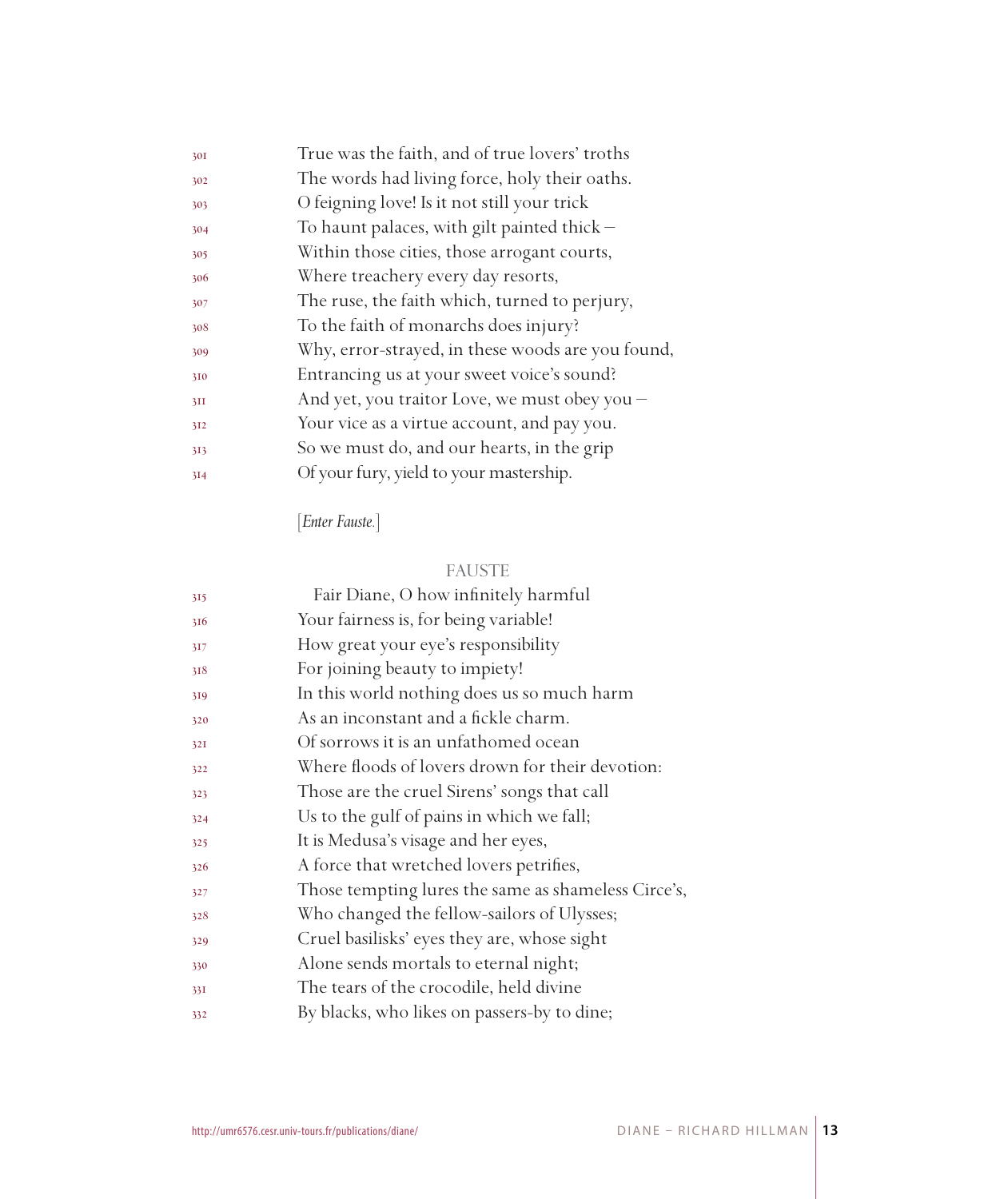301 True was the faith, and of true lovers' troths
302 The words had living force, holy their oaths.
303 O feigning love! Is it not still your trick
304 To haunt palaces, with gilt painted thick –
305 Within those cities, those arrogant courts,
306 Where treachery every day resorts,
307 The ruse, the faith which, turned to perjury,
308 To the faith of monarchs does injury?
309 Why, error-strayed, in these woods are you found,
310 Entrancing us at your sweet voice's sound?
311 And yet, you traitor Love, we must obey you –
312 Your vice as a virtue account, and pay you.
313 So we must do, and our hearts, in the grip
314 Of your fury, yield to your mastership.

[*Enter Fauste.*]

FAUSTE

315 Fair Diane, O how infinitely harmful
316 Your fairness is, for being variable!
317 How great your eye's responsibility
318 For joining beauty to impiety!
319 In this world nothing does us so much harm
320 As an inconstant and a fickle charm.
321 Of sorrows it is an unfathomed ocean
322 Where floods of lovers drown for their devotion:
323 Those are the cruel Sirens' songs that call
324 Us to the gulf of pains in which we fall;
325 It is Medusa's visage and her eyes,
326 A force that wretched lovers petrifies,
327 Those tempting lures the same as shameless Circe's,
328 Who changed the fellow-sailors of Ulysses;
329 Cruel basilisks' eyes they are, whose sight
330 Alone sends mortals to eternal night;
331 The tears of the crocodile, held divine
332 By blacks, who likes on passers-by to dine;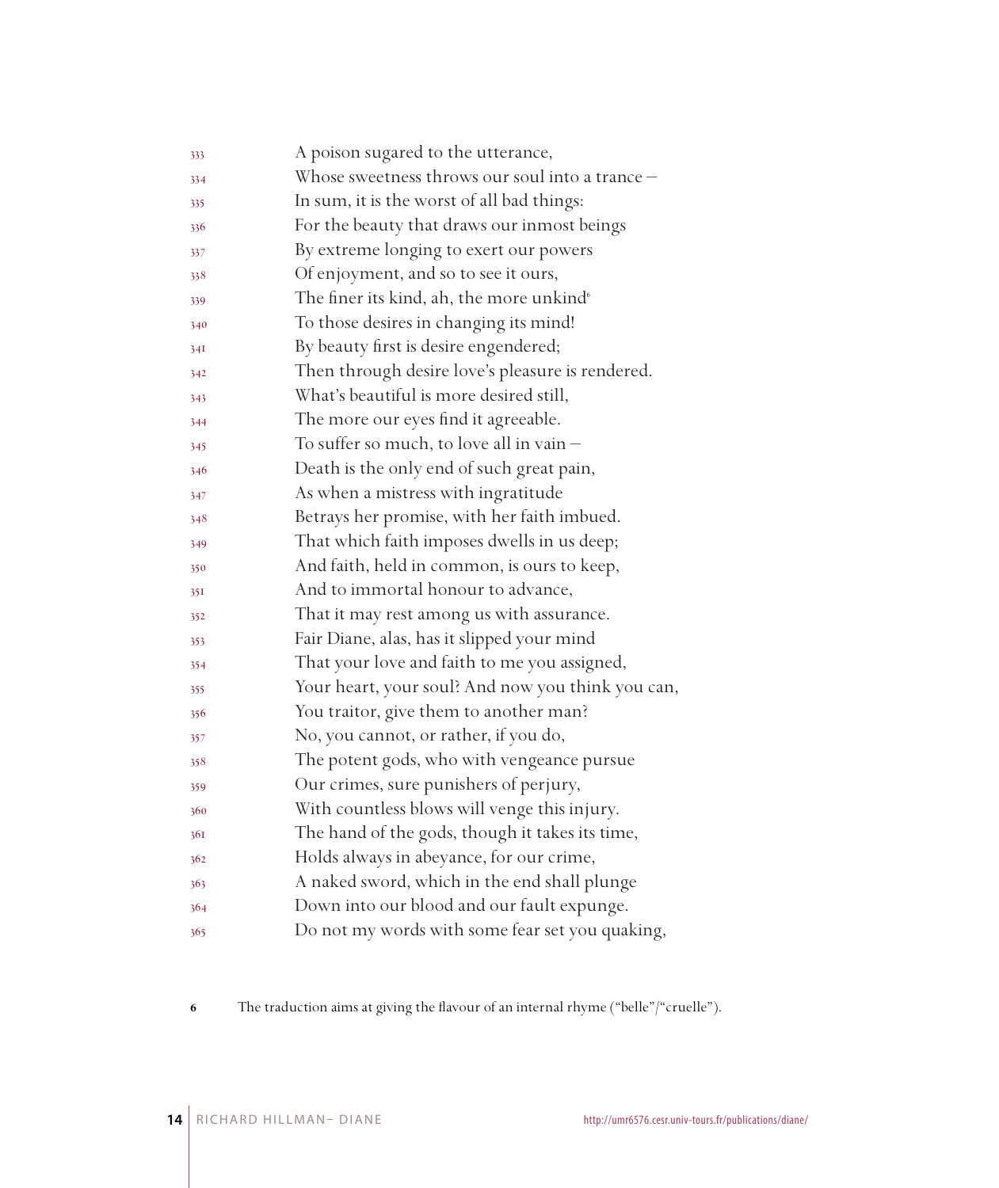333 A poison sugared to the utterance,
334 Whose sweetness throws our soul into a trance –
335 In sum, it is the worst of all bad things:
336 For the beauty that draws our inmost beings
337 By extreme longing to exert our powers
338 Of enjoyment, and so to see it ours,
339 The finer its kind, ah, the more unkind[6]
340 To those desires in changing its mind!
341 By beauty first is desire engendered;
342 Then through desire love's pleasure is rendered.
343 What's beautiful is more desired still,
344 The more our eyes find it agreeable.
345 To suffer so much, to love all in vain –
346 Death is the only end of such great pain,
347 As when a mistress with ingratitude
348 Betrays her promise, with her faith imbued.
349 That which faith imposes dwells in us deep;
350 And faith, held in common, is ours to keep,
351 And to immortal honour to advance,
352 That it may rest among us with assurance.
353 Fair Diane, alas, has it slipped your mind
354 That your love and faith to me you assigned,
355 Your heart, your soul? And now you think you can,
356 You traitor, give them to another man?
357 No, you cannot, or rather, if you do,
358 The potent gods, who with vengeance pursue
359 Our crimes, sure punishers of perjury,
360 With countless blows will venge this injury.
361 The hand of the gods, though it takes its time,
362 Holds always in abeyance, for our crime,
363 A naked sword, which in the end shall plunge
364 Down into our blood and our fault expunge.
365 Do not my words with some fear set you quaking,

6 The traduction aims at giving the flavour of an internal rhyme ("belle"/"cruelle").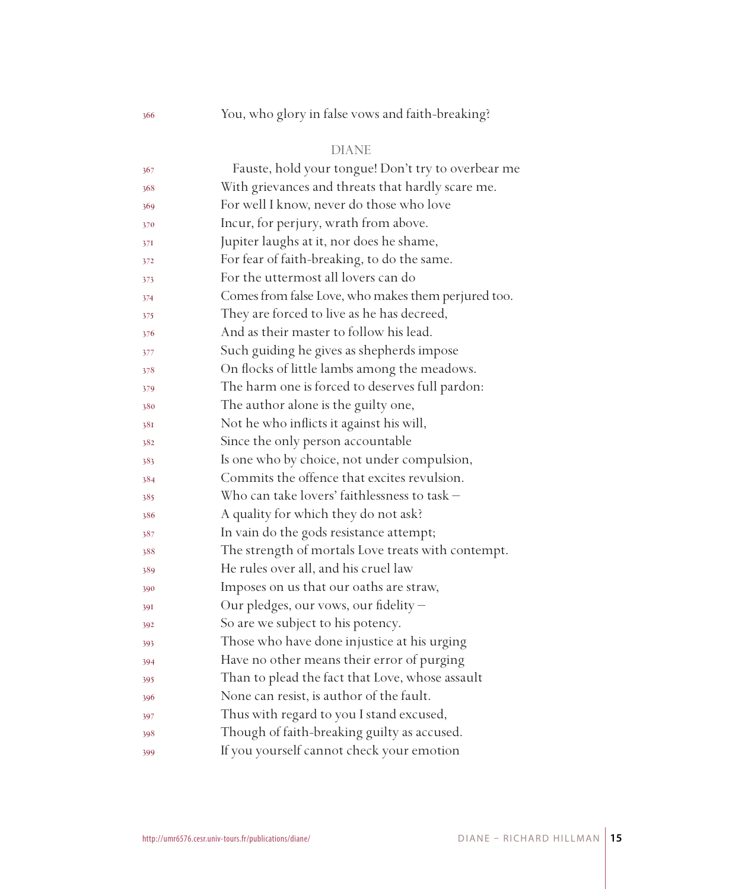You, who glory in false vows and faith-breaking?

DIANE

Fauste, hold your tongue! Don't try to overbear me
With grievances and threats that hardly scare me.
For well I know, never do those who love
Incur, for perjury, wrath from above.
Jupiter laughs at it, nor does he shame,
For fear of faith-breaking, to do the same.
For the uttermost all lovers can do
Comes from false Love, who makes them perjured too.
They are forced to live as he has decreed,
And as their master to follow his lead.
Such guiding he gives as shepherds impose
On flocks of little lambs among the meadows.
The harm one is forced to deserves full pardon:
The author alone is the guilty one,
Not he who inflicts it against his will,
Since the only person accountable
Is one who by choice, not under compulsion,
Commits the offence that excites revulsion.
Who can take lovers' faithlessness to task –
A quality for which they do not ask?
In vain do the gods resistance attempt;
The strength of mortals Love treats with contempt.
He rules over all, and his cruel law
Imposes on us that our oaths are straw,
Our pledges, our vows, our fidelity –
So are we subject to his potency.
Those who have done injustice at his urging
Have no other means their error of purging
Than to plead the fact that Love, whose assault
None can resist, is author of the fault.
Thus with regard to you I stand excused,
Though of faith-breaking guilty as accused.
If you yourself cannot check your emotion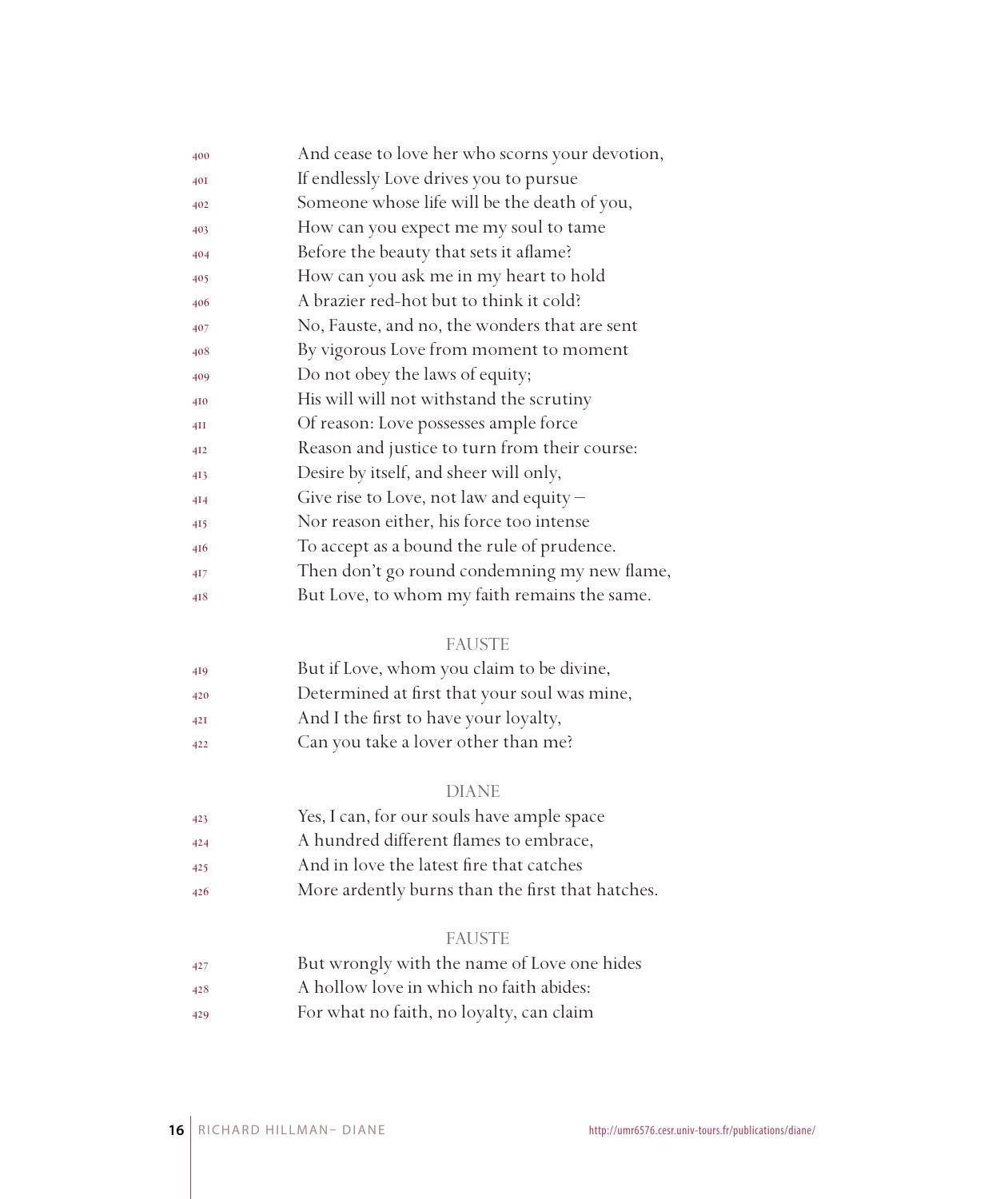And cease to love her who scorns your devotion,
If endlessly Love drives you to pursue
Someone whose life will be the death of you,
How can you expect me my soul to tame
Before the beauty that sets it aflame?
How can you ask me in my heart to hold
A brazier red-hot but to think it cold?
No, Fauste, and no, the wonders that are sent
By vigorous Love from moment to moment
Do not obey the laws of equity;
His will will not withstand the scrutiny
Of reason: Love possesses ample force
Reason and justice to turn from their course:
Desire by itself, and sheer will only,
Give rise to Love, not law and equity –
Nor reason either, his force too intense
To accept as a bound the rule of prudence.
Then don't go round condemning my new flame,
But Love, to whom my faith remains the same.

FAUSTE

But if Love, whom you claim to be divine,
Determined at first that your soul was mine,
And I the first to have your loyalty,
Can you take a lover other than me?

DIANE

Yes, I can, for our souls have ample space
A hundred different flames to embrace,
And in love the latest fire that catches
More ardently burns than the first that hatches.

FAUSTE

But wrongly with the name of Love one hides
A hollow love in which no faith abides:
For what no faith, no loyalty, can claim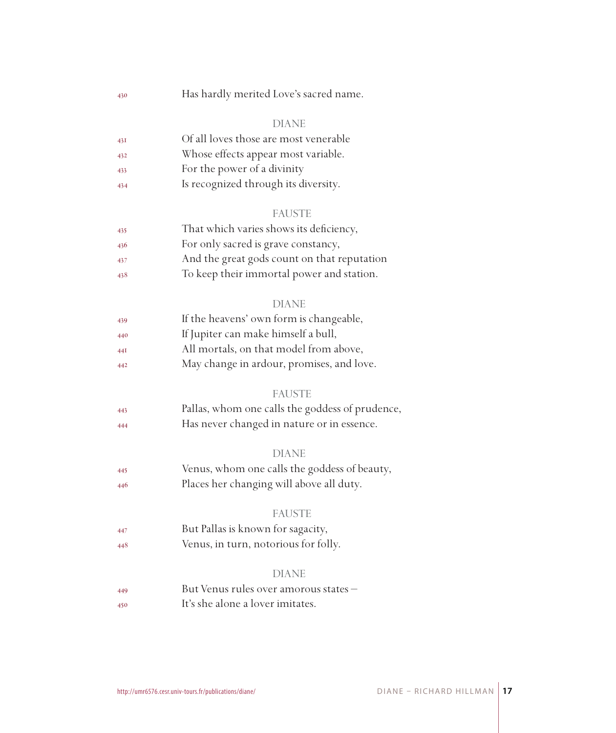430 Has hardly merited Love's sacred name.

DIANE

431 Of all loves those are most venerable
432 Whose effects appear most variable.
433 For the power of a divinity
434 Is recognized through its diversity.

FAUSTE

435 That which varies shows its deficiency,
436 For only sacred is grave constancy,
437 And the great gods count on that reputation
438 To keep their immortal power and station.

DIANE

439 If the heavens' own form is changeable,
440 If Jupiter can make himself a bull,
441 All mortals, on that model from above,
442 May change in ardour, promises, and love.

FAUSTE

443 Pallas, whom one calls the goddess of prudence,
444 Has never changed in nature or in essence.

DIANE

445 Venus, whom one calls the goddess of beauty,
446 Places her changing will above all duty.

FAUSTE

447 But Pallas is known for sagacity,
448 Venus, in turn, notorious for folly.

DIANE

449 But Venus rules over amorous states –
450 It's she alone a lover imitates.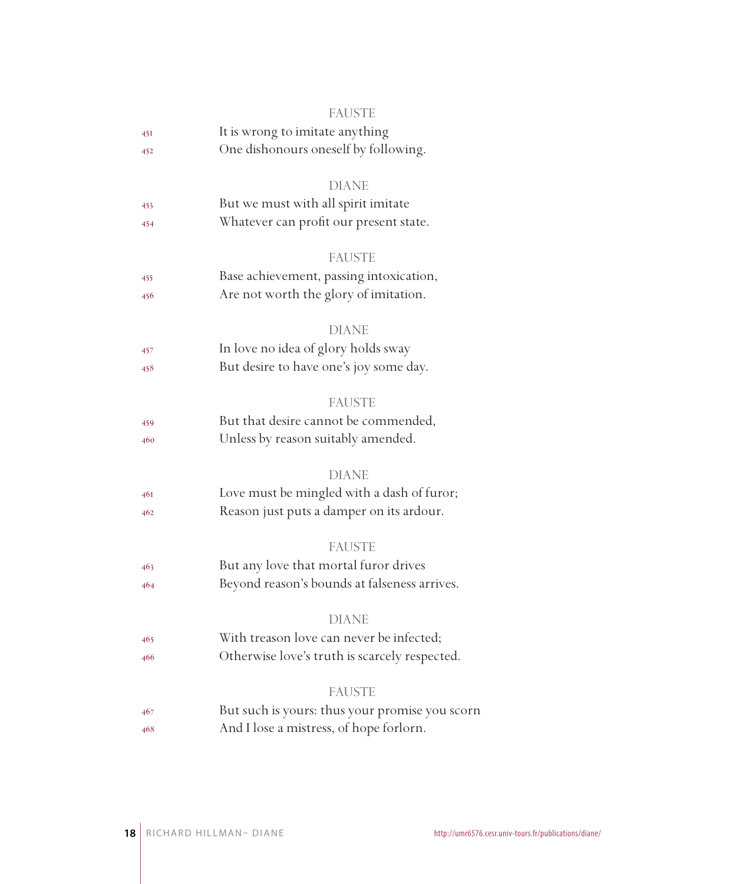FAUSTE

451 It is wrong to imitate anything
452 One dishonours oneself by following.

DIANE

453 But we must with all spirit imitate
454 Whatever can profit our present state.

FAUSTE

455 Base achievement, passing intoxication,
456 Are not worth the glory of imitation.

DIANE

457 In love no idea of glory holds sway
458 But desire to have one's joy some day.

FAUSTE

459 But that desire cannot be commended,
460 Unless by reason suitably amended.

DIANE

461 Love must be mingled with a dash of furor;
462 Reason just puts a damper on its ardour.

FAUSTE

463 But any love that mortal furor drives
464 Beyond reason's bounds at falseness arrives.

DIANE

465 With treason love can never be infected;
466 Otherwise love's truth is scarcely respected.

FAUSTE

467 But such is yours: thus your promise you scorn
468 And I lose a mistress, of hope forlorn.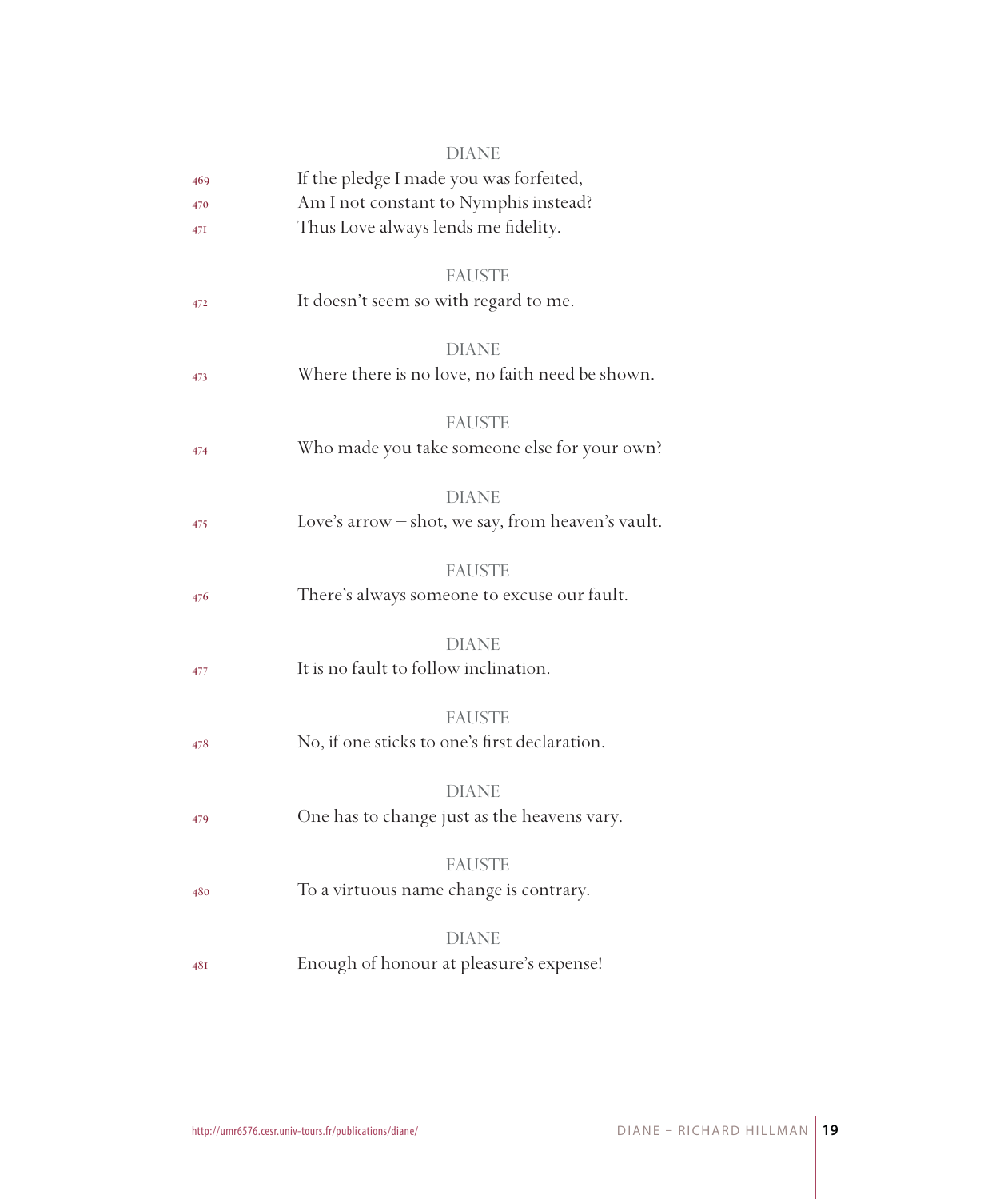DIANE

469 If the pledge I made you was forfeited,
470 Am I not constant to Nymphis instead?
471 Thus Love always lends me fidelity.

FAUSTE

472 It doesn't seem so with regard to me.

DIANE

473 Where there is no love, no faith need be shown.

FAUSTE

474 Who made you take someone else for your own?

DIANE

475 Love's arrow – shot, we say, from heaven's vault.

FAUSTE

476 There's always someone to excuse our fault.

DIANE

477 It is no fault to follow inclination.

FAUSTE

478 No, if one sticks to one's first declaration.

DIANE

479 One has to change just as the heavens vary.

FAUSTE

480 To a virtuous name change is contrary.

DIANE

481 Enough of honour at pleasure's expense!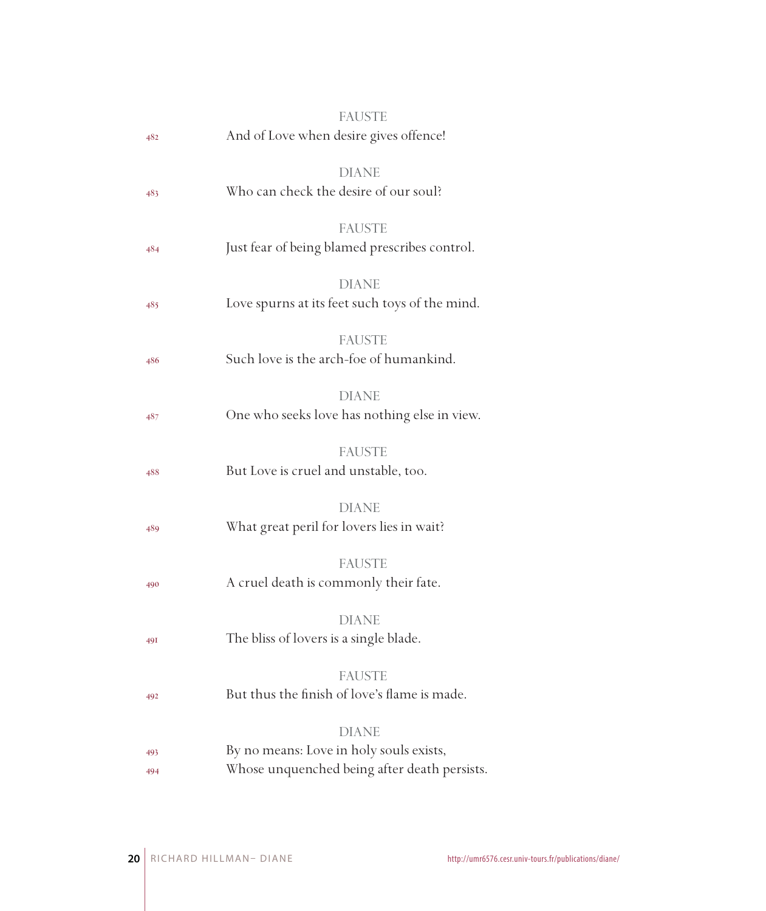FAUSTE

482 And of Love when desire gives offence!

DIANE

483 Who can check the desire of our soul?

FAUSTE

484 Just fear of being blamed prescribes control.

DIANE

485 Love spurns at its feet such toys of the mind.

FAUSTE

486 Such love is the arch-foe of humankind.

DIANE

487 One who seeks love has nothing else in view.

FAUSTE

488 But Love is cruel and unstable, too.

DIANE

489 What great peril for lovers lies in wait?

FAUSTE

490 A cruel death is commonly their fate.

DIANE

491 The bliss of lovers is a single blade.

FAUSTE

492 But thus the finish of love's flame is made.

DIANE

493 By no means: Love in holy souls exists,
494 Whose unquenched being after death persists.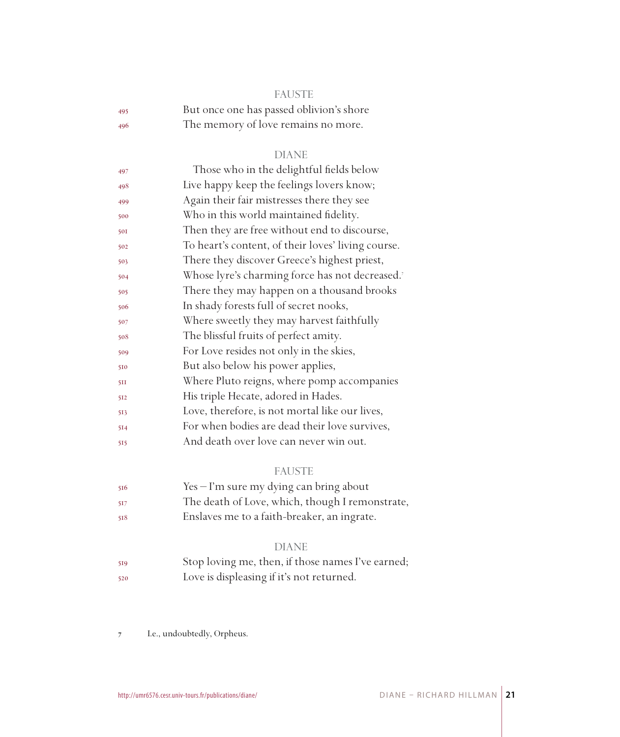FAUSTE

495 But once one has passed oblivion's shore
496 The memory of love remains no more.

DIANE

497 Those who in the delightful fields below
498 Live happy keep the feelings lovers know;
499 Again their fair mistresses there they see
500 Who in this world maintained fidelity.
501 Then they are free without end to discourse,
502 To heart's content, of their loves' living course.
503 There they discover Greece's highest priest,
504 Whose lyre's charming force has not decreased.[7]
505 There they may happen on a thousand brooks
506 In shady forests full of secret nooks,
507 Where sweetly they may harvest faithfully
508 The blissful fruits of perfect amity.
509 For Love resides not only in the skies,
510 But also below his power applies,
511 Where Pluto reigns, where pomp accompanies
512 His triple Hecate, adored in Hades.
513 Love, therefore, is not mortal like our lives,
514 For when bodies are dead their love survives,
515 And death over love can never win out.

FAUSTE

516 Yes – I'm sure my dying can bring about
517 The death of Love, which, though I remonstrate,
518 Enslaves me to a faith-breaker, an ingrate.

DIANE

519 Stop loving me, then, if those names I've earned;
520 Love is displeasing if it's not returned.

7 I.e., undoubtedly, Orpheus.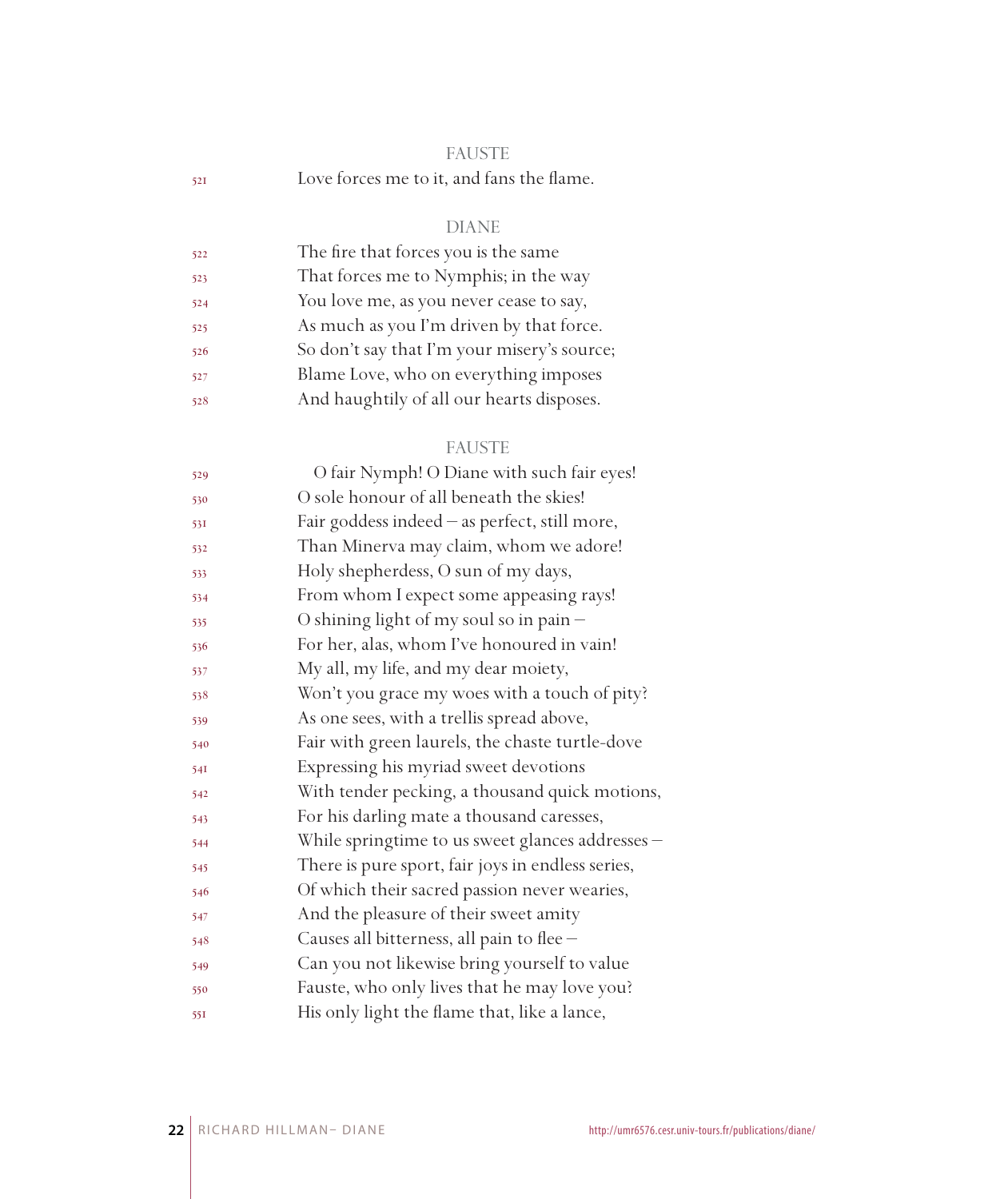FAUSTE

521 Love forces me to it, and fans the flame.

DIANE

522 The fire that forces you is the same
523 That forces me to Nymphis; in the way
524 You love me, as you never cease to say,
525 As much as you I'm driven by that force.
526 So don't say that I'm your misery's source;
527 Blame Love, who on everything imposes
528 And haughtily of all our hearts disposes.

FAUSTE

529 O fair Nymph! O Diane with such fair eyes!
530 O sole honour of all beneath the skies!
531 Fair goddess indeed – as perfect, still more,
532 Than Minerva may claim, whom we adore!
533 Holy shepherdess, O sun of my days,
534 From whom I expect some appeasing rays!
535 O shining light of my soul so in pain –
536 For her, alas, whom I've honoured in vain!
537 My all, my life, and my dear moiety,
538 Won't you grace my woes with a touch of pity?
539 As one sees, with a trellis spread above,
540 Fair with green laurels, the chaste turtle-dove
541 Expressing his myriad sweet devotions
542 With tender pecking, a thousand quick motions,
543 For his darling mate a thousand caresses,
544 While springtime to us sweet glances addresses –
545 There is pure sport, fair joys in endless series,
546 Of which their sacred passion never wearies,
547 And the pleasure of their sweet amity
548 Causes all bitterness, all pain to flee –
549 Can you not likewise bring yourself to value
550 Fauste, who only lives that he may love you?
551 His only light the flame that, like a lance,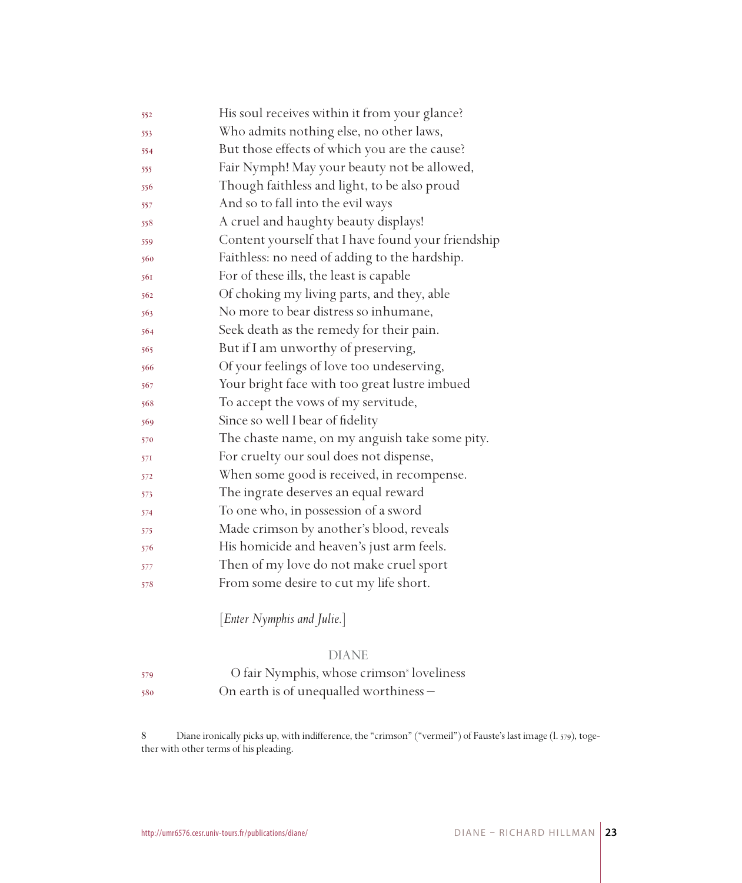552 His soul receives within it from your glance?
553 Who admits nothing else, no other laws,
554 But those effects of which you are the cause?
555 Fair Nymph! May your beauty not be allowed,
556 Though faithless and light, to be also proud
557 And so to fall into the evil ways
558 A cruel and haughty beauty displays!
559 Content yourself that I have found your friendship
560 Faithless: no need of adding to the hardship.
561 For of these ills, the least is capable
562 Of choking my living parts, and they, able
563 No more to bear distress so inhumane,
564 Seek death as the remedy for their pain.
565 But if I am unworthy of preserving,
566 Of your feelings of love too undeserving,
567 Your bright face with too great lustre imbued
568 To accept the vows of my servitude,
569 Since so well I bear of fidelity
570 The chaste name, on my anguish take some pity.
571 For cruelty our soul does not dispense,
572 When some good is received, in recompense.
573 The ingrate deserves an equal reward
574 To one who, in possession of a sword
575 Made crimson by another's blood, reveals
576 His homicide and heaven's just arm feels.
577 Then of my love do not make cruel sport
578 From some desire to cut my life short.

[*Enter Nymphis and Julie.*]

DIANE

579 O fair Nymphis, whose crimson[8] loveliness
580 On earth is of unequalled worthiness –

8 Diane ironically picks up, with indifference, the "crimson" ("vermeil") of Fauste's last image (l. 579), together with other terms of his pleading.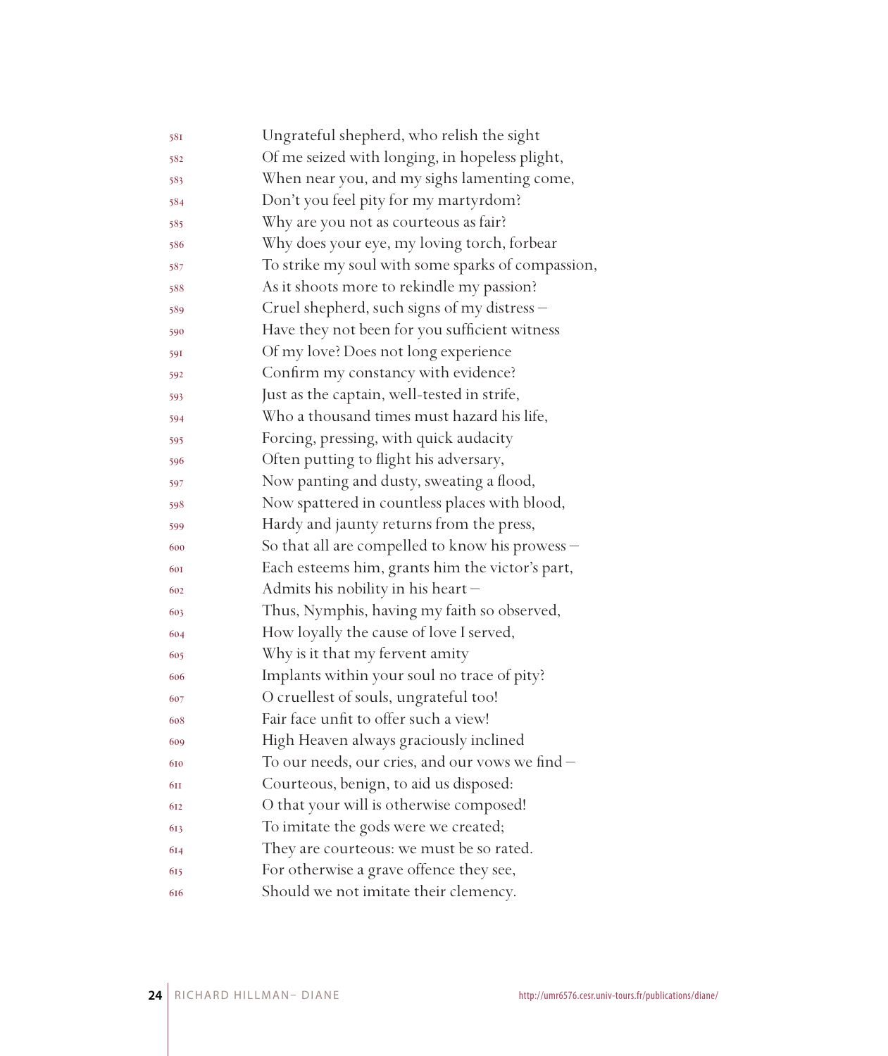581 Ungrateful shepherd, who relish the sight
582 Of me seized with longing, in hopeless plight,
583 When near you, and my sighs lamenting come,
584 Don't you feel pity for my martyrdom?
585 Why are you not as courteous as fair?
586 Why does your eye, my loving torch, forbear
587 To strike my soul with some sparks of compassion,
588 As it shoots more to rekindle my passion?
589 Cruel shepherd, such signs of my distress –
590 Have they not been for you sufficient witness
591 Of my love? Does not long experience
592 Confirm my constancy with evidence?
593 Just as the captain, well-tested in strife,
594 Who a thousand times must hazard his life,
595 Forcing, pressing, with quick audacity
596 Often putting to flight his adversary,
597 Now panting and dusty, sweating a flood,
598 Now spattered in countless places with blood,
599 Hardy and jaunty returns from the press,
600 So that all are compelled to know his prowess –
601 Each esteems him, grants him the victor's part,
602 Admits his nobility in his heart –
603 Thus, Nymphis, having my faith so observed,
604 How loyally the cause of love I served,
605 Why is it that my fervent amity
606 Implants within your soul no trace of pity?
607 O cruellest of souls, ungrateful too!
608 Fair face unfit to offer such a view!
609 High Heaven always graciously inclined
610 To our needs, our cries, and our vows we find –
611 Courteous, benign, to aid us disposed:
612 O that your will is otherwise composed!
613 To imitate the gods were we created;
614 They are courteous: we must be so rated.
615 For otherwise a grave offence they see,
616 Should we not imitate their clemency.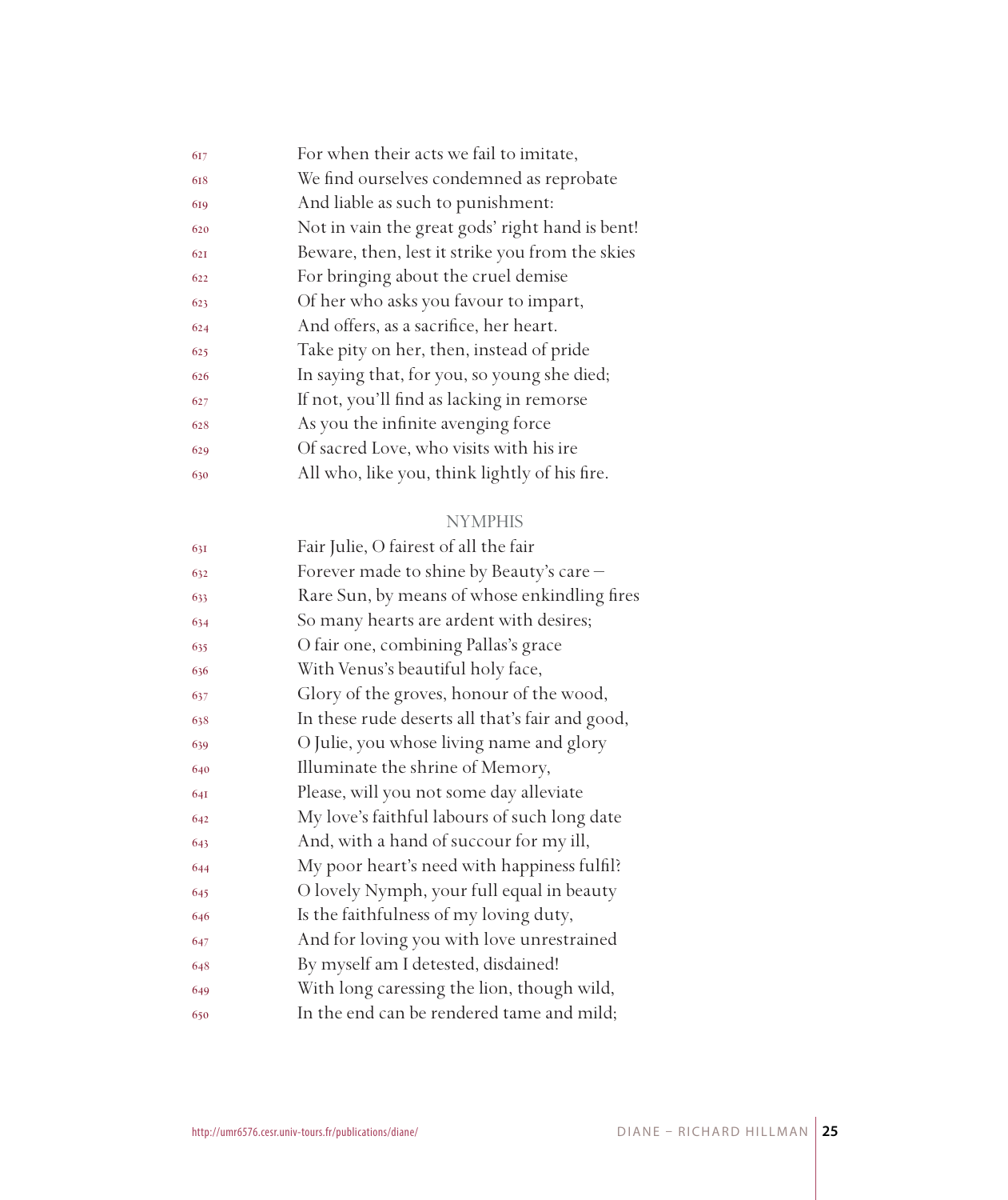617 For when their acts we fail to imitate,
618 We find ourselves condemned as reprobate
619 And liable as such to punishment:
620 Not in vain the great gods' right hand is bent!
621 Beware, then, lest it strike you from the skies
622 For bringing about the cruel demise
623 Of her who asks you favour to impart,
624 And offers, as a sacrifice, her heart.
625 Take pity on her, then, instead of pride
626 In saying that, for you, so young she died;
627 If not, you'll find as lacking in remorse
628 As you the infinite avenging force
629 Of sacred Love, who visits with his ire
630 All who, like you, think lightly of his fire.

NYMPHIS

631 Fair Julie, O fairest of all the fair
632 Forever made to shine by Beauty's care –
633 Rare Sun, by means of whose enkindling fires
634 So many hearts are ardent with desires;
635 O fair one, combining Pallas's grace
636 With Venus's beautiful holy face,
637 Glory of the groves, honour of the wood,
638 In these rude deserts all that's fair and good,
639 O Julie, you whose living name and glory
640 Illuminate the shrine of Memory,
641 Please, will you not some day alleviate
642 My love's faithful labours of such long date
643 And, with a hand of succour for my ill,
644 My poor heart's need with happiness fulfil?
645 O lovely Nymph, your full equal in beauty
646 Is the faithfulness of my loving duty,
647 And for loving you with love unrestrained
648 By myself am I detested, disdained!
649 With long caressing the lion, though wild,
650 In the end can be rendered tame and mild;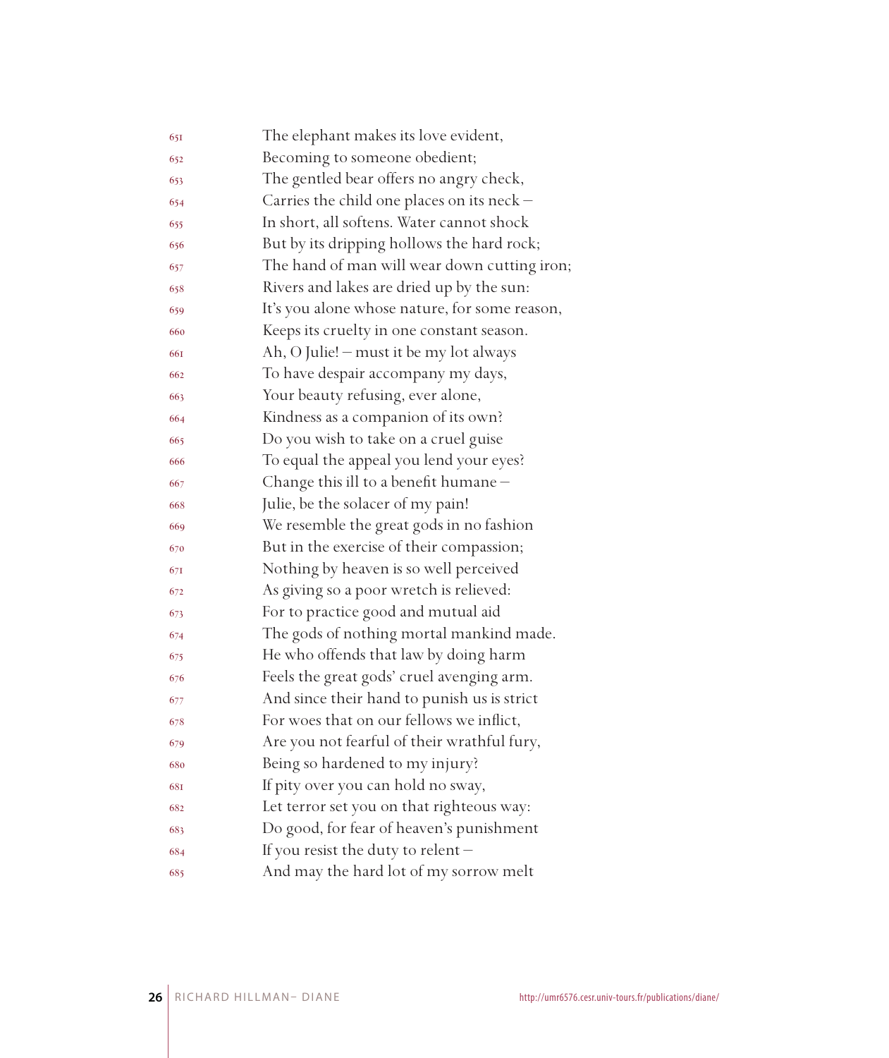651 The elephant makes its love evident,  
652 Becoming to someone obedient;  
653 The gentled bear offers no angry check,  
654 Carries the child one places on its neck –  
655 In short, all softens. Water cannot shock  
656 But by its dripping hollows the hard rock;  
657 The hand of man will wear down cutting iron;  
658 Rivers and lakes are dried up by the sun:  
659 It's you alone whose nature, for some reason,  
660 Keeps its cruelty in one constant season.  
661 Ah, O Julie! – must it be my lot always  
662 To have despair accompany my days,  
663 Your beauty refusing, ever alone,  
664 Kindness as a companion of its own?  
665 Do you wish to take on a cruel guise  
666 To equal the appeal you lend your eyes?  
667 Change this ill to a benefit humane –  
668 Julie, be the solacer of my pain!  
669 We resemble the great gods in no fashion  
670 But in the exercise of their compassion;  
671 Nothing by heaven is so well perceived  
672 As giving so a poor wretch is relieved:  
673 For to practice good and mutual aid  
674 The gods of nothing mortal mankind made.  
675 He who offends that law by doing harm  
676 Feels the great gods' cruel avenging arm.  
677 And since their hand to punish us is strict  
678 For woes that on our fellows we inflict,  
679 Are you not fearful of their wrathful fury,  
680 Being so hardened to my injury?  
681 If pity over you can hold no sway,  
682 Let terror set you on that righteous way:  
683 Do good, for fear of heaven's punishment  
684 If you resist the duty to relent –  
685 And may the hard lot of my sorrow melt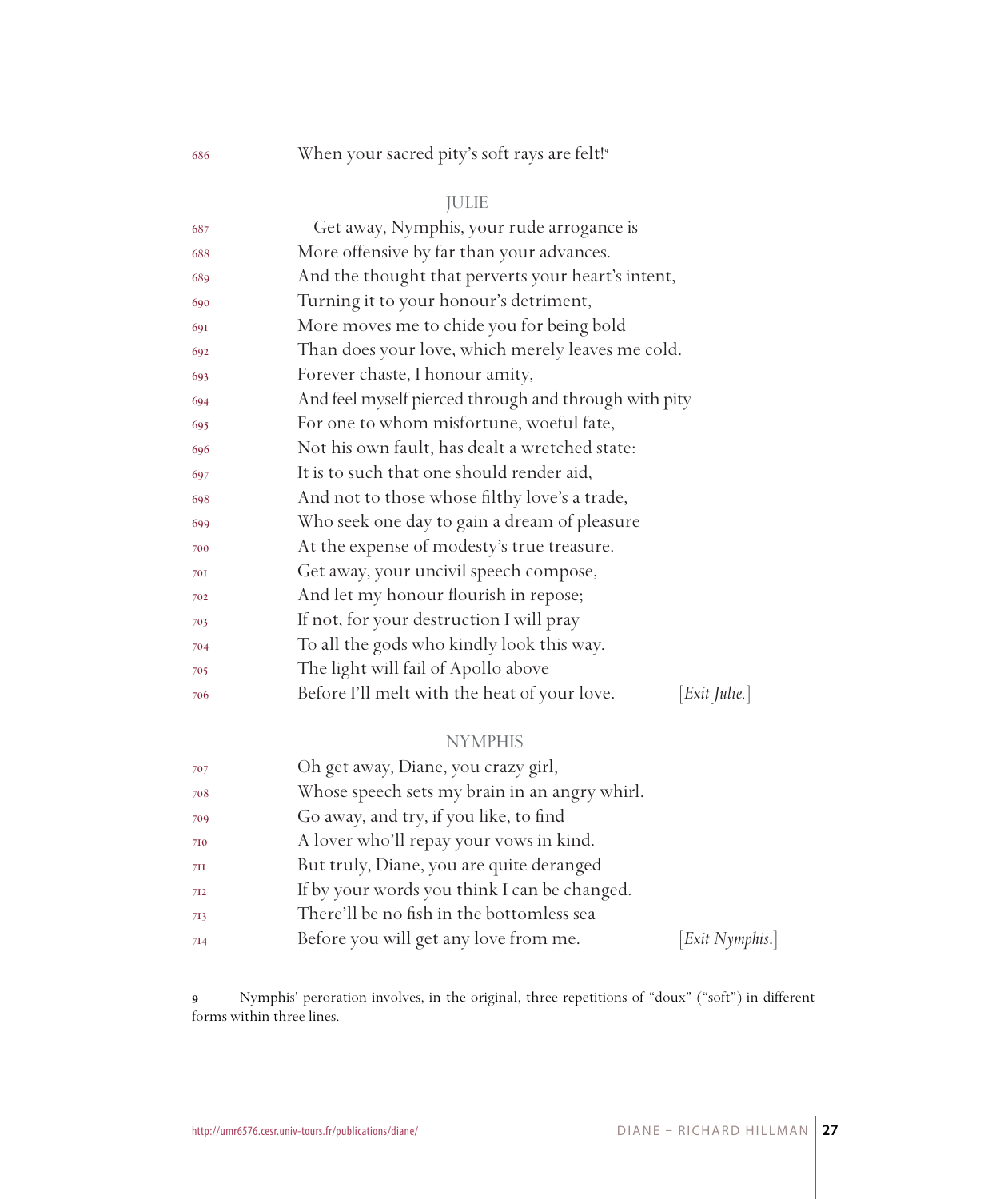686 When your sacred pity's soft rays are felt![9]

JULIE

687 Get away, Nymphis, your rude arrogance is
688 More offensive by far than your advances.
689 And the thought that perverts your heart's intent,
690 Turning it to your honour's detriment,
691 More moves me to chide you for being bold
692 Than does your love, which merely leaves me cold.
693 Forever chaste, I honour amity,
694 And feel myself pierced through and through with pity
695 For one to whom misfortune, woeful fate,
696 Not his own fault, has dealt a wretched state:
697 It is to such that one should render aid,
698 And not to those whose filthy love's a trade,
699 Who seek one day to gain a dream of pleasure
700 At the expense of modesty's true treasure.
701 Get away, your uncivil speech compose,
702 And let my honour flourish in repose;
703 If not, for your destruction I will pray
704 To all the gods who kindly look this way.
705 The light will fail of Apollo above
706 Before I'll melt with the heat of your love. [*Exit Julie.*]

NYMPHIS

707 Oh get away, Diane, you crazy girl,
708 Whose speech sets my brain in an angry whirl.
709 Go away, and try, if you like, to find
710 A lover who'll repay your vows in kind.
711 But truly, Diane, you are quite deranged
712 If by your words you think I can be changed.
713 There'll be no fish in the bottomless sea
714 Before you will get any love from me. [*Exit Nymphis.*]

**9** Nymphis' peroration involves, in the original, three repetitions of "doux" ("soft") in different forms within three lines.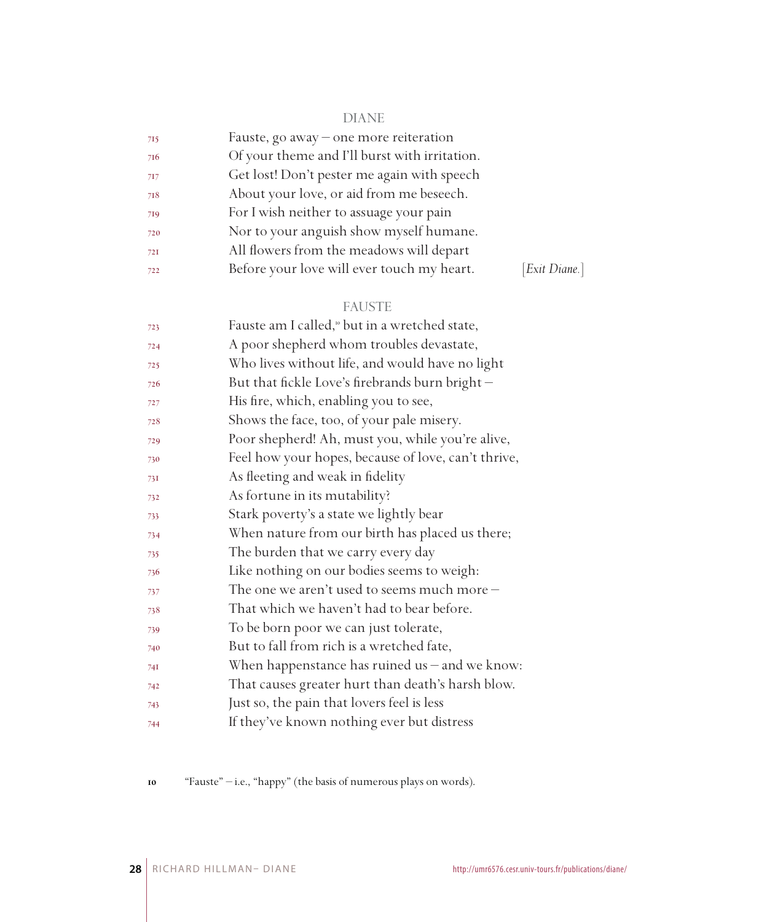DIANE

715 Fauste, go away – one more reiteration
716 Of your theme and I'll burst with irritation.
717 Get lost! Don't pester me again with speech
718 About your love, or aid from me beseech.
719 For I wish neither to assuage your pain
720 Nor to your anguish show myself humane.
721 All flowers from the meadows will depart
722 Before your love will ever touch my heart. [*Exit Diane.*]

FAUSTE

723 Fauste am I called,[10] but in a wretched state,
724 A poor shepherd whom troubles devastate,
725 Who lives without life, and would have no light
726 But that fickle Love's firebrands burn bright –
727 His fire, which, enabling you to see,
728 Shows the face, too, of your pale misery.
729 Poor shepherd! Ah, must you, while you're alive,
730 Feel how your hopes, because of love, can't thrive,
731 As fleeting and weak in fidelity
732 As fortune in its mutability?
733 Stark poverty's a state we lightly bear
734 When nature from our birth has placed us there;
735 The burden that we carry every day
736 Like nothing on our bodies seems to weigh:
737 The one we aren't used to seems much more –
738 That which we haven't had to bear before.
739 To be born poor we can just tolerate,
740 But to fall from rich is a wretched fate,
741 When happenstance has ruined us – and we know:
742 That causes greater hurt than death's harsh blow.
743 Just so, the pain that lovers feel is less
744 If they've known nothing ever but distress

10 "Fauste" – i.e., "happy" (the basis of numerous plays on words).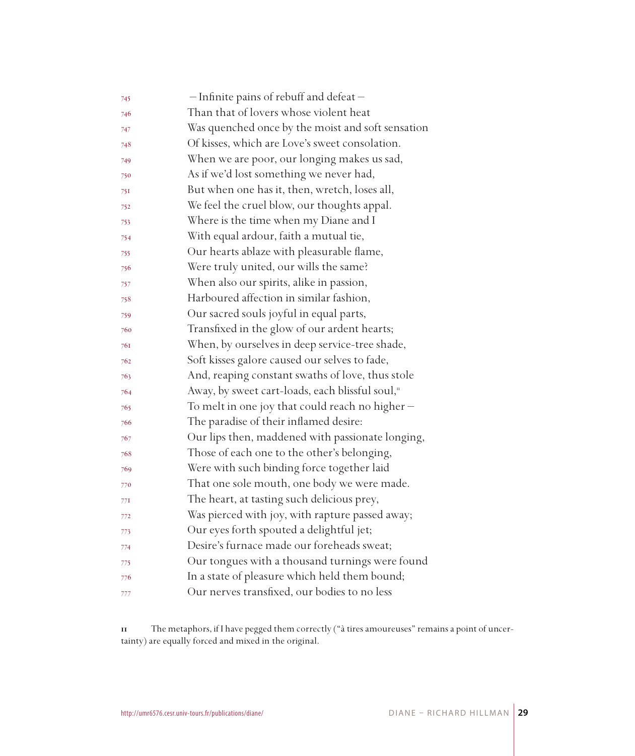745 – Infinite pains of rebuff and defeat –  
746 Than that of lovers whose violent heat  
747 Was quenched once by the moist and soft sensation  
748 Of kisses, which are Love's sweet consolation.  
749 When we are poor, our longing makes us sad,  
750 As if we'd lost something we never had,  
751 But when one has it, then, wretch, loses all,  
752 We feel the cruel blow, our thoughts appal.  
753 Where is the time when my Diane and I  
754 With equal ardour, faith a mutual tie,  
755 Our hearts ablaze with pleasurable flame,  
756 Were truly united, our wills the same?  
757 When also our spirits, alike in passion,  
758 Harboured affection in similar fashion,  
759 Our sacred souls joyful in equal parts,  
760 Transfixed in the glow of our ardent hearts;  
761 When, by ourselves in deep service-tree shade,  
762 Soft kisses galore caused our selves to fade,  
763 And, reaping constant swaths of love, thus stole  
764 Away, by sweet cart-loads, each blissful soul,[11]  
765 To melt in one joy that could reach no higher –  
766 The paradise of their inflamed desire:  
767 Our lips then, maddened with passionate longing,  
768 Those of each one to the other's belonging,  
769 Were with such binding force together laid  
770 That one sole mouth, one body we were made.  
771 The heart, at tasting such delicious prey,  
772 Was pierced with joy, with rapture passed away;  
773 Our eyes forth spouted a delightful jet;  
774 Desire's furnace made our foreheads sweat;  
775 Our tongues with a thousand turnings were found  
776 In a state of pleasure which held them bound;  
777 Our nerves transfixed, our bodies to no less

11 The metaphors, if I have pegged them correctly ("à tires amoureuses" remains a point of uncertainty) are equally forced and mixed in the original.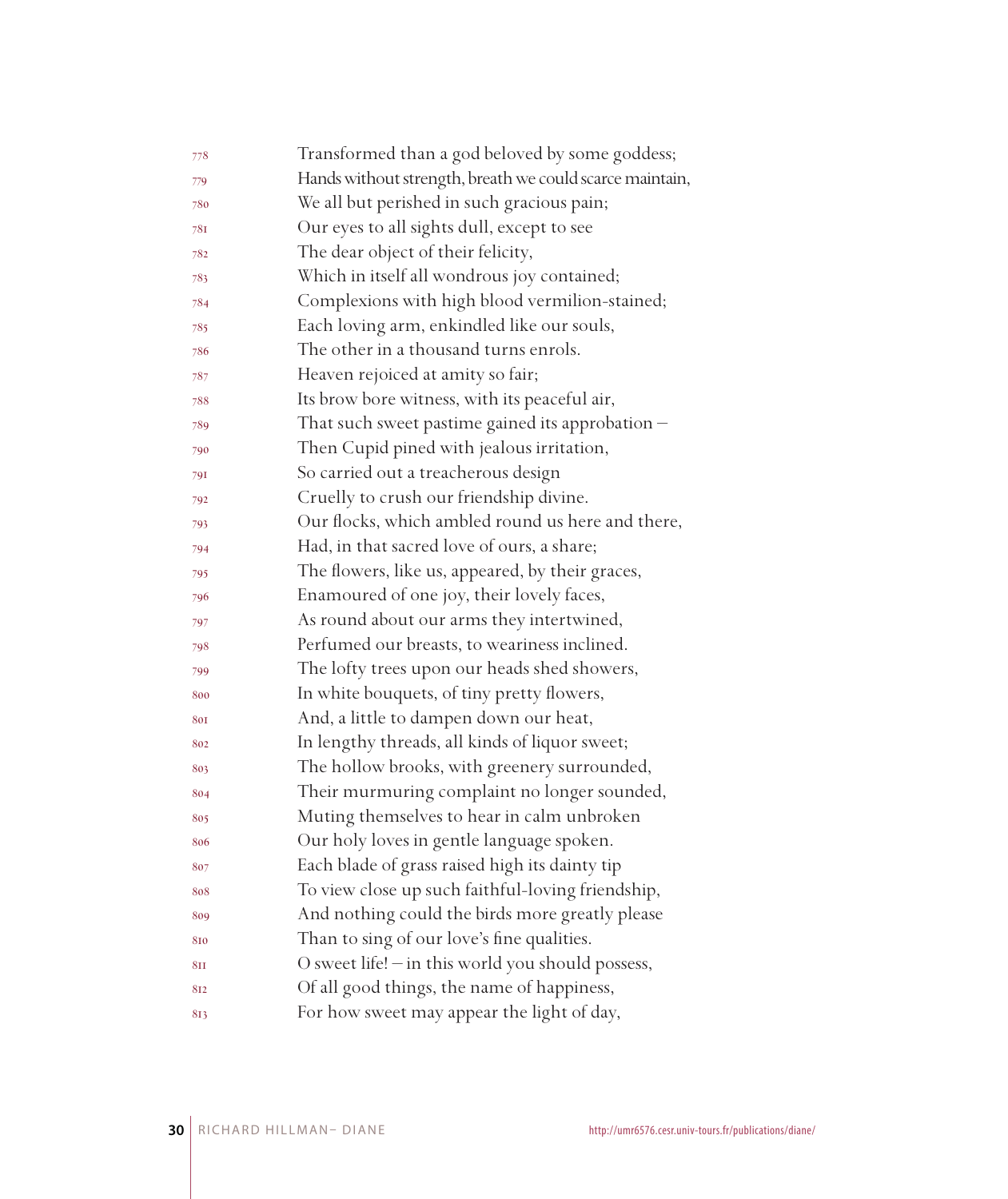778 Transformed than a god beloved by some goddess;
779 Hands without strength, breath we could scarce maintain,
780 We all but perished in such gracious pain;
781 Our eyes to all sights dull, except to see
782 The dear object of their felicity,
783 Which in itself all wondrous joy contained;
784 Complexions with high blood vermilion-stained;
785 Each loving arm, enkindled like our souls,
786 The other in a thousand turns enrols.
787 Heaven rejoiced at amity so fair;
788 Its brow bore witness, with its peaceful air,
789 That such sweet pastime gained its approbation –
790 Then Cupid pined with jealous irritation,
791 So carried out a treacherous design
792 Cruelly to crush our friendship divine.
793 Our flocks, which ambled round us here and there,
794 Had, in that sacred love of ours, a share;
795 The flowers, like us, appeared, by their graces,
796 Enamoured of one joy, their lovely faces,
797 As round about our arms they intertwined,
798 Perfumed our breasts, to weariness inclined.
799 The lofty trees upon our heads shed showers,
800 In white bouquets, of tiny pretty flowers,
801 And, a little to dampen down our heat,
802 In lengthy threads, all kinds of liquor sweet;
803 The hollow brooks, with greenery surrounded,
804 Their murmuring complaint no longer sounded,
805 Muting themselves to hear in calm unbroken
806 Our holy loves in gentle language spoken.
807 Each blade of grass raised high its dainty tip
808 To view close up such faithful-loving friendship,
809 And nothing could the birds more greatly please
810 Than to sing of our love's fine qualities.
811 O sweet life! – in this world you should possess,
812 Of all good things, the name of happiness,
813 For how sweet may appear the light of day,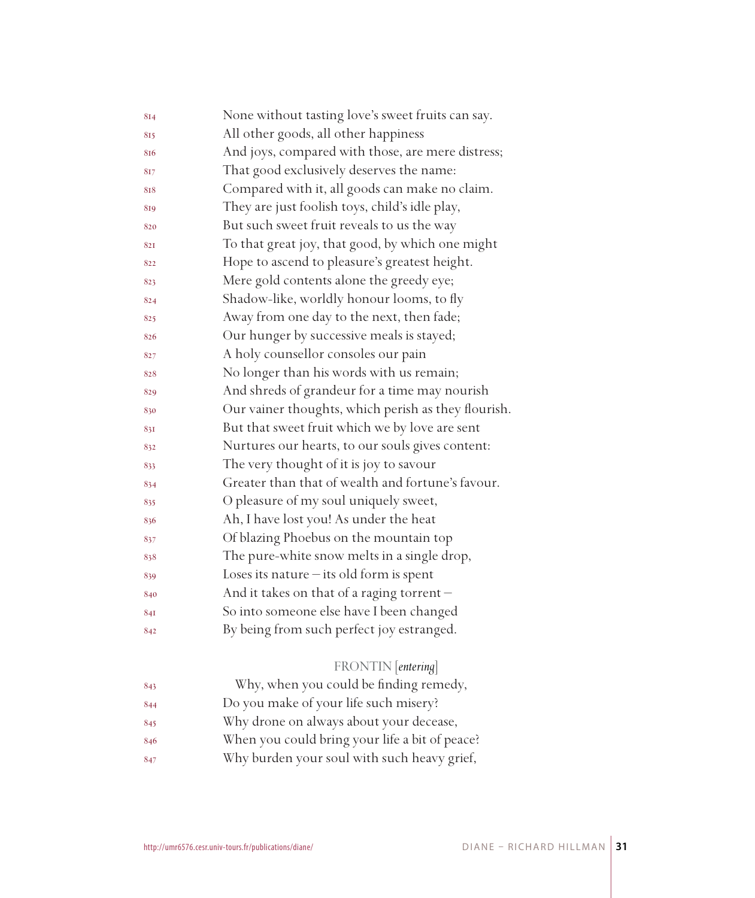814 None without tasting love's sweet fruits can say.
815 All other goods, all other happiness
816 And joys, compared with those, are mere distress;
817 That good exclusively deserves the name:
818 Compared with it, all goods can make no claim.
819 They are just foolish toys, child's idle play,
820 But such sweet fruit reveals to us the way
821 To that great joy, that good, by which one might
822 Hope to ascend to pleasure's greatest height.
823 Mere gold contents alone the greedy eye;
824 Shadow-like, worldly honour looms, to fly
825 Away from one day to the next, then fade;
826 Our hunger by successive meals is stayed;
827 A holy counsellor consoles our pain
828 No longer than his words with us remain;
829 And shreds of grandeur for a time may nourish
830 Our vainer thoughts, which perish as they flourish.
831 But that sweet fruit which we by love are sent
832 Nurtures our hearts, to our souls gives content:
833 The very thought of it is joy to savour
834 Greater than that of wealth and fortune's favour.
835 O pleasure of my soul uniquely sweet,
836 Ah, I have lost you! As under the heat
837 Of blazing Phoebus on the mountain top
838 The pure-white snow melts in a single drop,
839 Loses its nature – its old form is spent
840 And it takes on that of a raging torrent –
841 So into someone else have I been changed
842 By being from such perfect joy estranged.

FRONTIN [*entering*]

843 Why, when you could be finding remedy,
844 Do you make of your life such misery?
845 Why drone on always about your decease,
846 When you could bring your life a bit of peace?
847 Why burden your soul with such heavy grief,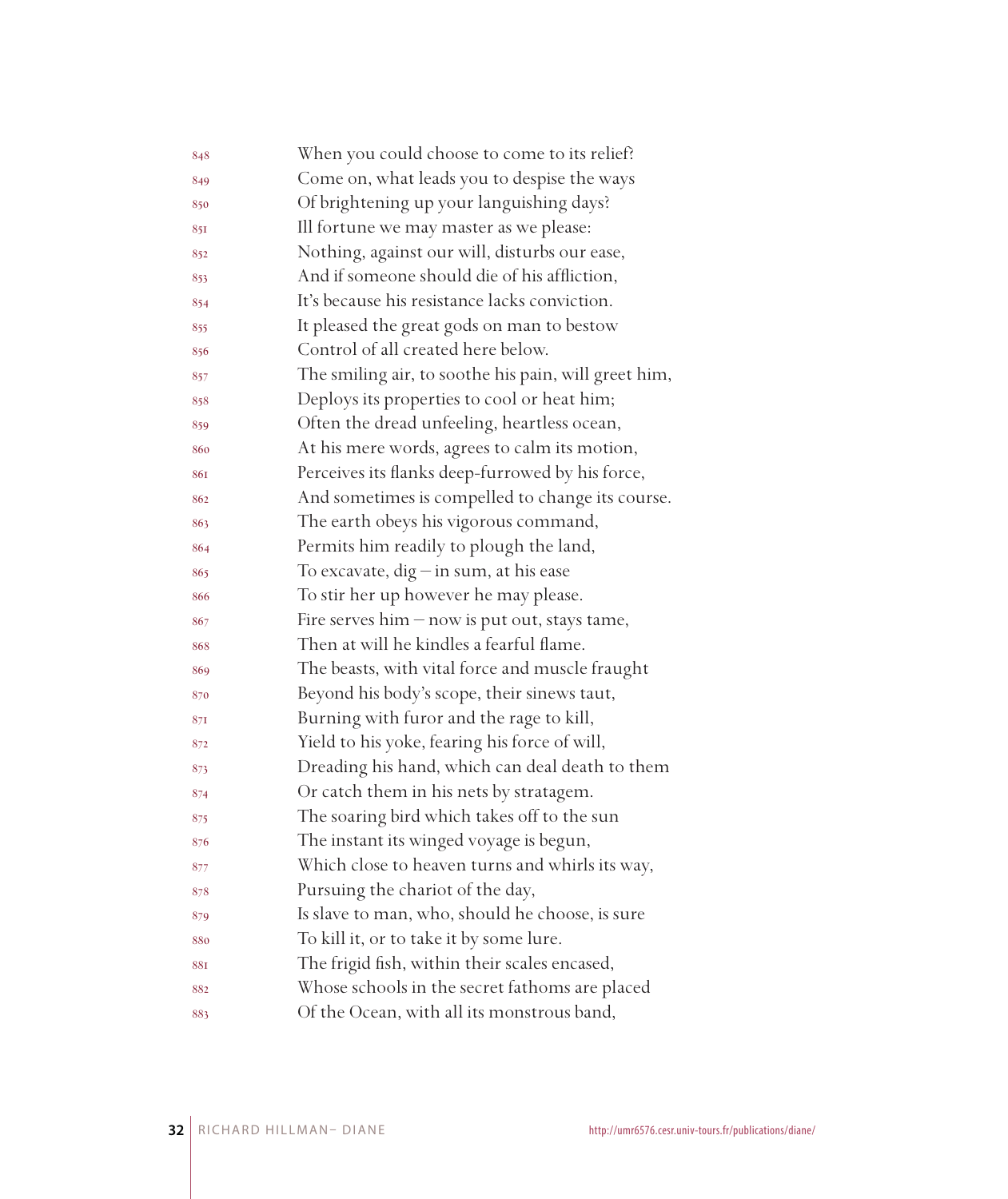848 When you could choose to come to its relief?
849 Come on, what leads you to despise the ways
850 Of brightening up your languishing days?
851 Ill fortune we may master as we please:
852 Nothing, against our will, disturbs our ease,
853 And if someone should die of his affliction,
854 It's because his resistance lacks conviction.
855 It pleased the great gods on man to bestow
856 Control of all created here below.
857 The smiling air, to soothe his pain, will greet him,
858 Deploys its properties to cool or heat him;
859 Often the dread unfeeling, heartless ocean,
860 At his mere words, agrees to calm its motion,
861 Perceives its flanks deep-furrowed by his force,
862 And sometimes is compelled to change its course.
863 The earth obeys his vigorous command,
864 Permits him readily to plough the land,
865 To excavate, dig – in sum, at his ease
866 To stir her up however he may please.
867 Fire serves him – now is put out, stays tame,
868 Then at will he kindles a fearful flame.
869 The beasts, with vital force and muscle fraught
870 Beyond his body's scope, their sinews taut,
871 Burning with furor and the rage to kill,
872 Yield to his yoke, fearing his force of will,
873 Dreading his hand, which can deal death to them
874 Or catch them in his nets by stratagem.
875 The soaring bird which takes off to the sun
876 The instant its winged voyage is begun,
877 Which close to heaven turns and whirls its way,
878 Pursuing the chariot of the day,
879 Is slave to man, who, should he choose, is sure
880 To kill it, or to take it by some lure.
881 The frigid fish, within their scales encased,
882 Whose schools in the secret fathoms are placed
883 Of the Ocean, with all its monstrous band,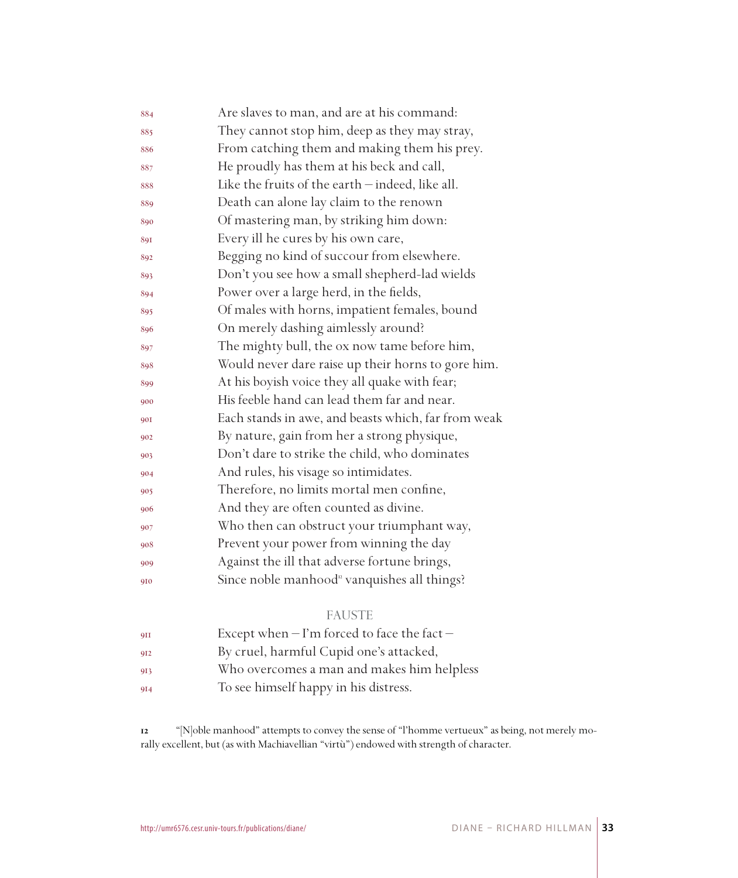884 Are slaves to man, and are at his command:
885 They cannot stop him, deep as they may stray,
886 From catching them and making them his prey.
887 He proudly has them at his beck and call,
888 Like the fruits of the earth – indeed, like all.
889 Death can alone lay claim to the renown
890 Of mastering man, by striking him down:
891 Every ill he cures by his own care,
892 Begging no kind of succour from elsewhere.
893 Don't you see how a small shepherd-lad wields
894 Power over a large herd, in the fields,
895 Of males with horns, impatient females, bound
896 On merely dashing aimlessly around?
897 The mighty bull, the ox now tame before him,
898 Would never dare raise up their horns to gore him.
899 At his boyish voice they all quake with fear;
900 His feeble hand can lead them far and near.
901 Each stands in awe, and beasts which, far from weak
902 By nature, gain from her a strong physique,
903 Don't dare to strike the child, who dominates
904 And rules, his visage so intimidates.
905 Therefore, no limits mortal men confine,
906 And they are often counted as divine.
907 Who then can obstruct your triumphant way,
908 Prevent your power from winning the day
909 Against the ill that adverse fortune brings,
910 Since noble manhood[12] vanquishes all things?

FAUSTE

911 Except when – I'm forced to face the fact –
912 By cruel, harmful Cupid one's attacked,
913 Who overcomes a man and makes him helpless
914 To see himself happy in his distress.

12 "[N]oble manhood" attempts to convey the sense of "l'homme vertueux" as being, not merely morally excellent, but (as with Machiavellian "virtù") endowed with strength of character.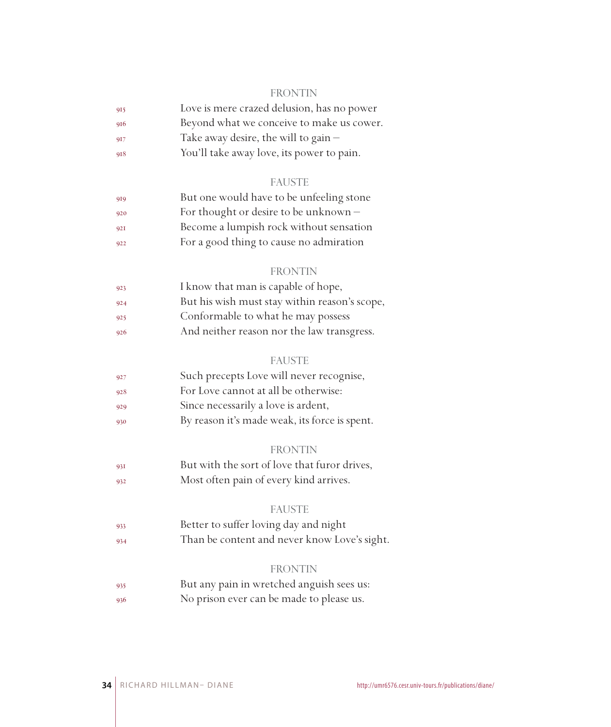FRONTIN

915 Love is mere crazed delusion, has no power
916 Beyond what we conceive to make us cower.
917 Take away desire, the will to gain –
918 You'll take away love, its power to pain.

FAUSTE

919 But one would have to be unfeeling stone
920 For thought or desire to be unknown –
921 Become a lumpish rock without sensation
922 For a good thing to cause no admiration

FRONTIN

923 I know that man is capable of hope,
924 But his wish must stay within reason's scope,
925 Conformable to what he may possess
926 And neither reason nor the law transgress.

FAUSTE

927 Such precepts Love will never recognise,
928 For Love cannot at all be otherwise:
929 Since necessarily a love is ardent,
930 By reason it's made weak, its force is spent.

FRONTIN

931 But with the sort of love that furor drives,
932 Most often pain of every kind arrives.

FAUSTE

933 Better to suffer loving day and night
934 Than be content and never know Love's sight.

FRONTIN

935 But any pain in wretched anguish sees us:
936 No prison ever can be made to please us.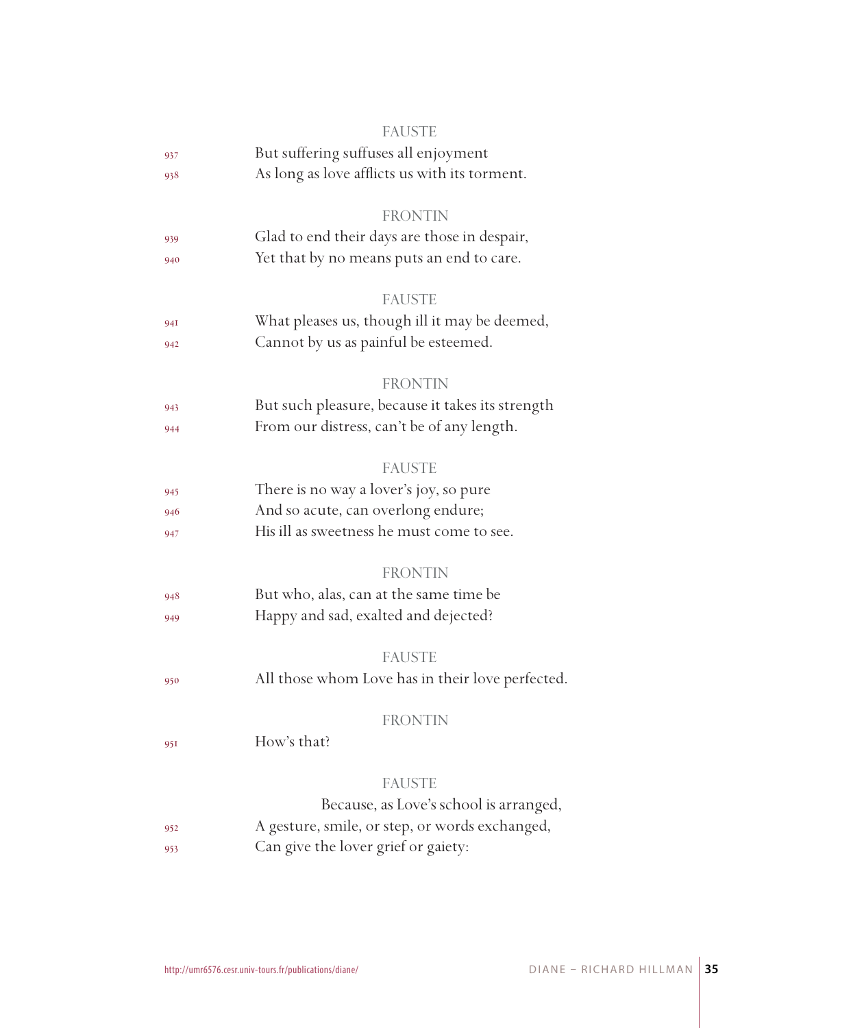FAUSTE

937 But suffering suffuses all enjoyment
938 As long as love afflicts us with its torment.

FRONTIN

939 Glad to end their days are those in despair,
940 Yet that by no means puts an end to care.

FAUSTE

941 What pleases us, though ill it may be deemed,
942 Cannot by us as painful be esteemed.

FRONTIN

943 But such pleasure, because it takes its strength
944 From our distress, can't be of any length.

FAUSTE

945 There is no way a lover's joy, so pure
946 And so acute, can overlong endure;
947 His ill as sweetness he must come to see.

FRONTIN

948 But who, alas, can at the same time be
949 Happy and sad, exalted and dejected?

FAUSTE

950 All those whom Love has in their love perfected.

FRONTIN

951 How's that?

FAUSTE

Because, as Love's school is arranged,
952 A gesture, smile, or step, or words exchanged,
953 Can give the lover grief or gaiety: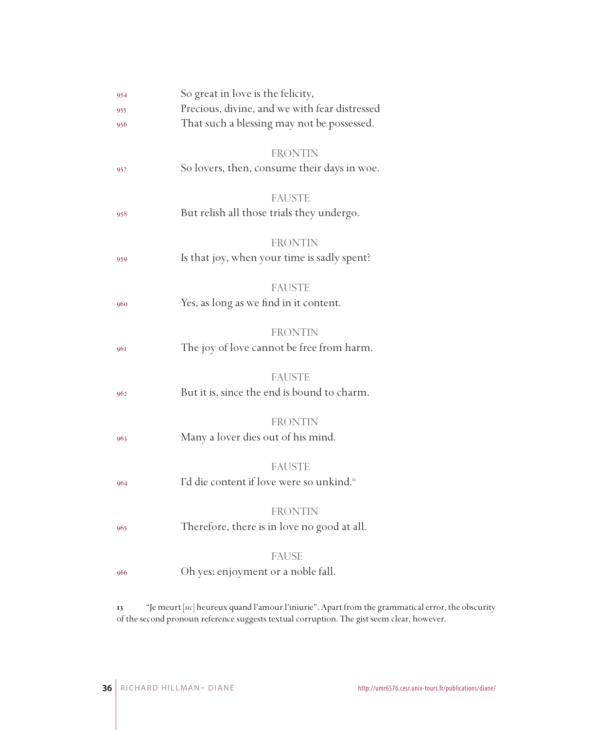954 So great in love is the felicity,
955 Precious, divine, and we with fear distressed
956 That such a blessing may not be possessed.

FRONTIN

957 So lovers, then, consume their days in woe.

FAUSTE

958 But relish all those trials they undergo.

FRONTIN

959 Is that joy, when your time is sadly spent?

FAUSTE

960 Yes, as long as we find in it content.

FRONTIN

961 The joy of love cannot be free from harm.

FAUSTE

962 But it is, since the end is bound to charm.

FRONTIN

963 Many a lover dies out of his mind.

FAUSTE

964 I'd die content if love were so unkind.[13]

FRONTIN

965 Therefore, there is in love no good at all.

FAUSE

966 Oh yes: enjoyment or a noble fall.

13 "Je meurt [*sic*] heureux quand l'amour l'iniurie". Apart from the grammatical error, the obscurity of the second pronoun reference suggests textual corruption. The gist seem clear, however.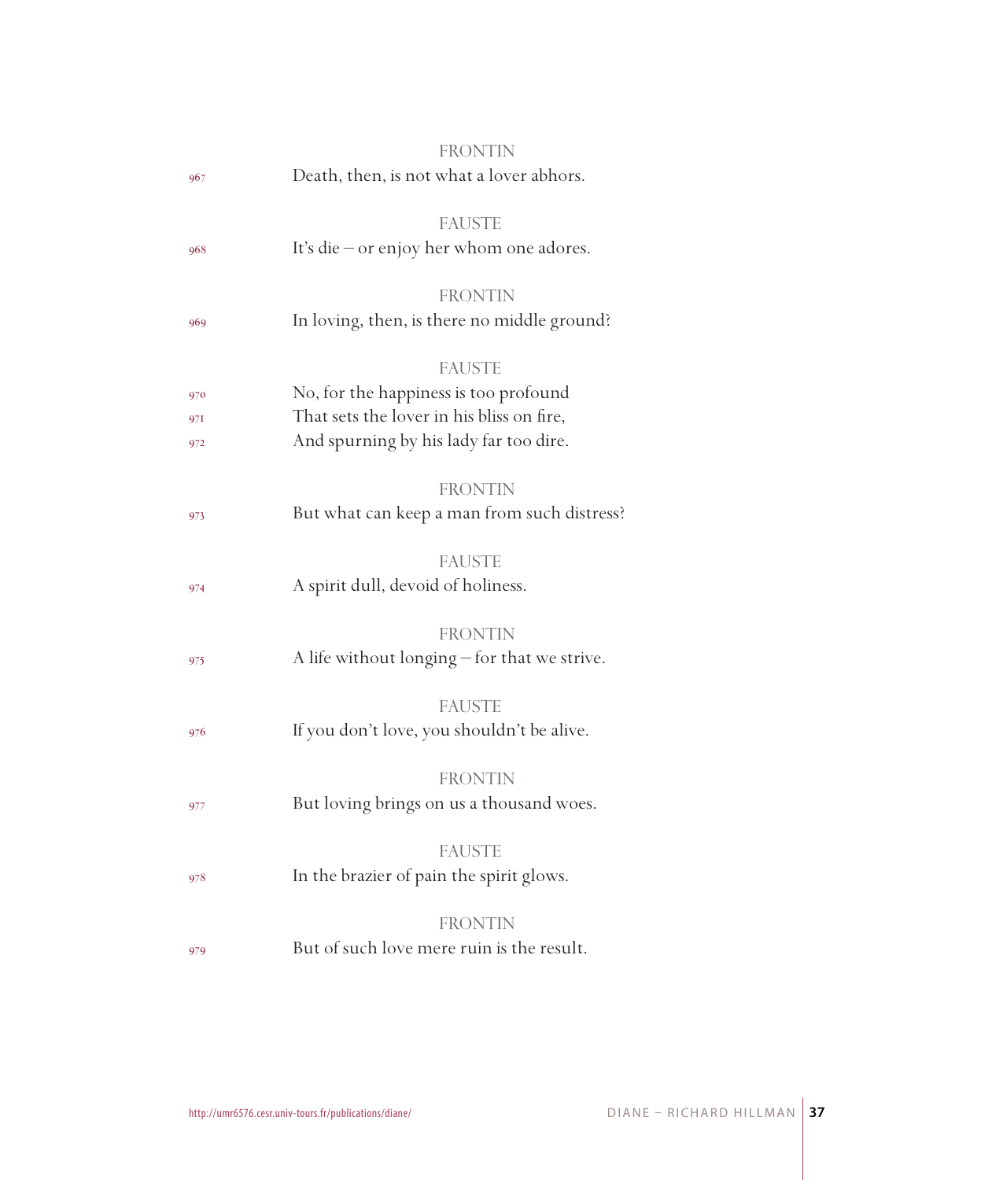FRONTIN

967 Death, then, is not what a lover abhors.

FAUSTE

968 It's die – or enjoy her whom one adores.

FRONTIN

969 In loving, then, is there no middle ground?

FAUSTE

970 No, for the happiness is too profound
971 That sets the lover in his bliss on fire,
972 And spurning by his lady far too dire.

FRONTIN

973 But what can keep a man from such distress?

FAUSTE

974 A spirit dull, devoid of holiness.

FRONTIN

975 A life without longing – for that we strive.

FAUSTE

976 If you don't love, you shouldn't be alive.

FRONTIN

977 But loving brings on us a thousand woes.

FAUSTE

978 In the brazier of pain the spirit glows.

FRONTIN

979 But of such love mere ruin is the result.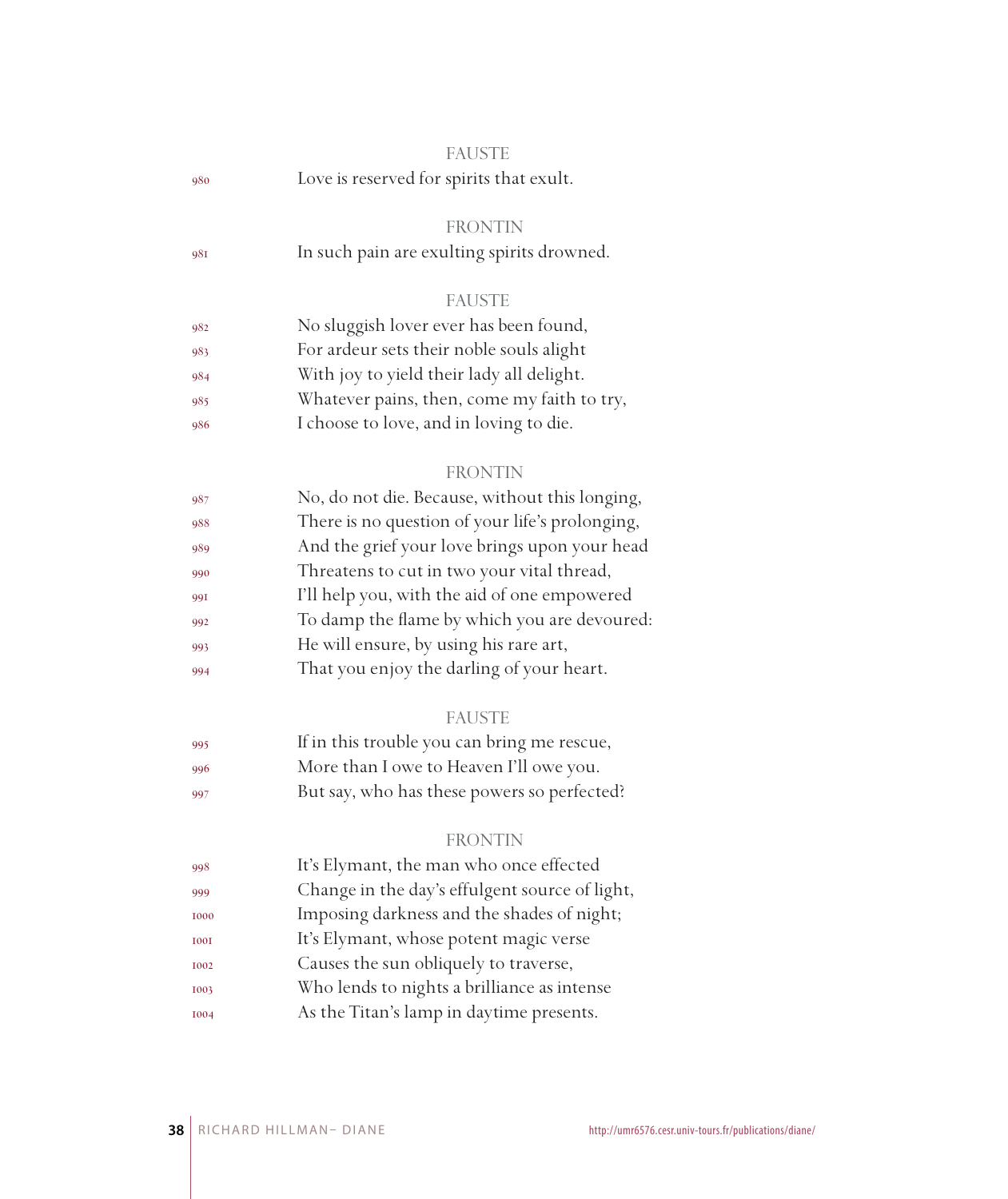FAUSTE

980 Love is reserved for spirits that exult.

FRONTIN

981 In such pain are exulting spirits drowned.

FAUSTE

982 No sluggish lover ever has been found,
983 For ardeur sets their noble souls alight
984 With joy to yield their lady all delight.
985 Whatever pains, then, come my faith to try,
986 I choose to love, and in loving to die.

FRONTIN

987 No, do not die. Because, without this longing,
988 There is no question of your life's prolonging,
989 And the grief your love brings upon your head
990 Threatens to cut in two your vital thread,
991 I'll help you, with the aid of one empowered
992 To damp the flame by which you are devoured:
993 He will ensure, by using his rare art,
994 That you enjoy the darling of your heart.

FAUSTE

995 If in this trouble you can bring me rescue,
996 More than I owe to Heaven I'll owe you.
997 But say, who has these powers so perfected?

FRONTIN

998 It's Elymant, the man who once effected
999 Change in the day's effulgent source of light,
1000 Imposing darkness and the shades of night;
1001 It's Elymant, whose potent magic verse
1002 Causes the sun obliquely to traverse,
1003 Who lends to nights a brilliance as intense
1004 As the Titan's lamp in daytime presents.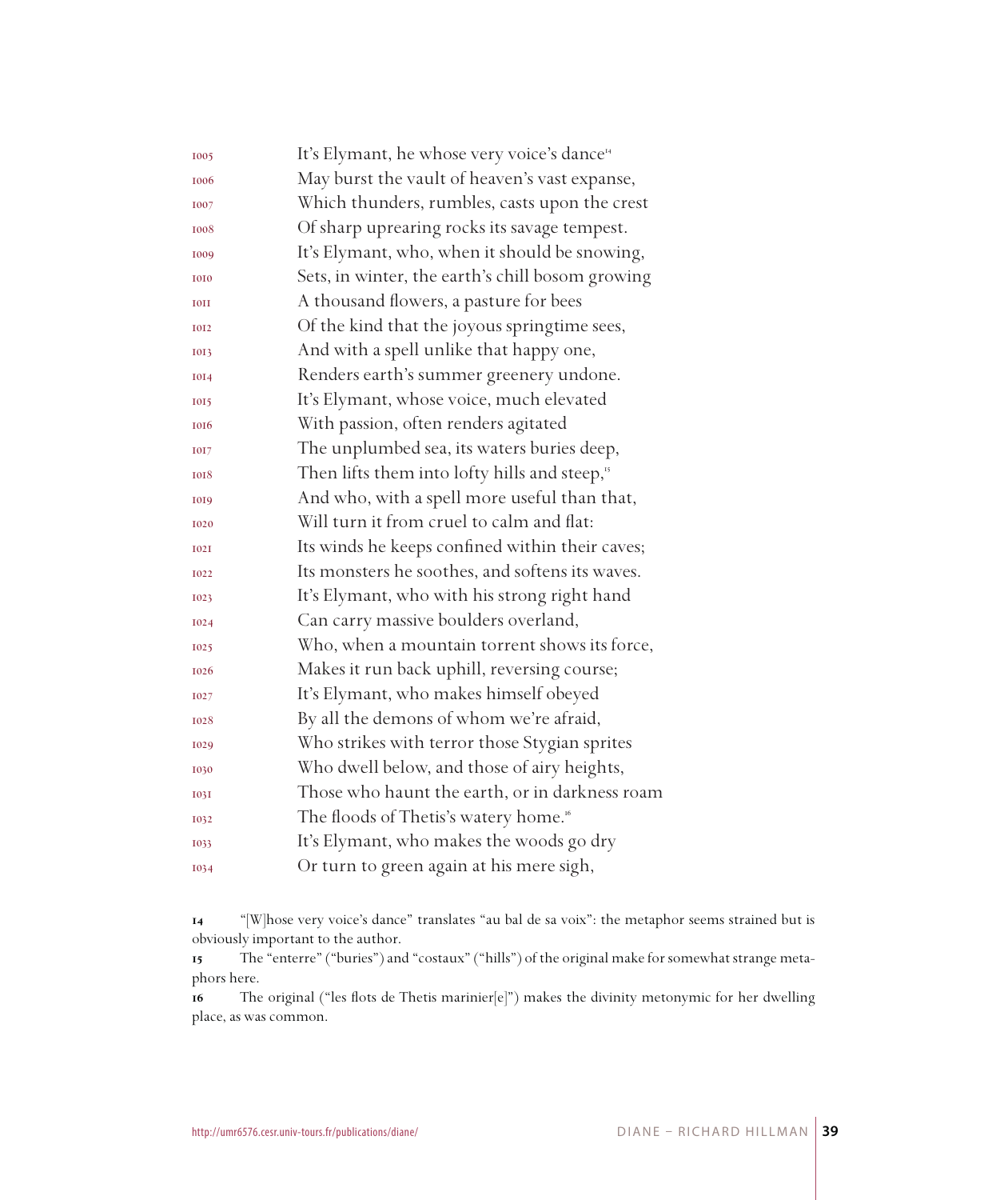1005 It's Elymant, he whose very voice's dance[14]
1006 May burst the vault of heaven's vast expanse,
1007 Which thunders, rumbles, casts upon the crest
1008 Of sharp uprearing rocks its savage tempest.
1009 It's Elymant, who, when it should be snowing,
1010 Sets, in winter, the earth's chill bosom growing
1011 A thousand flowers, a pasture for bees
1012 Of the kind that the joyous springtime sees,
1013 And with a spell unlike that happy one,
1014 Renders earth's summer greenery undone.
1015 It's Elymant, whose voice, much elevated
1016 With passion, often renders agitated
1017 The unplumbed sea, its waters buries deep,
1018 Then lifts them into lofty hills and steep,[15]
1019 And who, with a spell more useful than that,
1020 Will turn it from cruel to calm and flat:
1021 Its winds he keeps confined within their caves;
1022 Its monsters he soothes, and softens its waves.
1023 It's Elymant, who with his strong right hand
1024 Can carry massive boulders overland,
1025 Who, when a mountain torrent shows its force,
1026 Makes it run back uphill, reversing course;
1027 It's Elymant, who makes himself obeyed
1028 By all the demons of whom we're afraid,
1029 Who strikes with terror those Stygian sprites
1030 Who dwell below, and those of airy heights,
1031 Those who haunt the earth, or in darkness roam
1032 The floods of Thetis's watery home.[16]
1033 It's Elymant, who makes the woods go dry
1034 Or turn to green again at his mere sigh,

**14** "[W]hose very voice's dance" translates "au bal de sa voix": the metaphor seems strained but is obviously important to the author.

**15** The "enterre" ("buries") and "costaux" ("hills") of the original make for somewhat strange metaphors here.

**16** The original ("les flots de Thetis marinier[e]") makes the divinity metonymic for her dwelling place, as was common.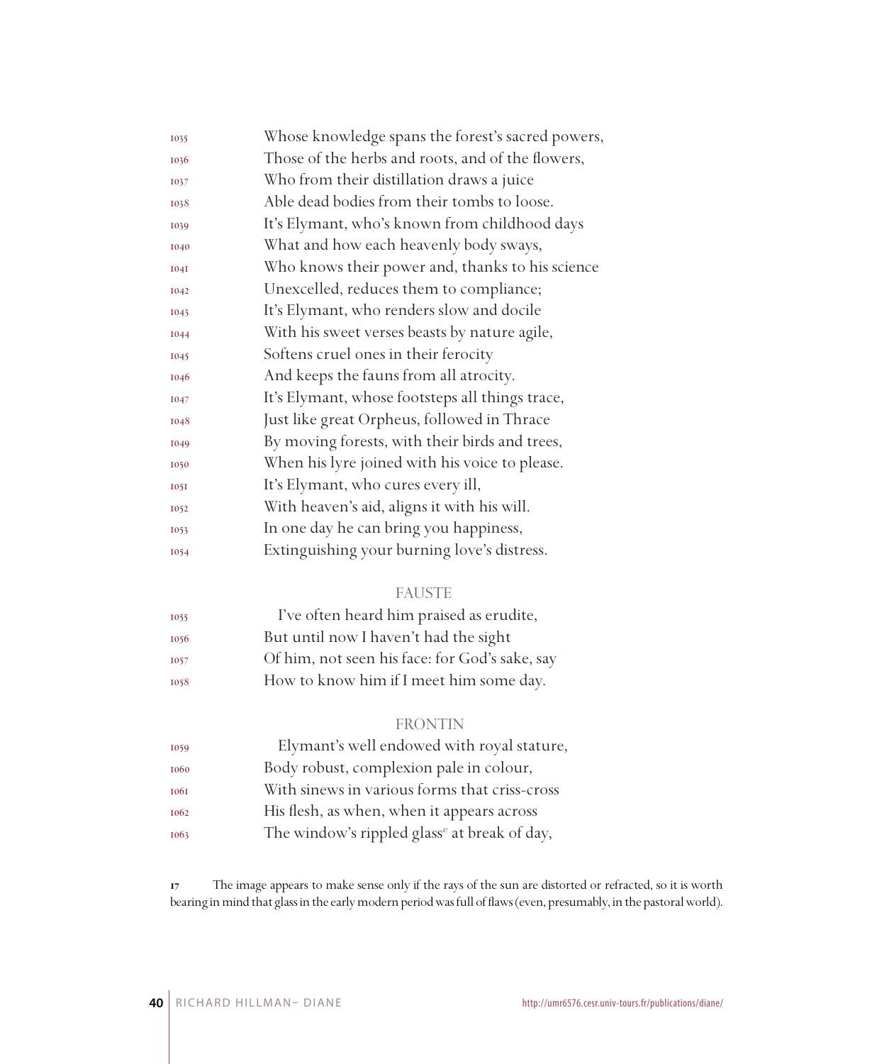1035 Whose knowledge spans the forest's sacred powers,
1036 Those of the herbs and roots, and of the flowers,
1037 Who from their distillation draws a juice
1038 Able dead bodies from their tombs to loose.
1039 It's Elymant, who's known from childhood days
1040 What and how each heavenly body sways,
1041 Who knows their power and, thanks to his science
1042 Unexcelled, reduces them to compliance;
1043 It's Elymant, who renders slow and docile
1044 With his sweet verses beasts by nature agile,
1045 Softens cruel ones in their ferocity
1046 And keeps the fauns from all atrocity.
1047 It's Elymant, whose footsteps all things trace,
1048 Just like great Orpheus, followed in Thrace
1049 By moving forests, with their birds and trees,
1050 When his lyre joined with his voice to please.
1051 It's Elymant, who cures every ill,
1052 With heaven's aid, aligns it with his will.
1053 In one day he can bring you happiness,
1054 Extinguishing your burning love's distress.

FAUSTE

1055 I've often heard him praised as erudite,
1056 But until now I haven't had the sight
1057 Of him, not seen his face: for God's sake, say
1058 How to know him if I meet him some day.

FRONTIN

1059 Elymant's well endowed with royal stature,
1060 Body robust, complexion pale in colour,
1061 With sinews in various forms that criss-cross
1062 His flesh, as when, when it appears across
1063 The window's rippled glass[17] at break of day,

17 The image appears to make sense only if the rays of the sun are distorted or refracted, so it is worth bearing in mind that glass in the early modern period was full of flaws (even, presumably, in the pastoral world).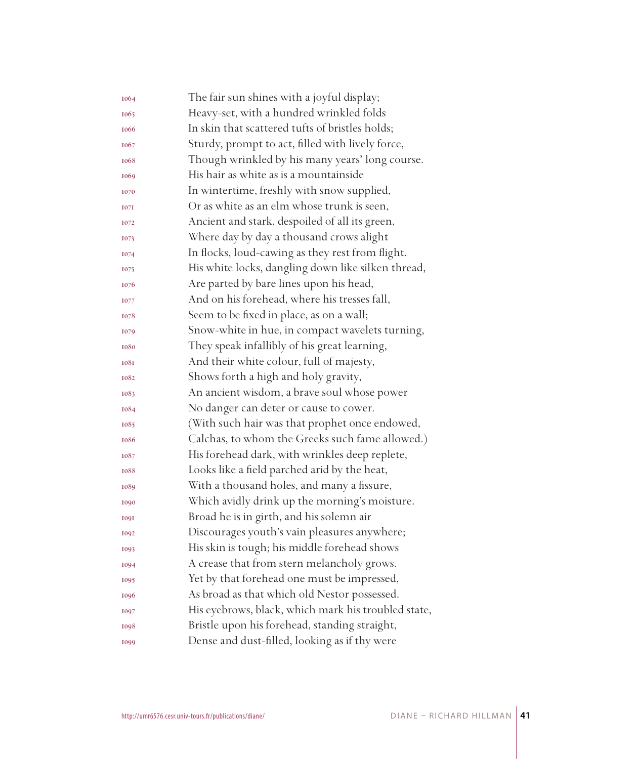1064 The fair sun shines with a joyful display;
1065 Heavy-set, with a hundred wrinkled folds
1066 In skin that scattered tufts of bristles holds;
1067 Sturdy, prompt to act, filled with lively force,
1068 Though wrinkled by his many years' long course.
1069 His hair as white as is a mountainside
1070 In wintertime, freshly with snow supplied,
1071 Or as white as an elm whose trunk is seen,
1072 Ancient and stark, despoiled of all its green,
1073 Where day by day a thousand crows alight
1074 In flocks, loud-cawing as they rest from flight.
1075 His white locks, dangling down like silken thread,
1076 Are parted by bare lines upon his head,
1077 And on his forehead, where his tresses fall,
1078 Seem to be fixed in place, as on a wall;
1079 Snow-white in hue, in compact wavelets turning,
1080 They speak infallibly of his great learning,
1081 And their white colour, full of majesty,
1082 Shows forth a high and holy gravity,
1083 An ancient wisdom, a brave soul whose power
1084 No danger can deter or cause to cower.
1085 (With such hair was that prophet once endowed,
1086 Calchas, to whom the Greeks such fame allowed.)
1087 His forehead dark, with wrinkles deep replete,
1088 Looks like a field parched arid by the heat,
1089 With a thousand holes, and many a fissure,
1090 Which avidly drink up the morning's moisture.
1091 Broad he is in girth, and his solemn air
1092 Discourages youth's vain pleasures anywhere;
1093 His skin is tough; his middle forehead shows
1094 A crease that from stern melancholy grows.
1095 Yet by that forehead one must be impressed,
1096 As broad as that which old Nestor possessed.
1097 His eyebrows, black, which mark his troubled state,
1098 Bristle upon his forehead, standing straight,
1099 Dense and dust-filled, looking as if thy were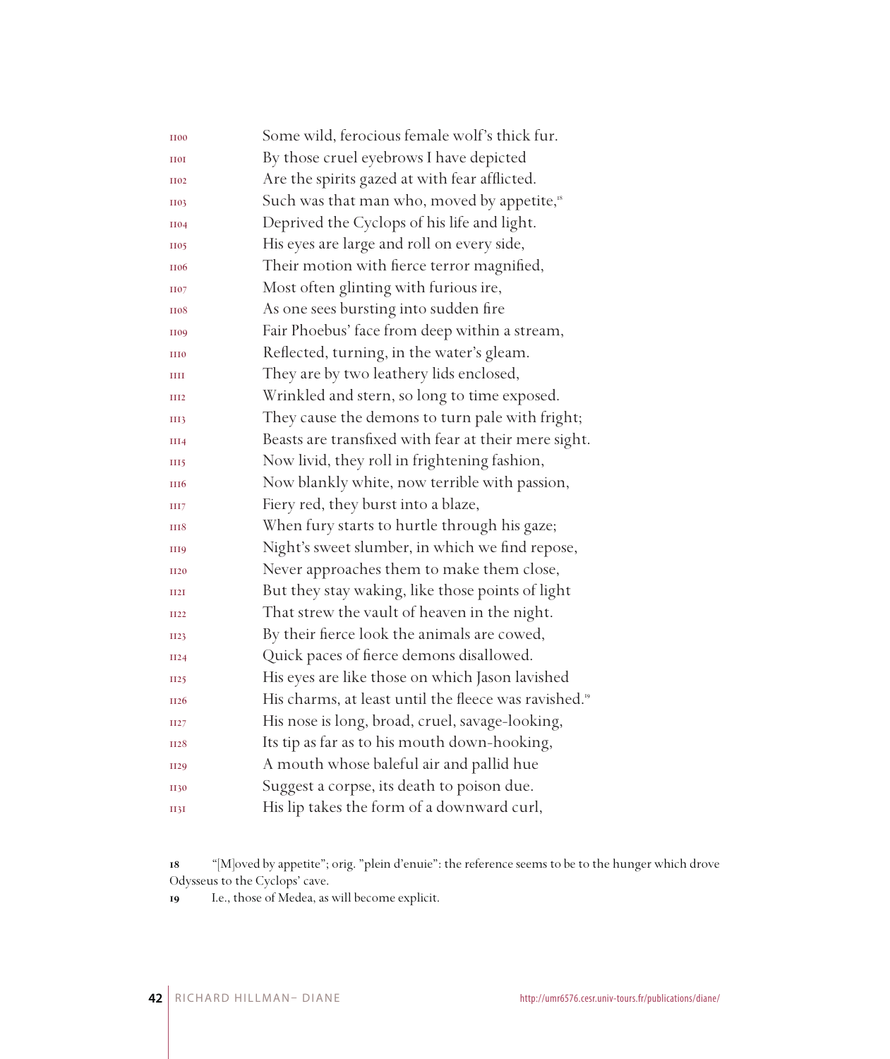1100 Some wild, ferocious female wolf's thick fur.
1101 By those cruel eyebrows I have depicted
1102 Are the spirits gazed at with fear afflicted.
1103 Such was that man who, moved by appetite,[18]
1104 Deprived the Cyclops of his life and light.
1105 His eyes are large and roll on every side,
1106 Their motion with fierce terror magnified,
1107 Most often glinting with furious ire,
1108 As one sees bursting into sudden fire
1109 Fair Phoebus' face from deep within a stream,
1110 Reflected, turning, in the water's gleam.
1111 They are by two leathery lids enclosed,
1112 Wrinkled and stern, so long to time exposed.
1113 They cause the demons to turn pale with fright;
1114 Beasts are transfixed with fear at their mere sight.
1115 Now livid, they roll in frightening fashion,
1116 Now blankly white, now terrible with passion,
1117 Fiery red, they burst into a blaze,
1118 When fury starts to hurtle through his gaze;
1119 Night's sweet slumber, in which we find repose,
1120 Never approaches them to make them close,
1121 But they stay waking, like those points of light
1122 That strew the vault of heaven in the night.
1123 By their fierce look the animals are cowed,
1124 Quick paces of fierce demons disallowed.
1125 His eyes are like those on which Jason lavished
1126 His charms, at least until the fleece was ravished.[19]
1127 His nose is long, broad, cruel, savage-looking,
1128 Its tip as far as to his mouth down-hooking,
1129 A mouth whose baleful air and pallid hue
1130 Suggest a corpse, its death to poison due.
1131 His lip takes the form of a downward curl,

18 "[M]oved by appetite"; orig. "plein d'enuie": the reference seems to be to the hunger which drove Odysseus to the Cyclops' cave.

19 I.e., those of Medea, as will become explicit.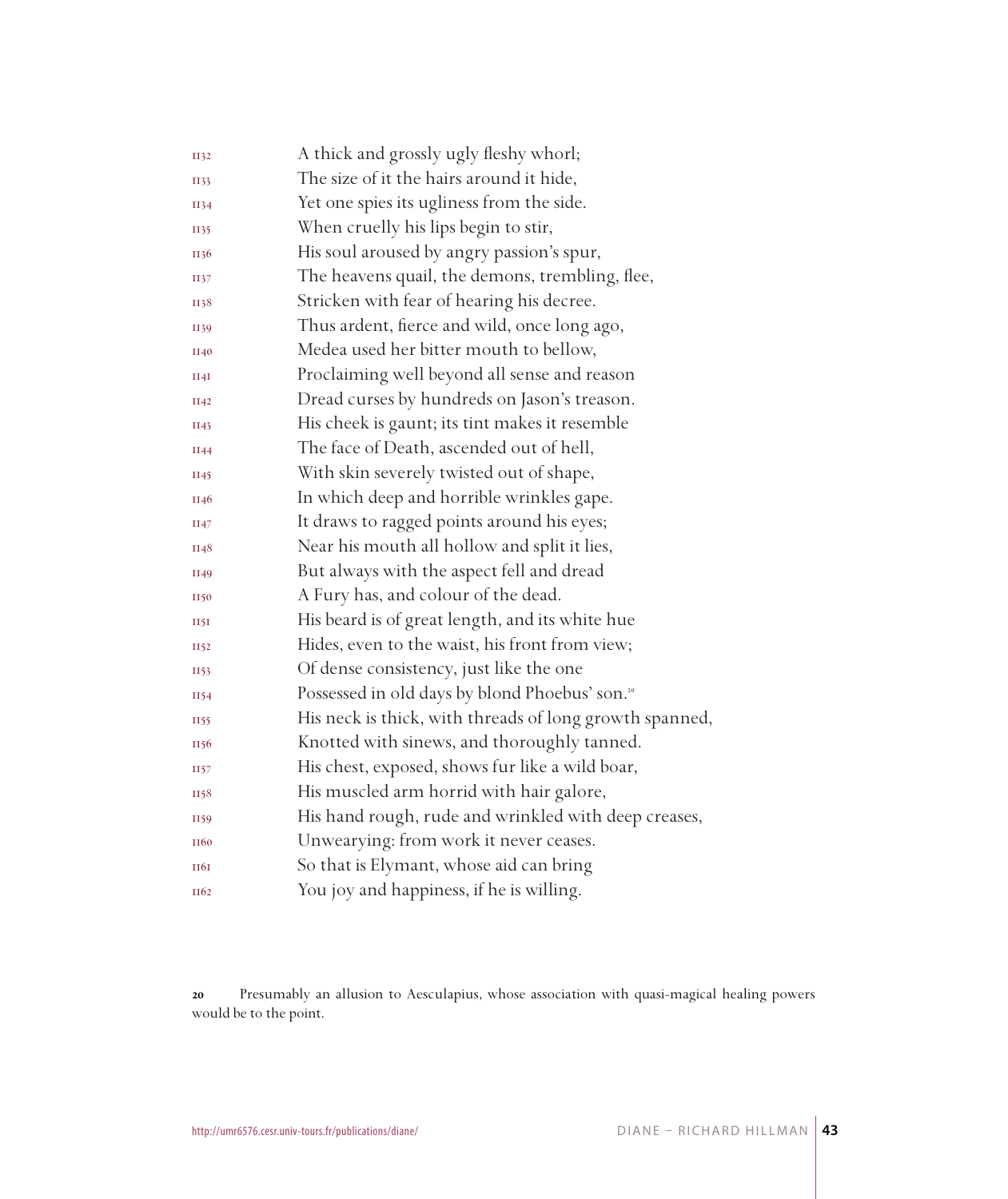1132 A thick and grossly ugly fleshy whorl;
1133 The size of it the hairs around it hide,
1134 Yet one spies its ugliness from the side.
1135 When cruelly his lips begin to stir,
1136 His soul aroused by angry passion's spur,
1137 The heavens quail, the demons, trembling, flee,
1138 Stricken with fear of hearing his decree.
1139 Thus ardent, fierce and wild, once long ago,
1140 Medea used her bitter mouth to bellow,
1141 Proclaiming well beyond all sense and reason
1142 Dread curses by hundreds on Jason's treason.
1143 His cheek is gaunt; its tint makes it resemble
1144 The face of Death, ascended out of hell,
1145 With skin severely twisted out of shape,
1146 In which deep and horrible wrinkles gape.
1147 It draws to ragged points around his eyes;
1148 Near his mouth all hollow and split it lies,
1149 But always with the aspect fell and dread
1150 A Fury has, and colour of the dead.
1151 His beard is of great length, and its white hue
1152 Hides, even to the waist, his front from view;
1153 Of dense consistency, just like the one
1154 Possessed in old days by blond Phoebus' son.[20]
1155 His neck is thick, with threads of long growth spanned,
1156 Knotted with sinews, and thoroughly tanned.
1157 His chest, exposed, shows fur like a wild boar,
1158 His muscled arm horrid with hair galore,
1159 His hand rough, rude and wrinkled with deep creases,
1160 Unwearying: from work it never ceases.
1161 So that is Elymant, whose aid can bring
1162 You joy and happiness, if he is willing.

**20** Presumably an allusion to Aesculapius, whose association with quasi-magical healing powers would be to the point.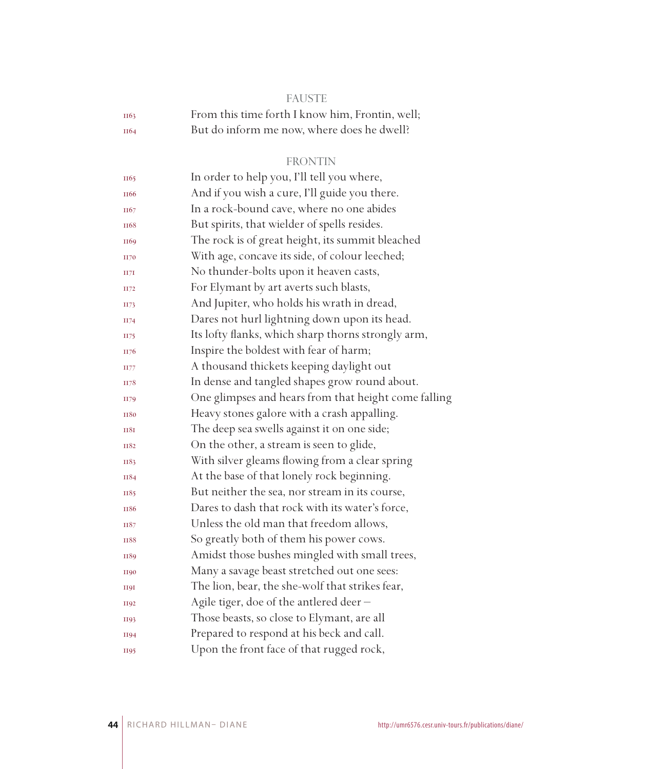FAUSTE

1163 From this time forth I know him, Frontin, well;
1164 But do inform me now, where does he dwell?

FRONTIN

1165 In order to help you, I'll tell you where,
1166 And if you wish a cure, I'll guide you there.
1167 In a rock-bound cave, where no one abides
1168 But spirits, that wielder of spells resides.
1169 The rock is of great height, its summit bleached
1170 With age, concave its side, of colour leeched;
1171 No thunder-bolts upon it heaven casts,
1172 For Elymant by art averts such blasts,
1173 And Jupiter, who holds his wrath in dread,
1174 Dares not hurl lightning down upon its head.
1175 Its lofty flanks, which sharp thorns strongly arm,
1176 Inspire the boldest with fear of harm;
1177 A thousand thickets keeping daylight out
1178 In dense and tangled shapes grow round about.
1179 One glimpses and hears from that height come falling
1180 Heavy stones galore with a crash appalling.
1181 The deep sea swells against it on one side;
1182 On the other, a stream is seen to glide,
1183 With silver gleams flowing from a clear spring
1184 At the base of that lonely rock beginning.
1185 But neither the sea, nor stream in its course,
1186 Dares to dash that rock with its water's force,
1187 Unless the old man that freedom allows,
1188 So greatly both of them his power cows.
1189 Amidst those bushes mingled with small trees,
1190 Many a savage beast stretched out one sees:
1191 The lion, bear, the she-wolf that strikes fear,
1192 Agile tiger, doe of the antlered deer –
1193 Those beasts, so close to Elymant, are all
1194 Prepared to respond at his beck and call.
1195 Upon the front face of that rugged rock,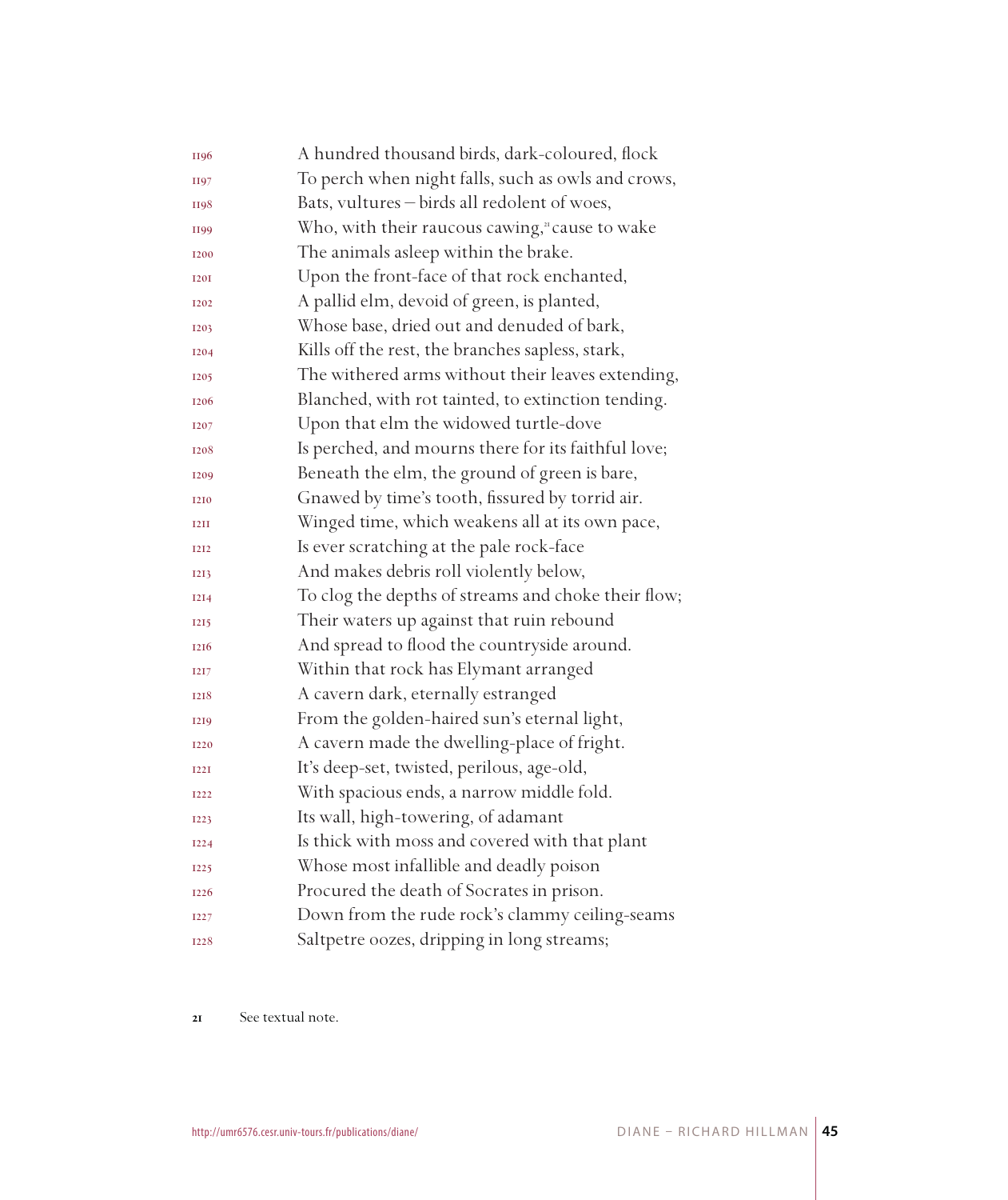1196 A hundred thousand birds, dark-coloured, flock
1197 To perch when night falls, such as owls and crows,
1198 Bats, vultures – birds all redolent of woes,
1199 Who, with their raucous cawing,[21] cause to wake
1200 The animals asleep within the brake.
1201 Upon the front-face of that rock enchanted,
1202 A pallid elm, devoid of green, is planted,
1203 Whose base, dried out and denuded of bark,
1204 Kills off the rest, the branches sapless, stark,
1205 The withered arms without their leaves extending,
1206 Blanched, with rot tainted, to extinction tending.
1207 Upon that elm the widowed turtle-dove
1208 Is perched, and mourns there for its faithful love;
1209 Beneath the elm, the ground of green is bare,
1210 Gnawed by time's tooth, fissured by torrid air.
1211 Winged time, which weakens all at its own pace,
1212 Is ever scratching at the pale rock-face
1213 And makes debris roll violently below,
1214 To clog the depths of streams and choke their flow;
1215 Their waters up against that ruin rebound
1216 And spread to flood the countryside around.
1217 Within that rock has Elymant arranged
1218 A cavern dark, eternally estranged
1219 From the golden-haired sun's eternal light,
1220 A cavern made the dwelling-place of fright.
1221 It's deep-set, twisted, perilous, age-old,
1222 With spacious ends, a narrow middle fold.
1223 Its wall, high-towering, of adamant
1224 Is thick with moss and covered with that plant
1225 Whose most infallible and deadly poison
1226 Procured the death of Socrates in prison.
1227 Down from the rude rock's clammy ceiling-seams
1228 Saltpetre oozes, dripping in long streams;

21 See textual note.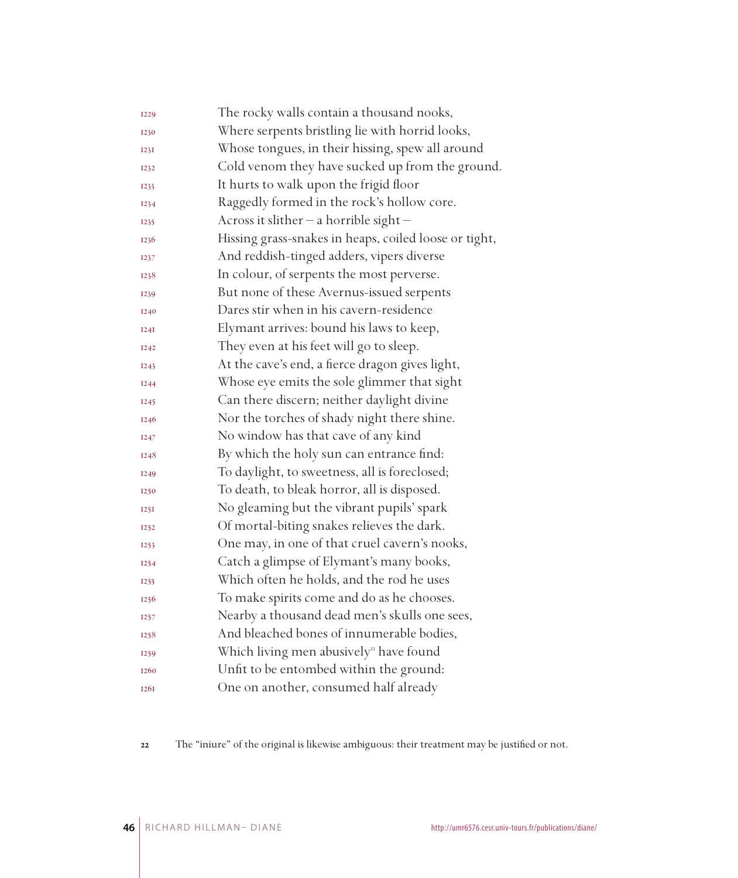1229 The rocky walls contain a thousand nooks,
1230 Where serpents bristling lie with horrid looks,
1231 Whose tongues, in their hissing, spew all around
1232 Cold venom they have sucked up from the ground.
1233 It hurts to walk upon the frigid floor
1234 Raggedly formed in the rock's hollow core.
1235 Across it slither – a horrible sight –
1236 Hissing grass-snakes in heaps, coiled loose or tight,
1237 And reddish-tinged adders, vipers diverse
1238 In colour, of serpents the most perverse.
1239 But none of these Avernus-issued serpents
1240 Dares stir when in his cavern-residence
1241 Elymant arrives: bound his laws to keep,
1242 They even at his feet will go to sleep.
1243 At the cave's end, a fierce dragon gives light,
1244 Whose eye emits the sole glimmer that sight
1245 Can there discern; neither daylight divine
1246 Nor the torches of shady night there shine.
1247 No window has that cave of any kind
1248 By which the holy sun can entrance find:
1249 To daylight, to sweetness, all is foreclosed;
1250 To death, to bleak horror, all is disposed.
1251 No gleaming but the vibrant pupils' spark
1252 Of mortal-biting snakes relieves the dark.
1253 One may, in one of that cruel cavern's nooks,
1254 Catch a glimpse of Elymant's many books,
1255 Which often he holds, and the rod he uses
1256 To make spirits come and do as he chooses.
1257 Nearby a thousand dead men's skulls one sees,
1258 And bleached bones of innumerable bodies,
1259 Which living men abusively[22] have found
1260 Unfit to be entombed within the ground:
1261 One on another, consumed half already

---

22 The "iniure" of the original is likewise ambiguous: their treatment may be justified or not.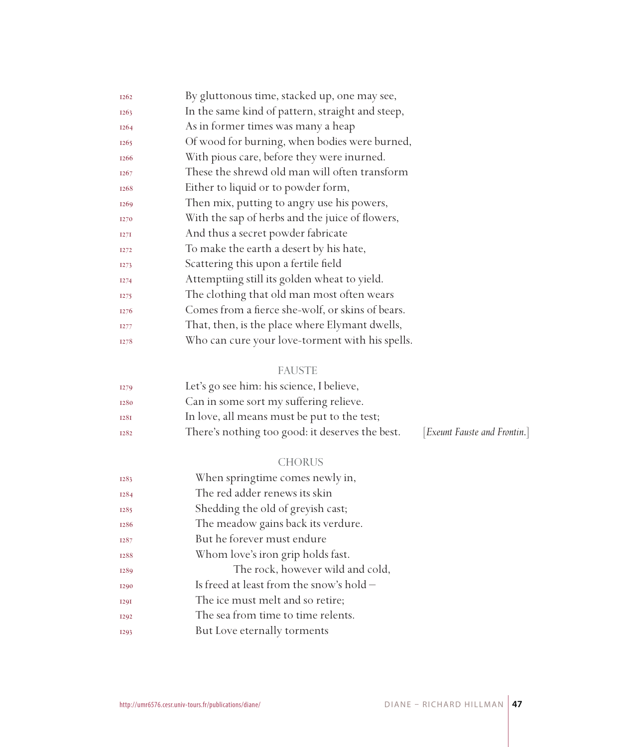1262 By gluttonous time, stacked up, one may see,
1263 In the same kind of pattern, straight and steep,
1264 As in former times was many a heap
1265 Of wood for burning, when bodies were burned,
1266 With pious care, before they were inurned.
1267 These the shrewd old man will often transform
1268 Either to liquid or to powder form,
1269 Then mix, putting to angry use his powers,
1270 With the sap of herbs and the juice of flowers,
1271 And thus a secret powder fabricate
1272 To make the earth a desert by his hate,
1273 Scattering this upon a fertile field
1274 Attemptiing still its golden wheat to yield.
1275 The clothing that old man most often wears
1276 Comes from a fierce she-wolf, or skins of bears.
1277 That, then, is the place where Elymant dwells,
1278 Who can cure your love-torment with his spells.

FAUSTE

1279 Let's go see him: his science, I believe,
1280 Can in some sort my suffering relieve.
1281 In love, all means must be put to the test;
1282 There's nothing too good: it deserves the best. [*Exeunt Fauste and Frontin.*]

CHORUS

1283 When springtime comes newly in,
1284 The red adder renews its skin
1285 Shedding the old of greyish cast;
1286 The meadow gains back its verdure.
1287 But he forever must endure
1288 Whom love's iron grip holds fast.
1289 The rock, however wild and cold,
1290 Is freed at least from the snow's hold –
1291 The ice must melt and so retire;
1292 The sea from time to time relents.
1293 But Love eternally torments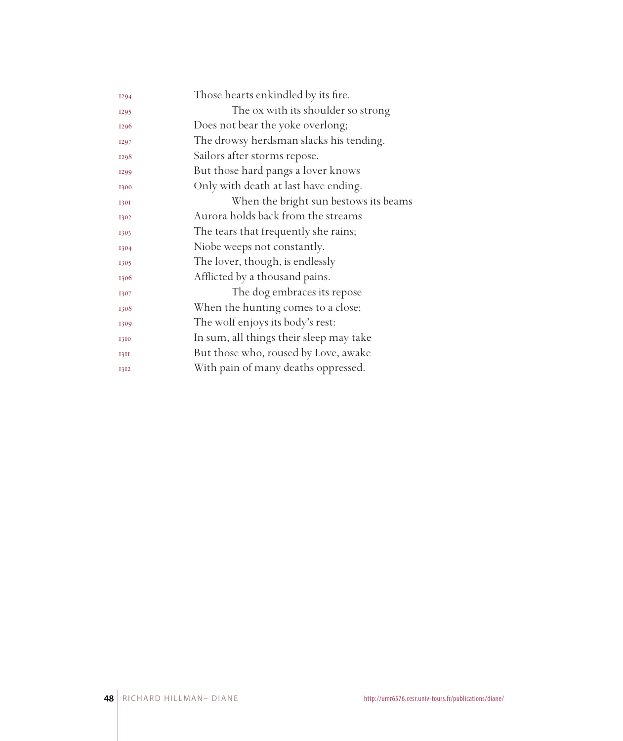Those hearts enkindled by its fire.
    The ox with its shoulder so strong
Does not bear the yoke overlong;
The drowsy herdsman slacks his tending.
Sailors after storms repose.
But those hard pangs a lover knows
Only with death at last have ending.
    When the bright sun bestows its beams
Aurora holds back from the streams
The tears that frequently she rains;
Niobe weeps not constantly.
The lover, though, is endlessly
Afflicted by a thousand pains.
    The dog embraces its repose
When the hunting comes to a close;
The wolf enjoys its body's rest:
In sum, all things their sleep may take
But those who, roused by Love, awake
With pain of many deaths oppressed.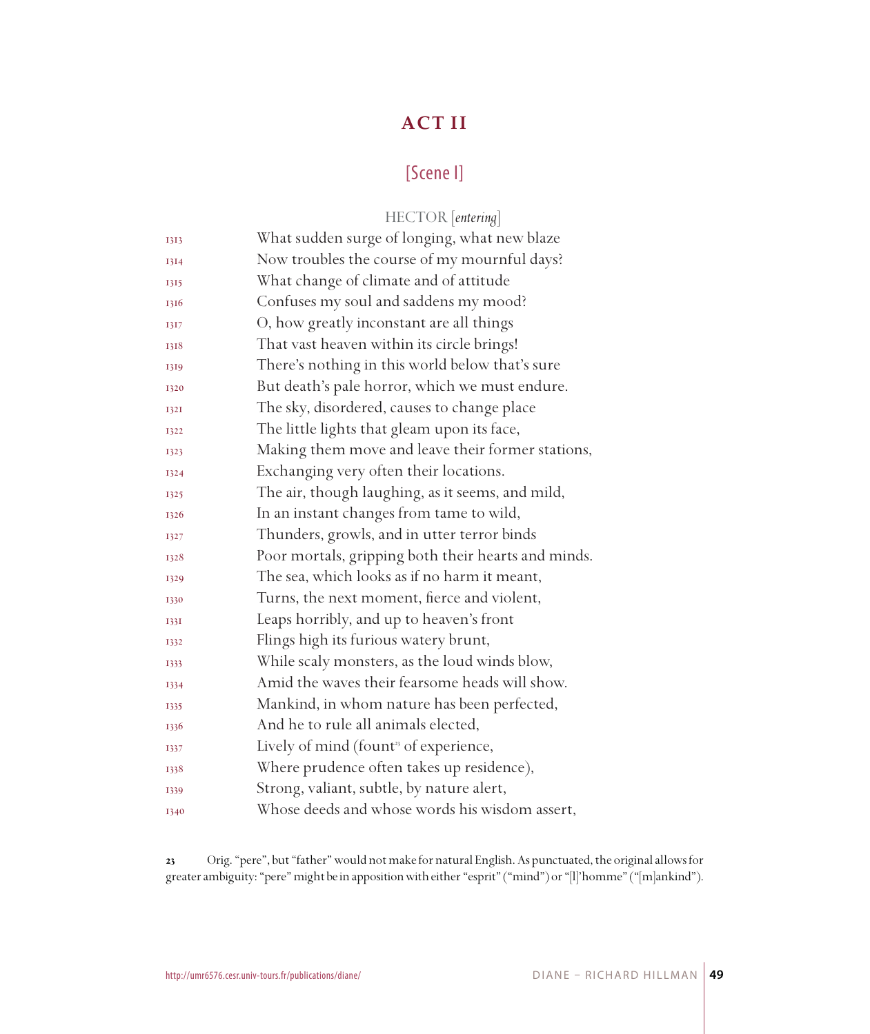# ACT II

## [Scene I]

HECTOR [*entering*]

1313 What sudden surge of longing, what new blaze
1314 Now troubles the course of my mournful days?
1315 What change of climate and of attitude
1316 Confuses my soul and saddens my mood?
1317 O, how greatly inconstant are all things
1318 That vast heaven within its circle brings!
1319 There's nothing in this world below that's sure
1320 But death's pale horror, which we must endure.
1321 The sky, disordered, causes to change place
1322 The little lights that gleam upon its face,
1323 Making them move and leave their former stations,
1324 Exchanging very often their locations.
1325 The air, though laughing, as it seems, and mild,
1326 In an instant changes from tame to wild,
1327 Thunders, growls, and in utter terror binds
1328 Poor mortals, gripping both their hearts and minds.
1329 The sea, which looks as if no harm it meant,
1330 Turns, the next moment, fierce and violent,
1331 Leaps horribly, and up to heaven's front
1332 Flings high its furious watery brunt,
1333 While scaly monsters, as the loud winds blow,
1334 Amid the waves their fearsome heads will show.
1335 Mankind, in whom nature has been perfected,
1336 And he to rule all animals elected,
1337 Lively of mind (fount[23] of experience,
1338 Where prudence often takes up residence),
1339 Strong, valiant, subtle, by nature alert,
1340 Whose deeds and whose words his wisdom assert,

23 Orig. "pere", but "father" would not make for natural English. As punctuated, the original allows for greater ambiguity: "pere" might be in apposition with either "esprit" ("mind") or "[l]'homme" ("[m]ankind").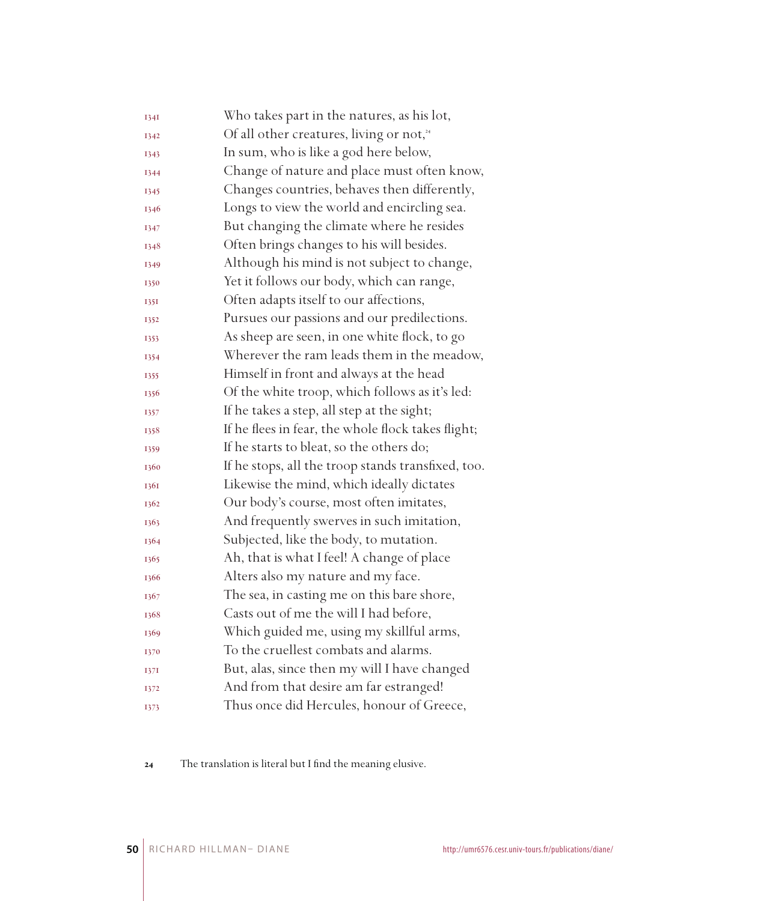1341 Who takes part in the natures, as his lot,
1342 Of all other creatures, living or not,[24]
1343 In sum, who is like a god here below,
1344 Change of nature and place must often know,
1345 Changes countries, behaves then differently,
1346 Longs to view the world and encircling sea.
1347 But changing the climate where he resides
1348 Often brings changes to his will besides.
1349 Although his mind is not subject to change,
1350 Yet it follows our body, which can range,
1351 Often adapts itself to our affections,
1352 Pursues our passions and our predilections.
1353 As sheep are seen, in one white flock, to go
1354 Wherever the ram leads them in the meadow,
1355 Himself in front and always at the head
1356 Of the white troop, which follows as it's led:
1357 If he takes a step, all step at the sight;
1358 If he flees in fear, the whole flock takes flight;
1359 If he starts to bleat, so the others do;
1360 If he stops, all the troop stands transfixed, too.
1361 Likewise the mind, which ideally dictates
1362 Our body's course, most often imitates,
1363 And frequently swerves in such imitation,
1364 Subjected, like the body, to mutation.
1365 Ah, that is what I feel! A change of place
1366 Alters also my nature and my face.
1367 The sea, in casting me on this bare shore,
1368 Casts out of me the will I had before,
1369 Which guided me, using my skillful arms,
1370 To the cruellest combats and alarms.
1371 But, alas, since then my will I have changed
1372 And from that desire am far estranged!
1373 Thus once did Hercules, honour of Greece,

24 The translation is literal but I find the meaning elusive.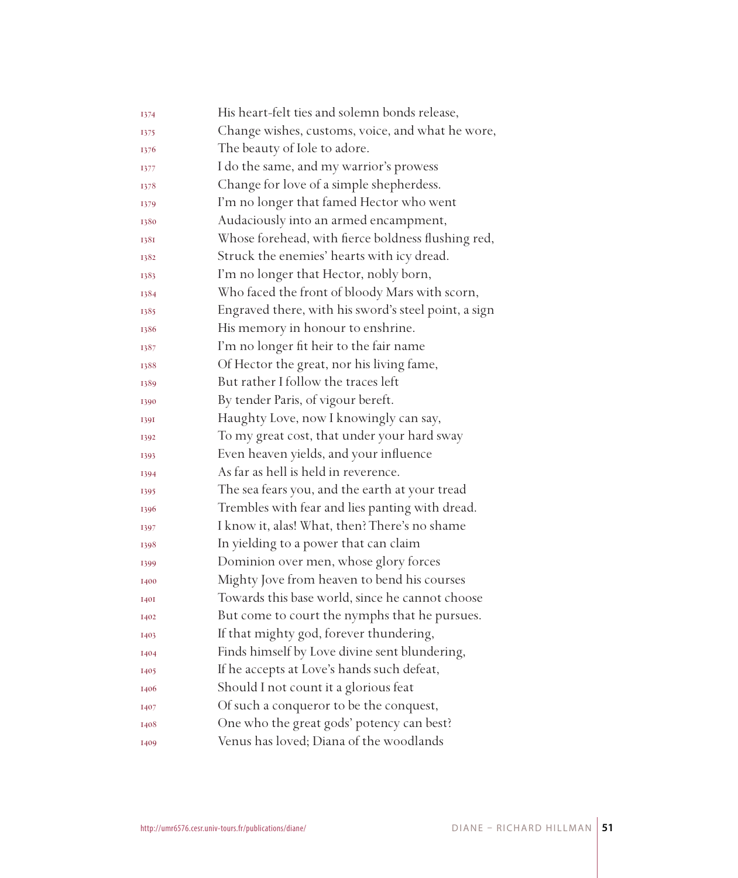1374 His heart-felt ties and solemn bonds release,
1375 Change wishes, customs, voice, and what he wore,
1376 The beauty of Iole to adore.
1377 I do the same, and my warrior's prowess
1378 Change for love of a simple shepherdess.
1379 I'm no longer that famed Hector who went
1380 Audaciously into an armed encampment,
1381 Whose forehead, with fierce boldness flushing red,
1382 Struck the enemies' hearts with icy dread.
1383 I'm no longer that Hector, nobly born,
1384 Who faced the front of bloody Mars with scorn,
1385 Engraved there, with his sword's steel point, a sign
1386 His memory in honour to enshrine.
1387 I'm no longer fit heir to the fair name
1388 Of Hector the great, nor his living fame,
1389 But rather I follow the traces left
1390 By tender Paris, of vigour bereft.
1391 Haughty Love, now I knowingly can say,
1392 To my great cost, that under your hard sway
1393 Even heaven yields, and your influence
1394 As far as hell is held in reverence.
1395 The sea fears you, and the earth at your tread
1396 Trembles with fear and lies panting with dread.
1397 I know it, alas! What, then? There's no shame
1398 In yielding to a power that can claim
1399 Dominion over men, whose glory forces
1400 Mighty Jove from heaven to bend his courses
1401 Towards this base world, since he cannot choose
1402 But come to court the nymphs that he pursues.
1403 If that mighty god, forever thundering,
1404 Finds himself by Love divine sent blundering,
1405 If he accepts at Love's hands such defeat,
1406 Should I not count it a glorious feat
1407 Of such a conqueror to be the conquest,
1408 One who the great gods' potency can best?
1409 Venus has loved; Diana of the woodlands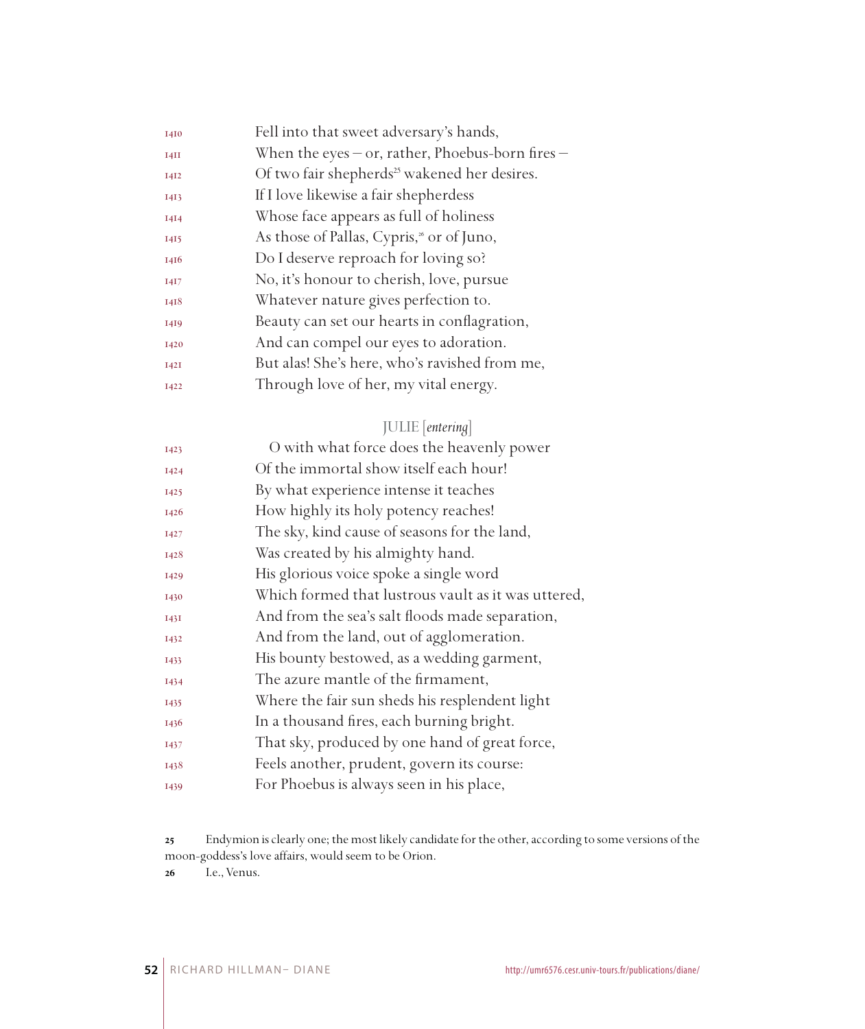1410 Fell into that sweet adversary's hands,
1411 When the eyes – or, rather, Phoebus-born fires –
1412 Of two fair shepherds[25] wakened her desires.
1413 If I love likewise a fair shepherdess
1414 Whose face appears as full of holiness
1415 As those of Pallas, Cypris,[26] or of Juno,
1416 Do I deserve reproach for loving so?
1417 No, it's honour to cherish, love, pursue
1418 Whatever nature gives perfection to.
1419 Beauty can set our hearts in conflagration,
1420 And can compel our eyes to adoration.
1421 But alas! She's here, who's ravished from me,
1422 Through love of her, my vital energy.

JULIE [*entering*]

1423 O with what force does the heavenly power
1424 Of the immortal show itself each hour!
1425 By what experience intense it teaches
1426 How highly its holy potency reaches!
1427 The sky, kind cause of seasons for the land,
1428 Was created by his almighty hand.
1429 His glorious voice spoke a single word
1430 Which formed that lustrous vault as it was uttered,
1431 And from the sea's salt floods made separation,
1432 And from the land, out of agglomeration.
1433 His bounty bestowed, as a wedding garment,
1434 The azure mantle of the firmament,
1435 Where the fair sun sheds his resplendent light
1436 In a thousand fires, each burning bright.
1437 That sky, produced by one hand of great force,
1438 Feels another, prudent, govern its course:
1439 For Phoebus is always seen in his place,

**25** Endymion is clearly one; the most likely candidate for the other, according to some versions of the moon-goddess's love affairs, would seem to be Orion.

**26** I.e., Venus.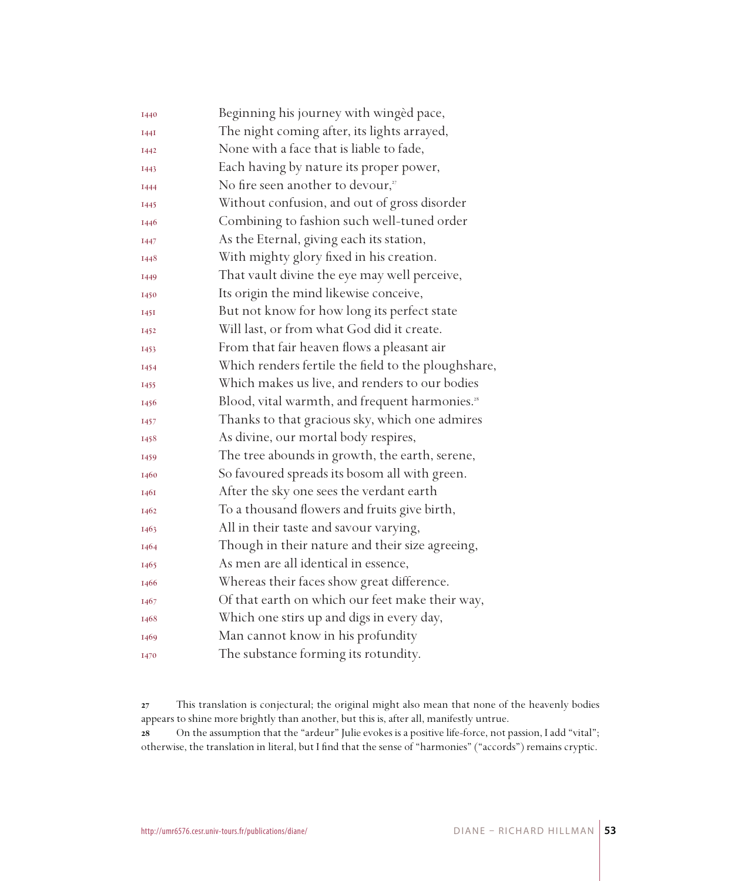1440 Beginning his journey with wingèd pace,
1441 The night coming after, its lights arrayed,
1442 None with a face that is liable to fade,
1443 Each having by nature its proper power,
1444 No fire seen another to devour,[27]
1445 Without confusion, and out of gross disorder
1446 Combining to fashion such well-tuned order
1447 As the Eternal, giving each its station,
1448 With mighty glory fixed in his creation.
1449 That vault divine the eye may well perceive,
1450 Its origin the mind likewise conceive,
1451 But not know for how long its perfect state
1452 Will last, or from what God did it create.
1453 From that fair heaven flows a pleasant air
1454 Which renders fertile the field to the ploughshare,
1455 Which makes us live, and renders to our bodies
1456 Blood, vital warmth, and frequent harmonies.[28]
1457 Thanks to that gracious sky, which one admires
1458 As divine, our mortal body respires,
1459 The tree abounds in growth, the earth, serene,
1460 So favoured spreads its bosom all with green.
1461 After the sky one sees the verdant earth
1462 To a thousand flowers and fruits give birth,
1463 All in their taste and savour varying,
1464 Though in their nature and their size agreeing,
1465 As men are all identical in essence,
1466 Whereas their faces show great difference.
1467 Of that earth on which our feet make their way,
1468 Which one stirs up and digs in every day,
1469 Man cannot know in his profundity
1470 The substance forming its rotundity.

---

27 This translation is conjectural; the original might also mean that none of the heavenly bodies appears to shine more brightly than another, but this is, after all, manifestly untrue.

28 On the assumption that the "ardeur" Julie evokes is a positive life-force, not passion, I add "vital"; otherwise, the translation in literal, but I find that the sense of "harmonies" ("accords") remains cryptic.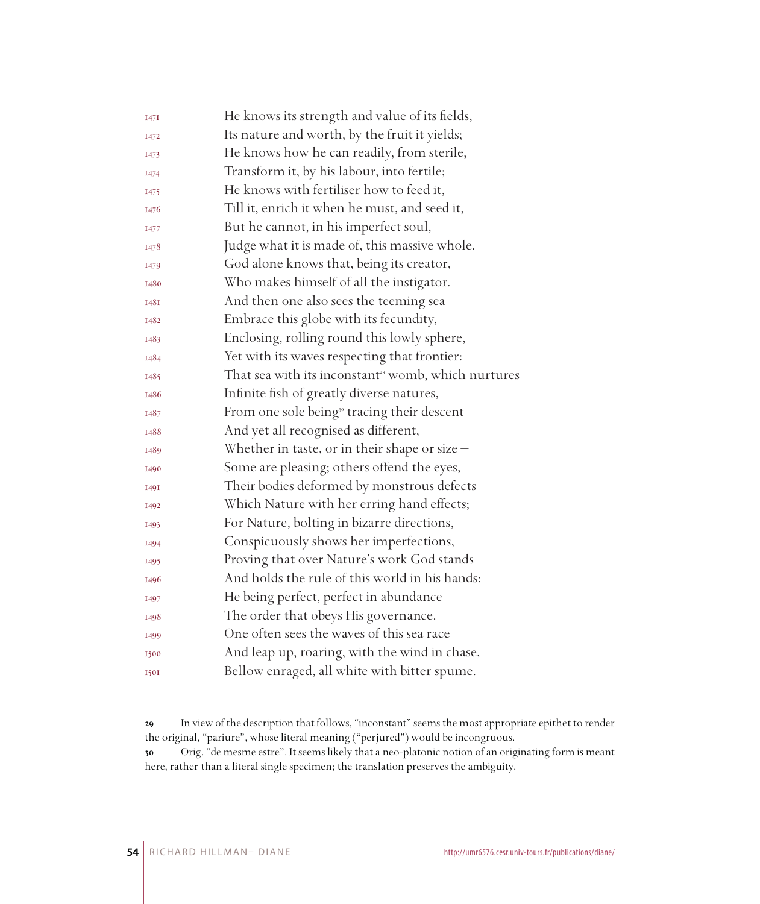1471 He knows its strength and value of its fields,
1472 Its nature and worth, by the fruit it yields;
1473 He knows how he can readily, from sterile,
1474 Transform it, by his labour, into fertile;
1475 He knows with fertiliser how to feed it,
1476 Till it, enrich it when he must, and seed it,
1477 But he cannot, in his imperfect soul,
1478 Judge what it is made of, this massive whole.
1479 God alone knows that, being its creator,
1480 Who makes himself of all the instigator.
1481 And then one also sees the teeming sea
1482 Embrace this globe with its fecundity,
1483 Enclosing, rolling round this lowly sphere,
1484 Yet with its waves respecting that frontier:
1485 That sea with its inconstant[29] womb, which nurtures
1486 Infinite fish of greatly diverse natures,
1487 From one sole being[30] tracing their descent
1488 And yet all recognised as different,
1489 Whether in taste, or in their shape or size –
1490 Some are pleasing; others offend the eyes,
1491 Their bodies deformed by monstrous defects
1492 Which Nature with her erring hand effects;
1493 For Nature, bolting in bizarre directions,
1494 Conspicuously shows her imperfections,
1495 Proving that over Nature's work God stands
1496 And holds the rule of this world in his hands:
1497 He being perfect, perfect in abundance
1498 The order that obeys His governance.
1499 One often sees the waves of this sea race
1500 And leap up, roaring, with the wind in chase,
1501 Bellow enraged, all white with bitter spume.

---

**29** In view of the description that follows, "inconstant" seems the most appropriate epithet to render the original, "pariure", whose literal meaning ("perjured") would be incongruous.

**30** Orig. "de mesme estre". It seems likely that a neo-platonic notion of an originating form is meant here, rather than a literal single specimen; the translation preserves the ambiguity.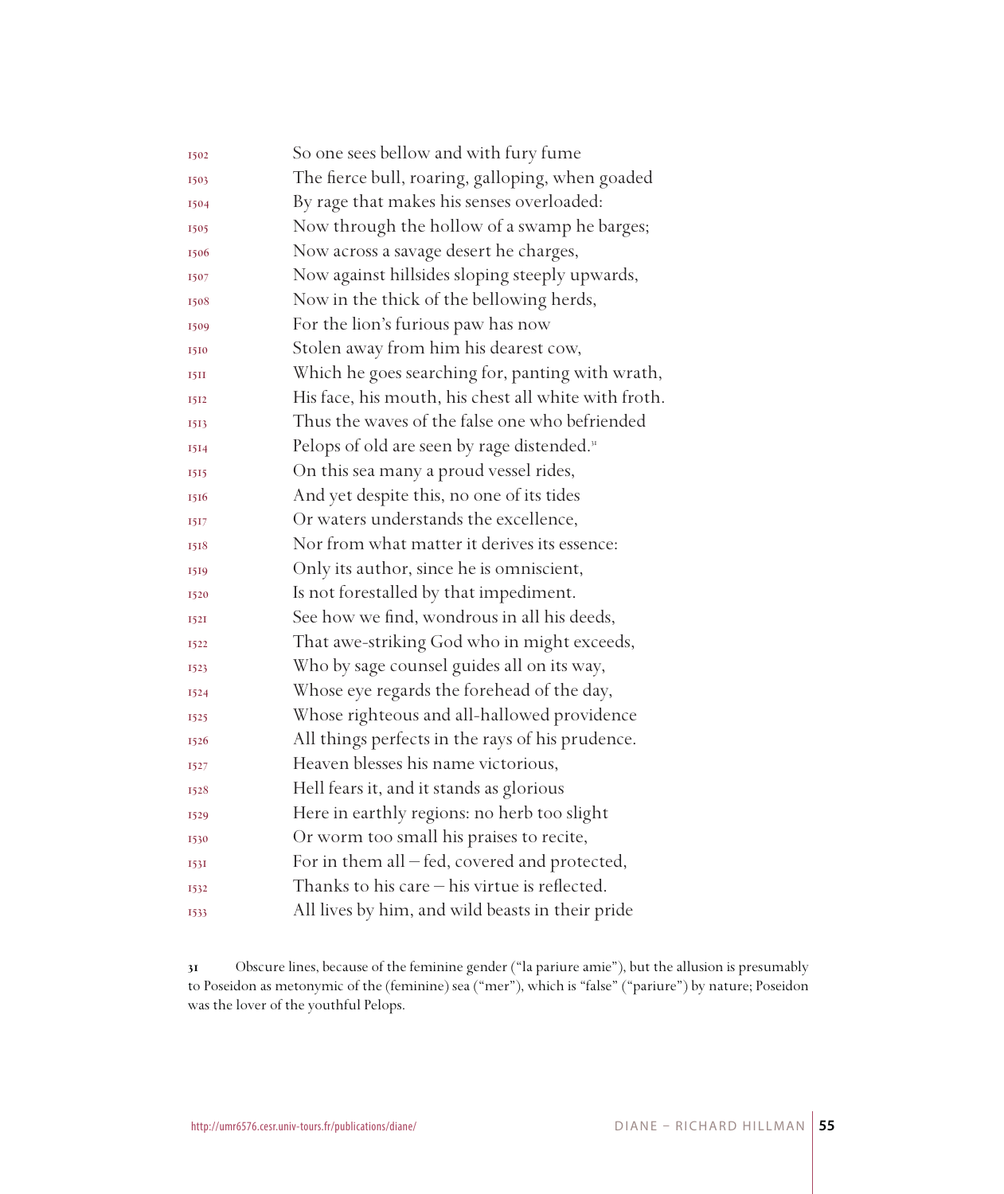1502 So one sees bellow and with fury fume  
1503 The fierce bull, roaring, galloping, when goaded  
1504 By rage that makes his senses overloaded:  
1505 Now through the hollow of a swamp he barges;  
1506 Now across a savage desert he charges,  
1507 Now against hillsides sloping steeply upwards,  
1508 Now in the thick of the bellowing herds,  
1509 For the lion's furious paw has now  
1510 Stolen away from him his dearest cow,  
1511 Which he goes searching for, panting with wrath,  
1512 His face, his mouth, his chest all white with froth.  
1513 Thus the waves of the false one who befriended  
1514 Pelops of old are seen by rage distended.[31]  
1515 On this sea many a proud vessel rides,  
1516 And yet despite this, no one of its tides  
1517 Or waters understands the excellence,  
1518 Nor from what matter it derives its essence:  
1519 Only its author, since he is omniscient,  
1520 Is not forestalled by that impediment.  
1521 See how we find, wondrous in all his deeds,  
1522 That awe-striking God who in might exceeds,  
1523 Who by sage counsel guides all on its way,  
1524 Whose eye regards the forehead of the day,  
1525 Whose righteous and all-hallowed providence  
1526 All things perfects in the rays of his prudence.  
1527 Heaven blesses his name victorious,  
1528 Hell fears it, and it stands as glorious  
1529 Here in earthly regions: no herb too slight  
1530 Or worm too small his praises to recite,  
1531 For in them all – fed, covered and protected,  
1532 Thanks to his care – his virtue is reflected.  
1533 All lives by him, and wild beasts in their pride

**31** Obscure lines, because of the feminine gender ("la pariure amie"), but the allusion is presumably to Poseidon as metonymic of the (feminine) sea ("mer"), which is "false" ("pariure") by nature; Poseidon was the lover of the youthful Pelops.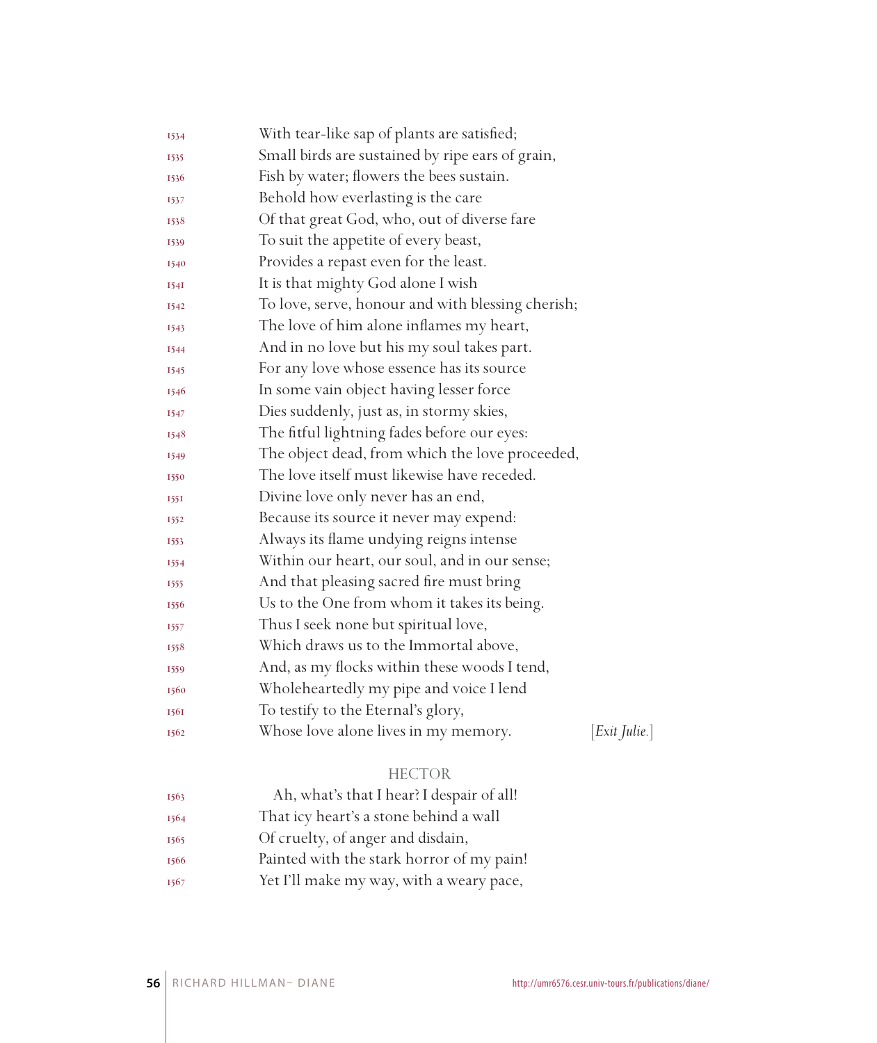1534 With tear-like sap of plants are satisfied;
1535 Small birds are sustained by ripe ears of grain,
1536 Fish by water; flowers the bees sustain.
1537 Behold how everlasting is the care
1538 Of that great God, who, out of diverse fare
1539 To suit the appetite of every beast,
1540 Provides a repast even for the least.
1541 It is that mighty God alone I wish
1542 To love, serve, honour and with blessing cherish;
1543 The love of him alone inflames my heart,
1544 And in no love but his my soul takes part.
1545 For any love whose essence has its source
1546 In some vain object having lesser force
1547 Dies suddenly, just as, in stormy skies,
1548 The fitful lightning fades before our eyes:
1549 The object dead, from which the love proceeded,
1550 The love itself must likewise have receded.
1551 Divine love only never has an end,
1552 Because its source it never may expend:
1553 Always its flame undying reigns intense
1554 Within our heart, our soul, and in our sense;
1555 And that pleasing sacred fire must bring
1556 Us to the One from whom it takes its being.
1557 Thus I seek none but spiritual love,
1558 Which draws us to the Immortal above,
1559 And, as my flocks within these woods I tend,
1560 Wholeheartedly my pipe and voice I lend
1561 To testify to the Eternal's glory,
1562 Whose love alone lives in my memory. [*Exit Julie.*]

HECTOR

1563 Ah, what's that I hear? I despair of all!
1564 That icy heart's a stone behind a wall
1565 Of cruelty, of anger and disdain,
1566 Painted with the stark horror of my pain!
1567 Yet I'll make my way, with a weary pace,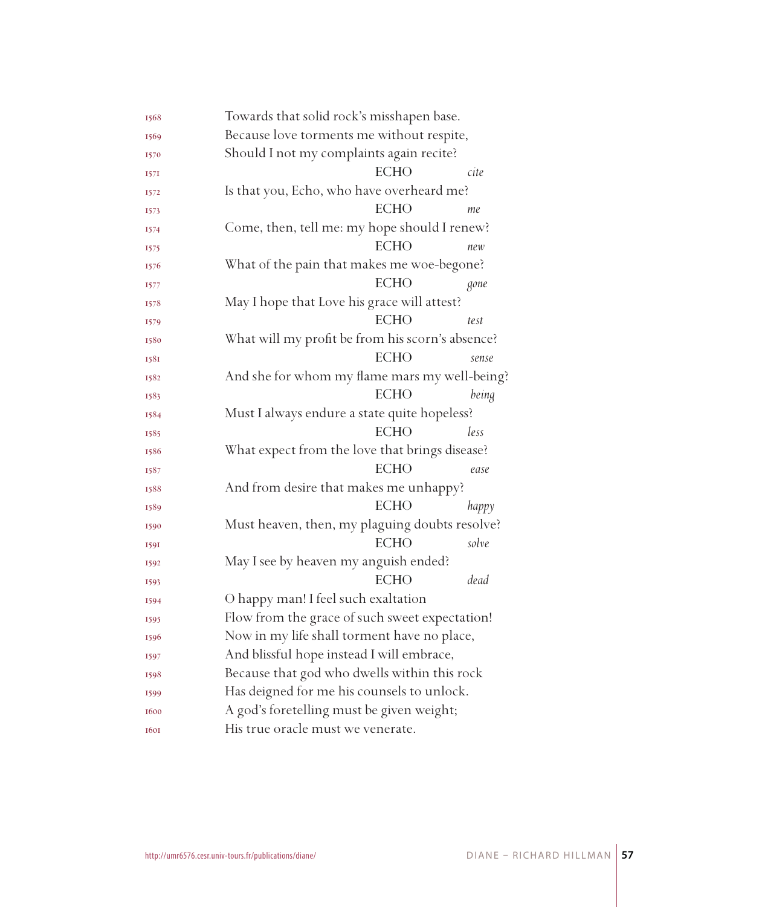Towards that solid rock's misshapen base.
Because love torments me without respite,
Should I not my complaints again recite?

ECHO *cite*

Is that you, Echo, who have overheard me?

ECHO *me*

Come, then, tell me: my hope should I renew?

ECHO *new*

What of the pain that makes me woe-begone?

ECHO *gone*

May I hope that Love his grace will attest?

ECHO *test*

What will my profit be from his scorn's absence?

ECHO *sense*

And she for whom my flame mars my well-being?

ECHO *being*

Must I always endure a state quite hopeless?

ECHO *less*

What expect from the love that brings disease?

ECHO *ease*

And from desire that makes me unhappy?

ECHO *happy*

Must heaven, then, my plaguing doubts resolve?

ECHO *solve*

May I see by heaven my anguish ended?

ECHO *dead*

O happy man! I feel such exaltation
Flow from the grace of such sweet expectation!
Now in my life shall torment have no place,
And blissful hope instead I will embrace,
Because that god who dwells within this rock
Has deigned for me his counsels to unlock.
A god's foretelling must be given weight;
His true oracle must we venerate.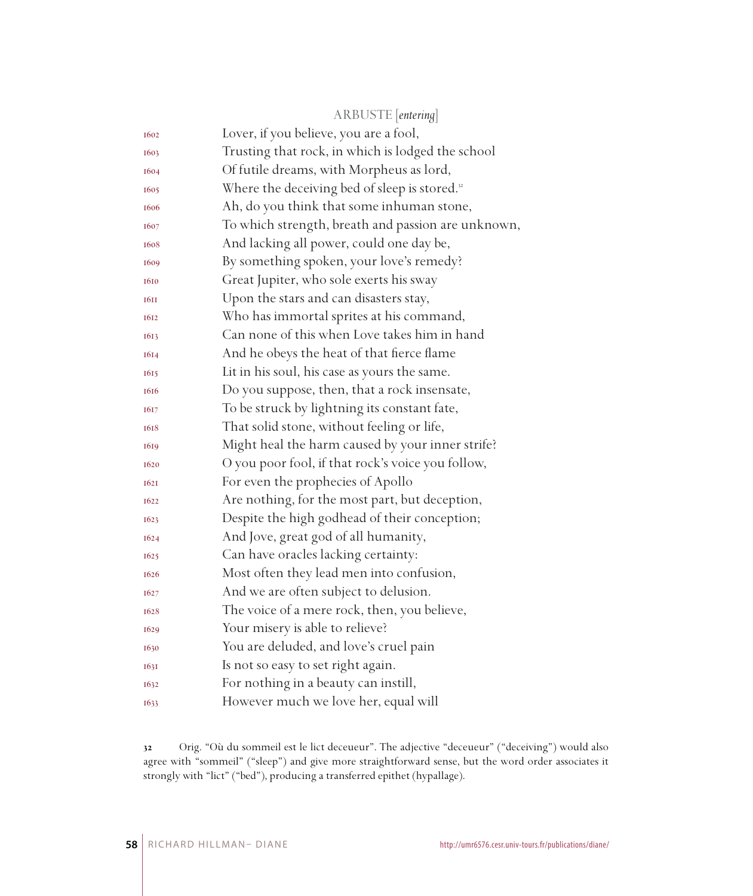ARBUSTE [*entering*]

1602 Lover, if you believe, you are a fool,
1603 Trusting that rock, in which is lodged the school
1604 Of futile dreams, with Morpheus as lord,
1605 Where the deceiving bed of sleep is stored.[32]
1606 Ah, do you think that some inhuman stone,
1607 To which strength, breath and passion are unknown,
1608 And lacking all power, could one day be,
1609 By something spoken, your love's remedy?
1610 Great Jupiter, who sole exerts his sway
1611 Upon the stars and can disasters stay,
1612 Who has immortal sprites at his command,
1613 Can none of this when Love takes him in hand
1614 And he obeys the heat of that fierce flame
1615 Lit in his soul, his case as yours the same.
1616 Do you suppose, then, that a rock insensate,
1617 To be struck by lightning its constant fate,
1618 That solid stone, without feeling or life,
1619 Might heal the harm caused by your inner strife?
1620 O you poor fool, if that rock's voice you follow,
1621 For even the prophecies of Apollo
1622 Are nothing, for the most part, but deception,
1623 Despite the high godhead of their conception;
1624 And Jove, great god of all humanity,
1625 Can have oracles lacking certainty:
1626 Most often they lead men into confusion,
1627 And we are often subject to delusion.
1628 The voice of a mere rock, then, you believe,
1629 Your misery is able to relieve?
1630 You are deluded, and love's cruel pain
1631 Is not so easy to set right again.
1632 For nothing in a beauty can instill,
1633 However much we love her, equal will

32 Orig. "Où du sommeil est le lict deceueur". The adjective "deceueur" ("deceiving") would also agree with "sommeil" ("sleep") and give more straightforward sense, but the word order associates it strongly with "lict" ("bed"), producing a transferred epithet (hypallage).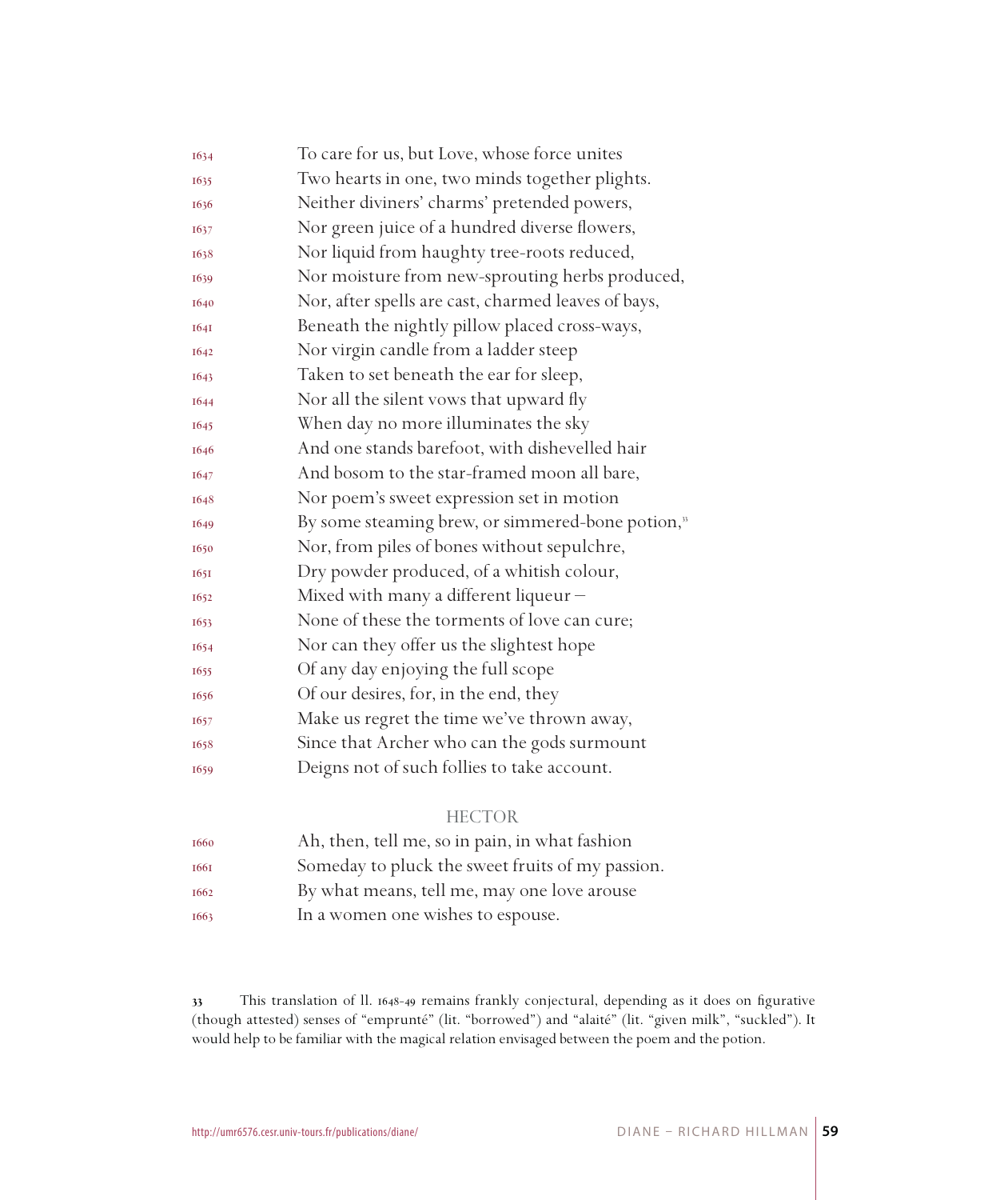1634 To care for us, but Love, whose force unites
1635 Two hearts in one, two minds together plights.
1636 Neither diviners' charms' pretended powers,
1637 Nor green juice of a hundred diverse flowers,
1638 Nor liquid from haughty tree-roots reduced,
1639 Nor moisture from new-sprouting herbs produced,
1640 Nor, after spells are cast, charmed leaves of bays,
1641 Beneath the nightly pillow placed cross-ways,
1642 Nor virgin candle from a ladder steep
1643 Taken to set beneath the ear for sleep,
1644 Nor all the silent vows that upward fly
1645 When day no more illuminates the sky
1646 And one stands barefoot, with dishevelled hair
1647 And bosom to the star-framed moon all bare,
1648 Nor poem's sweet expression set in motion
1649 By some steaming brew, or simmered-bone potion,[33]
1650 Nor, from piles of bones without sepulchre,
1651 Dry powder produced, of a whitish colour,
1652 Mixed with many a different liqueur –
1653 None of these the torments of love can cure;
1654 Nor can they offer us the slightest hope
1655 Of any day enjoying the full scope
1656 Of our desires, for, in the end, they
1657 Make us regret the time we've thrown away,
1658 Since that Archer who can the gods surmount
1659 Deigns not of such follies to take account.

HECTOR

1660 Ah, then, tell me, so in pain, in what fashion
1661 Someday to pluck the sweet fruits of my passion.
1662 By what means, tell me, may one love arouse
1663 In a women one wishes to espouse.

---

[33] This translation of ll. 1648-49 remains frankly conjectural, depending as it does on figurative (though attested) senses of "emprunté" (lit. "borrowed") and "alaité" (lit. "given milk", "suckled"). It would help to be familiar with the magical relation envisaged between the poem and the potion.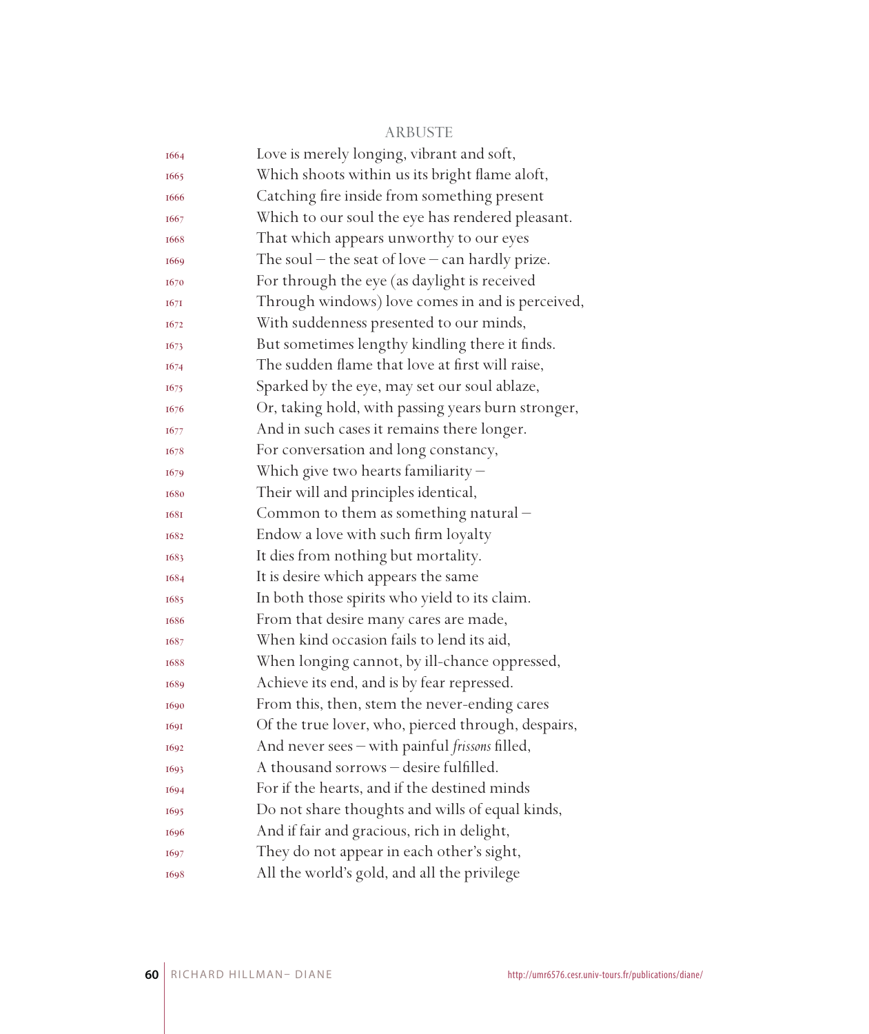ARBUSTE

1664 Love is merely longing, vibrant and soft,
1665 Which shoots within us its bright flame aloft,
1666 Catching fire inside from something present
1667 Which to our soul the eye has rendered pleasant.
1668 That which appears unworthy to our eyes
1669 The soul – the seat of love – can hardly prize.
1670 For through the eye (as daylight is received
1671 Through windows) love comes in and is perceived,
1672 With suddenness presented to our minds,
1673 But sometimes lengthy kindling there it finds.
1674 The sudden flame that love at first will raise,
1675 Sparked by the eye, may set our soul ablaze,
1676 Or, taking hold, with passing years burn stronger,
1677 And in such cases it remains there longer.
1678 For conversation and long constancy,
1679 Which give two hearts familiarity –
1680 Their will and principles identical,
1681 Common to them as something natural –
1682 Endow a love with such firm loyalty
1683 It dies from nothing but mortality.
1684 It is desire which appears the same
1685 In both those spirits who yield to its claim.
1686 From that desire many cares are made,
1687 When kind occasion fails to lend its aid,
1688 When longing cannot, by ill-chance oppressed,
1689 Achieve its end, and is by fear repressed.
1690 From this, then, stem the never-ending cares
1691 Of the true lover, who, pierced through, despairs,
1692 And never sees – with painful *frissons* filled,
1693 A thousand sorrows – desire fulfilled.
1694 For if the hearts, and if the destined minds
1695 Do not share thoughts and wills of equal kinds,
1696 And if fair and gracious, rich in delight,
1697 They do not appear in each other's sight,
1698 All the world's gold, and all the privilege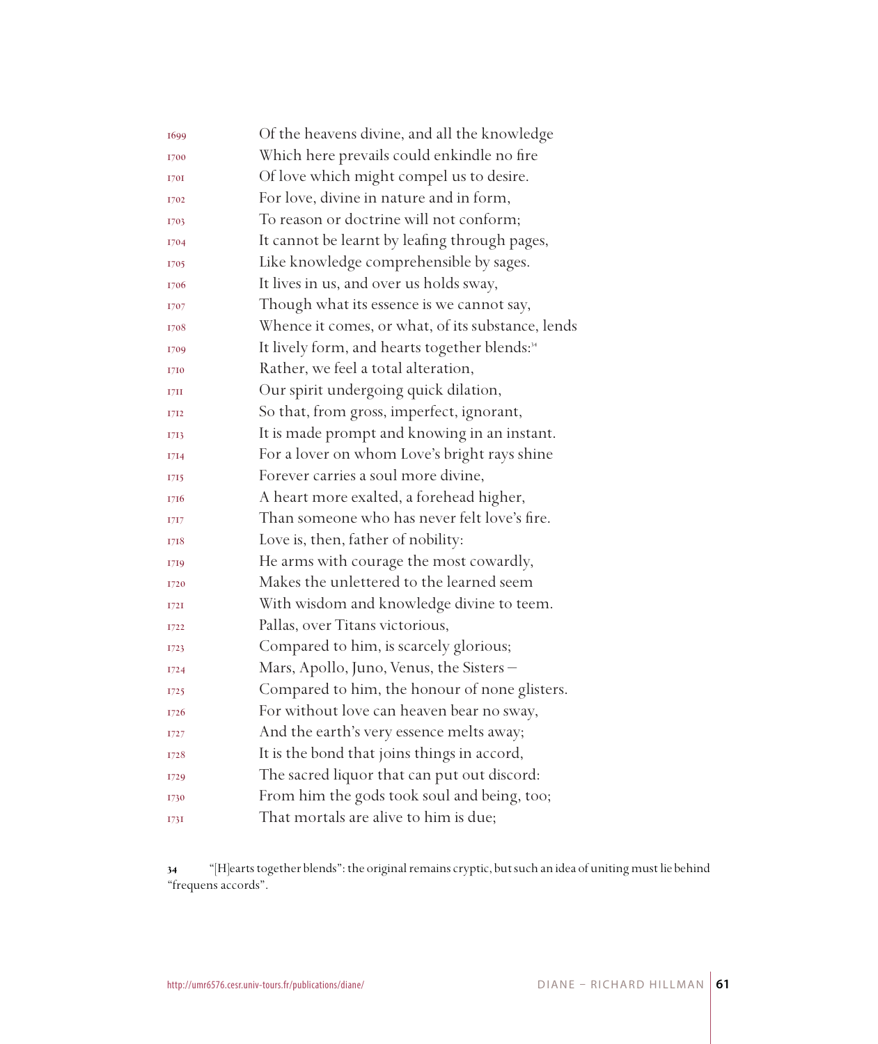1699 Of the heavens divine, and all the knowledge
1700 Which here prevails could enkindle no fire
1701 Of love which might compel us to desire.
1702 For love, divine in nature and in form,
1703 To reason or doctrine will not conform;
1704 It cannot be learnt by leafing through pages,
1705 Like knowledge comprehensible by sages.
1706 It lives in us, and over us holds sway,
1707 Though what its essence is we cannot say,
1708 Whence it comes, or what, of its substance, lends
1709 It lively form, and hearts together blends:[34]
1710 Rather, we feel a total alteration,
1711 Our spirit undergoing quick dilation,
1712 So that, from gross, imperfect, ignorant,
1713 It is made prompt and knowing in an instant.
1714 For a lover on whom Love's bright rays shine
1715 Forever carries a soul more divine,
1716 A heart more exalted, a forehead higher,
1717 Than someone who has never felt love's fire.
1718 Love is, then, father of nobility:
1719 He arms with courage the most cowardly,
1720 Makes the unlettered to the learned seem
1721 With wisdom and knowledge divine to teem.
1722 Pallas, over Titans victorious,
1723 Compared to him, is scarcely glorious;
1724 Mars, Apollo, Juno, Venus, the Sisters –
1725 Compared to him, the honour of none glisters.
1726 For without love can heaven bear no sway,
1727 And the earth's very essence melts away;
1728 It is the bond that joins things in accord,
1729 The sacred liquor that can put out discord:
1730 From him the gods took soul and being, too;
1731 That mortals are alive to him is due;

34 "[H]earts together blends": the original remains cryptic, but such an idea of uniting must lie behind "frequens accords".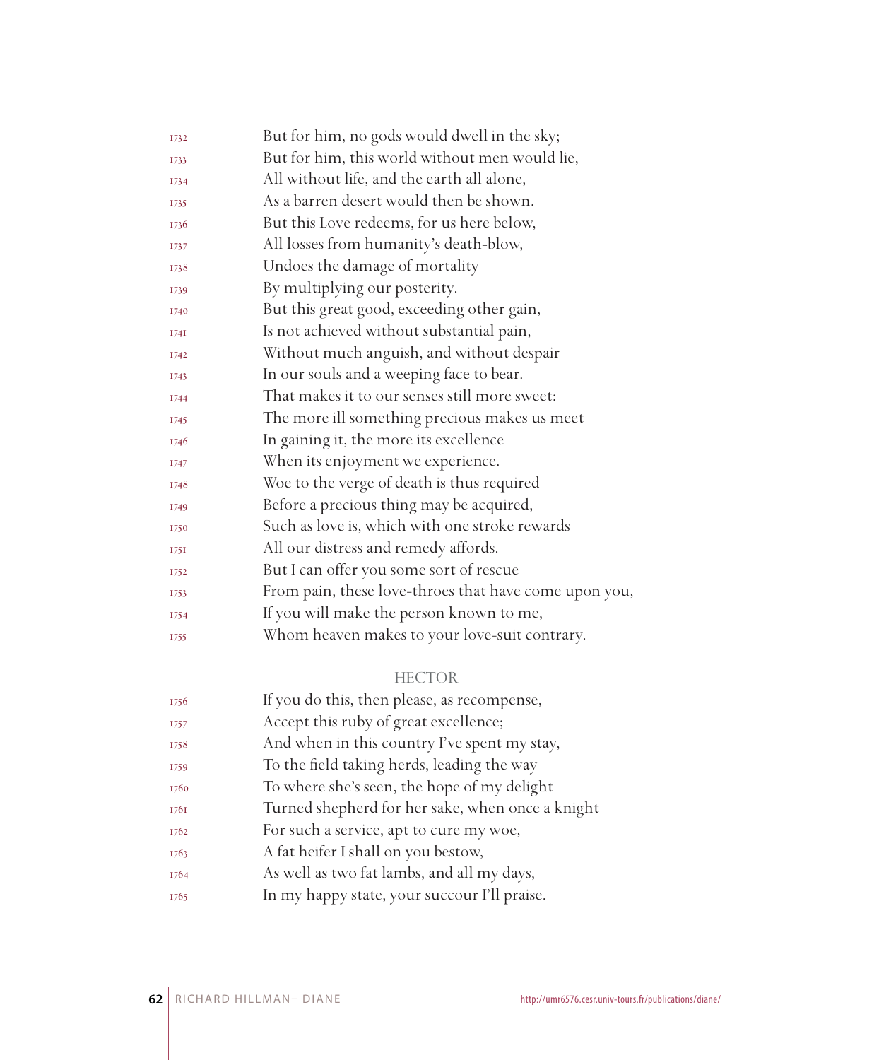1732 But for him, no gods would dwell in the sky;
1733 But for him, this world without men would lie,
1734 All without life, and the earth all alone,
1735 As a barren desert would then be shown.
1736 But this Love redeems, for us here below,
1737 All losses from humanity's death-blow,
1738 Undoes the damage of mortality
1739 By multiplying our posterity.
1740 But this great good, exceeding other gain,
1741 Is not achieved without substantial pain,
1742 Without much anguish, and without despair
1743 In our souls and a weeping face to bear.
1744 That makes it to our senses still more sweet:
1745 The more ill something precious makes us meet
1746 In gaining it, the more its excellence
1747 When its enjoyment we experience.
1748 Woe to the verge of death is thus required
1749 Before a precious thing may be acquired,
1750 Such as love is, which with one stroke rewards
1751 All our distress and remedy affords.
1752 But I can offer you some sort of rescue
1753 From pain, these love-throes that have come upon you,
1754 If you will make the person known to me,
1755 Whom heaven makes to your love-suit contrary.

HECTOR

1756 If you do this, then please, as recompense,
1757 Accept this ruby of great excellence;
1758 And when in this country I've spent my stay,
1759 To the field taking herds, leading the way
1760 To where she's seen, the hope of my delight –
1761 Turned shepherd for her sake, when once a knight –
1762 For such a service, apt to cure my woe,
1763 A fat heifer I shall on you bestow,
1764 As well as two fat lambs, and all my days,
1765 In my happy state, your succour I'll praise.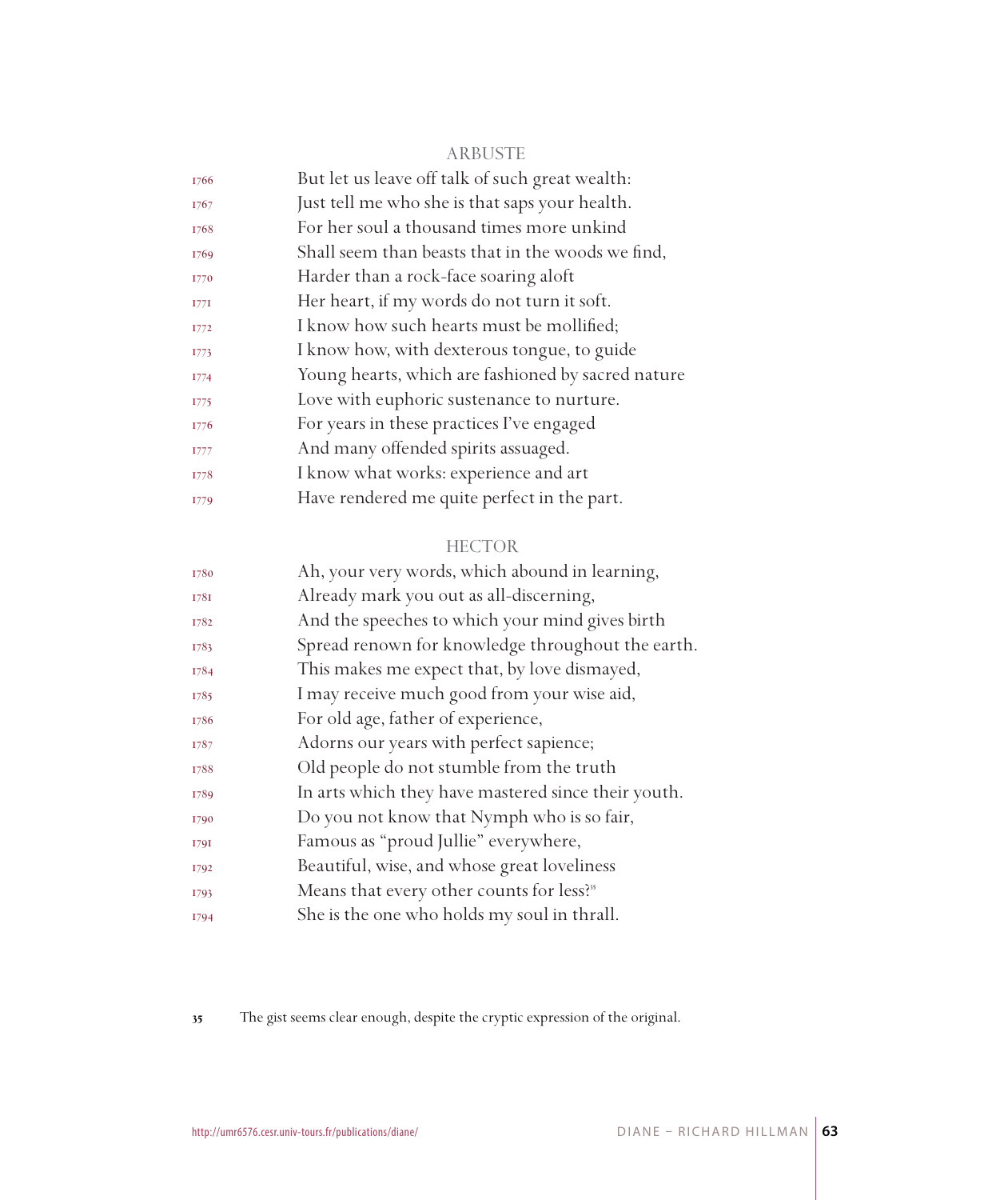ARBUSTE

1766 But let us leave off talk of such great wealth:
1767 Just tell me who she is that saps your health.
1768 For her soul a thousand times more unkind
1769 Shall seem than beasts that in the woods we find,
1770 Harder than a rock-face soaring aloft
1771 Her heart, if my words do not turn it soft.
1772 I know how such hearts must be mollified;
1773 I know how, with dexterous tongue, to guide
1774 Young hearts, which are fashioned by sacred nature
1775 Love with euphoric sustenance to nurture.
1776 For years in these practices I've engaged
1777 And many offended spirits assuaged.
1778 I know what works: experience and art
1779 Have rendered me quite perfect in the part.

HECTOR

1780 Ah, your very words, which abound in learning,
1781 Already mark you out as all-discerning,
1782 And the speeches to which your mind gives birth
1783 Spread renown for knowledge throughout the earth.
1784 This makes me expect that, by love dismayed,
1785 I may receive much good from your wise aid,
1786 For old age, father of experience,
1787 Adorns our years with perfect sapience;
1788 Old people do not stumble from the truth
1789 In arts which they have mastered since their youth.
1790 Do you not know that Nymph who is so fair,
1791 Famous as "proud Jullie" everywhere,
1792 Beautiful, wise, and whose great loveliness
1793 Means that every other counts for less?[35]
1794 She is the one who holds my soul in thrall.

35 The gist seems clear enough, despite the cryptic expression of the original.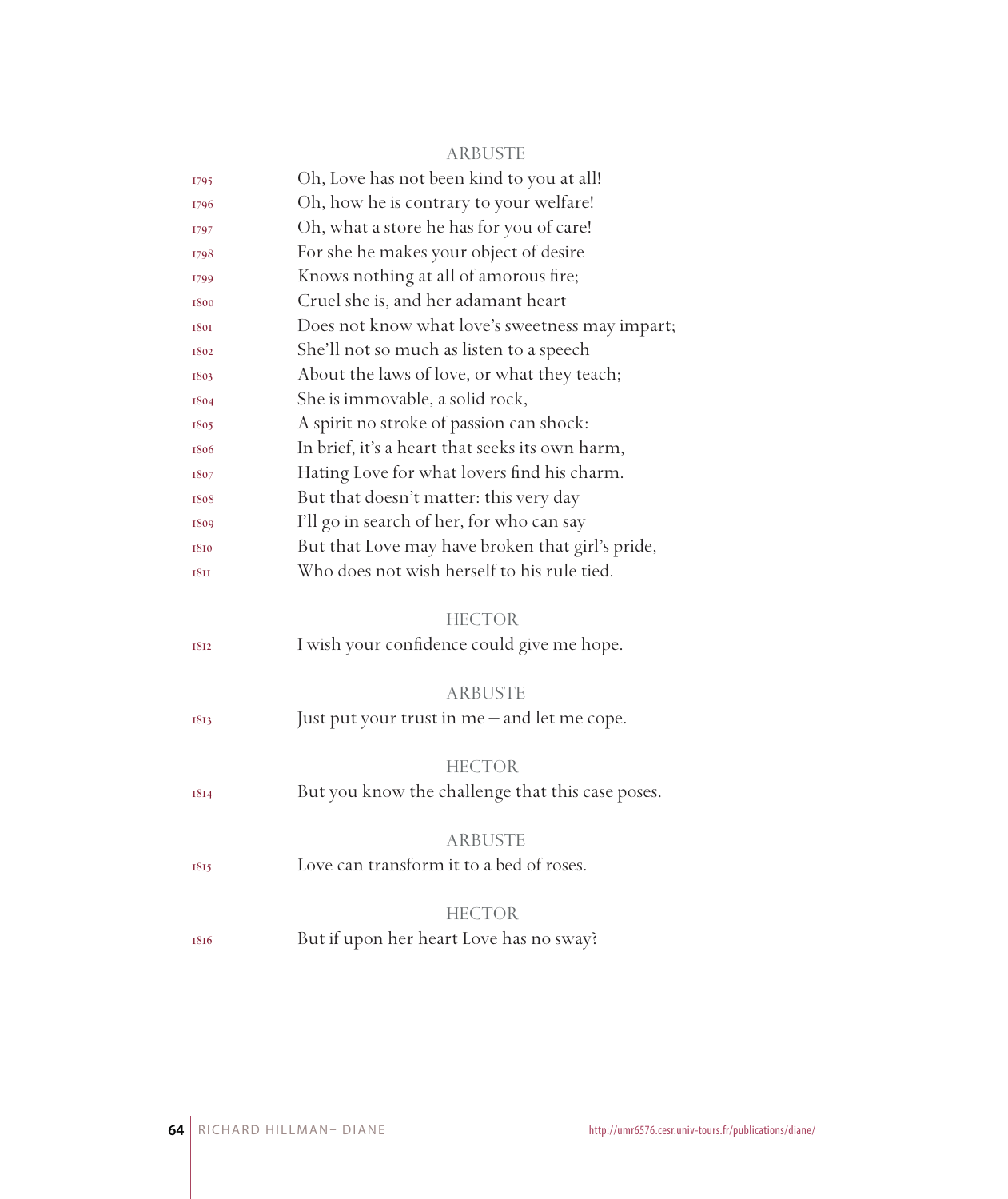ARBUSTE

1795 Oh, Love has not been kind to you at all!
1796 Oh, how he is contrary to your welfare!
1797 Oh, what a store he has for you of care!
1798 For she he makes your object of desire
1799 Knows nothing at all of amorous fire;
1800 Cruel she is, and her adamant heart
1801 Does not know what love's sweetness may impart;
1802 She'll not so much as listen to a speech
1803 About the laws of love, or what they teach;
1804 She is immovable, a solid rock,
1805 A spirit no stroke of passion can shock:
1806 In brief, it's a heart that seeks its own harm,
1807 Hating Love for what lovers find his charm.
1808 But that doesn't matter: this very day
1809 I'll go in search of her, for who can say
1810 But that Love may have broken that girl's pride,
1811 Who does not wish herself to his rule tied.

HECTOR

1812 I wish your confidence could give me hope.

ARBUSTE

1813 Just put your trust in me – and let me cope.

HECTOR

1814 But you know the challenge that this case poses.

ARBUSTE

1815 Love can transform it to a bed of roses.

HECTOR

1816 But if upon her heart Love has no sway?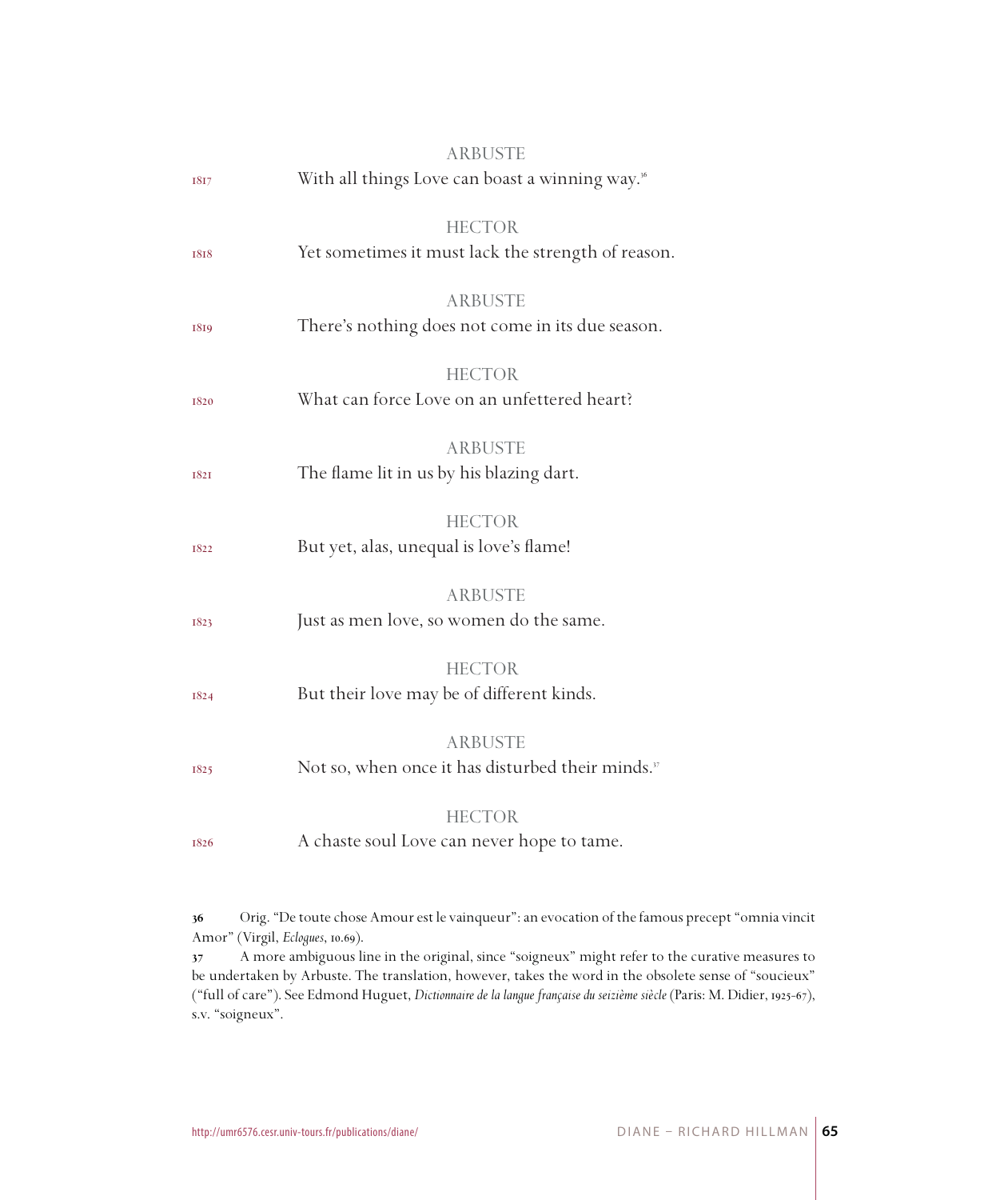ARBUSTE

1817 With all things Love can boast a winning way.[36]

HECTOR

1818 Yet sometimes it must lack the strength of reason.

ARBUSTE

1819 There's nothing does not come in its due season.

HECTOR

1820 What can force Love on an unfettered heart?

ARBUSTE

1821 The flame lit in us by his blazing dart.

HECTOR

1822 But yet, alas, unequal is love's flame!

ARBUSTE

1823 Just as men love, so women do the same.

HECTOR

1824 But their love may be of different kinds.

ARBUSTE

1825 Not so, when once it has disturbed their minds.[37]

HECTOR

1826 A chaste soul Love can never hope to tame.

---

**36** Orig. "De toute chose Amour est le vainqueur": an evocation of the famous precept "omnia vincit Amor" (Virgil, *Eclogues*, 10.69).

**37** A more ambiguous line in the original, since "soigneux" might refer to the curative measures to be undertaken by Arbuste. The translation, however, takes the word in the obsolete sense of "soucieux" ("full of care"). See Edmond Huguet, *Dictionnaire de la langue française du seizième siècle* (Paris: M. Didier, 1925-67), s.v. "soigneux".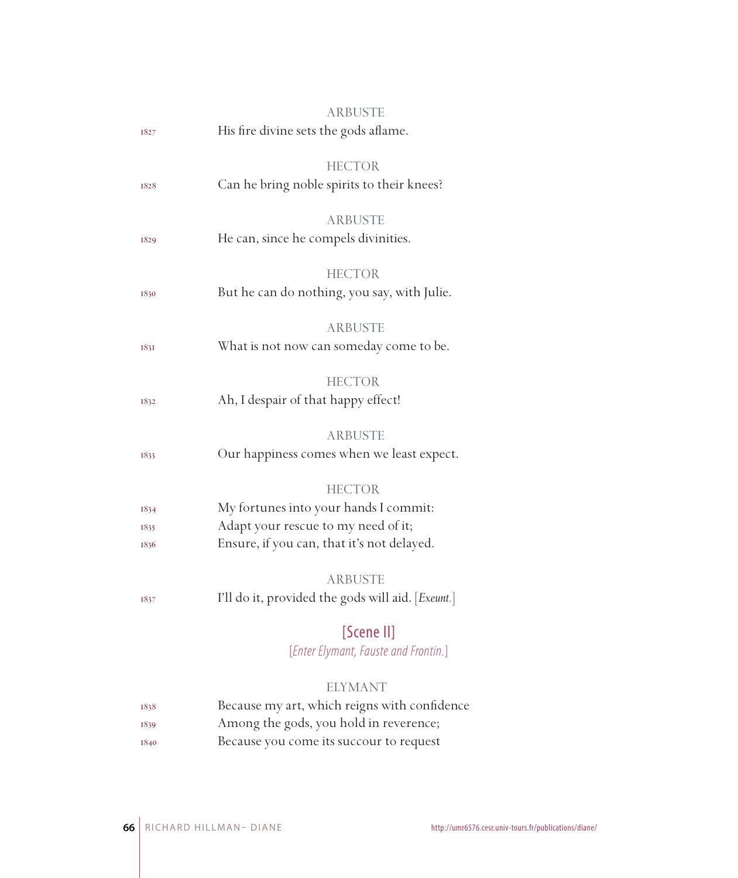ARBUSTE

1827 His fire divine sets the gods aflame.

HECTOR

1828 Can he bring noble spirits to their knees?

ARBUSTE

1829 He can, since he compels divinities.

HECTOR

1830 But he can do nothing, you say, with Julie.

ARBUSTE

1831 What is not now can someday come to be.

HECTOR

1832 Ah, I despair of that happy effect!

ARBUSTE

1833 Our happiness comes when we least expect.

HECTOR

1834 My fortunes into your hands I commit:
1835 Adapt your rescue to my need of it;
1836 Ensure, if you can, that it's not delayed.

ARBUSTE

1837 I'll do it, provided the gods will aid. [*Exeunt.*]

## [Scene II]

[*Enter Elymant, Fauste and Frontin.*]

ELYMANT

1838 Because my art, which reigns with confidence
1839 Among the gods, you hold in reverence;
1840 Because you come its succour to request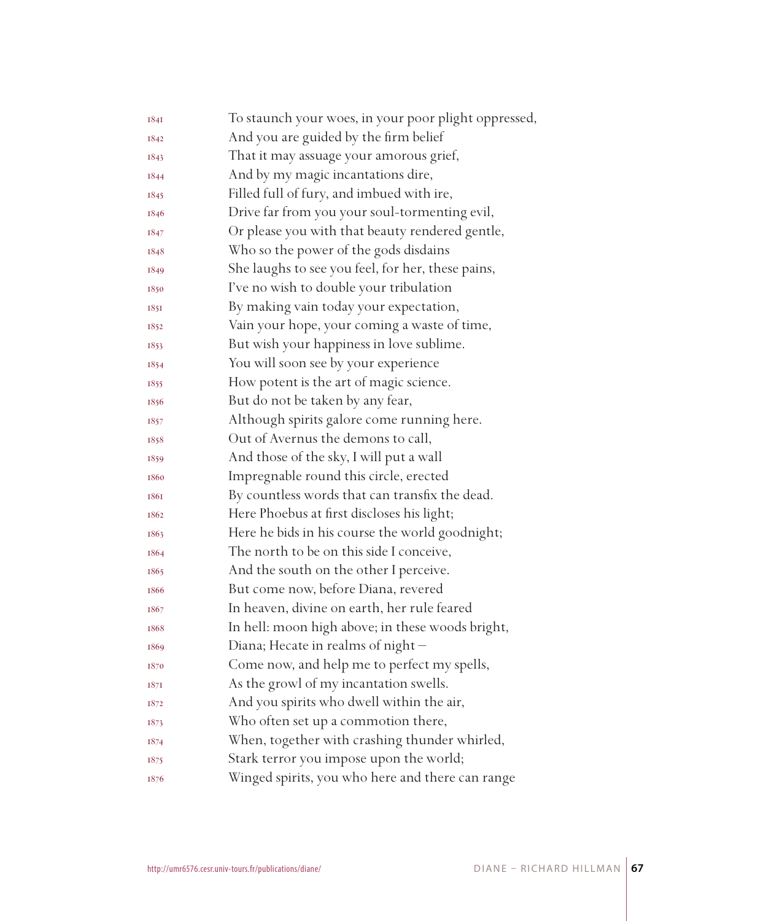1841 To staunch your woes, in your poor plight oppressed,
1842 And you are guided by the firm belief
1843 That it may assuage your amorous grief,
1844 And by my magic incantations dire,
1845 Filled full of fury, and imbued with ire,
1846 Drive far from you your soul-tormenting evil,
1847 Or please you with that beauty rendered gentle,
1848 Who so the power of the gods disdains
1849 She laughs to see you feel, for her, these pains,
1850 I've no wish to double your tribulation
1851 By making vain today your expectation,
1852 Vain your hope, your coming a waste of time,
1853 But wish your happiness in love sublime.
1854 You will soon see by your experience
1855 How potent is the art of magic science.
1856 But do not be taken by any fear,
1857 Although spirits galore come running here.
1858 Out of Avernus the demons to call,
1859 And those of the sky, I will put a wall
1860 Impregnable round this circle, erected
1861 By countless words that can transfix the dead.
1862 Here Phoebus at first discloses his light;
1863 Here he bids in his course the world goodnight;
1864 The north to be on this side I conceive,
1865 And the south on the other I perceive.
1866 But come now, before Diana, revered
1867 In heaven, divine on earth, her rule feared
1868 In hell: moon high above; in these woods bright,
1869 Diana; Hecate in realms of night –
1870 Come now, and help me to perfect my spells,
1871 As the growl of my incantation swells.
1872 And you spirits who dwell within the air,
1873 Who often set up a commotion there,
1874 When, together with crashing thunder whirled,
1875 Stark terror you impose upon the world;
1876 Winged spirits, you who here and there can range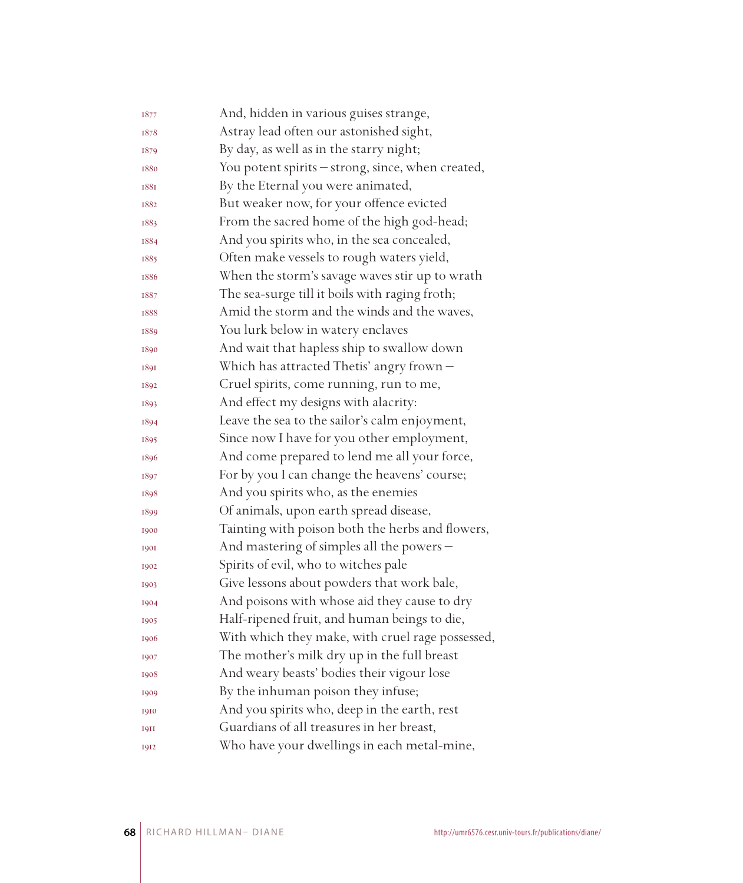1877 And, hidden in various guises strange,
1878 Astray lead often our astonished sight,
1879 By day, as well as in the starry night;
1880 You potent spirits – strong, since, when created,
1881 By the Eternal you were animated,
1882 But weaker now, for your offence evicted
1883 From the sacred home of the high god-head;
1884 And you spirits who, in the sea concealed,
1885 Often make vessels to rough waters yield,
1886 When the storm's savage waves stir up to wrath
1887 The sea-surge till it boils with raging froth;
1888 Amid the storm and the winds and the waves,
1889 You lurk below in watery enclaves
1890 And wait that hapless ship to swallow down
1891 Which has attracted Thetis' angry frown –
1892 Cruel spirits, come running, run to me,
1893 And effect my designs with alacrity:
1894 Leave the sea to the sailor's calm enjoyment,
1895 Since now I have for you other employment,
1896 And come prepared to lend me all your force,
1897 For by you I can change the heavens' course;
1898 And you spirits who, as the enemies
1899 Of animals, upon earth spread disease,
1900 Tainting with poison both the herbs and flowers,
1901 And mastering of simples all the powers –
1902 Spirits of evil, who to witches pale
1903 Give lessons about powders that work bale,
1904 And poisons with whose aid they cause to dry
1905 Half-ripened fruit, and human beings to die,
1906 With which they make, with cruel rage possessed,
1907 The mother's milk dry up in the full breast
1908 And weary beasts' bodies their vigour lose
1909 By the inhuman poison they infuse;
1910 And you spirits who, deep in the earth, rest
1911 Guardians of all treasures in her breast,
1912 Who have your dwellings in each metal-mine,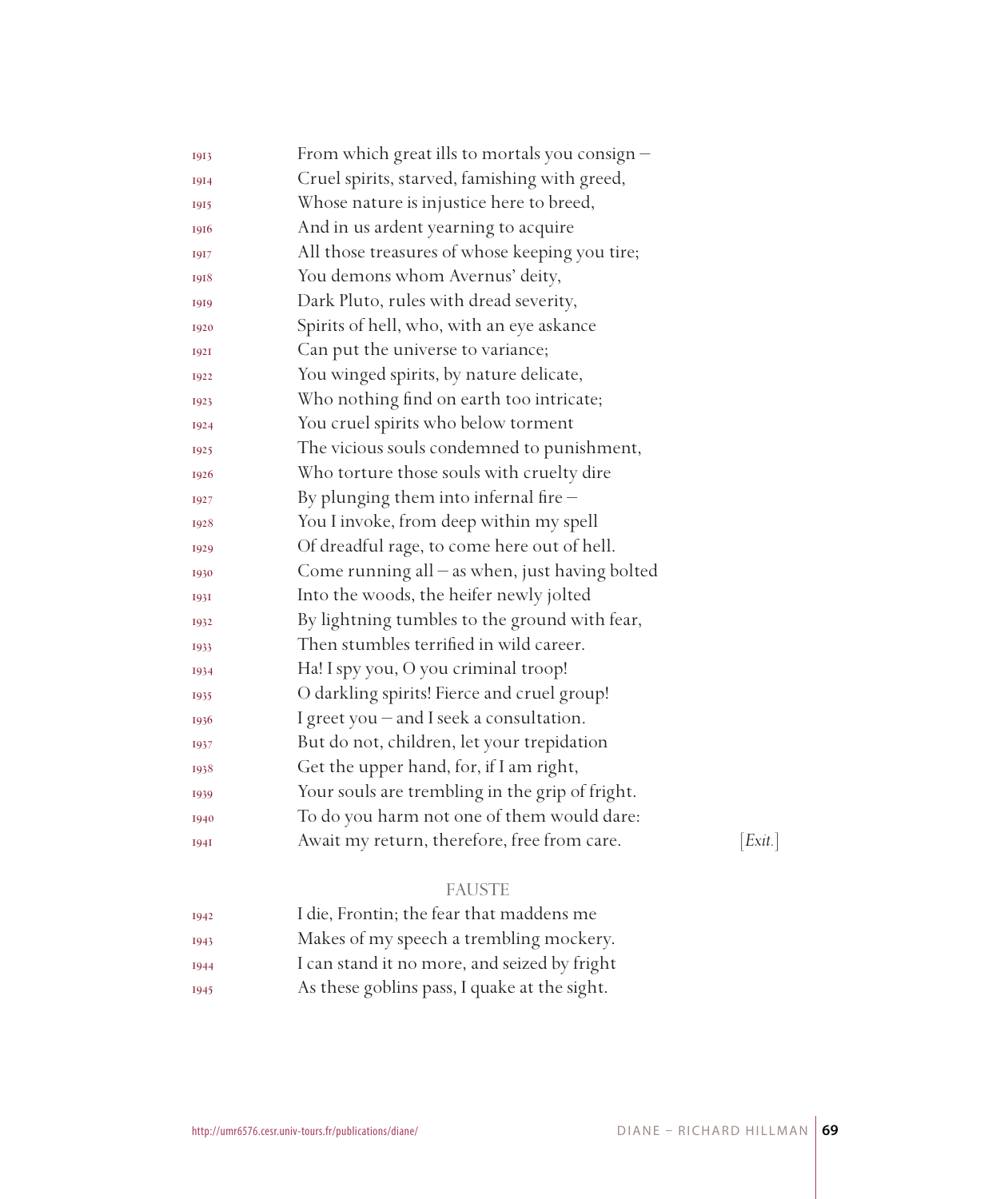1913 From which great ills to mortals you consign –
1914 Cruel spirits, starved, famishing with greed,
1915 Whose nature is injustice here to breed,
1916 And in us ardent yearning to acquire
1917 All those treasures of whose keeping you tire;
1918 You demons whom Avernus' deity,
1919 Dark Pluto, rules with dread severity,
1920 Spirits of hell, who, with an eye askance
1921 Can put the universe to variance;
1922 You winged spirits, by nature delicate,
1923 Who nothing find on earth too intricate;
1924 You cruel spirits who below torment
1925 The vicious souls condemned to punishment,
1926 Who torture those souls with cruelty dire
1927 By plunging them into infernal fire –
1928 You I invoke, from deep within my spell
1929 Of dreadful rage, to come here out of hell.
1930 Come running all – as when, just having bolted
1931 Into the woods, the heifer newly jolted
1932 By lightning tumbles to the ground with fear,
1933 Then stumbles terrified in wild career.
1934 Ha! I spy you, O you criminal troop!
1935 O darkling spirits! Fierce and cruel group!
1936 I greet you – and I seek a consultation.
1937 But do not, children, let your trepidation
1938 Get the upper hand, for, if I am right,
1939 Your souls are trembling in the grip of fright.
1940 To do you harm not one of them would dare:
1941 Await my return, therefore, free from care. [*Exit.*]

FAUSTE

1942 I die, Frontin; the fear that maddens me
1943 Makes of my speech a trembling mockery.
1944 I can stand it no more, and seized by fright
1945 As these goblins pass, I quake at the sight.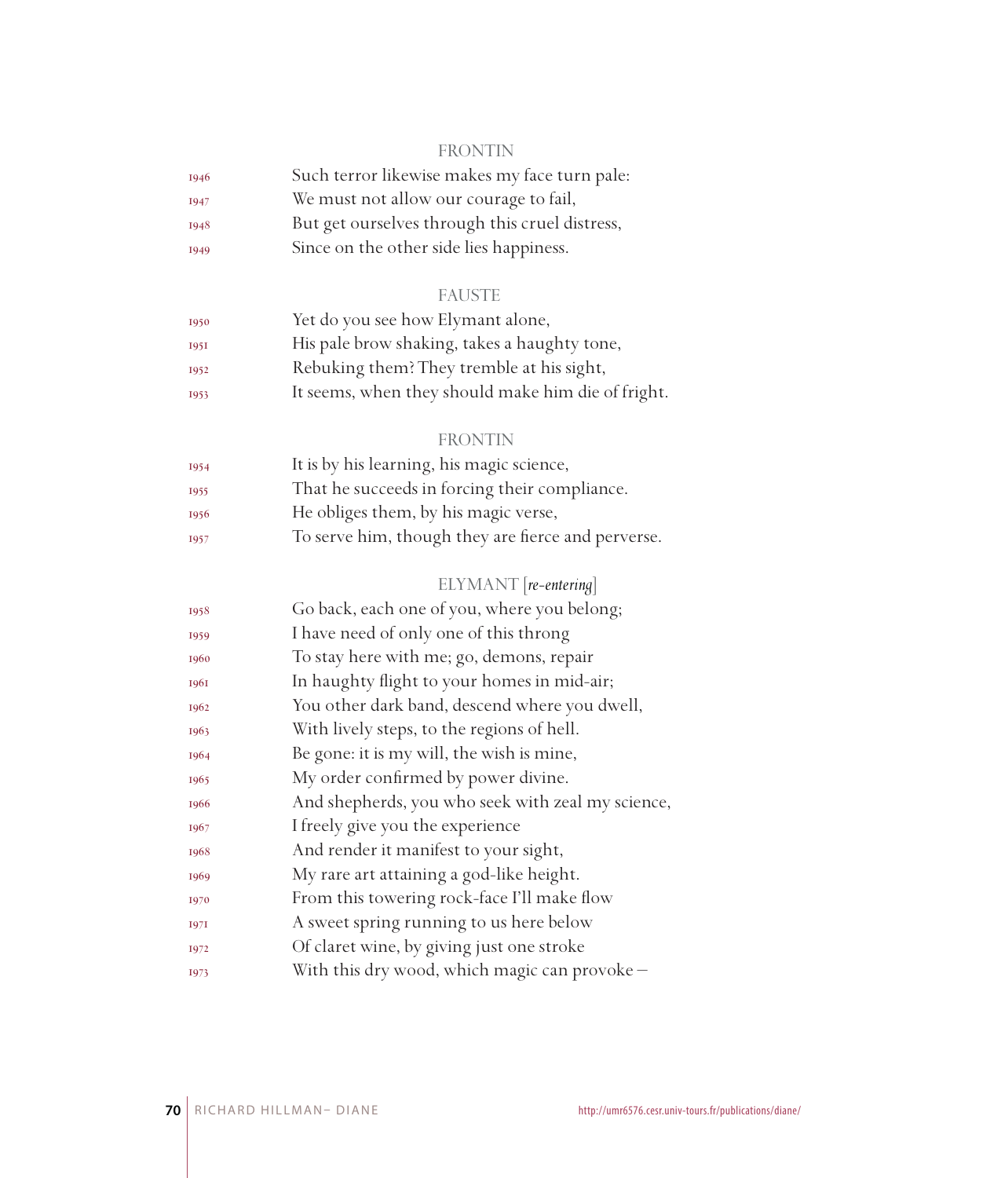FRONTIN

1946 Such terror likewise makes my face turn pale:
1947 We must not allow our courage to fail,
1948 But get ourselves through this cruel distress,
1949 Since on the other side lies happiness.

FAUSTE

1950 Yet do you see how Elymant alone,
1951 His pale brow shaking, takes a haughty tone,
1952 Rebuking them? They tremble at his sight,
1953 It seems, when they should make him die of fright.

FRONTIN

1954 It is by his learning, his magic science,
1955 That he succeeds in forcing their compliance.
1956 He obliges them, by his magic verse,
1957 To serve him, though they are fierce and perverse.

ELYMANT [*re-entering*]

1958 Go back, each one of you, where you belong;
1959 I have need of only one of this throng
1960 To stay here with me; go, demons, repair
1961 In haughty flight to your homes in mid-air;
1962 You other dark band, descend where you dwell,
1963 With lively steps, to the regions of hell.
1964 Be gone: it is my will, the wish is mine,
1965 My order confirmed by power divine.
1966 And shepherds, you who seek with zeal my science,
1967 I freely give you the experience
1968 And render it manifest to your sight,
1969 My rare art attaining a god-like height.
1970 From this towering rock-face I'll make flow
1971 A sweet spring running to us here below
1972 Of claret wine, by giving just one stroke
1973 With this dry wood, which magic can provoke –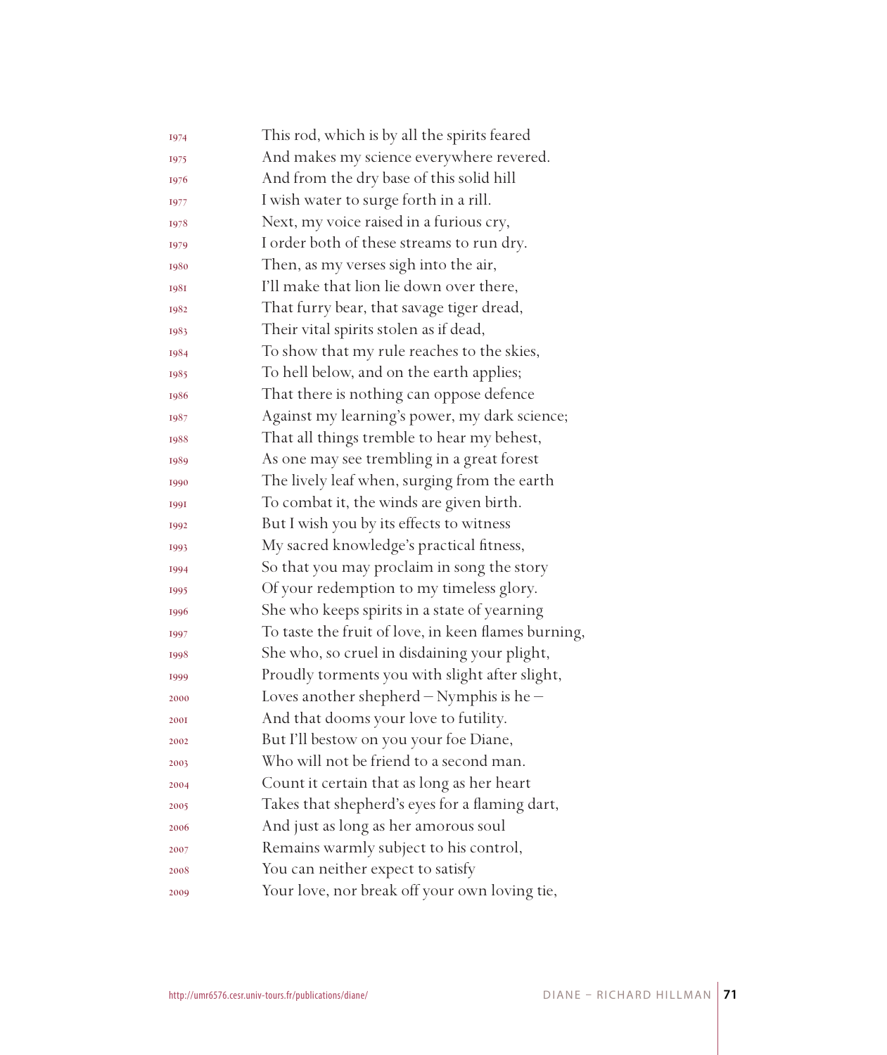1974 This rod, which is by all the spirits feared
1975 And makes my science everywhere revered.
1976 And from the dry base of this solid hill
1977 I wish water to surge forth in a rill.
1978 Next, my voice raised in a furious cry,
1979 I order both of these streams to run dry.
1980 Then, as my verses sigh into the air,
1981 I'll make that lion lie down over there,
1982 That furry bear, that savage tiger dread,
1983 Their vital spirits stolen as if dead,
1984 To show that my rule reaches to the skies,
1985 To hell below, and on the earth applies;
1986 That there is nothing can oppose defence
1987 Against my learning's power, my dark science;
1988 That all things tremble to hear my behest,
1989 As one may see trembling in a great forest
1990 The lively leaf when, surging from the earth
1991 To combat it, the winds are given birth.
1992 But I wish you by its effects to witness
1993 My sacred knowledge's practical fitness,
1994 So that you may proclaim in song the story
1995 Of your redemption to my timeless glory.
1996 She who keeps spirits in a state of yearning
1997 To taste the fruit of love, in keen flames burning,
1998 She who, so cruel in disdaining your plight,
1999 Proudly torments you with slight after slight,
2000 Loves another shepherd – Nymphis is he –
2001 And that dooms your love to futility.
2002 But I'll bestow on you your foe Diane,
2003 Who will not be friend to a second man.
2004 Count it certain that as long as her heart
2005 Takes that shepherd's eyes for a flaming dart,
2006 And just as long as her amorous soul
2007 Remains warmly subject to his control,
2008 You can neither expect to satisfy
2009 Your love, nor break off your own loving tie,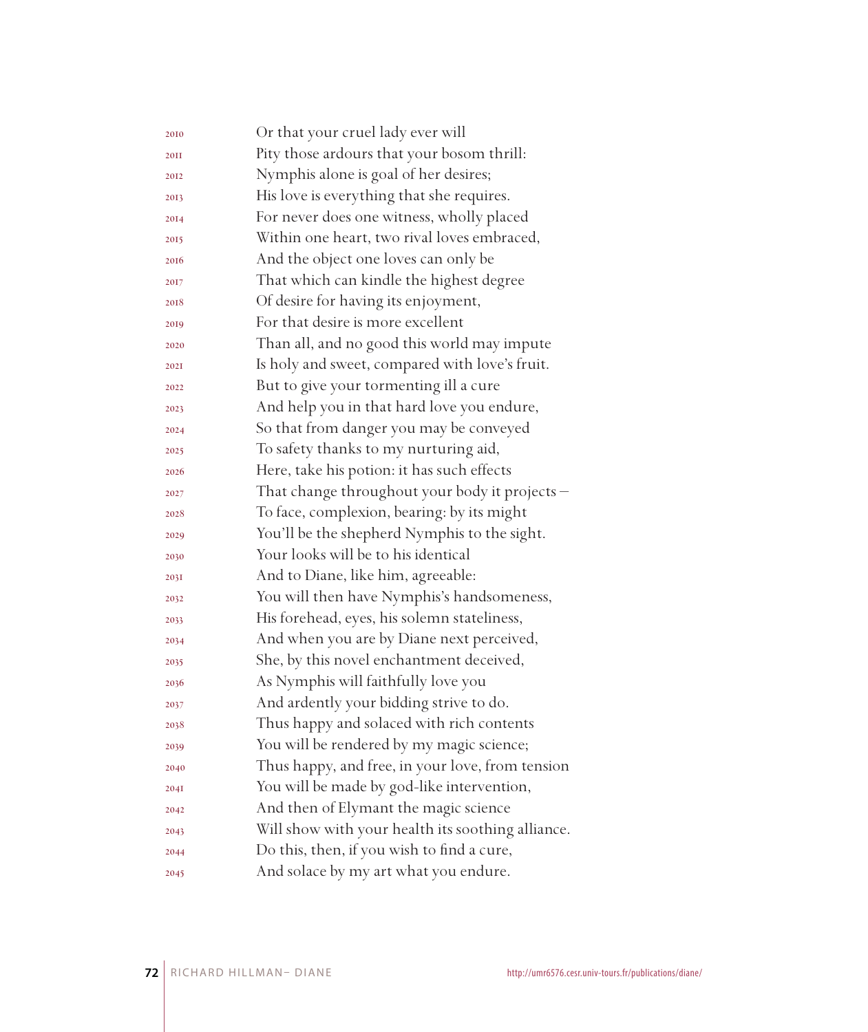2010 Or that your cruel lady ever will
2011 Pity those ardours that your bosom thrill:
2012 Nymphis alone is goal of her desires;
2013 His love is everything that she requires.
2014 For never does one witness, wholly placed
2015 Within one heart, two rival loves embraced,
2016 And the object one loves can only be
2017 That which can kindle the highest degree
2018 Of desire for having its enjoyment,
2019 For that desire is more excellent
2020 Than all, and no good this world may impute
2021 Is holy and sweet, compared with love's fruit.
2022 But to give your tormenting ill a cure
2023 And help you in that hard love you endure,
2024 So that from danger you may be conveyed
2025 To safety thanks to my nurturing aid,
2026 Here, take his potion: it has such effects
2027 That change throughout your body it projects –
2028 To face, complexion, bearing: by its might
2029 You'll be the shepherd Nymphis to the sight.
2030 Your looks will be to his identical
2031 And to Diane, like him, agreeable:
2032 You will then have Nymphis's handsomeness,
2033 His forehead, eyes, his solemn stateliness,
2034 And when you are by Diane next perceived,
2035 She, by this novel enchantment deceived,
2036 As Nymphis will faithfully love you
2037 And ardently your bidding strive to do.
2038 Thus happy and solaced with rich contents
2039 You will be rendered by my magic science;
2040 Thus happy, and free, in your love, from tension
2041 You will be made by god-like intervention,
2042 And then of Elymant the magic science
2043 Will show with your health its soothing alliance.
2044 Do this, then, if you wish to find a cure,
2045 And solace by my art what you endure.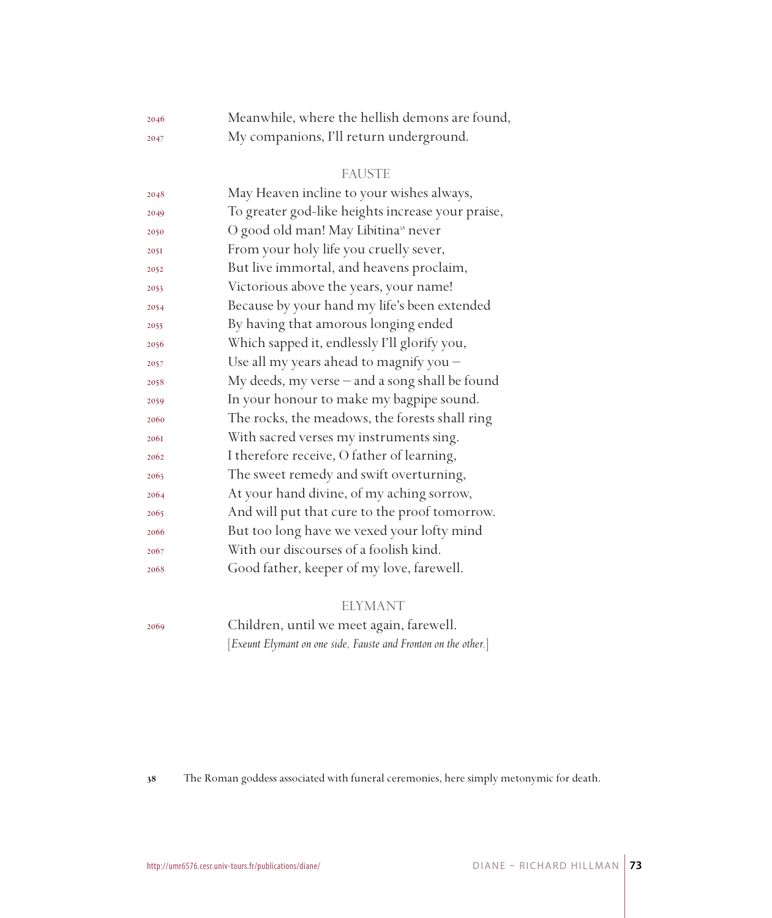2046 Meanwhile, where the hellish demons are found,
2047 My companions, I'll return underground.

FAUSTE

2048 May Heaven incline to your wishes always,
2049 To greater god-like heights increase your praise,
2050 O good old man! May Libitina[38] never
2051 From your holy life you cruelly sever,
2052 But live immortal, and heavens proclaim,
2053 Victorious above the years, your name!
2054 Because by your hand my life's been extended
2055 By having that amorous longing ended
2056 Which sapped it, endlessly I'll glorify you,
2057 Use all my years ahead to magnify you –
2058 My deeds, my verse – and a song shall be found
2059 In your honour to make my bagpipe sound.
2060 The rocks, the meadows, the forests shall ring
2061 With sacred verses my instruments sing.
2062 I therefore receive, O father of learning,
2063 The sweet remedy and swift overturning,
2064 At your hand divine, of my aching sorrow,
2065 And will put that cure to the proof tomorrow.
2066 But too long have we vexed your lofty mind
2067 With our discourses of a foolish kind.
2068 Good father, keeper of my love, farewell.

ELYMANT

2069 Children, until we meet again, farewell.
[*Exeunt Elymant on one side, Fauste and Fronton on the other.*]

38 The Roman goddess associated with funeral ceremonies, here simply metonymic for death.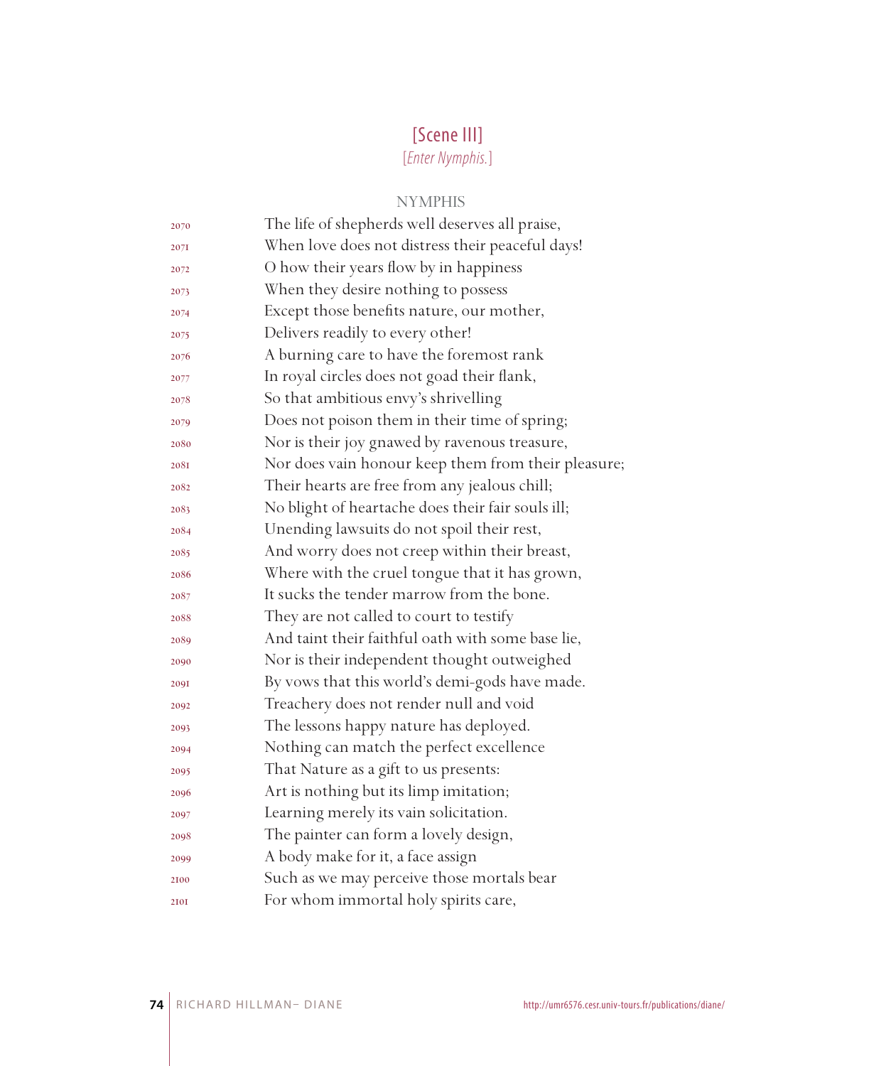## [Scene III]

[*Enter Nymphis.*]

NYMPHIS

2070 The life of shepherds well deserves all praise,
2071 When love does not distress their peaceful days!
2072 O how their years flow by in happiness
2073 When they desire nothing to possess
2074 Except those benefits nature, our mother,
2075 Delivers readily to every other!
2076 A burning care to have the foremost rank
2077 In royal circles does not goad their flank,
2078 So that ambitious envy's shrivelling
2079 Does not poison them in their time of spring;
2080 Nor is their joy gnawed by ravenous treasure,
2081 Nor does vain honour keep them from their pleasure;
2082 Their hearts are free from any jealous chill;
2083 No blight of heartache does their fair souls ill;
2084 Unending lawsuits do not spoil their rest,
2085 And worry does not creep within their breast,
2086 Where with the cruel tongue that it has grown,
2087 It sucks the tender marrow from the bone.
2088 They are not called to court to testify
2089 And taint their faithful oath with some base lie,
2090 Nor is their independent thought outweighed
2091 By vows that this world's demi-gods have made.
2092 Treachery does not render null and void
2093 The lessons happy nature has deployed.
2094 Nothing can match the perfect excellence
2095 That Nature as a gift to us presents:
2096 Art is nothing but its limp imitation;
2097 Learning merely its vain solicitation.
2098 The painter can form a lovely design,
2099 A body make for it, a face assign
2100 Such as we may perceive those mortals bear
2101 For whom immortal holy spirits care,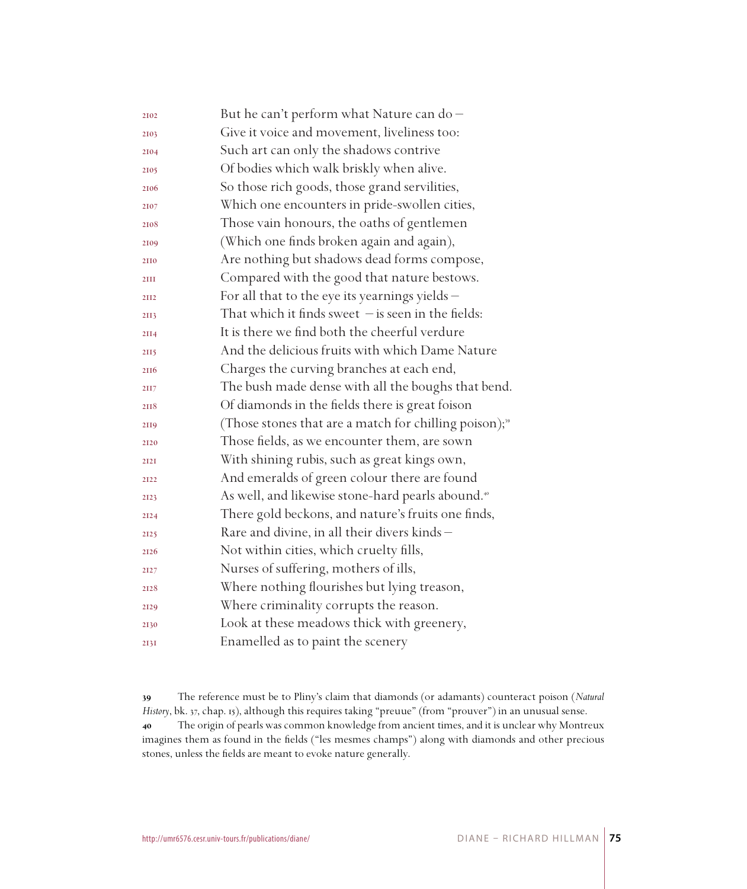2102 But he can't perform what Nature can do –
2103 Give it voice and movement, liveliness too:
2104 Such art can only the shadows contrive
2105 Of bodies which walk briskly when alive.
2106 So those rich goods, those grand servilities,
2107 Which one encounters in pride-swollen cities,
2108 Those vain honours, the oaths of gentlemen
2109 (Which one finds broken again and again),
2110 Are nothing but shadows dead forms compose,
2111 Compared with the good that nature bestows.
2112 For all that to the eye its yearnings yields –
2113 That which it finds sweet – is seen in the fields:
2114 It is there we find both the cheerful verdure
2115 And the delicious fruits with which Dame Nature
2116 Charges the curving branches at each end,
2117 The bush made dense with all the boughs that bend.
2118 Of diamonds in the fields there is great foison
2119 (Those stones that are a match for chilling poison);[39]
2120 Those fields, as we encounter them, are sown
2121 With shining rubis, such as great kings own,
2122 And emeralds of green colour there are found
2123 As well, and likewise stone-hard pearls abound.[40]
2124 There gold beckons, and nature's fruits one finds,
2125 Rare and divine, in all their divers kinds –
2126 Not within cities, which cruelty fills,
2127 Nurses of suffering, mothers of ills,
2128 Where nothing flourishes but lying treason,
2129 Where criminality corrupts the reason.
2130 Look at these meadows thick with greenery,
2131 Enamelled as to paint the scenery

**39** The reference must be to Pliny's claim that diamonds (or adamants) counteract poison (*Natural History*, bk. 37, chap. 15), although this requires taking "preuue" (from "prouver") in an unusual sense.

**40** The origin of pearls was common knowledge from ancient times, and it is unclear why Montreux imagines them as found in the fields ("les mesmes champs") along with diamonds and other precious stones, unless the fields are meant to evoke nature generally.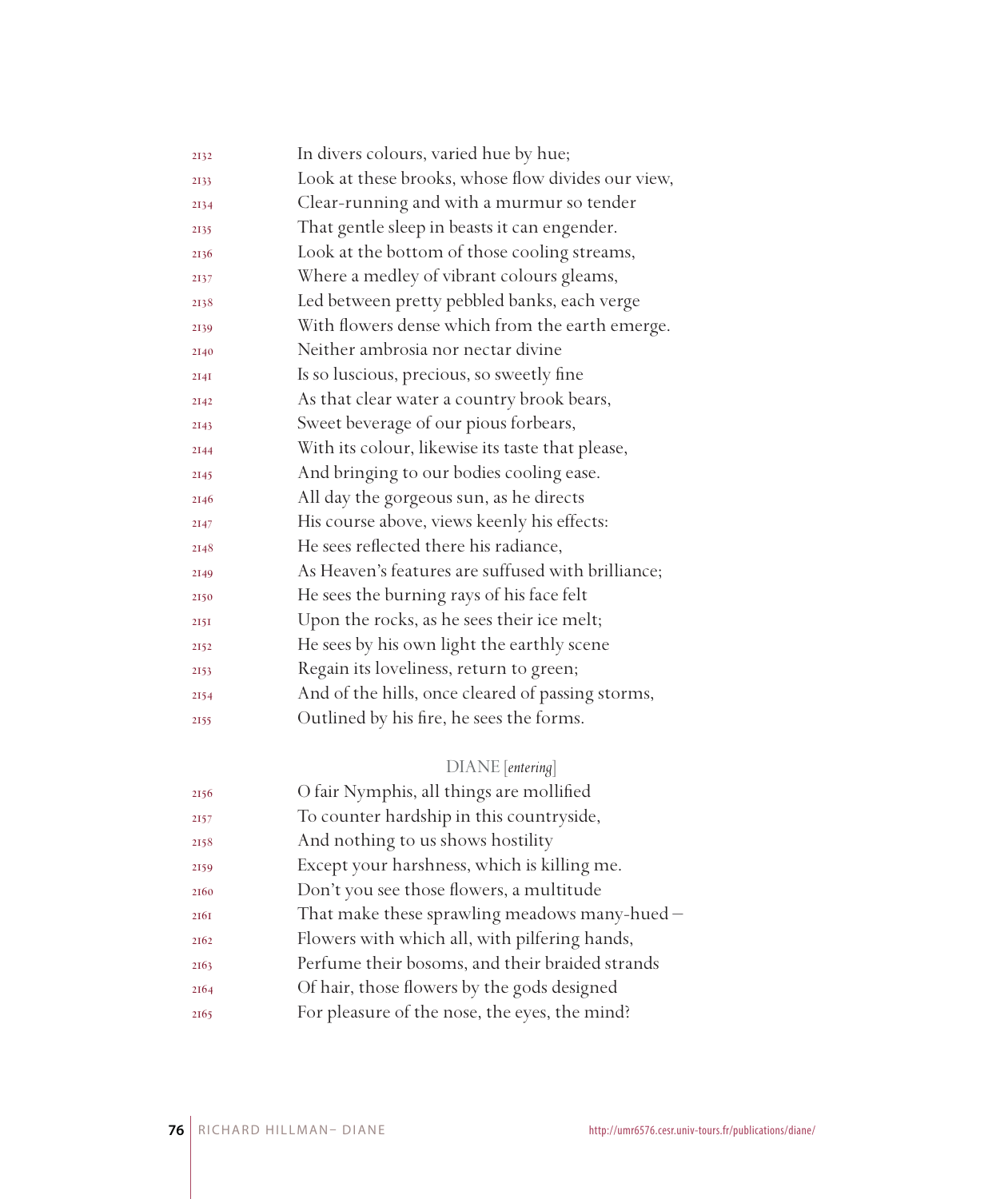In divers colours, varied hue by hue;
Look at these brooks, whose flow divides our view,
Clear-running and with a murmur so tender
That gentle sleep in beasts it can engender.
Look at the bottom of those cooling streams,
Where a medley of vibrant colours gleams,
Led between pretty pebbled banks, each verge
With flowers dense which from the earth emerge.
Neither ambrosia nor nectar divine
Is so luscious, precious, so sweetly fine
As that clear water a country brook bears,
Sweet beverage of our pious forbears,
With its colour, likewise its taste that please,
And bringing to our bodies cooling ease.
All day the gorgeous sun, as he directs
His course above, views keenly his effects:
He sees reflected there his radiance,
As Heaven's features are suffused with brilliance;
He sees the burning rays of his face felt
Upon the rocks, as he sees their ice melt;
He sees by his own light the earthly scene
Regain its loveliness, return to green;
And of the hills, once cleared of passing storms,
Outlined by his fire, he sees the forms.

DIANE [*entering*]

O fair Nymphis, all things are mollified
To counter hardship in this countryside,
And nothing to us shows hostility
Except your harshness, which is killing me.
Don't you see those flowers, a multitude
That make these sprawling meadows many-hued –
Flowers with which all, with pilfering hands,
Perfume their bosoms, and their braided strands
Of hair, those flowers by the gods designed
For pleasure of the nose, the eyes, the mind?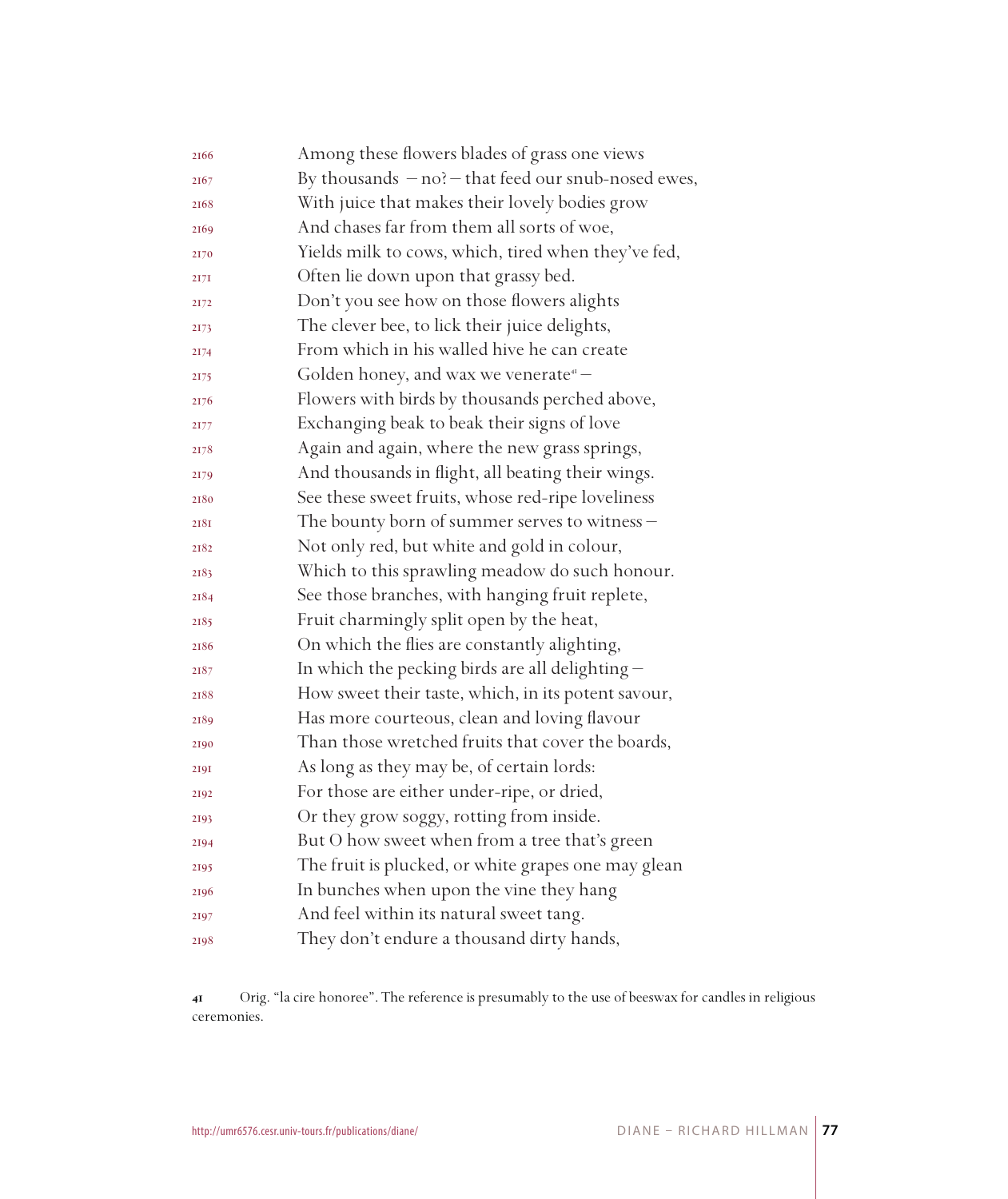2166 Among these flowers blades of grass one views
2167 By thousands – no? – that feed our snub-nosed ewes,
2168 With juice that makes their lovely bodies grow
2169 And chases far from them all sorts of woe,
2170 Yields milk to cows, which, tired when they've fed,
2171 Often lie down upon that grassy bed.
2172 Don't you see how on those flowers alights
2173 The clever bee, to lick their juice delights,
2174 From which in his walled hive he can create
2175 Golden honey, and wax we venerate[41] –
2176 Flowers with birds by thousands perched above,
2177 Exchanging beak to beak their signs of love
2178 Again and again, where the new grass springs,
2179 And thousands in flight, all beating their wings.
2180 See these sweet fruits, whose red-ripe loveliness
2181 The bounty born of summer serves to witness –
2182 Not only red, but white and gold in colour,
2183 Which to this sprawling meadow do such honour.
2184 See those branches, with hanging fruit replete,
2185 Fruit charmingly split open by the heat,
2186 On which the flies are constantly alighting,
2187 In which the pecking birds are all delighting –
2188 How sweet their taste, which, in its potent savour,
2189 Has more courteous, clean and loving flavour
2190 Than those wretched fruits that cover the boards,
2191 As long as they may be, of certain lords:
2192 For those are either under-ripe, or dried,
2193 Or they grow soggy, rotting from inside.
2194 But O how sweet when from a tree that's green
2195 The fruit is plucked, or white grapes one may glean
2196 In bunches when upon the vine they hang
2197 And feel within its natural sweet tang.
2198 They don't endure a thousand dirty hands,

**41** Orig. "la cire honoree". The reference is presumably to the use of beeswax for candles in religious ceremonies.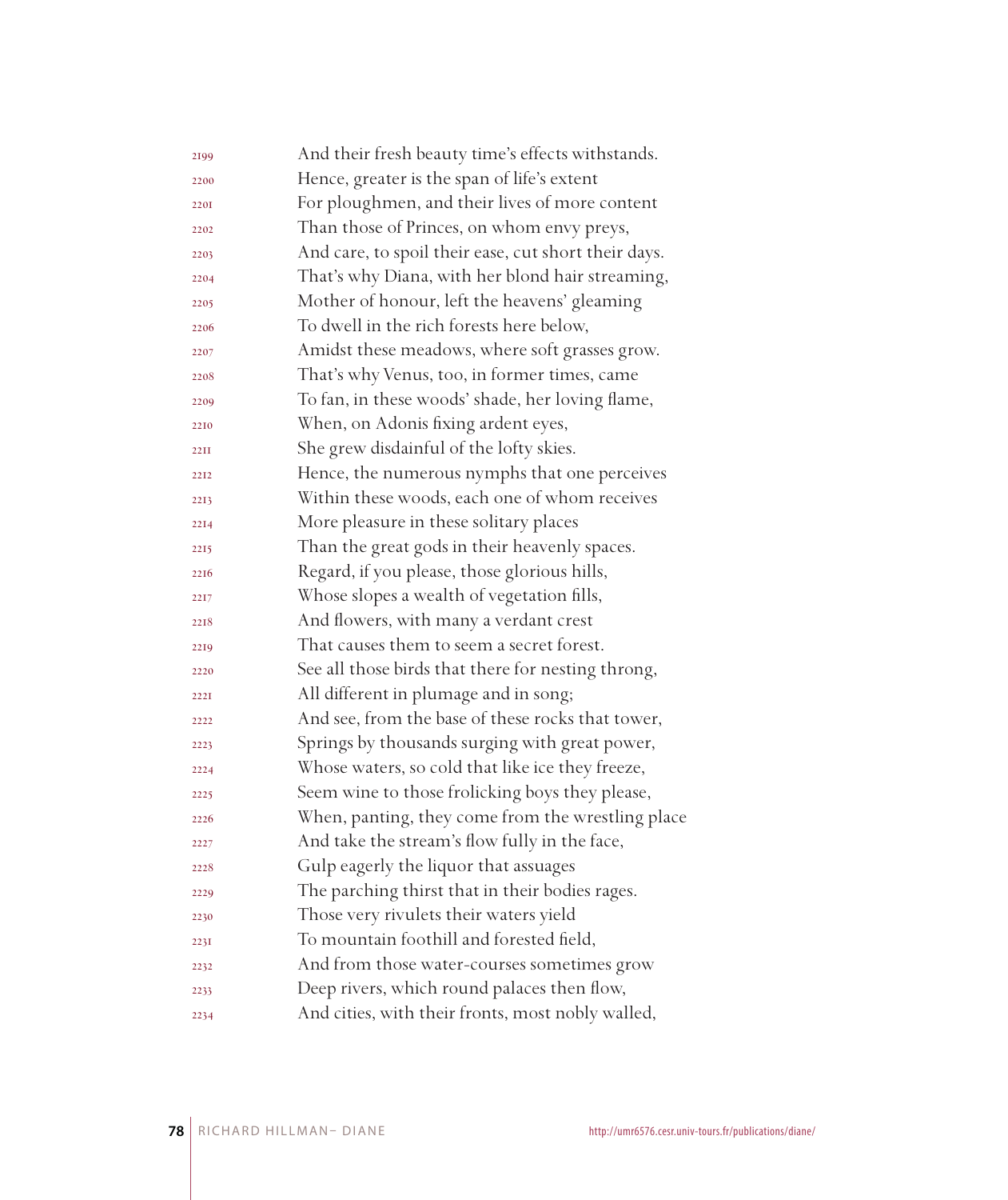2199 And their fresh beauty time's effects withstands.
2200 Hence, greater is the span of life's extent
2201 For ploughmen, and their lives of more content
2202 Than those of Princes, on whom envy preys,
2203 And care, to spoil their ease, cut short their days.
2204 That's why Diana, with her blond hair streaming,
2205 Mother of honour, left the heavens' gleaming
2206 To dwell in the rich forests here below,
2207 Amidst these meadows, where soft grasses grow.
2208 That's why Venus, too, in former times, came
2209 To fan, in these woods' shade, her loving flame,
2210 When, on Adonis fixing ardent eyes,
2211 She grew disdainful of the lofty skies.
2212 Hence, the numerous nymphs that one perceives
2213 Within these woods, each one of whom receives
2214 More pleasure in these solitary places
2215 Than the great gods in their heavenly spaces.
2216 Regard, if you please, those glorious hills,
2217 Whose slopes a wealth of vegetation fills,
2218 And flowers, with many a verdant crest
2219 That causes them to seem a secret forest.
2220 See all those birds that there for nesting throng,
2221 All different in plumage and in song;
2222 And see, from the base of these rocks that tower,
2223 Springs by thousands surging with great power,
2224 Whose waters, so cold that like ice they freeze,
2225 Seem wine to those frolicking boys they please,
2226 When, panting, they come from the wrestling place
2227 And take the stream's flow fully in the face,
2228 Gulp eagerly the liquor that assuages
2229 The parching thirst that in their bodies rages.
2230 Those very rivulets their waters yield
2231 To mountain foothill and forested field,
2232 And from those water-courses sometimes grow
2233 Deep rivers, which round palaces then flow,
2234 And cities, with their fronts, most nobly walled,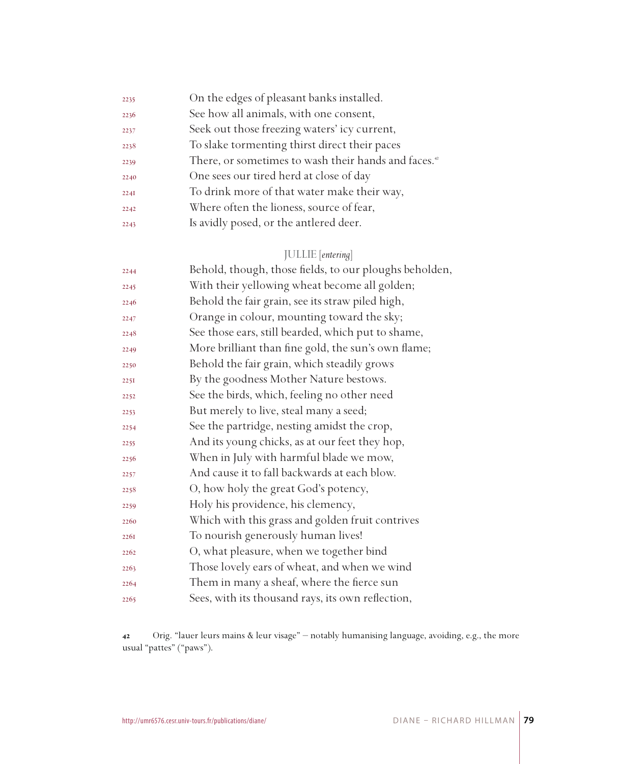2235 On the edges of pleasant banks installed.
2236 See how all animals, with one consent,
2237 Seek out those freezing waters' icy current,
2238 To slake tormenting thirst direct their paces
2239 There, or sometimes to wash their hands and faces.[42]
2240 One sees our tired herd at close of day
2241 To drink more of that water make their way,
2242 Where often the lioness, source of fear,
2243 Is avidly posed, or the antlered deer.

JULLIE [*entering*]

2244 Behold, though, those fields, to our ploughs beholden,
2245 With their yellowing wheat become all golden;
2246 Behold the fair grain, see its straw piled high,
2247 Orange in colour, mounting toward the sky;
2248 See those ears, still bearded, which put to shame,
2249 More brilliant than fine gold, the sun's own flame;
2250 Behold the fair grain, which steadily grows
2251 By the goodness Mother Nature bestows.
2252 See the birds, which, feeling no other need
2253 But merely to live, steal many a seed;
2254 See the partridge, nesting amidst the crop,
2255 And its young chicks, as at our feet they hop,
2256 When in July with harmful blade we mow,
2257 And cause it to fall backwards at each blow.
2258 O, how holy the great God's potency,
2259 Holy his providence, his clemency,
2260 Which with this grass and golden fruit contrives
2261 To nourish generously human lives!
2262 O, what pleasure, when we together bind
2263 Those lovely ears of wheat, and when we wind
2264 Them in many a sheaf, where the fierce sun
2265 Sees, with its thousand rays, its own reflection,

42 Orig. "lauer leurs mains & leur visage" – notably humanising language, avoiding, e.g., the more usual "pattes" ("paws").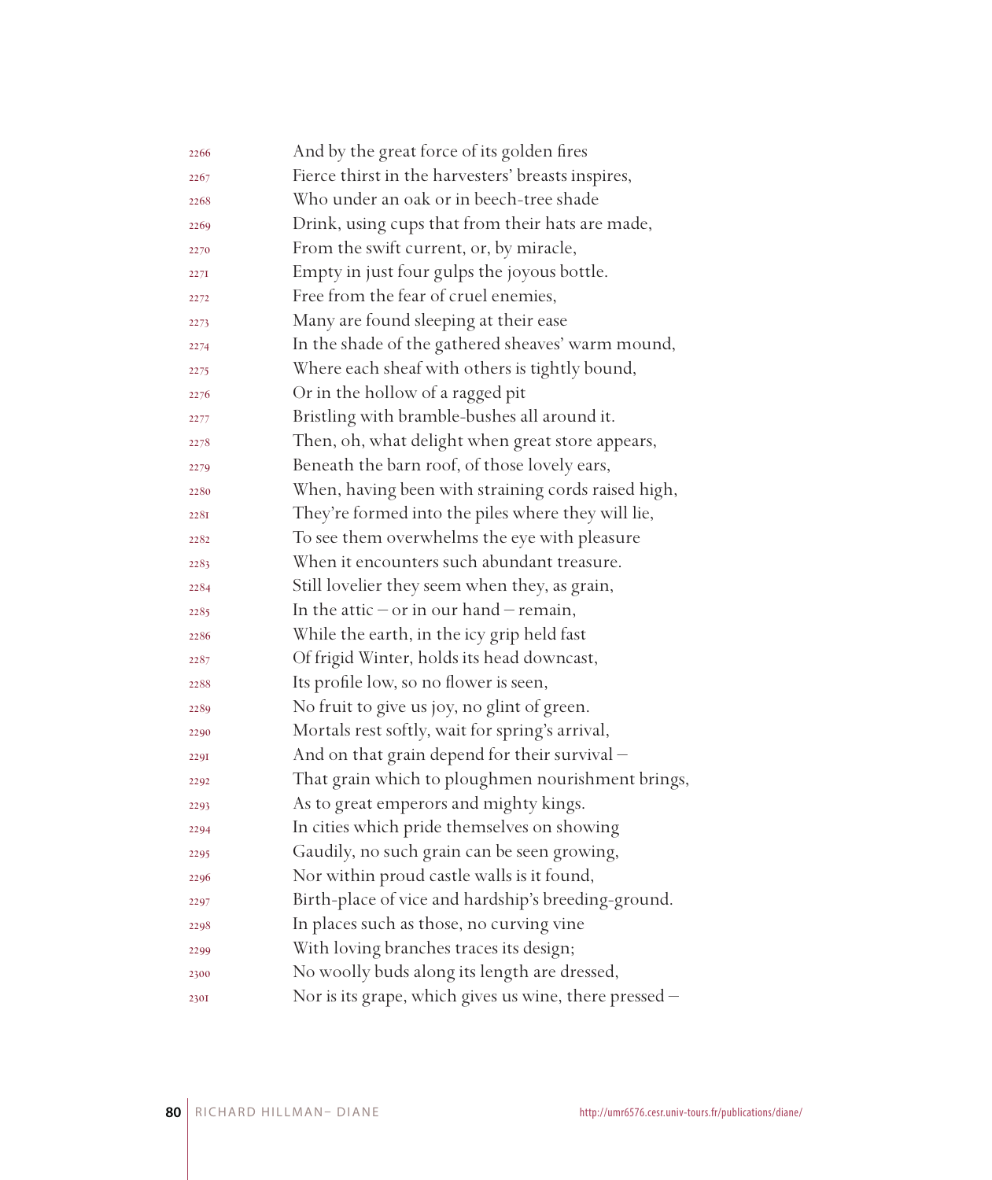2266 And by the great force of its golden fires
2267 Fierce thirst in the harvesters' breasts inspires,
2268 Who under an oak or in beech-tree shade
2269 Drink, using cups that from their hats are made,
2270 From the swift current, or, by miracle,
2271 Empty in just four gulps the joyous bottle.
2272 Free from the fear of cruel enemies,
2273 Many are found sleeping at their ease
2274 In the shade of the gathered sheaves' warm mound,
2275 Where each sheaf with others is tightly bound,
2276 Or in the hollow of a ragged pit
2277 Bristling with bramble-bushes all around it.
2278 Then, oh, what delight when great store appears,
2279 Beneath the barn roof, of those lovely ears,
2280 When, having been with straining cords raised high,
2281 They're formed into the piles where they will lie,
2282 To see them overwhelms the eye with pleasure
2283 When it encounters such abundant treasure.
2284 Still lovelier they seem when they, as grain,
2285 In the attic – or in our hand – remain,
2286 While the earth, in the icy grip held fast
2287 Of frigid Winter, holds its head downcast,
2288 Its profile low, so no flower is seen,
2289 No fruit to give us joy, no glint of green.
2290 Mortals rest softly, wait for spring's arrival,
2291 And on that grain depend for their survival –
2292 That grain which to ploughmen nourishment brings,
2293 As to great emperors and mighty kings.
2294 In cities which pride themselves on showing
2295 Gaudily, no such grain can be seen growing,
2296 Nor within proud castle walls is it found,
2297 Birth-place of vice and hardship's breeding-ground.
2298 In places such as those, no curving vine
2299 With loving branches traces its design;
2300 No woolly buds along its length are dressed,
2301 Nor is its grape, which gives us wine, there pressed –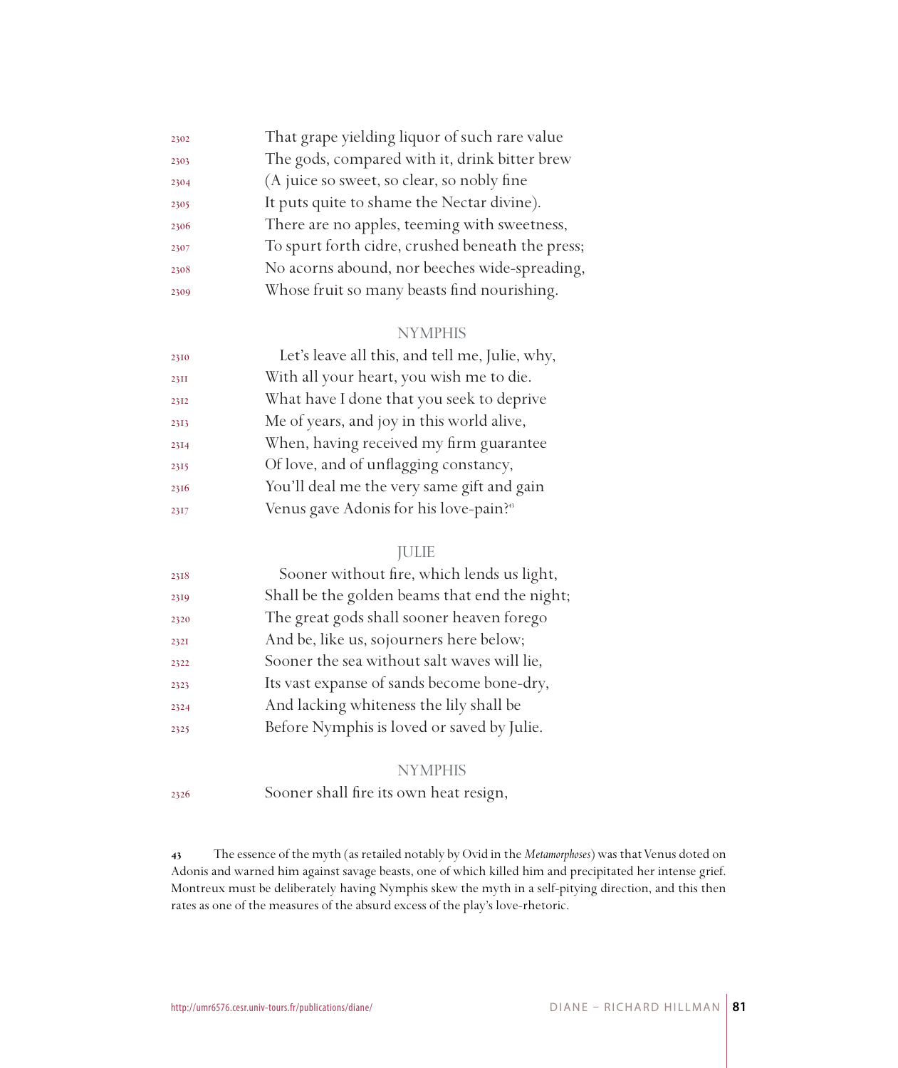2302 That grape yielding liquor of such rare value
2303 The gods, compared with it, drink bitter brew
2304 (A juice so sweet, so clear, so nobly fine
2305 It puts quite to shame the Nectar divine).
2306 There are no apples, teeming with sweetness,
2307 To spurt forth cidre, crushed beneath the press;
2308 No acorns abound, nor beeches wide-spreading,
2309 Whose fruit so many beasts find nourishing.

NYMPHIS

2310 Let's leave all this, and tell me, Julie, why,
2311 With all your heart, you wish me to die.
2312 What have I done that you seek to deprive
2313 Me of years, and joy in this world alive,
2314 When, having received my firm guarantee
2315 Of love, and of unflagging constancy,
2316 You'll deal me the very same gift and gain
2317 Venus gave Adonis for his love-pain?[43]

JULIE

2318 Sooner without fire, which lends us light,
2319 Shall be the golden beams that end the night;
2320 The great gods shall sooner heaven forego
2321 And be, like us, sojourners here below;
2322 Sooner the sea without salt waves will lie,
2323 Its vast expanse of sands become bone-dry,
2324 And lacking whiteness the lily shall be
2325 Before Nymphis is loved or saved by Julie.

NYMPHIS

2326 Sooner shall fire its own heat resign,

---

43 The essence of the myth (as retailed notably by Ovid in the *Metamorphoses*) was that Venus doted on Adonis and warned him against savage beasts, one of which killed him and precipitated her intense grief. Montreux must be deliberately having Nymphis skew the myth in a self-pitying direction, and this then rates as one of the measures of the absurd excess of the play's love-rhetoric.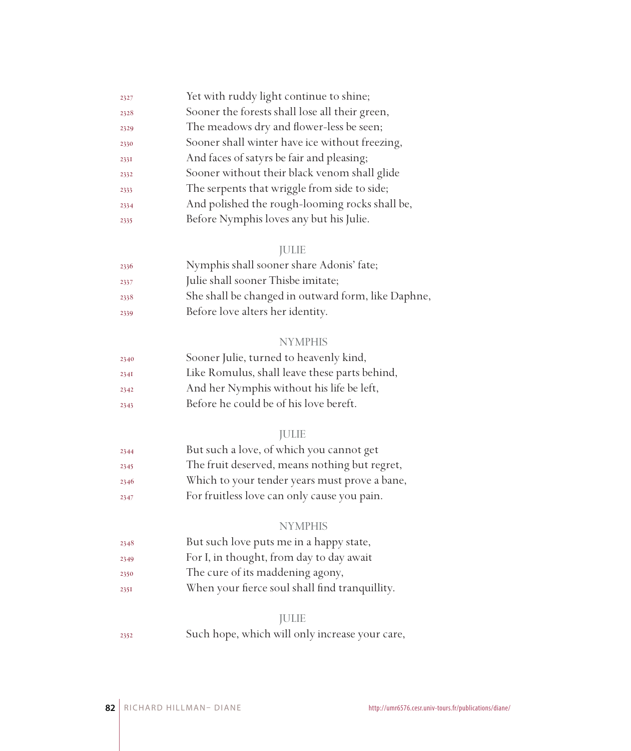2327 Yet with ruddy light continue to shine;
2328 Sooner the forests shall lose all their green,
2329 The meadows dry and flower-less be seen;
2330 Sooner shall winter have ice without freezing,
2331 And faces of satyrs be fair and pleasing;
2332 Sooner without their black venom shall glide
2333 The serpents that wriggle from side to side;
2334 And polished the rough-looming rocks shall be,
2335 Before Nymphis loves any but his Julie.

JULIE

2336 Nymphis shall sooner share Adonis' fate;
2337 Julie shall sooner Thisbe imitate;
2338 She shall be changed in outward form, like Daphne,
2339 Before love alters her identity.

NYMPHIS

2340 Sooner Julie, turned to heavenly kind,
2341 Like Romulus, shall leave these parts behind,
2342 And her Nymphis without his life be left,
2343 Before he could be of his love bereft.

JULIE

2344 But such a love, of which you cannot get
2345 The fruit deserved, means nothing but regret,
2346 Which to your tender years must prove a bane,
2347 For fruitless love can only cause you pain.

NYMPHIS

2348 But such love puts me in a happy state,
2349 For I, in thought, from day to day await
2350 The cure of its maddening agony,
2351 When your fierce soul shall find tranquillity.

JULIE

2352 Such hope, which will only increase your care,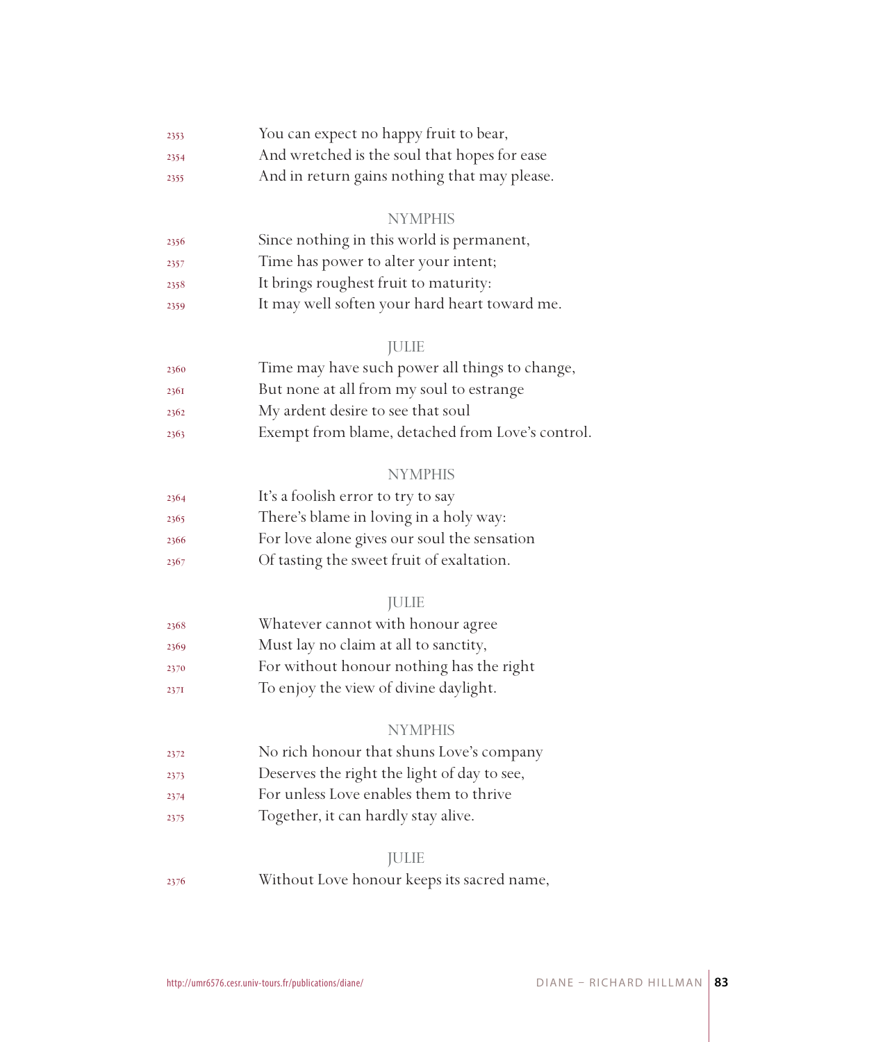2353 You can expect no happy fruit to bear,
2354 And wretched is the soul that hopes for ease
2355 And in return gains nothing that may please.

NYMPHIS

2356 Since nothing in this world is permanent,
2357 Time has power to alter your intent;
2358 It brings roughest fruit to maturity:
2359 It may well soften your hard heart toward me.

JULIE

2360 Time may have such power all things to change,
2361 But none at all from my soul to estrange
2362 My ardent desire to see that soul
2363 Exempt from blame, detached from Love's control.

NYMPHIS

2364 It's a foolish error to try to say
2365 There's blame in loving in a holy way:
2366 For love alone gives our soul the sensation
2367 Of tasting the sweet fruit of exaltation.

JULIE

2368 Whatever cannot with honour agree
2369 Must lay no claim at all to sanctity,
2370 For without honour nothing has the right
2371 To enjoy the view of divine daylight.

NYMPHIS

2372 No rich honour that shuns Love's company
2373 Deserves the right the light of day to see,
2374 For unless Love enables them to thrive
2375 Together, it can hardly stay alive.

JULIE

2376 Without Love honour keeps its sacred name,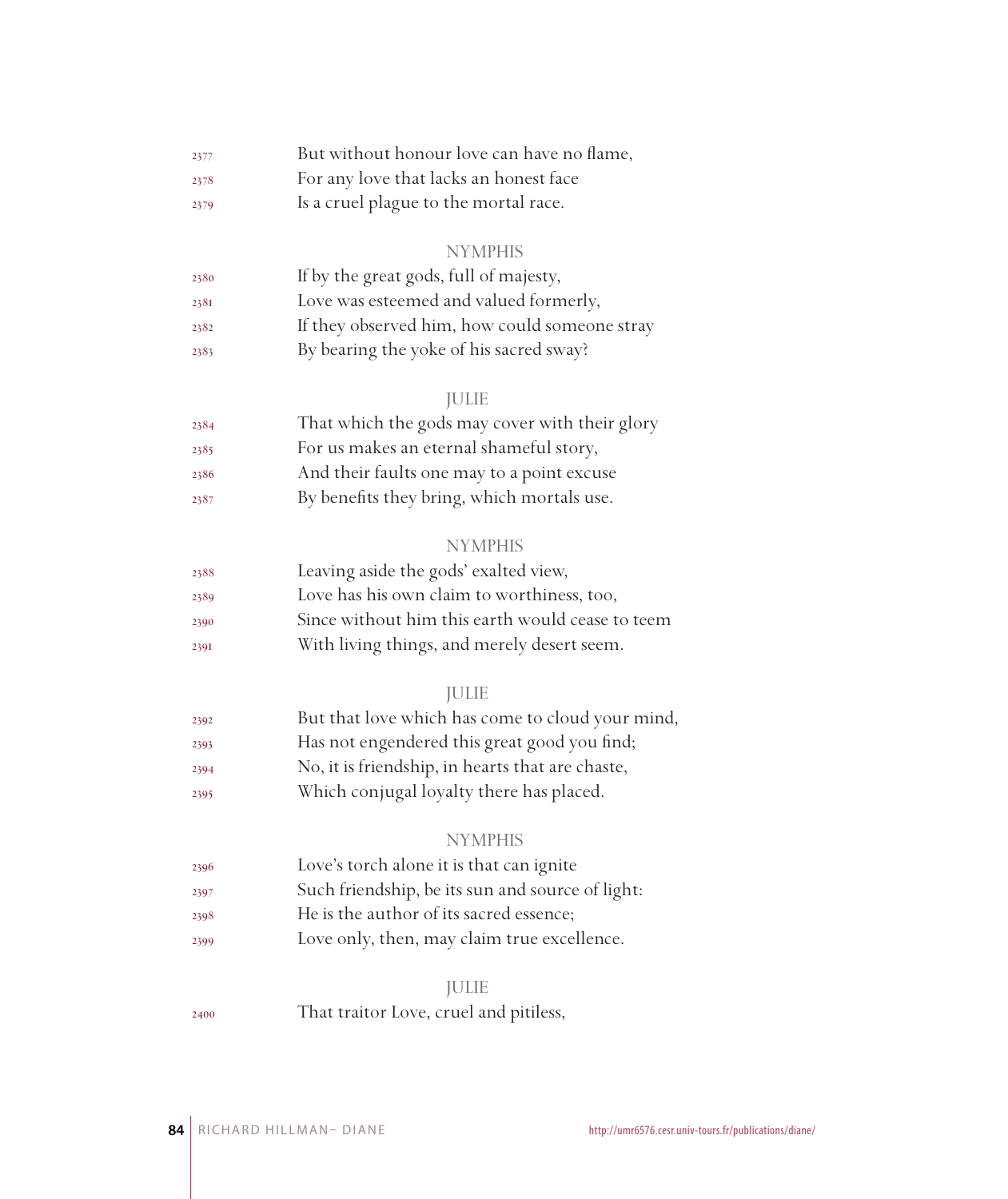2377 But without honour love can have no flame,
2378 For any love that lacks an honest face
2379 Is a cruel plague to the mortal race.

NYMPHIS

2380 If by the great gods, full of majesty,
2381 Love was esteemed and valued formerly,
2382 If they observed him, how could someone stray
2383 By bearing the yoke of his sacred sway?

JULIE

2384 That which the gods may cover with their glory
2385 For us makes an eternal shameful story,
2386 And their faults one may to a point excuse
2387 By benefits they bring, which mortals use.

NYMPHIS

2388 Leaving aside the gods' exalted view,
2389 Love has his own claim to worthiness, too,
2390 Since without him this earth would cease to teem
2391 With living things, and merely desert seem.

JULIE

2392 But that love which has come to cloud your mind,
2393 Has not engendered this great good you find;
2394 No, it is friendship, in hearts that are chaste,
2395 Which conjugal loyalty there has placed.

NYMPHIS

2396 Love's torch alone it is that can ignite
2397 Such friendship, be its sun and source of light:
2398 He is the author of its sacred essence;
2399 Love only, then, may claim true excellence.

JULIE

2400 That traitor Love, cruel and pitiless,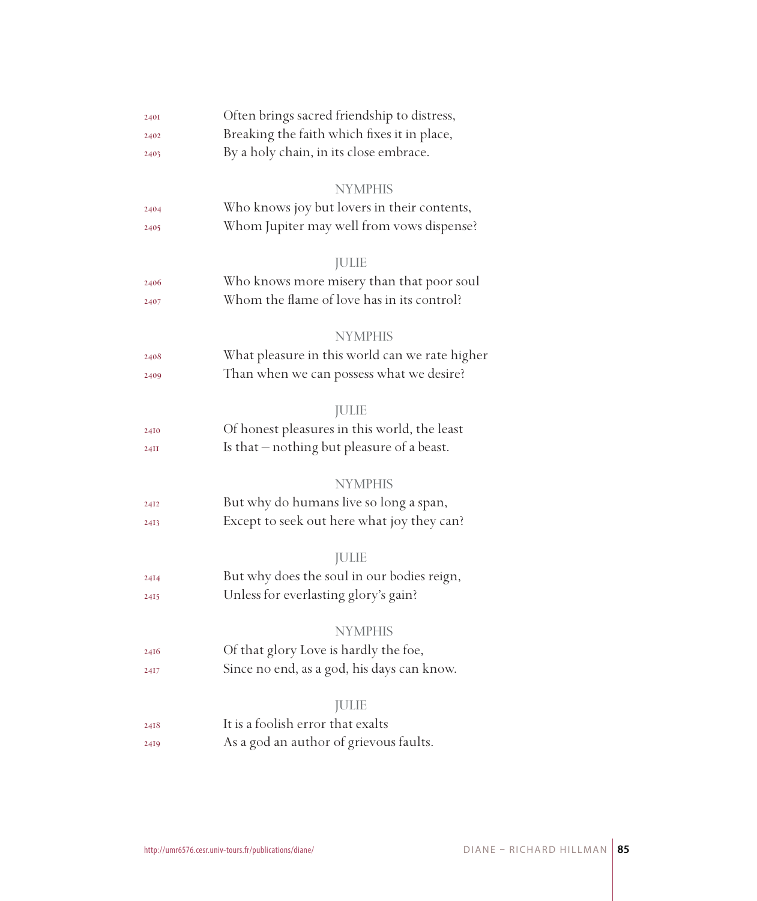2401 Often brings sacred friendship to distress,
2402 Breaking the faith which fixes it in place,
2403 By a holy chain, in its close embrace.

NYMPHIS

2404 Who knows joy but lovers in their contents,
2405 Whom Jupiter may well from vows dispense?

JULIE

2406 Who knows more misery than that poor soul
2407 Whom the flame of love has in its control?

NYMPHIS

2408 What pleasure in this world can we rate higher
2409 Than when we can possess what we desire?

JULIE

2410 Of honest pleasures in this world, the least
2411 Is that – nothing but pleasure of a beast.

NYMPHIS

2412 But why do humans live so long a span,
2413 Except to seek out here what joy they can?

JULIE

2414 But why does the soul in our bodies reign,
2415 Unless for everlasting glory's gain?

NYMPHIS

2416 Of that glory Love is hardly the foe,
2417 Since no end, as a god, his days can know.

JULIE

2418 It is a foolish error that exalts
2419 As a god an author of grievous faults.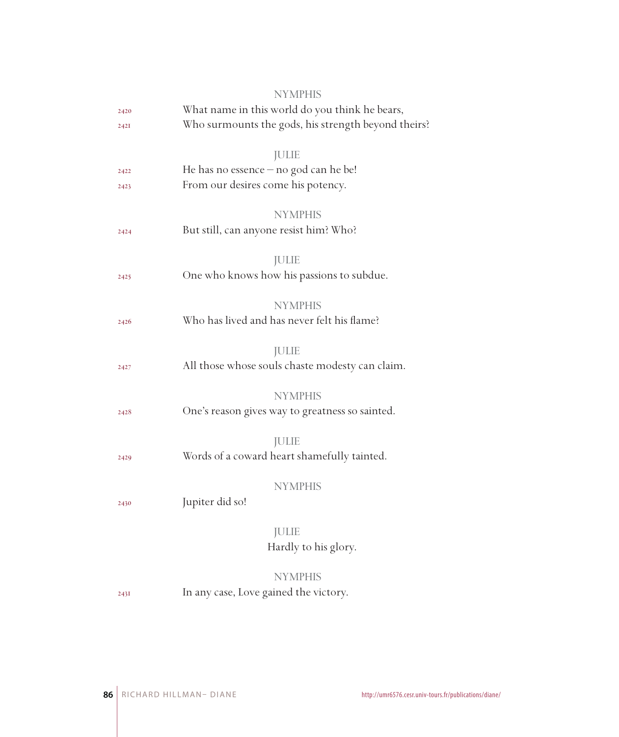NYMPHIS

2420 What name in this world do you think he bears,
2421 Who surmounts the gods, his strength beyond theirs?

JULIE

2422 He has no essence – no god can he be!
2423 From our desires come his potency.

NYMPHIS

2424 But still, can anyone resist him? Who?

JULIE

2425 One who knows how his passions to subdue.

NYMPHIS

2426 Who has lived and has never felt his flame?

JULIE

2427 All those whose souls chaste modesty can claim.

NYMPHIS

2428 One's reason gives way to greatness so sainted.

JULIE

2429 Words of a coward heart shamefully tainted.

NYMPHIS

2430 Jupiter did so!

JULIE

Hardly to his glory.

NYMPHIS

2431 In any case, Love gained the victory.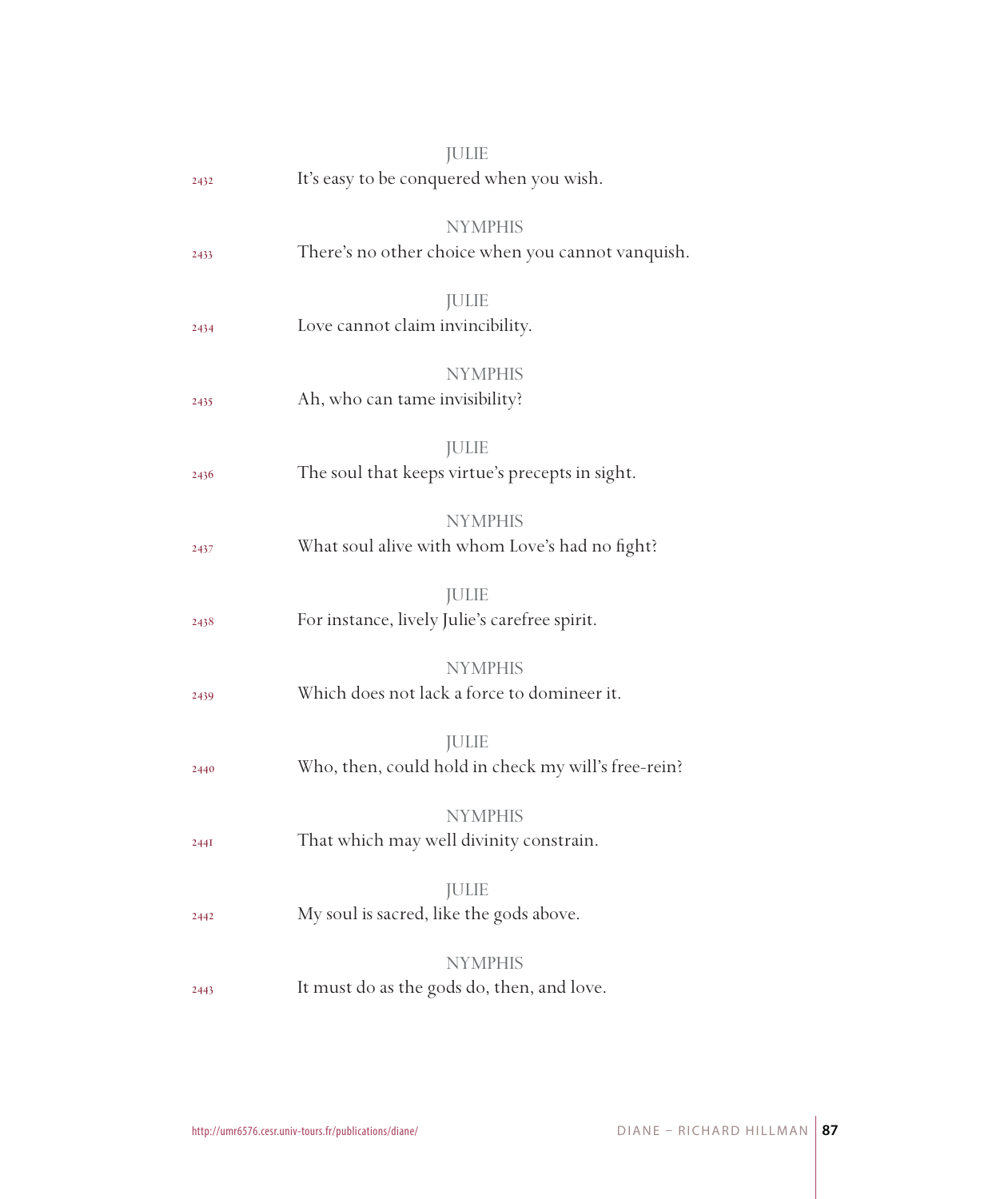JULIE

2432 It's easy to be conquered when you wish.

NYMPHIS

2433 There's no other choice when you cannot vanquish.

JULIE

2434 Love cannot claim invincibility.

NYMPHIS

2435 Ah, who can tame invisibility?

JULIE

2436 The soul that keeps virtue's precepts in sight.

NYMPHIS

2437 What soul alive with whom Love's had no fight?

JULIE

2438 For instance, lively Julie's carefree spirit.

NYMPHIS

2439 Which does not lack a force to domineer it.

JULIE

2440 Who, then, could hold in check my will's free-rein?

NYMPHIS

2441 That which may well divinity constrain.

JULIE

2442 My soul is sacred, like the gods above.

NYMPHIS

2443 It must do as the gods do, then, and love.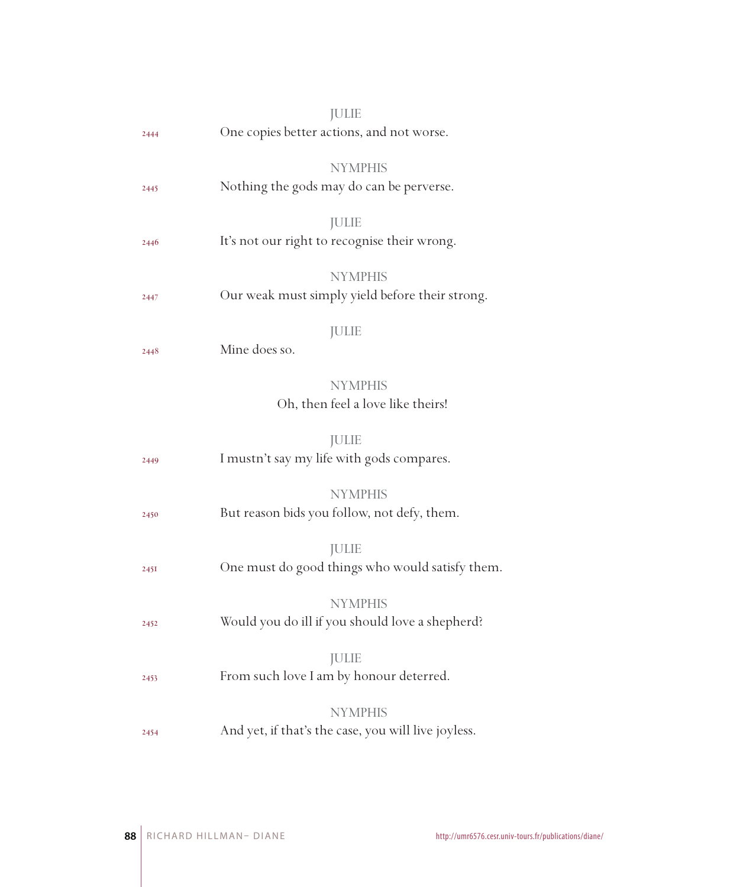JULIE

2444 One copies better actions, and not worse.

NYMPHIS

2445 Nothing the gods may do can be perverse.

JULIE

2446 It's not our right to recognise their wrong.

NYMPHIS

2447 Our weak must simply yield before their strong.

JULIE

2448 Mine does so.

NYMPHIS

Oh, then feel a love like theirs!

JULIE

2449 I mustn't say my life with gods compares.

NYMPHIS

2450 But reason bids you follow, not defy, them.

JULIE

2451 One must do good things who would satisfy them.

NYMPHIS

2452 Would you do ill if you should love a shepherd?

JULIE

2453 From such love I am by honour deterred.

NYMPHIS

2454 And yet, if that's the case, you will live joyless.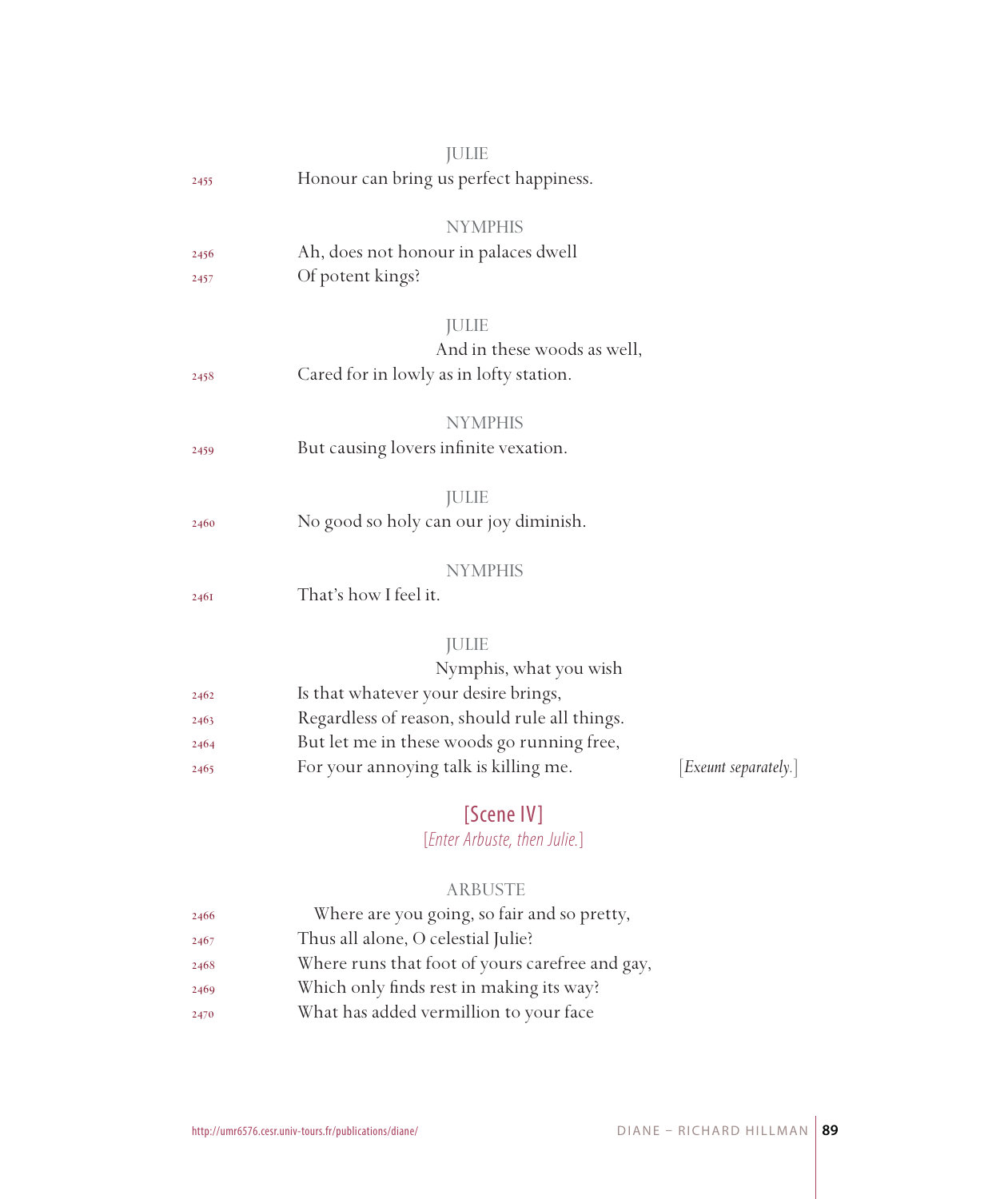JULIE

2455 Honour can bring us perfect happiness.

NYMPHIS

2456 Ah, does not honour in palaces dwell
2457 Of potent kings?

JULIE

And in these woods as well,
2458 Cared for in lowly as in lofty station.

NYMPHIS

2459 But causing lovers infinite vexation.

JULIE

2460 No good so holy can our joy diminish.

NYMPHIS

2461 That's how I feel it.

JULIE

Nymphis, what you wish
2462 Is that whatever your desire brings,
2463 Regardless of reason, should rule all things.
2464 But let me in these woods go running free,
2465 For your annoying talk is killing me. [*Exeunt separately.*]

## [Scene IV]

[*Enter Arbuste, then Julie.*]

ARBUSTE

2466 Where are you going, so fair and so pretty,
2467 Thus all alone, O celestial Julie?
2468 Where runs that foot of yours carefree and gay,
2469 Which only finds rest in making its way?
2470 What has added vermillion to your face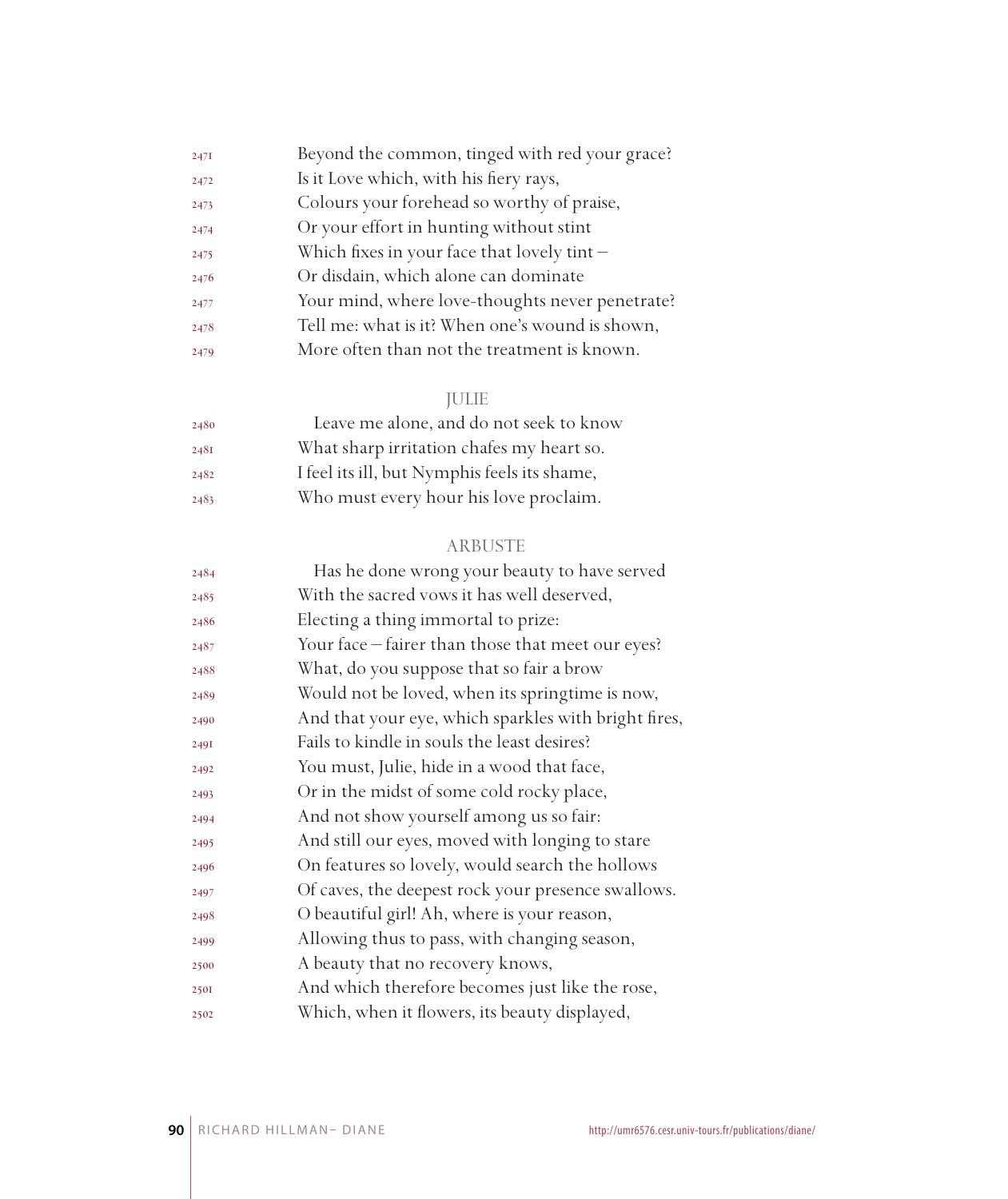2471 Beyond the common, tinged with red your grace?
2472 Is it Love which, with his fiery rays,
2473 Colours your forehead so worthy of praise,
2474 Or your effort in hunting without stint
2475 Which fixes in your face that lovely tint –
2476 Or disdain, which alone can dominate
2477 Your mind, where love-thoughts never penetrate?
2478 Tell me: what is it? When one's wound is shown,
2479 More often than not the treatment is known.

JULIE

2480 Leave me alone, and do not seek to know
2481 What sharp irritation chafes my heart so.
2482 I feel its ill, but Nymphis feels its shame,
2483 Who must every hour his love proclaim.

ARBUSTE

2484 Has he done wrong your beauty to have served
2485 With the sacred vows it has well deserved,
2486 Electing a thing immortal to prize:
2487 Your face – fairer than those that meet our eyes?
2488 What, do you suppose that so fair a brow
2489 Would not be loved, when its springtime is now,
2490 And that your eye, which sparkles with bright fires,
2491 Fails to kindle in souls the least desires?
2492 You must, Julie, hide in a wood that face,
2493 Or in the midst of some cold rocky place,
2494 And not show yourself among us so fair:
2495 And still our eyes, moved with longing to stare
2496 On features so lovely, would search the hollows
2497 Of caves, the deepest rock your presence swallows.
2498 O beautiful girl! Ah, where is your reason,
2499 Allowing thus to pass, with changing season,
2500 A beauty that no recovery knows,
2501 And which therefore becomes just like the rose,
2502 Which, when it flowers, its beauty displayed,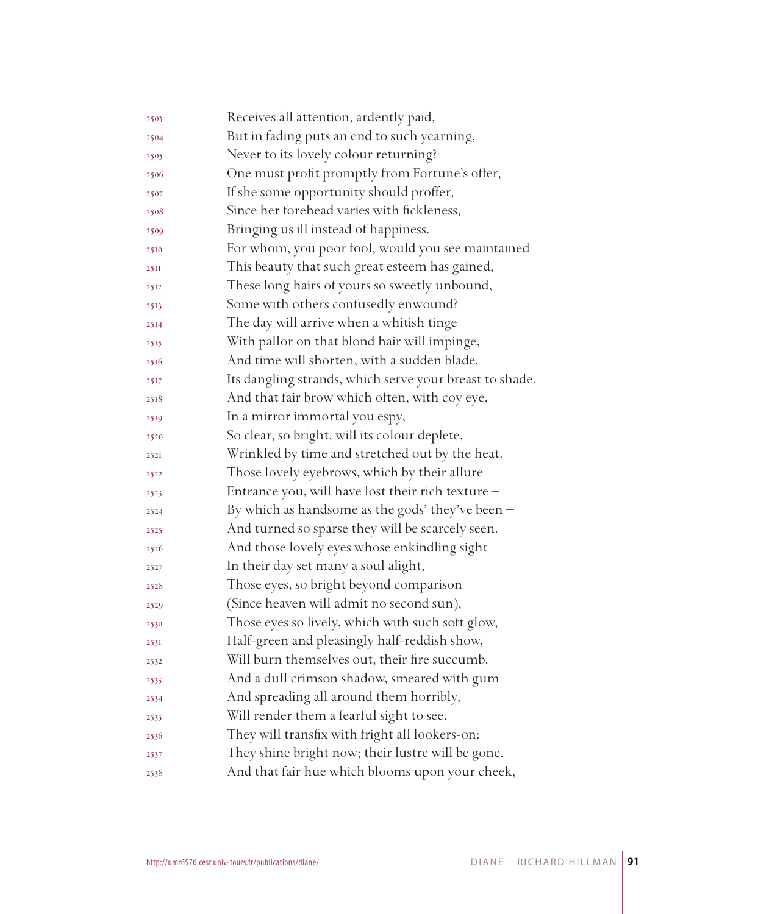2503 Receives all attention, ardently paid,
2504 But in fading puts an end to such yearning,
2505 Never to its lovely colour returning?
2506 One must profit promptly from Fortune's offer,
2507 If she some opportunity should proffer,
2508 Since her forehead varies with fickleness,
2509 Bringing us ill instead of happiness.
2510 For whom, you poor fool, would you see maintained
2511 This beauty that such great esteem has gained,
2512 These long hairs of yours so sweetly unbound,
2513 Some with others confusedly enwound?
2514 The day will arrive when a whitish tinge
2515 With pallor on that blond hair will impinge,
2516 And time will shorten, with a sudden blade,
2517 Its dangling strands, which serve your breast to shade.
2518 And that fair brow which often, with coy eye,
2519 In a mirror immortal you espy,
2520 So clear, so bright, will its colour deplete,
2521 Wrinkled by time and stretched out by the heat.
2522 Those lovely eyebrows, which by their allure
2523 Entrance you, will have lost their rich texture –
2524 By which as handsome as the gods' they've been –
2525 And turned so sparse they will be scarcely seen.
2526 And those lovely eyes whose enkindling sight
2527 In their day set many a soul alight,
2528 Those eyes, so bright beyond comparison
2529 (Since heaven will admit no second sun),
2530 Those eyes so lively, which with such soft glow,
2531 Half-green and pleasingly half-reddish show,
2532 Will burn themselves out, their fire succumb,
2533 And a dull crimson shadow, smeared with gum
2534 And spreading all around them horribly,
2535 Will render them a fearful sight to see.
2536 They will transfix with fright all lookers-on:
2537 They shine bright now; their lustre will be gone.
2538 And that fair hue which blooms upon your cheek,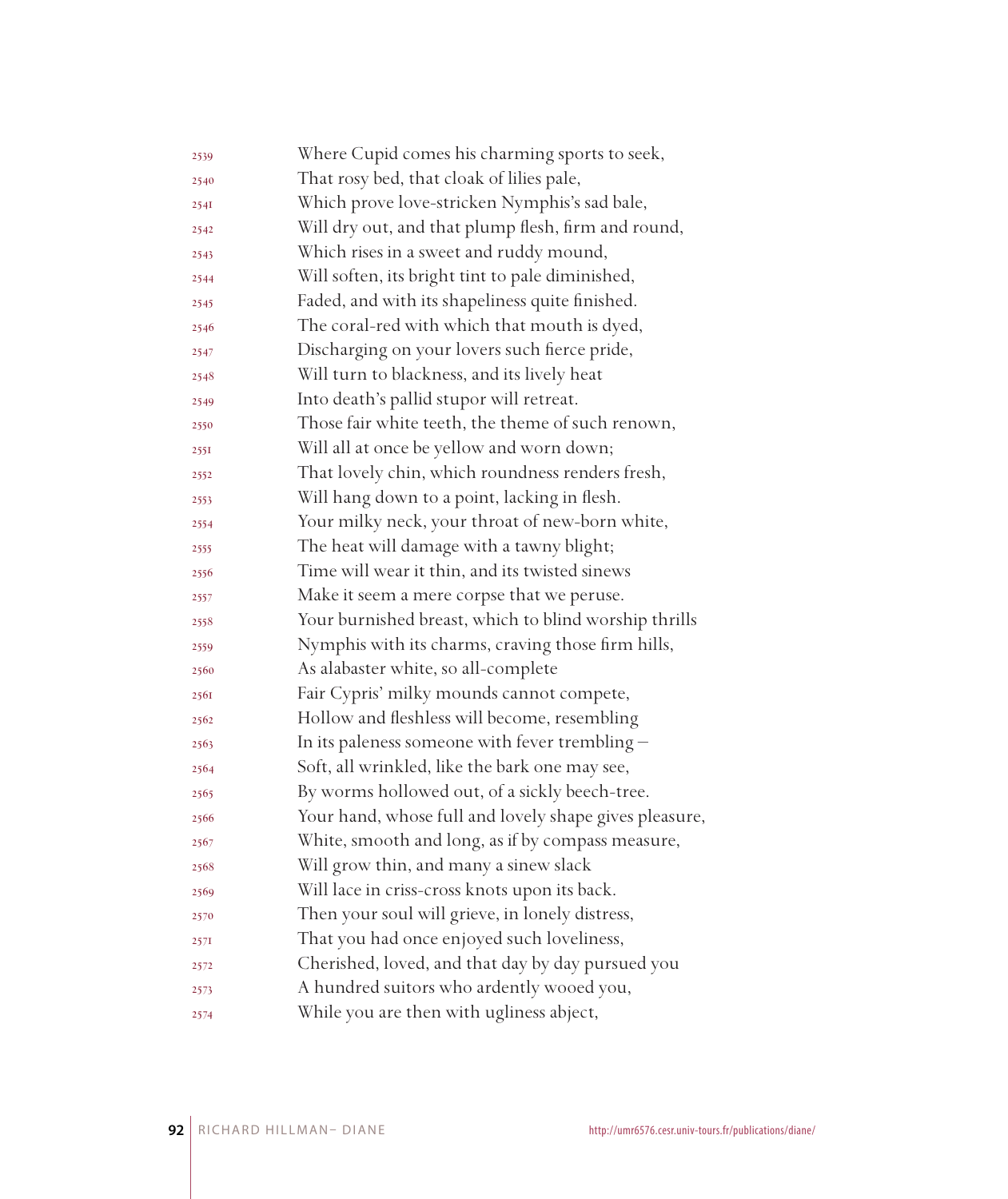2539 Where Cupid comes his charming sports to seek,
2540 That rosy bed, that cloak of lilies pale,
2541 Which prove love-stricken Nymphis's sad bale,
2542 Will dry out, and that plump flesh, firm and round,
2543 Which rises in a sweet and ruddy mound,
2544 Will soften, its bright tint to pale diminished,
2545 Faded, and with its shapeliness quite finished.
2546 The coral-red with which that mouth is dyed,
2547 Discharging on your lovers such fierce pride,
2548 Will turn to blackness, and its lively heat
2549 Into death's pallid stupor will retreat.
2550 Those fair white teeth, the theme of such renown,
2551 Will all at once be yellow and worn down;
2552 That lovely chin, which roundness renders fresh,
2553 Will hang down to a point, lacking in flesh.
2554 Your milky neck, your throat of new-born white,
2555 The heat will damage with a tawny blight;
2556 Time will wear it thin, and its twisted sinews
2557 Make it seem a mere corpse that we peruse.
2558 Your burnished breast, which to blind worship thrills
2559 Nymphis with its charms, craving those firm hills,
2560 As alabaster white, so all-complete
2561 Fair Cypris' milky mounds cannot compete,
2562 Hollow and fleshless will become, resembling
2563 In its paleness someone with fever trembling –
2564 Soft, all wrinkled, like the bark one may see,
2565 By worms hollowed out, of a sickly beech-tree.
2566 Your hand, whose full and lovely shape gives pleasure,
2567 White, smooth and long, as if by compass measure,
2568 Will grow thin, and many a sinew slack
2569 Will lace in criss-cross knots upon its back.
2570 Then your soul will grieve, in lonely distress,
2571 That you had once enjoyed such loveliness,
2572 Cherished, loved, and that day by day pursued you
2573 A hundred suitors who ardently wooed you,
2574 While you are then with ugliness abject,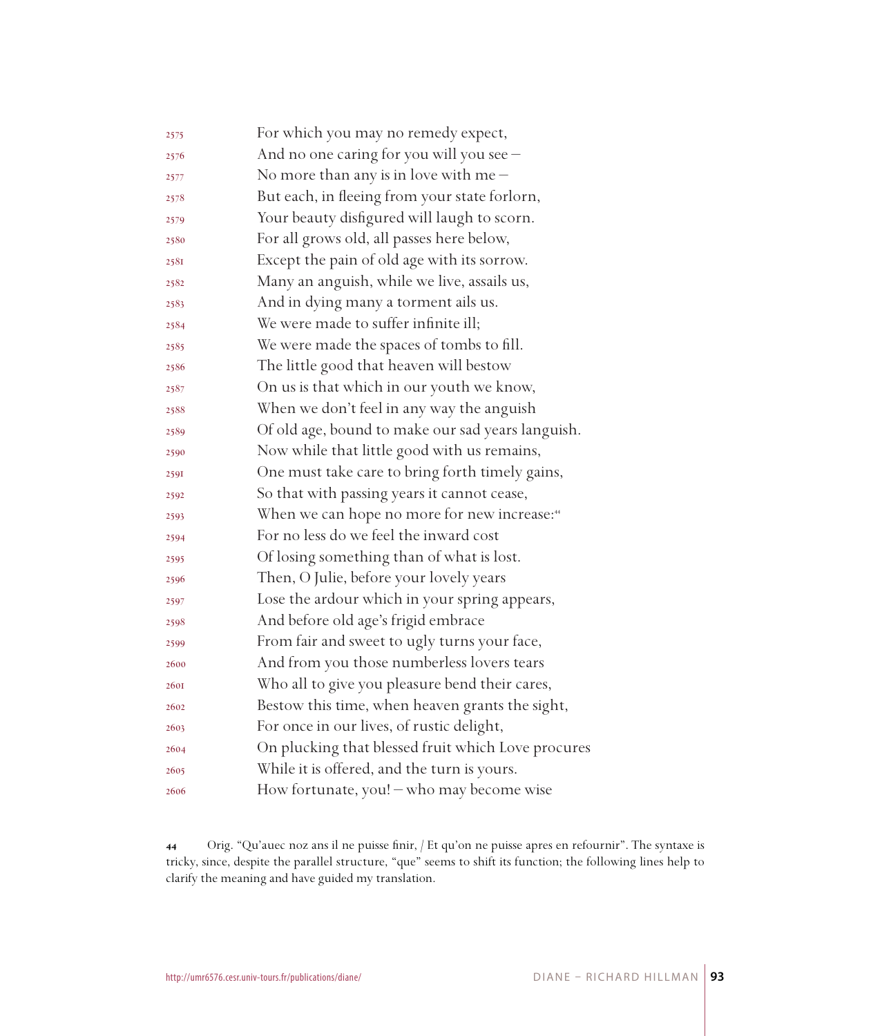2575 For which you may no remedy expect,
2576 And no one caring for you will you see –
2577 No more than any is in love with me –
2578 But each, in fleeing from your state forlorn,
2579 Your beauty disfigured will laugh to scorn.
2580 For all grows old, all passes here below,
2581 Except the pain of old age with its sorrow.
2582 Many an anguish, while we live, assails us,
2583 And in dying many a torment ails us.
2584 We were made to suffer infinite ill;
2585 We were made the spaces of tombs to fill.
2586 The little good that heaven will bestow
2587 On us is that which in our youth we know,
2588 When we don't feel in any way the anguish
2589 Of old age, bound to make our sad years languish.
2590 Now while that little good with us remains,
2591 One must take care to bring forth timely gains,
2592 So that with passing years it cannot cease,
2593 When we can hope no more for new increase:[44]
2594 For no less do we feel the inward cost
2595 Of losing something than of what is lost.
2596 Then, O Julie, before your lovely years
2597 Lose the ardour which in your spring appears,
2598 And before old age's frigid embrace
2599 From fair and sweet to ugly turns your face,
2600 And from you those numberless lovers tears
2601 Who all to give you pleasure bend their cares,
2602 Bestow this time, when heaven grants the sight,
2603 For once in our lives, of rustic delight,
2604 On plucking that blessed fruit which Love procures
2605 While it is offered, and the turn is yours.
2606 How fortunate, you! – who may become wise

---

**44** Orig. "Qu'auec noz ans il ne puisse finir, / Et qu'on ne puisse apres en refournir". The syntaxe is tricky, since, despite the parallel structure, "que" seems to shift its function; the following lines help to clarify the meaning and have guided my translation.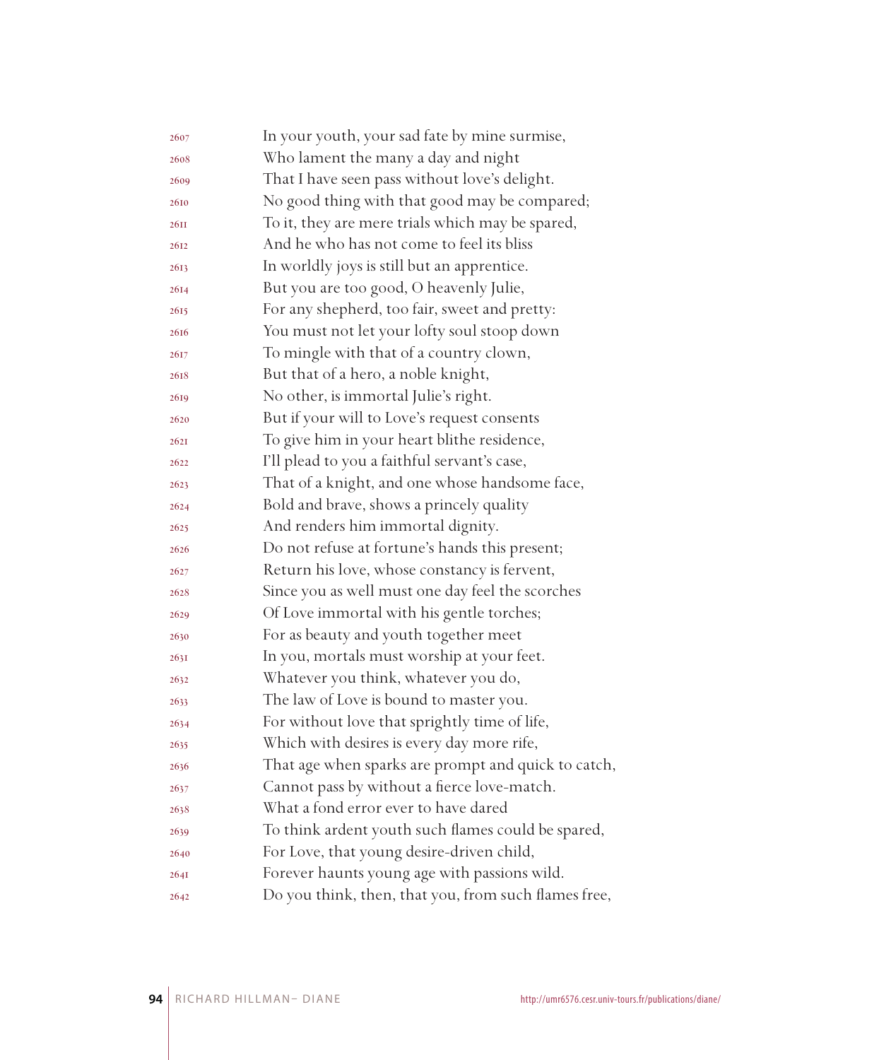2607 In your youth, your sad fate by mine surmise,
2608 Who lament the many a day and night
2609 That I have seen pass without love's delight.
2610 No good thing with that good may be compared;
2611 To it, they are mere trials which may be spared,
2612 And he who has not come to feel its bliss
2613 In worldly joys is still but an apprentice.
2614 But you are too good, O heavenly Julie,
2615 For any shepherd, too fair, sweet and pretty:
2616 You must not let your lofty soul stoop down
2617 To mingle with that of a country clown,
2618 But that of a hero, a noble knight,
2619 No other, is immortal Julie's right.
2620 But if your will to Love's request consents
2621 To give him in your heart blithe residence,
2622 I'll plead to you a faithful servant's case,
2623 That of a knight, and one whose handsome face,
2624 Bold and brave, shows a princely quality
2625 And renders him immortal dignity.
2626 Do not refuse at fortune's hands this present;
2627 Return his love, whose constancy is fervent,
2628 Since you as well must one day feel the scorches
2629 Of Love immortal with his gentle torches;
2630 For as beauty and youth together meet
2631 In you, mortals must worship at your feet.
2632 Whatever you think, whatever you do,
2633 The law of Love is bound to master you.
2634 For without love that sprightly time of life,
2635 Which with desires is every day more rife,
2636 That age when sparks are prompt and quick to catch,
2637 Cannot pass by without a fierce love-match.
2638 What a fond error ever to have dared
2639 To think ardent youth such flames could be spared,
2640 For Love, that young desire-driven child,
2641 Forever haunts young age with passions wild.
2642 Do you think, then, that you, from such flames free,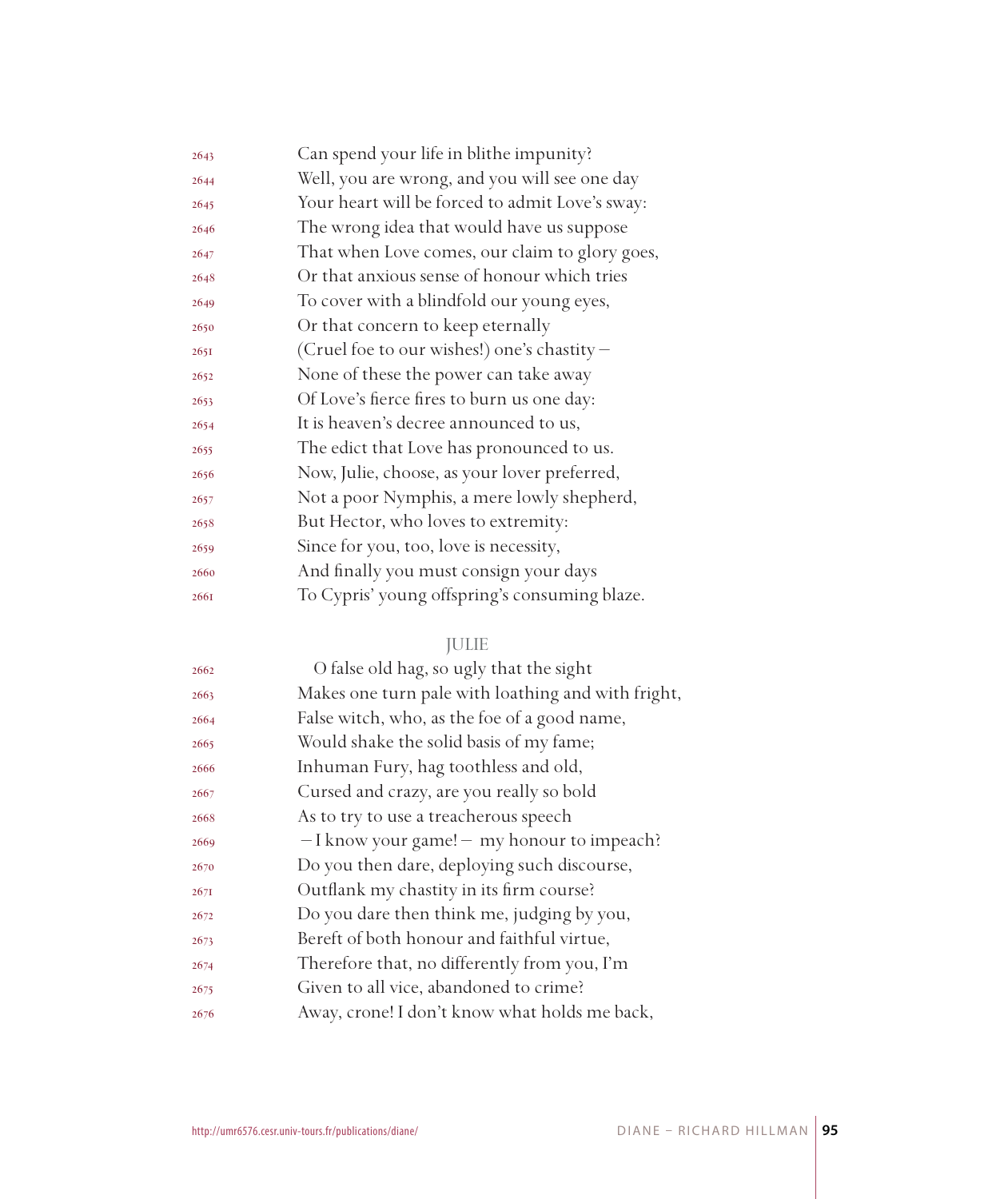2643 Can spend your life in blithe impunity?
2644 Well, you are wrong, and you will see one day
2645 Your heart will be forced to admit Love's sway:
2646 The wrong idea that would have us suppose
2647 That when Love comes, our claim to glory goes,
2648 Or that anxious sense of honour which tries
2649 To cover with a blindfold our young eyes,
2650 Or that concern to keep eternally
2651 (Cruel foe to our wishes!) one's chastity –
2652 None of these the power can take away
2653 Of Love's fierce fires to burn us one day:
2654 It is heaven's decree announced to us,
2655 The edict that Love has pronounced to us.
2656 Now, Julie, choose, as your lover preferred,
2657 Not a poor Nymphis, a mere lowly shepherd,
2658 But Hector, who loves to extremity:
2659 Since for you, too, love is necessity,
2660 And finally you must consign your days
2661 To Cypris' young offspring's consuming blaze.

JULIE

2662 O false old hag, so ugly that the sight
2663 Makes one turn pale with loathing and with fright,
2664 False witch, who, as the foe of a good name,
2665 Would shake the solid basis of my fame;
2666 Inhuman Fury, hag toothless and old,
2667 Cursed and crazy, are you really so bold
2668 As to try to use a treacherous speech
2669 – I know your game! – my honour to impeach?
2670 Do you then dare, deploying such discourse,
2671 Outflank my chastity in its firm course?
2672 Do you dare then think me, judging by you,
2673 Bereft of both honour and faithful virtue,
2674 Therefore that, no differently from you, I'm
2675 Given to all vice, abandoned to crime?
2676 Away, crone! I don't know what holds me back,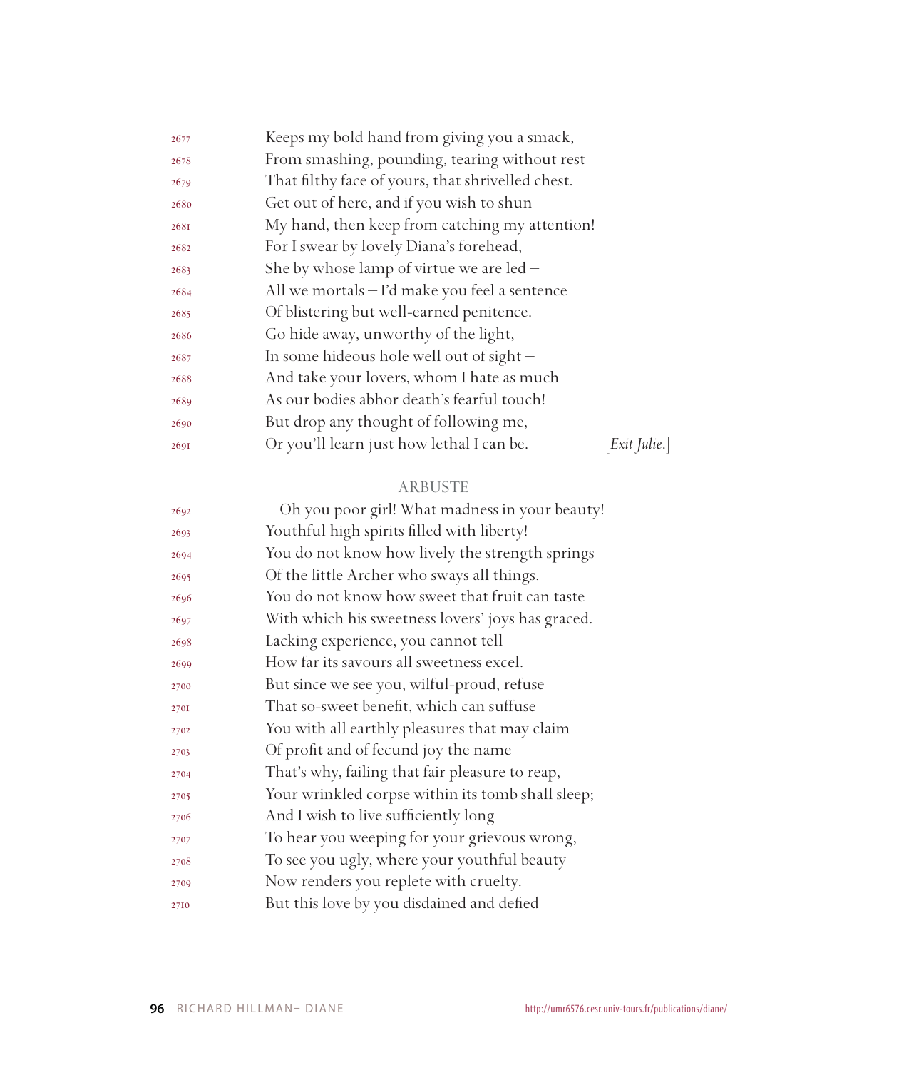Keeps my bold hand from giving you a smack,
From smashing, pounding, tearing without rest
That filthy face of yours, that shrivelled chest.
Get out of here, and if you wish to shun
My hand, then keep from catching my attention!
For I swear by lovely Diana's forehead,
She by whose lamp of virtue we are led –
All we mortals – I'd make you feel a sentence
Of blistering but well-earned penitence.
Go hide away, unworthy of the light,
In some hideous hole well out of sight –
And take your lovers, whom I hate as much
As our bodies abhor death's fearful touch!
But drop any thought of following me,
Or you'll learn just how lethal I can be. [*Exit Julie.*]

ARBUSTE

Oh you poor girl! What madness in your beauty!
Youthful high spirits filled with liberty!
You do not know how lively the strength springs
Of the little Archer who sways all things.
You do not know how sweet that fruit can taste
With which his sweetness lovers' joys has graced.
Lacking experience, you cannot tell
How far its savours all sweetness excel.
But since we see you, wilful-proud, refuse
That so-sweet benefit, which can suffuse
You with all earthly pleasures that may claim
Of profit and of fecund joy the name –
That's why, failing that fair pleasure to reap,
Your wrinkled corpse within its tomb shall sleep;
And I wish to live sufficiently long
To hear you weeping for your grievous wrong,
To see you ugly, where your youthful beauty
Now renders you replete with cruelty.
But this love by you disdained and defied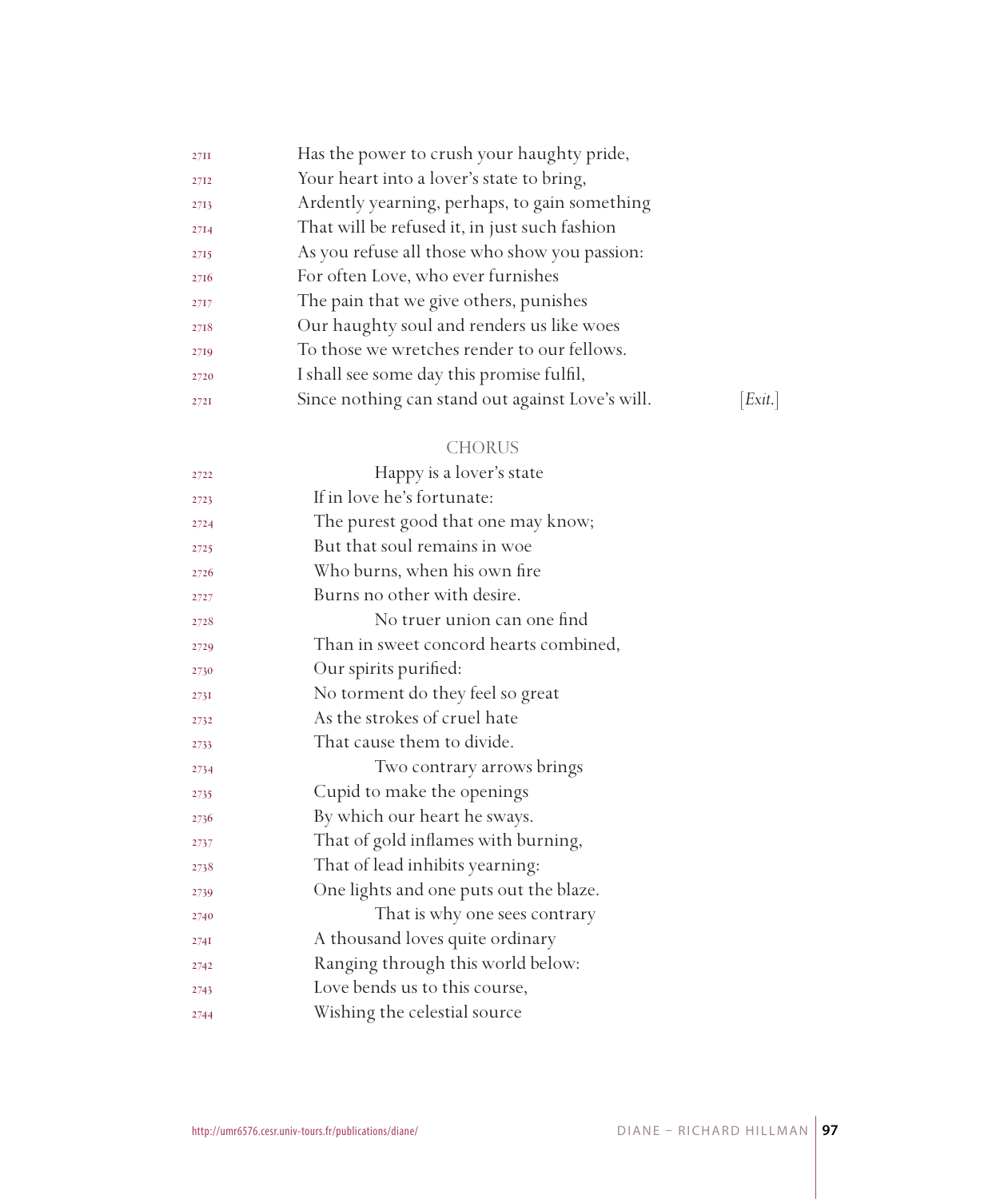Has the power to crush your haughty pride,
Your heart into a lover's state to bring,
Ardently yearning, perhaps, to gain something
That will be refused it, in just such fashion
As you refuse all those who show you passion:
For often Love, who ever furnishes
The pain that we give others, punishes
Our haughty soul and renders us like woes
To those we wretches render to our fellows.
I shall see some day this promise fulfil,
Since nothing can stand out against Love's will. [*Exit.*]

### CHORUS

Happy is a lover's state
If in love he's fortunate:
The purest good that one may know;
But that soul remains in woe
Who burns, when his own fire
Burns no other with desire.

No truer union can one find
Than in sweet concord hearts combined,
Our spirits purified:
No torment do they feel so great
As the strokes of cruel hate
That cause them to divide.

Two contrary arrows brings
Cupid to make the openings
By which our heart he sways.
That of gold inflames with burning,
That of lead inhibits yearning:
One lights and one puts out the blaze.

That is why one sees contrary
A thousand loves quite ordinary
Ranging through this world below:
Love bends us to this course,
Wishing the celestial source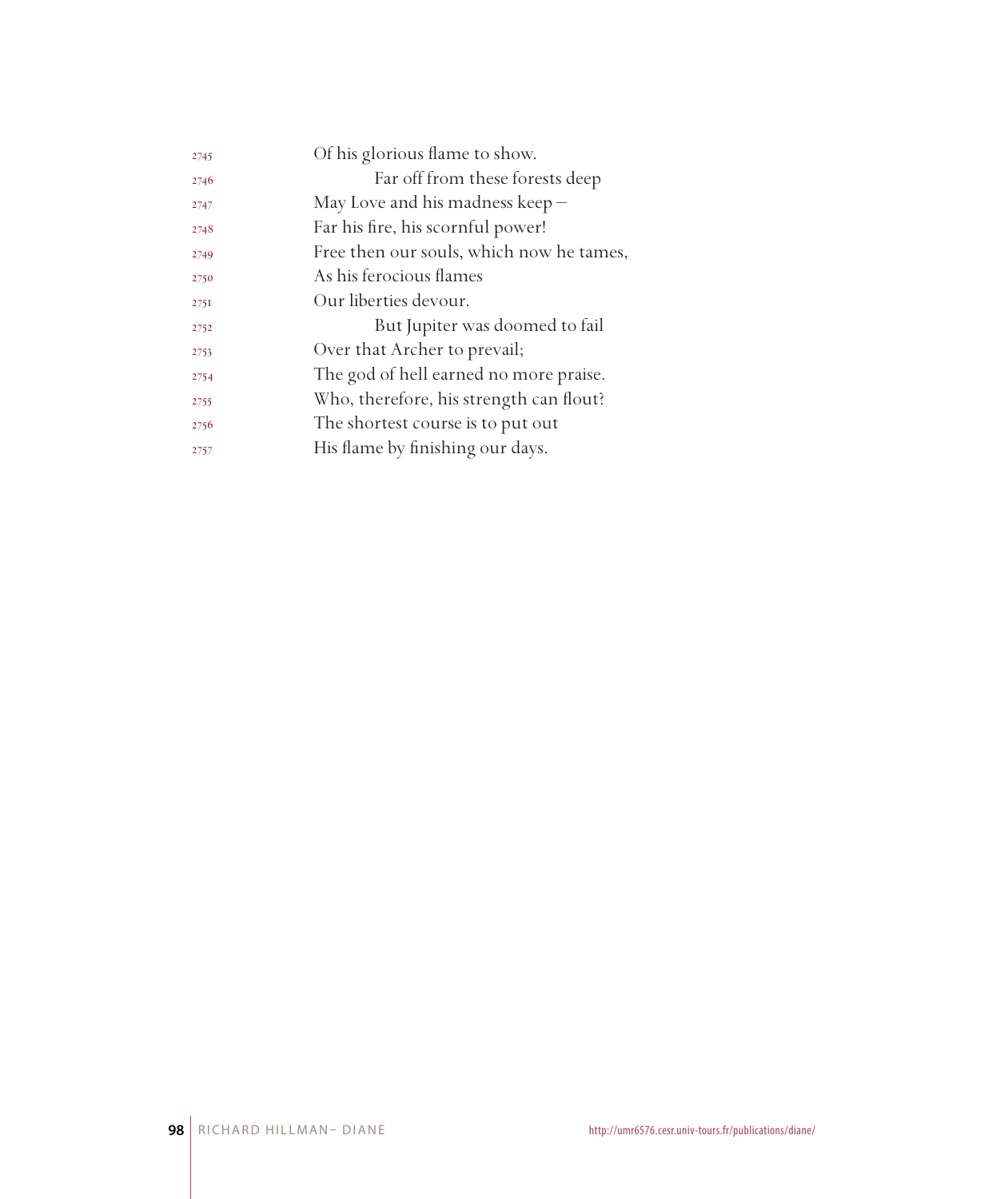2745 Of his glorious flame to show.
2746 Far off from these forests deep
2747 May Love and his madness keep –
2748 Far his fire, his scornful power!
2749 Free then our souls, which now he tames,
2750 As his ferocious flames
2751 Our liberties devour.
2752 But Jupiter was doomed to fail
2753 Over that Archer to prevail;
2754 The god of hell earned no more praise.
2755 Who, therefore, his strength can flout?
2756 The shortest course is to put out
2757 His flame by finishing our days.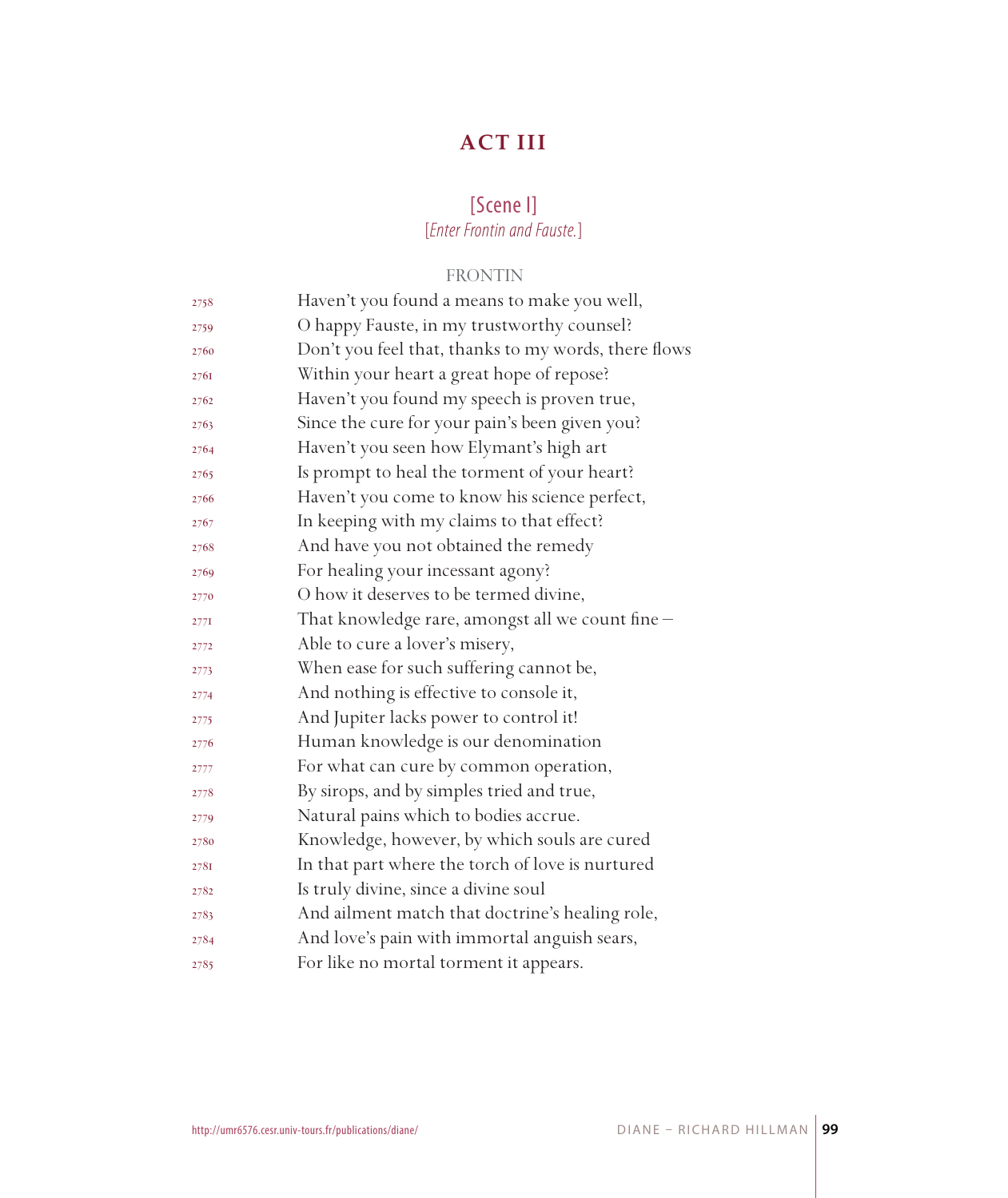# ACT III

## [Scene I]

*[Enter Frontin and Fauste.]*

FRONTIN

2758 Haven't you found a means to make you well,
2759 O happy Fauste, in my trustworthy counsel?
2760 Don't you feel that, thanks to my words, there flows
2761 Within your heart a great hope of repose?
2762 Haven't you found my speech is proven true,
2763 Since the cure for your pain's been given you?
2764 Haven't you seen how Elymant's high art
2765 Is prompt to heal the torment of your heart?
2766 Haven't you come to know his science perfect,
2767 In keeping with my claims to that effect?
2768 And have you not obtained the remedy
2769 For healing your incessant agony?
2770 O how it deserves to be termed divine,
2771 That knowledge rare, amongst all we count fine –
2772 Able to cure a lover's misery,
2773 When ease for such suffering cannot be,
2774 And nothing is effective to console it,
2775 And Jupiter lacks power to control it!
2776 Human knowledge is our denomination
2777 For what can cure by common operation,
2778 By sirops, and by simples tried and true,
2779 Natural pains which to bodies accrue.
2780 Knowledge, however, by which souls are cured
2781 In that part where the torch of love is nurtured
2782 Is truly divine, since a divine soul
2783 And ailment match that doctrine's healing role,
2784 And love's pain with immortal anguish sears,
2785 For like no mortal torment it appears.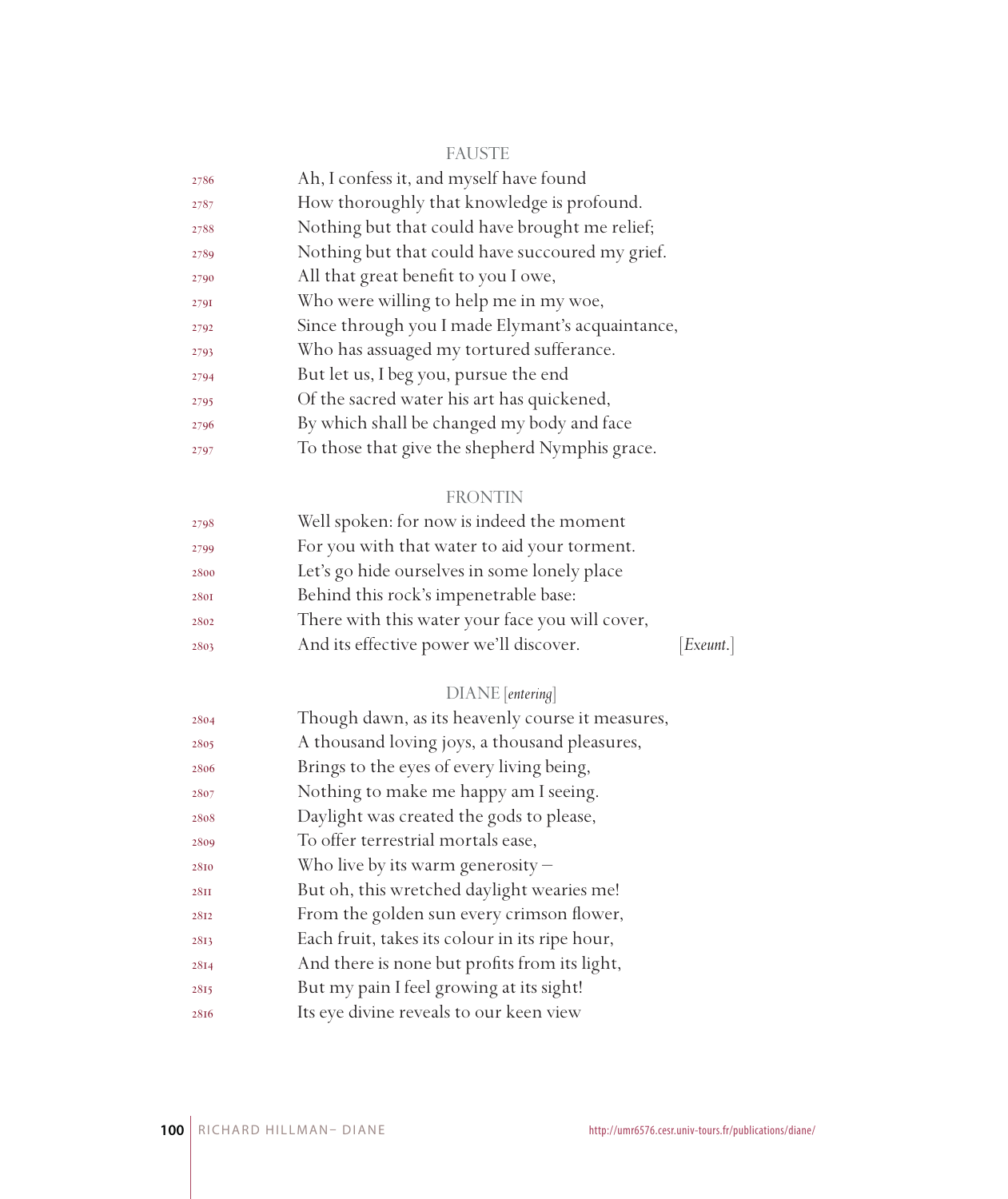FAUSTE

2786 Ah, I confess it, and myself have found
2787 How thoroughly that knowledge is profound.
2788 Nothing but that could have brought me relief;
2789 Nothing but that could have succoured my grief.
2790 All that great benefit to you I owe,
2791 Who were willing to help me in my woe,
2792 Since through you I made Elymant's acquaintance,
2793 Who has assuaged my tortured sufferance.
2794 But let us, I beg you, pursue the end
2795 Of the sacred water his art has quickened,
2796 By which shall be changed my body and face
2797 To those that give the shepherd Nymphis grace.

FRONTIN

2798 Well spoken: for now is indeed the moment
2799 For you with that water to aid your torment.
2800 Let's go hide ourselves in some lonely place
2801 Behind this rock's impenetrable base:
2802 There with this water your face you will cover,
2803 And its effective power we'll discover. [*Exeunt.*]

DIANE [*entering*]

2804 Though dawn, as its heavenly course it measures,
2805 A thousand loving joys, a thousand pleasures,
2806 Brings to the eyes of every living being,
2807 Nothing to make me happy am I seeing.
2808 Daylight was created the gods to please,
2809 To offer terrestrial mortals ease,
2810 Who live by its warm generosity –
2811 But oh, this wretched daylight wearies me!
2812 From the golden sun every crimson flower,
2813 Each fruit, takes its colour in its ripe hour,
2814 And there is none but profits from its light,
2815 But my pain I feel growing at its sight!
2816 Its eye divine reveals to our keen view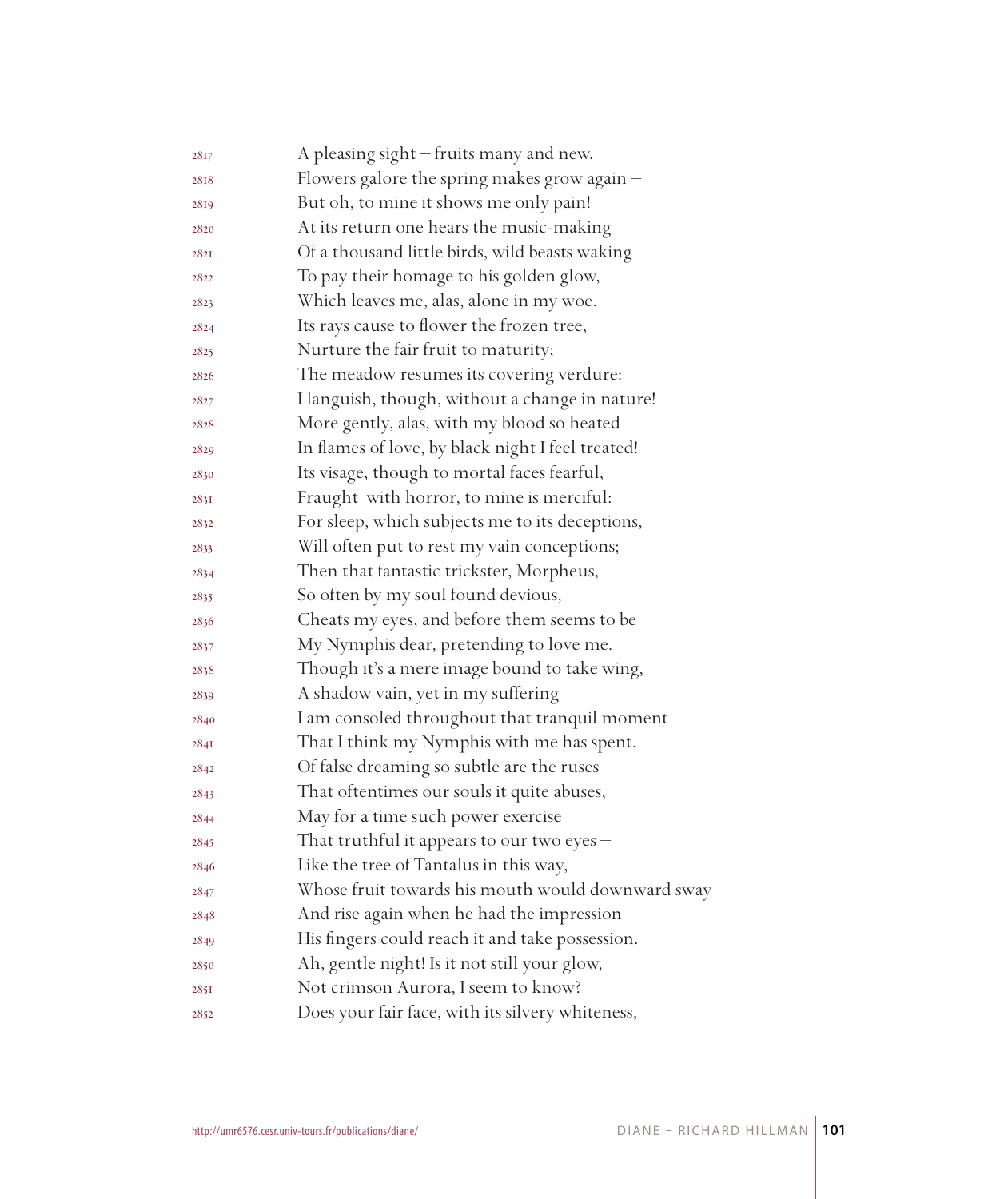2817 A pleasing sight – fruits many and new,
2818 Flowers galore the spring makes grow again –
2819 But oh, to mine it shows me only pain!
2820 At its return one hears the music-making
2821 Of a thousand little birds, wild beasts waking
2822 To pay their homage to his golden glow,
2823 Which leaves me, alas, alone in my woe.
2824 Its rays cause to flower the frozen tree,
2825 Nurture the fair fruit to maturity;
2826 The meadow resumes its covering verdure:
2827 I languish, though, without a change in nature!
2828 More gently, alas, with my blood so heated
2829 In flames of love, by black night I feel treated!
2830 Its visage, though to mortal faces fearful,
2831 Fraught with horror, to mine is merciful:
2832 For sleep, which subjects me to its deceptions,
2833 Will often put to rest my vain conceptions;
2834 Then that fantastic trickster, Morpheus,
2835 So often by my soul found devious,
2836 Cheats my eyes, and before them seems to be
2837 My Nymphis dear, pretending to love me.
2838 Though it's a mere image bound to take wing,
2839 A shadow vain, yet in my suffering
2840 I am consoled throughout that tranquil moment
2841 That I think my Nymphis with me has spent.
2842 Of false dreaming so subtle are the ruses
2843 That oftentimes our souls it quite abuses,
2844 May for a time such power exercise
2845 That truthful it appears to our two eyes –
2846 Like the tree of Tantalus in this way,
2847 Whose fruit towards his mouth would downward sway
2848 And rise again when he had the impression
2849 His fingers could reach it and take possession.
2850 Ah, gentle night! Is it not still your glow,
2851 Not crimson Aurora, I seem to know?
2852 Does your fair face, with its silvery whiteness,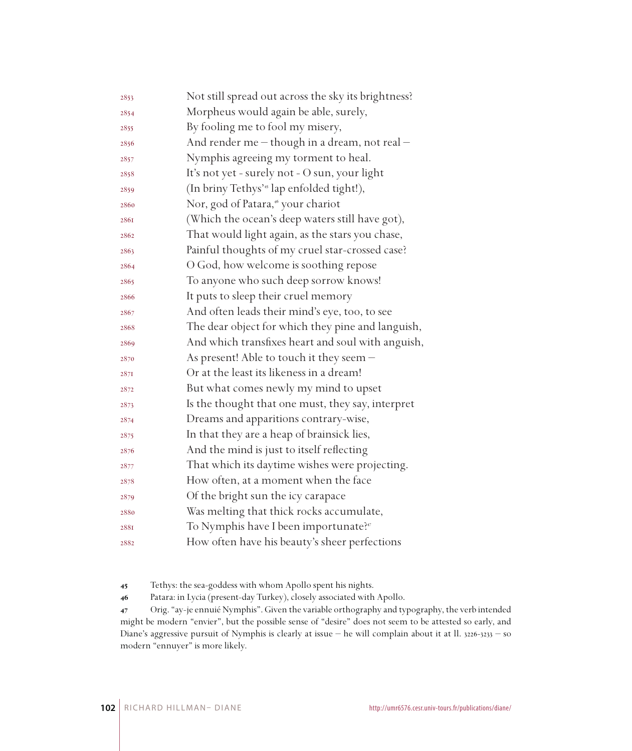2853 Not still spread out across the sky its brightness?
2854 Morpheus would again be able, surely,
2855 By fooling me to fool my misery,
2856 And render me – though in a dream, not real –
2857 Nymphis agreeing my torment to heal.
2858 It's not yet - surely not - O sun, your light
2859 (In briny Tethys'[45] lap enfolded tight!),
2860 Nor, god of Patara,[46] your chariot
2861 (Which the ocean's deep waters still have got),
2862 That would light again, as the stars you chase,
2863 Painful thoughts of my cruel star-crossed case?
2864 O God, how welcome is soothing repose
2865 To anyone who such deep sorrow knows!
2866 It puts to sleep their cruel memory
2867 And often leads their mind's eye, too, to see
2868 The dear object for which they pine and languish,
2869 And which transfixes heart and soul with anguish,
2870 As present! Able to touch it they seem –
2871 Or at the least its likeness in a dream!
2872 But what comes newly my mind to upset
2873 Is the thought that one must, they say, interpret
2874 Dreams and apparitions contrary-wise,
2875 In that they are a heap of brainsick lies,
2876 And the mind is just to itself reflecting
2877 That which its daytime wishes were projecting.
2878 How often, at a moment when the face
2879 Of the bright sun the icy carapace
2880 Was melting that thick rocks accumulate,
2881 To Nymphis have I been importunate?[47]
2882 How often have his beauty's sheer perfections

---

**45** Tethys: the sea-goddess with whom Apollo spent his nights.

**46** Patara: in Lycia (present-day Turkey), closely associated with Apollo.

**47** Orig. "ay-je ennuié Nymphis". Given the variable orthography and typography, the verb intended might be modern "envier", but the possible sense of "desire" does not seem to be attested so early, and Diane's aggressive pursuit of Nymphis is clearly at issue – he will complain about it at ll. 3226-3233 – so modern "ennuyer" is more likely.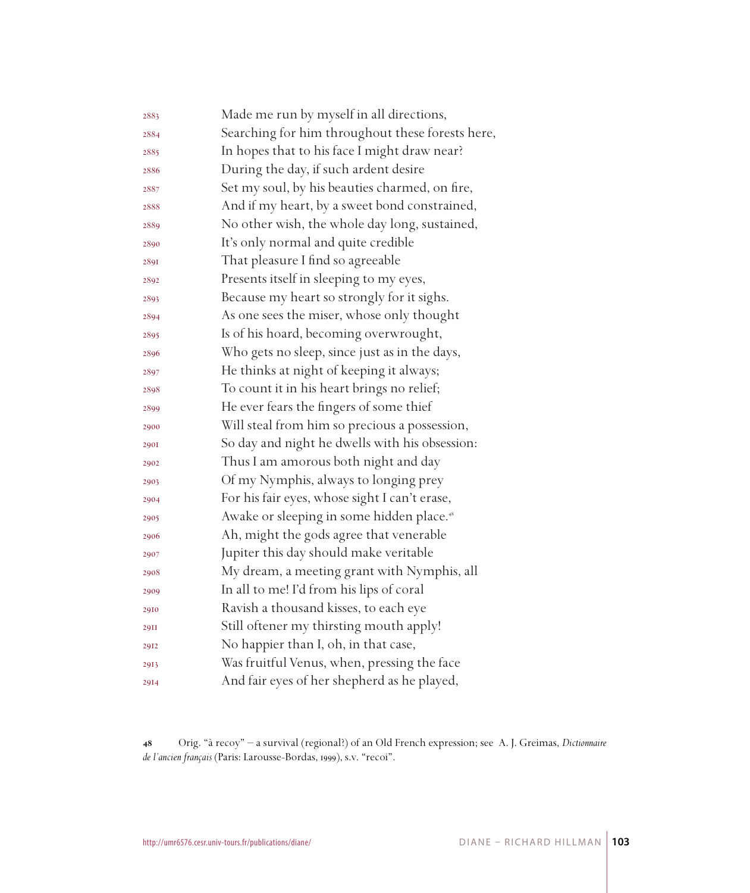2883 Made me run by myself in all directions,
2884 Searching for him throughout these forests here,
2885 In hopes that to his face I might draw near?
2886 During the day, if such ardent desire
2887 Set my soul, by his beauties charmed, on fire,
2888 And if my heart, by a sweet bond constrained,
2889 No other wish, the whole day long, sustained,
2890 It's only normal and quite credible
2891 That pleasure I find so agreeable
2892 Presents itself in sleeping to my eyes,
2893 Because my heart so strongly for it sighs.
2894 As one sees the miser, whose only thought
2895 Is of his hoard, becoming overwrought,
2896 Who gets no sleep, since just as in the days,
2897 He thinks at night of keeping it always;
2898 To count it in his heart brings no relief;
2899 He ever fears the fingers of some thief
2900 Will steal from him so precious a possession,
2901 So day and night he dwells with his obsession:
2902 Thus I am amorous both night and day
2903 Of my Nymphis, always to longing prey
2904 For his fair eyes, whose sight I can't erase,
2905 Awake or sleeping in some hidden place.[48]
2906 Ah, might the gods agree that venerable
2907 Jupiter this day should make veritable
2908 My dream, a meeting grant with Nymphis, all
2909 In all to me! I'd from his lips of coral
2910 Ravish a thousand kisses, to each eye
2911 Still oftener my thirsting mouth apply!
2912 No happier than I, oh, in that case,
2913 Was fruitful Venus, when, pressing the face
2914 And fair eyes of her shepherd as he played,

48 Orig. "à recoy" – a survival (regional?) of an Old French expression; see A. J. Greimas, *Dictionnaire de l'ancien français* (Paris: Larousse-Bordas, 1999), s.v. "recoi".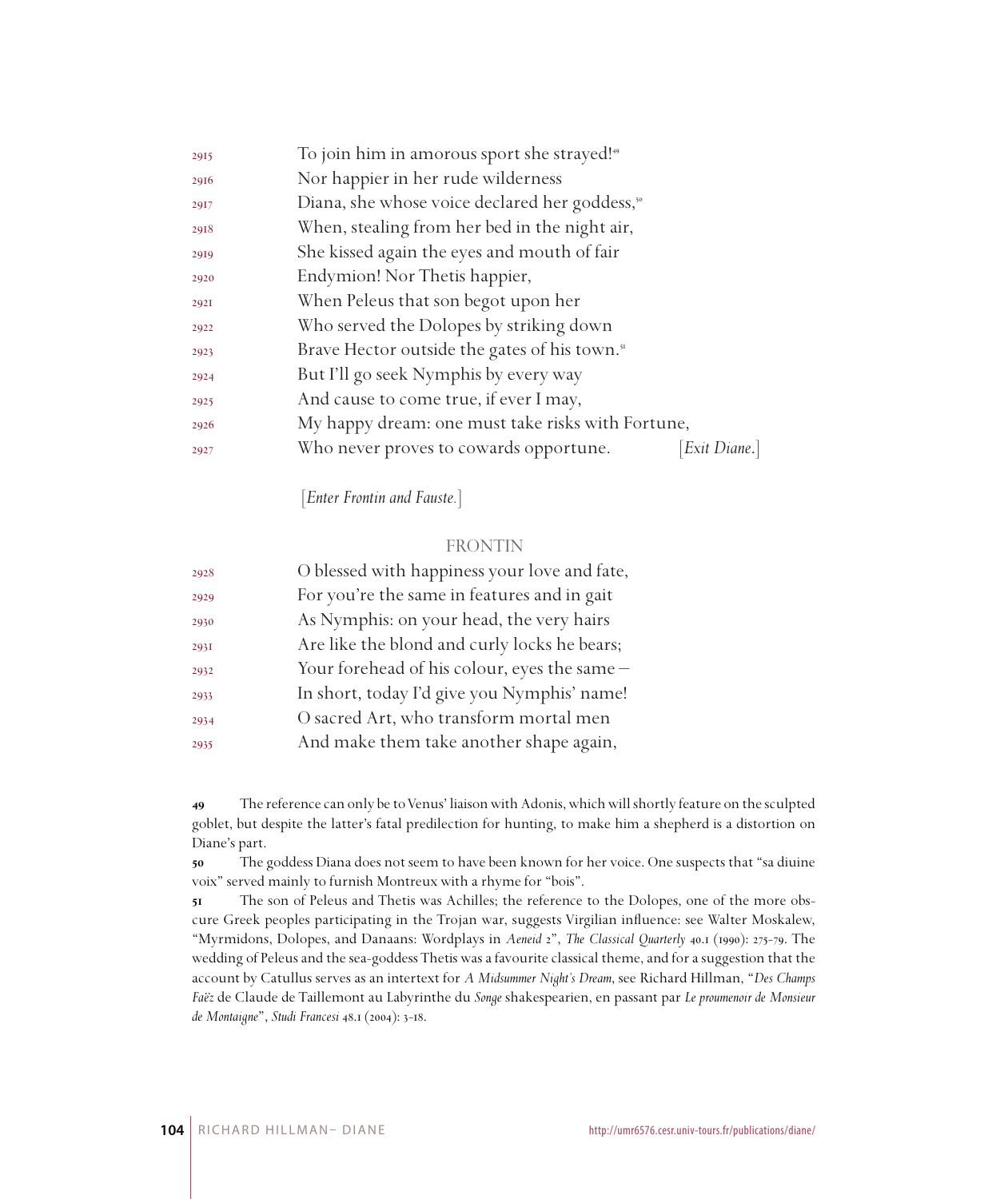2915 To join him in amorous sport she strayed![49]
2916 Nor happier in her rude wilderness
2917 Diana, she whose voice declared her goddess,[50]
2918 When, stealing from her bed in the night air,
2919 She kissed again the eyes and mouth of fair
2920 Endymion! Nor Thetis happier,
2921 When Peleus that son begot upon her
2922 Who served the Dolopes by striking down
2923 Brave Hector outside the gates of his town.[51]
2924 But I'll go seek Nymphis by every way
2925 And cause to come true, if ever I may,
2926 My happy dream: one must take risks with Fortune,
2927 Who never proves to cowards opportune. [*Exit Diane*.]

[*Enter Frontin and Fauste.*]

FRONTIN

2928 O blessed with happiness your love and fate,
2929 For you're the same in features and in gait
2930 As Nymphis: on your head, the very hairs
2931 Are like the blond and curly locks he bears;
2932 Your forehead of his colour, eyes the same –
2933 In short, today I'd give you Nymphis' name!
2934 O sacred Art, who transform mortal men
2935 And make them take another shape again,

**49** The reference can only be to Venus' liaison with Adonis, which will shortly feature on the sculpted goblet, but despite the latter's fatal predilection for hunting, to make him a shepherd is a distortion on Diane's part.

**50** The goddess Diana does not seem to have been known for her voice. One suspects that "sa diuine voix" served mainly to furnish Montreux with a rhyme for "bois".

**51** The son of Peleus and Thetis was Achilles; the reference to the Dolopes, one of the more obscure Greek peoples participating in the Trojan war, suggests Virgilian influence: see Walter Moskalew, "Myrmidons, Dolopes, and Danaans: Wordplays in *Aeneid* 2", *The Classical Quarterly* 40.1 (1990): 275-79. The wedding of Peleus and the sea-goddess Thetis was a favourite classical theme, and for a suggestion that the account by Catullus serves as an intertext for *A Midsummer Night's Dream*, see Richard Hillman, "*Des Champs Faëz* de Claude de Taillemont au Labyrinthe du *Songe* shakespearien, en passant par *Le proumenoir de Monsieur de Montaigne*", *Studi Francesi* 48.1 (2004): 3-18.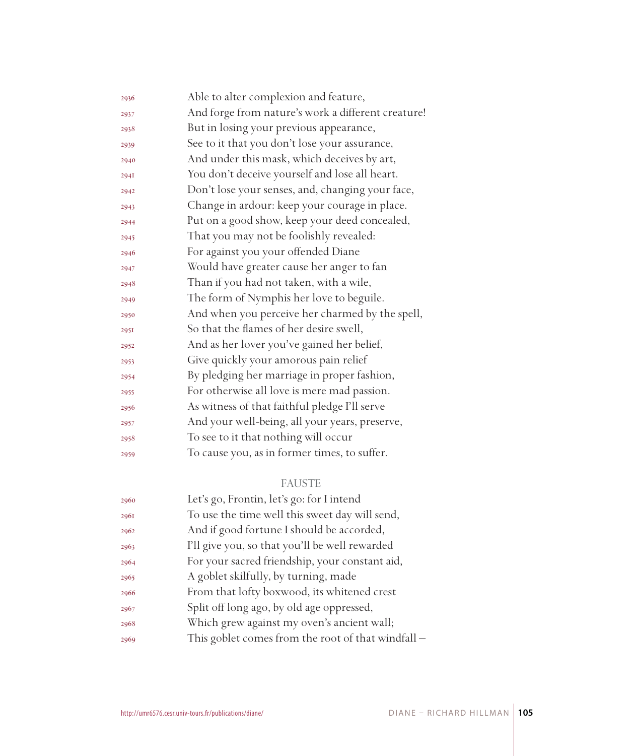2936 Able to alter complexion and feature,
2937 And forge from nature's work a different creature!
2938 But in losing your previous appearance,
2939 See to it that you don't lose your assurance,
2940 And under this mask, which deceives by art,
2941 You don't deceive yourself and lose all heart.
2942 Don't lose your senses, and, changing your face,
2943 Change in ardour: keep your courage in place.
2944 Put on a good show, keep your deed concealed,
2945 That you may not be foolishly revealed:
2946 For against you your offended Diane
2947 Would have greater cause her anger to fan
2948 Than if you had not taken, with a wile,
2949 The form of Nymphis her love to beguile.
2950 And when you perceive her charmed by the spell,
2951 So that the flames of her desire swell,
2952 And as her lover you've gained her belief,
2953 Give quickly your amorous pain relief
2954 By pledging her marriage in proper fashion,
2955 For otherwise all love is mere mad passion.
2956 As witness of that faithful pledge I'll serve
2957 And your well-being, all your years, preserve,
2958 To see to it that nothing will occur
2959 To cause you, as in former times, to suffer.

FAUSTE

2960 Let's go, Frontin, let's go: for I intend
2961 To use the time well this sweet day will send,
2962 And if good fortune I should be accorded,
2963 I'll give you, so that you'll be well rewarded
2964 For your sacred friendship, your constant aid,
2965 A goblet skilfully, by turning, made
2966 From that lofty boxwood, its whitened crest
2967 Split off long ago, by old age oppressed,
2968 Which grew against my oven's ancient wall;
2969 This goblet comes from the root of that windfall –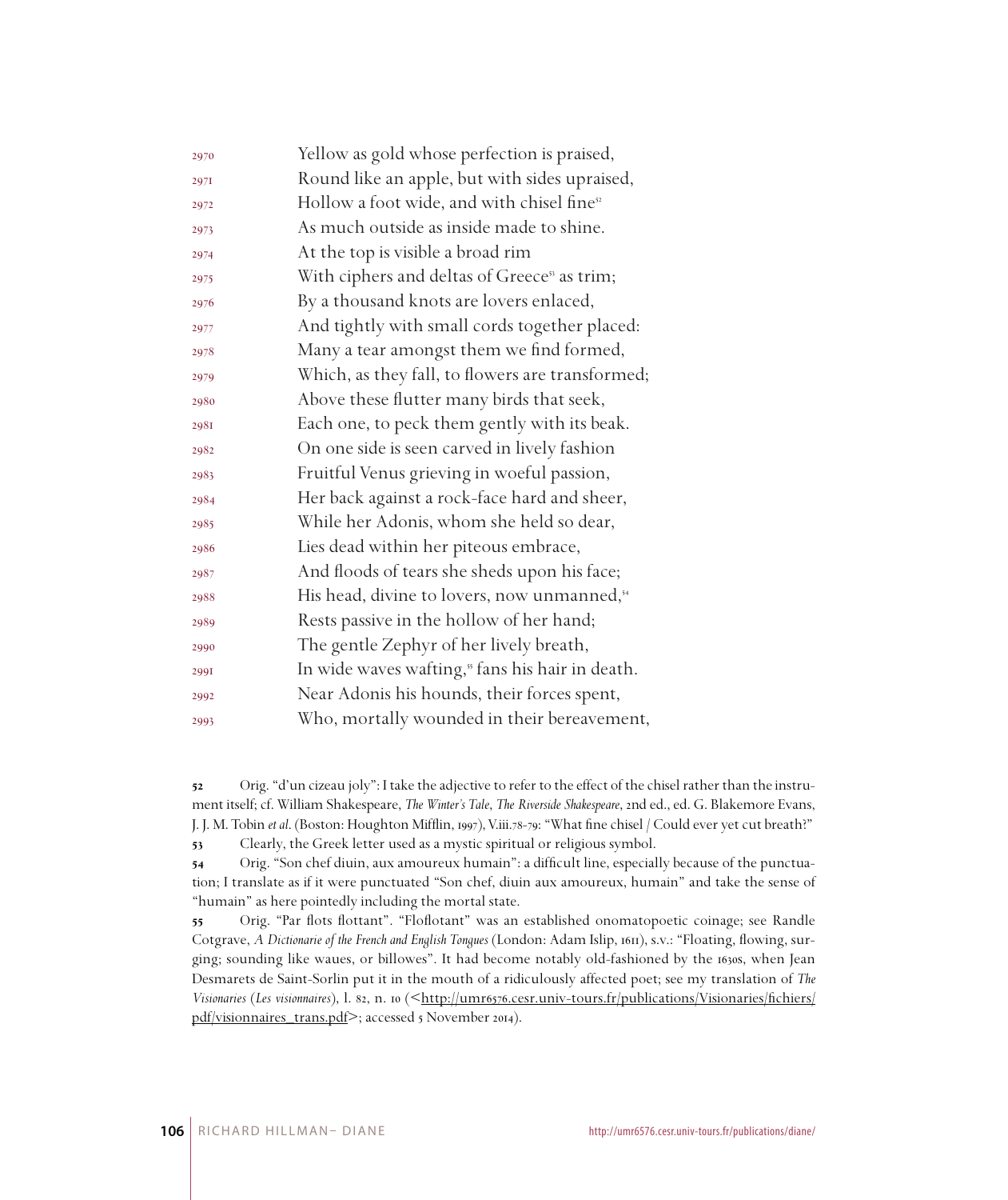2970 Yellow as gold whose perfection is praised,
2971 Round like an apple, but with sides upraised,
2972 Hollow a foot wide, and with chisel fine[52]
2973 As much outside as inside made to shine.
2974 At the top is visible a broad rim
2975 With ciphers and deltas of Greece[53] as trim;
2976 By a thousand knots are lovers enlaced,
2977 And tightly with small cords together placed:
2978 Many a tear amongst them we find formed,
2979 Which, as they fall, to flowers are transformed;
2980 Above these flutter many birds that seek,
2981 Each one, to peck them gently with its beak.
2982 On one side is seen carved in lively fashion
2983 Fruitful Venus grieving in woeful passion,
2984 Her back against a rock-face hard and sheer,
2985 While her Adonis, whom she held so dear,
2986 Lies dead within her piteous embrace,
2987 And floods of tears she sheds upon his face;
2988 His head, divine to lovers, now unmanned,[54]
2989 Rests passive in the hollow of her hand;
2990 The gentle Zephyr of her lively breath,
2991 In wide waves wafting,[55] fans his hair in death.
2992 Near Adonis his hounds, their forces spent,
2993 Who, mortally wounded in their bereavement,

---

**52** Orig. "d'un cizeau joly": I take the adjective to refer to the effect of the chisel rather than the instrument itself; cf. William Shakespeare, *The Winter's Tale*, *The Riverside Shakespeare*, 2nd ed., ed. G. Blakemore Evans, J. J. M. Tobin *et al.* (Boston: Houghton Mifflin, 1997), V.iii.78-79: "What fine chisel / Could ever yet cut breath?"

**53** Clearly, the Greek letter used as a mystic spiritual or religious symbol.

**54** Orig. "Son chef diuin, aux amoureux humain": a difficult line, especially because of the punctuation; I translate as if it were punctuated "Son chef, diuin aux amoureux, humain" and take the sense of "humain" as here pointedly including the mortal state.

**55** Orig. "Par flots flottant". "Floflotant" was an established onomatopoetic coinage; see Randle Cotgrave, *A Dictionarie of the French and English Tongues* (London: Adam Islip, 1611), s.v.: "Floating, flowing, surging; sounding like waues, or billowes". It had become notably old-fashioned by the 1630s, when Jean Desmarets de Saint-Sorlin put it in the mouth of a ridiculously affected poet; see my translation of *The Visionaries* (*Les visionnaires*), l. 82, n. 10 (<http://umr6576.cesr.univ-tours.fr/publications/Visionaries/fichiers/pdf/visionnaires_trans.pdf>; accessed 5 November 2014).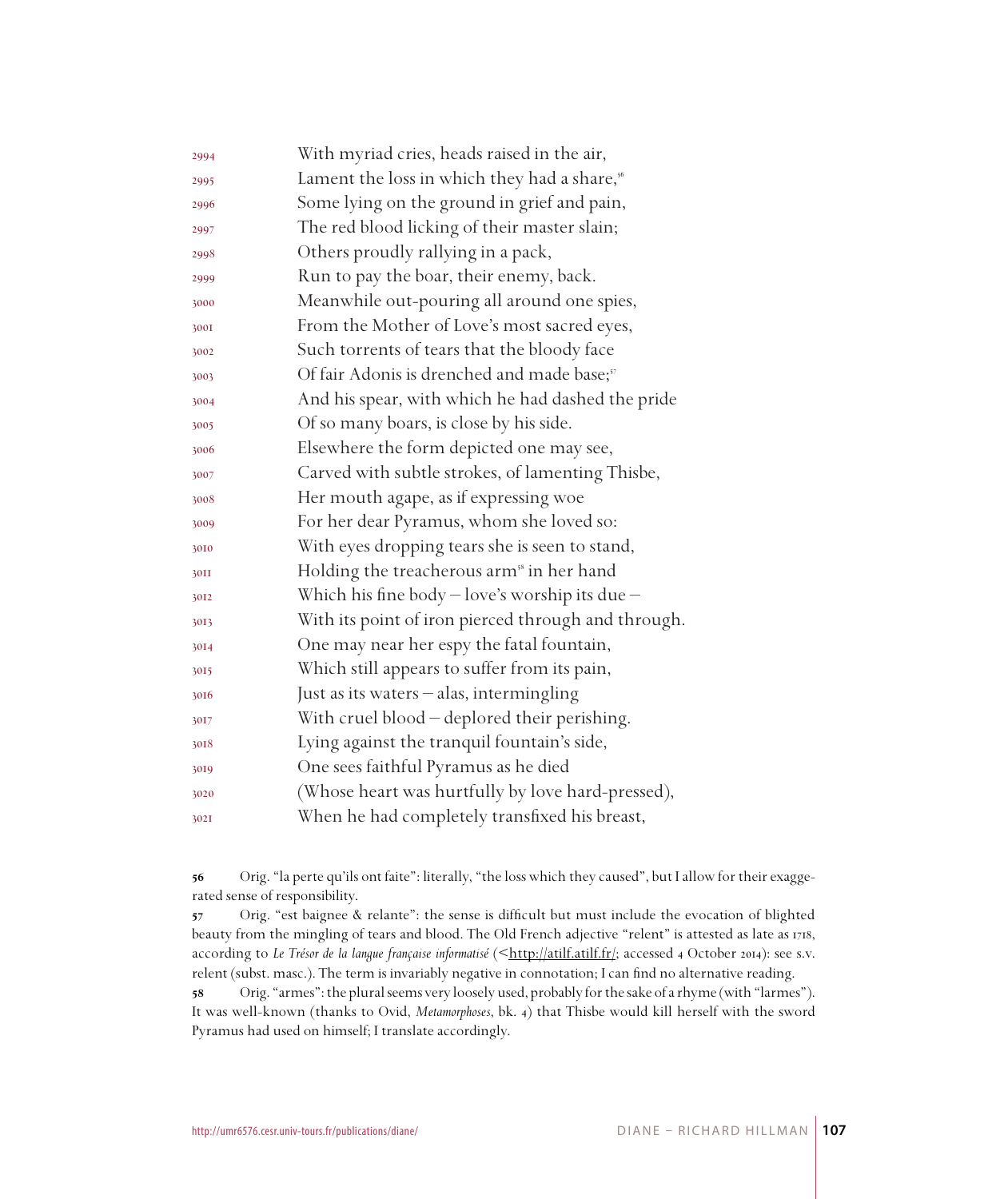2994 With myriad cries, heads raised in the air,
2995 Lament the loss in which they had a share,[56]
2996 Some lying on the ground in grief and pain,
2997 The red blood licking of their master slain;
2998 Others proudly rallying in a pack,
2999 Run to pay the boar, their enemy, back.
3000 Meanwhile out-pouring all around one spies,
3001 From the Mother of Love's most sacred eyes,
3002 Such torrents of tears that the bloody face
3003 Of fair Adonis is drenched and made base;[57]
3004 And his spear, with which he had dashed the pride
3005 Of so many boars, is close by his side.
3006 Elsewhere the form depicted one may see,
3007 Carved with subtle strokes, of lamenting Thisbe,
3008 Her mouth agape, as if expressing woe
3009 For her dear Pyramus, whom she loved so:
3010 With eyes dropping tears she is seen to stand,
3011 Holding the treacherous arm[58] in her hand
3012 Which his fine body – love's worship its due –
3013 With its point of iron pierced through and through.
3014 One may near her espy the fatal fountain,
3015 Which still appears to suffer from its pain,
3016 Just as its waters – alas, intermingling
3017 With cruel blood – deplored their perishing.
3018 Lying against the tranquil fountain's side,
3019 One sees faithful Pyramus as he died
3020 (Whose heart was hurtfully by love hard-pressed),
3021 When he had completely transfixed his breast,

**56** Orig. "la perte qu'ils ont faite": literally, "the loss which they caused", but I allow for their exaggerated sense of responsibility.

**57** Orig. "est baignee & relante": the sense is difficult but must include the evocation of blighted beauty from the mingling of tears and blood. The Old French adjective "relent" is attested as late as 1718, according to *Le Trésor de la langue française informatisé* (<http://atilf.atilf.fr/>; accessed 4 October 2014): see s.v. relent (subst. masc.). The term is invariably negative in connotation; I can find no alternative reading.

**58** Orig. "armes": the plural seems very loosely used, probably for the sake of a rhyme (with "larmes"). It was well-known (thanks to Ovid, *Metamorphoses*, bk. 4) that Thisbe would kill herself with the sword Pyramus had used on himself; I translate accordingly.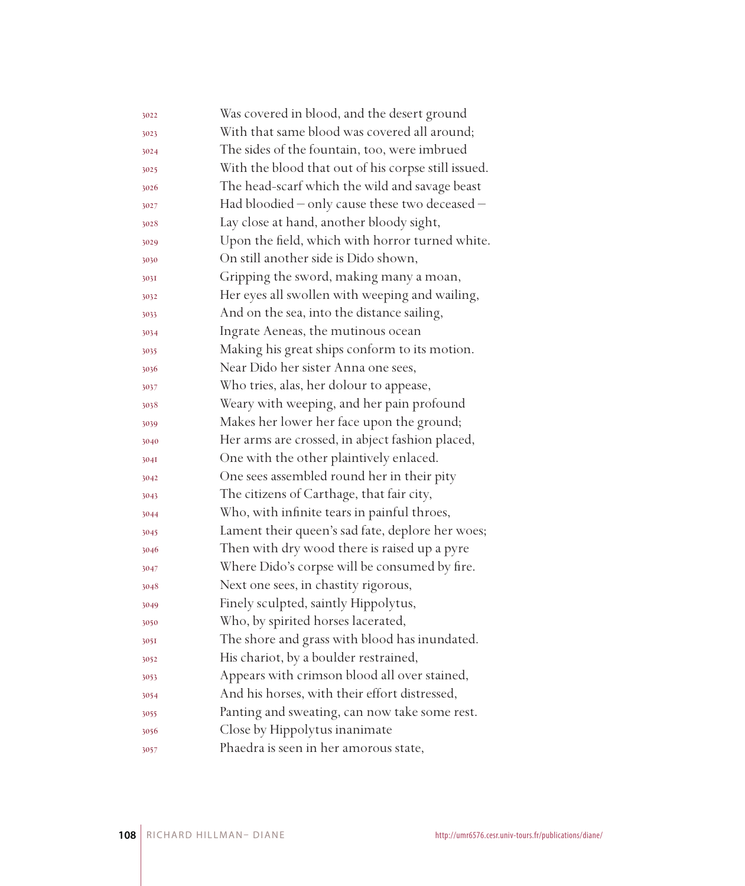3022 Was covered in blood, and the desert ground
3023 With that same blood was covered all around;
3024 The sides of the fountain, too, were imbrued
3025 With the blood that out of his corpse still issued.
3026 The head-scarf which the wild and savage beast
3027 Had bloodied – only cause these two deceased –
3028 Lay close at hand, another bloody sight,
3029 Upon the field, which with horror turned white.
3030 On still another side is Dido shown,
3031 Gripping the sword, making many a moan,
3032 Her eyes all swollen with weeping and wailing,
3033 And on the sea, into the distance sailing,
3034 Ingrate Aeneas, the mutinous ocean
3035 Making his great ships conform to its motion.
3036 Near Dido her sister Anna one sees,
3037 Who tries, alas, her dolour to appease,
3038 Weary with weeping, and her pain profound
3039 Makes her lower her face upon the ground;
3040 Her arms are crossed, in abject fashion placed,
3041 One with the other plaintively enlaced.
3042 One sees assembled round her in their pity
3043 The citizens of Carthage, that fair city,
3044 Who, with infinite tears in painful throes,
3045 Lament their queen's sad fate, deplore her woes;
3046 Then with dry wood there is raised up a pyre
3047 Where Dido's corpse will be consumed by fire.
3048 Next one sees, in chastity rigorous,
3049 Finely sculpted, saintly Hippolytus,
3050 Who, by spirited horses lacerated,
3051 The shore and grass with blood has inundated.
3052 His chariot, by a boulder restrained,
3053 Appears with crimson blood all over stained,
3054 And his horses, with their effort distressed,
3055 Panting and sweating, can now take some rest.
3056 Close by Hippolytus inanimate
3057 Phaedra is seen in her amorous state,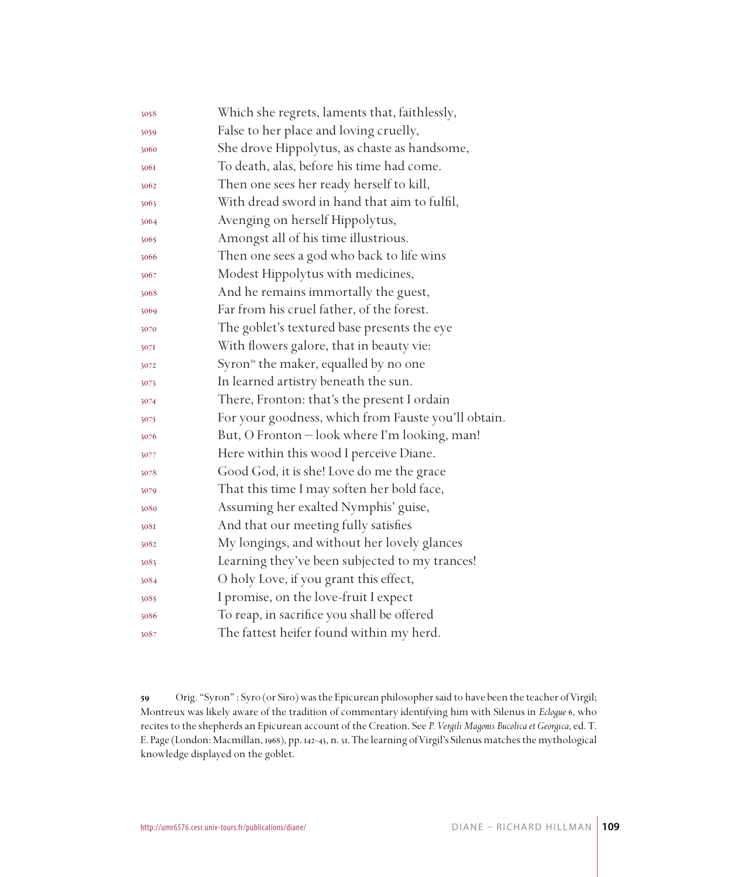3058 Which she regrets, laments that, faithlessly,
3059 False to her place and loving cruelly,
3060 She drove Hippolytus, as chaste as handsome,
3061 To death, alas, before his time had come.
3062 Then one sees her ready herself to kill,
3063 With dread sword in hand that aim to fulfil,
3064 Avenging on herself Hippolytus,
3065 Amongst all of his time illustrious.
3066 Then one sees a god who back to life wins
3067 Modest Hippolytus with medicines,
3068 And he remains immortally the guest,
3069 Far from his cruel father, of the forest.
3070 The goblet's textured base presents the eye
3071 With flowers galore, that in beauty vie:
3072 Syron[59] the maker, equalled by no one
3073 In learned artistry beneath the sun.
3074 There, Fronton: that's the present I ordain
3075 For your goodness, which from Fauste you'll obtain.
3076 But, O Fronton – look where I'm looking, man!
3077 Here within this wood I perceive Diane.
3078 Good God, it is she! Love do me the grace
3079 That this time I may soften her bold face,
3080 Assuming her exalted Nymphis' guise,
3081 And that our meeting fully satisfies
3082 My longings, and without her lovely glances
3083 Learning they've been subjected to my trances!
3084 O holy Love, if you grant this effect,
3085 I promise, on the love-fruit I expect
3086 To reap, in sacrifice you shall be offered
3087 The fattest heifer found within my herd.

---

**59** Orig. "Syron" : Syro (or Siro) was the Epicurean philosopher said to have been the teacher of Virgil; Montreux was likely aware of the tradition of commentary identifying him with Silenus in *Eclogue* 6, who recites to the shepherds an Epicurean account of the Creation. See *P. Vergili Magonis Bucolica et Georgica*, ed. T. E. Page (London: Macmillan, 1968), pp. 142-43, n. 31. The learning of Virgil's Silenus matches the mythological knowledge displayed on the goblet.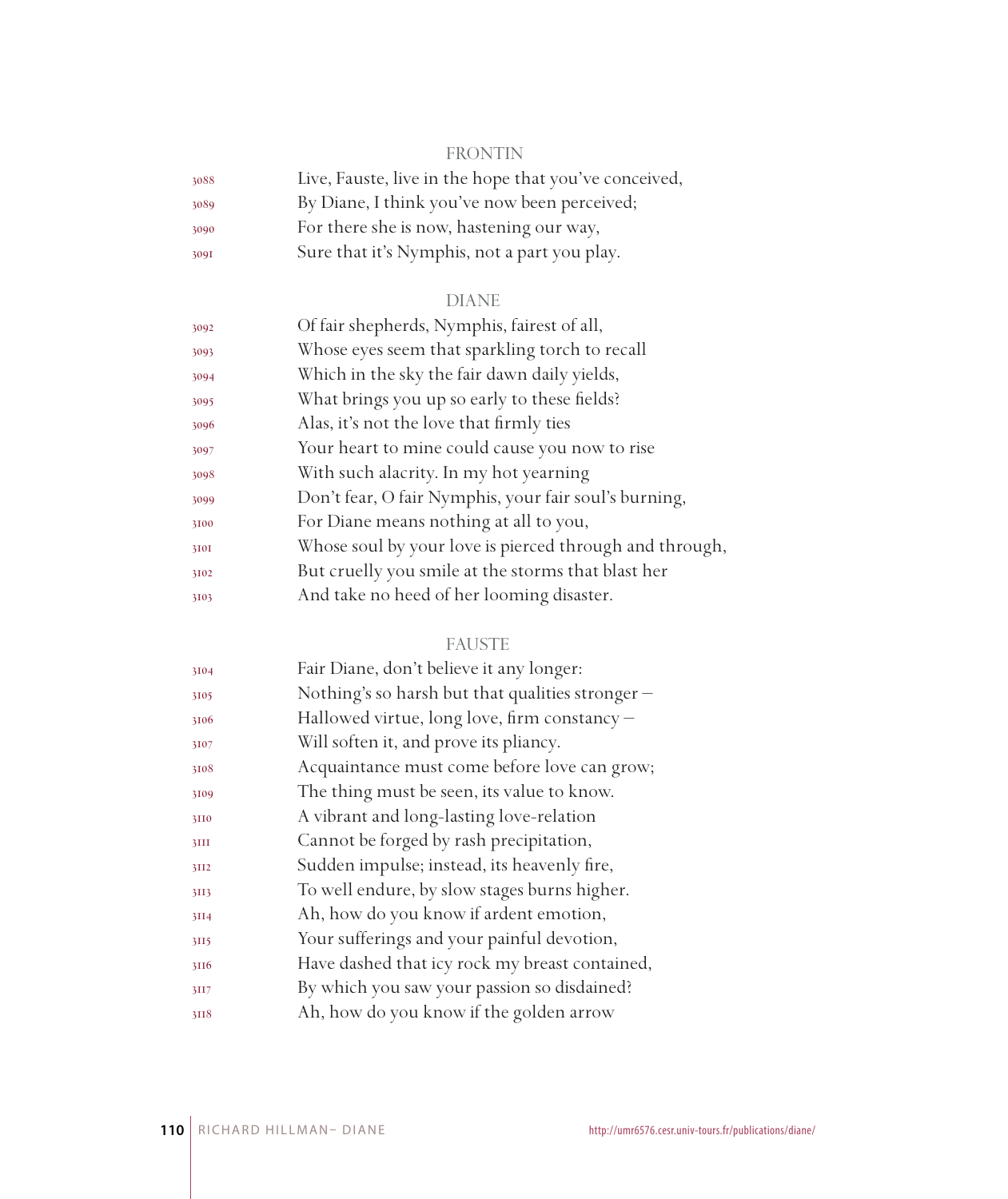FRONTIN

3088 Live, Fauste, live in the hope that you've conceived,
3089 By Diane, I think you've now been perceived;
3090 For there she is now, hastening our way,
3091 Sure that it's Nymphis, not a part you play.

DIANE

3092 Of fair shepherds, Nymphis, fairest of all,
3093 Whose eyes seem that sparkling torch to recall
3094 Which in the sky the fair dawn daily yields,
3095 What brings you up so early to these fields?
3096 Alas, it's not the love that firmly ties
3097 Your heart to mine could cause you now to rise
3098 With such alacrity. In my hot yearning
3099 Don't fear, O fair Nymphis, your fair soul's burning,
3100 For Diane means nothing at all to you,
3101 Whose soul by your love is pierced through and through,
3102 But cruelly you smile at the storms that blast her
3103 And take no heed of her looming disaster.

FAUSTE

3104 Fair Diane, don't believe it any longer:
3105 Nothing's so harsh but that qualities stronger –
3106 Hallowed virtue, long love, firm constancy –
3107 Will soften it, and prove its pliancy.
3108 Acquaintance must come before love can grow;
3109 The thing must be seen, its value to know.
3110 A vibrant and long-lasting love-relation
3111 Cannot be forged by rash precipitation,
3112 Sudden impulse; instead, its heavenly fire,
3113 To well endure, by slow stages burns higher.
3114 Ah, how do you know if ardent emotion,
3115 Your sufferings and your painful devotion,
3116 Have dashed that icy rock my breast contained,
3117 By which you saw your passion so disdained?
3118 Ah, how do you know if the golden arrow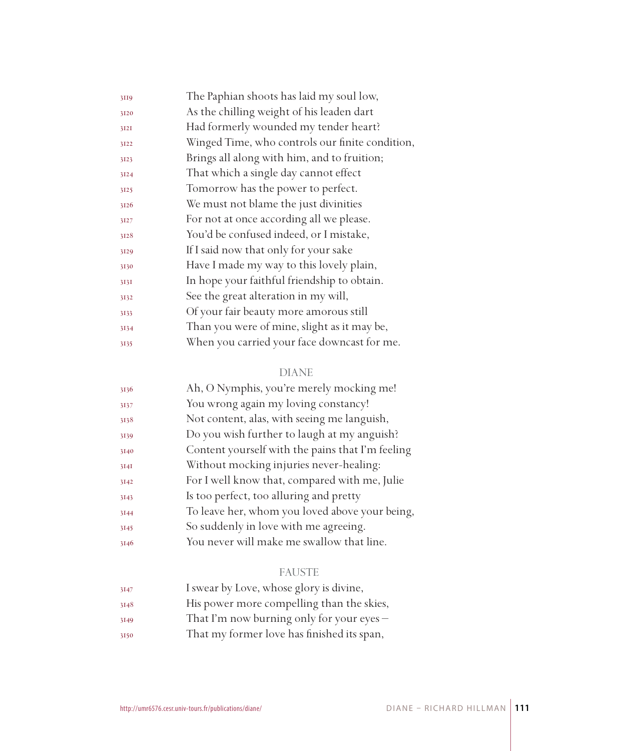3119 The Paphian shoots has laid my soul low,
3120 As the chilling weight of his leaden dart
3121 Had formerly wounded my tender heart?
3122 Winged Time, who controls our finite condition,
3123 Brings all along with him, and to fruition;
3124 That which a single day cannot effect
3125 Tomorrow has the power to perfect.
3126 We must not blame the just divinities
3127 For not at once according all we please.
3128 You'd be confused indeed, or I mistake,
3129 If I said now that only for your sake
3130 Have I made my way to this lovely plain,
3131 In hope your faithful friendship to obtain.
3132 See the great alteration in my will,
3133 Of your fair beauty more amorous still
3134 Than you were of mine, slight as it may be,
3135 When you carried your face downcast for me.

DIANE

3136 Ah, O Nymphis, you're merely mocking me!
3137 You wrong again my loving constancy!
3138 Not content, alas, with seeing me languish,
3139 Do you wish further to laugh at my anguish?
3140 Content yourself with the pains that I'm feeling
3141 Without mocking injuries never-healing:
3142 For I well know that, compared with me, Julie
3143 Is too perfect, too alluring and pretty
3144 To leave her, whom you loved above your being,
3145 So suddenly in love with me agreeing.
3146 You never will make me swallow that line.

FAUSTE

3147 I swear by Love, whose glory is divine,
3148 His power more compelling than the skies,
3149 That I'm now burning only for your eyes –
3150 That my former love has finished its span,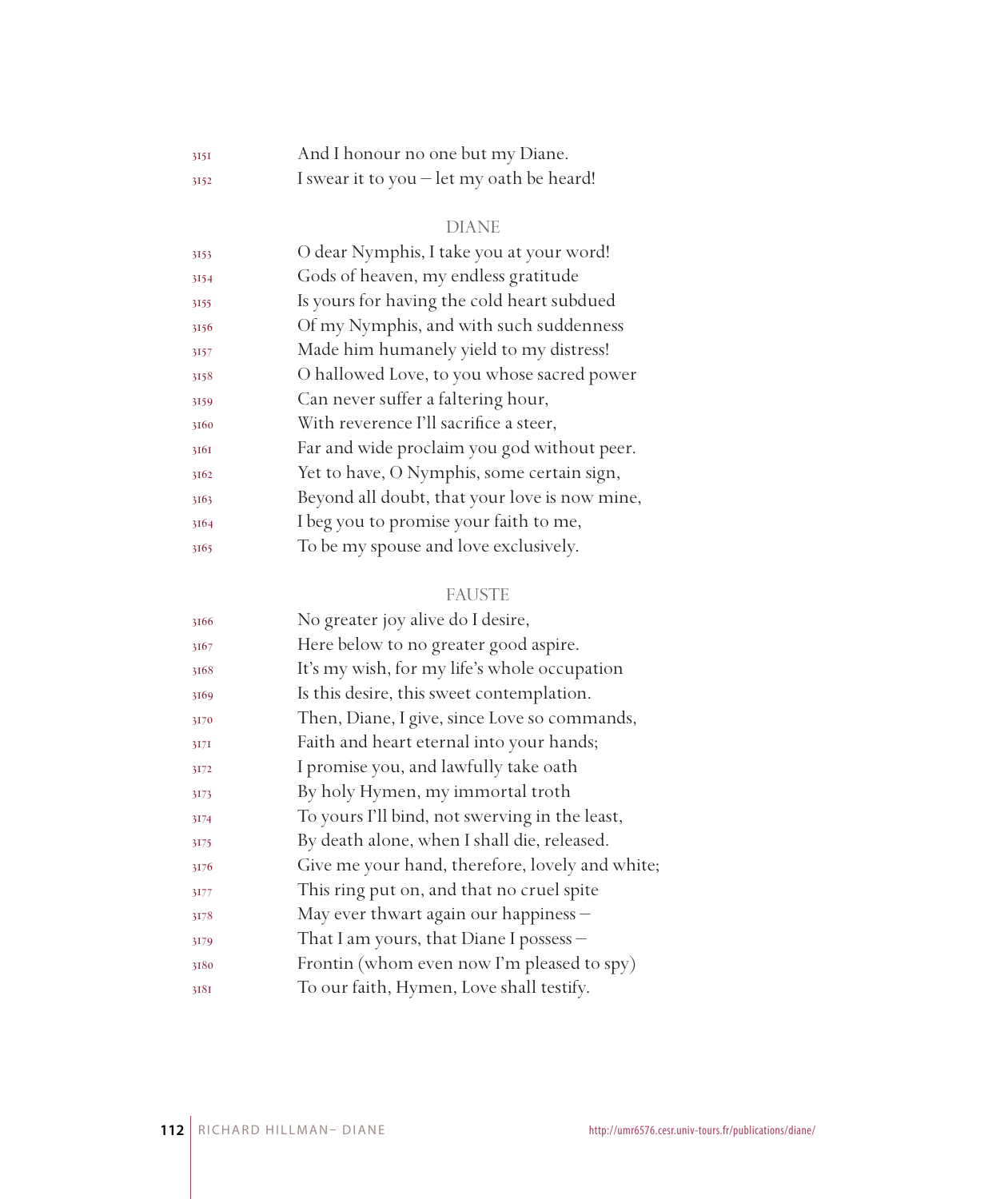3151 And I honour no one but my Diane.
3152 I swear it to you – let my oath be heard!

DIANE

3153 O dear Nymphis, I take you at your word!
3154 Gods of heaven, my endless gratitude
3155 Is yours for having the cold heart subdued
3156 Of my Nymphis, and with such suddenness
3157 Made him humanely yield to my distress!
3158 O hallowed Love, to you whose sacred power
3159 Can never suffer a faltering hour,
3160 With reverence I'll sacrifice a steer,
3161 Far and wide proclaim you god without peer.
3162 Yet to have, O Nymphis, some certain sign,
3163 Beyond all doubt, that your love is now mine,
3164 I beg you to promise your faith to me,
3165 To be my spouse and love exclusively.

FAUSTE

3166 No greater joy alive do I desire,
3167 Here below to no greater good aspire.
3168 It's my wish, for my life's whole occupation
3169 Is this desire, this sweet contemplation.
3170 Then, Diane, I give, since Love so commands,
3171 Faith and heart eternal into your hands;
3172 I promise you, and lawfully take oath
3173 By holy Hymen, my immortal troth
3174 To yours I'll bind, not swerving in the least,
3175 By death alone, when I shall die, released.
3176 Give me your hand, therefore, lovely and white;
3177 This ring put on, and that no cruel spite
3178 May ever thwart again our happiness –
3179 That I am yours, that Diane I possess –
3180 Frontin (whom even now I'm pleased to spy)
3181 To our faith, Hymen, Love shall testify.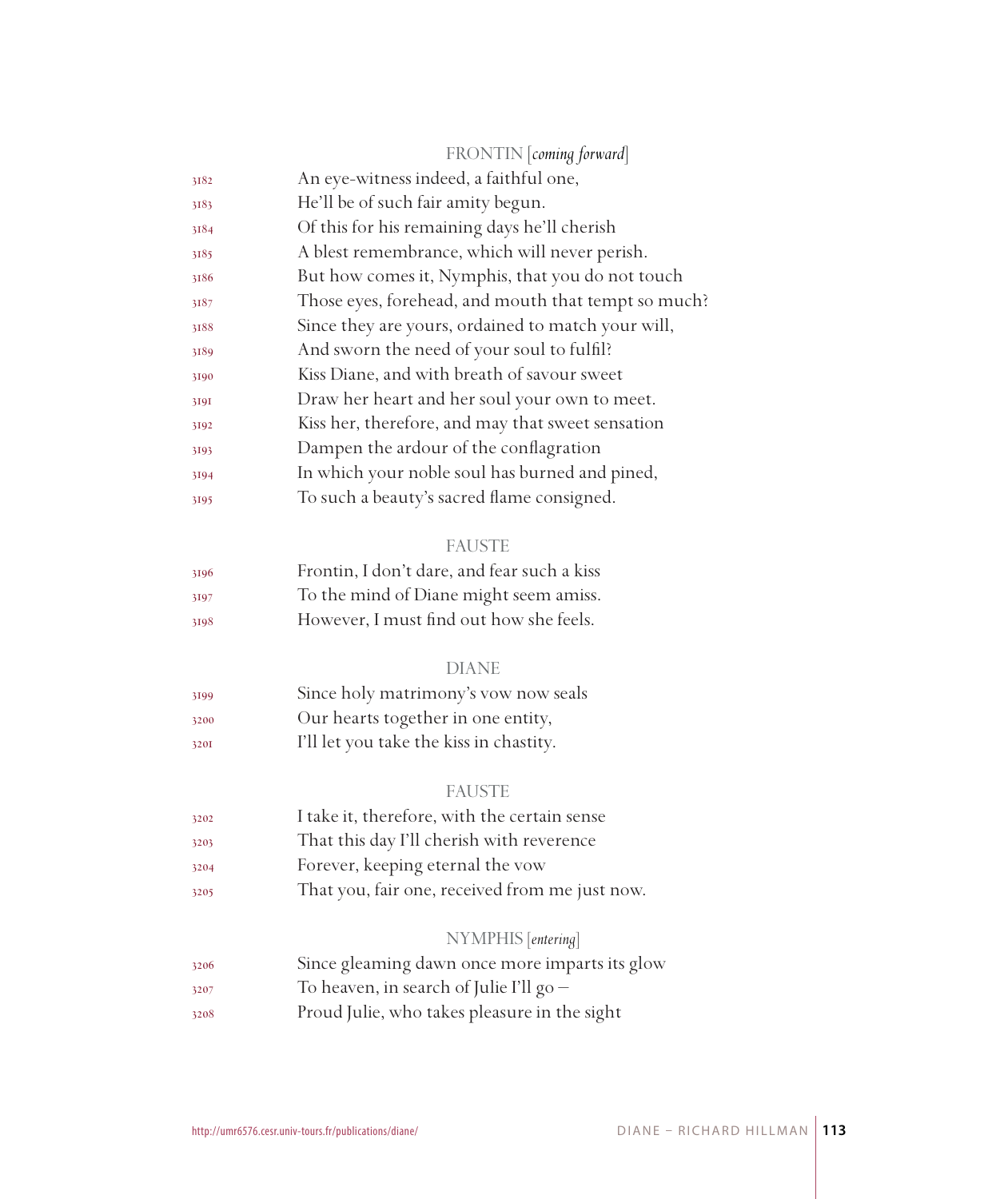FRONTIN [*coming forward*]

3182 An eye-witness indeed, a faithful one,
3183 He'll be of such fair amity begun.
3184 Of this for his remaining days he'll cherish
3185 A blest remembrance, which will never perish.
3186 But how comes it, Nymphis, that you do not touch
3187 Those eyes, forehead, and mouth that tempt so much?
3188 Since they are yours, ordained to match your will,
3189 And sworn the need of your soul to fulfil?
3190 Kiss Diane, and with breath of savour sweet
3191 Draw her heart and her soul your own to meet.
3192 Kiss her, therefore, and may that sweet sensation
3193 Dampen the ardour of the conflagration
3194 In which your noble soul has burned and pined,
3195 To such a beauty's sacred flame consigned.

FAUSTE

3196 Frontin, I don't dare, and fear such a kiss
3197 To the mind of Diane might seem amiss.
3198 However, I must find out how she feels.

DIANE

3199 Since holy matrimony's vow now seals
3200 Our hearts together in one entity,
3201 I'll let you take the kiss in chastity.

FAUSTE

3202 I take it, therefore, with the certain sense
3203 That this day I'll cherish with reverence
3204 Forever, keeping eternal the vow
3205 That you, fair one, received from me just now.

NYMPHIS [*entering*]

3206 Since gleaming dawn once more imparts its glow
3207 To heaven, in search of Julie I'll go –
3208 Proud Julie, who takes pleasure in the sight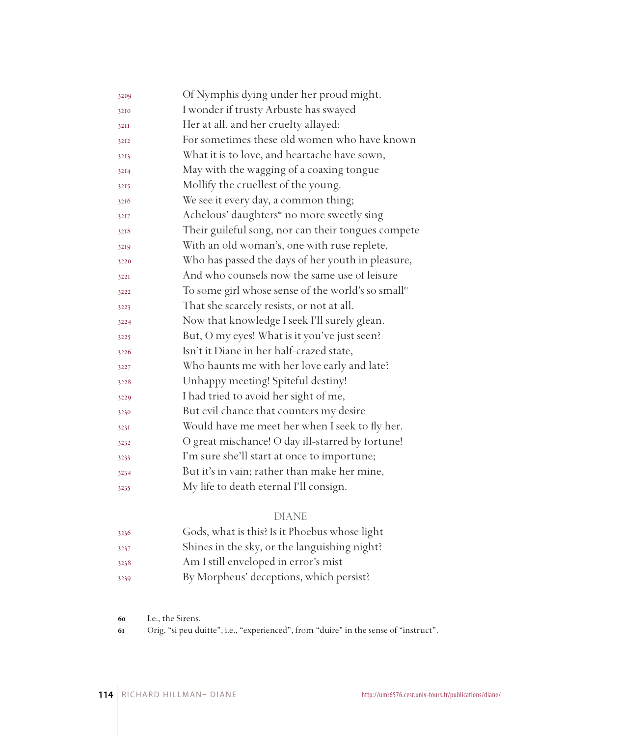3209 Of Nymphis dying under her proud might.
3210 I wonder if trusty Arbuste has swayed
3211 Her at all, and her cruelty allayed:
3212 For sometimes these old women who have known
3213 What it is to love, and heartache have sown,
3214 May with the wagging of a coaxing tongue
3215 Mollify the cruellest of the young.
3216 We see it every day, a common thing;
3217 Achelous' daughters[60] no more sweetly sing
3218 Their guileful song, nor can their tongues compete
3219 With an old woman's, one with ruse replete,
3220 Who has passed the days of her youth in pleasure,
3221 And who counsels now the same use of leisure
3222 To some girl whose sense of the world's so small[61]
3223 That she scarcely resists, or not at all.
3224 Now that knowledge I seek I'll surely glean.
3225 But, O my eyes! What is it you've just seen?
3226 Isn't it Diane in her half-crazed state,
3227 Who haunts me with her love early and late?
3228 Unhappy meeting! Spiteful destiny!
3229 I had tried to avoid her sight of me,
3230 But evil chance that counters my desire
3231 Would have me meet her when I seek to fly her.
3232 O great mischance! O day ill-starred by fortune!
3233 I'm sure she'll start at once to importune;
3234 But it's in vain; rather than make her mine,
3235 My life to death eternal I'll consign.

DIANE

3236 Gods, what is this? Is it Phoebus whose light
3237 Shines in the sky, or the languishing night?
3238 Am I still enveloped in error's mist
3239 By Morpheus' deceptions, which persist?

60 I.e., the Sirens.

61 Orig. "si peu duitte", i.e., "experienced", from "duire" in the sense of "instruct".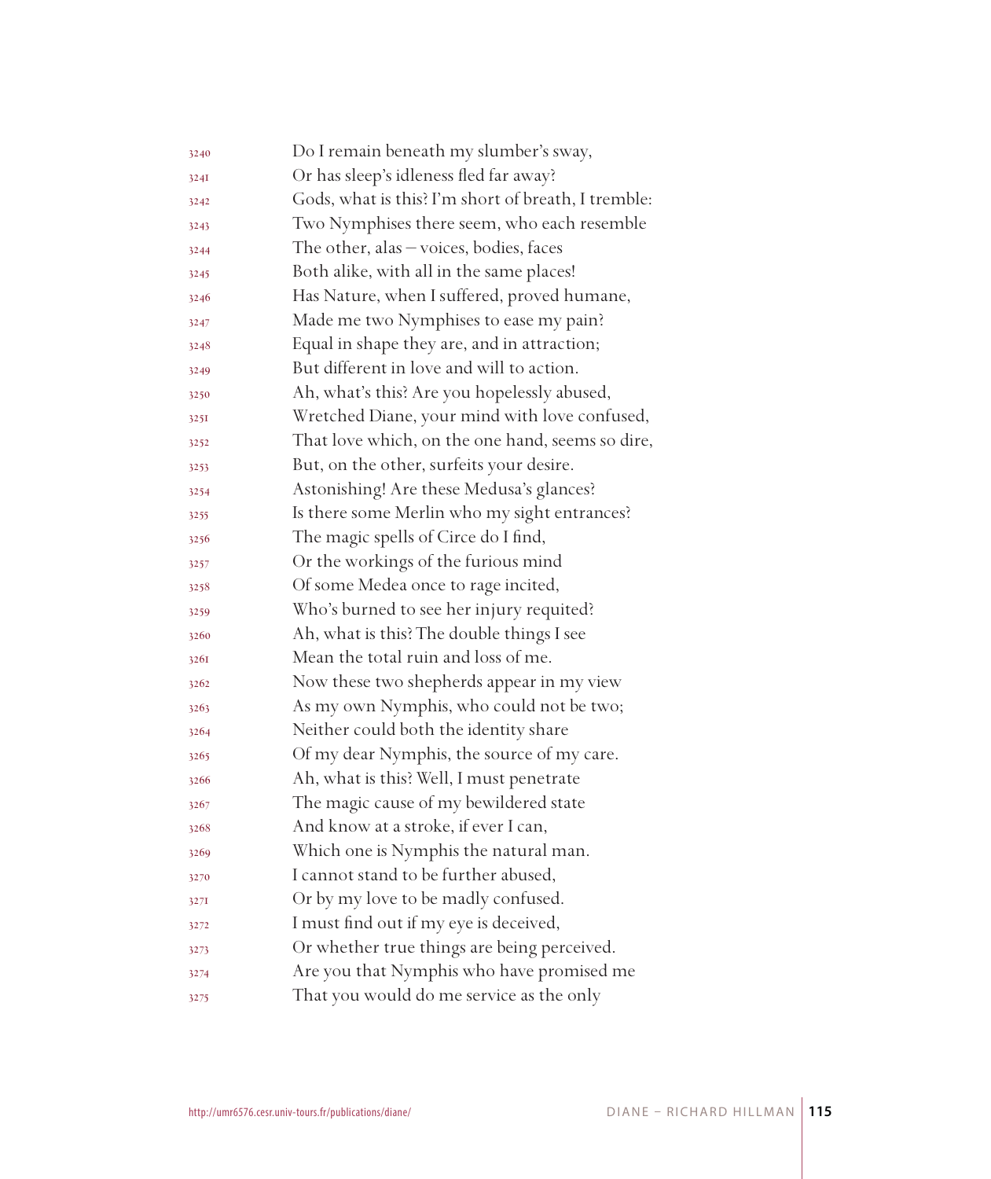3240 Do I remain beneath my slumber's sway,
3241 Or has sleep's idleness fled far away?
3242 Gods, what is this? I'm short of breath, I tremble:
3243 Two Nymphises there seem, who each resemble
3244 The other, alas – voices, bodies, faces
3245 Both alike, with all in the same places!
3246 Has Nature, when I suffered, proved humane,
3247 Made me two Nymphises to ease my pain?
3248 Equal in shape they are, and in attraction;
3249 But different in love and will to action.
3250 Ah, what's this? Are you hopelessly abused,
3251 Wretched Diane, your mind with love confused,
3252 That love which, on the one hand, seems so dire,
3253 But, on the other, surfeits your desire.
3254 Astonishing! Are these Medusa's glances?
3255 Is there some Merlin who my sight entrances?
3256 The magic spells of Circe do I find,
3257 Or the workings of the furious mind
3258 Of some Medea once to rage incited,
3259 Who's burned to see her injury requited?
3260 Ah, what is this? The double things I see
3261 Mean the total ruin and loss of me.
3262 Now these two shepherds appear in my view
3263 As my own Nymphis, who could not be two;
3264 Neither could both the identity share
3265 Of my dear Nymphis, the source of my care.
3266 Ah, what is this? Well, I must penetrate
3267 The magic cause of my bewildered state
3268 And know at a stroke, if ever I can,
3269 Which one is Nymphis the natural man.
3270 I cannot stand to be further abused,
3271 Or by my love to be madly confused.
3272 I must find out if my eye is deceived,
3273 Or whether true things are being perceived.
3274 Are you that Nymphis who have promised me
3275 That you would do me service as the only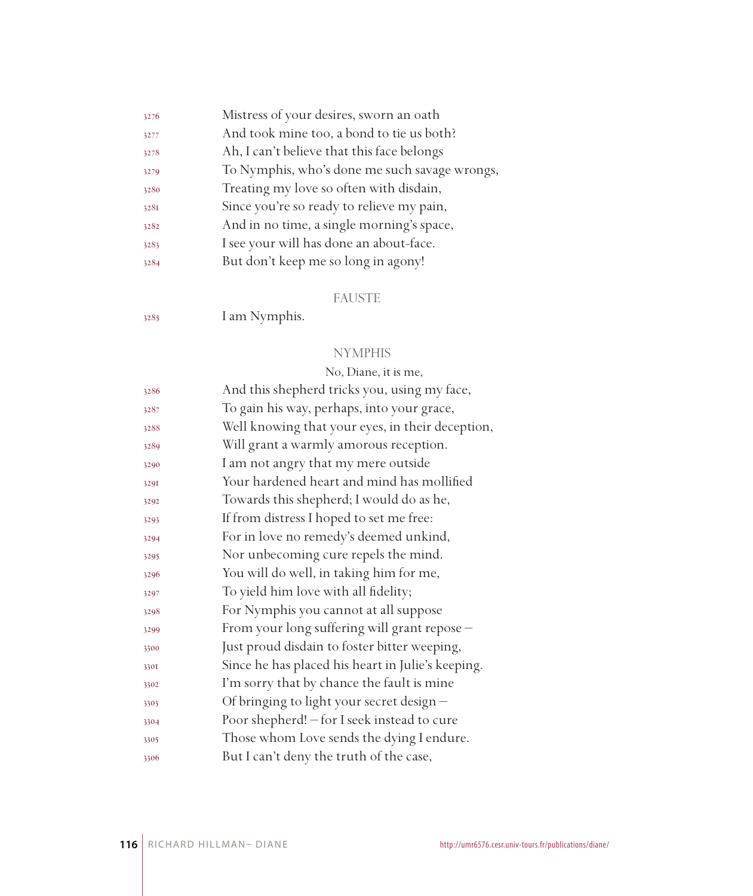3276 Mistress of your desires, sworn an oath
3277 And took mine too, a bond to tie us both?
3278 Ah, I can't believe that this face belongs
3279 To Nymphis, who's done me such savage wrongs,
3280 Treating my love so often with disdain,
3281 Since you're so ready to relieve my pain,
3282 And in no time, a single morning's space,
3283 I see your will has done an about-face.
3284 But don't keep me so long in agony!

FAUSTE

3285 I am Nymphis.

NYMPHIS

No, Diane, it is me,

3286 And this shepherd tricks you, using my face,
3287 To gain his way, perhaps, into your grace,
3288 Well knowing that your eyes, in their deception,
3289 Will grant a warmly amorous reception.
3290 I am not angry that my mere outside
3291 Your hardened heart and mind has mollified
3292 Towards this shepherd; I would do as he,
3293 If from distress I hoped to set me free:
3294 For in love no remedy's deemed unkind,
3295 Nor unbecoming cure repels the mind.
3296 You will do well, in taking him for me,
3297 To yield him love with all fidelity;
3298 For Nymphis you cannot at all suppose
3299 From your long suffering will grant repose –
3300 Just proud disdain to foster bitter weeping,
3301 Since he has placed his heart in Julie's keeping.
3302 I'm sorry that by chance the fault is mine
3303 Of bringing to light your secret design –
3304 Poor shepherd! – for I seek instead to cure
3305 Those whom Love sends the dying I endure.
3306 But I can't deny the truth of the case,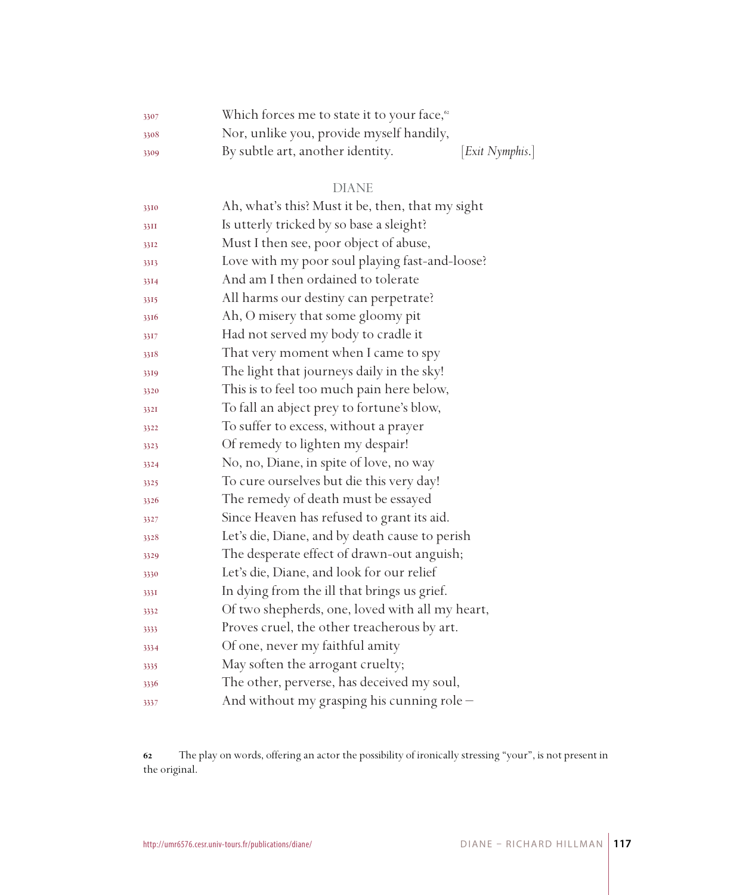3307 Which forces me to state it to your face,[62]
3308 Nor, unlike you, provide myself handily,
3309 By subtle art, another identity. [*Exit Nymphis.*]

DIANE

3310 Ah, what's this? Must it be, then, that my sight
3311 Is utterly tricked by so base a sleight?
3312 Must I then see, poor object of abuse,
3313 Love with my poor soul playing fast-and-loose?
3314 And am I then ordained to tolerate
3315 All harms our destiny can perpetrate?
3316 Ah, O misery that some gloomy pit
3317 Had not served my body to cradle it
3318 That very moment when I came to spy
3319 The light that journeys daily in the sky!
3320 This is to feel too much pain here below,
3321 To fall an abject prey to fortune's blow,
3322 To suffer to excess, without a prayer
3323 Of remedy to lighten my despair!
3324 No, no, Diane, in spite of love, no way
3325 To cure ourselves but die this very day!
3326 The remedy of death must be essayed
3327 Since Heaven has refused to grant its aid.
3328 Let's die, Diane, and by death cause to perish
3329 The desperate effect of drawn-out anguish;
3330 Let's die, Diane, and look for our relief
3331 In dying from the ill that brings us grief.
3332 Of two shepherds, one, loved with all my heart,
3333 Proves cruel, the other treacherous by art.
3334 Of one, never my faithful amity
3335 May soften the arrogant cruelty;
3336 The other, perverse, has deceived my soul,
3337 And without my grasping his cunning role –

**62** The play on words, offering an actor the possibility of ironically stressing "your", is not present in the original.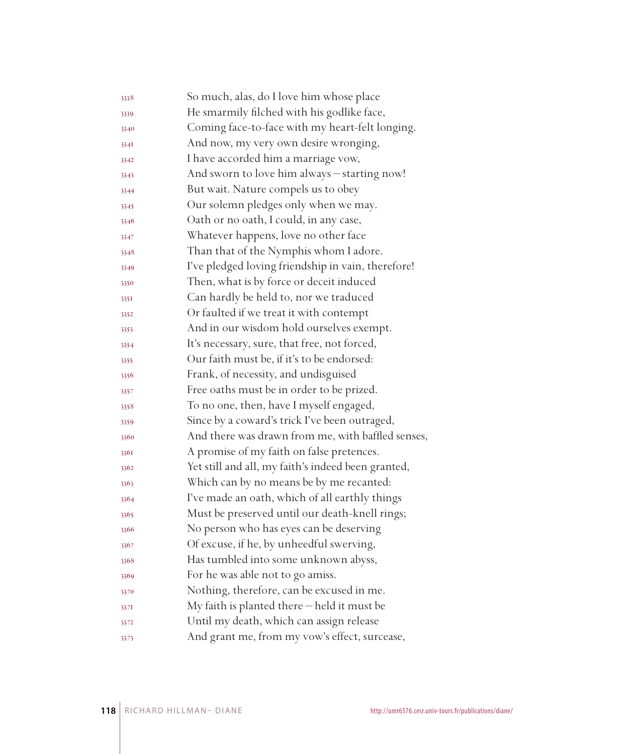3338 So much, alas, do I love him whose place
3339 He smarmily filched with his godlike face,
3340 Coming face-to-face with my heart-felt longing.
3341 And now, my very own desire wronging,
3342 I have accorded him a marriage vow,
3343 And sworn to love him always – starting now!
3344 But wait. Nature compels us to obey
3345 Our solemn pledges only when we may.
3346 Oath or no oath, I could, in any case,
3347 Whatever happens, love no other face
3348 Than that of the Nymphis whom I adore.
3349 I've pledged loving friendship in vain, therefore!
3350 Then, what is by force or deceit induced
3351 Can hardly be held to, nor we traduced
3352 Or faulted if we treat it with contempt
3353 And in our wisdom hold ourselves exempt.
3354 It's necessary, sure, that free, not forced,
3355 Our faith must be, if it's to be endorsed:
3356 Frank, of necessity, and undisguised
3357 Free oaths must be in order to be prized.
3358 To no one, then, have I myself engaged,
3359 Since by a coward's trick I've been outraged,
3360 And there was drawn from me, with baffled senses,
3361 A promise of my faith on false pretences.
3362 Yet still and all, my faith's indeed been granted,
3363 Which can by no means be by me recanted:
3364 I've made an oath, which of all earthly things
3365 Must be preserved until our death-knell rings;
3366 No person who has eyes can be deserving
3367 Of excuse, if he, by unheedful swerving,
3368 Has tumbled into some unknown abyss,
3369 For he was able not to go amiss.
3370 Nothing, therefore, can be excused in me.
3371 My faith is planted there – held it must be
3372 Until my death, which can assign release
3373 And grant me, from my vow's effect, surcease,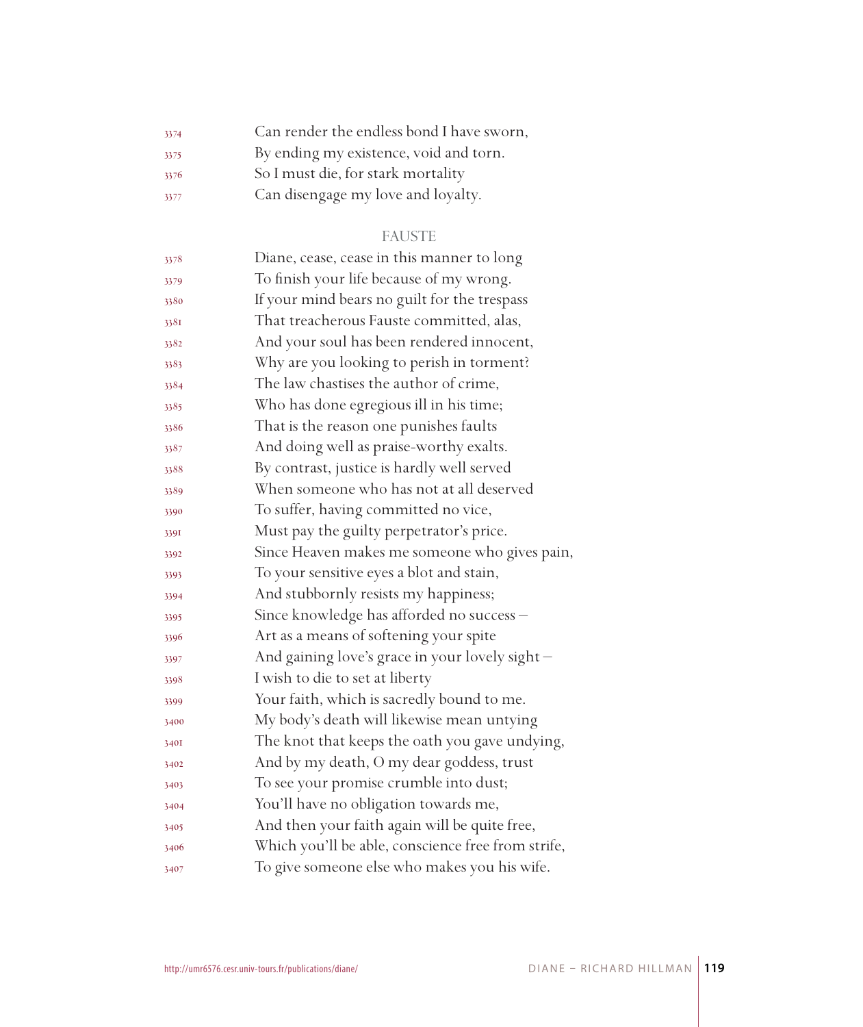Can render the endless bond I have sworn,
By ending my existence, void and torn.
So I must die, for stark mortality
Can disengage my love and loyalty.

FAUSTE

Diane, cease, cease in this manner to long
To finish your life because of my wrong.
If your mind bears no guilt for the trespass
That treacherous Fauste committed, alas,
And your soul has been rendered innocent,
Why are you looking to perish in torment?
The law chastises the author of crime,
Who has done egregious ill in his time;
That is the reason one punishes faults
And doing well as praise-worthy exalts.
By contrast, justice is hardly well served
When someone who has not at all deserved
To suffer, having committed no vice,
Must pay the guilty perpetrator's price.
Since Heaven makes me someone who gives pain,
To your sensitive eyes a blot and stain,
And stubbornly resists my happiness;
Since knowledge has afforded no success –
Art as a means of softening your spite
And gaining love's grace in your lovely sight –
I wish to die to set at liberty
Your faith, which is sacredly bound to me.
My body's death will likewise mean untying
The knot that keeps the oath you gave undying,
And by my death, O my dear goddess, trust
To see your promise crumble into dust;
You'll have no obligation towards me,
And then your faith again will be quite free,
Which you'll be able, conscience free from strife,
To give someone else who makes you his wife.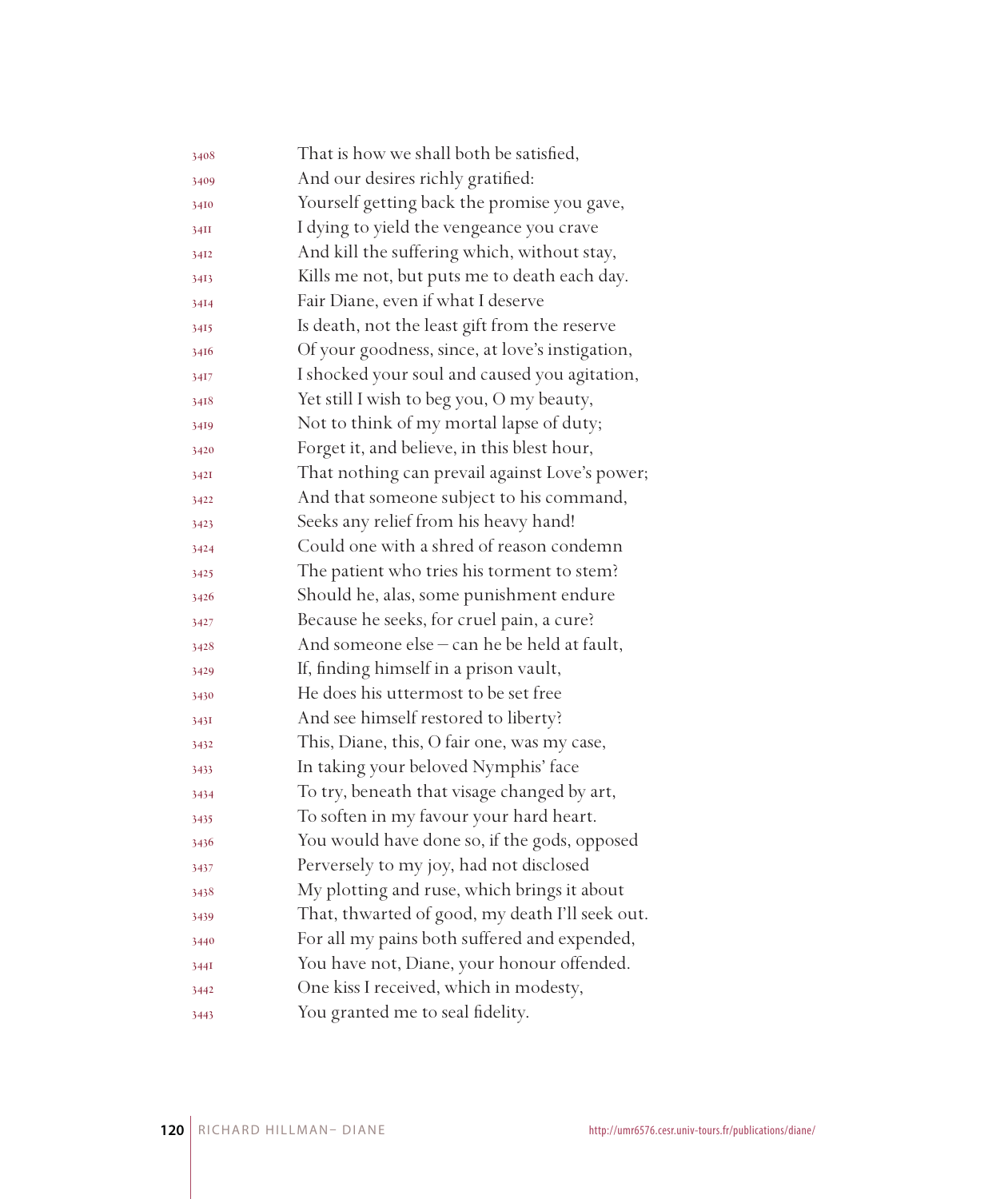3408 That is how we shall both be satisfied,
3409 And our desires richly gratified:
3410 Yourself getting back the promise you gave,
3411 I dying to yield the vengeance you crave
3412 And kill the suffering which, without stay,
3413 Kills me not, but puts me to death each day.
3414 Fair Diane, even if what I deserve
3415 Is death, not the least gift from the reserve
3416 Of your goodness, since, at love's instigation,
3417 I shocked your soul and caused you agitation,
3418 Yet still I wish to beg you, O my beauty,
3419 Not to think of my mortal lapse of duty;
3420 Forget it, and believe, in this blest hour,
3421 That nothing can prevail against Love's power;
3422 And that someone subject to his command,
3423 Seeks any relief from his heavy hand!
3424 Could one with a shred of reason condemn
3425 The patient who tries his torment to stem?
3426 Should he, alas, some punishment endure
3427 Because he seeks, for cruel pain, a cure?
3428 And someone else – can he be held at fault,
3429 If, finding himself in a prison vault,
3430 He does his uttermost to be set free
3431 And see himself restored to liberty?
3432 This, Diane, this, O fair one, was my case,
3433 In taking your beloved Nymphis' face
3434 To try, beneath that visage changed by art,
3435 To soften in my favour your hard heart.
3436 You would have done so, if the gods, opposed
3437 Perversely to my joy, had not disclosed
3438 My plotting and ruse, which brings it about
3439 That, thwarted of good, my death I'll seek out.
3440 For all my pains both suffered and expended,
3441 You have not, Diane, your honour offended.
3442 One kiss I received, which in modesty,
3443 You granted me to seal fidelity.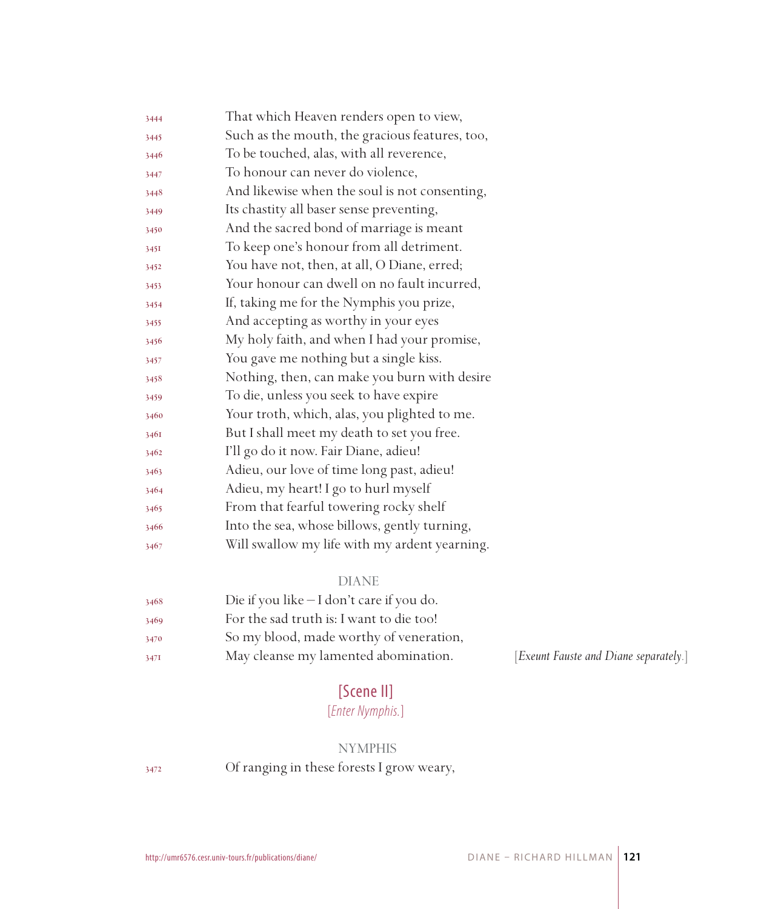3444 That which Heaven renders open to view,
3445 Such as the mouth, the gracious features, too,
3446 To be touched, alas, with all reverence,
3447 To honour can never do violence,
3448 And likewise when the soul is not consenting,
3449 Its chastity all baser sense preventing,
3450 And the sacred bond of marriage is meant
3451 To keep one's honour from all detriment.
3452 You have not, then, at all, O Diane, erred;
3453 Your honour can dwell on no fault incurred,
3454 If, taking me for the Nymphis you prize,
3455 And accepting as worthy in your eyes
3456 My holy faith, and when I had your promise,
3457 You gave me nothing but a single kiss.
3458 Nothing, then, can make you burn with desire
3459 To die, unless you seek to have expire
3460 Your troth, which, alas, you plighted to me.
3461 But I shall meet my death to set you free.
3462 I'll go do it now. Fair Diane, adieu!
3463 Adieu, our love of time long past, adieu!
3464 Adieu, my heart! I go to hurl myself
3465 From that fearful towering rocky shelf
3466 Into the sea, whose billows, gently turning,
3467 Will swallow my life with my ardent yearning.

DIANE

3468 Die if you like – I don't care if you do.
3469 For the sad truth is: I want to die too!
3470 So my blood, made worthy of veneration,
3471 May cleanse my lamented abomination. [*Exeunt Fauste and Diane separately.*]

## [Scene II]

[*Enter Nymphis.*]

NYMPHIS

3472 Of ranging in these forests I grow weary,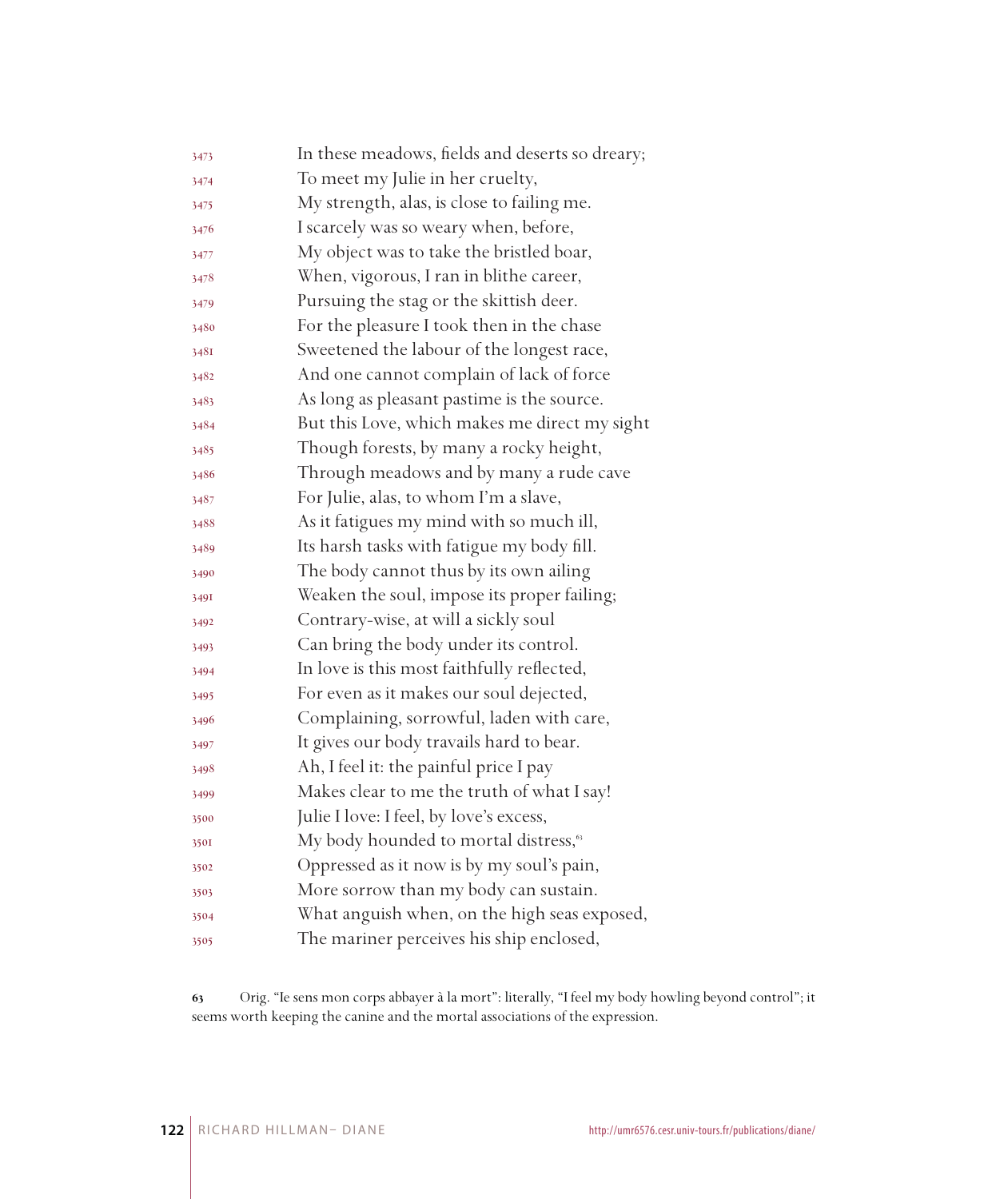3473 In these meadows, fields and deserts so dreary;
3474 To meet my Julie in her cruelty,
3475 My strength, alas, is close to failing me.
3476 I scarcely was so weary when, before,
3477 My object was to take the bristled boar,
3478 When, vigorous, I ran in blithe career,
3479 Pursuing the stag or the skittish deer.
3480 For the pleasure I took then in the chase
3481 Sweetened the labour of the longest race,
3482 And one cannot complain of lack of force
3483 As long as pleasant pastime is the source.
3484 But this Love, which makes me direct my sight
3485 Though forests, by many a rocky height,
3486 Through meadows and by many a rude cave
3487 For Julie, alas, to whom I'm a slave,
3488 As it fatigues my mind with so much ill,
3489 Its harsh tasks with fatigue my body fill.
3490 The body cannot thus by its own ailing
3491 Weaken the soul, impose its proper failing;
3492 Contrary-wise, at will a sickly soul
3493 Can bring the body under its control.
3494 In love is this most faithfully reflected,
3495 For even as it makes our soul dejected,
3496 Complaining, sorrowful, laden with care,
3497 It gives our body travails hard to bear.
3498 Ah, I feel it: the painful price I pay
3499 Makes clear to me the truth of what I say!
3500 Julie I love: I feel, by love's excess,
3501 My body hounded to mortal distress,[63]
3502 Oppressed as it now is by my soul's pain,
3503 More sorrow than my body can sustain.
3504 What anguish when, on the high seas exposed,
3505 The mariner perceives his ship enclosed,

63 Orig. "Ie sens mon corps abbayer à la mort": literally, "I feel my body howling beyond control"; it seems worth keeping the canine and the mortal associations of the expression.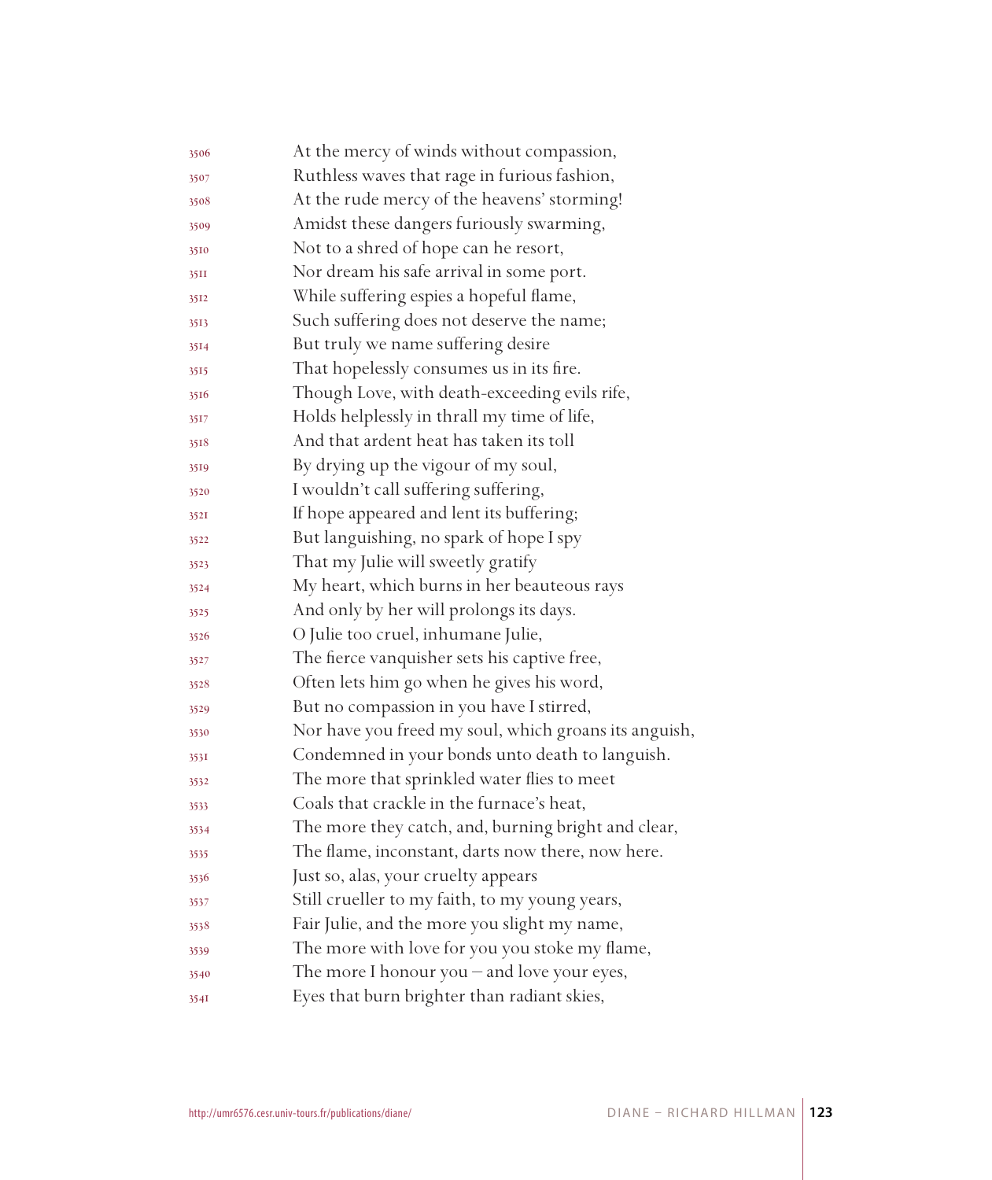3506 At the mercy of winds without compassion,
3507 Ruthless waves that rage in furious fashion,
3508 At the rude mercy of the heavens' storming!
3509 Amidst these dangers furiously swarming,
3510 Not to a shred of hope can he resort,
3511 Nor dream his safe arrival in some port.
3512 While suffering espies a hopeful flame,
3513 Such suffering does not deserve the name;
3514 But truly we name suffering desire
3515 That hopelessly consumes us in its fire.
3516 Though Love, with death-exceeding evils rife,
3517 Holds helplessly in thrall my time of life,
3518 And that ardent heat has taken its toll
3519 By drying up the vigour of my soul,
3520 I wouldn't call suffering suffering,
3521 If hope appeared and lent its buffering;
3522 But languishing, no spark of hope I spy
3523 That my Julie will sweetly gratify
3524 My heart, which burns in her beauteous rays
3525 And only by her will prolongs its days.
3526 O Julie too cruel, inhumane Julie,
3527 The fierce vanquisher sets his captive free,
3528 Often lets him go when he gives his word,
3529 But no compassion in you have I stirred,
3530 Nor have you freed my soul, which groans its anguish,
3531 Condemned in your bonds unto death to languish.
3532 The more that sprinkled water flies to meet
3533 Coals that crackle in the furnace's heat,
3534 The more they catch, and, burning bright and clear,
3535 The flame, inconstant, darts now there, now here.
3536 Just so, alas, your cruelty appears
3537 Still crueller to my faith, to my young years,
3538 Fair Julie, and the more you slight my name,
3539 The more with love for you you stoke my flame,
3540 The more I honour you – and love your eyes,
3541 Eyes that burn brighter than radiant skies,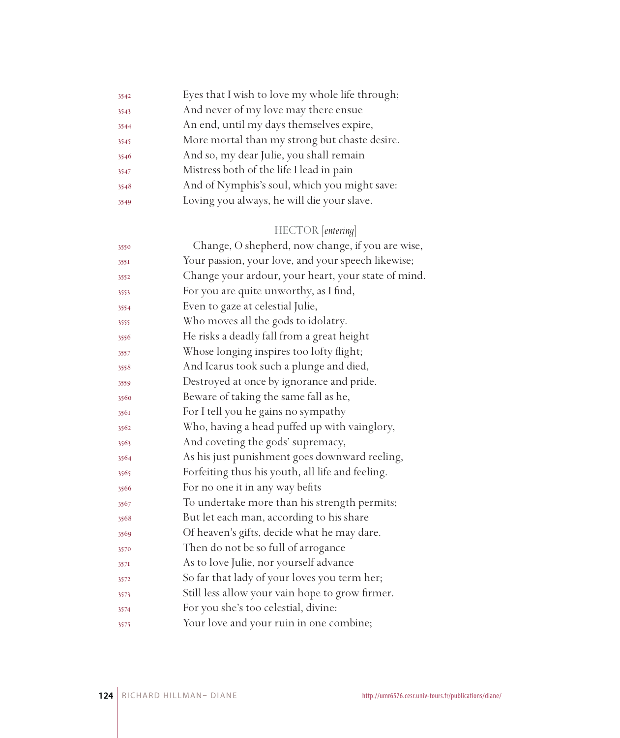3542 Eyes that I wish to love my whole life through;
3543 And never of my love may there ensue
3544 An end, until my days themselves expire,
3545 More mortal than my strong but chaste desire.
3546 And so, my dear Julie, you shall remain
3547 Mistress both of the life I lead in pain
3548 And of Nymphis's soul, which you might save:
3549 Loving you always, he will die your slave.

HECTOR [*entering*]

3550 Change, O shepherd, now change, if you are wise,
3551 Your passion, your love, and your speech likewise;
3552 Change your ardour, your heart, your state of mind.
3553 For you are quite unworthy, as I find,
3554 Even to gaze at celestial Julie,
3555 Who moves all the gods to idolatry.
3556 He risks a deadly fall from a great height
3557 Whose longing inspires too lofty flight;
3558 And Icarus took such a plunge and died,
3559 Destroyed at once by ignorance and pride.
3560 Beware of taking the same fall as he,
3561 For I tell you he gains no sympathy
3562 Who, having a head puffed up with vainglory,
3563 And coveting the gods' supremacy,
3564 As his just punishment goes downward reeling,
3565 Forfeiting thus his youth, all life and feeling.
3566 For no one it in any way befits
3567 To undertake more than his strength permits;
3568 But let each man, according to his share
3569 Of heaven's gifts, decide what he may dare.
3570 Then do not be so full of arrogance
3571 As to love Julie, nor yourself advance
3572 So far that lady of your loves you term her;
3573 Still less allow your vain hope to grow firmer.
3574 For you she's too celestial, divine:
3575 Your love and your ruin in one combine;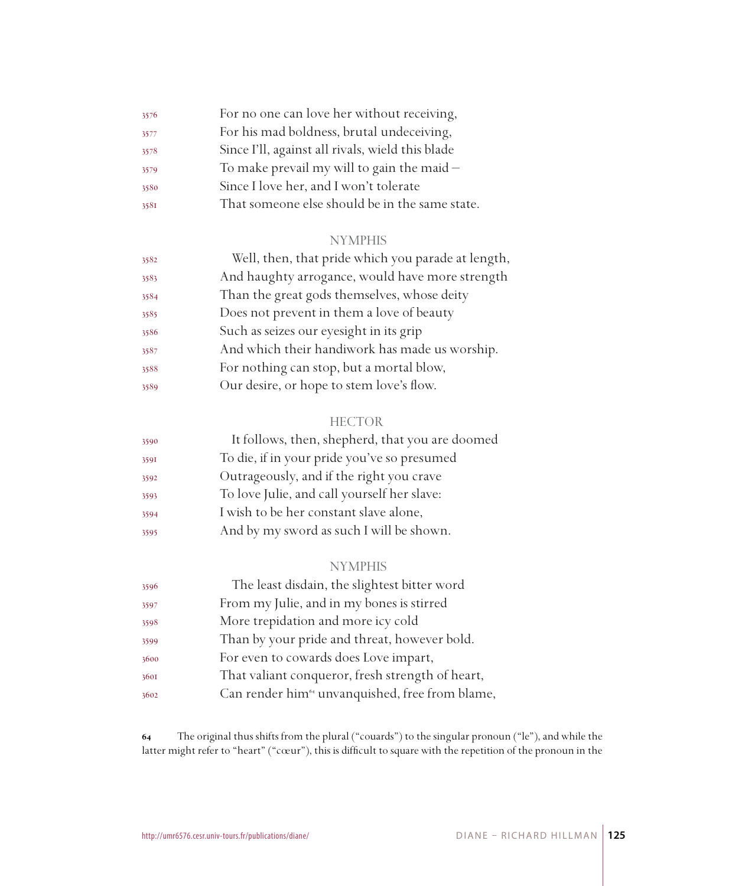3576 For no one can love her without receiving,
3577 For his mad boldness, brutal undeceiving,
3578 Since I'll, against all rivals, wield this blade
3579 To make prevail my will to gain the maid –
3580 Since I love her, and I won't tolerate
3581 That someone else should be in the same state.

NYMPHIS

3582 Well, then, that pride which you parade at length,
3583 And haughty arrogance, would have more strength
3584 Than the great gods themselves, whose deity
3585 Does not prevent in them a love of beauty
3586 Such as seizes our eyesight in its grip
3587 And which their handiwork has made us worship.
3588 For nothing can stop, but a mortal blow,
3589 Our desire, or hope to stem love's flow.

HECTOR

3590 It follows, then, shepherd, that you are doomed
3591 To die, if in your pride you've so presumed
3592 Outrageously, and if the right you crave
3593 To love Julie, and call yourself her slave:
3594 I wish to be her constant slave alone,
3595 And by my sword as such I will be shown.

NYMPHIS

3596 The least disdain, the slightest bitter word
3597 From my Julie, and in my bones is stirred
3598 More trepidation and more icy cold
3599 Than by your pride and threat, however bold.
3600 For even to cowards does Love impart,
3601 That valiant conqueror, fresh strength of heart,
3602 Can render him[64] unvanquished, free from blame,

**64** The original thus shifts from the plural ("couards") to the singular pronoun ("le"), and while the latter might refer to "heart" ("cœur"), this is difficult to square with the repetition of the pronoun in the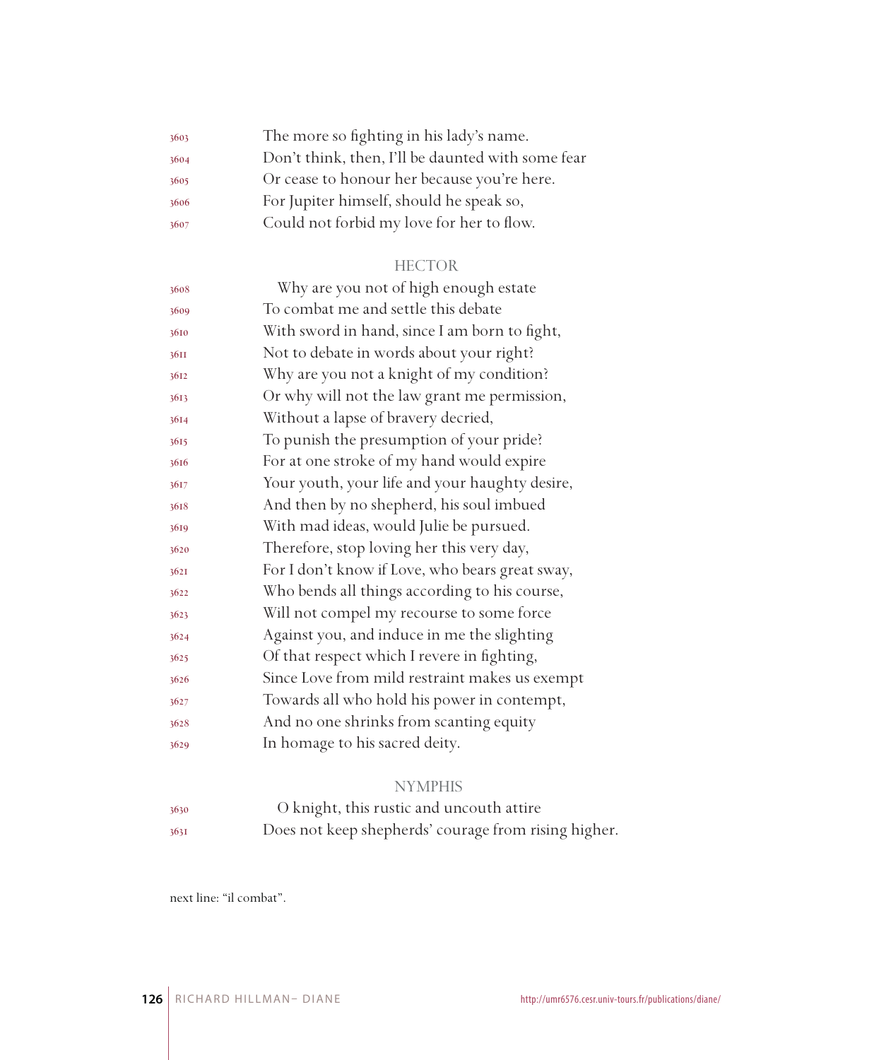3603 The more so fighting in his lady's name.
3604 Don't think, then, I'll be daunted with some fear
3605 Or cease to honour her because you're here.
3606 For Jupiter himself, should he speak so,
3607 Could not forbid my love for her to flow.

HECTOR

3608 Why are you not of high enough estate
3609 To combat me and settle this debate
3610 With sword in hand, since I am born to fight,
3611 Not to debate in words about your right?
3612 Why are you not a knight of my condition?
3613 Or why will not the law grant me permission,
3614 Without a lapse of bravery decried,
3615 To punish the presumption of your pride?
3616 For at one stroke of my hand would expire
3617 Your youth, your life and your haughty desire,
3618 And then by no shepherd, his soul imbued
3619 With mad ideas, would Julie be pursued.
3620 Therefore, stop loving her this very day,
3621 For I don't know if Love, who bears great sway,
3622 Who bends all things according to his course,
3623 Will not compel my recourse to some force
3624 Against you, and induce in me the slighting
3625 Of that respect which I revere in fighting,
3626 Since Love from mild restraint makes us exempt
3627 Towards all who hold his power in contempt,
3628 And no one shrinks from scanting equity
3629 In homage to his sacred deity.

NYMPHIS

3630 O knight, this rustic and uncouth attire
3631 Does not keep shepherds' courage from rising higher.

next line: "il combat".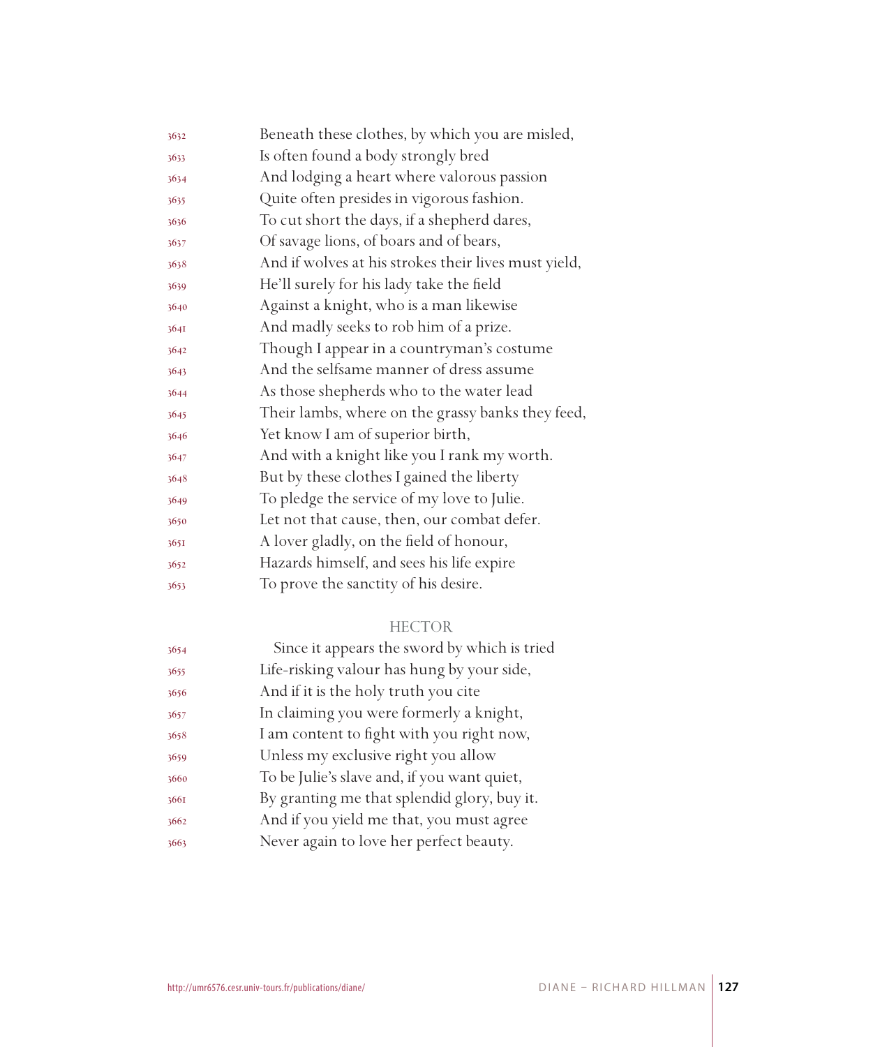3632 Beneath these clothes, by which you are misled,
3633 Is often found a body strongly bred
3634 And lodging a heart where valorous passion
3635 Quite often presides in vigorous fashion.
3636 To cut short the days, if a shepherd dares,
3637 Of savage lions, of boars and of bears,
3638 And if wolves at his strokes their lives must yield,
3639 He'll surely for his lady take the field
3640 Against a knight, who is a man likewise
3641 And madly seeks to rob him of a prize.
3642 Though I appear in a countryman's costume
3643 And the selfsame manner of dress assume
3644 As those shepherds who to the water lead
3645 Their lambs, where on the grassy banks they feed,
3646 Yet know I am of superior birth,
3647 And with a knight like you I rank my worth.
3648 But by these clothes I gained the liberty
3649 To pledge the service of my love to Julie.
3650 Let not that cause, then, our combat defer.
3651 A lover gladly, on the field of honour,
3652 Hazards himself, and sees his life expire
3653 To prove the sanctity of his desire.

HECTOR

3654 Since it appears the sword by which is tried
3655 Life-risking valour has hung by your side,
3656 And if it is the holy truth you cite
3657 In claiming you were formerly a knight,
3658 I am content to fight with you right now,
3659 Unless my exclusive right you allow
3660 To be Julie's slave and, if you want quiet,
3661 By granting me that splendid glory, buy it.
3662 And if you yield me that, you must agree
3663 Never again to love her perfect beauty.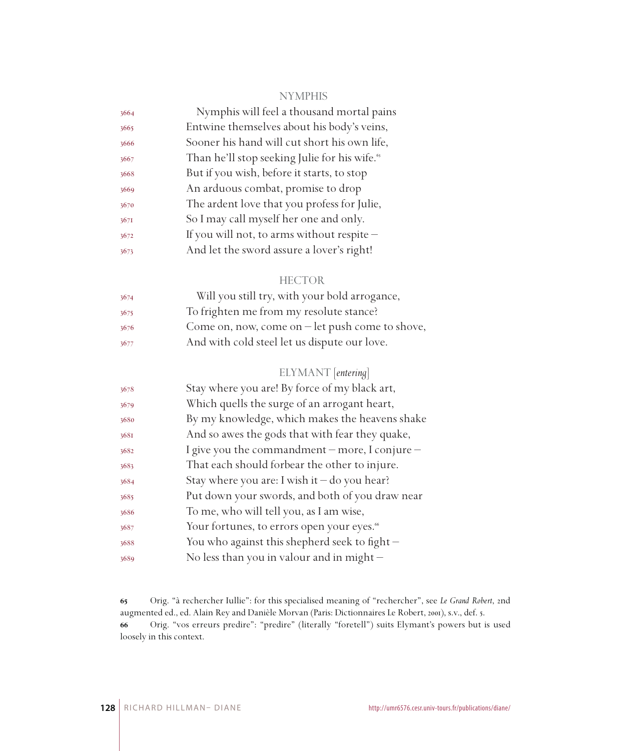NYMPHIS

3664 Nymphis will feel a thousand mortal pains
3665 Entwine themselves about his body's veins,
3666 Sooner his hand will cut short his own life,
3667 Than he'll stop seeking Julie for his wife.[65]
3668 But if you wish, before it starts, to stop
3669 An arduous combat, promise to drop
3670 The ardent love that you profess for Julie,
3671 So I may call myself her one and only.
3672 If you will not, to arms without respite –
3673 And let the sword assure a lover's right!

HECTOR

3674 Will you still try, with your bold arrogance,
3675 To frighten me from my resolute stance?
3676 Come on, now, come on – let push come to shove,
3677 And with cold steel let us dispute our love.

ELYMANT [*entering*]

3678 Stay where you are! By force of my black art,
3679 Which quells the surge of an arrogant heart,
3680 By my knowledge, which makes the heavens shake
3681 And so awes the gods that with fear they quake,
3682 I give you the commandment – more, I conjure –
3683 That each should forbear the other to injure.
3684 Stay where you are: I wish it – do you hear?
3685 Put down your swords, and both of you draw near
3686 To me, who will tell you, as I am wise,
3687 Your fortunes, to errors open your eyes.[66]
3688 You who against this shepherd seek to fight –
3689 No less than you in valour and in might –

**65** Orig. "à rechercher Iullie": for this specialised meaning of "rechercher", see *Le Grand Robert*, 2nd augmented ed., ed. Alain Rey and Danièle Morvan (Paris: Dictionnaires Le Robert, 2001), s.v., def. 5.

**66** Orig. "vos erreurs predire": "predire" (literally "foretell") suits Elymant's powers but is used loosely in this context.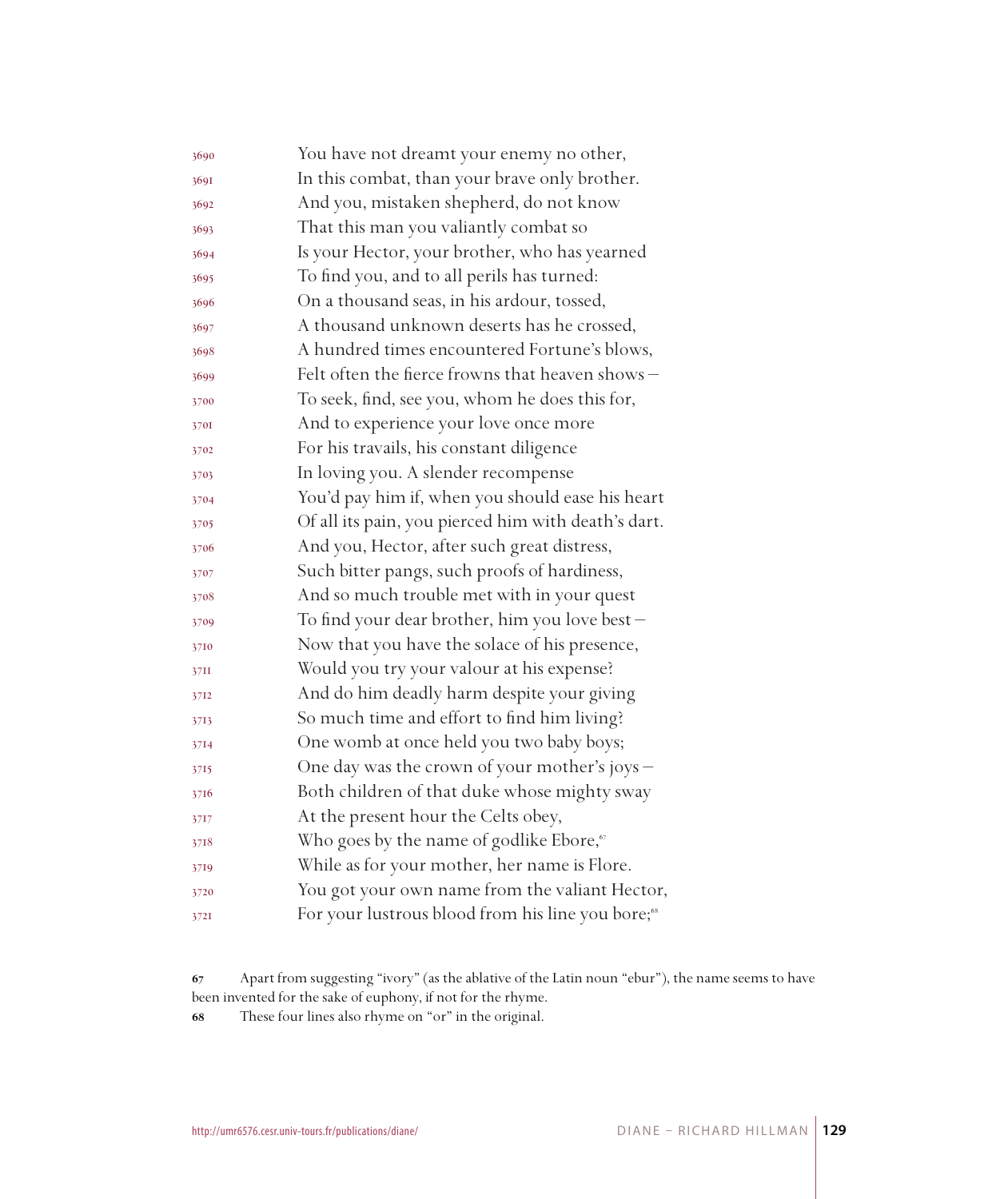3690 You have not dreamt your enemy no other,
3691 In this combat, than your brave only brother.
3692 And you, mistaken shepherd, do not know
3693 That this man you valiantly combat so
3694 Is your Hector, your brother, who has yearned
3695 To find you, and to all perils has turned:
3696 On a thousand seas, in his ardour, tossed,
3697 A thousand unknown deserts has he crossed,
3698 A hundred times encountered Fortune's blows,
3699 Felt often the fierce frowns that heaven shows –
3700 To seek, find, see you, whom he does this for,
3701 And to experience your love once more
3702 For his travails, his constant diligence
3703 In loving you. A slender recompense
3704 You'd pay him if, when you should ease his heart
3705 Of all its pain, you pierced him with death's dart.
3706 And you, Hector, after such great distress,
3707 Such bitter pangs, such proofs of hardiness,
3708 And so much trouble met with in your quest
3709 To find your dear brother, him you love best –
3710 Now that you have the solace of his presence,
3711 Would you try your valour at his expense?
3712 And do him deadly harm despite your giving
3713 So much time and effort to find him living?
3714 One womb at once held you two baby boys;
3715 One day was the crown of your mother's joys –
3716 Both children of that duke whose mighty sway
3717 At the present hour the Celts obey,
3718 Who goes by the name of godlike Ebore,[67]
3719 While as for your mother, her name is Flore.
3720 You got your own name from the valiant Hector,
3721 For your lustrous blood from his line you bore;[68]

67 Apart from suggesting "ivory" (as the ablative of the Latin noun "ebur"), the name seems to have been invented for the sake of euphony, if not for the rhyme.

68 These four lines also rhyme on "or" in the original.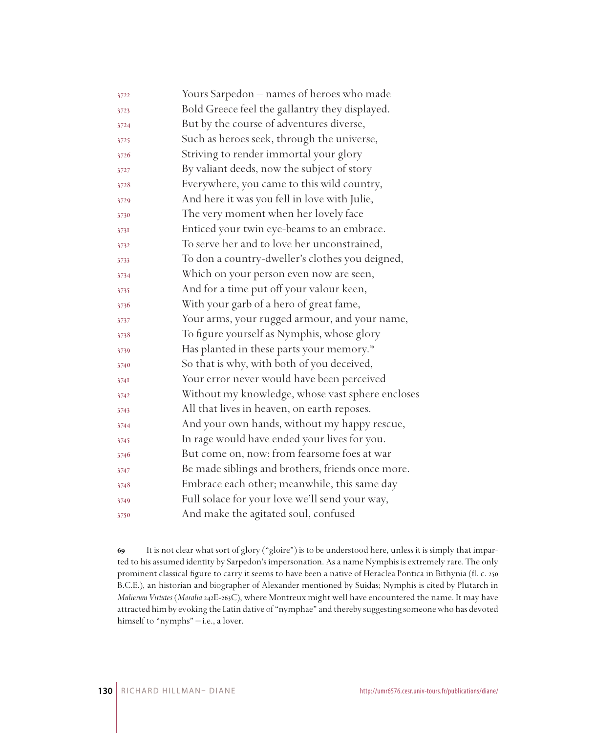3722 Yours Sarpedon – names of heroes who made
3723 Bold Greece feel the gallantry they displayed.
3724 But by the course of adventures diverse,
3725 Such as heroes seek, through the universe,
3726 Striving to render immortal your glory
3727 By valiant deeds, now the subject of story
3728 Everywhere, you came to this wild country,
3729 And here it was you fell in love with Julie,
3730 The very moment when her lovely face
3731 Enticed your twin eye-beams to an embrace.
3732 To serve her and to love her unconstrained,
3733 To don a country-dweller's clothes you deigned,
3734 Which on your person even now are seen,
3735 And for a time put off your valour keen,
3736 With your garb of a hero of great fame,
3737 Your arms, your rugged armour, and your name,
3738 To figure yourself as Nymphis, whose glory
3739 Has planted in these parts your memory.[69]
3740 So that is why, with both of you deceived,
3741 Your error never would have been perceived
3742 Without my knowledge, whose vast sphere encloses
3743 All that lives in heaven, on earth reposes.
3744 And your own hands, without my happy rescue,
3745 In rage would have ended your lives for you.
3746 But come on, now: from fearsome foes at war
3747 Be made siblings and brothers, friends once more.
3748 Embrace each other; meanwhile, this same day
3749 Full solace for your love we'll send your way,
3750 And make the agitated soul, confused

**69** It is not clear what sort of glory ("gloire") is to be understood here, unless it is simply that imparted to his assumed identity by Sarpedon's impersonation. As a name Nymphis is extremely rare. The only prominent classical figure to carry it seems to have been a native of Heraclea Pontica in Bithynia (fl. c. 250 B.C.E.), an historian and biographer of Alexander mentioned by Suidas; Nymphis is cited by Plutarch in *Mulierum Virtutes* (*Moralia* 242E-263C), where Montreux might well have encountered the name. It may have attracted him by evoking the Latin dative of "nymphae" and thereby suggesting someone who has devoted himself to "nymphs" – i.e., a lover.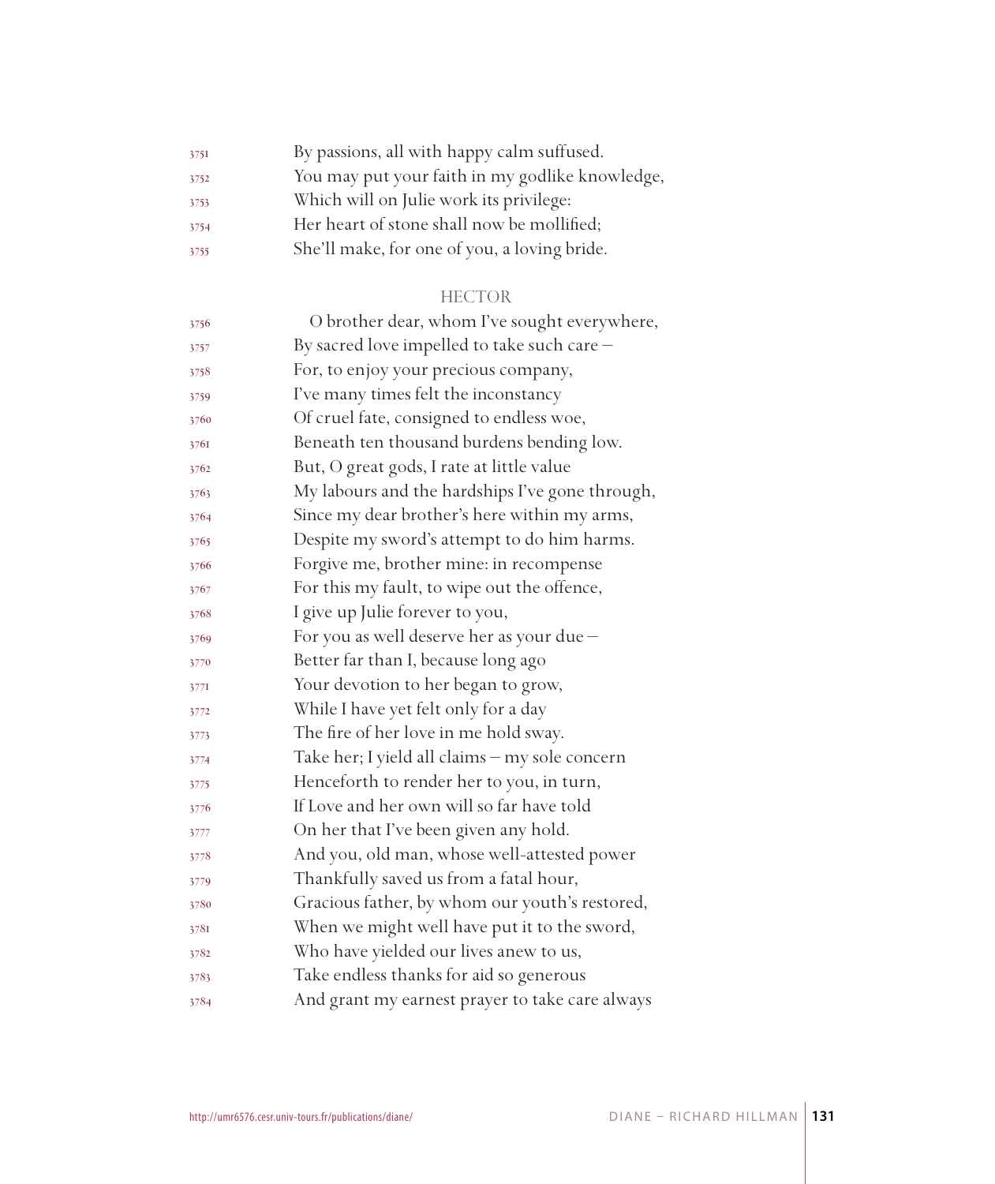By passions, all with happy calm suffused.
You may put your faith in my godlike knowledge,
Which will on Julie work its privilege:
Her heart of stone shall now be mollified;
She'll make, for one of you, a loving bride.

HECTOR

O brother dear, whom I've sought everywhere,
By sacred love impelled to take such care –
For, to enjoy your precious company,
I've many times felt the inconstancy
Of cruel fate, consigned to endless woe,
Beneath ten thousand burdens bending low.
But, O great gods, I rate at little value
My labours and the hardships I've gone through,
Since my dear brother's here within my arms,
Despite my sword's attempt to do him harms.
Forgive me, brother mine: in recompense
For this my fault, to wipe out the offence,
I give up Julie forever to you,
For you as well deserve her as your due –
Better far than I, because long ago
Your devotion to her began to grow,
While I have yet felt only for a day
The fire of her love in me hold sway.
Take her; I yield all claims – my sole concern
Henceforth to render her to you, in turn,
If Love and her own will so far have told
On her that I've been given any hold.
And you, old man, whose well-attested power
Thankfully saved us from a fatal hour,
Gracious father, by whom our youth's restored,
When we might well have put it to the sword,
Who have yielded our lives anew to us,
Take endless thanks for aid so generous
And grant my earnest prayer to take care always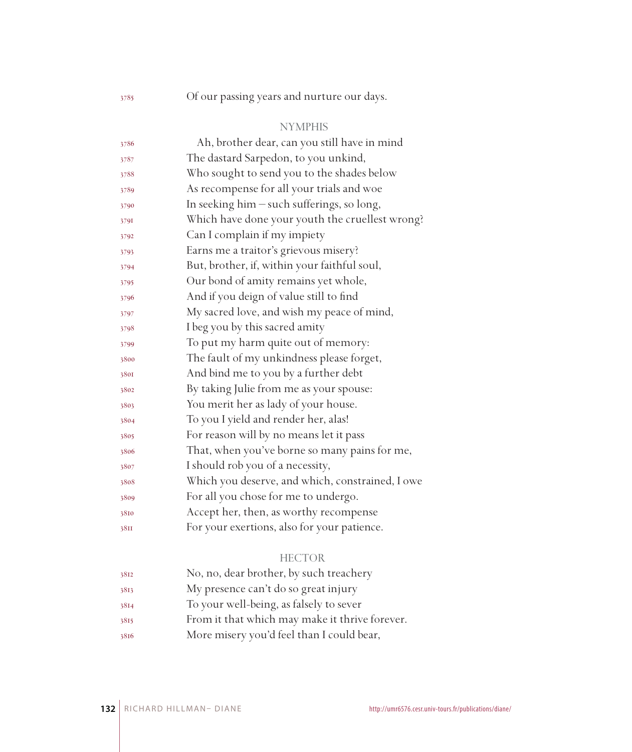3785 Of our passing years and nurture our days.

NYMPHIS

3786 Ah, brother dear, can you still have in mind
3787 The dastard Sarpedon, to you unkind,
3788 Who sought to send you to the shades below
3789 As recompense for all your trials and woe
3790 In seeking him – such sufferings, so long,
3791 Which have done your youth the cruellest wrong?
3792 Can I complain if my impiety
3793 Earns me a traitor's grievous misery?
3794 But, brother, if, within your faithful soul,
3795 Our bond of amity remains yet whole,
3796 And if you deign of value still to find
3797 My sacred love, and wish my peace of mind,
3798 I beg you by this sacred amity
3799 To put my harm quite out of memory:
3800 The fault of my unkindness please forget,
3801 And bind me to you by a further debt
3802 By taking Julie from me as your spouse:
3803 You merit her as lady of your house.
3804 To you I yield and render her, alas!
3805 For reason will by no means let it pass
3806 That, when you've borne so many pains for me,
3807 I should rob you of a necessity,
3808 Which you deserve, and which, constrained, I owe
3809 For all you chose for me to undergo.
3810 Accept her, then, as worthy recompense
3811 For your exertions, also for your patience.

HECTOR

3812 No, no, dear brother, by such treachery
3813 My presence can't do so great injury
3814 To your well-being, as falsely to sever
3815 From it that which may make it thrive forever.
3816 More misery you'd feel than I could bear,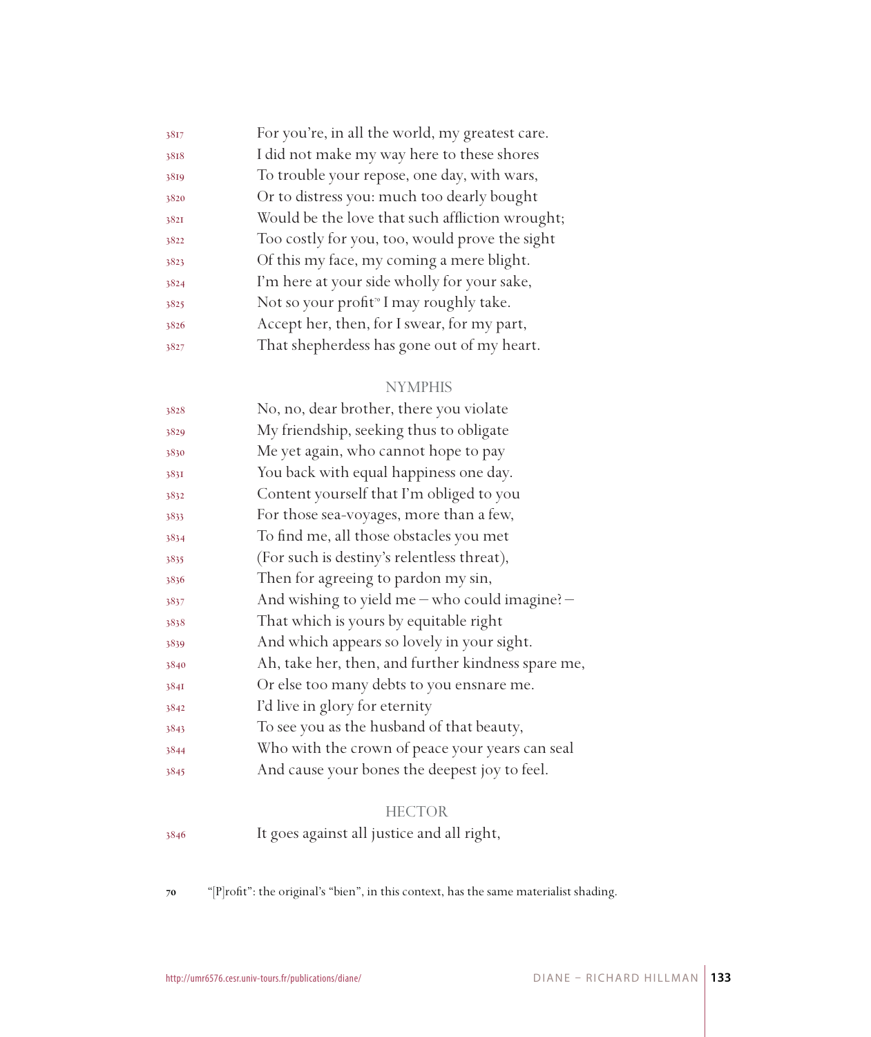3817 For you're, in all the world, my greatest care.
3818 I did not make my way here to these shores
3819 To trouble your repose, one day, with wars,
3820 Or to distress you: much too dearly bought
3821 Would be the love that such affliction wrought;
3822 Too costly for you, too, would prove the sight
3823 Of this my face, my coming a mere blight.
3824 I'm here at your side wholly for your sake,
3825 Not so your profit[70] I may roughly take.
3826 Accept her, then, for I swear, for my part,
3827 That shepherdess has gone out of my heart.

NYMPHIS

3828 No, no, dear brother, there you violate
3829 My friendship, seeking thus to obligate
3830 Me yet again, who cannot hope to pay
3831 You back with equal happiness one day.
3832 Content yourself that I'm obliged to you
3833 For those sea-voyages, more than a few,
3834 To find me, all those obstacles you met
3835 (For such is destiny's relentless threat),
3836 Then for agreeing to pardon my sin,
3837 And wishing to yield me – who could imagine? –
3838 That which is yours by equitable right
3839 And which appears so lovely in your sight.
3840 Ah, take her, then, and further kindness spare me,
3841 Or else too many debts to you ensnare me.
3842 I'd live in glory for eternity
3843 To see you as the husband of that beauty,
3844 Who with the crown of peace your years can seal
3845 And cause your bones the deepest joy to feel.

HECTOR

3846 It goes against all justice and all right,

70 "[P]rofit": the original's "bien", in this context, has the same materialist shading.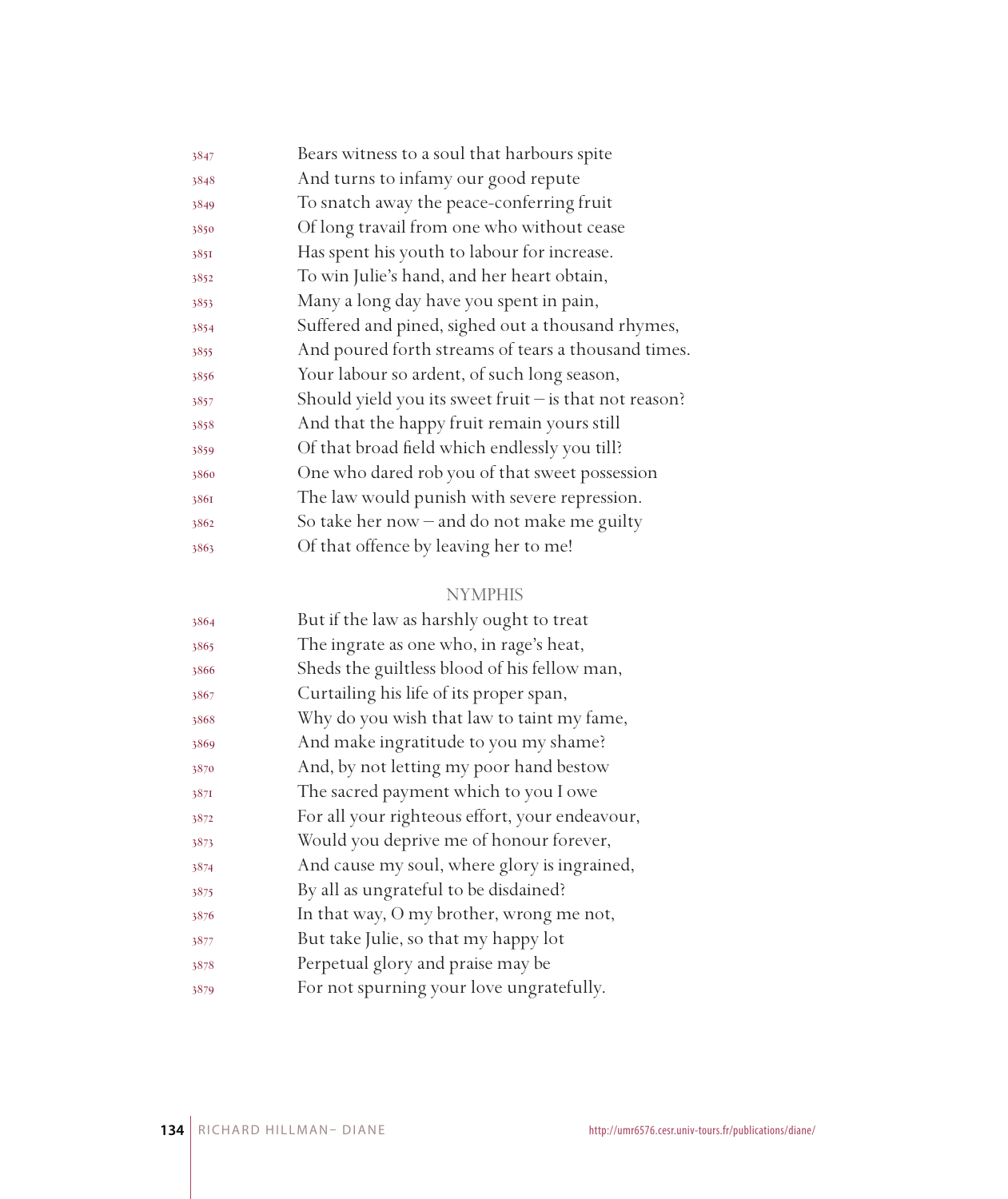3847 Bears witness to a soul that harbours spite
3848 And turns to infamy our good repute
3849 To snatch away the peace-conferring fruit
3850 Of long travail from one who without cease
3851 Has spent his youth to labour for increase.
3852 To win Julie's hand, and her heart obtain,
3853 Many a long day have you spent in pain,
3854 Suffered and pined, sighed out a thousand rhymes,
3855 And poured forth streams of tears a thousand times.
3856 Your labour so ardent, of such long season,
3857 Should yield you its sweet fruit – is that not reason?
3858 And that the happy fruit remain yours still
3859 Of that broad field which endlessly you till?
3860 One who dared rob you of that sweet possession
3861 The law would punish with severe repression.
3862 So take her now – and do not make me guilty
3863 Of that offence by leaving her to me!

NYMPHIS

3864 But if the law as harshly ought to treat
3865 The ingrate as one who, in rage's heat,
3866 Sheds the guiltless blood of his fellow man,
3867 Curtailing his life of its proper span,
3868 Why do you wish that law to taint my fame,
3869 And make ingratitude to you my shame?
3870 And, by not letting my poor hand bestow
3871 The sacred payment which to you I owe
3872 For all your righteous effort, your endeavour,
3873 Would you deprive me of honour forever,
3874 And cause my soul, where glory is ingrained,
3875 By all as ungrateful to be disdained?
3876 In that way, O my brother, wrong me not,
3877 But take Julie, so that my happy lot
3878 Perpetual glory and praise may be
3879 For not spurning your love ungratefully.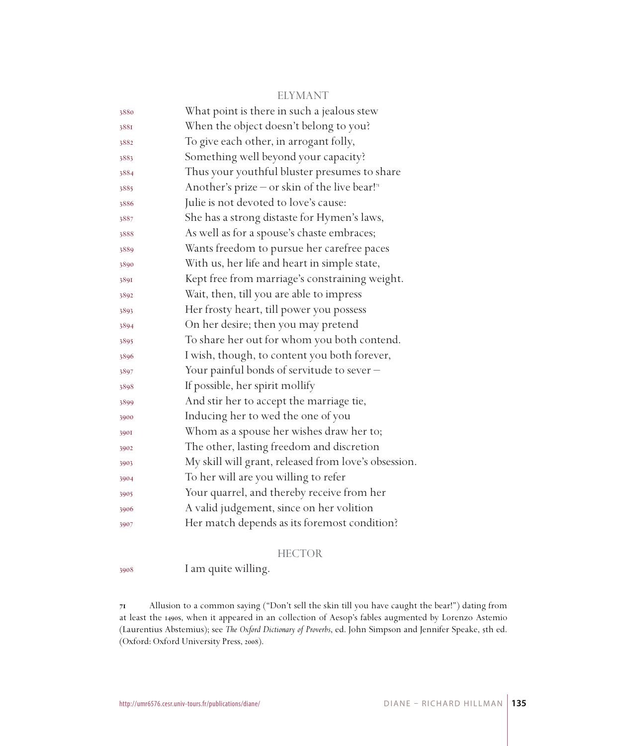ELYMANT

3880 What point is there in such a jealous stew
3881 When the object doesn't belong to you?
3882 To give each other, in arrogant folly,
3883 Something well beyond your capacity?
3884 Thus your youthful bluster presumes to share
3885 Another's prize – or skin of the live bear![71]
3886 Julie is not devoted to love's cause:
3887 She has a strong distaste for Hymen's laws,
3888 As well as for a spouse's chaste embraces;
3889 Wants freedom to pursue her carefree paces
3890 With us, her life and heart in simple state,
3891 Kept free from marriage's constraining weight.
3892 Wait, then, till you are able to impress
3893 Her frosty heart, till power you possess
3894 On her desire; then you may pretend
3895 To share her out for whom you both contend.
3896 I wish, though, to content you both forever,
3897 Your painful bonds of servitude to sever –
3898 If possible, her spirit mollify
3899 And stir her to accept the marriage tie,
3900 Inducing her to wed the one of you
3901 Whom as a spouse her wishes draw her to;
3902 The other, lasting freedom and discretion
3903 My skill will grant, released from love's obsession.
3904 To her will are you willing to refer
3905 Your quarrel, and thereby receive from her
3906 A valid judgement, since on her volition
3907 Her match depends as its foremost condition?

HECTOR

3908 I am quite willing.

71 Allusion to a common saying ("Don't sell the skin till you have caught the bear!") dating from at least the 1490s, when it appeared in an collection of Aesop's fables augmented by Lorenzo Astemio (Laurentius Abstemius); see *The Oxford Dictionary of Proverbs*, ed. John Simpson and Jennifer Speake, 5th ed. (Oxford: Oxford University Press, 2008).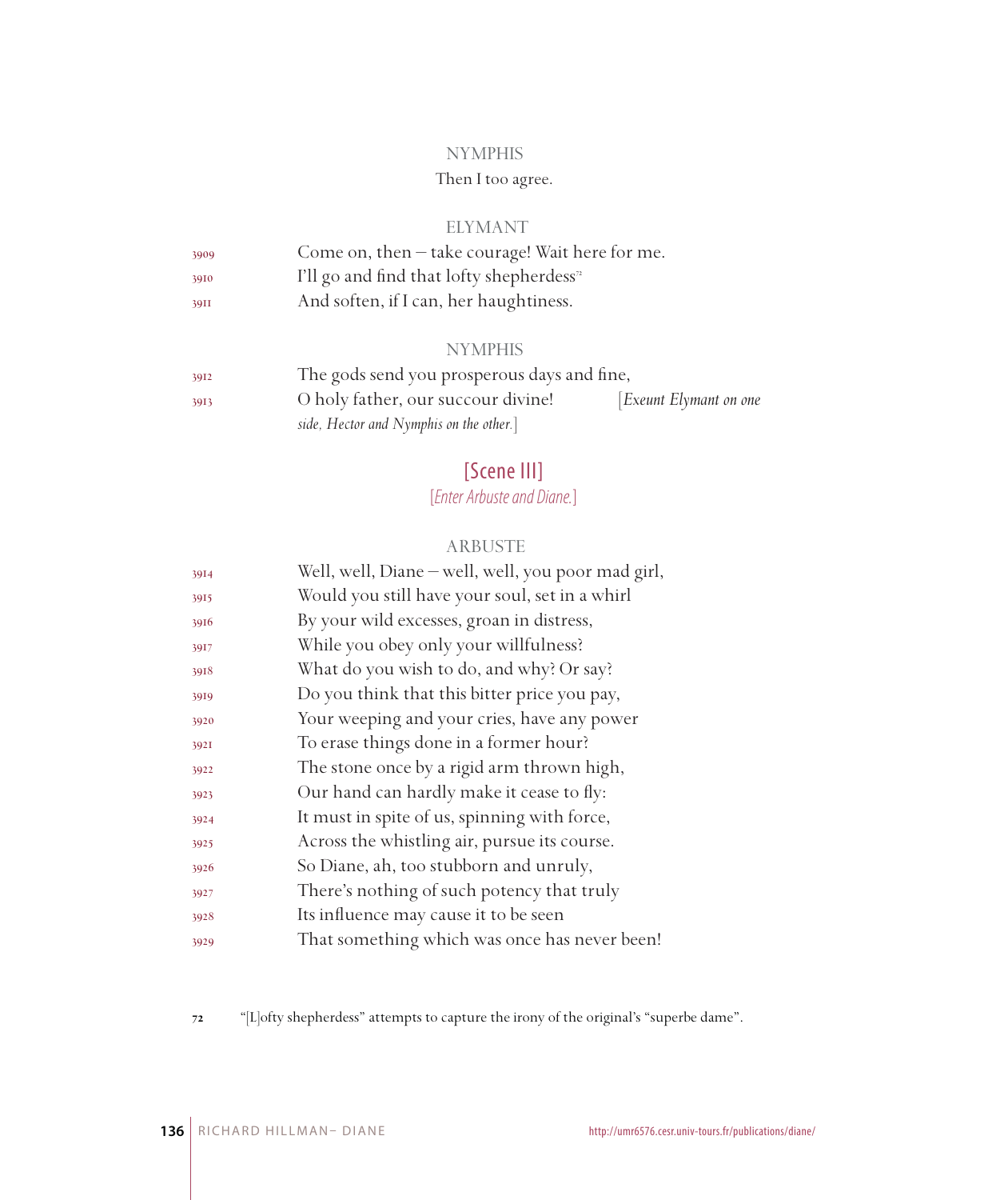NYMPHIS

Then I too agree.

ELYMANT

3909 Come on, then – take courage! Wait here for me.
3910 I'll go and find that lofty shepherdess[72]
3911 And soften, if I can, her haughtiness.

NYMPHIS

3912 The gods send you prosperous days and fine,
3913 O holy father, our succour divine! [*Exeunt Elymant on one side, Hector and Nymphis on the other.*]

## [Scene III]

[*Enter Arbuste and Diane.*]

ARBUSTE

3914 Well, well, Diane – well, well, you poor mad girl,
3915 Would you still have your soul, set in a whirl
3916 By your wild excesses, groan in distress,
3917 While you obey only your willfulness?
3918 What do you wish to do, and why? Or say?
3919 Do you think that this bitter price you pay,
3920 Your weeping and your cries, have any power
3921 To erase things done in a former hour?
3922 The stone once by a rigid arm thrown high,
3923 Our hand can hardly make it cease to fly:
3924 It must in spite of us, spinning with force,
3925 Across the whistling air, pursue its course.
3926 So Diane, ah, too stubborn and unruly,
3927 There's nothing of such potency that truly
3928 Its influence may cause it to be seen
3929 That something which was once has never been!

72 "[L]ofty shepherdess" attempts to capture the irony of the original's "superbe dame".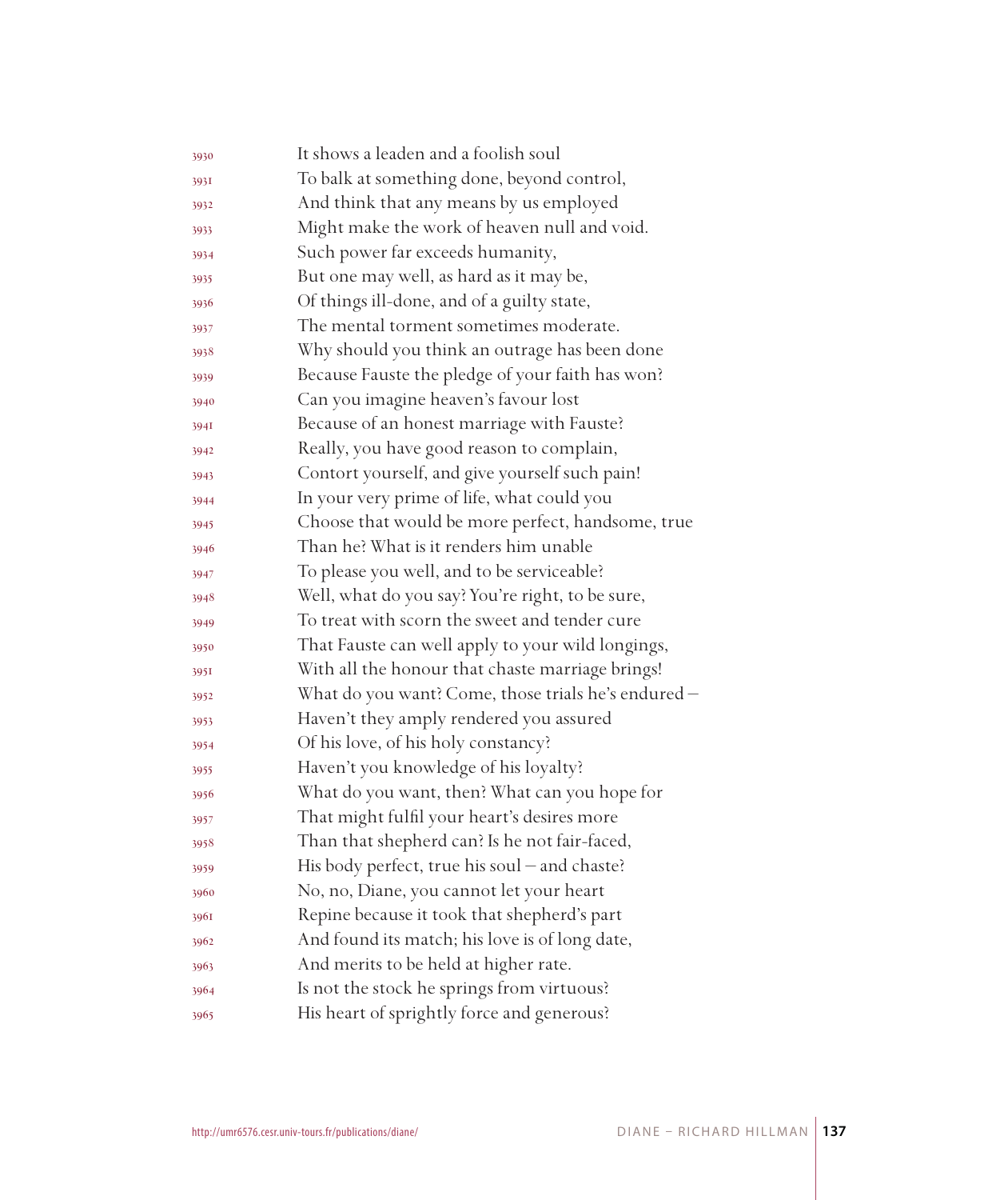3930 It shows a leaden and a foolish soul
3931 To balk at something done, beyond control,
3932 And think that any means by us employed
3933 Might make the work of heaven null and void.
3934 Such power far exceeds humanity,
3935 But one may well, as hard as it may be,
3936 Of things ill-done, and of a guilty state,
3937 The mental torment sometimes moderate.
3938 Why should you think an outrage has been done
3939 Because Fauste the pledge of your faith has won?
3940 Can you imagine heaven's favour lost
3941 Because of an honest marriage with Fauste?
3942 Really, you have good reason to complain,
3943 Contort yourself, and give yourself such pain!
3944 In your very prime of life, what could you
3945 Choose that would be more perfect, handsome, true
3946 Than he? What is it renders him unable
3947 To please you well, and to be serviceable?
3948 Well, what do you say? You're right, to be sure,
3949 To treat with scorn the sweet and tender cure
3950 That Fauste can well apply to your wild longings,
3951 With all the honour that chaste marriage brings!
3952 What do you want? Come, those trials he's endured –
3953 Haven't they amply rendered you assured
3954 Of his love, of his holy constancy?
3955 Haven't you knowledge of his loyalty?
3956 What do you want, then? What can you hope for
3957 That might fulfil your heart's desires more
3958 Than that shepherd can? Is he not fair-faced,
3959 His body perfect, true his soul – and chaste?
3960 No, no, Diane, you cannot let your heart
3961 Repine because it took that shepherd's part
3962 And found its match; his love is of long date,
3963 And merits to be held at higher rate.
3964 Is not the stock he springs from virtuous?
3965 His heart of sprightly force and generous?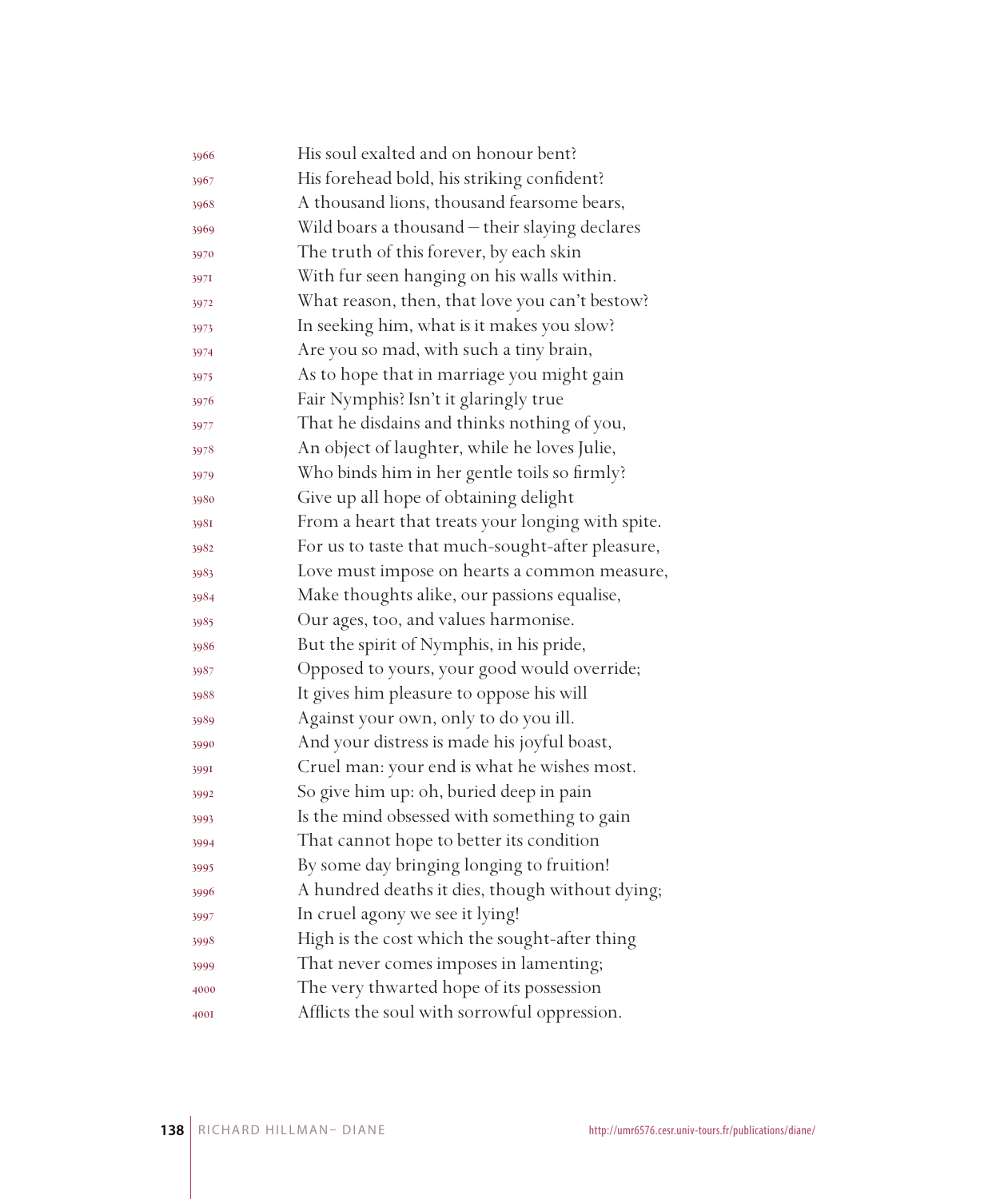3966 His soul exalted and on honour bent?
3967 His forehead bold, his striking confident?
3968 A thousand lions, thousand fearsome bears,
3969 Wild boars a thousand – their slaying declares
3970 The truth of this forever, by each skin
3971 With fur seen hanging on his walls within.
3972 What reason, then, that love you can't bestow?
3973 In seeking him, what is it makes you slow?
3974 Are you so mad, with such a tiny brain,
3975 As to hope that in marriage you might gain
3976 Fair Nymphis? Isn't it glaringly true
3977 That he disdains and thinks nothing of you,
3978 An object of laughter, while he loves Julie,
3979 Who binds him in her gentle toils so firmly?
3980 Give up all hope of obtaining delight
3981 From a heart that treats your longing with spite.
3982 For us to taste that much-sought-after pleasure,
3983 Love must impose on hearts a common measure,
3984 Make thoughts alike, our passions equalise,
3985 Our ages, too, and values harmonise.
3986 But the spirit of Nymphis, in his pride,
3987 Opposed to yours, your good would override;
3988 It gives him pleasure to oppose his will
3989 Against your own, only to do you ill.
3990 And your distress is made his joyful boast,
3991 Cruel man: your end is what he wishes most.
3992 So give him up: oh, buried deep in pain
3993 Is the mind obsessed with something to gain
3994 That cannot hope to better its condition
3995 By some day bringing longing to fruition!
3996 A hundred deaths it dies, though without dying;
3997 In cruel agony we see it lying!
3998 High is the cost which the sought-after thing
3999 That never comes imposes in lamenting;
4000 The very thwarted hope of its possession
4001 Afflicts the soul with sorrowful oppression.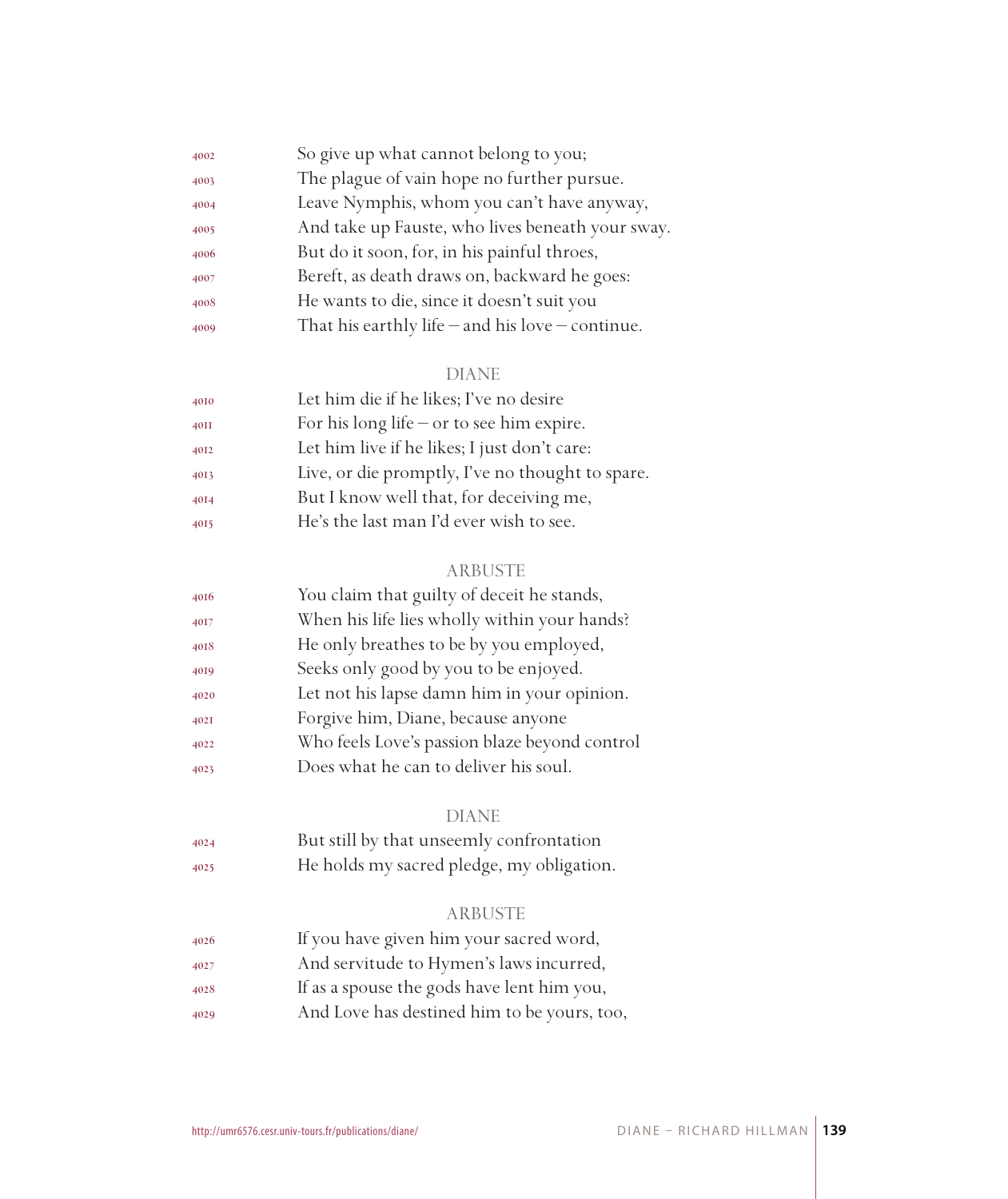4002 So give up what cannot belong to you;
4003 The plague of vain hope no further pursue.
4004 Leave Nymphis, whom you can't have anyway,
4005 And take up Fauste, who lives beneath your sway.
4006 But do it soon, for, in his painful throes,
4007 Bereft, as death draws on, backward he goes:
4008 He wants to die, since it doesn't suit you
4009 That his earthly life – and his love – continue.

DIANE

4010 Let him die if he likes; I've no desire
4011 For his long life – or to see him expire.
4012 Let him live if he likes; I just don't care:
4013 Live, or die promptly, I've no thought to spare.
4014 But I know well that, for deceiving me,
4015 He's the last man I'd ever wish to see.

ARBUSTE

4016 You claim that guilty of deceit he stands,
4017 When his life lies wholly within your hands?
4018 He only breathes to be by you employed,
4019 Seeks only good by you to be enjoyed.
4020 Let not his lapse damn him in your opinion.
4021 Forgive him, Diane, because anyone
4022 Who feels Love's passion blaze beyond control
4023 Does what he can to deliver his soul.

DIANE

4024 But still by that unseemly confrontation
4025 He holds my sacred pledge, my obligation.

ARBUSTE

4026 If you have given him your sacred word,
4027 And servitude to Hymen's laws incurred,
4028 If as a spouse the gods have lent him you,
4029 And Love has destined him to be yours, too,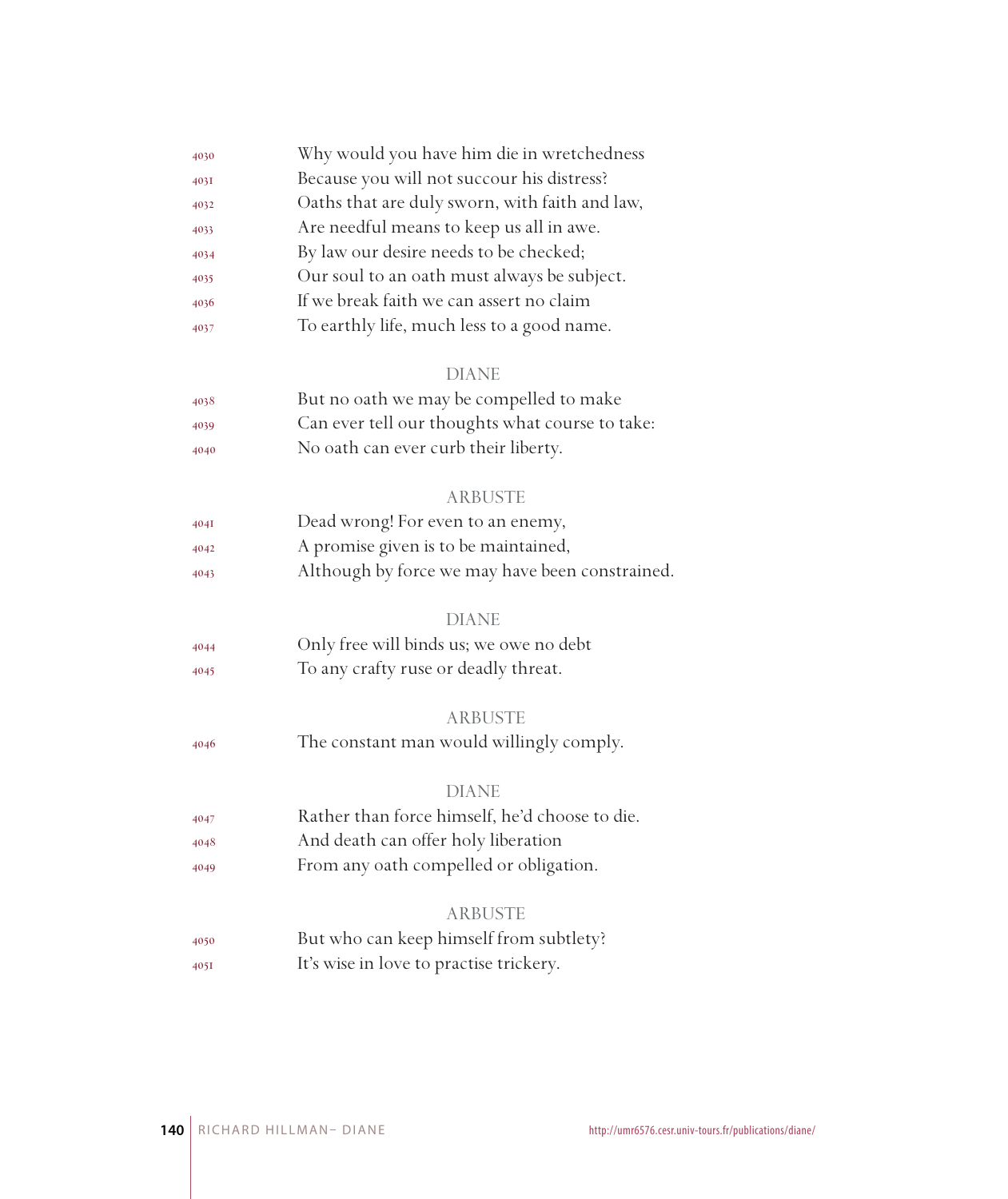4030 Why would you have him die in wretchedness
4031 Because you will not succour his distress?
4032 Oaths that are duly sworn, with faith and law,
4033 Are needful means to keep us all in awe.
4034 By law our desire needs to be checked;
4035 Our soul to an oath must always be subject.
4036 If we break faith we can assert no claim
4037 To earthly life, much less to a good name.

DIANE

4038 But no oath we may be compelled to make
4039 Can ever tell our thoughts what course to take:
4040 No oath can ever curb their liberty.

ARBUSTE

4041 Dead wrong! For even to an enemy,
4042 A promise given is to be maintained,
4043 Although by force we may have been constrained.

DIANE

4044 Only free will binds us; we owe no debt
4045 To any crafty ruse or deadly threat.

ARBUSTE

4046 The constant man would willingly comply.

DIANE

4047 Rather than force himself, he'd choose to die.
4048 And death can offer holy liberation
4049 From any oath compelled or obligation.

ARBUSTE

4050 But who can keep himself from subtlety?
4051 It's wise in love to practise trickery.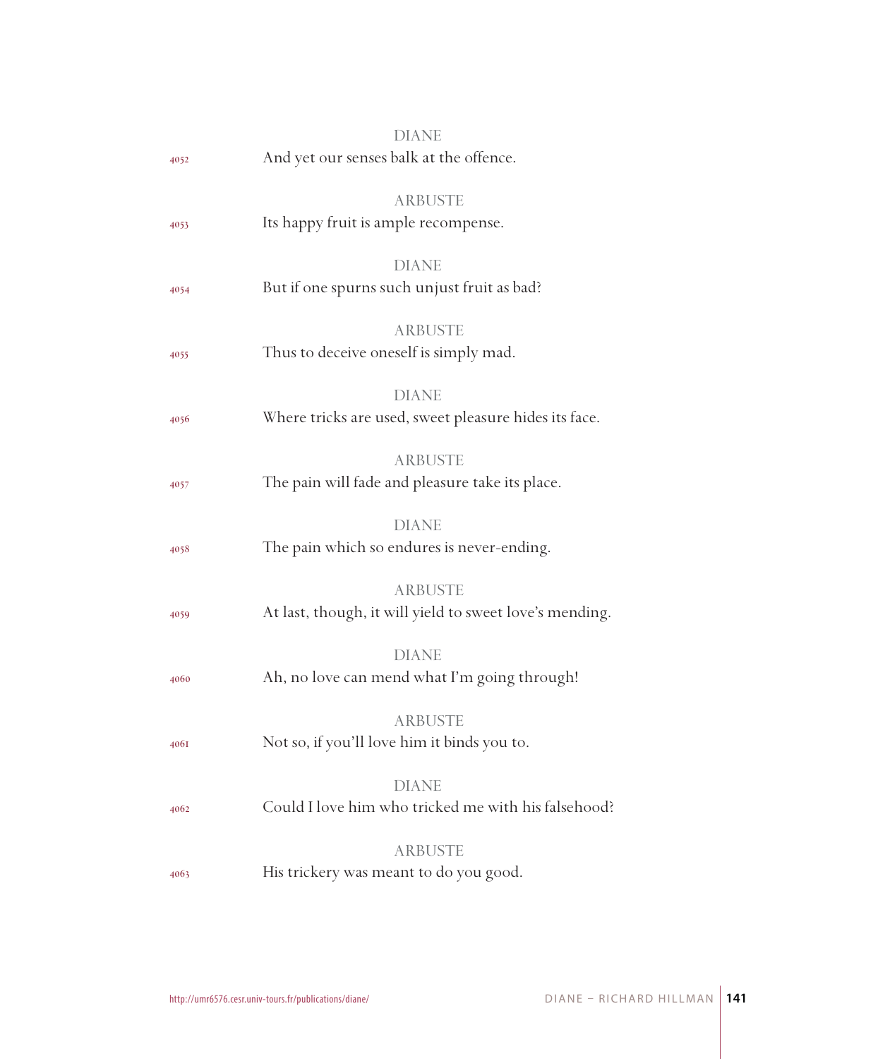DIANE

4052 And yet our senses balk at the offence.

ARBUSTE

4053 Its happy fruit is ample recompense.

DIANE

4054 But if one spurns such unjust fruit as bad?

ARBUSTE

4055 Thus to deceive oneself is simply mad.

DIANE

4056 Where tricks are used, sweet pleasure hides its face.

ARBUSTE

4057 The pain will fade and pleasure take its place.

DIANE

4058 The pain which so endures is never-ending.

ARBUSTE

4059 At last, though, it will yield to sweet love's mending.

DIANE

4060 Ah, no love can mend what I'm going through!

ARBUSTE

4061 Not so, if you'll love him it binds you to.

DIANE

4062 Could I love him who tricked me with his falsehood?

ARBUSTE

4063 His trickery was meant to do you good.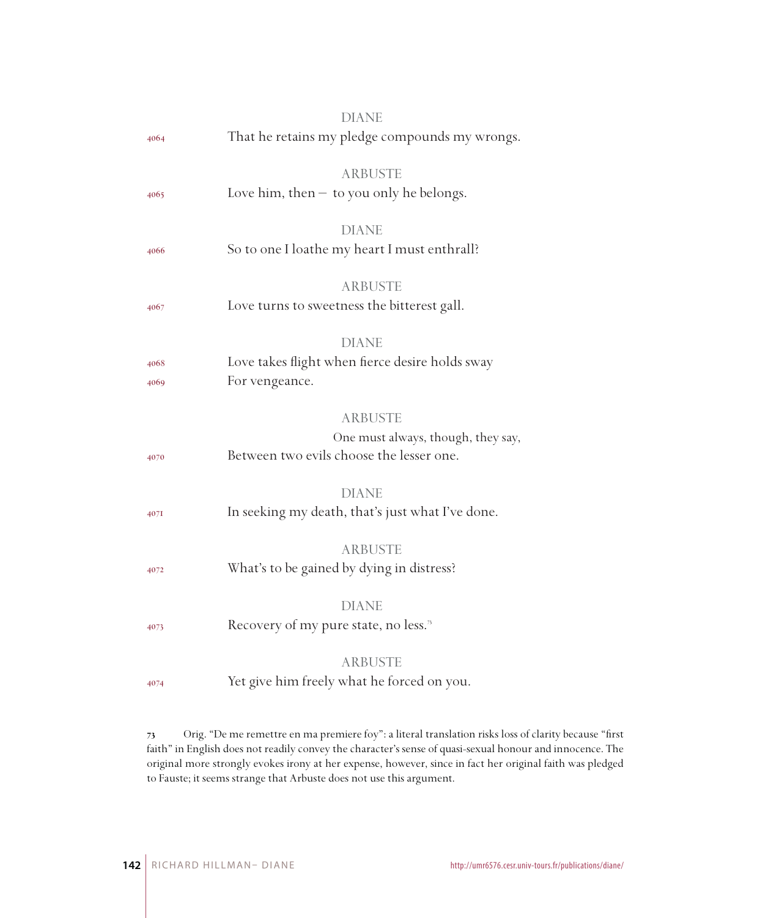DIANE

4064 That he retains my pledge compounds my wrongs.

ARBUSTE

4065 Love him, then – to you only he belongs.

DIANE

4066 So to one I loathe my heart I must enthrall?

ARBUSTE

4067 Love turns to sweetness the bitterest gall.

DIANE

4068 Love takes flight when fierce desire holds sway
4069 For vengeance.

ARBUSTE

One must always, though, they say,
4070 Between two evils choose the lesser one.

DIANE

4071 In seeking my death, that's just what I've done.

ARBUSTE

4072 What's to be gained by dying in distress?

DIANE

4073 Recovery of my pure state, no less.[73]

ARBUSTE

4074 Yet give him freely what he forced on you.

---

73 Orig. "De me remettre en ma premiere foy": a literal translation risks loss of clarity because "first faith" in English does not readily convey the character's sense of quasi-sexual honour and innocence. The original more strongly evokes irony at her expense, however, since in fact her original faith was pledged to Fauste; it seems strange that Arbuste does not use this argument.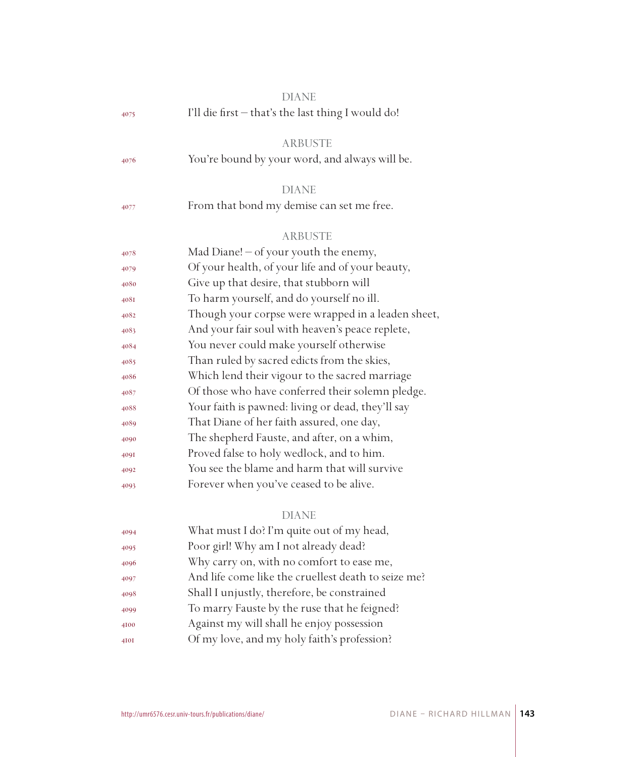DIANE

4075 I'll die first – that's the last thing I would do!

ARBUSTE

4076 You're bound by your word, and always will be.

DIANE

4077 From that bond my demise can set me free.

ARBUSTE

4078 Mad Diane! – of your youth the enemy,
4079 Of your health, of your life and of your beauty,
4080 Give up that desire, that stubborn will
4081 To harm yourself, and do yourself no ill.
4082 Though your corpse were wrapped in a leaden sheet,
4083 And your fair soul with heaven's peace replete,
4084 You never could make yourself otherwise
4085 Than ruled by sacred edicts from the skies,
4086 Which lend their vigour to the sacred marriage
4087 Of those who have conferred their solemn pledge.
4088 Your faith is pawned: living or dead, they'll say
4089 That Diane of her faith assured, one day,
4090 The shepherd Fauste, and after, on a whim,
4091 Proved false to holy wedlock, and to him.
4092 You see the blame and harm that will survive
4093 Forever when you've ceased to be alive.

DIANE

4094 What must I do? I'm quite out of my head,
4095 Poor girl! Why am I not already dead?
4096 Why carry on, with no comfort to ease me,
4097 And life come like the cruellest death to seize me?
4098 Shall I unjustly, therefore, be constrained
4099 To marry Fauste by the ruse that he feigned?
4100 Against my will shall he enjoy possession
4101 Of my love, and my holy faith's profession?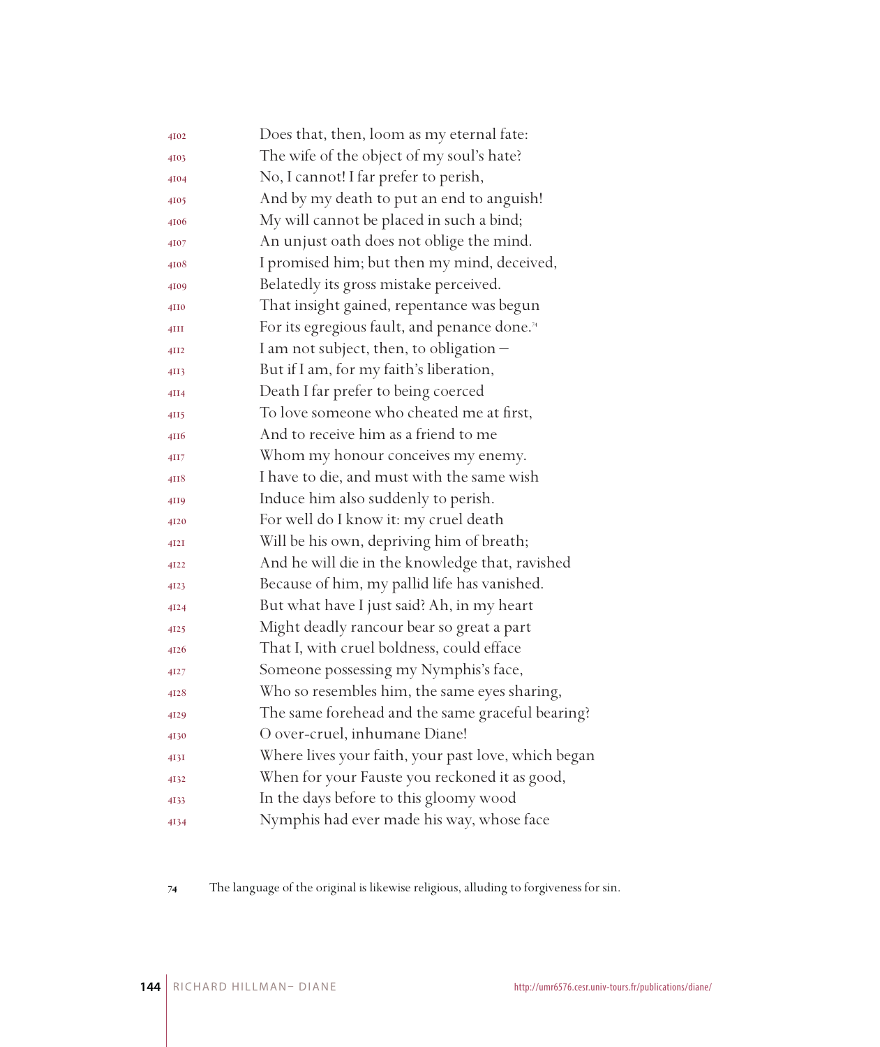4102 Does that, then, loom as my eternal fate:
4103 The wife of the object of my soul's hate?
4104 No, I cannot! I far prefer to perish,
4105 And by my death to put an end to anguish!
4106 My will cannot be placed in such a bind;
4107 An unjust oath does not oblige the mind.
4108 I promised him; but then my mind, deceived,
4109 Belatedly its gross mistake perceived.
4110 That insight gained, repentance was begun
4111 For its egregious fault, and penance done.[74]
4112 I am not subject, then, to obligation –
4113 But if I am, for my faith's liberation,
4114 Death I far prefer to being coerced
4115 To love someone who cheated me at first,
4116 And to receive him as a friend to me
4117 Whom my honour conceives my enemy.
4118 I have to die, and must with the same wish
4119 Induce him also suddenly to perish.
4120 For well do I know it: my cruel death
4121 Will be his own, depriving him of breath;
4122 And he will die in the knowledge that, ravished
4123 Because of him, my pallid life has vanished.
4124 But what have I just said? Ah, in my heart
4125 Might deadly rancour bear so great a part
4126 That I, with cruel boldness, could efface
4127 Someone possessing my Nymphis's face,
4128 Who so resembles him, the same eyes sharing,
4129 The same forehead and the same graceful bearing?
4130 O over-cruel, inhumane Diane!
4131 Where lives your faith, your past love, which began
4132 When for your Fauste you reckoned it as good,
4133 In the days before to this gloomy wood
4134 Nymphis had ever made his way, whose face

[74] The language of the original is likewise religious, alluding to forgiveness for sin.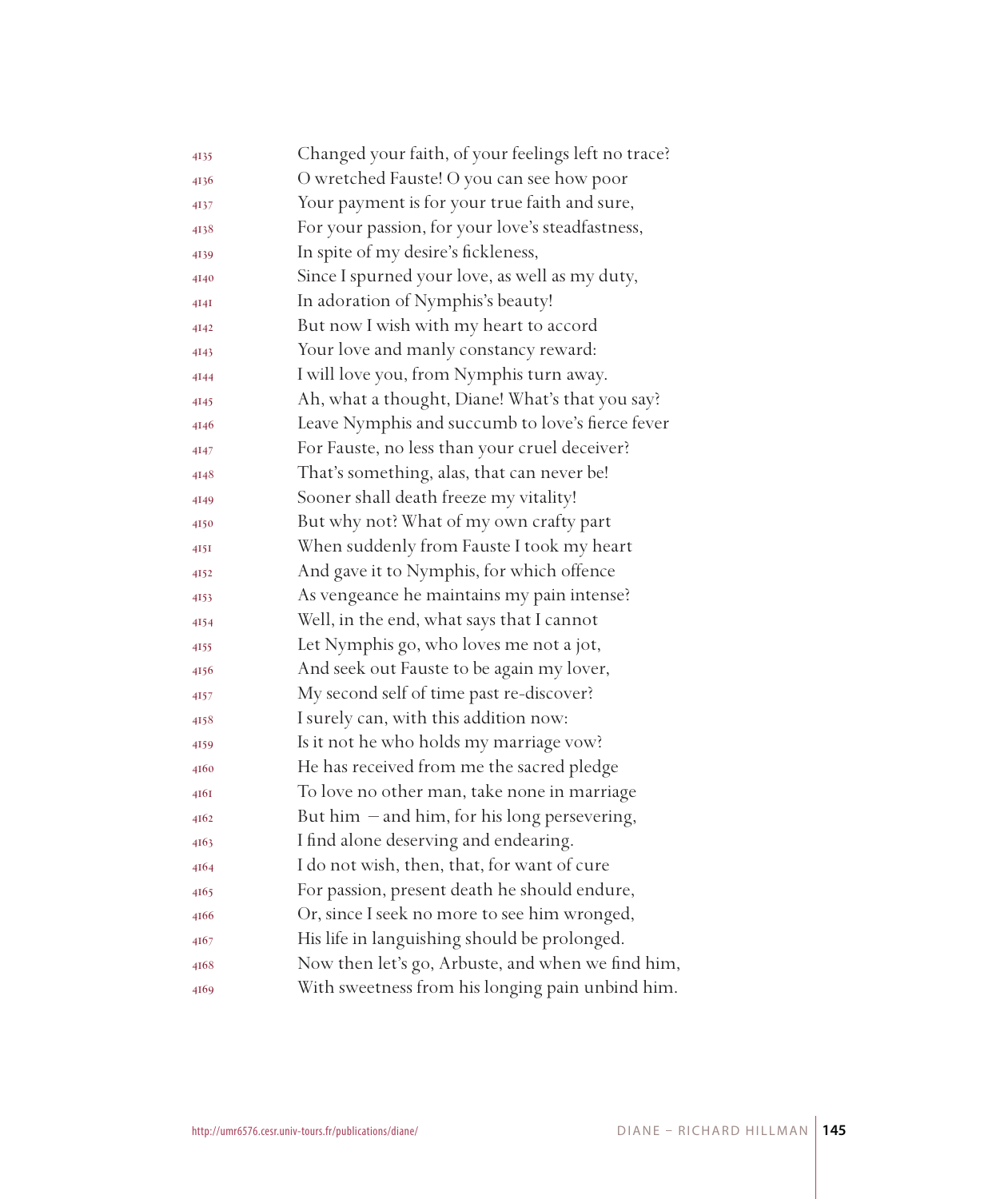4135 Changed your faith, of your feelings left no trace?
4136 O wretched Fauste! O you can see how poor
4137 Your payment is for your true faith and sure,
4138 For your passion, for your love's steadfastness,
4139 In spite of my desire's fickleness,
4140 Since I spurned your love, as well as my duty,
4141 In adoration of Nymphis's beauty!
4142 But now I wish with my heart to accord
4143 Your love and manly constancy reward:
4144 I will love you, from Nymphis turn away.
4145 Ah, what a thought, Diane! What's that you say?
4146 Leave Nymphis and succumb to love's fierce fever
4147 For Fauste, no less than your cruel deceiver?
4148 That's something, alas, that can never be!
4149 Sooner shall death freeze my vitality!
4150 But why not? What of my own crafty part
4151 When suddenly from Fauste I took my heart
4152 And gave it to Nymphis, for which offence
4153 As vengeance he maintains my pain intense?
4154 Well, in the end, what says that I cannot
4155 Let Nymphis go, who loves me not a jot,
4156 And seek out Fauste to be again my lover,
4157 My second self of time past re-discover?
4158 I surely can, with this addition now:
4159 Is it not he who holds my marriage vow?
4160 He has received from me the sacred pledge
4161 To love no other man, take none in marriage
4162 But him – and him, for his long persevering,
4163 I find alone deserving and endearing.
4164 I do not wish, then, that, for want of cure
4165 For passion, present death he should endure,
4166 Or, since I seek no more to see him wronged,
4167 His life in languishing should be prolonged.
4168 Now then let's go, Arbuste, and when we find him,
4169 With sweetness from his longing pain unbind him.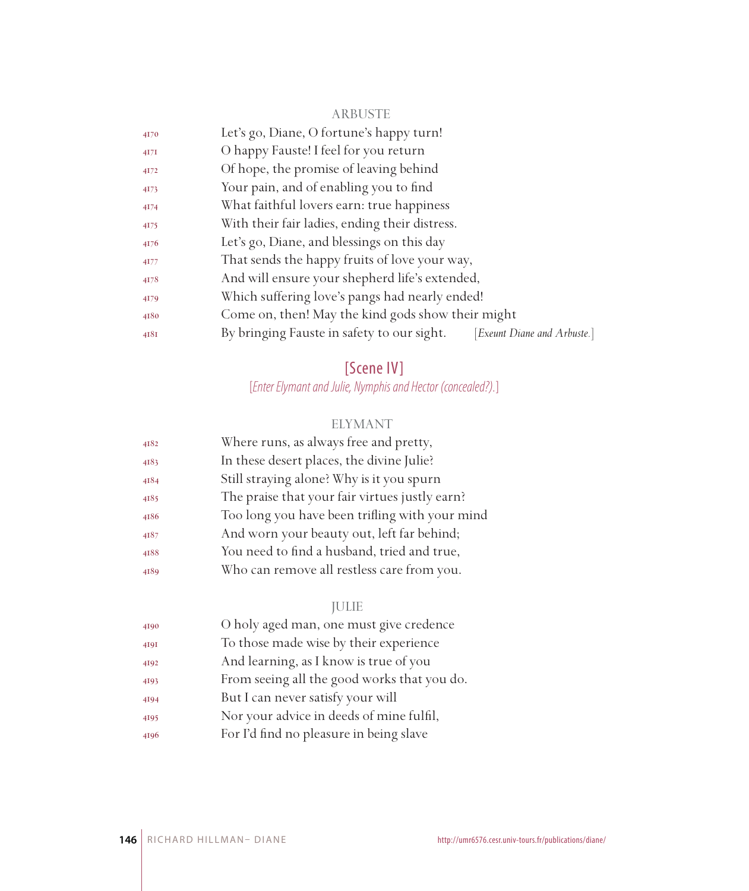ARBUSTE

4170 Let's go, Diane, O fortune's happy turn!
4171 O happy Fauste! I feel for you return
4172 Of hope, the promise of leaving behind
4173 Your pain, and of enabling you to find
4174 What faithful lovers earn: true happiness
4175 With their fair ladies, ending their distress.
4176 Let's go, Diane, and blessings on this day
4177 That sends the happy fruits of love your way,
4178 And will ensure your shepherd life's extended,
4179 Which suffering love's pangs had nearly ended!
4180 Come on, then! May the kind gods show their might
4181 By bringing Fauste in safety to our sight. [*Exeunt Diane and Arbuste.*]

## [Scene IV]

[*Enter Elymant and Julie, Nymphis and Hector (concealed?).*]

ELYMANT

4182 Where runs, as always free and pretty,
4183 In these desert places, the divine Julie?
4184 Still straying alone? Why is it you spurn
4185 The praise that your fair virtues justly earn?
4186 Too long you have been trifling with your mind
4187 And worn your beauty out, left far behind;
4188 You need to find a husband, tried and true,
4189 Who can remove all restless care from you.

JULIE

4190 O holy aged man, one must give credence
4191 To those made wise by their experience
4192 And learning, as I know is true of you
4193 From seeing all the good works that you do.
4194 But I can never satisfy your will
4195 Nor your advice in deeds of mine fulfil,
4196 For I'd find no pleasure in being slave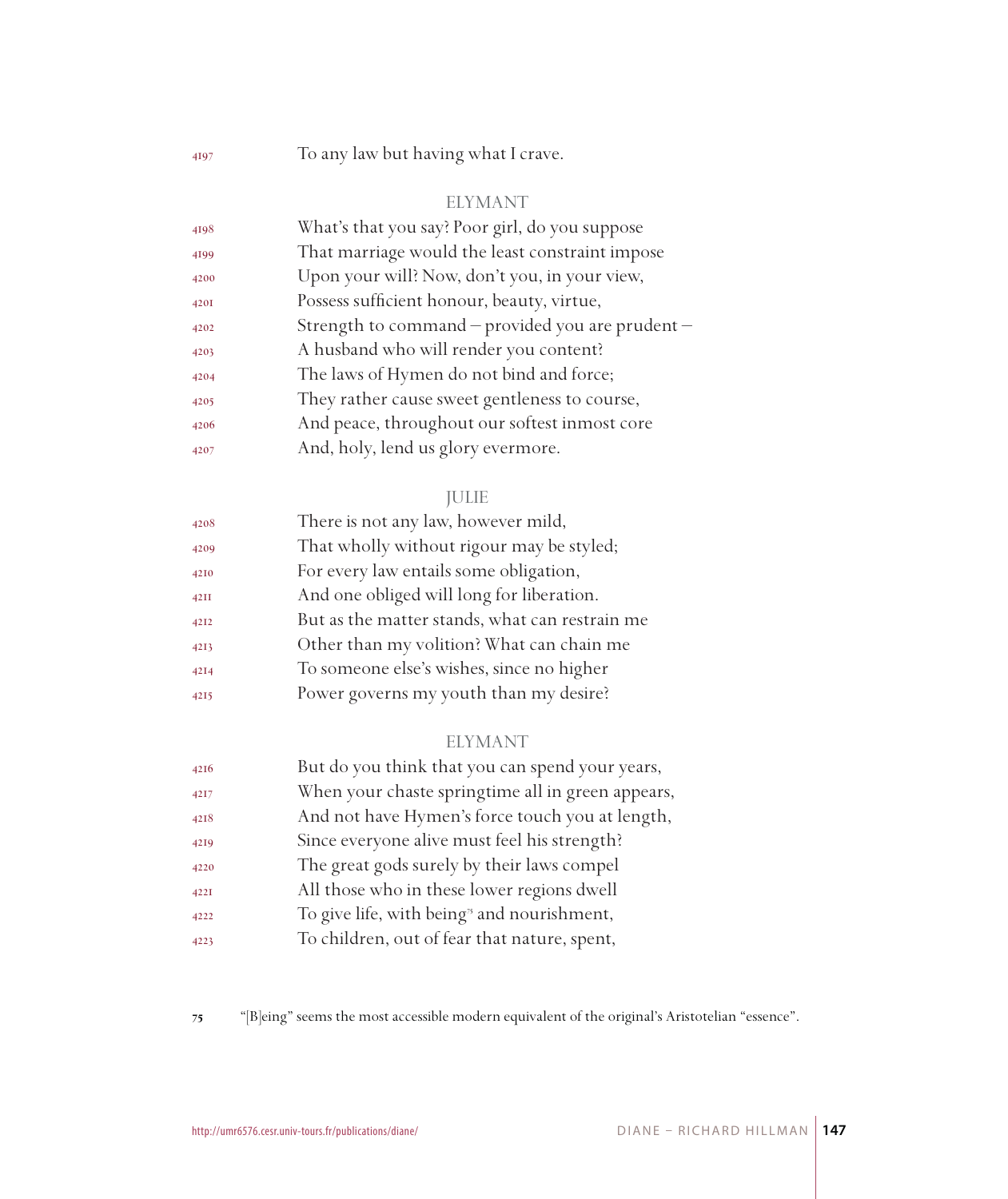To any law but having what I crave.

ELYMANT

What's that you say? Poor girl, do you suppose
That marriage would the least constraint impose
Upon your will? Now, don't you, in your view,
Possess sufficient honour, beauty, virtue,
Strength to command – provided you are prudent –
A husband who will render you content?
The laws of Hymen do not bind and force;
They rather cause sweet gentleness to course,
And peace, throughout our softest inmost core
And, holy, lend us glory evermore.

JULIE

There is not any law, however mild,
That wholly without rigour may be styled;
For every law entails some obligation,
And one obliged will long for liberation.
But as the matter stands, what can restrain me
Other than my volition? What can chain me
To someone else's wishes, since no higher
Power governs my youth than my desire?

ELYMANT

But do you think that you can spend your years,
When your chaste springtime all in green appears,
And not have Hymen's force touch you at length,
Since everyone alive must feel his strength?
The great gods surely by their laws compel
All those who in these lower regions dwell
To give life, with being[75] and nourishment,
To children, out of fear that nature, spent,

[75] "[B]eing" seems the most accessible modern equivalent of the original's Aristotelian "essence".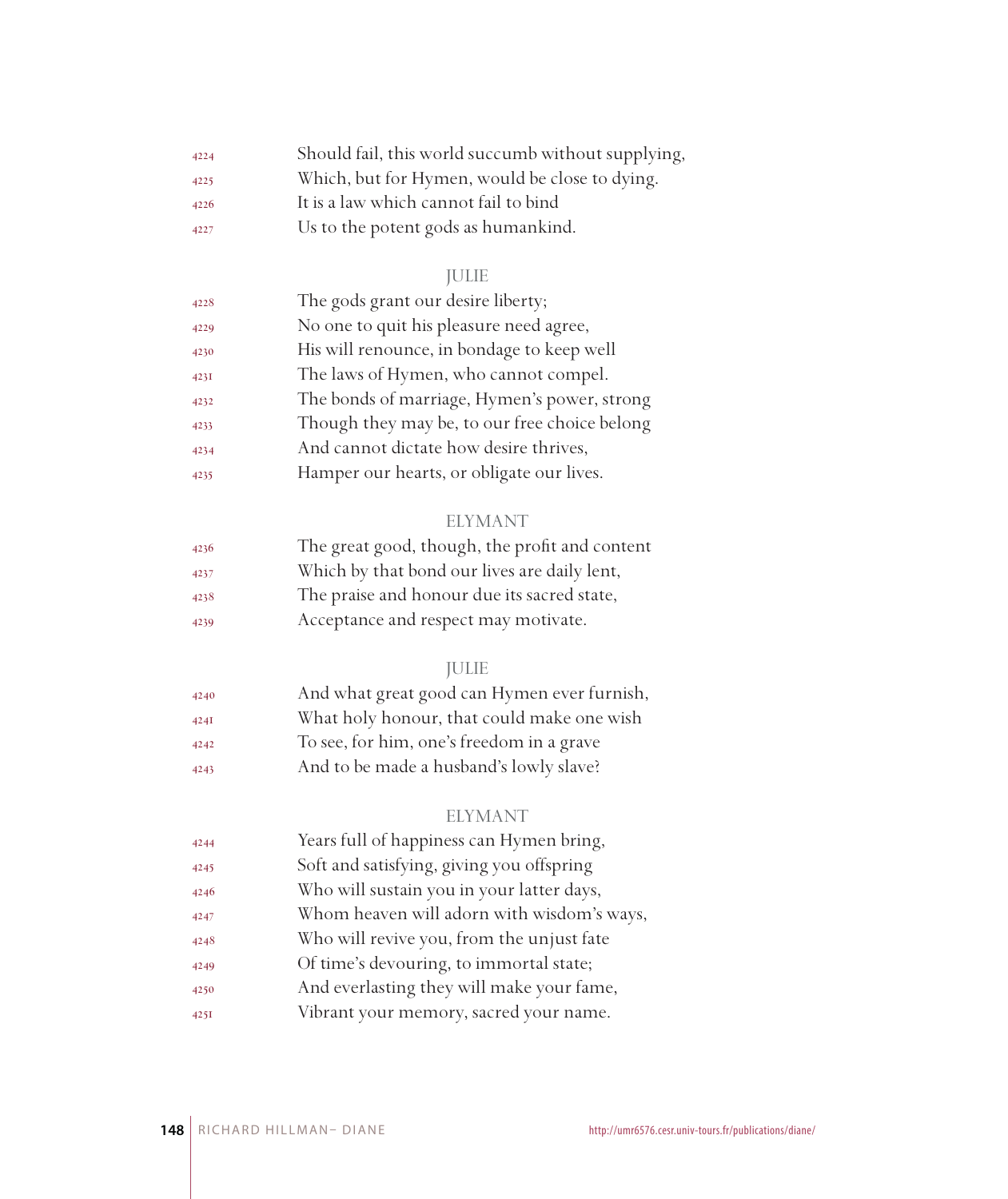4224 Should fail, this world succumb without supplying,
4225 Which, but for Hymen, would be close to dying.
4226 It is a law which cannot fail to bind
4227 Us to the potent gods as humankind.

JULIE

4228 The gods grant our desire liberty;
4229 No one to quit his pleasure need agree,
4230 His will renounce, in bondage to keep well
4231 The laws of Hymen, who cannot compel.
4232 The bonds of marriage, Hymen's power, strong
4233 Though they may be, to our free choice belong
4234 And cannot dictate how desire thrives,
4235 Hamper our hearts, or obligate our lives.

ELYMANT

4236 The great good, though, the profit and content
4237 Which by that bond our lives are daily lent,
4238 The praise and honour due its sacred state,
4239 Acceptance and respect may motivate.

JULIE

4240 And what great good can Hymen ever furnish,
4241 What holy honour, that could make one wish
4242 To see, for him, one's freedom in a grave
4243 And to be made a husband's lowly slave?

ELYMANT

4244 Years full of happiness can Hymen bring,
4245 Soft and satisfying, giving you offspring
4246 Who will sustain you in your latter days,
4247 Whom heaven will adorn with wisdom's ways,
4248 Who will revive you, from the unjust fate
4249 Of time's devouring, to immortal state;
4250 And everlasting they will make your fame,
4251 Vibrant your memory, sacred your name.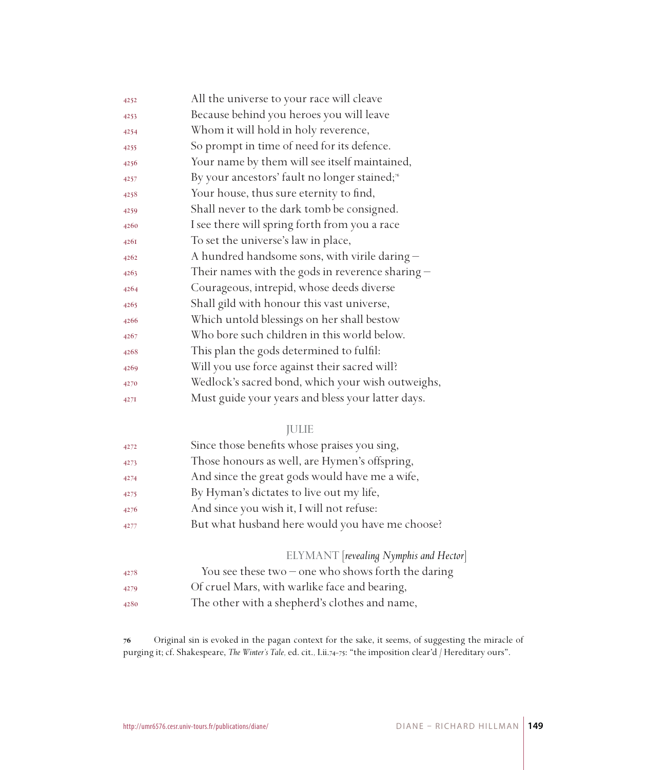4252 All the universe to your race will cleave  
4253 Because behind you heroes you will leave  
4254 Whom it will hold in holy reverence,  
4255 So prompt in time of need for its defence.  
4256 Your name by them will see itself maintained,  
4257 By your ancestors' fault no longer stained;[76]  
4258 Your house, thus sure eternity to find,  
4259 Shall never to the dark tomb be consigned.  
4260 I see there will spring forth from you a race  
4261 To set the universe's law in place,  
4262 A hundred handsome sons, with virile daring –  
4263 Their names with the gods in reverence sharing –  
4264 Courageous, intrepid, whose deeds diverse  
4265 Shall gild with honour this vast universe,  
4266 Which untold blessings on her shall bestow  
4267 Who bore such children in this world below.  
4268 This plan the gods determined to fulfil:  
4269 Will you use force against their sacred will?  
4270 Wedlock's sacred bond, which your wish outweighs,  
4271 Must guide your years and bless your latter days.

JULIE

4272 Since those benefits whose praises you sing,  
4273 Those honours as well, are Hymen's offspring,  
4274 And since the great gods would have me a wife,  
4275 By Hyman's dictates to live out my life,  
4276 And since you wish it, I will not refuse:  
4277 But what husband here would you have me choose?

ELYMANT [*revealing Nymphis and Hector*]

4278 You see these two – one who shows forth the daring  
4279 Of cruel Mars, with warlike face and bearing,  
4280 The other with a shepherd's clothes and name,

**76** Original sin is evoked in the pagan context for the sake, it seems, of suggesting the miracle of purging it; cf. Shakespeare, *The Winter's Tale*, ed. cit., I.ii.74–75: "the imposition clear'd / Hereditary ours".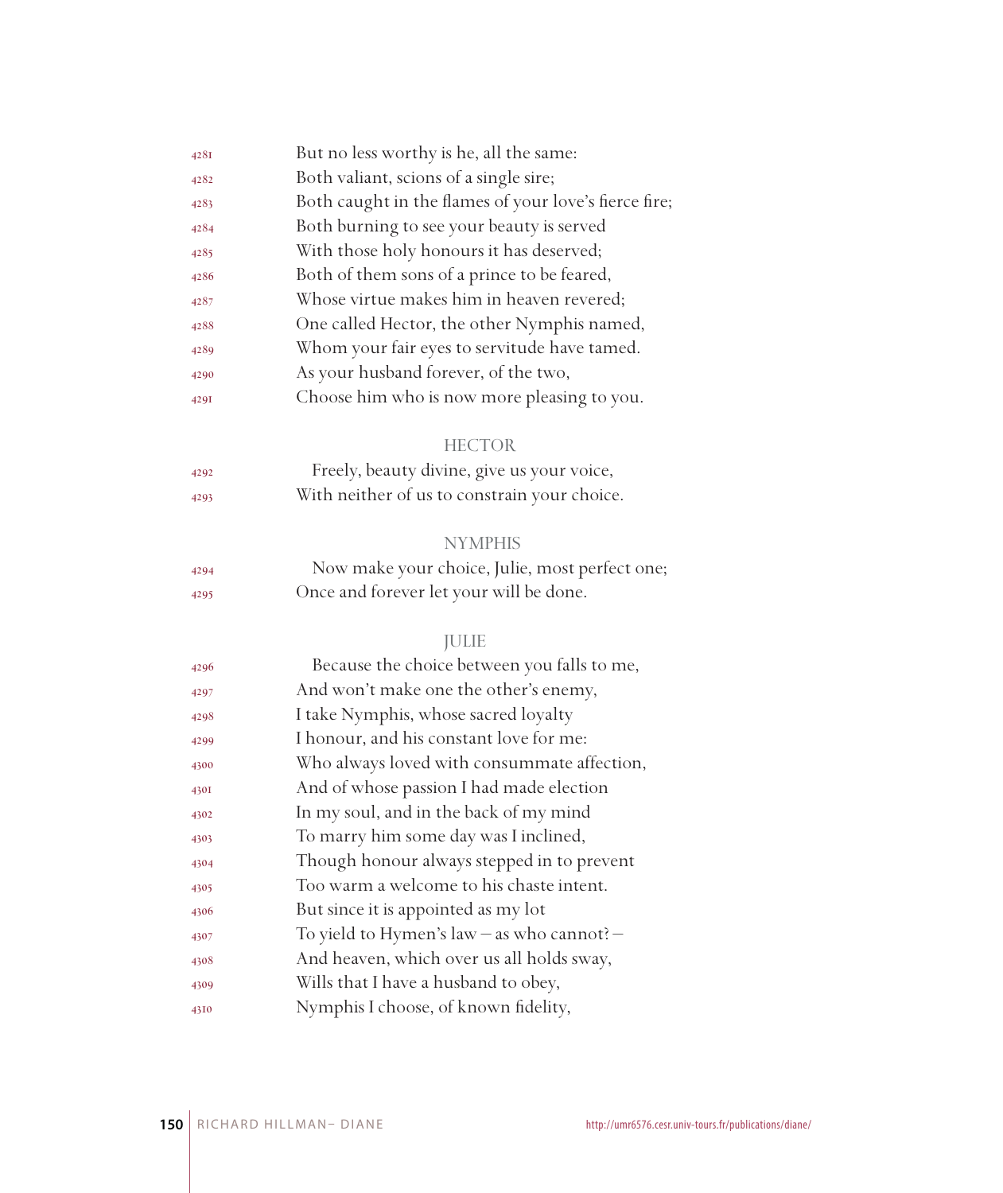4281 But no less worthy is he, all the same:
4282 Both valiant, scions of a single sire;
4283 Both caught in the flames of your love's fierce fire;
4284 Both burning to see your beauty is served
4285 With those holy honours it has deserved;
4286 Both of them sons of a prince to be feared,
4287 Whose virtue makes him in heaven revered;
4288 One called Hector, the other Nymphis named,
4289 Whom your fair eyes to servitude have tamed.
4290 As your husband forever, of the two,
4291 Choose him who is now more pleasing to you.

HECTOR

4292 Freely, beauty divine, give us your voice,
4293 With neither of us to constrain your choice.

NYMPHIS

4294 Now make your choice, Julie, most perfect one;
4295 Once and forever let your will be done.

JULIE

4296 Because the choice between you falls to me,
4297 And won't make one the other's enemy,
4298 I take Nymphis, whose sacred loyalty
4299 I honour, and his constant love for me:
4300 Who always loved with consummate affection,
4301 And of whose passion I had made election
4302 In my soul, and in the back of my mind
4303 To marry him some day was I inclined,
4304 Though honour always stepped in to prevent
4305 Too warm a welcome to his chaste intent.
4306 But since it is appointed as my lot
4307 To yield to Hymen's law – as who cannot? –
4308 And heaven, which over us all holds sway,
4309 Wills that I have a husband to obey,
4310 Nymphis I choose, of known fidelity,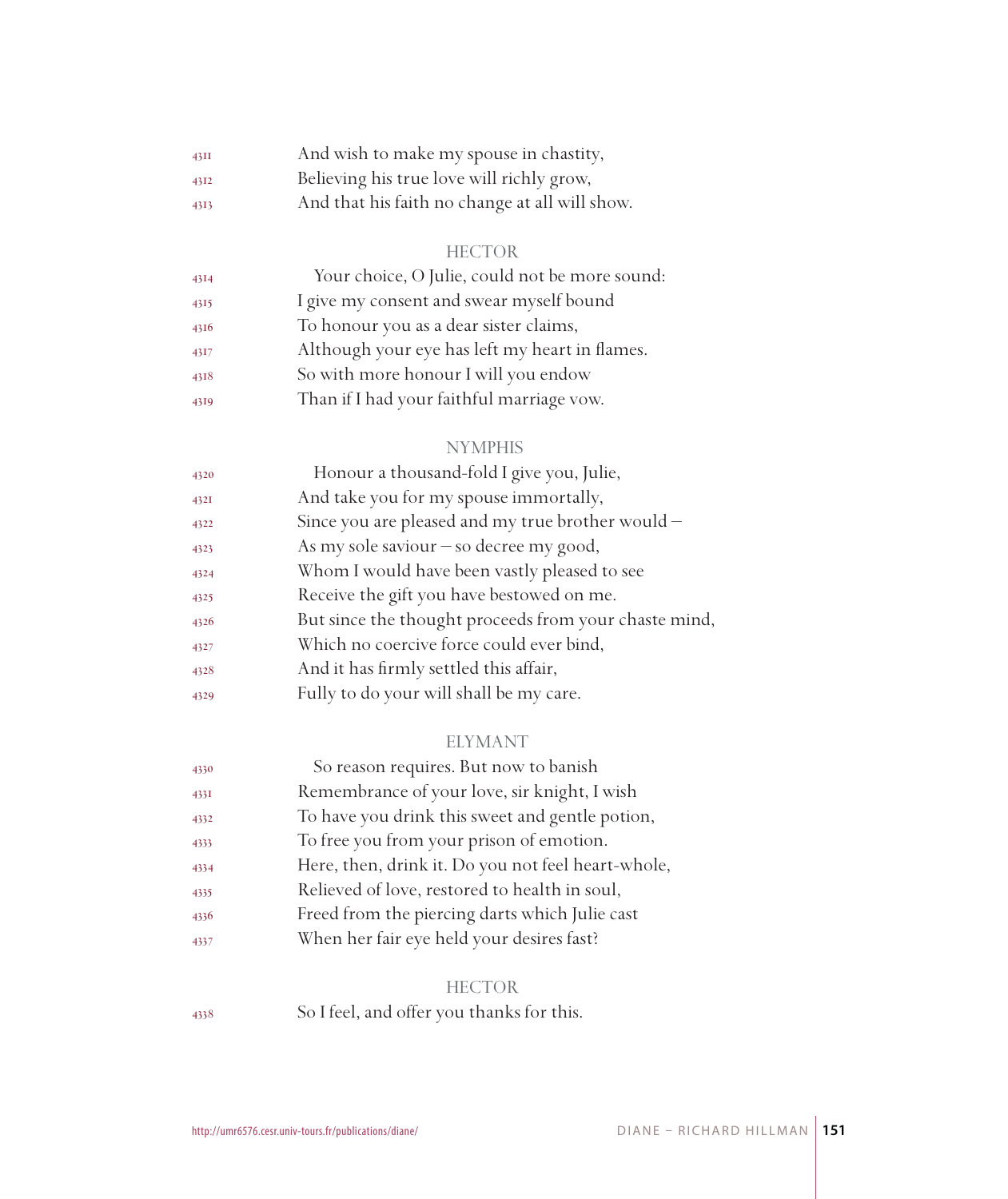4311 And wish to make my spouse in chastity,
4312 Believing his true love will richly grow,
4313 And that his faith no change at all will show.

HECTOR

4314 Your choice, O Julie, could not be more sound:
4315 I give my consent and swear myself bound
4316 To honour you as a dear sister claims,
4317 Although your eye has left my heart in flames.
4318 So with more honour I will you endow
4319 Than if I had your faithful marriage vow.

NYMPHIS

4320 Honour a thousand-fold I give you, Julie,
4321 And take you for my spouse immortally,
4322 Since you are pleased and my true brother would –
4323 As my sole saviour – so decree my good,
4324 Whom I would have been vastly pleased to see
4325 Receive the gift you have bestowed on me.
4326 But since the thought proceeds from your chaste mind,
4327 Which no coercive force could ever bind,
4328 And it has firmly settled this affair,
4329 Fully to do your will shall be my care.

ELYMANT

4330 So reason requires. But now to banish
4331 Remembrance of your love, sir knight, I wish
4332 To have you drink this sweet and gentle potion,
4333 To free you from your prison of emotion.
4334 Here, then, drink it. Do you not feel heart-whole,
4335 Relieved of love, restored to health in soul,
4336 Freed from the piercing darts which Julie cast
4337 When her fair eye held your desires fast?

HECTOR

4338 So I feel, and offer you thanks for this.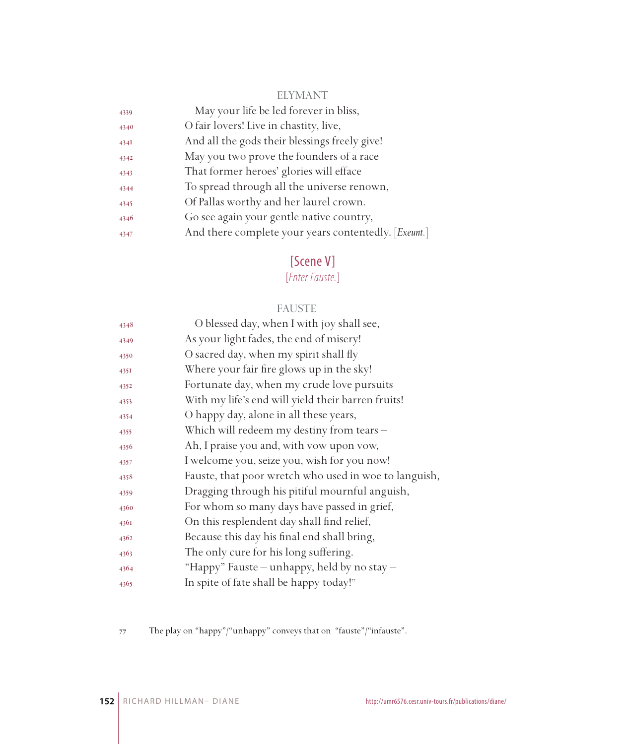ELYMANT

4339 May your life be led forever in bliss,
4340 O fair lovers! Live in chastity, live,
4341 And all the gods their blessings freely give!
4342 May you two prove the founders of a race
4343 That former heroes' glories will efface
4344 To spread through all the universe renown,
4345 Of Pallas worthy and her laurel crown.
4346 Go see again your gentle native country,
4347 And there complete your years contentedly. [*Exeunt.*]

## [Scene V]

[*Enter Fauste.*]

FAUSTE

4348 O blessed day, when I with joy shall see,
4349 As your light fades, the end of misery!
4350 O sacred day, when my spirit shall fly
4351 Where your fair fire glows up in the sky!
4352 Fortunate day, when my crude love pursuits
4353 With my life's end will yield their barren fruits!
4354 O happy day, alone in all these years,
4355 Which will redeem my destiny from tears –
4356 Ah, I praise you and, with vow upon vow,
4357 I welcome you, seize you, wish for you now!
4358 Fauste, that poor wretch who used in woe to languish,
4359 Dragging through his pitiful mournful anguish,
4360 For whom so many days have passed in grief,
4361 On this resplendent day shall find relief,
4362 Because this day his final end shall bring,
4363 The only cure for his long suffering.
4364 "Happy" Fauste – unhappy, held by no stay –
4365 In spite of fate shall be happy today![77]

77 The play on "happy"/"unhappy" conveys that on "fauste"/"infauste".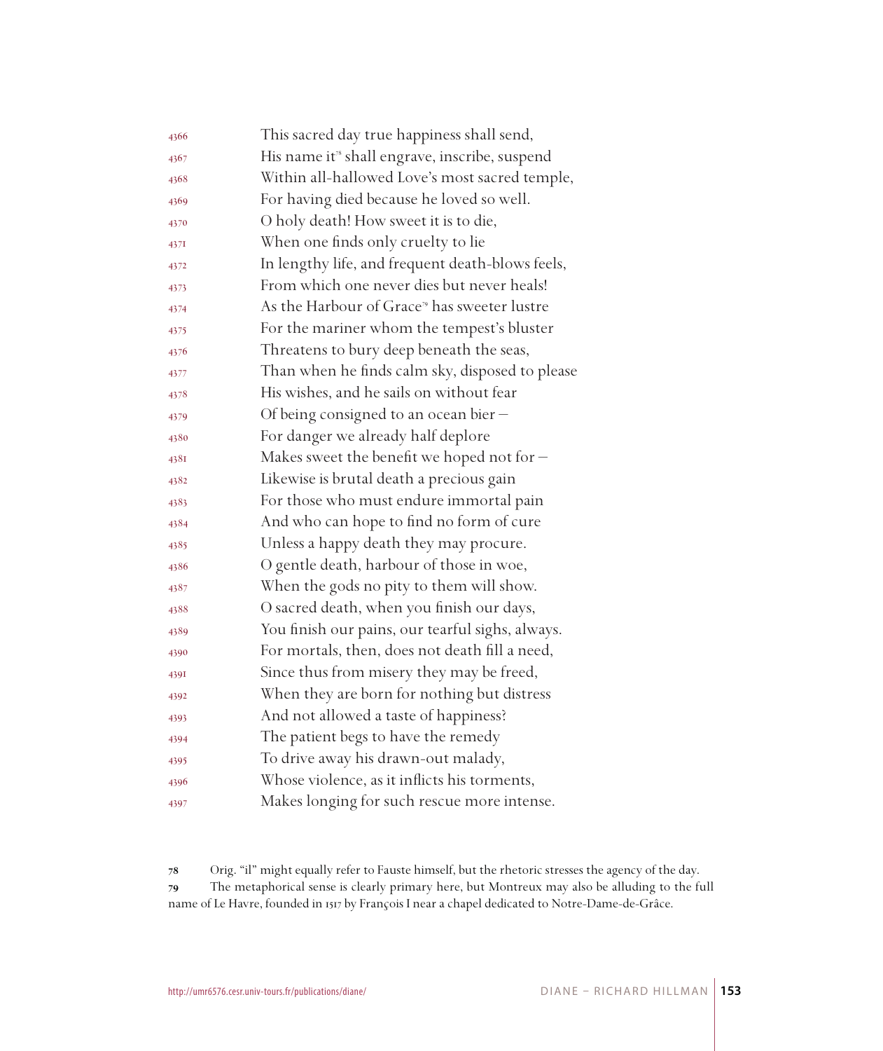4366 This sacred day true happiness shall send,
4367 His name it[78] shall engrave, inscribe, suspend
4368 Within all-hallowed Love's most sacred temple,
4369 For having died because he loved so well.
4370 O holy death! How sweet it is to die,
4371 When one finds only cruelty to lie
4372 In lengthy life, and frequent death-blows feels,
4373 From which one never dies but never heals!
4374 As the Harbour of Grace[79] has sweeter lustre
4375 For the mariner whom the tempest's bluster
4376 Threatens to bury deep beneath the seas,
4377 Than when he finds calm sky, disposed to please
4378 His wishes, and he sails on without fear
4379 Of being consigned to an ocean bier –
4380 For danger we already half deplore
4381 Makes sweet the benefit we hoped not for –
4382 Likewise is brutal death a precious gain
4383 For those who must endure immortal pain
4384 And who can hope to find no form of cure
4385 Unless a happy death they may procure.
4386 O gentle death, harbour of those in woe,
4387 When the gods no pity to them will show.
4388 O sacred death, when you finish our days,
4389 You finish our pains, our tearful sighs, always.
4390 For mortals, then, does not death fill a need,
4391 Since thus from misery they may be freed,
4392 When they are born for nothing but distress
4393 And not allowed a taste of happiness?
4394 The patient begs to have the remedy
4395 To drive away his drawn-out malady,
4396 Whose violence, as it inflicts his torments,
4397 Makes longing for such rescue more intense.

78 Orig. "il" might equally refer to Fauste himself, but the rhetoric stresses the agency of the day.

79 The metaphorical sense is clearly primary here, but Montreux may also be alluding to the full name of Le Havre, founded in 1517 by François I near a chapel dedicated to Notre-Dame-de-Grâce.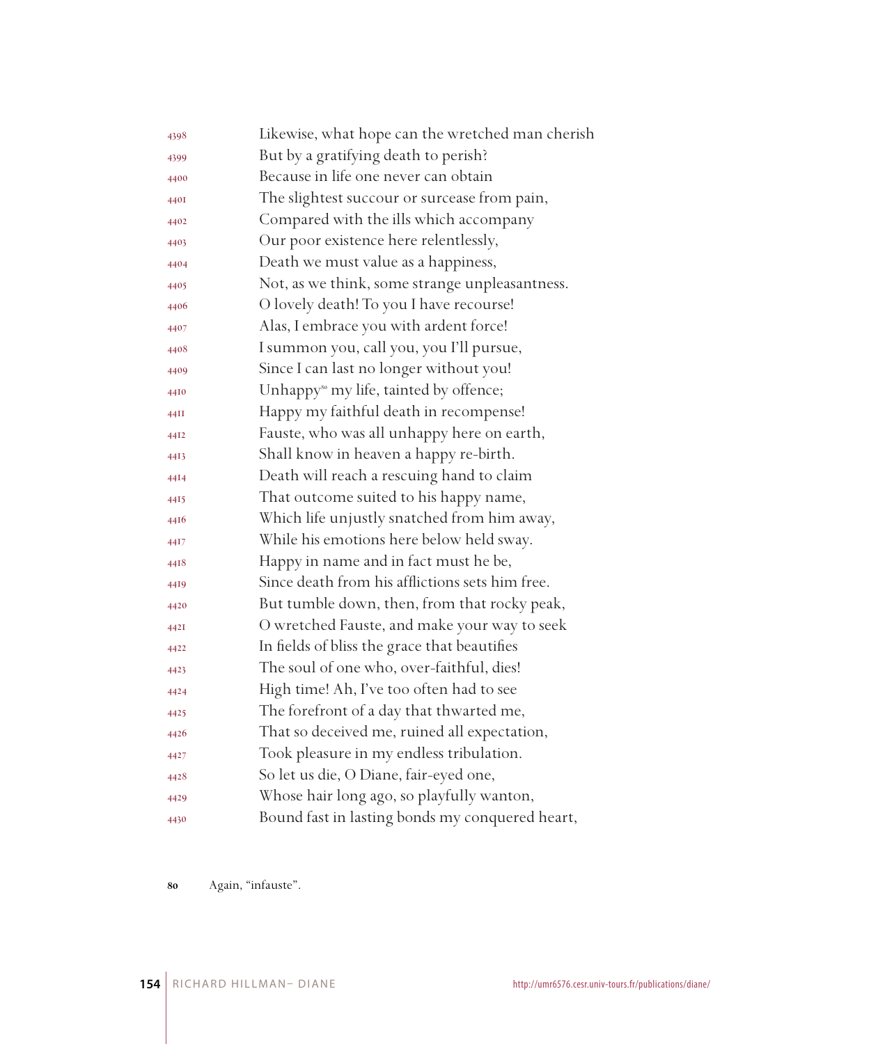4398 Likewise, what hope can the wretched man cherish
4399 But by a gratifying death to perish?
4400 Because in life one never can obtain
4401 The slightest succour or surcease from pain,
4402 Compared with the ills which accompany
4403 Our poor existence here relentlessly,
4404 Death we must value as a happiness,
4405 Not, as we think, some strange unpleasantness.
4406 O lovely death! To you I have recourse!
4407 Alas, I embrace you with ardent force!
4408 I summon you, call you, you I'll pursue,
4409 Since I can last no longer without you!
4410 Unhappy[80] my life, tainted by offence;
4411 Happy my faithful death in recompense!
4412 Fauste, who was all unhappy here on earth,
4413 Shall know in heaven a happy re-birth.
4414 Death will reach a rescuing hand to claim
4415 That outcome suited to his happy name,
4416 Which life unjustly snatched from him away,
4417 While his emotions here below held sway.
4418 Happy in name and in fact must he be,
4419 Since death from his afflictions sets him free.
4420 But tumble down, then, from that rocky peak,
4421 O wretched Fauste, and make your way to seek
4422 In fields of bliss the grace that beautifies
4423 The soul of one who, over-faithful, dies!
4424 High time! Ah, I've too often had to see
4425 The forefront of a day that thwarted me,
4426 That so deceived me, ruined all expectation,
4427 Took pleasure in my endless tribulation.
4428 So let us die, O Diane, fair-eyed one,
4429 Whose hair long ago, so playfully wanton,
4430 Bound fast in lasting bonds my conquered heart,

80 Again, "infauste".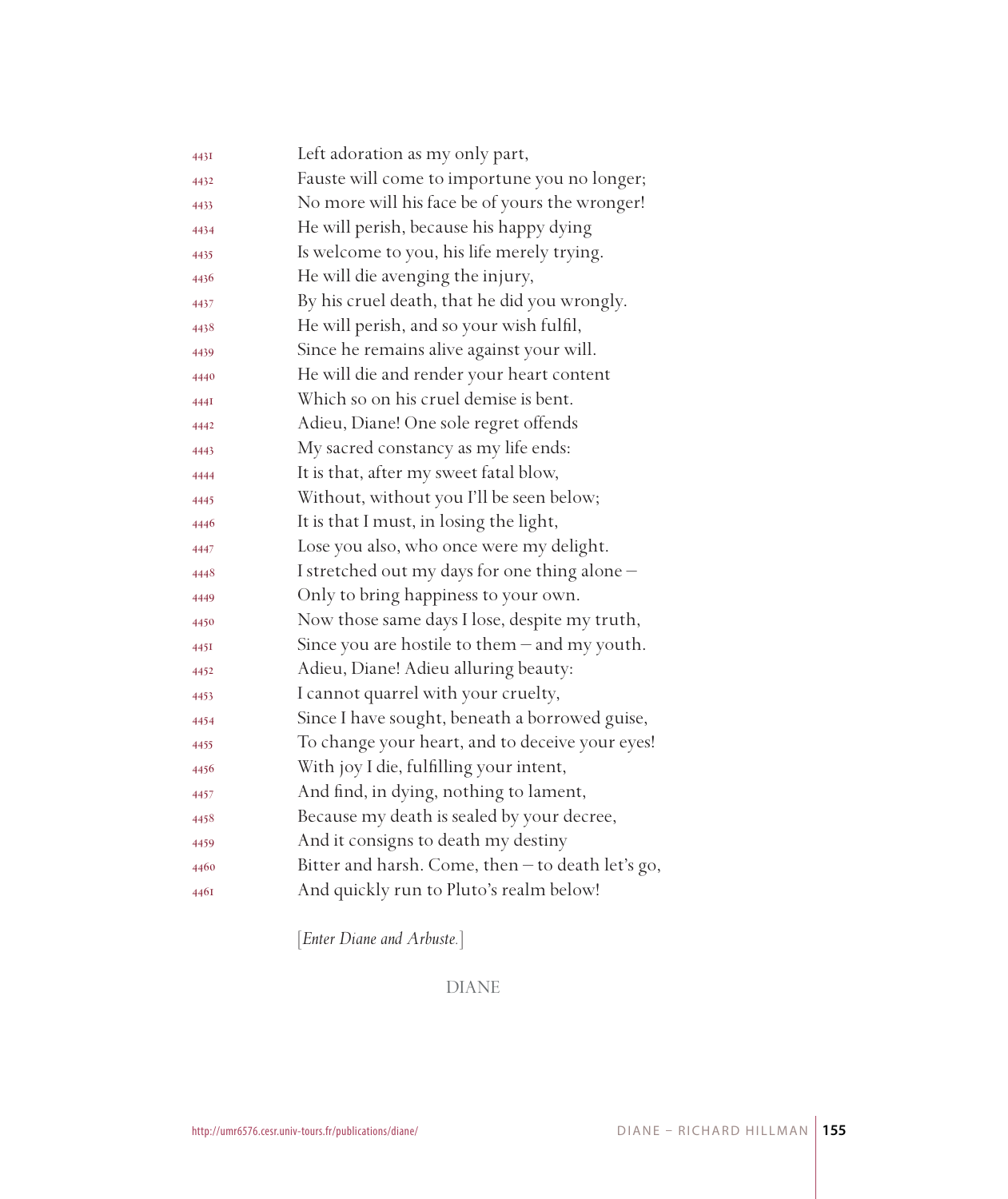4431 Left adoration as my only part,
4432 Fauste will come to importune you no longer;
4433 No more will his face be of yours the wronger!
4434 He will perish, because his happy dying
4435 Is welcome to you, his life merely trying.
4436 He will die avenging the injury,
4437 By his cruel death, that he did you wrongly.
4438 He will perish, and so your wish fulfil,
4439 Since he remains alive against your will.
4440 He will die and render your heart content
4441 Which so on his cruel demise is bent.
4442 Adieu, Diane! One sole regret offends
4443 My sacred constancy as my life ends:
4444 It is that, after my sweet fatal blow,
4445 Without, without you I'll be seen below;
4446 It is that I must, in losing the light,
4447 Lose you also, who once were my delight.
4448 I stretched out my days for one thing alone –
4449 Only to bring happiness to your own.
4450 Now those same days I lose, despite my truth,
4451 Since you are hostile to them – and my youth.
4452 Adieu, Diane! Adieu alluring beauty:
4453 I cannot quarrel with your cruelty,
4454 Since I have sought, beneath a borrowed guise,
4455 To change your heart, and to deceive your eyes!
4456 With joy I die, fulfilling your intent,
4457 And find, in dying, nothing to lament,
4458 Because my death is sealed by your decree,
4459 And it consigns to death my destiny
4460 Bitter and harsh. Come, then – to death let's go,
4461 And quickly run to Pluto's realm below!

[*Enter Diane and Arbuste.*]

DIANE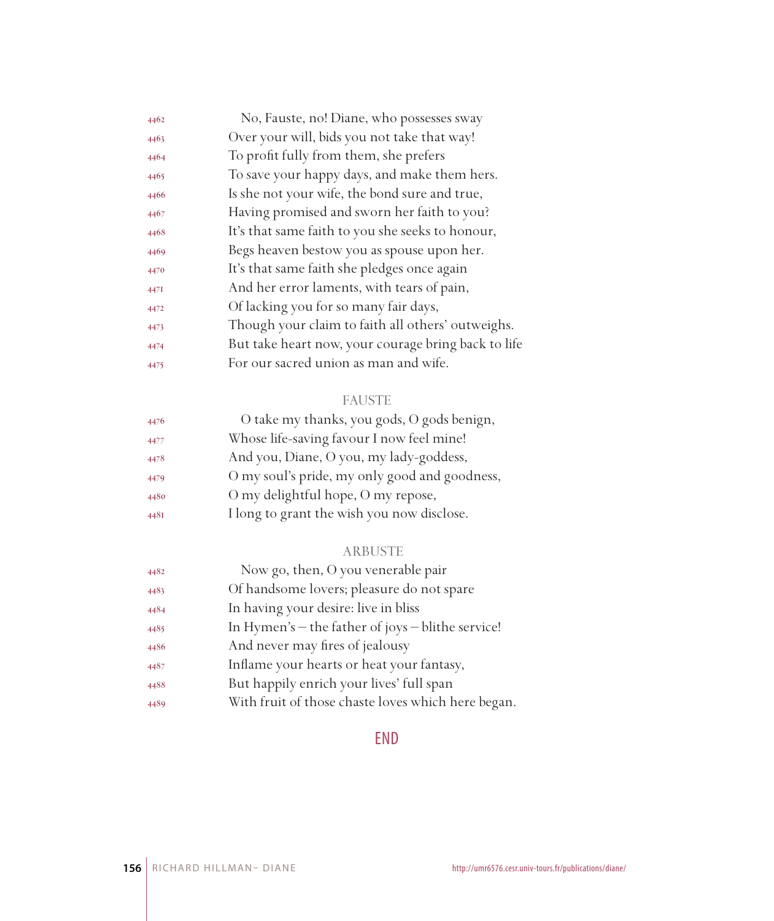4462 No, Fauste, no! Diane, who possesses sway
4463 Over your will, bids you not take that way!
4464 To profit fully from them, she prefers
4465 To save your happy days, and make them hers.
4466 Is she not your wife, the bond sure and true,
4467 Having promised and sworn her faith to you?
4468 It's that same faith to you she seeks to honour,
4469 Begs heaven bestow you as spouse upon her.
4470 It's that same faith she pledges once again
4471 And her error laments, with tears of pain,
4472 Of lacking you for so many fair days,
4473 Though your claim to faith all others' outweighs.
4474 But take heart now, your courage bring back to life
4475 For our sacred union as man and wife.

FAUSTE

4476 O take my thanks, you gods, O gods benign,
4477 Whose life-saving favour I now feel mine!
4478 And you, Diane, O you, my lady-goddess,
4479 O my soul's pride, my only good and goodness,
4480 O my delightful hope, O my repose,
4481 I long to grant the wish you now disclose.

ARBUSTE

4482 Now go, then, O you venerable pair
4483 Of handsome lovers; pleasure do not spare
4484 In having your desire: live in bliss
4485 In Hymen's – the father of joys – blithe service!
4486 And never may fires of jealousy
4487 Inflame your hearts or heat your fantasy,
4488 But happily enrich your lives' full span
4489 With fruit of those chaste loves which here began.

END